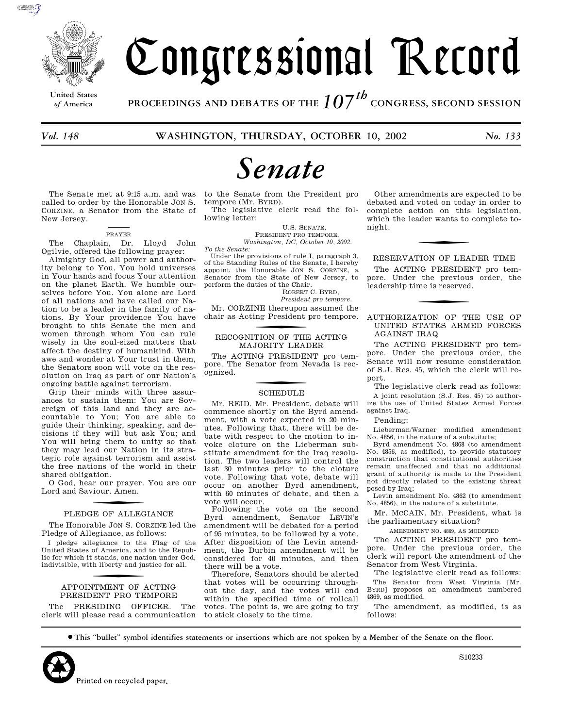# Congressional Record

United States of America

PROCEEDINGS AND DEBATES OF THE 107th CONGRESS, SECOND SESSION

*Vol. 148* WASHINGTON, THURSDAY, OCTOBER 10, 2002 *No. 133*

# *Senate*

The Senate met at 9:15 a.m. and was called to order by the Honorable JON S. CORZINE, a Senator from the State of New Jersey.

## PRAYER

The Chaplain, Dr. Lloyd John Ogilvie, offered the following prayer:

Almighty God, all power and authority belong to You. You hold universes in Your hands and focus Your attention on the planet Earth. We humble ourselves before You. You alone are Lord of all nations and have called our Nation to be a leader in the family of nations. By Your providence You have brought to this Senate the men and women through whom You can rule wisely in the soul-sized matters that affect the destiny of humankind. With awe and wonder at Your trust in them, the Senators soon will vote on the resolution on Iraq as part of our Nation's ongoing battle against terrorism.

Grip their minds with three assurances to sustain them: You are Sovereign of this land and they are accountable to You; You are able to guide their thinking, speaking, and decisions if they will but ask You; and You will bring them to unity so that they may lead our Nation in its strategic role against terrorism and assist the free nations of the world in their shared obligation.

O God, hear our prayer. You are our Lord and Saviour. Amen.

## PLEDGE OF ALLEGIANCE

The Honorable JON S. CORZINE led the Pledge of Allegiance, as follows:

I pledge allegiance to the Flag of the United States of America, and to the Republic for which it stands, one nation under God, indivisible, with liberty and justice for all.

## APPOINTMENT OF ACTING PRESIDENT PRO TEMPORE

The PRESIDING OFFICER. The clerk will please read a communication to the Senate from the President pro tempore (Mr. BYRD).

The legislative clerk read the following letter:

U.S. SENATE,
PRESIDENT PRO TEMPORE,
*Washington, DC, October 10, 2002.*

*To the Senate:*

Under the provisions of rule I, paragraph 3, of the Standing Rules of the Senate, I hereby appoint the Honorable JON S. CORZINE, a Senator from the State of New Jersey, to perform the duties of the Chair.

ROBERT C. BYRD,
*President pro tempore.*

Mr. CORZINE thereupon assumed the chair as Acting President pro tempore.

## RECOGNITION OF THE ACTING MAJORITY LEADER

The ACTING PRESIDENT pro tempore. The Senator from Nevada is recognized.

## SCHEDULE

Mr. REID. Mr. President, debate will commence shortly on the Byrd amendment, with a vote expected in 20 minutes. Following that, there will be debate with respect to the motion to invoke cloture on the Lieberman substitute amendment for the Iraq resolution. The two leaders will control the last 30 minutes prior to the cloture vote. Following that vote, debate will occur on another Byrd amendment, with 60 minutes of debate, and then a vote will occur.

Following the vote on the second Byrd amendment, Senator LEVIN's amendment will be debated for a period of 95 minutes, to be followed by a vote. After disposition of the Levin amendment, the Durbin amendment will be considered for 40 minutes, and then there will be a vote.

Therefore, Senators should be alerted that votes will be occurring throughout the day, and the votes will end within the specified time of rollcall votes. The point is, we are going to try to stick closely to the time.

Other amendments are expected to be debated and voted on today in order to complete action on this legislation, which the leader wants to complete tonight.

## RESERVATION OF LEADER TIME

The ACTING PRESIDENT pro tempore. Under the previous order, the leadership time is reserved.

## AUTHORIZATION OF THE USE OF UNITED STATES ARMED FORCES AGAINST IRAQ

The ACTING PRESIDENT pro tempore. Under the previous order, the Senate will now resume consideration of S.J. Res. 45, which the clerk will report.

The legislative clerk read as follows:

A joint resolution (S.J. Res. 45) to authorize the use of United States Armed Forces against Iraq.

Pending:

Lieberman/Warner modified amendment No. 4856, in the nature of a substitute;

Byrd amendment No. 4868 (to amendment No. 4856, as modified), to provide statutory construction that constitutional authorities remain unaffected and that no additional grant of authority is made to the President not directly related to the existing threat posed by Iraq;

Levin amendment No. 4862 (to amendment No. 4856), in the nature of a substitute.

Mr. McCAIN. Mr. President, what is the parliamentary situation?

### AMENDMENT NO. 4869, AS MODIFIED

The ACTING PRESIDENT pro tempore. Under the previous order, the clerk will report the amendment of the Senator from West Virginia.

The legislative clerk read as follows:

The Senator from West Virginia [Mr. BYRD] proposes an amendment numbered 4869, as modified.

The amendment, as modified, is as follows:

● This "bullet" symbol identifies statements or insertions which are not spoken by a Member of the Senate on the floor.

Printed on recycled paper.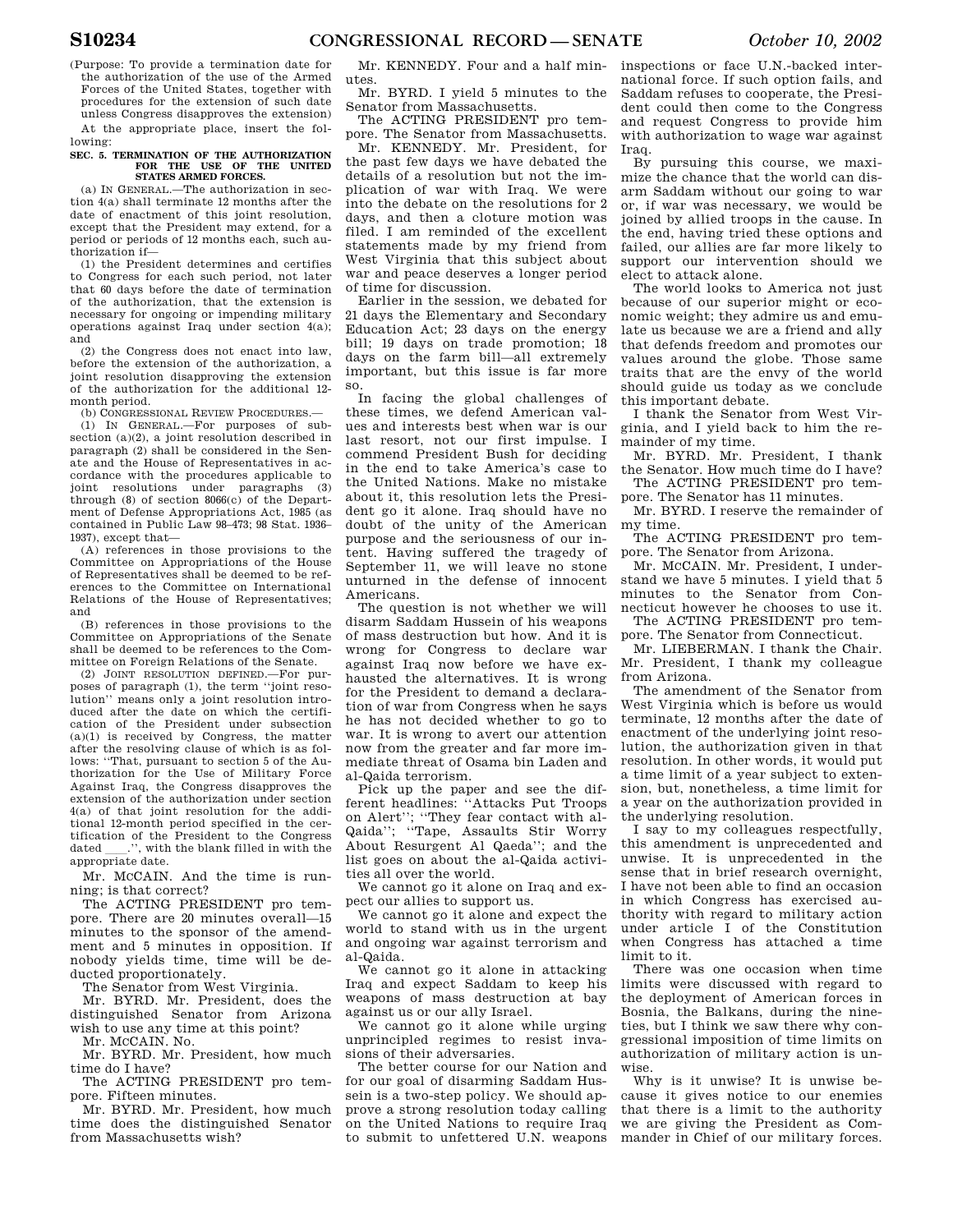(Purpose: To provide a termination date for the authorization of the use of the Armed Forces of the United States, together with procedures for the extension of such date unless Congress disapproves the extension)

At the appropriate place, insert the following:

**SEC. 5. TERMINATION OF THE AUTHORIZATION FOR THE USE OF THE UNITED STATES ARMED FORCES.**

(a) IN GENERAL.—The authorization in section 4(a) shall terminate 12 months after the date of enactment of this joint resolution, except that the President may extend, for a period or periods of 12 months each, such authorization if—

(1) the President determines and certifies to Congress for each such period, not later that 60 days before the date of termination of the authorization, that the extension is necessary for ongoing or impending military operations against Iraq under section 4(a); and

(2) the Congress does not enact into law, before the extension of the authorization, a joint resolution disapproving the extension of the authorization for the additional 12-month period.

(b) CONGRESSIONAL REVIEW PROCEDURES.—

(1) IN GENERAL.—For purposes of subsection (a)(2), a joint resolution described in paragraph (2) shall be considered in the Senate and the House of Representatives in accordance with the procedures applicable to joint resolutions under paragraphs (3) through (8) of section 8066(c) of the Department of Defense Appropriations Act, 1985 (as contained in Public Law 98–473; 98 Stat. 1936–1937), except that—

(A) references in those provisions to the Committee on Appropriations of the House of Representatives shall be deemed to be references to the Committee on International Relations of the House of Representatives; and

(B) references in those provisions to the Committee on Appropriations of the Senate shall be deemed to be references to the Committee on Foreign Relations of the Senate.

(2) JOINT RESOLUTION DEFINED.—For purposes of paragraph (1), the term ''joint resolution'' means only a joint resolution introduced after the date on which the certification of the President under subsection (a)(1) is received by Congress, the matter after the resolving clause of which is as follows: ''That, pursuant to section 5 of the Authorization for the Use of Military Force Against Iraq, the Congress disapproves the extension of the authorization under section 4(a) of that joint resolution for the additional 12-month period specified in the certification of the President to the Congress dated \_\_\_\_.'', with the blank filled in with the appropriate date.

Mr. McCAIN. And the time is running; is that correct?

The ACTING PRESIDENT pro tempore. There are 20 minutes overall—15 minutes to the sponsor of the amendment and 5 minutes in opposition. If nobody yields time, time will be deducted proportionately.

The Senator from West Virginia.

Mr. BYRD. Mr. President, does the distinguished Senator from Arizona wish to use any time at this point?

Mr. McCAIN. No.

Mr. BYRD. Mr. President, how much time do I have?

The ACTING PRESIDENT pro tempore. Fifteen minutes.

Mr. BYRD. Mr. President, how much time does the distinguished Senator from Massachusetts wish?

Mr. KENNEDY. Four and a half minutes.

Mr. BYRD. I yield 5 minutes to the Senator from Massachusetts.

The ACTING PRESIDENT pro tempore. The Senator from Massachusetts.

Mr. KENNEDY. Mr. President, for the past few days we have debated the details of a resolution but not the implication of war with Iraq. We were into the debate on the resolutions for 2 days, and then a cloture motion was filed. I am reminded of the excellent statements made by my friend from West Virginia that this subject about war and peace deserves a longer period of time for discussion.

Earlier in the session, we debated for 21 days the Elementary and Secondary Education Act; 23 days on the energy bill; 19 days on trade promotion; 18 days on the farm bill—all extremely important, but this issue is far more so.

In facing the global challenges of these times, we defend American values and interests best when war is our last resort, not our first impulse. I commend President Bush for deciding in the end to take America's case to the United Nations. Make no mistake about it, this resolution lets the President go it alone. Iraq should have no doubt of the unity of the American purpose and the seriousness of our intent. Having suffered the tragedy of September 11, we will leave no stone unturned in the defense of innocent Americans.

The question is not whether we will disarm Saddam Hussein of his weapons of mass destruction but how. And it is wrong for Congress to declare war against Iraq now before we have exhausted the alternatives. It is wrong for the President to demand a declaration of war from Congress when he says he has not decided whether to go to war. It is wrong to avert our attention now from the greater and far more immediate threat of Osama bin Laden and al-Qaida terrorism.

Pick up the paper and see the different headlines: ''Attacks Put Troops on Alert''; ''They fear contact with al-Qaida''; ''Tape, Assaults Stir Worry About Resurgent Al Qaeda''; and the list goes on about the al-Qaida activities all over the world.

We cannot go it alone on Iraq and expect our allies to support us.

We cannot go it alone and expect the world to stand with us in the urgent and ongoing war against terrorism and al-Qaida.

We cannot go it alone in attacking Iraq and expect Saddam to keep his weapons of mass destruction at bay against us or our ally Israel.

We cannot go it alone while urging unprincipled regimes to resist invasions of their adversaries.

The better course for our Nation and for our goal of disarming Saddam Hussein is a two-step policy. We should approve a strong resolution today calling on the United Nations to require Iraq to submit to unfettered U.N. weapons inspections or face U.N.-backed international force. If such option fails, and Saddam refuses to cooperate, the President could then come to the Congress and request Congress to provide him with authorization to wage war against Iraq.

By pursuing this course, we maximize the chance that the world can disarm Saddam without our going to war or, if war was necessary, we would be joined by allied troops in the cause. In the end, having tried these options and failed, our allies are far more likely to support our intervention should we elect to attack alone.

The world looks to America not just because of our superior might or economic weight; they admire us and emulate us because we are a friend and ally that defends freedom and promotes our values around the globe. Those same traits that are the envy of the world should guide us today as we conclude this important debate.

I thank the Senator from West Virginia, and I yield back to him the remainder of my time.

Mr. BYRD. Mr. President, I thank the Senator. How much time do I have?

The ACTING PRESIDENT pro tempore. The Senator has 11 minutes.

Mr. BYRD. I reserve the remainder of my time.

The ACTING PRESIDENT pro tempore. The Senator from Arizona.

Mr. McCAIN. Mr. President, I understand we have 5 minutes. I yield that 5 minutes to the Senator from Connecticut however he chooses to use it.

The ACTING PRESIDENT pro tempore. The Senator from Connecticut.

Mr. LIEBERMAN. I thank the Chair. Mr. President, I thank my colleague from Arizona.

The amendment of the Senator from West Virginia which is before us would terminate, 12 months after the date of enactment of the underlying joint resolution, the authorization given in that resolution. In other words, it would put a time limit of a year subject to extension, but, nonetheless, a time limit for a year on the authorization provided in the underlying resolution.

I say to my colleagues respectfully, this amendment is unprecedented and unwise. It is unprecedented in the sense that in brief research overnight, I have not been able to find an occasion in which Congress has exercised authority with regard to military action under article I of the Constitution when Congress has attached a time limit to it.

There was one occasion when time limits were discussed with regard to the deployment of American forces in Bosnia, the Balkans, during the nineties, but I think we saw there why congressional imposition of time limits on authorization of military action is unwise.

Why is it unwise? It is unwise because it gives notice to our enemies that there is a limit to the authority we are giving the President as Commander in Chief of our military forces.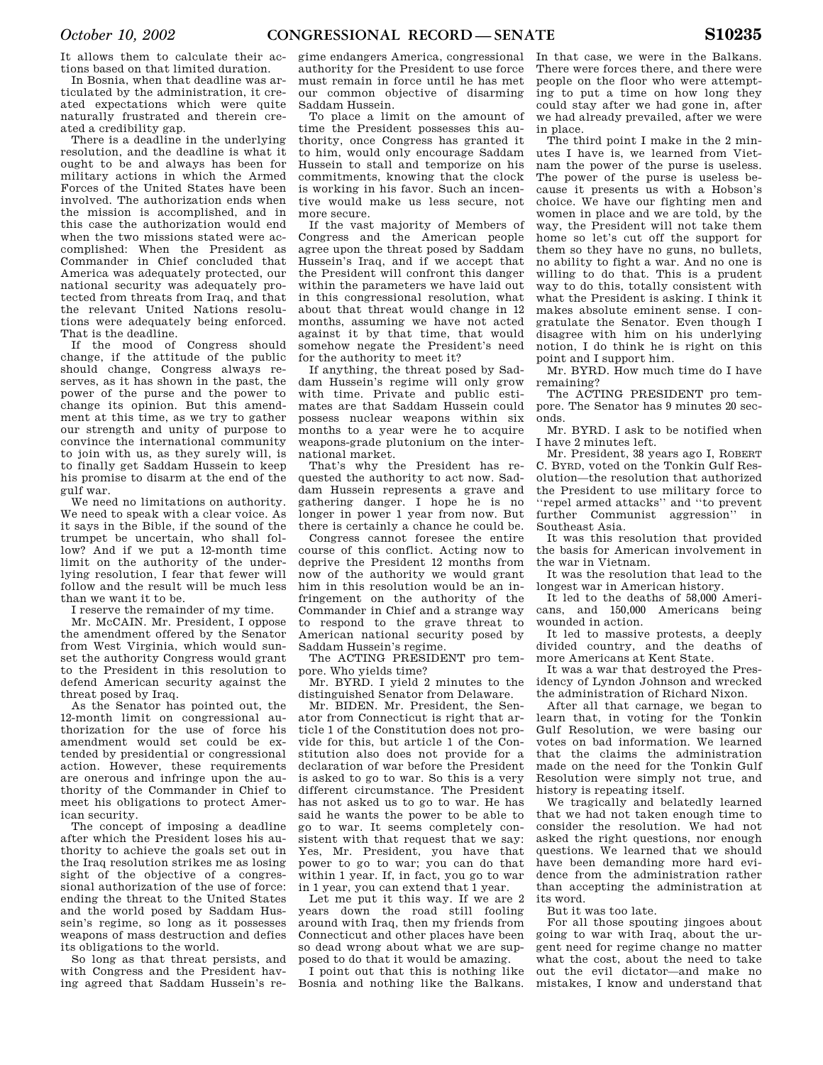It allows them to calculate their actions based on that limited duration.

In Bosnia, when that deadline was articulated by the administration, it created expectations which were quite naturally frustrated and therein created a credibility gap.

There is a deadline in the underlying resolution, and the deadline is what it ought to be and always has been for military actions in which the Armed Forces of the United States have been involved. The authorization ends when the mission is accomplished, and in this case the authorization would end when the two missions stated were accomplished: When the President as Commander in Chief concluded that America was adequately protected, our national security was adequately protected from threats from Iraq, and that the relevant United Nations resolutions were adequately being enforced. That is the deadline.

If the mood of Congress should change, if the attitude of the public should change, Congress always reserves, as it has shown in the past, the power of the purse and the power to change its opinion. But this amendment at this time, as we try to gather our strength and unity of purpose to convince the international community to join with us, as they surely will, is to finally get Saddam Hussein to keep his promise to disarm at the end of the gulf war.

We need no limitations on authority. We need to speak with a clear voice. As it says in the Bible, if the sound of the trumpet be uncertain, who shall follow? And if we put a 12-month time limit on the authority of the underlying resolution, I fear that fewer will follow and the result will be much less than we want it to be.

I reserve the remainder of my time.

Mr. McCAIN. Mr. President, I oppose the amendment offered by the Senator from West Virginia, which would sunset the authority Congress would grant to the President in this resolution to defend American security against the threat posed by Iraq.

As the Senator has pointed out, the 12-month limit on congressional authorization for the use of force his amendment would set could be extended by presidential or congressional action. However, these requirements are onerous and infringe upon the authority of the Commander in Chief to meet his obligations to protect American security.

The concept of imposing a deadline after which the President loses his authority to achieve the goals set out in the Iraq resolution strikes me as losing sight of the objective of a congressional authorization of the use of force: ending the threat to the United States and the world posed by Saddam Hussein's regime, so long as it possesses weapons of mass destruction and defies its obligations to the world.

So long as that threat persists, and with Congress and the President having agreed that Saddam Hussein's regime endangers America, congressional authority for the President to use force must remain in force until he has met our common objective of disarming Saddam Hussein.

To place a limit on the amount of time the President possesses this authority, once Congress has granted it to him, would only encourage Saddam Hussein to stall and temporize on his commitments, knowing that the clock is working in his favor. Such an incentive would make us less secure, not more secure.

If the vast majority of Members of Congress and the American people agree upon the threat posed by Saddam Hussein's Iraq, and if we accept that the President will confront this danger within the parameters we have laid out in this congressional resolution, what about that threat would change in 12 months, assuming we have not acted against it by that time, that would somehow negate the President's need for the authority to meet it?

If anything, the threat posed by Saddam Hussein's regime will only grow with time. Private and public estimates are that Saddam Hussein could possess nuclear weapons within six months to a year were he to acquire weapons-grade plutonium on the international market.

That's why the President has requested the authority to act now. Saddam Hussein represents a grave and gathering danger. I hope he is no longer in power 1 year from now. But there is certainly a chance he could be.

Congress cannot foresee the entire course of this conflict. Acting now to deprive the President 12 months from now of the authority we would grant him in this resolution would be an infringement on the authority of the Commander in Chief and a strange way to respond to the grave threat to American national security posed by Saddam Hussein's regime.

The ACTING PRESIDENT pro tempore. Who yields time?

Mr. BYRD. I yield 2 minutes to the distinguished Senator from Delaware.

Mr. BIDEN. Mr. President, the Senator from Connecticut is right that article 1 of the Constitution does not provide for this, but article 1 of the Constitution also does not provide for a declaration of war before the President is asked to go to war. So this is a very different circumstance. The President has not asked us to go to war. He has said he wants the power to be able to go to war. It seems completely consistent with that request that we say: Yes, Mr. President, you have that power to go to war; you can do that within 1 year. If, in fact, you go to war in 1 year, you can extend that 1 year.

Let me put it this way. If we are 2 years down the road still fooling around with Iraq, then my friends from Connecticut and other places have been so dead wrong about what we are supposed to do that it would be amazing.

I point out that this is nothing like Bosnia and nothing like the Balkans. In that case, we were in the Balkans. There were forces there, and there were people on the floor who were attempting to put a time on how long they could stay after we had gone in, after we had already prevailed, after we were in place.

The third point I make in the 2 minutes I have is, we learned from Vietnam the power of the purse is useless. The power of the purse is useless because it presents us with a Hobson's choice. We have our fighting men and women in place and we are told, by the way, the President will not take them home so let's cut off the support for them so they have no guns, no bullets, no ability to fight a war. And no one is willing to do that. This is a prudent way to do this, totally consistent with what the President is asking. I think it makes absolute eminent sense. I congratulate the Senator. Even though I disagree with him on his underlying notion, I do think he is right on this point and I support him.

Mr. BYRD. How much time do I have remaining?

The ACTING PRESIDENT pro tempore. The Senator has 9 minutes 20 seconds.

Mr. BYRD. I ask to be notified when I have 2 minutes left.

Mr. President, 38 years ago I, ROBERT C. BYRD, voted on the Tonkin Gulf Resolution—the resolution that authorized the President to use military force to ''repel armed attacks'' and ''to prevent further Communist aggression'' in Southeast Asia.

It was this resolution that provided the basis for American involvement in the war in Vietnam.

It was the resolution that lead to the longest war in American history.

It led to the deaths of 58,000 Americans, and 150,000 Americans being wounded in action.

It led to massive protests, a deeply divided country, and the deaths of more Americans at Kent State.

It was a war that destroyed the Presidency of Lyndon Johnson and wrecked the administration of Richard Nixon.

After all that carnage, we began to learn that, in voting for the Tonkin Gulf Resolution, we were basing our votes on bad information. We learned that the claims the administration made on the need for the Tonkin Gulf Resolution were simply not true, and history is repeating itself.

We tragically and belatedly learned that we had not taken enough time to consider the resolution. We had not asked the right questions, nor enough questions. We learned that we should have been demanding more hard evidence from the administration rather than accepting the administration at its word.

But it was too late.

For all those spouting jingoes about going to war with Iraq, about the urgent need for regime change no matter what the cost, about the need to take out the evil dictator—and make no mistakes, I know and understand that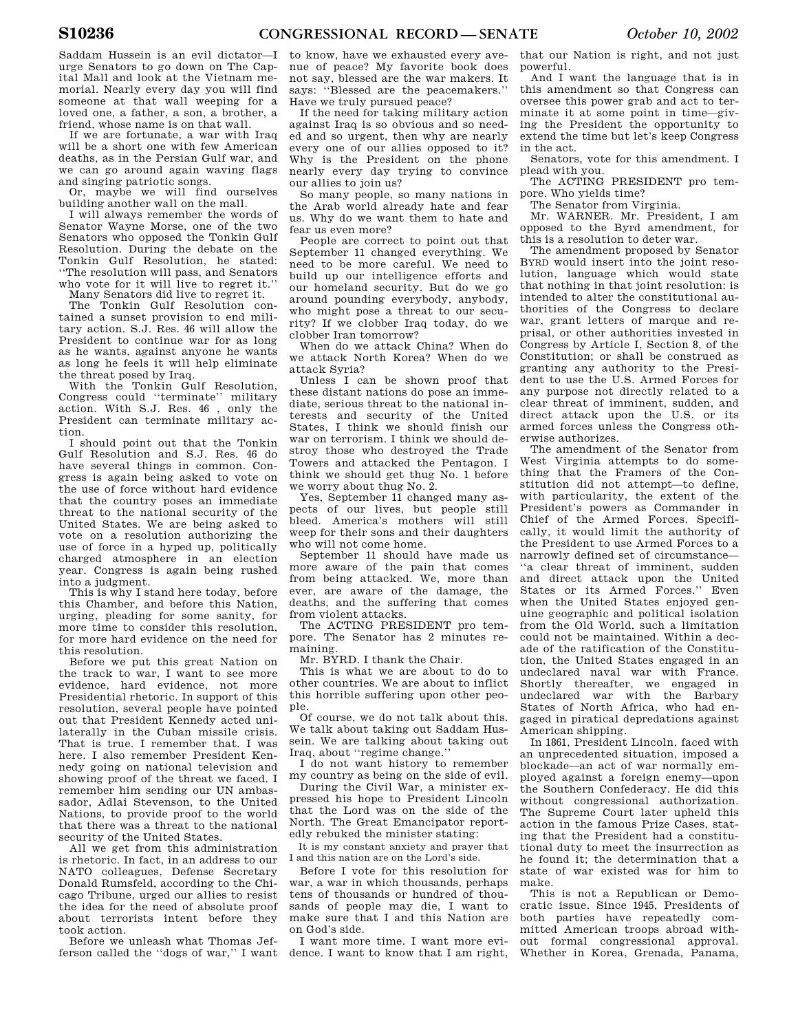Saddam Hussein is an evil dictator—I urge Senators to go down on The Capital Mall and look at the Vietnam memorial. Nearly every day you will find someone at that wall weeping for a loved one, a father, a son, a brother, a friend, whose name is on that wall.

If we are fortunate, a war with Iraq will be a short one with few American deaths, as in the Persian Gulf war, and we can go around again waving flags and singing patriotic songs.

Or, maybe we will find ourselves building another wall on the mall.

I will always remember the words of Senator Wayne Morse, one of the two Senators who opposed the Tonkin Gulf Resolution. During the debate on the Tonkin Gulf Resolution, he stated: ''The resolution will pass, and Senators who vote for it will live to regret it.''

Many Senators did live to regret it.

The Tonkin Gulf Resolution contained a sunset provision to end military action. S.J. Res. 46 will allow the President to continue war for as long as he wants, against anyone he wants as long he feels it will help eliminate the threat posed by Iraq.

With the Tonkin Gulf Resolution, Congress could ''terminate'' military action. With S.J. Res. 46 , only the President can terminate military action.

I should point out that the Tonkin Gulf Resolution and S.J. Res. 46 do have several things in common. Congress is again being asked to vote on the use of force without hard evidence that the country poses an immediate threat to the national security of the United States. We are being asked to vote on a resolution authorizing the use of force in a hyped up, politically charged atmosphere in an election year. Congress is again being rushed into a judgment.

This is why I stand here today, before this Chamber, and before this Nation, urging, pleading for some sanity, for more time to consider this resolution, for more hard evidence on the need for this resolution.

Before we put this great Nation on the track to war, I want to see more evidence, hard evidence, not more Presidential rhetoric. In support of this resolution, several people have pointed out that President Kennedy acted unilaterally in the Cuban missile crisis. That is true. I remember that. I was here. I also remember President Kennedy going on national television and showing proof of the threat we faced. I remember him sending our UN ambassador, Adlai Stevenson, to the United Nations, to provide proof to the world that there was a threat to the national security of the United States.

All we get from this administration is rhetoric. In fact, in an address to our NATO colleagues, Defense Secretary Donald Rumsfeld, according to the Chicago Tribune, urged our allies to resist the idea for the need of absolute proof about terrorists intent before they took action.

Before we unleash what Thomas Jefferson called the ''dogs of war,'' I want to know, have we exhausted every avenue of peace? My favorite book does not say, blessed are the war makers. It says: ''Blessed are the peacemakers.'' Have we truly pursued peace?

If the need for taking military action against Iraq is so obvious and so needed and so urgent, then why are nearly every one of our allies opposed to it? Why is the President on the phone nearly every day trying to convince our allies to join us?

So many people, so many nations in the Arab world already hate and fear us. Why do we want them to hate and fear us even more?

People are correct to point out that September 11 changed everything. We need to be more careful. We need to build up our intelligence efforts and our homeland security. But do we go around pounding everybody, anybody, who might pose a threat to our security? If we clobber Iraq today, do we clobber Iran tomorrow?

When do we attack China? When do we attack North Korea? When do we attack Syria?

Unless I can be shown proof that these distant nations do pose an immediate, serious threat to the national interests and security of the United States, I think we should finish our war on terrorism. I think we should destroy those who destroyed the Trade Towers and attacked the Pentagon. I think we should get thug No. 1 before we worry about thug No. 2.

Yes, September 11 changed many aspects of our lives, but people still bleed. America's mothers will still weep for their sons and their daughters who will not come home.

September 11 should have made us more aware of the pain that comes from being attacked. We, more than ever, are aware of the damage, the deaths, and the suffering that comes from violent attacks.

The ACTING PRESIDENT pro tempore. The Senator has 2 minutes remaining.

Mr. BYRD. I thank the Chair.

This is what we are about to do to other countries. We are about to inflict this horrible suffering upon other people.

Of course, we do not talk about this. We talk about taking out Saddam Hussein. We are talking about taking out Iraq, about ''regime change.''

I do not want history to remember my country as being on the side of evil.

During the Civil War, a minister expressed his hope to President Lincoln that the Lord was on the side of the North. The Great Emancipator reportedly rebuked the minister stating:

> It is my constant anxiety and prayer that I and this nation are on the Lord's side.

Before I vote for this resolution for war, a war in which thousands, perhaps tens of thousands or hundred of thousands of people may die, I want to make sure that I and this Nation are on God's side.

I want more time. I want more evidence. I want to know that I am right, that our Nation is right, and not just powerful.

And I want the language that is in this amendment so that Congress can oversee this power grab and act to terminate it at some point in time—giving the President the opportunity to extend the time but let's keep Congress in the act.

Senators, vote for this amendment. I plead with you.

The ACTING PRESIDENT pro tempore. Who yields time?

The Senator from Virginia.

Mr. WARNER. Mr. President, I am opposed to the Byrd amendment, for this is a resolution to deter war.

The amendment proposed by Senator BYRD would insert into the joint resolution, language which would state that nothing in that joint resolution: is intended to alter the constitutional authorities of the Congress to declare war, grant letters of marque and reprisal, or other authorities invested in Congress by Article I, Section 8, of the Constitution; or shall be construed as granting any authority to the President to use the U.S. Armed Forces for any purpose not directly related to a clear threat of imminent, sudden, and direct attack upon the U.S. or its armed forces unless the Congress otherwise authorizes.

The amendment of the Senator from West Virginia attempts to do something that the Framers of the Constitution did not attempt—to define, with particularity, the extent of the President's powers as Commander in Chief of the Armed Forces. Specifically, it would limit the authority of the President to use Armed Forces to a narrowly defined set of circumstance—''a clear threat of imminent, sudden and direct attack upon the United States or its Armed Forces.'' Even when the United States enjoyed genuine geographic and political isolation from the Old World, such a limitation could not be maintained. Within a decade of the ratification of the Constitution, the United States engaged in an undeclared naval war with France. Shortly thereafter, we engaged in undeclared war with the Barbary States of North Africa, who had engaged in piratical depredations against American shipping.

In 1861, President Lincoln, faced with an unprecedented situation, imposed a blockade—an act of war normally employed against a foreign enemy—upon the Southern Confederacy. He did this without congressional authorization. The Supreme Court later upheld this action in the famous Prize Cases, stating that the President had a constitutional duty to meet the insurrection as he found it; the determination that a state of war existed was for him to make.

This is not a Republican or Democratic issue. Since 1945, Presidents of both parties have repeatedly committed American troops abroad without formal congressional approval. Whether in Korea, Grenada, Panama,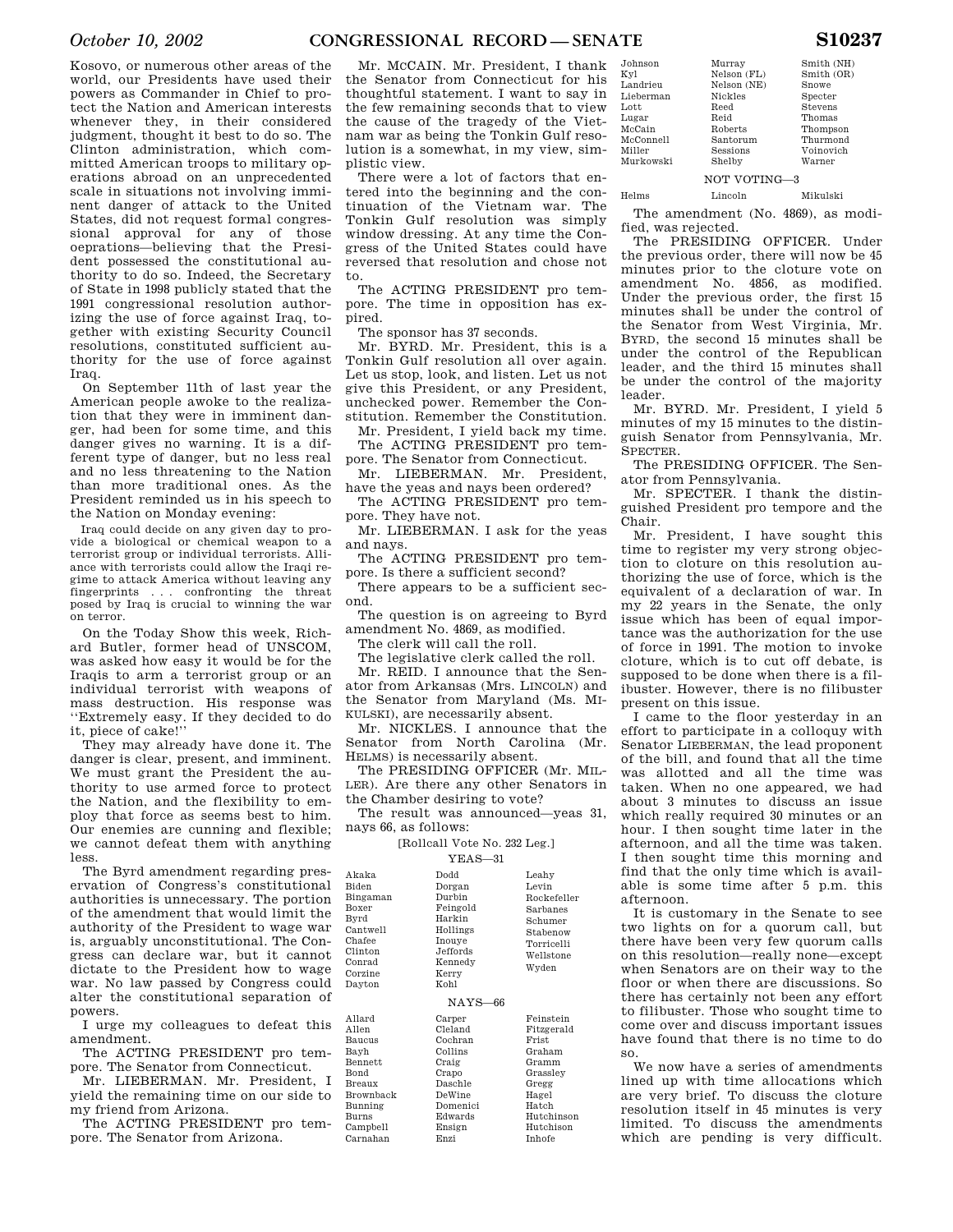Kosovo, or numerous other areas of the world, our Presidents have used their powers as Commander in Chief to protect the Nation and American interests whenever they, in their considered judgment, thought it best to do so. The Clinton administration, which committed American troops to military operations abroad on an unprecedented scale in situations not involving imminent danger of attack to the United States, did not request formal congressional approval for any of those oeprations—believing that the President possessed the constitutional authority to do so. Indeed, the Secretary of State in 1998 publicly stated that the 1991 congressional resolution authorizing the use of force against Iraq, together with existing Security Council resolutions, constituted sufficient authority for the use of force against Iraq.

On September 11th of last year the American people awoke to the realization that they were in imminent danger, had been for some time, and this danger gives no warning. It is a different type of danger, but no less real and no less threatening to the Nation than more traditional ones. As the President reminded us in his speech to the Nation on Monday evening:

> Iraq could decide on any given day to provide a biological or chemical weapon to a terrorist group or individual terrorists. Alliance with terrorists could allow the Iraqi regime to attack America without leaving any fingerprints . . . confronting the threat posed by Iraq is crucial to winning the war on terror.

On the Today Show this week, Richard Butler, former head of UNSCOM, was asked how easy it would be for the Iraqis to arm a terrorist group or an individual terrorist with weapons of mass destruction. His response was ''Extremely easy. If they decided to do it, piece of cake!''

They may already have done it. The danger is clear, present, and imminent. We must grant the President the authority to use armed force to protect the Nation, and the flexibility to employ that force as seems best to him. Our enemies are cunning and flexible; we cannot defeat them with anything less.

The Byrd amendment regarding preservation of Congress's constitutional authorities is unnecessary. The portion of the amendment that would limit the authority of the President to wage war is, arguably unconstitutional. The Congress can declare war, but it cannot dictate to the President how to wage war. No law passed by Congress could alter the constitutional separation of powers.

I urge my colleagues to defeat this amendment.

The ACTING PRESIDENT pro tempore. The Senator from Connecticut.

Mr. LIEBERMAN. Mr. President, I yield the remaining time on our side to my friend from Arizona.

The ACTING PRESIDENT pro tempore. The Senator from Arizona.

Mr. MCCAIN. Mr. President, I thank the Senator from Connecticut for his thoughtful statement. I want to say in the few remaining seconds that to view the cause of the tragedy of the Vietnam war as being the Tonkin Gulf resolution is a somewhat, in my view, simplistic view.

There were a lot of factors that entered into the beginning and the continuation of the Vietnam war. The Tonkin Gulf resolution was simply window dressing. At any time the Congress of the United States could have reversed that resolution and chose not to.

The ACTING PRESIDENT pro tempore. The time in opposition has expired.

The sponsor has 37 seconds.

Mr. BYRD. Mr. President, this is a Tonkin Gulf resolution all over again. Let us stop, look, and listen. Let us not give this President, or any President, unchecked power. Remember the Constitution. Remember the Constitution.

Mr. President, I yield back my time.

The ACTING PRESIDENT pro tempore. The Senator from Connecticut.

Mr. LIEBERMAN. Mr. President, have the yeas and nays been ordered?

The ACTING PRESIDENT pro tempore. They have not.

Mr. LIEBERMAN. I ask for the yeas and nays.

The ACTING PRESIDENT pro tempore. Is there a sufficient second?

There appears to be a sufficient second.

The question is on agreeing to Byrd amendment No. 4869, as modified.

The clerk will call the roll.

The legislative clerk called the roll.

Mr. REID. I announce that the Senator from Arkansas (Mrs. LINCOLN) and the Senator from Maryland (Ms. MIKULSKI), are necessarily absent.

Mr. NICKLES. I announce that the Senator from North Carolina (Mr. HELMS) is necessarily absent.

The PRESIDING OFFICER (Mr. MILLER). Are there any other Senators in the Chamber desiring to vote?

The result was announced—yeas 31, nays 66, as follows:

[Rollcall Vote No. 232 Leg.]

YEAS—31

| | | |
|---|---|---|
| Akaka | Dodd | Leahy |
| Biden | Dorgan | Levin |
| Bingaman | Durbin | Rockefeller |
| Boxer | Feingold | Sarbanes |
| Byrd | Harkin | Schumer |
| Cantwell | Hollings | Stabenow |
| Chafee | Inouye | Torricelli |
| Clinton | Jeffords | Wellstone |
| Conrad | Kennedy | Wyden |
| Corzine | Kerry | |
| Dayton | Kohl | |

NAYS—66

| | | |
|---|---|---|
| Allard | Carper | Feinstein |
| Allen | Cleland | Fitzgerald |
| Baucus | Cochran | Frist |
| Bayh | Collins | Graham |
| Bennett | Craig | Gramm |
| Bond | Crapo | Grassley |
| Breaux | Daschle | Gregg |
| Brownback | DeWine | Hagel |
| Bunning | Domenici | Hatch |
| Burns | Edwards | Hutchinson |
| Campbell | Ensign | Hutchison |
| Carnahan | Enzi | Inhofe |
| Johnson | Murray | Smith (NH) |
| Kyl | Nelson (FL) | Smith (OR) |
| Landrieu | Nelson (NE) | Snowe |
| Lieberman | Nickles | Specter |
| Lott | Reed | Stevens |
| Lugar | Reid | Thomas |
| McCain | Roberts | Thompson |
| McConnell | Santorum | Thurmond |
| Miller | Sessions | Voinovich |
| Murkowski | Shelby | Warner |

NOT VOTING—3

| | | |
|---|---|---|
| Helms | Lincoln | Mikulski |

The amendment (No. 4869), as modified, was rejected.

The PRESIDING OFFICER. Under the previous order, there will now be 45 minutes prior to the cloture vote on amendment No. 4856, as modified. Under the previous order, the first 15 minutes shall be under the control of the Senator from West Virginia, Mr. BYRD, the second 15 minutes shall be under the control of the Republican leader, and the third 15 minutes shall be under the control of the majority leader.

Mr. BYRD. Mr. President, I yield 5 minutes of my 15 minutes to the distinguish Senator from Pennsylvania, Mr. SPECTER.

The PRESIDING OFFICER. The Senator from Pennsylvania.

Mr. SPECTER. I thank the distinguished President pro tempore and the Chair.

Mr. President, I have sought this time to register my very strong objection to cloture on this resolution authorizing the use of force, which is the equivalent of a declaration of war. In my 22 years in the Senate, the only issue which has been of equal importance was the authorization for the use of force in 1991. The motion to invoke cloture, which is to cut off debate, is supposed to be done when there is a filibuster. However, there is no filibuster present on this issue.

I came to the floor yesterday in an effort to participate in a colloquy with Senator LIEBERMAN, the lead proponent of the bill, and found that all the time was allotted and all the time was taken. When no one appeared, we had about 3 minutes to discuss an issue which really required 30 minutes or an hour. I then sought time later in the afternoon, and all the time was taken. I then sought time this morning and find that the only time which is available is some time after 5 p.m. this afternoon.

It is customary in the Senate to see two lights on for a quorum call, but there have been very few quorum calls on this resolution—really none—except when Senators are on their way to the floor or when there are discussions. So there has certainly not been any effort to filibuster. Those who sought time to come over and discuss important issues have found that there is no time to do so.

We now have a series of amendments lined up with time allocations which are very brief. To discuss the cloture resolution itself in 45 minutes is very limited. To discuss the amendments which are pending is very difficult.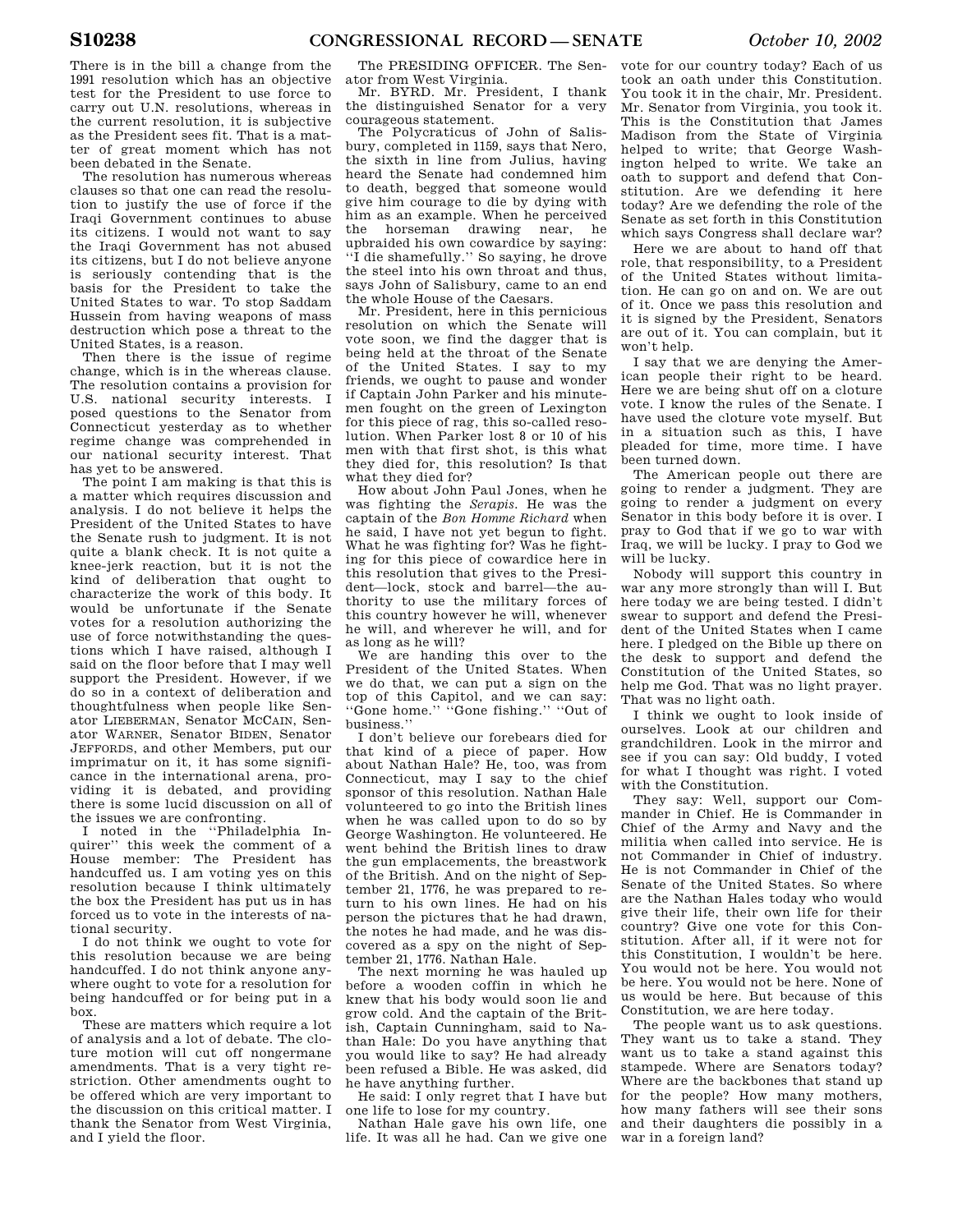There is in the bill a change from the 1991 resolution which has an objective test for the President to use force to carry out U.N. resolutions, whereas in the current resolution, it is subjective as the President sees fit. That is a matter of great moment which has not been debated in the Senate.

The resolution has numerous whereas clauses so that one can read the resolution to justify the use of force if the Iraqi Government continues to abuse its citizens. I would not want to say the Iraqi Government has not abused its citizens, but I do not believe anyone is seriously contending that is the basis for the President to take the United States to war. To stop Saddam Hussein from having weapons of mass destruction which pose a threat to the United States, is a reason.

Then there is the issue of regime change, which is in the whereas clause. The resolution contains a provision for U.S. national security interests. I posed questions to the Senator from Connecticut yesterday as to whether regime change was comprehended in our national security interest. That has yet to be answered.

The point I am making is that this is a matter which requires discussion and analysis. I do not believe it helps the President of the United States to have the Senate rush to judgment. It is not quite a blank check. It is not quite a knee-jerk reaction, but it is not the kind of deliberation that ought to characterize the work of this body. It would be unfortunate if the Senate votes for a resolution authorizing the use of force notwithstanding the questions which I have raised, although I said on the floor before that I may well support the President. However, if we do so in a context of deliberation and thoughtfulness when people like Senator LIEBERMAN, Senator MCCAIN, Senator WARNER, Senator BIDEN, Senator JEFFORDS, and other Members, put our imprimatur on it, it has some significance in the international arena, providing it is debated, and providing there is some lucid discussion on all of the issues we are confronting.

I noted in the "Philadelphia Inquirer" this week the comment of a House member: The President has handcuffed us. I am voting yes on this resolution because I think ultimately the box the President has put us in has forced us to vote in the interests of national security.

I do not think we ought to vote for this resolution because we are being handcuffed. I do not think anyone anywhere ought to vote for a resolution for being handcuffed or for being put in a box.

These are matters which require a lot of analysis and a lot of debate. The cloture motion will cut off nongermane amendments. That is a very tight restriction. Other amendments ought to be offered which are very important to the discussion on this critical matter. I thank the Senator from West Virginia, and I yield the floor.

The PRESIDING OFFICER. The Senator from West Virginia.

Mr. BYRD. Mr. President, I thank the distinguished Senator for a very courageous statement.

The Polycraticus of John of Salisbury, completed in 1159, says that Nero, the sixth in line from Julius, having heard the Senate had condemned him to death, begged that someone would give him courage to die by dying with him as an example. When he perceived the horseman drawing near, he upbraided his own cowardice by saying: "I die shamefully." So saying, he drove the steel into his own throat and thus, says John of Salisbury, came to an end the whole House of the Caesars.

Mr. President, here in this pernicious resolution on which the Senate will vote soon, we find the dagger that is being held at the throat of the Senate of the United States. I say to my friends, we ought to pause and wonder if Captain John Parker and his minutemen fought on the green of Lexington for this piece of rag, this so-called resolution. When Parker lost 8 or 10 of his men with that first shot, is this what they died for, this resolution? Is that what they died for?

How about John Paul Jones, when he was fighting the *Serapis*. He was the captain of the *Bon Homme Richard* when he said, I have not yet begun to fight. What he was fighting for? Was he fighting for this piece of cowardice here in this resolution that gives to the President—lock, stock and barrel—the authority to use the military forces of this country however he will, whenever he will, and wherever he will, and for as long as he will?

We are handing this over to the President of the United States. When we do that, we can put a sign on the top of this Capitol, and we can say: "Gone home." "Gone fishing." "Out of business."

I don't believe our forebears died for that kind of a piece of paper. How about Nathan Hale? He, too, was from Connecticut, may I say to the chief sponsor of this resolution. Nathan Hale volunteered to go into the British lines when he was called upon to do so by George Washington. He volunteered. He went behind the British lines to draw the gun emplacements, the breastwork of the British. And on the night of September 21, 1776, he was prepared to return to his own lines. He had on his person the pictures that he had drawn, the notes he had made, and he was discovered as a spy on the night of September 21, 1776. Nathan Hale.

The next morning he was hauled up before a wooden coffin in which he knew that his body would soon lie and grow cold. And the captain of the British, Captain Cunningham, said to Nathan Hale: Do you have anything that you would like to say? He had already been refused a Bible. He was asked, did he have anything further.

He said: I only regret that I have but one life to lose for my country.

Nathan Hale gave his own life, one life. It was all he had. Can we give one vote for our country today? Each of us took an oath under this Constitution. You took it in the chair, Mr. President. Mr. Senator from Virginia, you took it. This is the Constitution that James Madison from the State of Virginia helped to write; that George Washington helped to write. We take an oath to support and defend that Constitution. Are we defending it here today? Are we defending the role of the Senate as set forth in this Constitution which says Congress shall declare war?

Here we are about to hand off that role, that responsibility, to a President of the United States without limitation. He can go on and on. We are out of it. Once we pass this resolution and it is signed by the President, Senators are out of it. You can complain, but it won't help.

I say that we are denying the American people their right to be heard. Here we are being shut off on a cloture vote. I know the rules of the Senate. I have used the cloture vote myself. But in a situation such as this, I have pleaded for time, more time. I have been turned down.

The American people out there are going to render a judgment. They are going to render a judgment on every Senator in this body before it is over. I pray to God that if we go to war with Iraq, we will be lucky. I pray to God we will be lucky.

Nobody will support this country in war any more strongly than will I. But here today we are being tested. I didn't swear to support and defend the President of the United States when I came here. I pledged on the Bible up there on the desk to support and defend the Constitution of the United States, so help me God. That was no light prayer. That was no light oath.

I think we ought to look inside of ourselves. Look at our children and grandchildren. Look in the mirror and see if you can say: Old buddy, I voted for what I thought was right. I voted with the Constitution.

They say: Well, support our Commander in Chief. He is Commander in Chief of the Army and Navy and the militia when called into service. He is not Commander in Chief of industry. He is not Commander in Chief of the Senate of the United States. So where are the Nathan Hales today who would give their life, their own life for their country? Give one vote for this Constitution. After all, if it were not for this Constitution, I wouldn't be here. You would not be here. You would not be here. You would not be here. None of us would be here. But because of this Constitution, we are here today.

The people want us to ask questions. They want us to take a stand. They want us to take a stand against this stampede. Where are Senators today? Where are the backbones that stand up for the people? How many mothers, how many fathers will see their sons and their daughters die possibly in a war in a foreign land?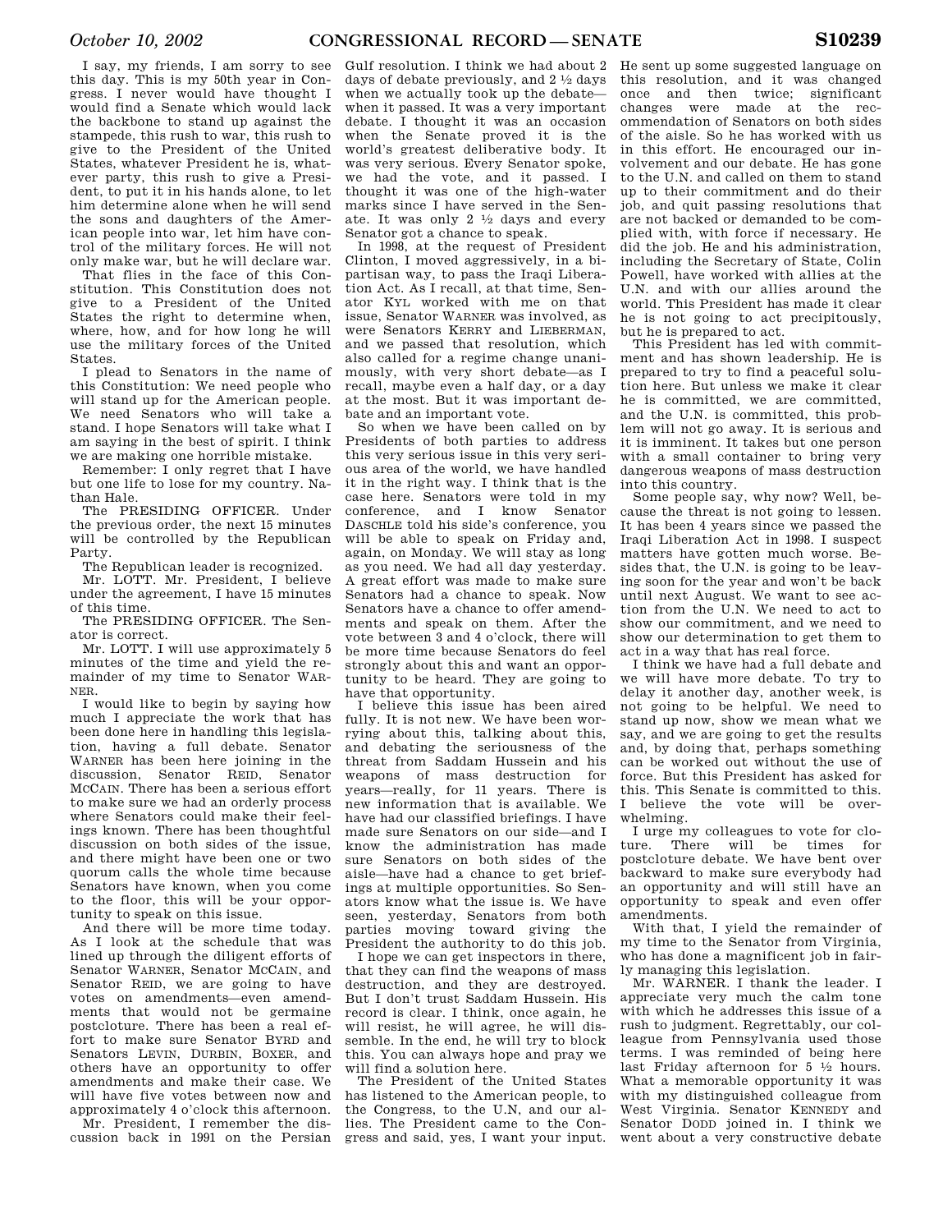I say, my friends, I am sorry to see this day. This is my 50th year in Congress. I never would have thought I would find a Senate which would lack the backbone to stand up against the stampede, this rush to war, this rush to give to the President of the United States, whatever President he is, whatever party, this rush to give a President, to put it in his hands alone, to let him determine alone when he will send the sons and daughters of the American people into war, let him have control of the military forces. He will not only make war, but he will declare war.

That flies in the face of this Constitution. This Constitution does not give to a President of the United States the right to determine when, where, how, and for how long he will use the military forces of the United States.

I plead to Senators in the name of this Constitution: We need people who will stand up for the American people. We need Senators who will take a stand. I hope Senators will take what I am saying in the best of spirit. I think we are making one horrible mistake.

Remember: I only regret that I have but one life to lose for my country. Nathan Hale.

The PRESIDING OFFICER. Under the previous order, the next 15 minutes will be controlled by the Republican Party.

The Republican leader is recognized.

Mr. LOTT. Mr. President, I believe under the agreement, I have 15 minutes of this time.

The PRESIDING OFFICER. The Senator is correct.

Mr. LOTT. I will use approximately 5 minutes of the time and yield the remainder of my time to Senator WARNER.

I would like to begin by saying how much I appreciate the work that has been done here in handling this legislation, having a full debate. Senator WARNER has been here joining in the discussion, Senator REID, Senator MCCAIN. There has been a serious effort to make sure we had an orderly process where Senators could make their feelings known. There has been thoughtful discussion on both sides of the issue, and there might have been one or two quorum calls the whole time because Senators have known, when you come to the floor, this will be your opportunity to speak on this issue.

And there will be more time today. As I look at the schedule that was lined up through the diligent efforts of Senator WARNER, Senator MCCAIN, and Senator REID, we are going to have votes on amendments—even amendments that would not be germaine postcloture. There has been a real effort to make sure Senator BYRD and Senators LEVIN, DURBIN, BOXER, and others have an opportunity to offer amendments and make their case. We will have five votes between now and approximately 4 o'clock this afternoon.

Mr. President, I remember the discussion back in 1991 on the Persian Gulf resolution. I think we had about 2 days of debate previously, and 2 ½ days when we actually took up the debate—when it passed. It was a very important debate. I thought it was an occasion when the Senate proved it is the world's greatest deliberative body. It was very serious. Every Senator spoke, we had the vote, and it passed. I thought it was one of the high-water marks since I have served in the Senate. It was only 2 ½ days and every Senator got a chance to speak.

In 1998, at the request of President Clinton, I moved aggressively, in a bipartisan way, to pass the Iraqi Liberation Act. As I recall, at that time, Senator KYL worked with me on that issue, Senator WARNER was involved, as were Senators KERRY and LIEBERMAN, and we passed that resolution, which also called for a regime change unanimously, with very short debate—as I recall, maybe even a half day, or a day at the most. But it was important debate and an important vote.

So when we have been called on by Presidents of both parties to address this very serious issue in this very serious area of the world, we have handled it in the right way. I think that is the case here. Senators were told in my conference, and I know Senator DASCHLE told his side's conference, you will be able to speak on Friday and, again, on Monday. We will stay as long as you need. We had all day yesterday. A great effort was made to make sure Senators had a chance to speak. Now Senators have a chance to offer amendments and speak on them. After the vote between 3 and 4 o'clock, there will be more time because Senators do feel strongly about this and want an opportunity to be heard. They are going to have that opportunity.

I believe this issue has been aired fully. It is not new. We have been worrying about this, talking about this, and debating the seriousness of the threat from Saddam Hussein and his weapons of mass destruction for years—really, for 11 years. There is new information that is available. We have had our classified briefings. I have made sure Senators on our side—and I know the administration has made sure Senators on both sides of the aisle—have had a chance to get briefings at multiple opportunities. So Senators know what the issue is. We have seen, yesterday, Senators from both parties moving toward giving the President the authority to do this job.

I hope we can get inspectors in there, that they can find the weapons of mass destruction, and they are destroyed. But I don't trust Saddam Hussein. His record is clear. I think, once again, he will resist, he will agree, he will dissemble. In the end, he will try to block this. You can always hope and pray we will find a solution here.

The President of the United States has listened to the American people, to the Congress, to the U.N, and our allies. The President came to the Congress and said, yes, I want your input. He sent up some suggested language on this resolution, and it was changed once and then twice; significant changes were made at the recommendation of Senators on both sides of the aisle. So he has worked with us in this effort. He encouraged our involvement and our debate. He has gone to the U.N. and called on them to stand up to their commitment and do their job, and quit passing resolutions that are not backed or demanded to be complied with, with force if necessary. He did the job. He and his administration, including the Secretary of State, Colin Powell, have worked with allies at the U.N. and with our allies around the world. This President has made it clear he is not going to act precipitously, but he is prepared to act.

This President has led with commitment and has shown leadership. He is prepared to try to find a peaceful solution here. But unless we make it clear he is committed, we are committed, and the U.N. is committed, this problem will not go away. It is serious and it is imminent. It takes but one person with a small container to bring very dangerous weapons of mass destruction into this country.

Some people say, why now? Well, because the threat is not going to lessen. It has been 4 years since we passed the Iraqi Liberation Act in 1998. I suspect matters have gotten much worse. Besides that, the U.N. is going to be leaving soon for the year and won't be back until next August. We want to see action from the U.N. We need to act to show our commitment, and we need to show our determination to get them to act in a way that has real force.

I think we have had a full debate and we will have more debate. To try to delay it another day, another week, is not going to be helpful. We need to stand up now, show we mean what we say, and we are going to get the results and, by doing that, perhaps something can be worked out without the use of force. But this President has asked for this. This Senate is committed to this. I believe the vote will be overwhelming.

I urge my colleagues to vote for cloture. There will be times for postcloture debate. We have bent over backward to make sure everybody had an opportunity and will still have an opportunity to speak and even offer amendments.

With that, I yield the remainder of my time to the Senator from Virginia, who has done a magnificent job in fairly managing this legislation.

Mr. WARNER. I thank the leader. I appreciate very much the calm tone with which he addresses this issue of a rush to judgment. Regrettably, our colleague from Pennsylvania used those terms. I was reminded of being here last Friday afternoon for 5 ½ hours. What a memorable opportunity it was with my distinguished colleague from West Virginia. Senator KENNEDY and Senator DODD joined in. I think we went about a very constructive debate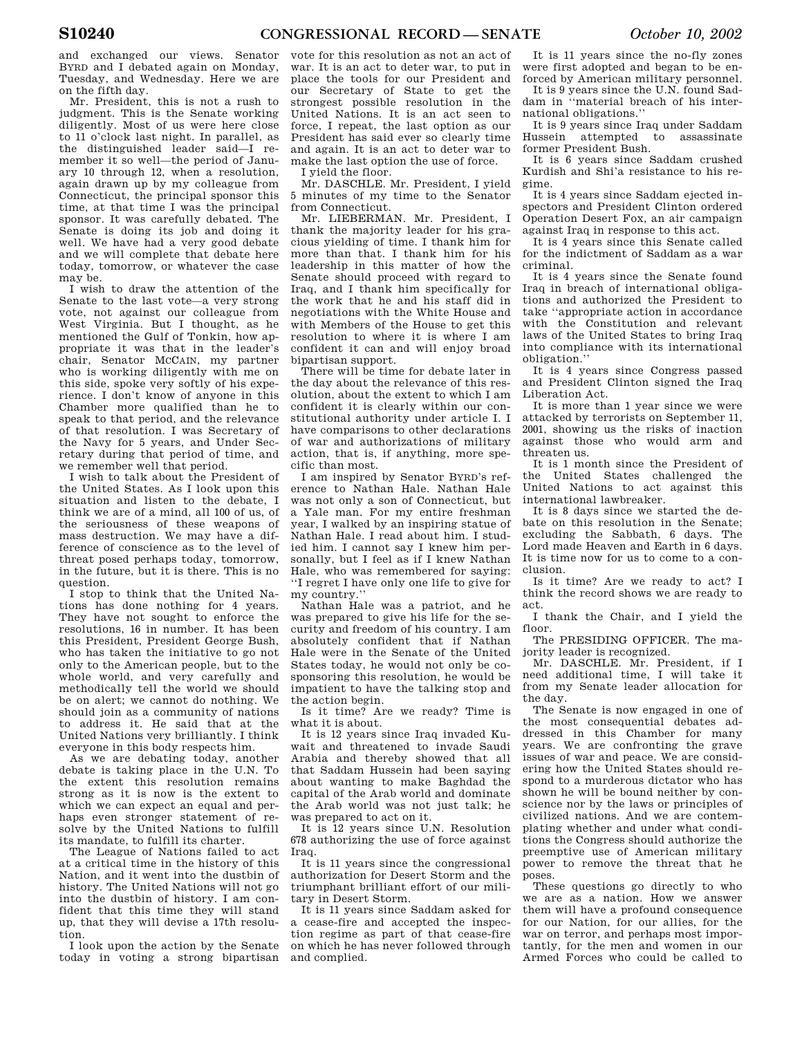and exchanged our views. Senator BYRD and I debated again on Monday, Tuesday, and Wednesday. Here we are on the fifth day.

Mr. President, this is not a rush to judgment. This is the Senate working diligently. Most of us were here close to 11 o'clock last night. In parallel, as the distinguished leader said—I remember it so well—the period of January 10 through 12, when a resolution, again drawn up by my colleague from Connecticut, the principal sponsor this time, at that time I was the principal sponsor. It was carefully debated. The Senate is doing its job and doing it well. We have had a very good debate and we will complete that debate here today, tomorrow, or whatever the case may be.

I wish to draw the attention of the Senate to the last vote—a very strong vote, not against our colleague from West Virginia. But I thought, as he mentioned the Gulf of Tonkin, how appropriate it was that in the leader's chair, Senator MCCAIN, my partner who is working diligently with me on this side, spoke very softly of his experience. I don't know of anyone in this Chamber more qualified than he to speak to that period, and the relevance of that resolution. I was Secretary of the Navy for 5 years, and Under Secretary during that period of time, and we remember well that period.

I wish to talk about the President of the United States. As I look upon this situation and listen to the debate, I think we are of a mind, all 100 of us, of the seriousness of these weapons of mass destruction. We may have a difference of conscience as to the level of threat posed perhaps today, tomorrow, in the future, but it is there. This is no question.

I stop to think that the United Nations has done nothing for 4 years. They have not sought to enforce the resolutions, 16 in number. It has been this President, President George Bush, who has taken the initiative to go not only to the American people, but to the whole world, and very carefully and methodically tell the world we should be on alert; we cannot do nothing. We should join as a community of nations to address it. He said that at the United Nations very brilliantly. I think everyone in this body respects him.

As we are debating today, another debate is taking place in the U.N. To the extent this resolution remains strong as it is now is the extent to which we can expect an equal and perhaps even stronger statement of resolve by the United Nations to fulfill its mandate, to fulfill its charter.

The League of Nations failed to act at a critical time in the history of this Nation, and it went into the dustbin of history. The United Nations will not go into the dustbin of history. I am confident that this time they will stand up, that they will devise a 17th resolution.

I look upon the action by the Senate today in voting a strong bipartisan vote for this resolution as not an act of war. It is an act to deter war, to put in place the tools for our President and our Secretary of State to get the strongest possible resolution in the United Nations. It is an act seen to force, I repeat, the last option as our President has said ever so clearly time and again. It is an act to deter war to make the last option the use of force.

I yield the floor.

Mr. DASCHLE. Mr. President, I yield 5 minutes of my time to the Senator from Connecticut.

Mr. LIEBERMAN. Mr. President, I thank the majority leader for his gracious yielding of time. I thank him for more than that. I thank him for his leadership in this matter of how the Senate should proceed with regard to Iraq, and I thank him specifically for the work that he and his staff did in negotiations with the White House and with Members of the House to get this resolution to where it is where I am confident it can and will enjoy broad bipartisan support.

There will be time for debate later in the day about the relevance of this resolution, about the extent to which I am confident it is clearly within our constitutional authority under article I. I have comparisons to other declarations of war and authorizations of military action, that is, if anything, more specific than most.

I am inspired by Senator BYRD's reference to Nathan Hale. Nathan Hale was not only a son of Connecticut, but a Yale man. For my entire freshman year, I walked by an inspiring statue of Nathan Hale. I read about him. I studied him. I cannot say I knew him personally, but I feel as if I knew Nathan Hale, who was remembered for saying: ''I regret I have only one life to give for my country.''

Nathan Hale was a patriot, and he was prepared to give his life for the security and freedom of his country. I am absolutely confident that if Nathan Hale were in the Senate of the United States today, he would not only be cosponsoring this resolution, he would be impatient to have the talking stop and the action begin.

Is it time? Are we ready? Time is what it is about.

It is 12 years since Iraq invaded Kuwait and threatened to invade Saudi Arabia and thereby showed that all that Saddam Hussein had been saying about wanting to make Baghdad the capital of the Arab world and dominate the Arab world was not just talk; he was prepared to act on it.

It is 12 years since U.N. Resolution 678 authorizing the use of force against Iraq.

It is 11 years since the congressional authorization for Desert Storm and the triumphant brilliant effort of our military in Desert Storm.

It is 11 years since Saddam asked for a cease-fire and accepted the inspection regime as part of that cease-fire on which he has never followed through and complied.

It is 11 years since the no-fly zones were first adopted and began to be enforced by American military personnel.

It is 9 years since the U.N. found Saddam in ''material breach of his international obligations.''

It is 9 years since Iraq under Saddam Hussein attempted to assassinate former President Bush.

It is 6 years since Saddam crushed Kurdish and Shi'a resistance to his regime.

It is 4 years since Saddam ejected inspectors and President Clinton ordered Operation Desert Fox, an air campaign against Iraq in response to this act.

It is 4 years since this Senate called for the indictment of Saddam as a war criminal.

It is 4 years since the Senate found Iraq in breach of international obligations and authorized the President to take ''appropriate action in accordance with the Constitution and relevant laws of the United States to bring Iraq into compliance with its international obligation.''

It is 4 years since Congress passed and President Clinton signed the Iraq Liberation Act.

It is more than 1 year since we were attacked by terrorists on September 11, 2001, showing us the risks of inaction against those who would arm and threaten us.

It is 1 month since the President of the United States challenged the United Nations to act against this international lawbreaker.

It is 8 days since we started the debate on this resolution in the Senate; excluding the Sabbath, 6 days. The Lord made Heaven and Earth in 6 days. It is time now for us to come to a conclusion.

Is it time? Are we ready to act? I think the record shows we are ready to act.

I thank the Chair, and I yield the floor.

The PRESIDING OFFICER. The majority leader is recognized.

Mr. DASCHLE. Mr. President, if I need additional time, I will take it from my Senate leader allocation for the day.

The Senate is now engaged in one of the most consequential debates addressed in this Chamber for many years. We are confronting the grave issues of war and peace. We are considering how the United States should respond to a murderous dictator who has shown he will be bound neither by conscience nor by the laws or principles of civilized nations. And we are contemplating whether and under what conditions the Congress should authorize the preemptive use of American military power to remove the threat that he poses.

These questions go directly to who we are as a nation. How we answer them will have a profound consequence for our Nation, for our allies, for the war on terror, and perhaps most importantly, for the men and women in our Armed Forces who could be called to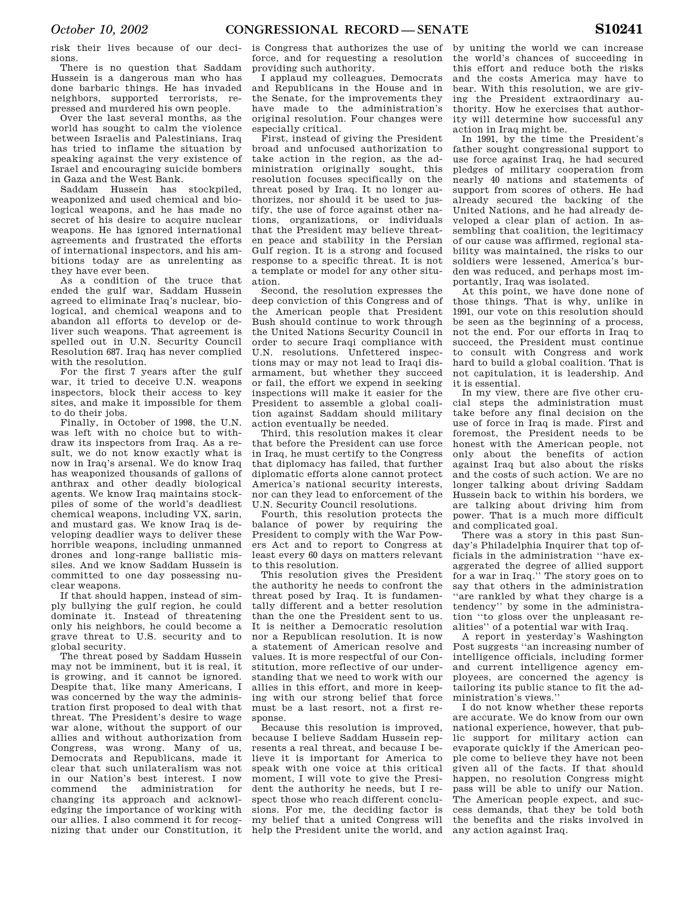risk their lives because of our decisions.

There is no question that Saddam Hussein is a dangerous man who has done barbaric things. He has invaded neighbors, supported terrorists, repressed and murdered his own people.

Over the last several months, as the world has sought to calm the violence between Israelis and Palestinians, Iraq has tried to inflame the situation by speaking against the very existence of Israel and encouraging suicide bombers in Gaza and the West Bank.

Saddam Hussein has stockpiled, weaponized and used chemical and biological weapons, and he has made no secret of his desire to acquire nuclear weapons. He has ignored international agreements and frustrated the efforts of international inspectors, and his ambitions today are as unrelenting as they have ever been.

As a condition of the truce that ended the gulf war, Saddam Hussein agreed to eliminate Iraq's nuclear, biological, and chemical weapons and to abandon all efforts to develop or deliver such weapons. That agreement is spelled out in U.N. Security Council Resolution 687. Iraq has never complied with the resolution.

For the first 7 years after the gulf war, it tried to deceive U.N. weapons inspectors, block their access to key sites, and make it impossible for them to do their jobs.

Finally, in October of 1998, the U.N. was left with no choice but to withdraw its inspectors from Iraq. As a result, we do not know exactly what is now in Iraq's arsenal. We do know Iraq has weaponized thousands of gallons of anthrax and other deadly biological agents. We know Iraq maintains stockpiles of some of the world's deadliest chemical weapons, including VX, sarin, and mustard gas. We know Iraq is developing deadlier ways to deliver these horrible weapons, including unmanned drones and long-range ballistic missiles. And we know Saddam Hussein is committed to one day possessing nuclear weapons.

If that should happen, instead of simply bullying the gulf region, he could dominate it. Instead of threatening only his neighbors, he could become a grave threat to U.S. security and to global security.

The threat posed by Saddam Hussein may not be imminent, but it is real, it is growing, and it cannot be ignored. Despite that, like many Americans, I was concerned by the way the administration first proposed to deal with that threat. The President's desire to wage war alone, without the support of our allies and without authorization from Congress, was wrong. Many of us, Democrats and Republicans, made it clear that such unilateralism was not in our Nation's best interest. I now commend the administration for changing its approach and acknowledging the importance of working with our allies. I also commend it for recognizing that under our Constitution, it is Congress that authorizes the use of force, and for requesting a resolution providing such authority.

I applaud my colleagues, Democrats and Republicans in the House and in the Senate, for the improvements they have made to the administration's original resolution. Four changes were especially critical.

First, instead of giving the President broad and unfocused authorization to take action in the region, as the administration originally sought, this resolution focuses specifically on the threat posed by Iraq. It no longer authorizes, nor should it be used to justify, the use of force against other nations, organizations, or individuals that the President may believe threaten peace and stability in the Persian Gulf region. It is a strong and focused response to a specific threat. It is not a template or model for any other situation.

Second, the resolution expresses the deep conviction of this Congress and of the American people that President Bush should continue to work through the United Nations Security Council in order to secure Iraqi compliance with U.N. resolutions. Unfettered inspections may or may not lead to Iraqi disarmament, but whether they succeed or fail, the effort we expend in seeking inspections will make it easier for the President to assemble a global coalition against Saddam should military action eventually be needed.

Third, this resolution makes it clear that before the President can use force in Iraq, he must certify to the Congress that diplomacy has failed, that further diplomatic efforts alone cannot protect America's national security interests, nor can they lead to enforcement of the U.N. Security Council resolutions.

Fourth, this resolution protects the balance of power by requiring the President to comply with the War Powers Act and to report to Congress at least every 60 days on matters relevant to this resolution.

This resolution gives the President the authority he needs to confront the threat posed by Iraq. It is fundamentally different and a better resolution than the one the President sent to us. It is neither a Democratic resolution nor a Republican resolution. It is now a statement of American resolve and values. It is more respectful of our Constitution, more reflective of our understanding that we need to work with our allies in this effort, and more in keeping with our strong belief that force must be a last resort, not a first response.

Because this resolution is improved, because I believe Saddam Hussein represents a real threat, and because I believe it is important for America to speak with one voice at this critical moment, I will vote to give the President the authority he needs, but I respect those who reach different conclusions. For me, the deciding factor is my belief that a united Congress will help the President unite the world, and by uniting the world we can increase the world's chances of succeeding in this effort and reduce both the risks and the costs America may have to bear. With this resolution, we are giving the President extraordinary authority. How he exercises that authority will determine how successful any action in Iraq might be.

In 1991, by the time the President's father sought congressional support to use force against Iraq, he had secured pledges of military cooperation from nearly 40 nations and statements of support from scores of others. He had already secured the backing of the United Nations, and he had already developed a clear plan of action. In assembling that coalition, the legitimacy of our cause was affirmed, regional stability was maintained, the risks to our soldiers were lessened, America's burden was reduced, and perhaps most importantly, Iraq was isolated.

At this point, we have done none of those things. That is why, unlike in 1991, our vote on this resolution should be seen as the beginning of a process, not the end. For our efforts in Iraq to succeed, the President must continue to consult with Congress and work hard to build a global coalition. That is not capitulation, it is leadership. And it is essential.

In my view, there are five other crucial steps the administration must take before any final decision on the use of force in Iraq is made. First and foremost, the President needs to be honest with the American people, not only about the benefits of action against Iraq but also about the risks and the costs of such action. We are no longer talking about driving Saddam Hussein back to within his borders, we are talking about driving him from power. That is a much more difficult and complicated goal.

There was a story in this past Sunday's Philadelphia Inquirer that top officials in the administration "have exaggerated the degree of allied support for a war in Iraq." The story goes on to say that others in the administration "are rankled by what they charge is a tendency" by some in the administration "to gloss over the unpleasant realities" of a potential war with Iraq.

A report in yesterday's Washington Post suggests "an increasing number of intelligence officials, including former and current intelligence agency employees, are concerned the agency is tailoring its public stance to fit the administration's views."

I do not know whether these reports are accurate. We do know from our own national experience, however, that public support for military action can evaporate quickly if the American people come to believe they have not been given all of the facts. If that should happen, no resolution Congress might pass will be able to unify our Nation. The American people expect, and success demands, that they be told both the benefits and the risks involved in any action against Iraq.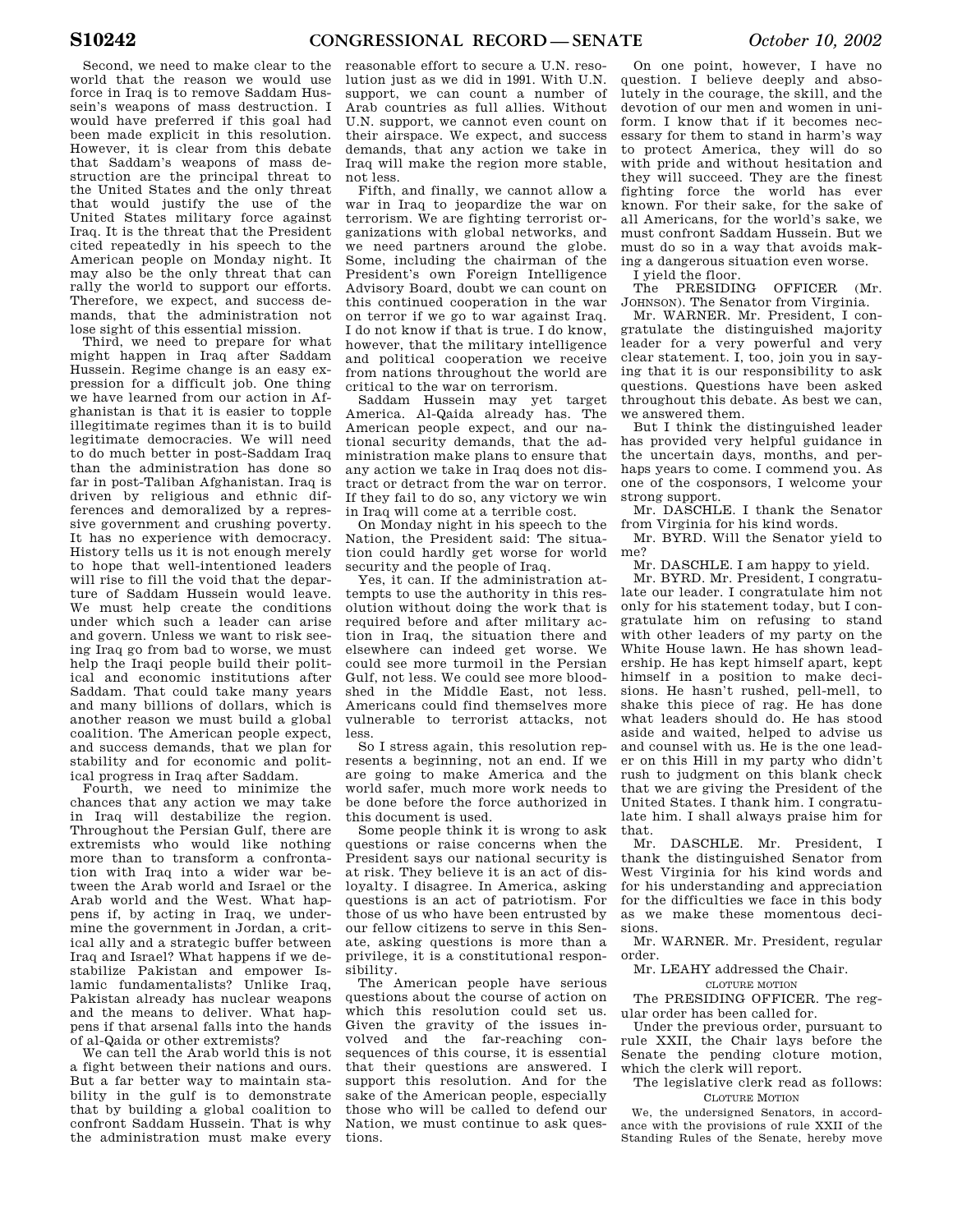Second, we need to make clear to the world that the reason we would use force in Iraq is to remove Saddam Hussein's weapons of mass destruction. I would have preferred if this goal had been made explicit in this resolution. However, it is clear from this debate that Saddam's weapons of mass destruction are the principal threat to the United States and the only threat that would justify the use of the United States military force against Iraq. It is the threat that the President cited repeatedly in his speech to the American people on Monday night. It may also be the only threat that can rally the world to support our efforts. Therefore, we expect, and success demands, that the administration not lose sight of this essential mission.

Third, we need to prepare for what might happen in Iraq after Saddam Hussein. Regime change is an easy expression for a difficult job. One thing we have learned from our action in Afghanistan is that it is easier to topple illegitimate regimes than it is to build legitimate democracies. We will need to do much better in post-Saddam Iraq than the administration has done so far in post-Taliban Afghanistan. Iraq is driven by religious and ethnic differences and demoralized by a repressive government and crushing poverty. It has no experience with democracy. History tells us it is not enough merely to hope that well-intentioned leaders will rise to fill the void that the departure of Saddam Hussein would leave. We must help create the conditions under which such a leader can arise and govern. Unless we want to risk seeing Iraq go from bad to worse, we must help the Iraqi people build their political and economic institutions after Saddam. That could take many years and many billions of dollars, which is another reason we must build a global coalition. The American people expect, and success demands, that we plan for stability and for economic and political progress in Iraq after Saddam.

Fourth, we need to minimize the chances that any action we may take in Iraq will destabilize the region. Throughout the Persian Gulf, there are extremists who would like nothing more than to transform a confrontation with Iraq into a wider war between the Arab world and Israel or the Arab world and the West. What happens if, by acting in Iraq, we undermine the government in Jordan, a critical ally and a strategic buffer between Iraq and Israel? What happens if we destabilize Pakistan and empower Islamic fundamentalists? Unlike Iraq, Pakistan already has nuclear weapons and the means to deliver. What happens if that arsenal falls into the hands of al-Qaida or other extremists?

We can tell the Arab world this is not a fight between their nations and ours. But a far better way to maintain stability in the gulf is to demonstrate that by building a global coalition to confront Saddam Hussein. That is why the administration must make every reasonable effort to secure a U.N. resolution just as we did in 1991. With U.N. support, we can count a number of Arab countries as full allies. Without U.N. support, we cannot even count on their airspace. We expect, and success demands, that any action we take in Iraq will make the region more stable, not less.

Fifth, and finally, we cannot allow a war in Iraq to jeopardize the war on terrorism. We are fighting terrorist organizations with global networks, and we need partners around the globe. Some, including the chairman of the President's own Foreign Intelligence Advisory Board, doubt we can count on this continued cooperation in the war on terror if we go to war against Iraq. I do not know if that is true. I do know, however, that the military intelligence and political cooperation we receive from nations throughout the world are critical to the war on terrorism.

Saddam Hussein may yet target America. Al-Qaida already has. The American people expect, and our national security demands, that the administration make plans to ensure that any action we take in Iraq does not distract or detract from the war on terror. If they fail to do so, any victory we win in Iraq will come at a terrible cost.

On Monday night in his speech to the Nation, the President said: The situation could hardly get worse for world security and the people of Iraq.

Yes, it can. If the administration attempts to use the authority in this resolution without doing the work that is required before and after military action in Iraq, the situation there and elsewhere can indeed get worse. We could see more turmoil in the Persian Gulf, not less. We could see more bloodshed in the Middle East, not less. Americans could find themselves more vulnerable to terrorist attacks, not less.

So I stress again, this resolution represents a beginning, not an end. If we are going to make America and the world safer, much more work needs to be done before the force authorized in this document is used.

Some people think it is wrong to ask questions or raise concerns when the President says our national security is at risk. They believe it is an act of disloyalty. I disagree. In America, asking questions is an act of patriotism. For those of us who have been entrusted by our fellow citizens to serve in this Senate, asking questions is more than a privilege, it is a constitutional responsibility.

The American people have serious questions about the course of action on which this resolution could set us. Given the gravity of the issues involved and the far-reaching consequences of this course, it is essential that their questions are answered. I support this resolution. And for the sake of the American people, especially those who will be called to defend our Nation, we must continue to ask questions.

On one point, however, I have no question. I believe deeply and absolutely in the courage, the skill, and the devotion of our men and women in uniform. I know that if it becomes necessary for them to stand in harm's way to protect America, they will do so with pride and without hesitation and they will succeed. They are the finest fighting force the world has ever known. For their sake, for the sake of all Americans, for the world's sake, we must confront Saddam Hussein. But we must do so in a way that avoids making a dangerous situation even worse.

I yield the floor.

The PRESIDING OFFICER (Mr. JOHNSON). The Senator from Virginia.

Mr. WARNER. Mr. President, I congratulate the distinguished majority leader for a very powerful and very clear statement. I, too, join you in saying that it is our responsibility to ask questions. Questions have been asked throughout this debate. As best we can, we answered them.

But I think the distinguished leader has provided very helpful guidance in the uncertain days, months, and perhaps years to come. I commend you. As one of the cosponsors, I welcome your strong support.

Mr. DASCHLE. I thank the Senator from Virginia for his kind words.

Mr. BYRD. Will the Senator yield to me?

Mr. DASCHLE. I am happy to yield.

Mr. BYRD. Mr. President, I congratulate our leader. I congratulate him not only for his statement today, but I congratulate him on refusing to stand with other leaders of my party on the White House lawn. He has shown leadership. He has kept himself apart, kept himself in a position to make decisions. He hasn't rushed, pell-mell, to shake this piece of rag. He has done what leaders should do. He has stood aside and waited, helped to advise us and counsel with us. He is the one leader on this Hill in my party who didn't rush to judgment on this blank check that we are giving the President of the United States. I thank him. I congratulate him. I shall always praise him for that.

Mr. DASCHLE. Mr. President, I thank the distinguished Senator from West Virginia for his kind words and for his understanding and appreciation for the difficulties we face in this body as we make these momentous decisions.

Mr. WARNER. Mr. President, regular order.

Mr. LEAHY addressed the Chair.

CLOTURE MOTION

The PRESIDING OFFICER. The regular order has been called for.

Under the previous order, pursuant to rule XXII, the Chair lays before the Senate the pending cloture motion, which the clerk will report.

The legislative clerk read as follows:

CLOTURE MOTION

We, the undersigned Senators, in accordance with the provisions of rule XXII of the Standing Rules of the Senate, hereby move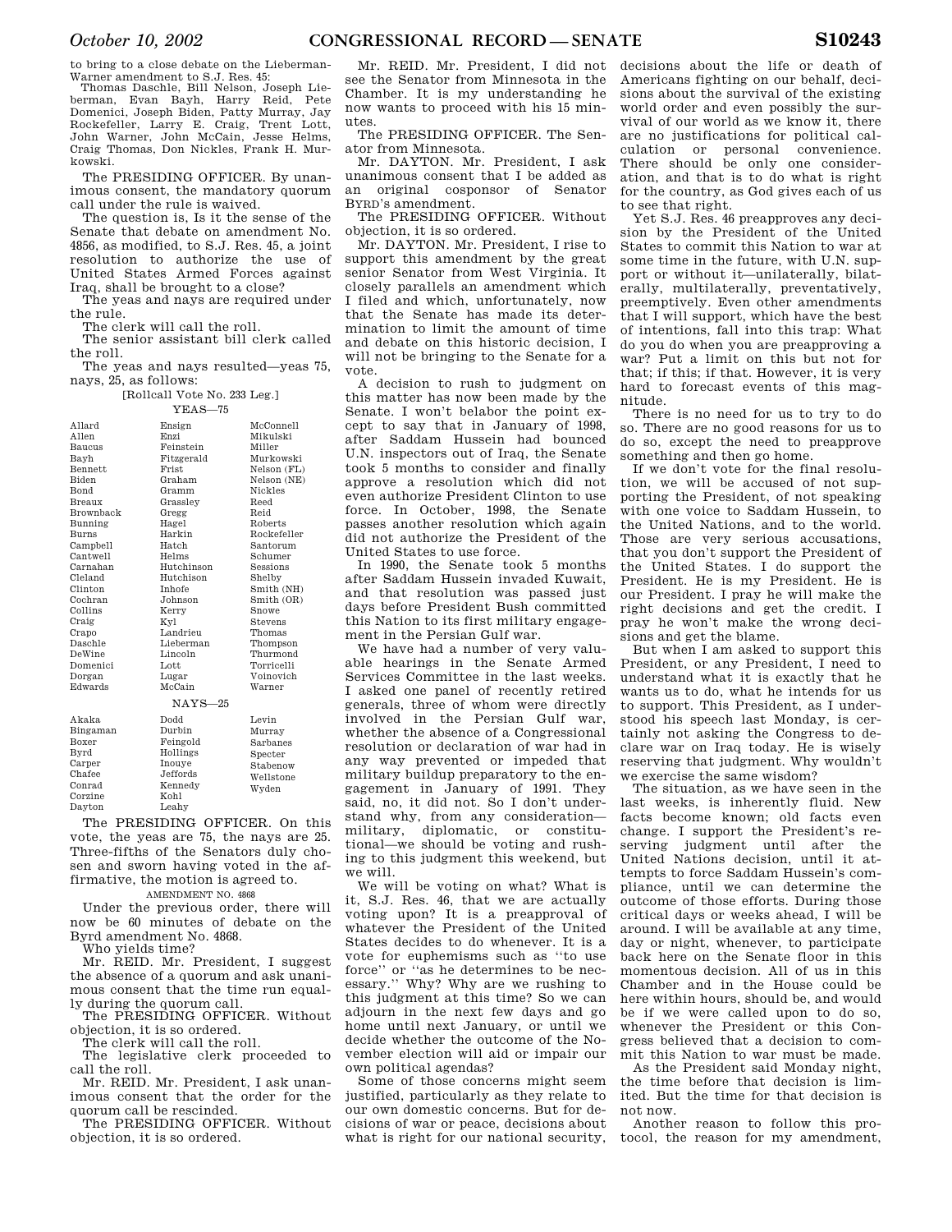to bring to a close debate on the Lieberman-Warner amendment to S.J. Res. 45:

Thomas Daschle, Bill Nelson, Joseph Lieberman, Evan Bayh, Harry Reid, Pete Domenici, Joseph Biden, Patty Murray, Jay Rockefeller, Larry E. Craig, Trent Lott, John Warner, John McCain, Jesse Helms, Craig Thomas, Don Nickles, Frank H. Murkowski.

The PRESIDING OFFICER. By unanimous consent, the mandatory quorum call under the rule is waived.

The question is, Is it the sense of the Senate that debate on amendment No. 4856, as modified, to S.J. Res. 45, a joint resolution to authorize the use of United States Armed Forces against Iraq, shall be brought to a close?

The yeas and nays are required under the rule.

The clerk will call the roll.

The senior assistant bill clerk called the roll.

The yeas and nays resulted—yeas 75, nays, 25, as follows:

[Rollcall Vote No. 233 Leg.]

YEAS—75

| | | |
|---|---|---|
| Allard | Ensign | McConnell |
| Allen | Enzi | Mikulski |
| Baucus | Feinstein | Miller |
| Bayh | Fitzgerald | Murkowski |
| Bennett | Frist | Nelson (FL) |
| Biden | Graham | Nelson (NE) |
| Bond | Gramm | Nickles |
| Breaux | Grassley | Reed |
| Brownback | Gregg | Reid |
| Bunning | Hagel | Roberts |
| Burns | Harkin | Rockefeller |
| Campbell | Hatch | Santorum |
| Cantwell | Helms | Schumer |
| Carnahan | Hutchinson | Sessions |
| Cleland | Hutchison | Shelby |
| Clinton | Inhofe | Smith (NH) |
| Cochran | Johnson | Smith (OR) |
| Collins | Kerry | Snowe |
| Craig | Kyl | Stevens |
| Crapo | Landrieu | Thomas |
| Daschle | Lieberman | Thompson |
| DeWine | Lincoln | Thurmond |
| Domenici | Lott | Torricelli |
| Dorgan | Lugar | Voinovich |
| Edwards | McCain | Warner |

NAYS—25

| | | |
|---|---|---|
| Akaka | Dodd | Levin |
| Bingaman | Durbin | Murray |
| Boxer | Feingold | Sarbanes |
| Byrd | Hollings | Specter |
| Carper | Inouye | Stabenow |
| Chafee | Jeffords | Wellstone |
| Conrad | Kennedy | Wyden |
| Corzine | Kohl | |
| Dayton | Leahy | |

The PRESIDING OFFICER. On this vote, the yeas are 75, the nays are 25. Three-fifths of the Senators duly chosen and sworn having voted in the affirmative, the motion is agreed to.

AMENDMENT NO. 4868

Under the previous order, there will now be 60 minutes of debate on the Byrd amendment No. 4868.

Who yields time?

Mr. REID. Mr. President, I suggest the absence of a quorum and ask unanimous consent that the time run equally during the quorum call.

The PRESIDING OFFICER. Without objection, it is so ordered.

The clerk will call the roll.

The legislative clerk proceeded to call the roll.

Mr. REID. Mr. President, I ask unanimous consent that the order for the quorum call be rescinded.

The PRESIDING OFFICER. Without objection, it is so ordered.

Mr. REID. Mr. President, I did not see the Senator from Minnesota in the Chamber. It is my understanding he now wants to proceed with his 15 minutes.

The PRESIDING OFFICER. The Senator from Minnesota.

Mr. DAYTON. Mr. President, I ask unanimous consent that I be added as an original cosponsor of Senator BYRD's amendment.

The PRESIDING OFFICER. Without objection, it is so ordered.

Mr. DAYTON. Mr. President, I rise to support this amendment by the great senior Senator from West Virginia. It closely parallels an amendment which I filed and which, unfortunately, now that the Senate has made its determination to limit the amount of time and debate on this historic decision, I will not be bringing to the Senate for a vote.

A decision to rush to judgment on this matter has now been made by the Senate. I won't belabor the point except to say that in January of 1998, after Saddam Hussein had bounced U.N. inspectors out of Iraq, the Senate took 5 months to consider and finally approve a resolution which did not even authorize President Clinton to use force. In October, 1998, the Senate passes another resolution which again did not authorize the President of the United States to use force.

In 1990, the Senate took 5 months after Saddam Hussein invaded Kuwait, and that resolution was passed just days before President Bush committed this Nation to its first military engagement in the Persian Gulf war.

We have had a number of very valuable hearings in the Senate Armed Services Committee in the last weeks. I asked one panel of recently retired generals, three of whom were directly involved in the Persian Gulf war, whether the absence of a Congressional resolution or declaration of war had in any way prevented or impeded that military buildup preparatory to the engagement in January of 1991. They said, no, it did not. So I don't understand why, from any consideration—military, diplomatic, or constitutional—we should be voting and rushing to this judgment this weekend, but we will.

We will be voting on what? What is it, S.J. Res. 46, that we are actually voting upon? It is a preapproval of whatever the President of the United States decides to do whenever. It is a vote for euphemisms such as ''to use force'' or ''as he determines to be necessary.'' Why? Why are we rushing to this judgment at this time? So we can adjourn in the next few days and go home until next January, or until we decide whether the outcome of the November election will aid or impair our own political agendas?

Some of those concerns might seem justified, particularly as they relate to our own domestic concerns. But for decisions of war or peace, decisions about what is right for our national security, decisions about the life or death of Americans fighting on our behalf, decisions about the survival of the existing world order and even possibly the survival of our world as we know it, there are no justifications for political calculation or personal convenience. There should be only one consideration, and that is to do what is right for the country, as God gives each of us to see that right.

Yet S.J. Res. 46 preapproves any decision by the President of the United States to commit this Nation to war at some time in the future, with U.N. support or without it—unilaterally, bilaterally, multilaterally, preventatively, preemptively. Even other amendments that I will support, which have the best of intentions, fall into this trap: What do you do when you are preapproving a war? Put a limit on this but not for that; if this; if that. However, it is very hard to forecast events of this magnitude.

There is no need for us to try to do so. There are no good reasons for us to do so, except the need to preapprove something and then go home.

If we don't vote for the final resolution, we will be accused of not supporting the President, of not speaking with one voice to Saddam Hussein, to the United Nations, and to the world. Those are very serious accusations, that you don't support the President of the United States. I do support the President. He is my President. He is our President. I pray he will make the right decisions and get the credit. I pray he won't make the wrong decisions and get the blame.

But when I am asked to support this President, or any President, I need to understand what it is exactly that he wants us to do, what he intends for us to support. This President, as I understood his speech last Monday, is certainly not asking the Congress to declare war on Iraq today. He is wisely reserving that judgment. Why wouldn't we exercise the same wisdom?

The situation, as we have seen in the last weeks, is inherently fluid. New facts become known; old facts even change. I support the President's reserving judgment until after the United Nations decision, until it attempts to force Saddam Hussein's compliance, until we can determine the outcome of those efforts. During those critical days or weeks ahead, I will be around. I will be available at any time, day or night, whenever, to participate back here on the Senate floor in this momentous decision. All of us in this Chamber and in the House could be here within hours, should be, and would be if we were called upon to do so, whenever the President or this Congress believed that a decision to commit this Nation to war must be made.

As the President said Monday night, the time before that decision is limited. But the time for that decision is not now.

Another reason to follow this protocol, the reason for my amendment,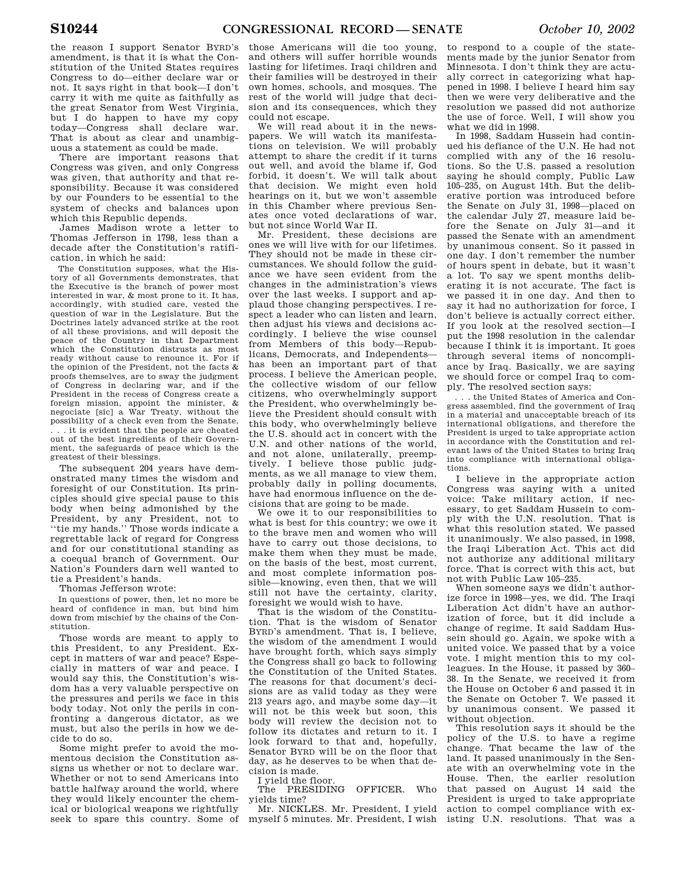the reason I support Senator BYRD's amendment, is that it is what the Constitution of the United States requires Congress to do—either declare war or not. It says right in that book—I don't carry it with me quite as faithfully as the great Senator from West Virginia, but I do happen to have my copy today—Congress shall declare war. That is about as clear and unambiguous a statement as could be made.

There are important reasons that Congress was given, and only Congress was given, that authority and that responsibility. Because it was considered by our Founders to be essential to the system of checks and balances upon which this Republic depends.

James Madison wrote a letter to Thomas Jefferson in 1798, less than a decade after the Constitution's ratification, in which he said:

> The Constitution supposes, what the History of all Governments demonstrates, that the Executive is the branch of power most interested in war, & most prone to it. It has, accordingly, with studied care, vested the question of war in the Legislature. But the Doctrines lately advanced strike at the root of all these provisions, and will deposit the peace of the Country in that Department which the Constitution distrusts as most ready without cause to renounce it. For if the opinion of the President, not the facts & proofs themselves, are to sway the judgment of Congress in declaring war, and if the President in the recess of Congress create a foreign mission, appoint the minister, & negociate [sic] a War Treaty, without the possibility of a check even from the Senate, . . . it is evident that the people are cheated out of the best ingredients of their Government, the safeguards of peace which is the greatest of their blessings.

The subsequent 204 years have demonstrated many times the wisdom and foresight of our Constitution. Its principles should give special pause to this body when being admonished by the President, by any President, not to ''tie my hands.'' Those words indicate a regrettable lack of regard for Congress and for our constitutional standing as a coequal branch of Government. Our Nation's Founders darn well wanted to tie a President's hands.

Thomas Jefferson wrote:

> In questions of power, then, let no more be heard of confidence in man, but bind him down from mischief by the chains of the Constitution.

Those words are meant to apply to this President, to any President. Except in matters of war and peace? Especially in matters of war and peace. I would say this, the Constitution's wisdom has a very valuable perspective on the pressures and perils we face in this body today. Not only the perils in confronting a dangerous dictator, as we must, but also the perils in how we decide to do so.

Some might prefer to avoid the momentous decision the Constitution assigns us whether or not to declare war. Whether or not to send Americans into battle halfway around the world, where they would likely encounter the chemical or biological weapons we rightfully seek to spare this country. Some of those Americans will die too young, and others will suffer horrible wounds lasting for lifetimes. Iraqi children and their families will be destroyed in their own homes, schools, and mosques. The rest of the world will judge that decision and its consequences, which they could not escape.

We will read about it in the newspapers. We will watch its manifestations on television. We will probably attempt to share the credit if it turns out well, and avoid the blame if, God forbid, it doesn't. We will talk about that decision. We might even hold hearings on it, but we won't assemble in this Chamber where previous Senates once voted declarations of war, but not since World War II.

Mr. President, these decisions are ones we will live with for our lifetimes. They should not be made in these circumstances. We should follow the guidance we have seen evident from the changes in the administration's views over the last weeks. I support and applaud those changing perspectives. I respect a leader who can listen and learn, then adjust his views and decisions accordingly. I believe the wise counsel from Members of this body—Republicans, Democrats, and Independents—has been an important part of that process. I believe the American people, the collective wisdom of our fellow citizens, who overwhelmingly support the President, who overwhelmingly believe the President should consult with this body, who overwhelmingly believe the U.S. should act in concert with the U.N. and other nations of the world, and not alone, unilaterally, preemptively. I believe those public judgments, as we all manage to view them, probably daily in polling documents, have had enormous influence on the decisions that are going to be made.

We owe it to our responsibilities to what is best for this country; we owe it to the brave men and women who will have to carry out those decisions, to make them when they must be made, on the basis of the best, most current, and most complete information possible—knowing, even then, that we will still not have the certainty, clarity, foresight we would wish to have.

That is the wisdom of the Constitution. That is the wisdom of Senator BYRD's amendment. That is, I believe, the wisdom of the amendment I would have brought forth, which says simply the Congress shall go back to following the Constitution of the United States. The reasons for that document's decisions are as valid today as they were 213 years ago, and maybe some day—it will not be this week but soon, this body will review the decision not to follow its dictates and return to it. I look forward to that and, hopefully, Senator BYRD will be on the floor that day, as he deserves to be when that decision is made.

I yield the floor.

The PRESIDING OFFICER. Who yields time?

Mr. NICKLES. Mr. President, I yield myself 5 minutes. Mr. President, I wish to respond to a couple of the statements made by the junior Senator from Minnesota. I don't think they are actually correct in categorizing what happened in 1998. I believe I heard him say then we were very deliberative and the resolution we passed did not authorize the use of force. Well, I will show you what we did in 1998.

In 1998, Saddam Hussein had continued his defiance of the U.N. He had not complied with any of the 16 resolutions. So the U.S. passed a resolution saying he should comply, Public Law 105–235, on August 14th. But the deliberative portion was introduced before the Senate on July 31, 1998—placed on the calendar July 27, measure laid before the Senate on July 31—and it passed the Senate with an amendment by unanimous consent. So it passed in one day. I don't remember the number of hours spent in debate, but it wasn't a lot. To say we spent months deliberating it is not accurate. The fact is we passed it in one day. And then to say it had no authorization for force, I don't believe is actually correct either. If you look at the resolved section—I put the 1998 resolution in the calendar because I think it is important. It goes through several items of noncompliance by Iraq. Basically, we are saying we should force or compel Iraq to comply. The resolved section says:

> . . . the United States of America and Congress assembled, find the government of Iraq in a material and unacceptable breach of its international obligations, and therefore the President is urged to take appropriate action in accordance with the Constitution and relevant laws of the United States to bring Iraq into compliance with international obligations.

I believe in the appropriate action Congress was saying with a united voice: Take military action, if necessary, to get Saddam Hussein to comply with the U.N. resolution. That is what this resolution stated. We passed it unanimously. We also passed, in 1998, the Iraqi Liberation Act. This act did not authorize any additional military force. That is correct with this act, but not with Public Law 105–235.

When someone says we didn't authorize force in 1998—yes, we did. The Iraqi Liberation Act didn't have an authorization of force, but it did include a change of regime. It said Saddam Hussein should go. Again, we spoke with a united voice. We passed that by a voice vote. I might mention this to my colleagues. In the House, it passed by 360–38. In the Senate, we received it from the House on October 6 and passed it in the Senate on October 7. We passed it by unanimous consent. We passed it without objection.

This resolution says it should be the policy of the U.S. to have a regime change. That became the law of the land. It passed unanimously in the Senate with an overwhelming vote in the House. Then, the earlier resolution that passed on August 14 said the President is urged to take appropriate action to compel compliance with existing U.N. resolutions. That was a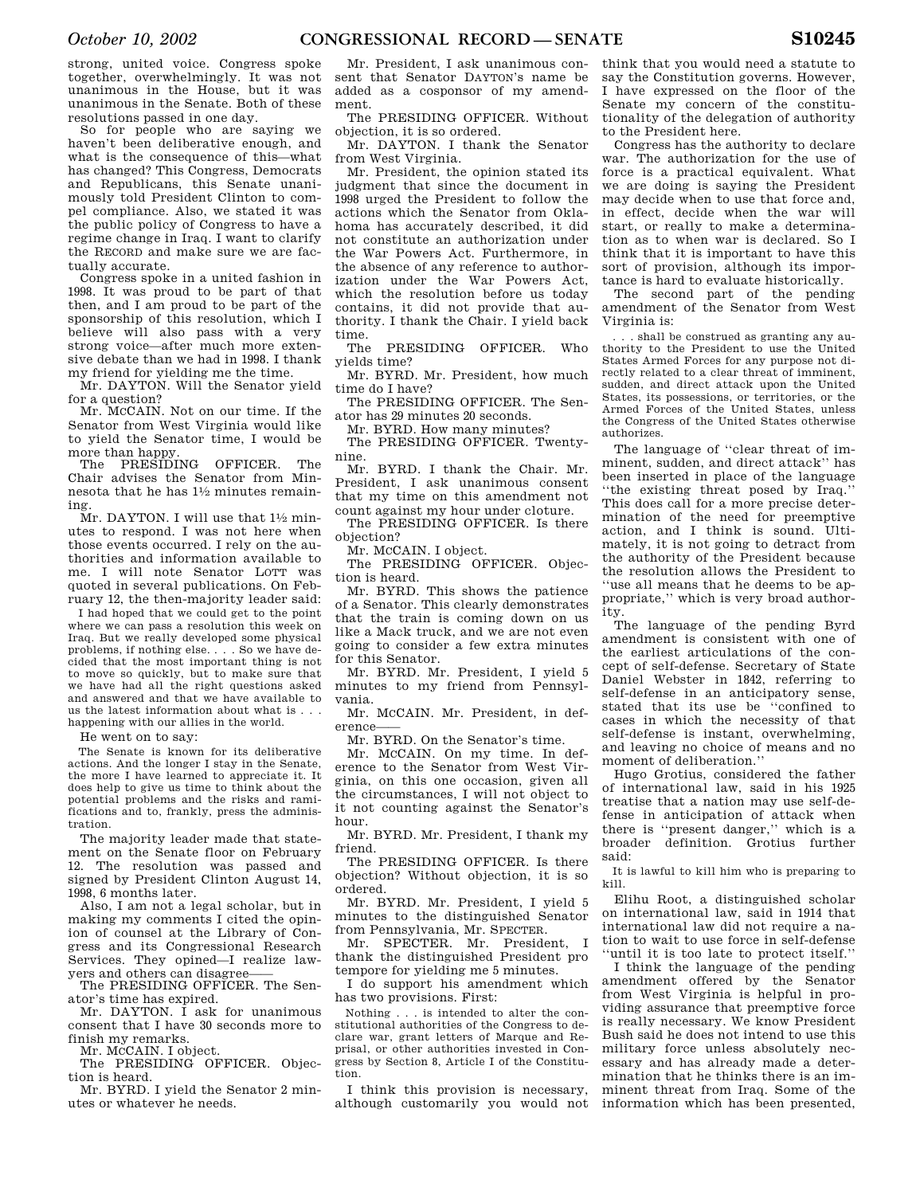strong, united voice. Congress spoke together, overwhelmingly. It was not unanimous in the House, but it was unanimous in the Senate. Both of these resolutions passed in one day.

So for people who are saying we haven't been deliberative enough, and what is the consequence of this—what has changed? This Congress, Democrats and Republicans, this Senate unanimously told President Clinton to compel compliance. Also, we stated it was the public policy of Congress to have a regime change in Iraq. I want to clarify the RECORD and make sure we are factually accurate.

Congress spoke in a united fashion in 1998. It was proud to be part of that then, and I am proud to be part of the sponsorship of this resolution, which I believe will also pass with a very strong voice—after much more extensive debate than we had in 1998. I thank my friend for yielding me the time.

Mr. DAYTON. Will the Senator yield for a question?

Mr. MCCAIN. Not on our time. If the Senator from West Virginia would like to yield the Senator time, I would be more than happy.

The PRESIDING OFFICER. The Chair advises the Senator from Minnesota that he has 1½ minutes remaining.

Mr. DAYTON. I will use that 1½ minutes to respond. I was not here when those events occurred. I rely on the authorities and information available to me. I will note Senator LOTT was quoted in several publications. On February 12, the then-majority leader said:

> I had hoped that we could get to the point where we can pass a resolution this week on Iraq. But we really developed some physical problems, if nothing else. . . . So we have decided that the most important thing is not to move so quickly, but to make sure that we have had all the right questions asked and answered and that we have available to us the latest information about what is . . . happening with our allies in the world.

He went on to say:

> The Senate is known for its deliberative actions. And the longer I stay in the Senate, the more I have learned to appreciate it. It does help to give us time to think about the potential problems and the risks and ramifications and to, frankly, press the administration.

The majority leader made that statement on the Senate floor on February 12. The resolution was passed and signed by President Clinton August 14, 1998, 6 months later.

Also, I am not a legal scholar, but in making my comments I cited the opinion of counsel at the Library of Congress and its Congressional Research Services. They opined—I realize lawyers and others can disagree——

The PRESIDING OFFICER. The Senator's time has expired.

Mr. DAYTON. I ask for unanimous consent that I have 30 seconds more to finish my remarks.

Mr. MCCAIN. I object.

The PRESIDING OFFICER. Objection is heard.

Mr. BYRD. I yield the Senator 2 minutes or whatever he needs.

Mr. President, I ask unanimous consent that Senator DAYTON's name be added as a cosponsor of my amendment.

The PRESIDING OFFICER. Without objection, it is so ordered.

Mr. DAYTON. I thank the Senator from West Virginia.

Mr. President, the opinion stated its judgment that since the document in 1998 urged the President to follow the actions which the Senator from Oklahoma has accurately described, it did not constitute an authorization under the War Powers Act. Furthermore, in the absence of any reference to authorization under the War Powers Act, which the resolution before us today contains, it did not provide that authority. I thank the Chair. I yield back time.

The PRESIDING OFFICER. Who yields time?

Mr. BYRD. Mr. President, how much time do I have?

The PRESIDING OFFICER. The Senator has 29 minutes 20 seconds.

Mr. BYRD. How many minutes?

The PRESIDING OFFICER. Twenty-nine.

Mr. BYRD. I thank the Chair. Mr. President, I ask unanimous consent that my time on this amendment not count against my hour under cloture.

The PRESIDING OFFICER. Is there objection?

Mr. MCCAIN. I object.

The PRESIDING OFFICER. Objection is heard.

Mr. BYRD. This shows the patience of a Senator. This clearly demonstrates that the train is coming down on us like a Mack truck, and we are not even going to consider a few extra minutes for this Senator.

Mr. BYRD. Mr. President, I yield 5 minutes to my friend from Pennsylvania.

Mr. MCCAIN. Mr. President, in deference——

Mr. BYRD. On the Senator's time.

Mr. MCCAIN. On my time. In deference to the Senator from West Virginia, on this one occasion, given all the circumstances, I will not object to it not counting against the Senator's hour.

Mr. BYRD. Mr. President, I thank my friend.

The PRESIDING OFFICER. Is there objection? Without objection, it is so ordered.

Mr. BYRD. Mr. President, I yield 5 minutes to the distinguished Senator from Pennsylvania, Mr. SPECTER.

Mr. SPECTER. Mr. President, I thank the distinguished President pro tempore for yielding me 5 minutes.

I do support his amendment which has two provisions. First:

> Nothing . . . is intended to alter the constitutional authorities of the Congress to declare war, grant letters of Marque and Reprisal, or other authorities invested in Congress by Section 8, Article I of the Constitution.

I think this provision is necessary, although customarily you would not think that you would need a statute to say the Constitution governs. However, I have expressed on the floor of the Senate my concern of the constitutionality of the delegation of authority to the President here.

Congress has the authority to declare war. The authorization for the use of force is a practical equivalent. What we are doing is saying the President may decide when to use that force and, in effect, decide when the war will start, or really to make a determination as to when war is declared. So I think that it is important to have this sort of provision, although its importance is hard to evaluate historically.

The second part of the pending amendment of the Senator from West Virginia is:

> . . . shall be construed as granting any authority to the President to use the United States Armed Forces for any purpose not directly related to a clear threat of imminent, sudden, and direct attack upon the United States, its possessions, or territories, or the Armed Forces of the United States, unless the Congress of the United States otherwise authorizes.

The language of "clear threat of imminent, sudden, and direct attack" has been inserted in place of the language "the existing threat posed by Iraq." This does call for a more precise determination of the need for preemptive action, and I think is sound. Ultimately, it is not going to detract from the authority of the President because the resolution allows the President to "use all means that he deems to be appropriate," which is very broad authority.

The language of the pending Byrd amendment is consistent with one of the earliest articulations of the concept of self-defense. Secretary of State Daniel Webster in 1842, referring to self-defense in an anticipatory sense, stated that its use be "confined to cases in which the necessity of that self-defense is instant, overwhelming, and leaving no choice of means and no moment of deliberation."

Hugo Grotius, considered the father of international law, said in his 1925 treatise that a nation may use self-defense in anticipation of attack when there is "present danger," which is a broader definition. Grotius further said:

> It is lawful to kill him who is preparing to kill.

Elihu Root, a distinguished scholar on international law, said in 1914 that international law did not require a nation to wait to use force in self-defense "until it is too late to protect itself."

I think the language of the pending amendment offered by the Senator from West Virginia is helpful in providing assurance that preemptive force is really necessary. We know President Bush said he does not intend to use this military force unless absolutely necessary and has already made a determination that he thinks there is an imminent threat from Iraq. Some of the information which has been presented,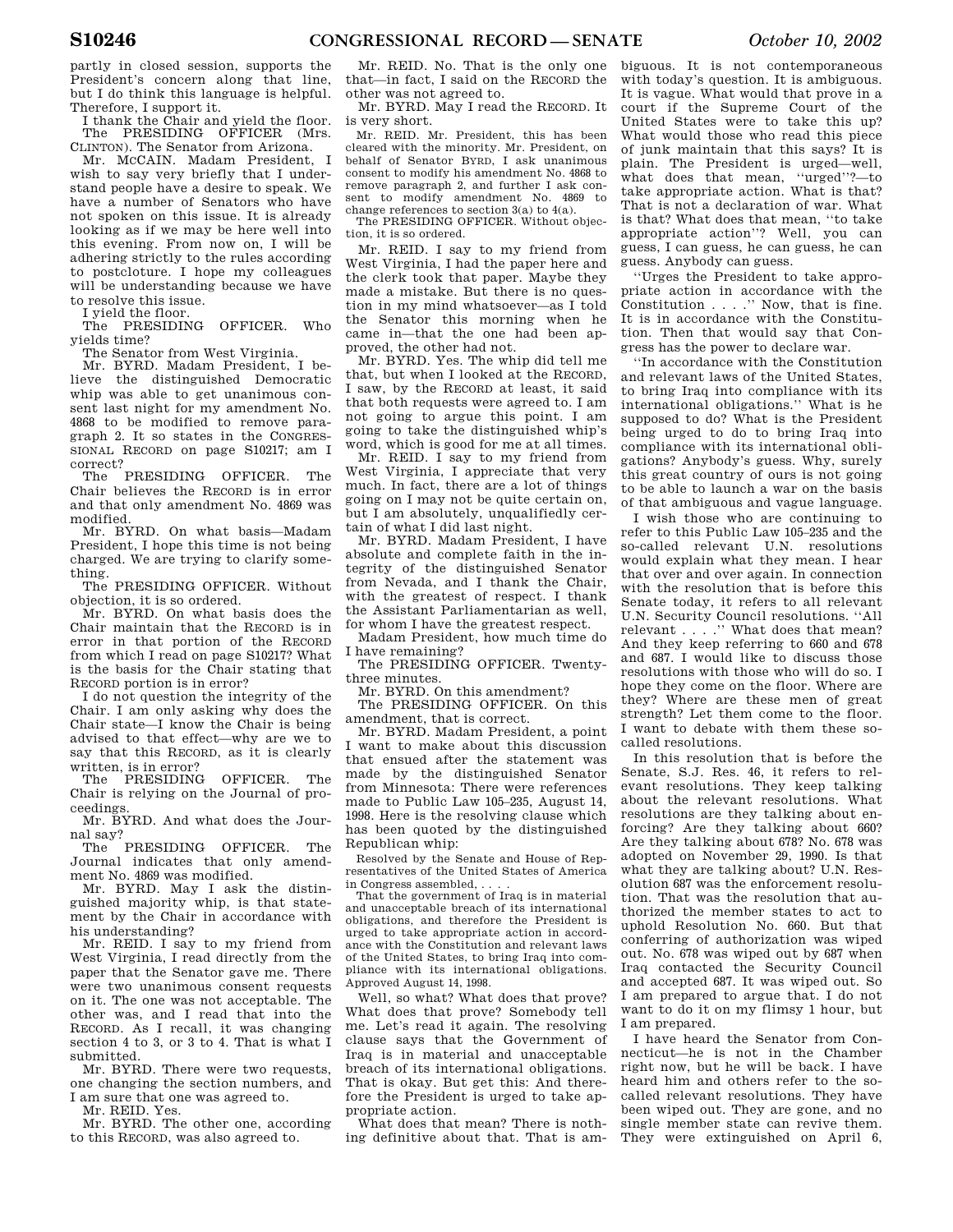partly in closed session, supports the President's concern along that line, but I do think this language is helpful. Therefore, I support it.

I thank the Chair and yield the floor.

The PRESIDING OFFICER (Mrs. CLINTON). The Senator from Arizona.

Mr. McCAIN. Madam President, I wish to say very briefly that I understand people have a desire to speak. We have a number of Senators who have not spoken on this issue. It is already looking as if we may be here well into this evening. From now on, I will be adhering strictly to the rules according to postcloture. I hope my colleagues will be understanding because we have to resolve this issue.

I yield the floor.

The PRESIDING OFFICER. Who yields time?

The Senator from West Virginia.

Mr. BYRD. Madam President, I believe the distinguished Democratic whip was able to get unanimous consent last night for my amendment No. 4868 to be modified to remove paragraph 2. It so states in the CONGRESSIONAL RECORD on page S10217; am I correct?

The PRESIDING OFFICER. The Chair believes the RECORD is in error and that only amendment No. 4869 was modified.

Mr. BYRD. On what basis—Madam President, I hope this time is not being charged. We are trying to clarify something.

The PRESIDING OFFICER. Without objection, it is so ordered.

Mr. BYRD. On what basis does the Chair maintain that the RECORD is in error in that portion of the RECORD from which I read on page S10217? What is the basis for the Chair stating that RECORD portion is in error?

I do not question the integrity of the Chair. I am only asking why does the Chair state—I know the Chair is being advised to that effect—why are we to say that this RECORD, as it is clearly written, is in error?

The PRESIDING OFFICER. The Chair is relying on the Journal of proceedings.

Mr. BYRD. And what does the Journal say?

The PRESIDING OFFICER. The Journal indicates that only amendment No. 4869 was modified.

Mr. BYRD. May I ask the distinguished majority whip, is that statement by the Chair in accordance with his understanding?

Mr. REID. I say to my friend from West Virginia, I read directly from the paper that the Senator gave me. There were two unanimous consent requests on it. The one was not acceptable. The other was, and I read that into the RECORD. As I recall, it was changing section 4 to 3, or 3 to 4. That is what I submitted.

Mr. BYRD. There were two requests, one changing the section numbers, and I am sure that one was agreed to.

Mr. REID. Yes.

Mr. BYRD. The other one, according to this RECORD, was also agreed to.

Mr. REID. No. That is the only one that—in fact, I said on the RECORD the other was not agreed to.

Mr. BYRD. May I read the RECORD. It is very short.

Mr. REID. Mr. President, this has been cleared with the minority. Mr. President, on behalf of Senator BYRD, I ask unanimous consent to modify his amendment No. 4868 to remove paragraph 2, and further I ask consent to modify amendment No. 4869 to change references to section 3(a) to 4(a).

The PRESIDING OFFICER. Without objection, it is so ordered.

Mr. REID. I say to my friend from West Virginia, I had the paper here and the clerk took that paper. Maybe they made a mistake. But there is no question in my mind whatsoever—as I told the Senator this morning when he came in—that the one had been approved, the other had not.

Mr. BYRD. Yes. The whip did tell me that, but when I looked at the RECORD, I saw, by the RECORD at least, it said that both requests were agreed to. I am not going to argue this point. I am going to take the distinguished whip's word, which is good for me at all times.

Mr. REID. I say to my friend from West Virginia, I appreciate that very much. In fact, there are a lot of things going on I may not be quite certain on, but I am absolutely, unqualifiedly certain of what I did last night.

Mr. BYRD. Madam President, I have absolute and complete faith in the integrity of the distinguished Senator from Nevada, and I thank the Chair, with the greatest of respect. I thank the Assistant Parliamentarian as well, for whom I have the greatest respect.

Madam President, how much time do I have remaining?

The PRESIDING OFFICER. Twenty-three minutes.

Mr. BYRD. On this amendment?

The PRESIDING OFFICER. On this amendment, that is correct.

Mr. BYRD. Madam President, a point I want to make about this discussion that ensued after the statement was made by the distinguished Senator from Minnesota: There were references made to Public Law 105–235, August 14, 1998. Here is the resolving clause which has been quoted by the distinguished Republican whip:

> Resolved by the Senate and House of Representatives of the United States of America in Congress assembled, . . . .
>
> That the government of Iraq is in material and unacceptable breach of its international obligations, and therefore the President is urged to take appropriate action in accordance with the Constitution and relevant laws of the United States, to bring Iraq into compliance with its international obligations. Approved August 14, 1998.

Well, so what? What does that prove? What does that prove? Somebody tell me. Let's read it again. The resolving clause says that the Government of Iraq is in material and unacceptable breach of its international obligations. That is okay. But get this: And therefore the President is urged to take appropriate action.

What does that mean? There is nothing definitive about that. That is ambiguous. It is not contemporaneous with today's question. It is ambiguous. It is vague. What would that prove in a court if the Supreme Court of the United States were to take this up? What would those who read this piece of junk maintain that this says? It is plain. The President is urged—well, what does that mean, "urged"?—to take appropriate action. What is that? That is not a declaration of war. What is that? What does that mean, "to take appropriate action"? Well, you can guess, I can guess, he can guess, he can guess. Anybody can guess.

"Urges the President to take appropriate action in accordance with the Constitution . . . ." Now, that is fine. It is in accordance with the Constitution. Then that would say that Congress has the power to declare war.

"In accordance with the Constitution and relevant laws of the United States, to bring Iraq into compliance with its international obligations." What is he supposed to do? What is the President being urged to do to bring Iraq into compliance with its international obligations? Anybody's guess. Why, surely this great country of ours is not going to be able to launch a war on the basis of that ambiguous and vague language.

I wish those who are continuing to refer to this Public Law 105–235 and the so-called relevant U.N. resolutions would explain what they mean. I hear that over and over again. In connection with the resolution that is before this Senate today, it refers to all relevant U.N. Security Council resolutions. "All relevant . . . ." What does that mean? And they keep referring to 660 and 678 and 687. I would like to discuss those resolutions with those who will do so. I hope they come on the floor. Where are they? Where are these men of great strength? Let them come to the floor. I want to debate with them these so-called resolutions.

In this resolution that is before the Senate, S.J. Res. 46, it refers to relevant resolutions. They keep talking about the relevant resolutions. What resolutions are they talking about enforcing? Are they talking about 660? Are they talking about 678? No. 678 was adopted on November 29, 1990. Is that what they are talking about? U.N. Resolution 687 was the enforcement resolution. That was the resolution that authorized the member states to act to uphold Resolution No. 660. But that conferring of authorization was wiped out. No. 678 was wiped out by 687 when Iraq contacted the Security Council and accepted 687. It was wiped out. So I am prepared to argue that. I do not want to do it on my flimsy 1 hour, but I am prepared.

I have heard the Senator from Connecticut—he is not in the Chamber right now, but he will be back. I have heard him and others refer to the so-called relevant resolutions. They have been wiped out. They are gone, and no single member state can revive them. They were extinguished on April 6,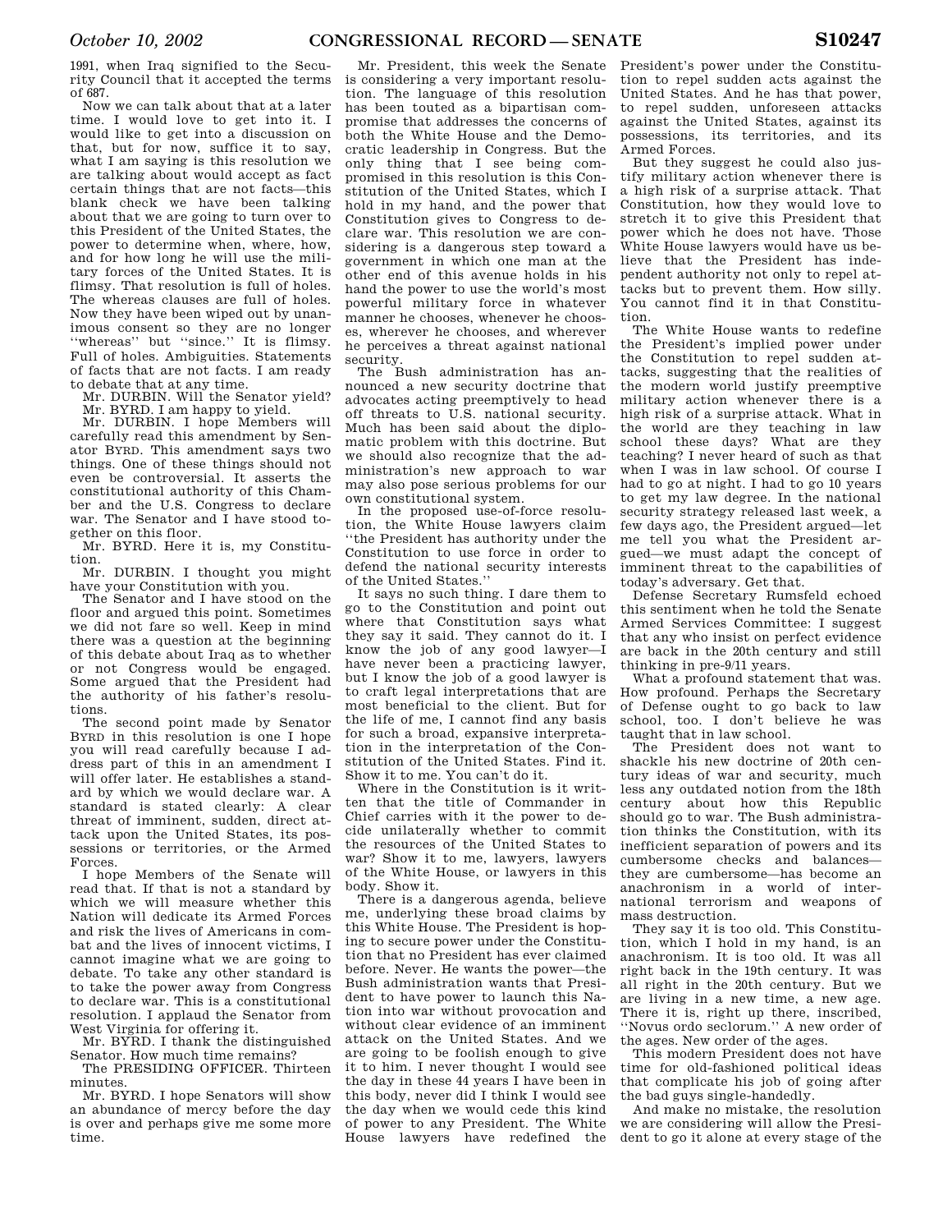1991, when Iraq signified to the Security Council that it accepted the terms of 687.

Now we can talk about that at a later time. I would love to get into it. I would like to get into a discussion on that, but for now, suffice it to say, what I am saying is this resolution we are talking about would accept as fact certain things that are not facts—this blank check we have been talking about that we are going to turn over to this President of the United States, the power to determine when, where, how, and for how long he will use the military forces of the United States. It is flimsy. That resolution is full of holes. The whereas clauses are full of holes. Now they have been wiped out by unanimous consent so they are no longer ''whereas'' but ''since.'' It is flimsy. Full of holes. Ambiguities. Statements of facts that are not facts. I am ready to debate that at any time.

Mr. DURBIN. Will the Senator yield?

Mr. BYRD. I am happy to yield.

Mr. DURBIN. I hope Members will carefully read this amendment by Senator BYRD. This amendment says two things. One of these things should not even be controversial. It asserts the constitutional authority of this Chamber and the U.S. Congress to declare war. The Senator and I have stood together on this floor.

Mr. BYRD. Here it is, my Constitution.

Mr. DURBIN. I thought you might have your Constitution with you.

The Senator and I have stood on the floor and argued this point. Sometimes we did not fare so well. Keep in mind there was a question at the beginning of this debate about Iraq as to whether or not Congress would be engaged. Some argued that the President had the authority of his father's resolutions.

The second point made by Senator BYRD in this resolution is one I hope you will read carefully because I address part of this in an amendment I will offer later. He establishes a standard by which we would declare war. A standard is stated clearly: A clear threat of imminent, sudden, direct attack upon the United States, its possessions or territories, or the Armed Forces.

I hope Members of the Senate will read that. If that is not a standard by which we will measure whether this Nation will dedicate its Armed Forces and risk the lives of Americans in combat and the lives of innocent victims, I cannot imagine what we are going to debate. To take any other standard is to take the power away from Congress to declare war. This is a constitutional resolution. I applaud the Senator from West Virginia for offering it.

Mr. BYRD. I thank the distinguished Senator. How much time remains?

The PRESIDING OFFICER. Thirteen minutes.

Mr. BYRD. I hope Senators will show an abundance of mercy before the day is over and perhaps give me some more time.

Mr. President, this week the Senate is considering a very important resolution. The language of this resolution has been touted as a bipartisan compromise that addresses the concerns of both the White House and the Democratic leadership in Congress. But the only thing that I see being compromised in this resolution is this Constitution of the United States, which I hold in my hand, and the power that Constitution gives to Congress to declare war. This resolution we are considering is a dangerous step toward a government in which one man at the other end of this avenue holds in his hand the power to use the world's most powerful military force in whatever manner he chooses, whenever he chooses, wherever he chooses, and wherever he perceives a threat against national security.

The Bush administration has announced a new security doctrine that advocates acting preemptively to head off threats to U.S. national security. Much has been said about the diplomatic problem with this doctrine. But we should also recognize that the administration's new approach to war may also pose serious problems for our own constitutional system.

In the proposed use-of-force resolution, the White House lawyers claim ''the President has authority under the Constitution to use force in order to defend the national security interests of the United States.''

It says no such thing. I dare them to go to the Constitution and point out where that Constitution says what they say it said. They cannot do it. I know the job of any good lawyer—I have never been a practicing lawyer, but I know the job of a good lawyer is to craft legal interpretations that are most beneficial to the client. But for the life of me, I cannot find any basis for such a broad, expansive interpretation in the interpretation of the Constitution of the United States. Find it. Show it to me. You can't do it.

Where in the Constitution is it written that the title of Commander in Chief carries with it the power to decide unilaterally whether to commit the resources of the United States to war? Show it to me, lawyers, lawyers of the White House, or lawyers in this body. Show it.

There is a dangerous agenda, believe me, underlying these broad claims by this White House. The President is hoping to secure power under the Constitution that no President has ever claimed before. Never. He wants the power—the Bush administration wants that President to have power to launch this Nation into war without provocation and without clear evidence of an imminent attack on the United States. And we are going to be foolish enough to give it to him. I never thought I would see the day in these 44 years I have been in this body, never did I think I would see the day when we would cede this kind of power to any President. The White House lawyers have redefined the President's power under the Constitution to repel sudden acts against the United States. And he has that power, to repel sudden, unforeseen attacks against the United States, against its possessions, its territories, and its Armed Forces.

But they suggest he could also justify military action whenever there is a high risk of a surprise attack. That Constitution, how they would love to stretch it to give this President that power which he does not have. Those White House lawyers would have us believe that the President has independent authority not only to repel attacks but to prevent them. How silly. You cannot find it in that Constitution.

The White House wants to redefine the President's implied power under the Constitution to repel sudden attacks, suggesting that the realities of the modern world justify preemptive military action whenever there is a high risk of a surprise attack. What in the world are they teaching in law school these days? What are they teaching? I never heard of such as that when I was in law school. Of course I had to go at night. I had to go 10 years to get my law degree. In the national security strategy released last week, a few days ago, the President argued—let me tell you what the President argued—we must adapt the concept of imminent threat to the capabilities of today's adversary. Get that.

Defense Secretary Rumsfeld echoed this sentiment when he told the Senate Armed Services Committee: I suggest that any who insist on perfect evidence are back in the 20th century and still thinking in pre-9/11 years.

What a profound statement that was. How profound. Perhaps the Secretary of Defense ought to go back to law school, too. I don't believe he was taught that in law school.

The President does not want to shackle his new doctrine of 20th century ideas of war and security, much less any outdated notion from the 18th century about how this Republic should go to war. The Bush administration thinks the Constitution, with its inefficient separation of powers and its cumbersome checks and balances—they are cumbersome—has become an anachronism in a world of international terrorism and weapons of mass destruction.

They say it is too old. This Constitution, which I hold in my hand, is an anachronism. It is too old. It was all right back in the 19th century. It was all right in the 20th century. But we are living in a new time, a new age. There it is, right up there, inscribed, ''Novus ordo seclorum.'' A new order of the ages. New order of the ages.

This modern President does not have time for old-fashioned political ideas that complicate his job of going after the bad guys single-handedly.

And make no mistake, the resolution we are considering will allow the President to go it alone at every stage of the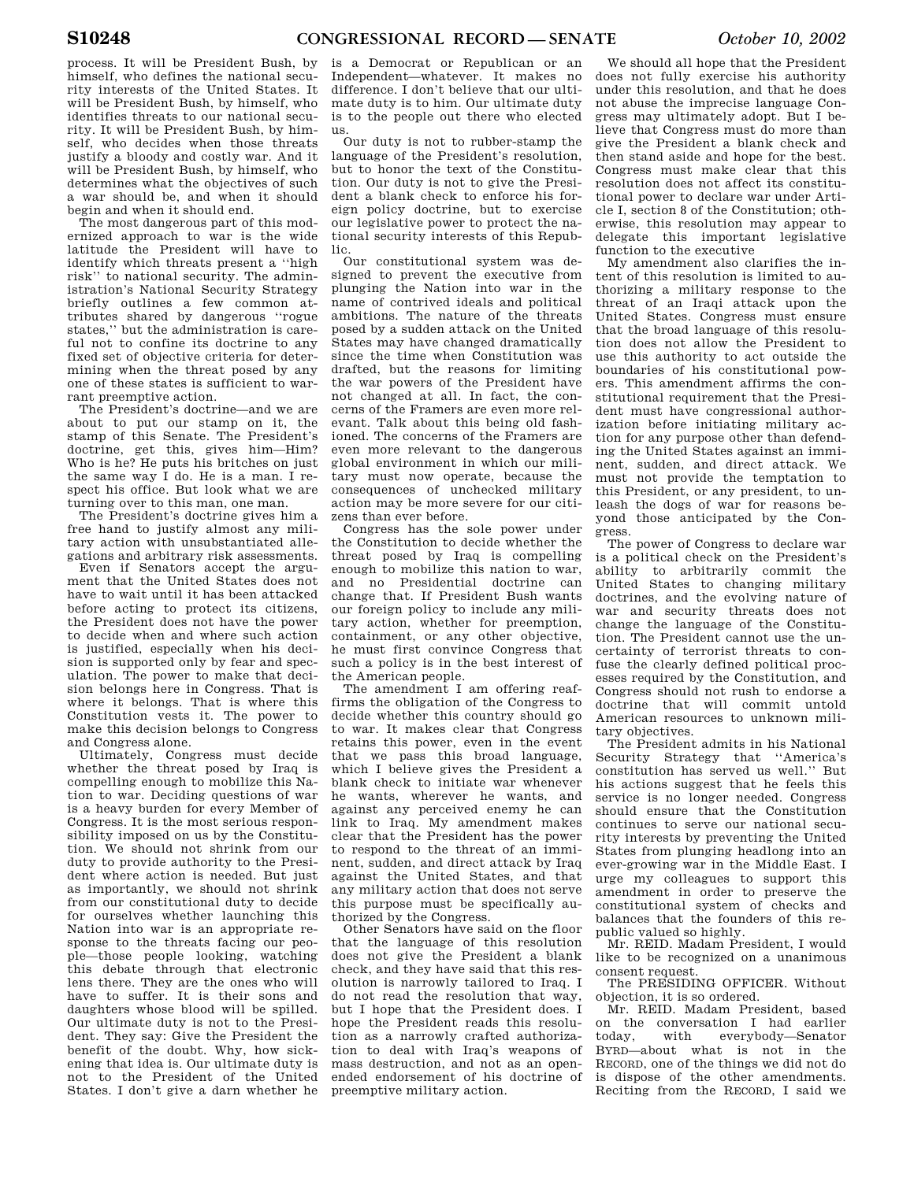process. It will be President Bush, by himself, who defines the national security interests of the United States. It will be President Bush, by himself, who identifies threats to our national security. It will be President Bush, by himself, who decides when those threats justify a bloody and costly war. And it will be President Bush, by himself, who determines what the objectives of such a war should be, and when it should begin and when it should end.

The most dangerous part of this modernized approach to war is the wide latitude the President will have to identify which threats present a ''high risk'' to national security. The administration's National Security Strategy briefly outlines a few common attributes shared by dangerous ''rogue states,'' but the administration is careful not to confine its doctrine to any fixed set of objective criteria for determining when the threat posed by any one of these states is sufficient to warrant preemptive action.

The President's doctrine—and we are about to put our stamp on it, the stamp of this Senate. The President's doctrine, get this, gives him—Him? Who is he? He puts his britches on just the same way I do. He is a man. I respect his office. But look what we are turning over to this man, one man.

The President's doctrine gives him a free hand to justify almost any military action with unsubstantiated allegations and arbitrary risk assessments.

Even if Senators accept the argument that the United States does not have to wait until it has been attacked before acting to protect its citizens, the President does not have the power to decide when and where such action is justified, especially when his decision is supported only by fear and speculation. The power to make that decision belongs here in Congress. That is where it belongs. That is where this Constitution vests it. The power to make this decision belongs to Congress and Congress alone.

Ultimately, Congress must decide whether the threat posed by Iraq is compelling enough to mobilize this Nation to war. Deciding questions of war is a heavy burden for every Member of Congress. It is the most serious responsibility imposed on us by the Constitution. We should not shrink from our duty to provide authority to the President where action is needed. But just as importantly, we should not shrink from our constitutional duty to decide for ourselves whether launching this Nation into war is an appropriate response to the threats facing our people—those people looking, watching this debate through that electronic lens there. They are the ones who will have to suffer. It is their sons and daughters whose blood will be spilled. Our ultimate duty is not to the President. They say: Give the President the benefit of the doubt. Why, how sickening that idea is. Our ultimate duty is not to the President of the United States. I don't give a darn whether he is a Democrat or Republican or an Independent—whatever. It makes no difference. I don't believe that our ultimate duty is to him. Our ultimate duty is to the people out there who elected us.

Our duty is not to rubber-stamp the language of the President's resolution, but to honor the text of the Constitution. Our duty is not to give the President a blank check to enforce his foreign policy doctrine, but to exercise our legislative power to protect the national security interests of this Republic.

Our constitutional system was designed to prevent the executive from plunging the Nation into war in the name of contrived ideals and political ambitions. The nature of the threats posed by a sudden attack on the United States may have changed dramatically since the time when Constitution was drafted, but the reasons for limiting the war powers of the President have not changed at all. In fact, the concerns of the Framers are even more relevant. Talk about this being old fashioned. The concerns of the Framers are even more relevant to the dangerous global environment in which our military must now operate, because the consequences of unchecked military action may be more severe for our citizens than ever before.

Congress has the sole power under the Constitution to decide whether the threat posed by Iraq is compelling enough to mobilize this nation to war, and no Presidential doctrine can change that. If President Bush wants our foreign policy to include any military action, whether for preemption, containment, or any other objective, he must first convince Congress that such a policy is in the best interest of the American people.

The amendment I am offering reaffirms the obligation of the Congress to decide whether this country should go to war. It makes clear that Congress retains this power, even in the event that we pass this broad language, which I believe gives the President a blank check to initiate war whenever he wants, wherever he wants, and against any perceived enemy he can link to Iraq. My amendment makes clear that the President has the power to respond to the threat of an imminent, sudden, and direct attack by Iraq against the United States, and that any military action that does not serve this purpose must be specifically authorized by the Congress.

Other Senators have said on the floor that the language of this resolution does not give the President a blank check, and they have said that this resolution is narrowly tailored to Iraq. I do not read the resolution that way, but I hope that the President does. I hope the President reads this resolution as a narrowly crafted authorization to deal with Iraq's weapons of mass destruction, and not as an open-ended endorsement of his doctrine of preemptive military action.

We should all hope that the President does not fully exercise his authority under this resolution, and that he does not abuse the imprecise language Congress may ultimately adopt. But I believe that Congress must do more than give the President a blank check and then stand aside and hope for the best. Congress must make clear that this resolution does not affect its constitutional power to declare war under Article I, section 8 of the Constitution; otherwise, this resolution may appear to delegate this important legislative function to the executive

My amendment also clarifies the intent of this resolution is limited to authorizing a military response to the threat of an Iraqi attack upon the United States. Congress must ensure that the broad language of this resolution does not allow the President to use this authority to act outside the boundaries of his constitutional powers. This amendment affirms the constitutional requirement that the President must have congressional authorization before initiating military action for any purpose other than defending the United States against an imminent, sudden, and direct attack. We must not provide the temptation to this President, or any president, to unleash the dogs of war for reasons beyond those anticipated by the Congress.

The power of Congress to declare war is a political check on the President's ability to arbitrarily commit the United States to changing military doctrines, and the evolving nature of war and security threats does not change the language of the Constitution. The President cannot use the uncertainty of terrorist threats to confuse the clearly defined political processes required by the Constitution, and Congress should not rush to endorse a doctrine that will commit untold American resources to unknown military objectives.

The President admits in his National Security Strategy that ''America's constitution has served us well.'' But his actions suggest that he feels this service is no longer needed. Congress should ensure that the Constitution continues to serve our national security interests by preventing the United States from plunging headlong into an ever-growing war in the Middle East. I urge my colleagues to support this amendment in order to preserve the constitutional system of checks and balances that the founders of this republic valued so highly.

Mr. REID. Madam President, I would like to be recognized on a unanimous consent request.

The PRESIDING OFFICER. Without objection, it is so ordered.

Mr. REID. Madam President, based on the conversation I had earlier today, with everybody—Senator BYRD—about what is not in the RECORD, one of the things we did not do is dispose of the other amendments. Reciting from the RECORD, I said we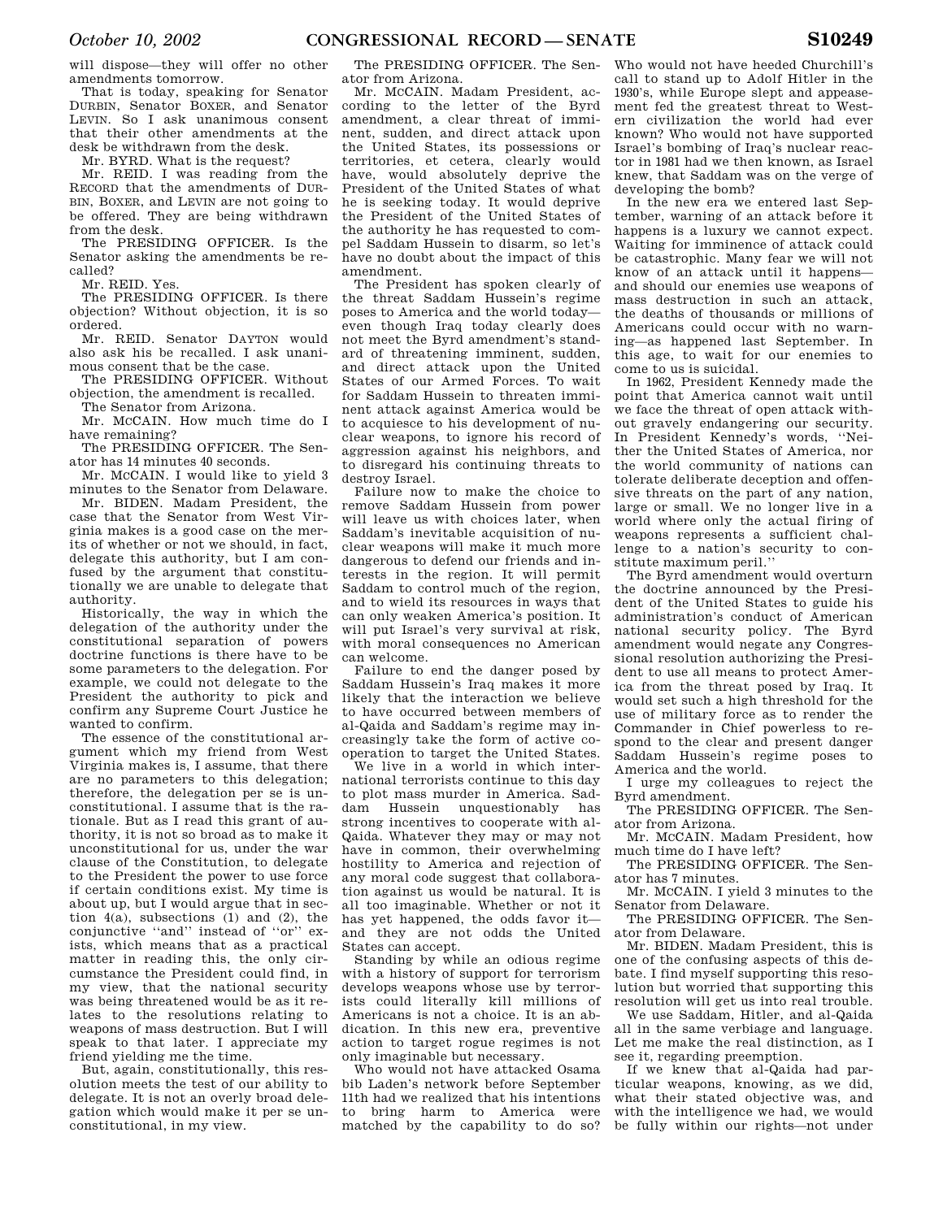will dispose—they will offer no other amendments tomorrow.

That is today, speaking for Senator DURBIN, Senator BOXER, and Senator LEVIN. So I ask unanimous consent that their other amendments at the desk be withdrawn from the desk.

Mr. BYRD. What is the request?

Mr. REID. I was reading from the RECORD that the amendments of DURBIN, BOXER, and LEVIN are not going to be offered. They are being withdrawn from the desk.

The PRESIDING OFFICER. Is the Senator asking the amendments be recalled?

Mr. REID. Yes.

The PRESIDING OFFICER. Is there objection? Without objection, it is so ordered.

Mr. REID. Senator DAYTON would also ask his be recalled. I ask unanimous consent that be the case.

The PRESIDING OFFICER. Without objection, the amendment is recalled.

The Senator from Arizona.

Mr. MCCAIN. How much time do I have remaining?

The PRESIDING OFFICER. The Senator has 14 minutes 40 seconds.

Mr. MCCAIN. I would like to yield 3 minutes to the Senator from Delaware.

Mr. BIDEN. Madam President, the case that the Senator from West Virginia makes is a good case on the merits of whether or not we should, in fact, delegate this authority, but I am confused by the argument that constitutionally we are unable to delegate that authority.

Historically, the way in which the delegation of the authority under the constitutional separation of powers doctrine functions is there have to be some parameters to the delegation. For example, we could not delegate to the President the authority to pick and confirm any Supreme Court Justice he wanted to confirm.

The essence of the constitutional argument which my friend from West Virginia makes is, I assume, that there are no parameters to this delegation; therefore, the delegation per se is unconstitutional. I assume that is the rationale. But as I read this grant of authority, it is not so broad as to make it unconstitutional for us, under the war clause of the Constitution, to delegate to the President the power to use force if certain conditions exist. My time is about up, but I would argue that in section 4(a), subsections (1) and (2), the conjunctive "and" instead of "or" exists, which means that as a practical matter in reading this, the only circumstance the President could find, in my view, that the national security was being threatened would be as it relates to the resolutions relating to weapons of mass destruction. But I will speak to that later. I appreciate my friend yielding me the time.

But, again, constitutionally, this resolution meets the test of our ability to delegate. It is not an overly broad delegation which would make it per se unconstitutional, in my view.

The PRESIDING OFFICER. The Senator from Arizona.

Mr. MCCAIN. Madam President, according to the letter of the Byrd amendment, a clear threat of imminent, sudden, and direct attack upon the United States, its possessions or territories, et cetera, clearly would have, would absolutely deprive the President of the United States of what he is seeking today. It would deprive the President of the United States of the authority he has requested to compel Saddam Hussein to disarm, so let's have no doubt about the impact of this amendment.

The President has spoken clearly of the threat Saddam Hussein's regime poses to America and the world today—even though Iraq today clearly does not meet the Byrd amendment's standard of threatening imminent, sudden, and direct attack upon the United States of our Armed Forces. To wait for Saddam Hussein to threaten imminent attack against America would be to acquiesce to his development of nuclear weapons, to ignore his record of aggression against his neighbors, and to disregard his continuing threats to destroy Israel.

Failure now to make the choice to remove Saddam Hussein from power will leave us with choices later, when Saddam's inevitable acquisition of nuclear weapons will make it much more dangerous to defend our friends and interests in the region. It will permit Saddam to control much of the region, and to wield its resources in ways that can only weaken America's position. It will put Israel's very survival at risk, with moral consequences no American can welcome.

Failure to end the danger posed by Saddam Hussein's Iraq makes it more likely that the interaction we believe to have occurred between members of al-Qaida and Saddam's regime may increasingly take the form of active cooperation to target the United States.

We live in a world in which international terrorists continue to this day to plot mass murder in America. Saddam Hussein unquestionably has strong incentives to cooperate with al-Qaida. Whatever they may or may not have in common, their overwhelming hostility to America and rejection of any moral code suggest that collaboration against us would be natural. It is all too imaginable. Whether or not it has yet happened, the odds favor it—and they are not odds the United States can accept.

Standing by while an odious regime with a history of support for terrorism develops weapons whose use by terrorists could literally kill millions of Americans is not a choice. It is an abdication. In this new era, preventive action to target rogue regimes is not only imaginable but necessary.

Who would not have attacked Osama bib Laden's network before September 11th had we realized that his intentions to bring harm to America were matched by the capability to do so? Who would not have heeded Churchill's call to stand up to Adolf Hitler in the 1930's, while Europe slept and appeasement fed the greatest threat to Western civilization the world had ever known? Who would not have supported Israel's bombing of Iraq's nuclear reactor in 1981 had we then known, as Israel knew, that Saddam was on the verge of developing the bomb?

In the new era we entered last September, warning of an attack before it happens is a luxury we cannot expect. Waiting for imminence of attack could be catastrophic. Many fear we will not know of an attack until it happens—and should our enemies use weapons of mass destruction in such an attack, the deaths of thousands or millions of Americans could occur with no warning—as happened last September. In this age, to wait for our enemies to come to us is suicidal.

In 1962, President Kennedy made the point that America cannot wait until we face the threat of open attack without gravely endangering our security. In President Kennedy's words, "Neither the United States of America, nor the world community of nations can tolerate deliberate deception and offensive threats on the part of any nation, large or small. We no longer live in a world where only the actual firing of weapons represents a sufficient challenge to a nation's security to constitute maximum peril."

The Byrd amendment would overturn the doctrine announced by the President of the United States to guide his administration's conduct of American national security policy. The Byrd amendment would negate any Congressional resolution authorizing the President to use all means to protect America from the threat posed by Iraq. It would set such a high threshold for the use of military force as to render the Commander in Chief powerless to respond to the clear and present danger Saddam Hussein's regime poses to America and the world.

I urge my colleagues to reject the Byrd amendment.

The PRESIDING OFFICER. The Senator from Arizona.

Mr. MCCAIN. Madam President, how much time do I have left?

The PRESIDING OFFICER. The Senator has 7 minutes.

Mr. MCCAIN. I yield 3 minutes to the Senator from Delaware.

The PRESIDING OFFICER. The Senator from Delaware.

Mr. BIDEN. Madam President, this is one of the confusing aspects of this debate. I find myself supporting this resolution but worried that supporting this resolution will get us into real trouble.

We use Saddam, Hitler, and al-Qaida all in the same verbiage and language. Let me make the real distinction, as I see it, regarding preemption.

If we knew that al-Qaida had particular weapons, knowing, as we did, what their stated objective was, and with the intelligence we had, we would be fully within our rights—not under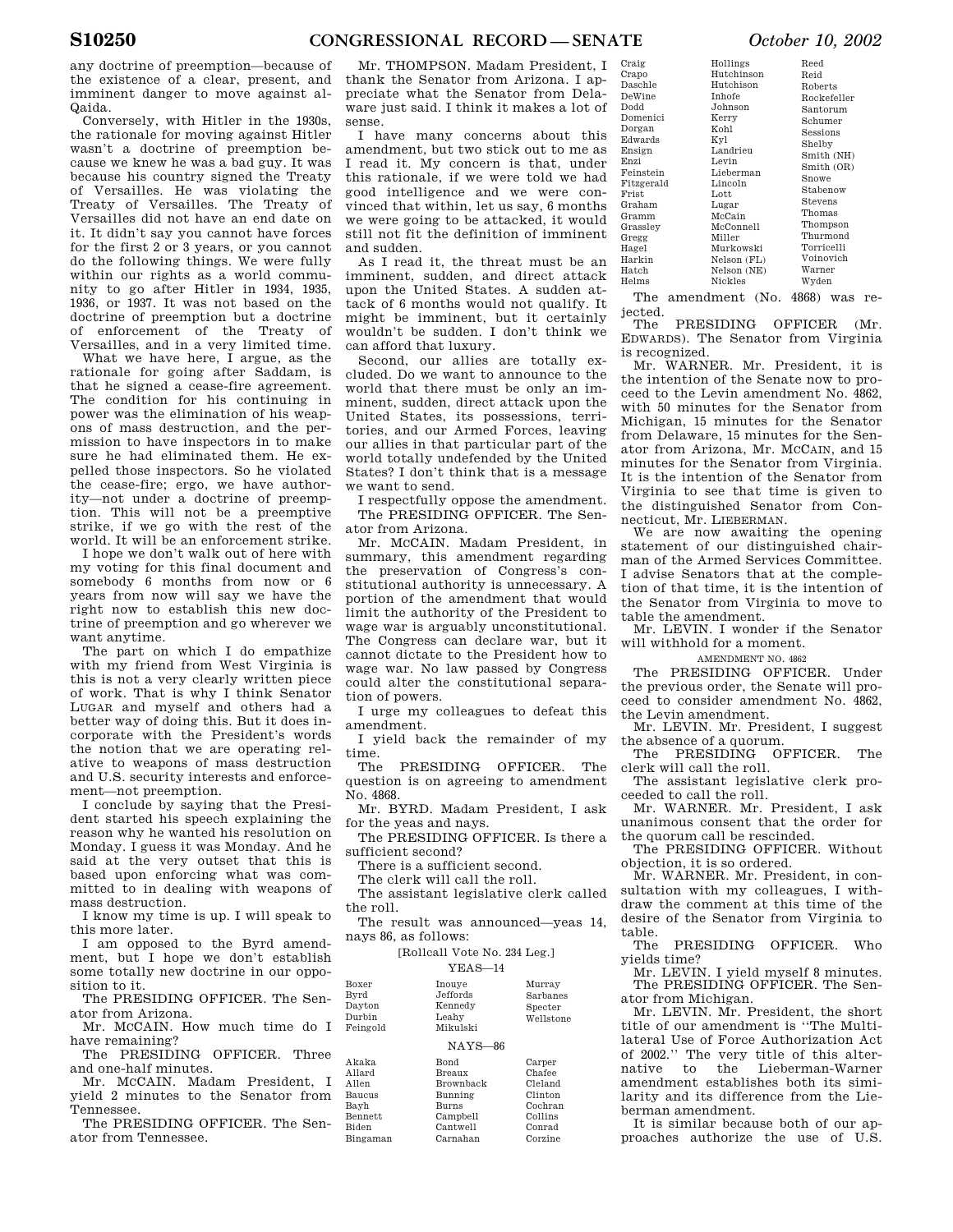any doctrine of preemption—because of the existence of a clear, present, and imminent danger to move against al-Qaida.

Conversely, with Hitler in the 1930s, the rationale for moving against Hitler wasn't a doctrine of preemption because we knew he was a bad guy. It was because his country signed the Treaty of Versailles. He was violating the Treaty of Versailles. The Treaty of Versailles did not have an end date on it. It didn't say you cannot have forces for the first 2 or 3 years, or you cannot do the following things. We were fully within our rights as a world community to go after Hitler in 1934, 1935, 1936, or 1937. It was not based on the doctrine of preemption but a doctrine of enforcement of the Treaty of Versailles, and in a very limited time.

What we have here, I argue, as the rationale for going after Saddam, is that he signed a cease-fire agreement. The condition for his continuing in power was the elimination of his weapons of mass destruction, and the permission to have inspectors in to make sure he had eliminated them. He expelled those inspectors. So he violated the cease-fire; ergo, we have authority—not under a doctrine of preemption. This will not be a preemptive strike, if we go with the rest of the world. It will be an enforcement strike.

I hope we don't walk out of here with my voting for this final document and somebody 6 months from now or 6 years from now will say we have the right now to establish this new doctrine of preemption and go wherever we want anytime.

The part on which I do empathize with my friend from West Virginia is this is not a very clearly written piece of work. That is why I think Senator LUGAR and myself and others had a better way of doing this. But it does incorporate with the President's words the notion that we are operating relative to weapons of mass destruction and U.S. security interests and enforcement—not preemption.

I conclude by saying that the President started his speech explaining the reason why he wanted his resolution on Monday. I guess it was Monday. And he said at the very outset that this is based upon enforcing what was committed to in dealing with weapons of mass destruction.

I know my time is up. I will speak to this more later.

I am opposed to the Byrd amendment, but I hope we don't establish some totally new doctrine in our opposition to it.

The PRESIDING OFFICER. The Senator from Arizona.

Mr. MCCAIN. How much time do I have remaining?

The PRESIDING OFFICER. Three and one-half minutes.

Mr. MCCAIN. Madam President, I yield 2 minutes to the Senator from Tennessee.

The PRESIDING OFFICER. The Senator from Tennessee.

Mr. THOMPSON. Madam President, I thank the Senator from Arizona. I appreciate what the Senator from Delaware just said. I think it makes a lot of sense.

I have many concerns about this amendment, but two stick out to me as I read it. My concern is that, under this rationale, if we were told we had good intelligence and we were convinced that within, let us say, 6 months we were going to be attacked, it would still not fit the definition of imminent and sudden.

As I read it, the threat must be an imminent, sudden, and direct attack upon the United States. A sudden attack of 6 months would not qualify. It might be imminent, but it certainly wouldn't be sudden. I don't think we can afford that luxury.

Second, our allies are totally excluded. Do we want to announce to the world that there must be only an imminent, sudden, direct attack upon the United States, its possessions, territories, and our Armed Forces, leaving our allies in that particular part of the world totally undefended by the United States? I don't think that is a message we want to send.

I respectfully oppose the amendment.

The PRESIDING OFFICER. The Senator from Arizona.

Mr. MCCAIN. Madam President, in summary, this amendment regarding the preservation of Congress's constitutional authority is unnecessary. A portion of the amendment that would limit the authority of the President to wage war is arguably unconstitutional. The Congress can declare war, but it cannot dictate to the President how to wage war. No law passed by Congress could alter the constitutional separation of powers.

I urge my colleagues to defeat this amendment.

I yield back the remainder of my time.

The PRESIDING OFFICER. The question is on agreeing to amendment No. 4868.

Mr. BYRD. Madam President, I ask for the yeas and nays.

The PRESIDING OFFICER. Is there a sufficient second?

There is a sufficient second.

The clerk will call the roll.

The assistant legislative clerk called the roll.

The result was announced—yeas 14, nays 86, as follows:

[Rollcall Vote No. 234 Leg.]

YEAS—14

| | | |
|---|---|---|
| Boxer | Inouye | Murray |
| Byrd | Jeffords | Sarbanes |
| Dayton | Kennedy | Specter |
| Durbin | Leahy | Wellstone |
| Feingold | Mikulski | |

NAYS—86

| | | | | | |
|---|---|---|---|---|---|
| Akaka | Bond | Carper | Craig | Hollings | Reed |
| Allard | Breaux | Chafee | Crapo | Hutchinson | Reid |
| Allen | Brownback | Cleland | Daschle | Hutchison | Roberts |
| Baucus | Bunning | Clinton | DeWine | Inhofe | Rockefeller |
| Bayh | Burns | Cochran | Dodd | Johnson | Santorum |
| Bennett | Campbell | Collins | Domenici | Kerry | Schumer |
| Biden | Cantwell | Conrad | Dorgan | Kohl | Sessions |
| Bingaman | Carnahan | Corzine | Edwards | Kyl | Shelby |
| | | | Ensign | Landrieu | Smith (NH) |
| | | | Enzi | Levin | Smith (OR) |
| | | | Feinstein | Lieberman | Snowe |
| | | | Fitzgerald | Lincoln | Stabenow |
| | | | Frist | Lott | Stevens |
| | | | Graham | Lugar | Thomas |
| | | | Gramm | McCain | Thompson |
| | | | Grassley | McConnell | Thurmond |
| | | | Gregg | Miller | Torricelli |
| | | | Hagel | Murkowski | Voinovich |
| | | | Harkin | Nelson (FL) | Warner |
| | | | Hatch | Nelson (NE) | Wyden |
| | | | Helms | Nickles | |

The amendment (No. 4868) was rejected.

The PRESIDING OFFICER (Mr. EDWARDS). The Senator from Virginia is recognized.

Mr. WARNER. Mr. President, it is the intention of the Senate now to proceed to the Levin amendment No. 4862, with 50 minutes for the Senator from Michigan, 15 minutes for the Senator from Delaware, 15 minutes for the Senator from Arizona, Mr. MCCAIN, and 15 minutes for the Senator from Virginia. It is the intention of the Senator from Virginia to see that time is given to the distinguished Senator from Connecticut, Mr. LIEBERMAN.

We are now awaiting the opening statement of our distinguished chairman of the Armed Services Committee. I advise Senators that at the completion of that time, it is the intention of the Senator from Virginia to move to table the amendment.

Mr. LEVIN. I wonder if the Senator will withhold for a moment.

AMENDMENT NO. 4862

The PRESIDING OFFICER. Under the previous order, the Senate will proceed to consider amendment No. 4862, the Levin amendment.

Mr. LEVIN. Mr. President, I suggest the absence of a quorum.

The PRESIDING OFFICER. The clerk will call the roll.

The assistant legislative clerk proceeded to call the roll.

Mr. WARNER. Mr. President, I ask unanimous consent that the order for the quorum call be rescinded.

The PRESIDING OFFICER. Without objection, it is so ordered.

Mr. WARNER. Mr. President, in consultation with my colleagues, I withdraw the comment at this time of the desire of the Senator from Virginia to table.

The PRESIDING OFFICER. Who yields time?

Mr. LEVIN. I yield myself 8 minutes.

The PRESIDING OFFICER. The Senator from Michigan.

Mr. LEVIN. Mr. President, the short title of our amendment is "The Multilateral Use of Force Authorization Act of 2002." The very title of this alternative to the Lieberman-Warner amendment establishes both its similarity and its difference from the Lieberman amendment.

It is similar because both of our approaches authorize the use of U.S.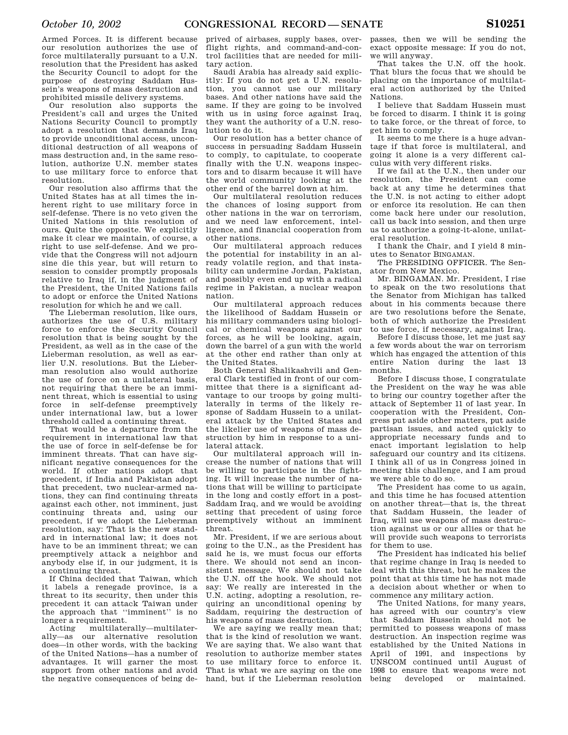Armed Forces. It is different because our resolution authorizes the use of force multilaterally pursuant to a U.N. resolution that the President has asked the Security Council to adopt for the purpose of destroying Saddam Hussein's weapons of mass destruction and prohibited missile delivery systems.

Our resolution also supports the President's call and urges the United Nations Security Council to promptly adopt a resolution that demands Iraq to provide unconditional access, unconditional destruction of all weapons of mass destruction and, in the same resolution, authorize U.N. member states to use military force to enforce that resolution.

Our resolution also affirms that the United States has at all times the inherent right to use military force in self-defense. There is no veto given the United Nations in this resolution of ours. Quite the opposite. We explicitly make it clear we maintain, of course, a right to use self-defense. And we provide that the Congress will not adjourn sine die this year, but will return to session to consider promptly proposals relative to Iraq if, in the judgment of the President, the United Nations fails to adopt or enforce the United Nations resolution for which he and we call.

The Lieberman resolution, like ours, authorizes the use of U.S. military force to enforce the Security Council resolution that is being sought by the President, as well as in the case of the Lieberman resolution, as well as earlier U.N. resolutions. But the Lieberman resolution also would authorize the use of force on a unilateral basis, not requiring that there be an imminent threat, which is essential to using force in self-defense preemptively under international law, but a lower threshold called a continuing threat.

That would be a departure from the requirement in international law that the use of force in self-defense be for imminent threats. That can have significant negative consequences for the world. If other nations adopt that precedent, if India and Pakistan adopt that precedent, two nuclear-armed nations, they can find continuing threats against each other, not imminent, just continuing threats and, using our precedent, if we adopt the Lieberman resolution, say: That is the new standard in international law; it does not have to be an imminent threat; we can preemptively attack a neighbor and anybody else if, in our judgment, it is a continuing threat.

If China decided that Taiwan, which it labels a renegade province, is a threat to its security, then under this precedent it can attack Taiwan under the approach that "imminent" is no longer a requirement.

Acting multilaterally—multilaterally—as our alternative resolution does—in other words, with the backing of the United Nations—has a number of advantages. It will garner the most support from other nations and avoid the negative consequences of being deprived of airbases, supply bases, overflight rights, and command-and-control facilities that are needed for military action.

Saudi Arabia has already said explicitly: If you do not get a U.N. resolution, you cannot use our military bases. And other nations have said the same. If they are going to be involved with us in using force against Iraq, they want the authority of a U.N. resolution to do it.

Our resolution has a better chance of success in persuading Saddam Hussein to comply, to capitulate, to cooperate finally with the U.N. weapons inspectors and to disarm because it will have the world community looking at the other end of the barrel down at him.

Our multilateral resolution reduces the chances of losing support from other nations in the war on terrorism, and we need law enforcement, intelligence, and financial cooperation from other nations.

Our multilateral approach reduces the potential for instability in an already volatile region, and that instability can undermine Jordan, Pakistan, and possibly even end up with a radical regime in Pakistan, a nuclear weapon nation.

Our multilateral approach reduces the likelihood of Saddam Hussein or his military commanders using biological or chemical weapons against our forces, as he will be looking, again, down the barrel of a gun with the world at the other end rather than only at the United States.

Both General Shalikashvili and General Clark testified in front of our committee that there is a significant advantage to our troops by going multilaterally in terms of the likely response of Saddam Hussein to a unilateral attack by the United States and the likelier use of weapons of mass destruction by him in response to a unilateral attack.

Our multilateral approach will increase the number of nations that will be willing to participate in the fighting. It will increase the number of nations that will be willing to participate in the long and costly effort in a post-Saddam Iraq, and we would be avoiding setting that precedent of using force preemptively without an imminent threat.

Mr. President, if we are serious about going to the U.N., as the President has said he is, we must focus our efforts there. We should not send an inconsistent message. We should not take the U.N. off the hook. We should not say: We really are interested in the U.N. acting, adopting a resolution, requiring an unconditional opening by Saddam, requiring the destruction of his weapons of mass destruction.

We are saying we really mean that; that is the kind of resolution we want. We are saying that. We also want that resolution to authorize member states to use military force to enforce it. That is what we are saying on the one hand, but if the Lieberman resolution passes, then we will be sending the exact opposite message: If you do not, we will anyway.

That takes the U.N. off the hook. That blurs the focus that we should be placing on the importance of multilateral action authorized by the United Nations.

I believe that Saddam Hussein must be forced to disarm. I think it is going to take force, or the threat of force, to get him to comply.

It seems to me there is a huge advantage if that force is multilateral, and going it alone is a very different calculus with very different risks.

If we fail at the U.N., then under our resolution, the President can come back at any time he determines that the U.N. is not acting to either adopt or enforce its resolution. He can then come back here under our resolution, call us back into session, and then urge us to authorize a going-it-alone, unilateral resolution.

I thank the Chair, and I yield 8 minutes to Senator BINGAMAN.

The PRESIDING OFFICER. The Senator from New Mexico.

Mr. BINGAMAN. Mr. President, I rise to speak on the two resolutions that the Senator from Michigan has talked about in his comments because there are two resolutions before the Senate, both of which authorize the President to use force, if necessary, against Iraq.

Before I discuss those, let me just say a few words about the war on terrorism which has engaged the attention of this entire Nation during the last 13 months.

Before I discuss those, I congratulate the President on the way he was able to bring our country together after the attack of September 11 of last year. In cooperation with the President, Congress put aside other matters, put aside partisan issues, and acted quickly to appropriate necessary funds and to enact important legislation to help safeguard our country and its citizens. I think all of us in Congress joined in meeting this challenge, and I am proud we were able to do so.

The President has come to us again, and this time he has focused attention on another threat—that is, the threat that Saddam Hussein, the leader of Iraq, will use weapons of mass destruction against us or our allies or that he will provide such weapons to terrorists for them to use.

The President has indicated his belief that regime change in Iraq is needed to deal with this threat, but he makes the point that at this time he has not made a decision about whether or when to commence any military action.

The United Nations, for many years, has agreed with our country's view that Saddam Hussein should not be permitted to possess weapons of mass destruction. An inspection regime was established by the United Nations in April of 1991, and inspections by UNSCOM continued until August of 1998 to ensure that weapons were not being developed or maintained.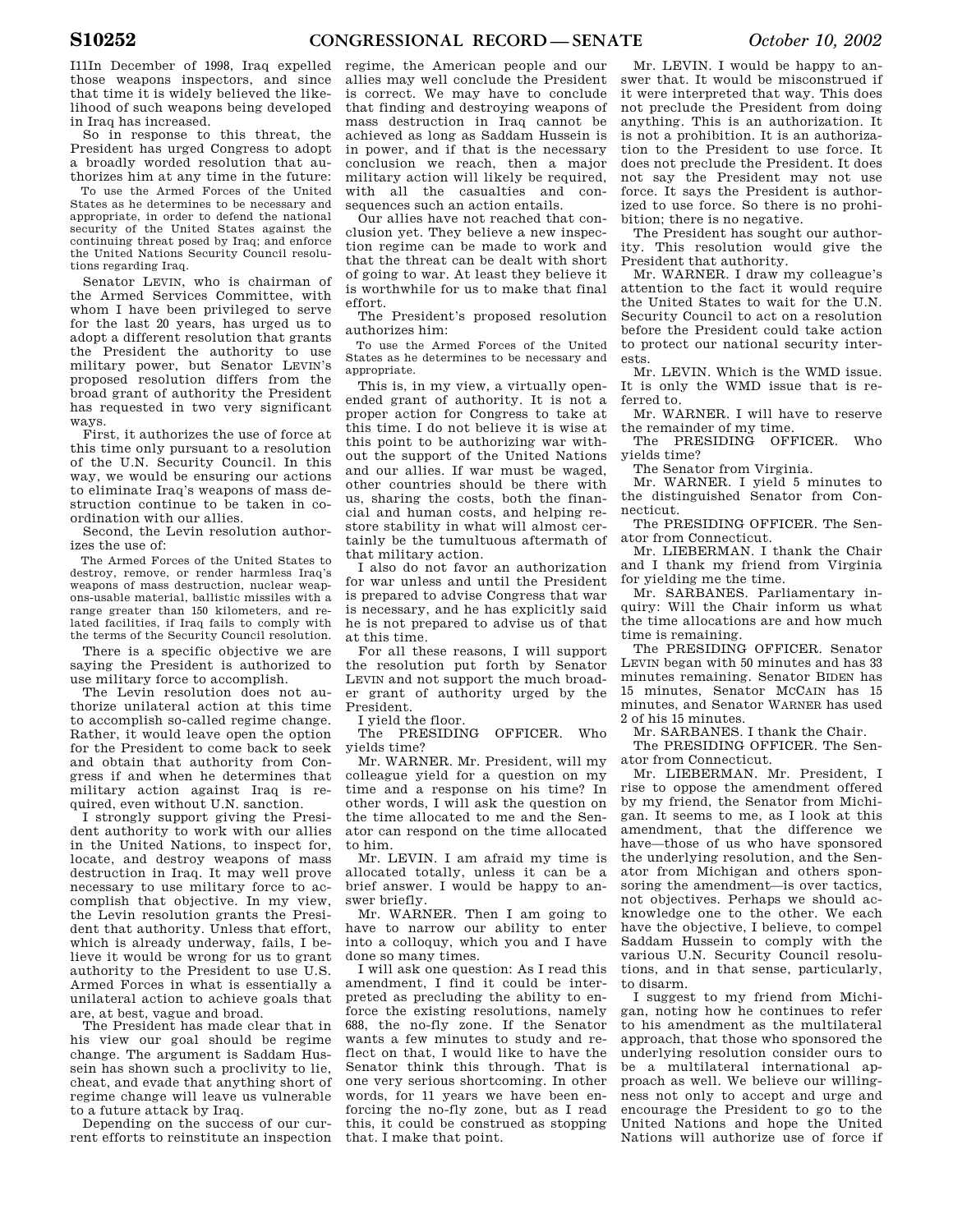I11In December of 1998, Iraq expelled those weapons inspectors, and since that time it is widely believed the likelihood of such weapons being developed in Iraq has increased.

So in response to this threat, the President has urged Congress to adopt a broadly worded resolution that authorizes him at any time in the future:

> To use the Armed Forces of the United States as he determines to be necessary and appropriate, in order to defend the national security of the United States against the continuing threat posed by Iraq; and enforce the United Nations Security Council resolutions regarding Iraq.

Senator LEVIN, who is chairman of the Armed Services Committee, with whom I have been privileged to serve for the last 20 years, has urged us to adopt a different resolution that grants the President the authority to use military power, but Senator LEVIN's proposed resolution differs from the broad grant of authority the President has requested in two very significant ways.

First, it authorizes the use of force at this time only pursuant to a resolution of the U.N. Security Council. In this way, we would be ensuring our actions to eliminate Iraq's weapons of mass destruction continue to be taken in coordination with our allies.

Second, the Levin resolution authorizes the use of:

> The Armed Forces of the United States to destroy, remove, or render harmless Iraq's weapons of mass destruction, nuclear weapons-usable material, ballistic missiles with a range greater than 150 kilometers, and related facilities, if Iraq fails to comply with the terms of the Security Council resolution.

There is a specific objective we are saying the President is authorized to use military force to accomplish.

The Levin resolution does not authorize unilateral action at this time to accomplish so-called regime change. Rather, it would leave open the option for the President to come back to seek and obtain that authority from Congress if and when he determines that military action against Iraq is required, even without U.N. sanction.

I strongly support giving the President authority to work with our allies in the United Nations, to inspect for, locate, and destroy weapons of mass destruction in Iraq. It may well prove necessary to use military force to accomplish that objective. In my view, the Levin resolution grants the President that authority. Unless that effort, which is already underway, fails, I believe it would be wrong for us to grant authority to the President to use U.S. Armed Forces in what is essentially a unilateral action to achieve goals that are, at best, vague and broad.

The President has made clear that in his view our goal should be regime change. The argument is Saddam Hussein has shown such a proclivity to lie, cheat, and evade that anything short of regime change will leave us vulnerable to a future attack by Iraq.

Depending on the success of our current efforts to reinstitute an inspection regime, the American people and our allies may well conclude the President is correct. We may have to conclude that finding and destroying weapons of mass destruction in Iraq cannot be achieved as long as Saddam Hussein is in power, and if that is the necessary conclusion we reach, then a major military action will likely be required, with all the casualties and consequences such an action entails.

Our allies have not reached that conclusion yet. They believe a new inspection regime can be made to work and that the threat can be dealt with short of going to war. At least they believe it is worthwhile for us to make that final effort.

The President's proposed resolution authorizes him:

> To use the Armed Forces of the United States as he determines to be necessary and appropriate.

This is, in my view, a virtually open-ended grant of authority. It is not a proper action for Congress to take at this time. I do not believe it is wise at this point to be authorizing war without the support of the United Nations and our allies. If war must be waged, other countries should be there with us, sharing the costs, both the financial and human costs, and helping restore stability in what will almost certainly be the tumultuous aftermath of that military action.

I also do not favor an authorization for war unless and until the President is prepared to advise Congress that war is necessary, and he has explicitly said he is not prepared to advise us of that at this time.

For all these reasons, I will support the resolution put forth by Senator LEVIN and not support the much broader grant of authority urged by the President.

I yield the floor.

The PRESIDING OFFICER. Who yields time?

Mr. WARNER. Mr. President, will my colleague yield for a question on my time and a response on his time? In other words, I will ask the question on the time allocated to me and the Senator can respond on the time allocated to him.

Mr. LEVIN. I am afraid my time is allocated totally, unless it can be a brief answer. I would be happy to answer briefly.

Mr. WARNER. Then I am going to have to narrow our ability to enter into a colloquy, which you and I have done so many times.

I will ask one question: As I read this amendment, I find it could be interpreted as precluding the ability to enforce the existing resolutions, namely 688, the no-fly zone. If the Senator wants a few minutes to study and reflect on that, I would like to have the Senator think this through. That is one very serious shortcoming. In other words, for 11 years we have been enforcing the no-fly zone, but as I read this, it could be construed as stopping that. I make that point.

Mr. LEVIN. I would be happy to answer that. It would be misconstrued if it were interpreted that way. This does not preclude the President from doing anything. This is an authorization. It is not a prohibition. It is an authorization to the President to use force. It does not preclude the President. It does not say the President may not use force. It says the President is authorized to use force. So there is no prohibition; there is no negative.

The President has sought our authority. This resolution would give the President that authority.

Mr. WARNER. I draw my colleague's attention to the fact it would require the United States to wait for the U.N. Security Council to act on a resolution before the President could take action to protect our national security interests.

Mr. LEVIN. Which is the WMD issue. It is only the WMD issue that is referred to.

Mr. WARNER. I will have to reserve the remainder of my time.

The PRESIDING OFFICER. Who yields time?

The Senator from Virginia.

Mr. WARNER. I yield 5 minutes to the distinguished Senator from Connecticut.

The PRESIDING OFFICER. The Senator from Connecticut.

Mr. LIEBERMAN. I thank the Chair and I thank my friend from Virginia for yielding me the time.

Mr. SARBANES. Parliamentary inquiry: Will the Chair inform us what the time allocations are and how much time is remaining.

The PRESIDING OFFICER. Senator LEVIN began with 50 minutes and has 33 minutes remaining. Senator BIDEN has 15 minutes, Senator MCCAIN has 15 minutes, and Senator WARNER has used 2 of his 15 minutes.

Mr. SARBANES. I thank the Chair.

The PRESIDING OFFICER. The Senator from Connecticut.

Mr. LIEBERMAN. Mr. President, I rise to oppose the amendment offered by my friend, the Senator from Michigan. It seems to me, as I look at this amendment, that the difference we have—those of us who have sponsored the underlying resolution, and the Senator from Michigan and others sponsoring the amendment—is over tactics, not objectives. Perhaps we should acknowledge one to the other. We each have the objective, I believe, to compel Saddam Hussein to comply with the various U.N. Security Council resolutions, and in that sense, particularly, to disarm.

I suggest to my friend from Michigan, noting how he continues to refer to his amendment as the multilateral approach, that those who sponsored the underlying resolution consider ours to be a multilateral international approach as well. We believe our willingness not only to accept and urge and encourage the President to go to the United Nations and hope the United Nations will authorize use of force if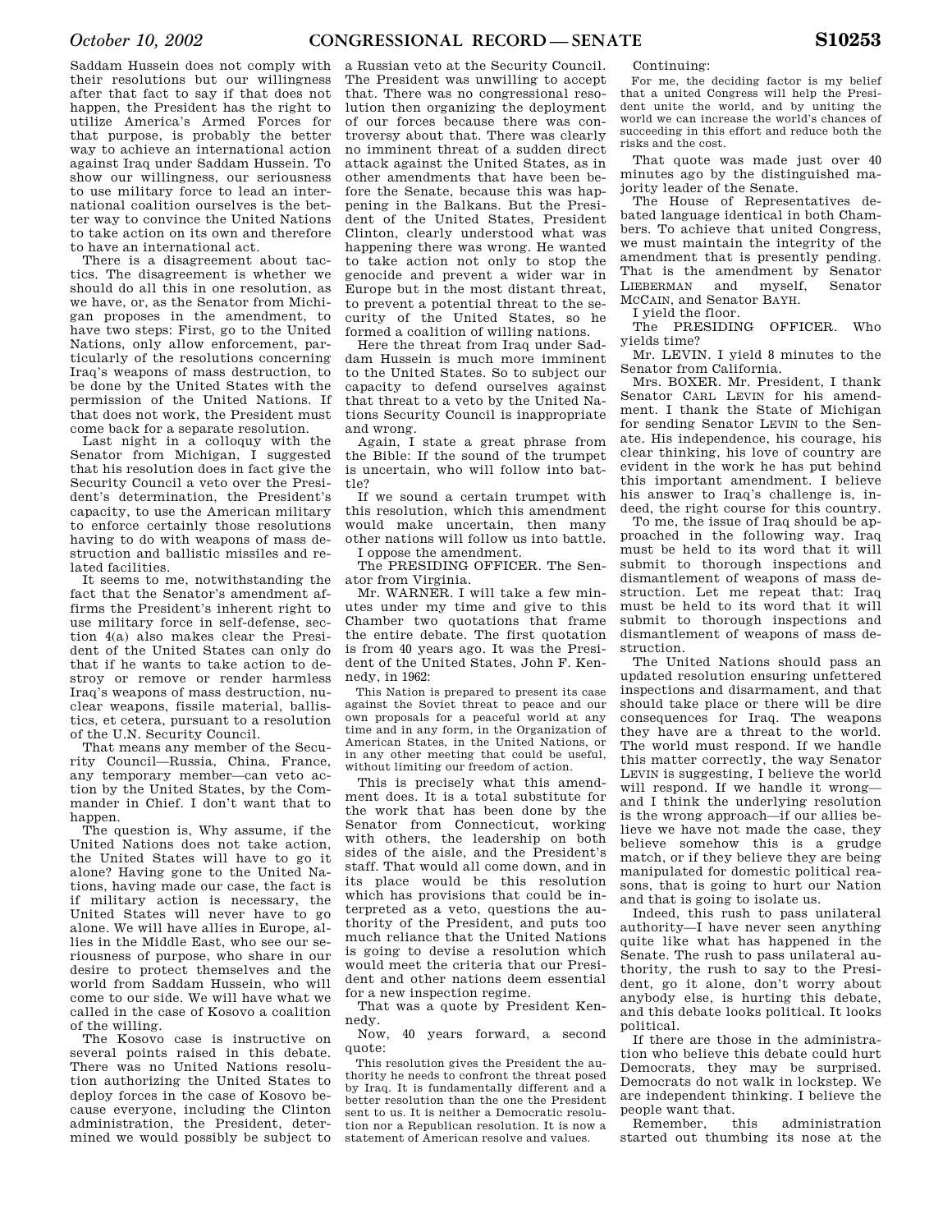Saddam Hussein does not comply with their resolutions but our willingness after that fact to say if that does not happen, the President has the right to utilize America's Armed Forces for that purpose, is probably the better way to achieve an international action against Iraq under Saddam Hussein. To show our willingness, our seriousness to use military force to lead an international coalition ourselves is the better way to convince the United Nations to take action on its own and therefore to have an international act.

There is a disagreement about tactics. The disagreement is whether we should do all this in one resolution, as we have, or, as the Senator from Michigan proposes in the amendment, to have two steps: First, go to the United Nations, only allow enforcement, particularly of the resolutions concerning Iraq's weapons of mass destruction, to be done by the United States with the permission of the United Nations. If that does not work, the President must come back for a separate resolution.

Last night in a colloquy with the Senator from Michigan, I suggested that his resolution does in fact give the Security Council a veto over the President's determination, the President's capacity, to use the American military to enforce certainly those resolutions having to do with weapons of mass destruction and ballistic missiles and related facilities.

It seems to me, notwithstanding the fact that the Senator's amendment affirms the President's inherent right to use military force in self-defense, section 4(a) also makes clear the President of the United States can only do that if he wants to take action to destroy or remove or render harmless Iraq's weapons of mass destruction, nuclear weapons, fissile material, ballistics, et cetera, pursuant to a resolution of the U.N. Security Council.

That means any member of the Security Council—Russia, China, France, any temporary member—can veto action by the United States, by the Commander in Chief. I don't want that to happen.

The question is, Why assume, if the United Nations does not take action, the United States will have to go it alone? Having gone to the United Nations, having made our case, the fact is if military action is necessary, the United States will never have to go alone. We will have allies in Europe, allies in the Middle East, who see our seriousness of purpose, who share in our desire to protect themselves and the world from Saddam Hussein, who will come to our side. We will have what we called in the case of Kosovo a coalition of the willing.

The Kosovo case is instructive on several points raised in this debate. There was no United Nations resolution authorizing the United States to deploy forces in the case of Kosovo because everyone, including the Clinton administration, the President, determined we would possibly be subject to a Russian veto at the Security Council. The President was unwilling to accept that. There was no congressional resolution then organizing the deployment of our forces because there was controversy about that. There was clearly no imminent threat of a sudden direct attack against the United States, as in other amendments that have been before the Senate, because this was happening in the Balkans. But the President of the United States, President Clinton, clearly understood what was happening there was wrong. He wanted to take action not only to stop the genocide and prevent a wider war in Europe but in the most distant threat, to prevent a potential threat to the security of the United States, so he formed a coalition of willing nations.

Here the threat from Iraq under Saddam Hussein is much more imminent to the United States. So to subject our capacity to defend ourselves against that threat to a veto by the United Nations Security Council is inappropriate and wrong.

Again, I state a great phrase from the Bible: If the sound of the trumpet is uncertain, who will follow into battle?

If we sound a certain trumpet with this resolution, which this amendment would make uncertain, then many other nations will follow us into battle.

I oppose the amendment.

The PRESIDING OFFICER. The Senator from Virginia.

Mr. WARNER. I will take a few minutes under my time and give to this Chamber two quotations that frame the entire debate. The first quotation is from 40 years ago. It was the President of the United States, John F. Kennedy, in 1962:

> This Nation is prepared to present its case against the Soviet threat to peace and our own proposals for a peaceful world at any time and in any form, in the Organization of American States, in the United Nations, or in any other meeting that could be useful, without limiting our freedom of action.

This is precisely what this amendment does. It is a total substitute for the work that has been done by the Senator from Connecticut, working with others, the leadership on both sides of the aisle, and the President's staff. That would all come down, and in its place would be this resolution which has provisions that could be interpreted as a veto, questions the authority of the President, and puts too much reliance that the United Nations is going to devise a resolution which would meet the criteria that our President and other nations deem essential for a new inspection regime.

That was a quote by President Kennedy.

Now, 40 years forward, a second quote:

> This resolution gives the President the authority he needs to confront the threat posed by Iraq. It is fundamentally different and a better resolution than the one the President sent to us. It is neither a Democratic resolution nor a Republican resolution. It is now a statement of American resolve and values.

Continuing:

> For me, the deciding factor is my belief that a united Congress will help the President unite the world, and by uniting the world we can increase the world's chances of succeeding in this effort and reduce both the risks and the cost.

That quote was made just over 40 minutes ago by the distinguished majority leader of the Senate.

The House of Representatives debated language identical in both Chambers. To achieve that united Congress, we must maintain the integrity of the amendment that is presently pending. That is the amendment by Senator LIEBERMAN and myself, Senator MCCAIN, and Senator BAYH.

I yield the floor.

The PRESIDING OFFICER. Who yields time?

Mr. LEVIN. I yield 8 minutes to the Senator from California.

Mrs. BOXER. Mr. President, I thank Senator CARL LEVIN for his amendment. I thank the State of Michigan for sending Senator LEVIN to the Senate. His independence, his courage, his clear thinking, his love of country are evident in the work he has put behind this important amendment. I believe his answer to Iraq's challenge is, indeed, the right course for this country.

To me, the issue of Iraq should be approached in the following way. Iraq must be held to its word that it will submit to thorough inspections and dismantlement of weapons of mass destruction. Let me repeat that: Iraq must be held to its word that it will submit to thorough inspections and dismantlement of weapons of mass destruction.

The United Nations should pass an updated resolution ensuring unfettered inspections and disarmament, and that should take place or there will be dire consequences for Iraq. The weapons they have are a threat to the world. The world must respond. If we handle this matter correctly, the way Senator LEVIN is suggesting, I believe the world will respond. If we handle it wrong—and I think the underlying resolution is the wrong approach—if our allies believe we have not made the case, they believe somehow this is a grudge match, or if they believe they are being manipulated for domestic political reasons, that is going to hurt our Nation and that is going to isolate us.

Indeed, this rush to pass unilateral authority—I have never seen anything quite like what has happened in the Senate. The rush to pass unilateral authority, the rush to say to the President, go it alone, don't worry about anybody else, is hurting this debate, and this debate looks political. It looks political.

If there are those in the administration who believe this debate could hurt Democrats, they may be surprised. Democrats do not walk in lockstep. We are independent thinking. I believe the people want that.

Remember, this administration started out thumbing its nose at the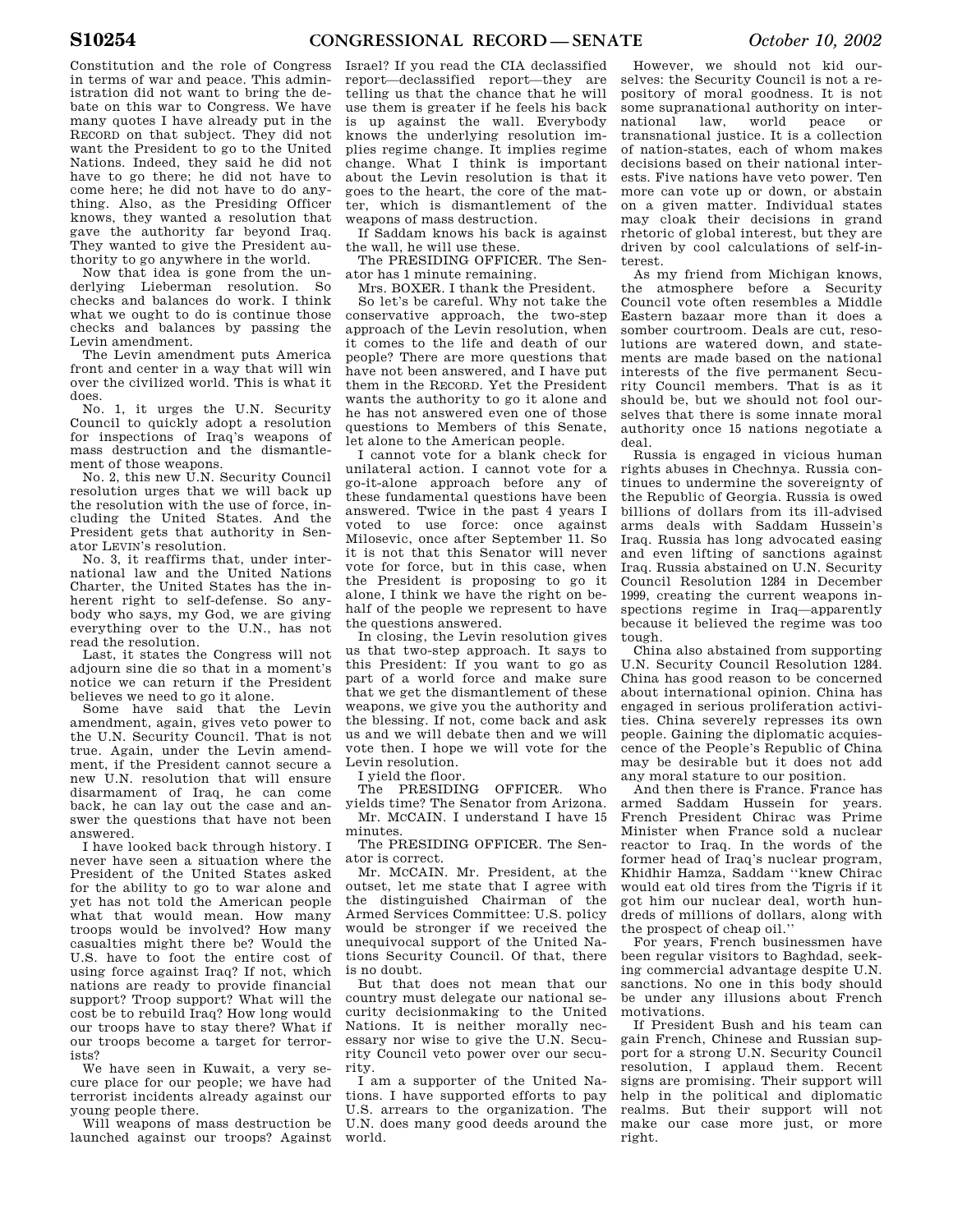Constitution and the role of Congress in terms of war and peace. This administration did not want to bring the debate on this war to Congress. We have many quotes I have already put in the RECORD on that subject. They did not want the President to go to the United Nations. Indeed, they said he did not have to go there; he did not have to come here; he did not have to do anything. Also, as the Presiding Officer knows, they wanted a resolution that gave the authority far beyond Iraq. They wanted to give the President authority to go anywhere in the world.

Now that idea is gone from the underlying Lieberman resolution. So checks and balances do work. I think what we ought to do is continue those checks and balances by passing the Levin amendment.

The Levin amendment puts America front and center in a way that will win over the civilized world. This is what it does.

No. 1, it urges the U.N. Security Council to quickly adopt a resolution for inspections of Iraq's weapons of mass destruction and the dismantlement of those weapons.

No. 2, this new U.N. Security Council resolution urges that we will back up the resolution with the use of force, including the United States. And the President gets that authority in Senator LEVIN's resolution.

No. 3, it reaffirms that, under international law and the United Nations Charter, the United States has the inherent right to self-defense. So anybody who says, my God, we are giving everything over to the U.N., has not read the resolution.

Last, it states the Congress will not adjourn sine die so that in a moment's notice we can return if the President believes we need to go it alone.

Some have said that the Levin amendment, again, gives veto power to the U.N. Security Council. That is not true. Again, under the Levin amendment, if the President cannot secure a new U.N. resolution that will ensure disarmament of Iraq, he can come back, he can lay out the case and answer the questions that have not been answered.

I have looked back through history. I never have seen a situation where the President of the United States asked for the ability to go to war alone and yet has not told the American people what that would mean. How many troops would be involved? How many casualties might there be? Would the U.S. have to foot the entire cost of using force against Iraq? If not, which nations are ready to provide financial support? Troop support? What will the cost be to rebuild Iraq? How long would our troops have to stay there? What if our troops become a target for terrorists?

We have seen in Kuwait, a very secure place for our people; we have had terrorist incidents already against our young people there.

Will weapons of mass destruction be launched against our troops? Against Israel? If you read the CIA declassified report—declassified report—they are telling us that the chance that he will use them is greater if he feels his back is up against the wall. Everybody knows the underlying resolution implies regime change. It implies regime change. What I think is important about the Levin resolution is that it goes to the heart, the core of the matter, which is dismantlement of the weapons of mass destruction.

If Saddam knows his back is against the wall, he will use these.

The PRESIDING OFFICER. The Senator has 1 minute remaining.

Mrs. BOXER. I thank the President.

So let's be careful. Why not take the conservative approach, the two-step approach of the Levin resolution, when it comes to the life and death of our people? There are more questions that have not been answered, and I have put them in the RECORD. Yet the President wants the authority to go it alone and he has not answered even one of those questions to Members of this Senate, let alone to the American people.

I cannot vote for a blank check for unilateral action. I cannot vote for a go-it-alone approach before any of these fundamental questions have been answered. Twice in the past 4 years I voted to use force: once against Milosevic, once after September 11. So it is not that this Senator will never vote for force, but in this case, when the President is proposing to go it alone, I think we have the right on behalf of the people we represent to have the questions answered.

In closing, the Levin resolution gives us that two-step approach. It says to this President: If you want to go as part of a world force and make sure that we get the dismantlement of these weapons, we give you the authority and the blessing. If not, come back and ask us and we will debate then and we will vote then. I hope we will vote for the Levin resolution.

I yield the floor.

The PRESIDING OFFICER. Who yields time? The Senator from Arizona.

Mr. MCCAIN. I understand I have 15 minutes.

The PRESIDING OFFICER. The Senator is correct.

Mr. MCCAIN. Mr. President, at the outset, let me state that I agree with the distinguished Chairman of the Armed Services Committee: U.S. policy would be stronger if we received the unequivocal support of the United Nations Security Council. Of that, there is no doubt.

But that does not mean that our country must delegate our national security decisionmaking to the United Nations. It is neither morally necessary nor wise to give the U.N. Security Council veto power over our security.

I am a supporter of the United Nations. I have supported efforts to pay U.S. arrears to the organization. The U.N. does many good deeds around the world.

However, we should not kid ourselves: the Security Council is not a repository of moral goodness. It is not some supranational authority on international law, world peace or transnational justice. It is a collection of nation-states, each of whom makes decisions based on their national interests. Five nations have veto power. Ten more can vote up or down, or abstain on a given matter. Individual states may cloak their decisions in grand rhetoric of global interest, but they are driven by cool calculations of self-interest.

As my friend from Michigan knows, the atmosphere before a Security Council vote often resembles a Middle Eastern bazaar more than it does a somber courtroom. Deals are cut, resolutions are watered down, and statements are made based on the national interests of the five permanent Security Council members. That is as it should be, but we should not fool ourselves that there is some innate moral authority once 15 nations negotiate a deal.

Russia is engaged in vicious human rights abuses in Chechnya. Russia continues to undermine the sovereignty of the Republic of Georgia. Russia is owed billions of dollars from its ill-advised arms deals with Saddam Hussein's Iraq. Russia has long advocated easing and even lifting of sanctions against Iraq. Russia abstained on U.N. Security Council Resolution 1284 in December 1999, creating the current weapons inspections regime in Iraq—apparently because it believed the regime was too tough.

China also abstained from supporting U.N. Security Council Resolution 1284. China has good reason to be concerned about international opinion. China has engaged in serious proliferation activities. China severely represses its own people. Gaining the diplomatic acquiescence of the People's Republic of China may be desirable but it does not add any moral stature to our position.

And then there is France. France has armed Saddam Hussein for years. French President Chirac was Prime Minister when France sold a nuclear reactor to Iraq. In the words of the former head of Iraq's nuclear program, Khidhir Hamza, Saddam "knew Chirac would eat old tires from the Tigris if it got him our nuclear deal, worth hundreds of millions of dollars, along with the prospect of cheap oil."

For years, French businessmen have been regular visitors to Baghdad, seeking commercial advantage despite U.N. sanctions. No one in this body should be under any illusions about French motivations.

If President Bush and his team can gain French, Chinese and Russian support for a strong U.N. Security Council resolution, I applaud them. Recent signs are promising. Their support will help in the political and diplomatic realms. But their support will not make our case more just, or more right.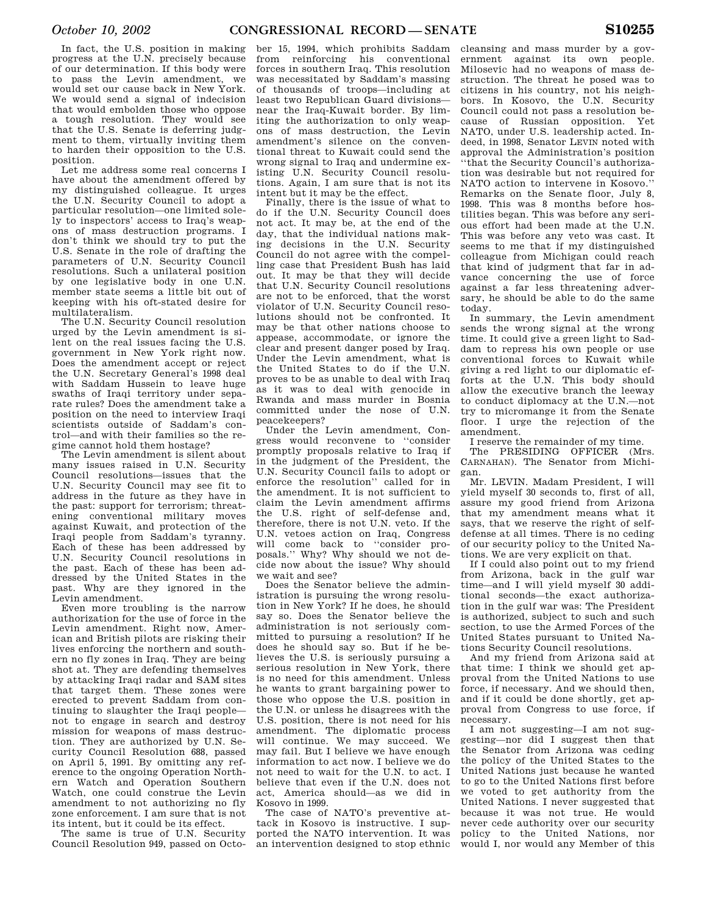In fact, the U.S. position in making progress at the U.N. precisely because of our determination. If this body were to pass the Levin amendment, we would set our cause back in New York. We would send a signal of indecision that would embolden those who oppose a tough resolution. They would see that the U.S. Senate is deferring judgment to them, virtually inviting them to harden their opposition to the U.S. position.

Let me address some real concerns I have about the amendment offered by my distinguished colleague. It urges the U.N. Security Council to adopt a particular resolution—one limited solely to inspectors' access to Iraq's weapons of mass destruction programs. I don't think we should try to put the U.S. Senate in the role of drafting the parameters of U.N. Security Council resolutions. Such a unilateral position by one legislative body in one U.N. member state seems a little bit out of keeping with his oft-stated desire for multilateralism.

The U.N. Security Council resolution urged by the Levin amendment is silent on the real issues facing the U.S. government in New York right now. Does the amendment accept or reject the U.N. Secretary General's 1998 deal with Saddam Hussein to leave huge swaths of Iraqi territory under separate rules? Does the amendment take a position on the need to interview Iraqi scientists outside of Saddam's control—and with their families so the regime cannot hold them hostage?

The Levin amendment is silent about many issues raised in U.N. Security Council resolutions—issues that the U.N. Security Council may see fit to address in the future as they have in the past: support for terrorism; threatening conventional military moves against Kuwait, and protection of the Iraqi people from Saddam's tyranny. Each of these has been addressed by U.N. Security Council resolutions in the past. Each of these has been addressed by the United States in the past. Why are they ignored in the Levin amendment.

Even more troubling is the narrow authorization for the use of force in the Levin amendment. Right now, American and British pilots are risking their lives enforcing the northern and southern no fly zones in Iraq. They are being shot at. They are defending themselves by attacking Iraqi radar and SAM sites that target them. These zones were erected to prevent Saddam from continuing to slaughter the Iraqi people—not to engage in search and destroy mission for weapons of mass destruction. They are authorized by U.N. Security Council Resolution 688, passed on April 5, 1991. By omitting any reference to the ongoing Operation Northern Watch and Operation Southern Watch, one could construe the Levin amendment to not authorizing no fly zone enforcement. I am sure that is not its intent, but it could be its effect.

The same is true of U.N. Security Council Resolution 949, passed on October 15, 1994, which prohibits Saddam from reinforcing his conventional forces in southern Iraq. This resolution was necessitated by Saddam's massing of thousands of troops—including at least two Republican Guard divisions—near the Iraq-Kuwait border. By limiting the authorization to only weapons of mass destruction, the Levin amendment's silence on the conventional threat to Kuwait could send the wrong signal to Iraq and undermine existing U.N. Security Council resolutions. Again, I am sure that is not its intent but it may be the effect.

Finally, there is the issue of what to do if the U.N. Security Council does not act. It may be, at the end of the day, that the individual nations making decisions in the U.N. Security Council do not agree with the compelling case that President Bush has laid out. It may be that they will decide that U.N. Security Council resolutions are not to be enforced, that the worst violator of U.N. Security Council resolutions should not be confronted. It may be that other nations choose to appease, accommodate, or ignore the clear and present danger posed by Iraq. Under the Levin amendment, what is the United States to do if the U.N. proves to be as unable to deal with Iraq as it was to deal with genocide in Rwanda and mass murder in Bosnia committed under the nose of U.N. peacekeepers?

Under the Levin amendment, Congress would reconvene to "consider promptly proposals relative to Iraq if in the judgment of the President, the U.N. Security Council fails to adopt or enforce the resolution" called for in the amendment. It is not sufficient to claim the Levin amendment affirms the U.S. right of self-defense and, therefore, there is not U.N. veto. If the U.N. vetoes action on Iraq, Congress will come back to "consider proposals." Why? Why should we not decide now about the issue? Why should we wait and see?

Does the Senator believe the administration is pursuing the wrong resolution in New York? If he does, he should say so. Does the Senator believe the administration is not seriously committed to pursuing a resolution? If he does he should say so. But if he believes the U.S. is seriously pursuing a serious resolution in New York, there is no need for this amendment. Unless he wants to grant bargaining power to those who oppose the U.S. position in the U.N. or unless he disagrees with the U.S. position, there is not need for his amendment. The diplomatic process will continue. We may succeed. We may fail. But I believe we have enough information to act now. I believe we do not need to wait for the U.N. to act. I believe that even if the U.N. does not act, America should—as we did in Kosovo in 1999.

The case of NATO's preventive attack in Kosovo is instructive. I supported the NATO intervention. It was an intervention designed to stop ethnic cleansing and mass murder by a government against its own people. Milosevic had no weapons of mass destruction. The threat he posed was to citizens in his country, not his neighbors. In Kosovo, the U.N. Security Council could not pass a resolution because of Russian opposition. Yet NATO, under U.S. leadership acted. Indeed, in 1998, Senator LEVIN noted with approval the Administration's position "that the Security Council's authorization was desirable but not required for NATO action to intervene in Kosovo." Remarks on the Senate floor, July 8, 1998. This was 8 months before hostilities began. This was before any serious effort had been made at the U.N. This was before any veto was cast. It seems to me that if my distinguished colleague from Michigan could reach that kind of judgment that far in advance concerning the use of force against a far less threatening adversary, he should be able to do the same today.

In summary, the Levin amendment sends the wrong signal at the wrong time. It could give a green light to Saddam to repress his own people or use conventional forces to Kuwait while giving a red light to our diplomatic efforts at the U.N. This body should allow the executive branch the leeway to conduct diplomacy at the U.N.—not try to micromange it from the Senate floor. I urge the rejection of the amendment.

I reserve the remainder of my time.

The PRESIDING OFFICER (Mrs. CARNAHAN). The Senator from Michigan.

Mr. LEVIN. Madam President, I will yield myself 30 seconds to, first of all, assure my good friend from Arizona that my amendment means what it says, that we reserve the right of self-defense at all times. There is no ceding of our security policy to the United Nations. We are very explicit on that.

If I could also point out to my friend from Arizona, back in the gulf war time—and I will yield myself 30 additional seconds—the exact authorization in the gulf war was: The President is authorized, subject to such and such section, to use the Armed Forces of the United States pursuant to United Nations Security Council resolutions.

And my friend from Arizona said at that time: I think we should get approval from the United Nations to use force, if necessary. And we should then, and if it could be done shortly, get approval from Congress to use force, if necessary.

I am not suggesting—I am not suggesting—nor did I suggest then that the Senator from Arizona was ceding the policy of the United States to the United Nations just because he wanted to go to the United Nations first before we voted to get authority from the United Nations. I never suggested that because it was not true. He would never cede authority over our security policy to the United Nations, nor would I, nor would any Member of this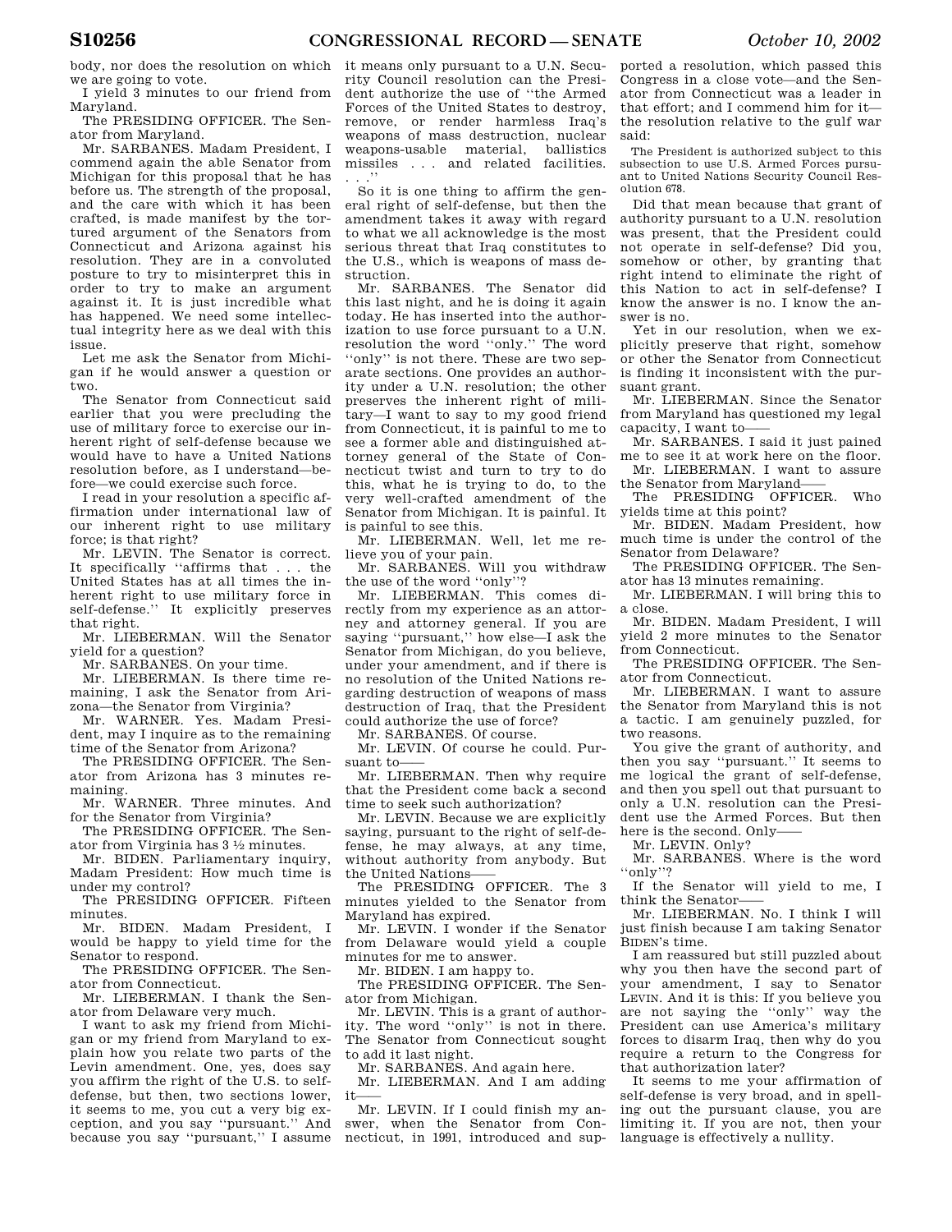body, nor does the resolution on which we are going to vote.

I yield 3 minutes to our friend from Maryland.

The PRESIDING OFFICER. The Senator from Maryland.

Mr. SARBANES. Madam President, I commend again the able Senator from Michigan for this proposal that he has before us. The strength of the proposal, and the care with which it has been crafted, is made manifest by the tortured argument of the Senators from Connecticut and Arizona against his resolution. They are in a convoluted posture to try to misinterpret this in order to try to make an argument against it. It is just incredible what has happened. We need some intellectual integrity here as we deal with this issue.

Let me ask the Senator from Michigan if he would answer a question or two.

The Senator from Connecticut said earlier that you were precluding the use of military force to exercise our inherent right of self-defense because we would have to have a United Nations resolution before, as I understand—before—we could exercise such force.

I read in your resolution a specific affirmation under international law of our inherent right to use military force; is that right?

Mr. LEVIN. The Senator is correct. It specifically "affirms that . . . the United States has at all times the inherent right to use military force in self-defense." It explicitly preserves that right.

Mr. LIEBERMAN. Will the Senator yield for a question?

Mr. SARBANES. On your time.

Mr. LIEBERMAN. Is there time remaining, I ask the Senator from Arizona—the Senator from Virginia?

Mr. WARNER. Yes. Madam President, may I inquire as to the remaining time of the Senator from Arizona?

The PRESIDING OFFICER. The Senator from Arizona has 3 minutes remaining.

Mr. WARNER. Three minutes. And for the Senator from Virginia?

The PRESIDING OFFICER. The Senator from Virginia has 3 ½ minutes.

Mr. BIDEN. Parliamentary inquiry, Madam President: How much time is under my control?

The PRESIDING OFFICER. Fifteen minutes.

Mr. BIDEN. Madam President, I would be happy to yield time for the Senator to respond.

The PRESIDING OFFICER. The Senator from Connecticut.

Mr. LIEBERMAN. I thank the Senator from Delaware very much.

I want to ask my friend from Michigan or my friend from Maryland to explain how you relate two parts of the Levin amendment. One, yes, does say you affirm the right of the U.S. to self-defense, but then, two sections lower, it seems to me, you cut a very big exception, and you say "pursuant." And because you say "pursuant," I assume it means only pursuant to a U.N. Security Council resolution can the President authorize the use of "the Armed Forces of the United States to destroy, remove, or render harmless Iraq's weapons of mass destruction, nuclear weapons-usable material, ballistics missiles . . . and related facilities. . . ."

So it is one thing to affirm the general right of self-defense, but then the amendment takes it away with regard to what we all acknowledge is the most serious threat that Iraq constitutes to the U.S., which is weapons of mass destruction.

Mr. SARBANES. The Senator did this last night, and he is doing it again today. He has inserted into the authorization to use force pursuant to a U.N. resolution the word "only." The word "only" is not there. These are two separate sections. One provides an authority under a U.N. resolution; the other preserves the inherent right of military—I want to say to my good friend from Connecticut, it is painful to me to see a former able and distinguished attorney general of the State of Connecticut twist and turn to try to do this, what he is trying to do, to the very well-crafted amendment of the Senator from Michigan. It is painful. It is painful to see this.

Mr. LIEBERMAN. Well, let me relieve you of your pain.

Mr. SARBANES. Will you withdraw the use of the word "only"?

Mr. LIEBERMAN. This comes directly from my experience as an attorney and attorney general. If you are saying "pursuant," how else—I ask the Senator from Michigan, do you believe, under your amendment, and if there is no resolution of the United Nations regarding destruction of weapons of mass destruction of Iraq, that the President could authorize the use of force?

Mr. SARBANES. Of course.

Mr. LEVIN. Of course he could. Pursuant to——

Mr. LIEBERMAN. Then why require that the President come back a second time to seek such authorization?

Mr. LEVIN. Because we are explicitly saying, pursuant to the right of self-defense, he may always, at any time, without authority from anybody. But the United Nations——

The PRESIDING OFFICER. The 3 minutes yielded to the Senator from Maryland has expired.

Mr. LEVIN. I wonder if the Senator from Delaware would yield a couple minutes for me to answer.

Mr. BIDEN. I am happy to.

The PRESIDING OFFICER. The Senator from Michigan.

Mr. LEVIN. This is a grant of authority. The word "only" is not in there. The Senator from Connecticut sought to add it last night.

Mr. SARBANES. And again here.

Mr. LIEBERMAN. And I am adding it——

Mr. LEVIN. If I could finish my answer, when the Senator from Connecticut, in 1991, introduced and supported a resolution, which passed this Congress in a close vote—and the Senator from Connecticut was a leader in that effort; and I commend him for it—the resolution relative to the gulf war said:

> The President is authorized subject to this subsection to use U.S. Armed Forces pursuant to United Nations Security Council Resolution 678.

Did that mean because that grant of authority pursuant to a U.N. resolution was present, that the President could not operate in self-defense? Did you, somehow or other, by granting that right intend to eliminate the right of this Nation to act in self-defense? I know the answer is no. I know the answer is no.

Yet in our resolution, when we explicitly preserve that right, somehow or other the Senator from Connecticut is finding it inconsistent with the pursuant grant.

Mr. LIEBERMAN. Since the Senator from Maryland has questioned my legal capacity, I want to——

Mr. SARBANES. I said it just pained me to see it at work here on the floor.

Mr. LIEBERMAN. I want to assure the Senator from Maryland——

The PRESIDING OFFICER. Who yields time at this point?

Mr. BIDEN. Madam President, how much time is under the control of the Senator from Delaware?

The PRESIDING OFFICER. The Senator has 13 minutes remaining.

Mr. LIEBERMAN. I will bring this to a close.

Mr. BIDEN. Madam President, I will yield 2 more minutes to the Senator from Connecticut.

The PRESIDING OFFICER. The Senator from Connecticut.

Mr. LIEBERMAN. I want to assure the Senator from Maryland this is not a tactic. I am genuinely puzzled, for two reasons.

You give the grant of authority, and then you say "pursuant." It seems to me logical the grant of self-defense, and then you spell out that pursuant to only a U.N. resolution can the President use the Armed Forces. But then here is the second. Only——

Mr. LEVIN. Only?

Mr. SARBANES. Where is the word "only"?

If the Senator will yield to me, I think the Senator——

Mr. LIEBERMAN. No. I think I will just finish because I am taking Senator BIDEN's time.

I am reassured but still puzzled about why you then have the second part of your amendment, I say to Senator LEVIN. And it is this: If you believe you are not saying the "only" way the President can use America's military forces to disarm Iraq, then why do you require a return to the Congress for that authorization later?

It seems to me your affirmation of self-defense is very broad, and in spelling out the pursuant clause, you are limiting it. If you are not, then your language is effectively a nullity.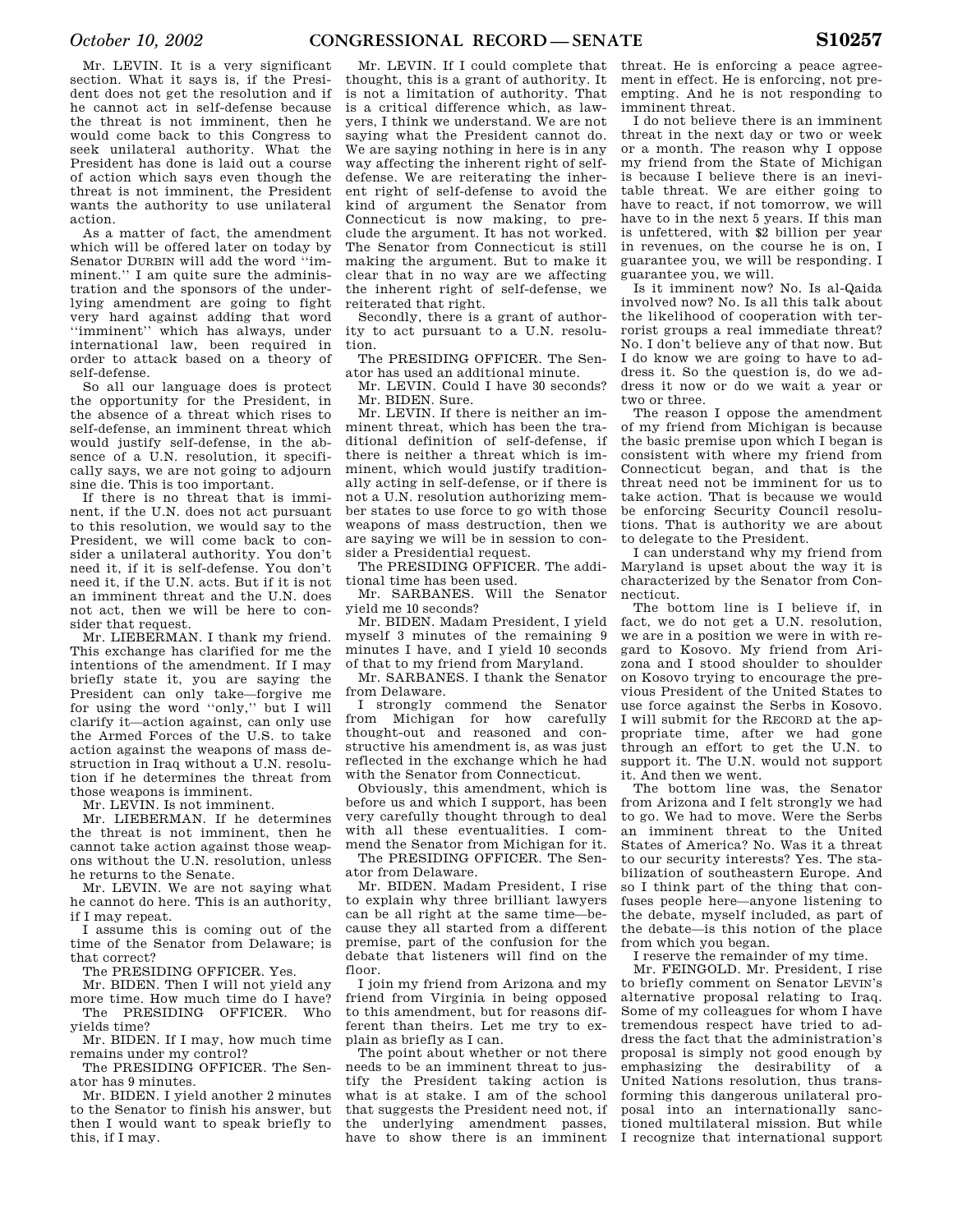Mr. LEVIN. It is a very significant section. What it says is, if the President does not get the resolution and if he cannot act in self-defense because the threat is not imminent, then he would come back to this Congress to seek unilateral authority. What the President has done is laid out a course of action which says even though the threat is not imminent, the President wants the authority to use unilateral action.

As a matter of fact, the amendment which will be offered later on today by Senator DURBIN will add the word ''imminent.'' I am quite sure the administration and the sponsors of the underlying amendment are going to fight very hard against adding that word ''imminent'' which has always, under international law, been required in order to attack based on a theory of self-defense.

So all our language does is protect the opportunity for the President, in the absence of a threat which rises to self-defense, an imminent threat which would justify self-defense, in the absence of a U.N. resolution, it specifically says, we are not going to adjourn sine die. This is too important.

If there is no threat that is imminent, if the U.N. does not act pursuant to this resolution, we would say to the President, we will come back to consider a unilateral authority. You don't need it, if it is self-defense. You don't need it, if the U.N. acts. But if it is not an imminent threat and the U.N. does not act, then we will be here to consider that request.

Mr. LIEBERMAN. I thank my friend. This exchange has clarified for me the intentions of the amendment. If I may briefly state it, you are saying the President can only take—forgive me for using the word ''only,'' but I will clarify it—action against, can only use the Armed Forces of the U.S. to take action against the weapons of mass destruction in Iraq without a U.N. resolution if he determines the threat from those weapons is imminent.

Mr. LEVIN. Is not imminent.

Mr. LIEBERMAN. If he determines the threat is not imminent, then he cannot take action against those weapons without the U.N. resolution, unless he returns to the Senate.

Mr. LEVIN. We are not saying what he cannot do here. This is an authority, if I may repeat.

I assume this is coming out of the time of the Senator from Delaware; is that correct?

The PRESIDING OFFICER. Yes.

Mr. BIDEN. Then I will not yield any more time. How much time do I have?

The PRESIDING OFFICER. Who yields time?

Mr. BIDEN. If I may, how much time remains under my control?

The PRESIDING OFFICER. The Senator has 9 minutes.

Mr. BIDEN. I yield another 2 minutes to the Senator to finish his answer, but then I would want to speak briefly to this, if I may.

Mr. LEVIN. If I could complete that thought, this is a grant of authority. It is not a limitation of authority. That is a critical difference which, as lawyers, I think we understand. We are not saying what the President cannot do. We are saying nothing in here is in any way affecting the inherent right of self-defense. We are reiterating the inherent right of self-defense to avoid the kind of argument the Senator from Connecticut is now making, to preclude the argument. It has not worked. The Senator from Connecticut is still making the argument. But to make it clear that in no way are we affecting the inherent right of self-defense, we reiterated that right.

Secondly, there is a grant of authority to act pursuant to a U.N. resolution.

The PRESIDING OFFICER. The Senator has used an additional minute.

Mr. LEVIN. Could I have 30 seconds?

Mr. BIDEN. Sure.

Mr. LEVIN. If there is neither an imminent threat, which has been the traditional definition of self-defense, if there is neither a threat which is imminent, which would justify traditionally acting in self-defense, or if there is not a U.N. resolution authorizing member states to use force to go with those weapons of mass destruction, then we are saying we will be in session to consider a Presidential request.

The PRESIDING OFFICER. The additional time has been used.

Mr. SARBANES. Will the Senator yield me 10 seconds?

Mr. BIDEN. Madam President, I yield myself 3 minutes of the remaining 9 minutes I have, and I yield 10 seconds of that to my friend from Maryland.

Mr. SARBANES. I thank the Senator from Delaware.

I strongly commend the Senator from Michigan for how carefully thought-out and reasoned and constructive his amendment is, as was just reflected in the exchange which he had with the Senator from Connecticut.

Obviously, this amendment, which is before us and which I support, has been very carefully thought through to deal with all these eventualities. I commend the Senator from Michigan for it.

The PRESIDING OFFICER. The Senator from Delaware.

Mr. BIDEN. Madam President, I rise to explain why three brilliant lawyers can be all right at the same time—because they all started from a different premise, part of the confusion for the debate that listeners will find on the floor.

I join my friend from Arizona and my friend from Virginia in being opposed to this amendment, but for reasons different than theirs. Let me try to explain as briefly as I can.

The point about whether or not there needs to be an imminent threat to justify the President taking action is what is at stake. I am of the school that suggests the President need not, if the underlying amendment passes, have to show there is an imminent threat. He is enforcing a peace agreement in effect. He is enforcing, not preempting. And he is not responding to imminent threat.

I do not believe there is an imminent threat in the next day or two or week or a month. The reason why I oppose my friend from the State of Michigan is because I believe there is an inevitable threat. We are either going to have to react, if not tomorrow, we will have to in the next 5 years. If this man is unfettered, with $2 billion per year in revenues, on the course he is on, I guarantee you, we will be responding. I guarantee you, we will.

Is it imminent now? No. Is al-Qaida involved now? No. Is all this talk about the likelihood of cooperation with terrorist groups a real immediate threat? No. I don't believe any of that now. But I do know we are going to have to address it. So the question is, do we address it now or do we wait a year or two or three.

The reason I oppose the amendment of my friend from Michigan is because the basic premise upon which I began is consistent with where my friend from Connecticut began, and that is the threat need not be imminent for us to take action. That is because we would be enforcing Security Council resolutions. That is authority we are about to delegate to the President.

I can understand why my friend from Maryland is upset about the way it is characterized by the Senator from Connecticut.

The bottom line is I believe if, in fact, we do not get a U.N. resolution, we are in a position we were in with regard to Kosovo. My friend from Arizona and I stood shoulder to shoulder on Kosovo trying to encourage the previous President of the United States to use force against the Serbs in Kosovo. I will submit for the RECORD at the appropriate time, after we had gone through an effort to get the U.N. to support it. The U.N. would not support it. And then we went.

The bottom line was, the Senator from Arizona and I felt strongly we had to go. We had to move. Were the Serbs an imminent threat to the United States of America? No. Was it a threat to our security interests? Yes. The stabilization of southeastern Europe. And so I think part of the thing that confuses people here—anyone listening to the debate, myself included, as part of the debate—is this notion of the place from which you began.

I reserve the remainder of my time.

Mr. FEINGOLD. Mr. President, I rise to briefly comment on Senator LEVIN's alternative proposal relating to Iraq. Some of my colleagues for whom I have tremendous respect have tried to address the fact that the administration's proposal is simply not good enough by emphasizing the desirability of a United Nations resolution, thus transforming this dangerous unilateral proposal into an internationally sanctioned multilateral mission. But while I recognize that international support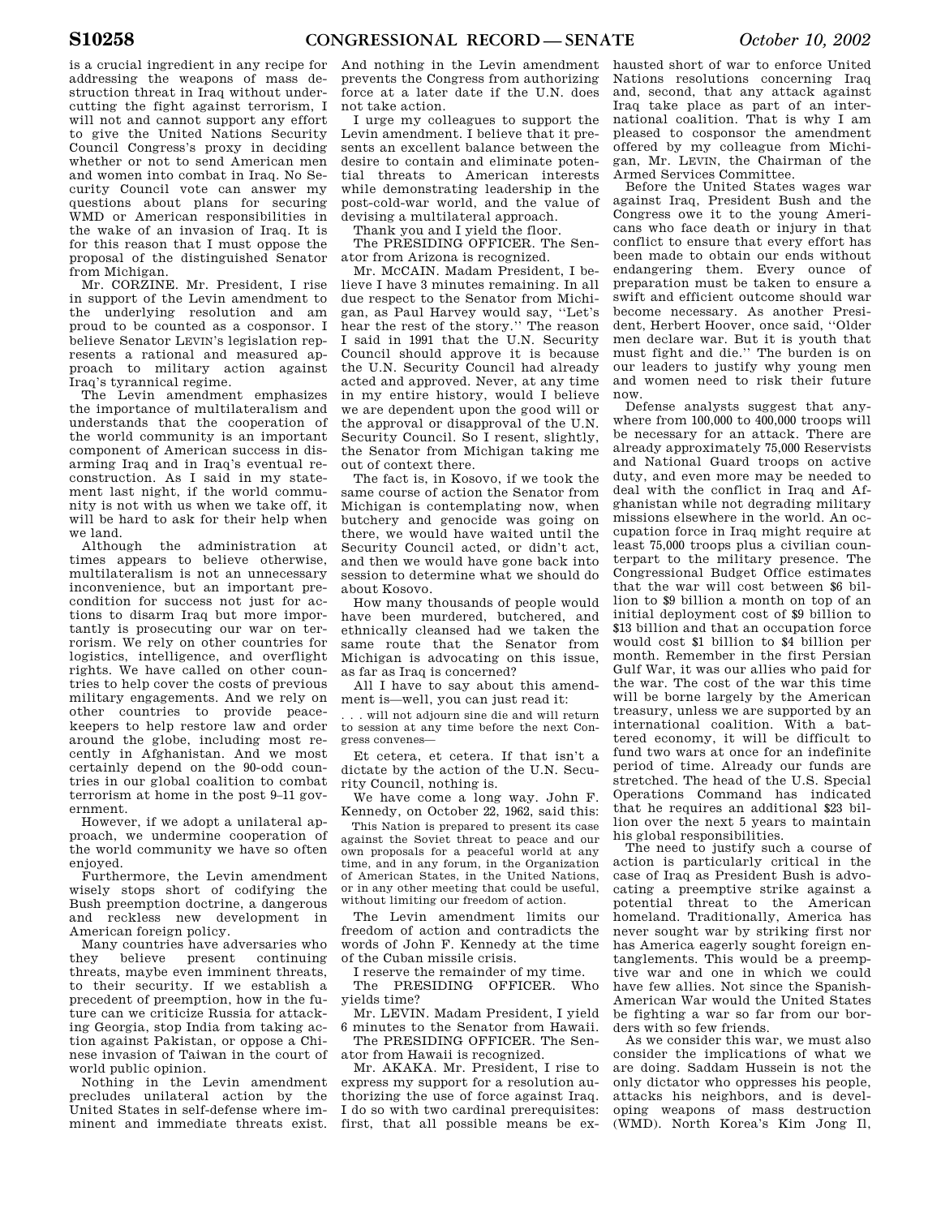is a crucial ingredient in any recipe for addressing the weapons of mass destruction threat in Iraq without undercutting the fight against terrorism, I will not and cannot support any effort to give the United Nations Security Council Congress's proxy in deciding whether or not to send American men and women into combat in Iraq. No Security Council vote can answer my questions about plans for securing WMD or American responsibilities in the wake of an invasion of Iraq. It is for this reason that I must oppose the proposal of the distinguished Senator from Michigan.

Mr. CORZINE. Mr. President, I rise in support of the Levin amendment to the underlying resolution and am proud to be counted as a cosponsor. I believe Senator LEVIN's legislation represents a rational and measured approach to military action against Iraq's tyrannical regime.

The Levin amendment emphasizes the importance of multilateralism and understands that the cooperation of the world community is an important component of American success in disarming Iraq and in Iraq's eventual reconstruction. As I said in my statement last night, if the world community is not with us when we take off, it will be hard to ask for their help when we land.

Although the administration at times appears to believe otherwise, multilateralism is not an unnecessary inconvenience, but an important precondition for success not just for actions to disarm Iraq but more importantly is prosecuting our war on terrorism. We rely on other countries for logistics, intelligence, and overflight rights. We have called on other countries to help cover the costs of previous military engagements. And we rely on other countries to provide peacekeepers to help restore law and order around the globe, including most recently in Afghanistan. And we most certainly depend on the 90-odd countries in our global coalition to combat terrorism at home in the post 9–11 government.

However, if we adopt a unilateral approach, we undermine cooperation of the world community we have so often enjoyed.

Furthermore, the Levin amendment wisely stops short of codifying the Bush preemption doctrine, a dangerous and reckless new development in American foreign policy.

Many countries have adversaries who they believe present continuing threats, maybe even imminent threats, to their security. If we establish a precedent of preemption, how in the future can we criticize Russia for attacking Georgia, stop India from taking action against Pakistan, or oppose a Chinese invasion of Taiwan in the court of world public opinion.

Nothing in the Levin amendment precludes unilateral action by the United States in self-defense where imminent and immediate threats exist. And nothing in the Levin amendment prevents the Congress from authorizing force at a later date if the U.N. does not take action.

I urge my colleagues to support the Levin amendment. I believe that it presents an excellent balance between the desire to contain and eliminate potential threats to American interests while demonstrating leadership in the post-cold-war world, and the value of devising a multilateral approach.

Thank you and I yield the floor.

The PRESIDING OFFICER. The Senator from Arizona is recognized.

Mr. McCAIN. Madam President, I believe I have 3 minutes remaining. In all due respect to the Senator from Michigan, as Paul Harvey would say, ''Let's hear the rest of the story.'' The reason I said in 1991 that the U.N. Security Council should approve it is because the U.N. Security Council had already acted and approved. Never, at any time in my entire history, would I believe we are dependent upon the good will or the approval or disapproval of the U.N. Security Council. So I resent, slightly, the Senator from Michigan taking me out of context there.

The fact is, in Kosovo, if we took the same course of action the Senator from Michigan is contemplating now, when butchery and genocide was going on there, we would have waited until the Security Council acted, or didn't act, and then we would have gone back into session to determine what we should do about Kosovo.

How many thousands of people would have been murdered, butchered, and ethnically cleansed had we taken the same route that the Senator from Michigan is advocating on this issue, as far as Iraq is concerned?

All I have to say about this amendment is—well, you can just read it:

> . . . will not adjourn sine die and will return to session at any time before the next Congress convenes—

Et cetera, et cetera. If that isn't a dictate by the action of the U.N. Security Council, nothing is.

We have come a long way. John F. Kennedy, on October 22, 1962, said this:

> This Nation is prepared to present its case against the Soviet threat to peace and our own proposals for a peaceful world at any time, and in any forum, in the Organization of American States, in the United Nations, or in any other meeting that could be useful, without limiting our freedom of action.

The Levin amendment limits our freedom of action and contradicts the words of John F. Kennedy at the time of the Cuban missile crisis.

I reserve the remainder of my time.

The PRESIDING OFFICER. Who yields time?

Mr. LEVIN. Madam President, I yield 6 minutes to the Senator from Hawaii.

The PRESIDING OFFICER. The Senator from Hawaii is recognized.

Mr. AKAKA. Mr. President, I rise to express my support for a resolution authorizing the use of force against Iraq. I do so with two cardinal prerequisites: first, that all possible means be exhausted short of war to enforce United Nations resolutions concerning Iraq and, second, that any attack against Iraq take place as part of an international coalition. That is why I am pleased to cosponsor the amendment offered by my colleague from Michigan, Mr. LEVIN, the Chairman of the Armed Services Committee.

Before the United States wages war against Iraq, President Bush and the Congress owe it to the young Americans who face death or injury in that conflict to ensure that every effort has been made to obtain our ends without endangering them. Every ounce of preparation must be taken to ensure a swift and efficient outcome should war become necessary. As another President, Herbert Hoover, once said, ''Older men declare war. But it is youth that must fight and die.'' The burden is on our leaders to justify why young men and women need to risk their future now.

Defense analysts suggest that anywhere from 100,000 to 400,000 troops will be necessary for an attack. There are already approximately 75,000 Reservists and National Guard troops on active duty, and even more may be needed to deal with the conflict in Iraq and Afghanistan while not degrading military missions elsewhere in the world. An occupation force in Iraq might require at least 75,000 troops plus a civilian counterpart to the military presence. The Congressional Budget Office estimates that the war will cost between $6 billion to $9 billion a month on top of an initial deployment cost of $9 billion to $13 billion and that an occupation force would cost $1 billion to $4 billion per month. Remember in the first Persian Gulf War, it was our allies who paid for the war. The cost of the war this time will be borne largely by the American treasury, unless we are supported by an international coalition. With a battered economy, it will be difficult to fund two wars at once for an indefinite period of time. Already our funds are stretched. The head of the U.S. Special Operations Command has indicated that he requires an additional $23 billion over the next 5 years to maintain his global responsibilities.

The need to justify such a course of action is particularly critical in the case of Iraq as President Bush is advocating a preemptive strike against a potential threat to the American homeland. Traditionally, America has never sought war by striking first nor has America eagerly sought foreign entanglements. This would be a preemptive war and one in which we could have few allies. Not since the Spanish-American War would the United States be fighting a war so far from our borders with so few friends.

As we consider this war, we must also consider the implications of what we are doing. Saddam Hussein is not the only dictator who oppresses his people, attacks his neighbors, and is developing weapons of mass destruction (WMD). North Korea's Kim Jong Il,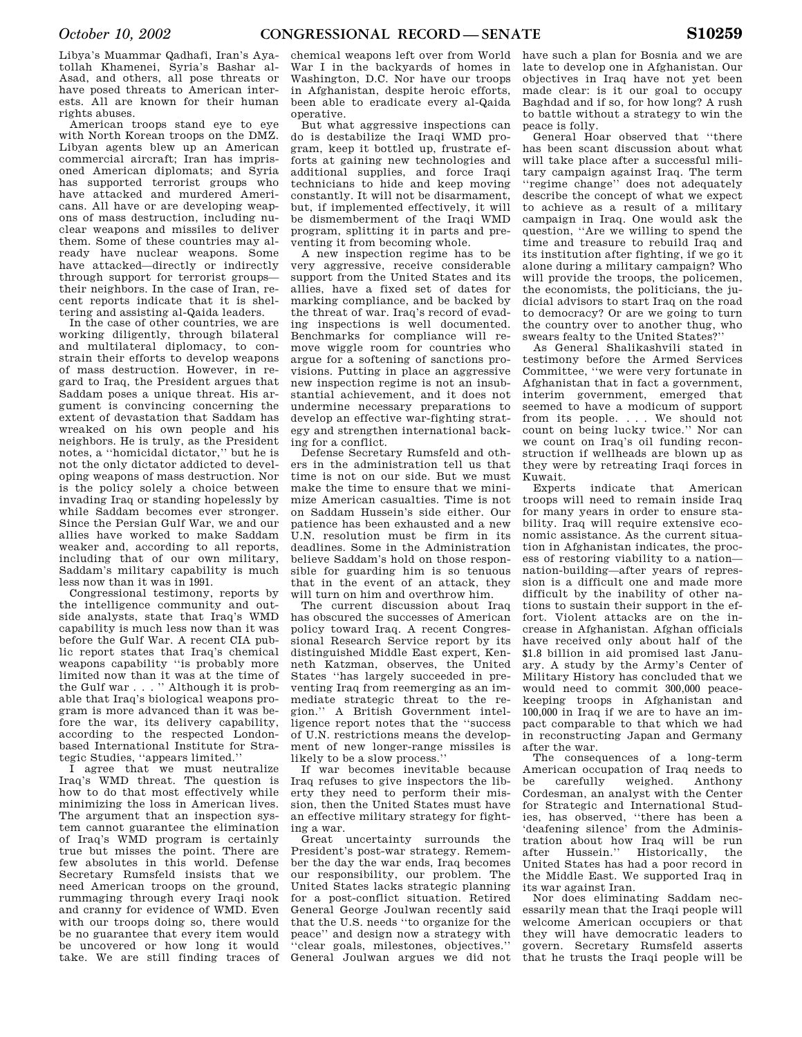Libya's Muammar Qadhafi, Iran's Ayatollah Khamenei, Syria's Bashar al-Asad, and others, all pose threats or have posed threats to American interests. All are known for their human rights abuses.

American troops stand eye to eye with North Korean troops on the DMZ. Libyan agents blew up an American commercial aircraft; Iran has imprisoned American diplomats; and Syria has supported terrorist groups who have attacked and murdered Americans. All have or are developing weapons of mass destruction, including nuclear weapons and missiles to deliver them. Some of these countries may already have nuclear weapons. Some have attacked—directly or indirectly through support for terrorist groups—their neighbors. In the case of Iran, recent reports indicate that it is sheltering and assisting al-Qaida leaders.

In the case of other countries, we are working diligently, through bilateral and multilateral diplomacy, to constrain their efforts to develop weapons of mass destruction. However, in regard to Iraq, the President argues that Saddam poses a unique threat. His argument is convincing concerning the extent of devastation that Saddam has wreaked on his own people and his neighbors. He is truly, as the President notes, a ''homicidal dictator,'' but he is not the only dictator addicted to developing weapons of mass destruction. Nor is the policy solely a choice between invading Iraq or standing hopelessly by while Saddam becomes ever stronger. Since the Persian Gulf War, we and our allies have worked to make Saddam weaker and, according to all reports, including that of our own military, Saddam's military capability is much less now than it was in 1991.

Congressional testimony, reports by the intelligence community and outside analysts, state that Iraq's WMD capability is much less now than it was before the Gulf War. A recent CIA public report states that Iraq's chemical weapons capability ''is probably more limited now than it was at the time of the Gulf war . . . '' Although it is probable that Iraq's biological weapons program is more advanced than it was before the war, its delivery capability, according to the respected London-based International Institute for Strategic Studies, ''appears limited.''

I agree that we must neutralize Iraq's WMD threat. The question is how to do that most effectively while minimizing the loss in American lives. The argument that an inspection system cannot guarantee the elimination of Iraq's WMD program is certainly true but misses the point. There are few absolutes in this world. Defense Secretary Rumsfeld insists that we need American troops on the ground, rummaging through every Iraqi nook and cranny for evidence of WMD. Even with our troops doing so, there would be no guarantee that every item would be uncovered or how long it would take. We are still finding traces of chemical weapons left over from World War I in the backyards of homes in Washington, D.C. Nor have our troops in Afghanistan, despite heroic efforts, been able to eradicate every al-Qaida operative.

But what aggressive inspections can do is destabilize the Iraqi WMD program, keep it bottled up, frustrate efforts at gaining new technologies and additional supplies, and force Iraqi technicians to hide and keep moving constantly. It will not be disarmament, but, if implemented effectively, it will be dismemberment of the Iraqi WMD program, splitting it in parts and preventing it from becoming whole.

A new inspection regime has to be very aggressive, receive considerable support from the United States and its allies, have a fixed set of dates for marking compliance, and be backed by the threat of war. Iraq's record of evading inspections is well documented. Benchmarks for compliance will remove wiggle room for countries who argue for a softening of sanctions provisions. Putting in place an aggressive new inspection regime is not an insubstantial achievement, and it does not undermine necessary preparations to develop an effective war-fighting strategy and strengthen international backing for a conflict.

Defense Secretary Rumsfeld and others in the administration tell us that time is not on our side. But we must make the time to ensure that we minimize American casualties. Time is not on Saddam Hussein's side either. Our patience has been exhausted and a new U.N. resolution must be firm in its deadlines. Some in the Administration believe Saddam's hold on those responsible for guarding him is so tenuous that in the event of an attack, they will turn on him and overthrow him.

The current discussion about Iraq has obscured the successes of American policy toward Iraq. A recent Congressional Research Service report by its distinguished Middle East expert, Kenneth Katzman, observes, the United States ''has largely succeeded in preventing Iraq from reemerging as an immediate strategic threat to the region.'' A British Government intelligence report notes that the ''success of U.N. restrictions means the development of new longer-range missiles is likely to be a slow process.''

If war becomes inevitable because Iraq refuses to give inspectors the liberty they need to perform their mission, then the United States must have an effective military strategy for fighting a war.

Great uncertainty surrounds the President's post-war strategy. Remember the day the war ends, Iraq becomes our responsibility, our problem. The United States lacks strategic planning for a post-conflict situation. Retired General George Joulwan recently said that the U.S. needs ''to organize for the peace'' and design now a strategy with ''clear goals, milestones, objectives.'' General Joulwan argues we did not have such a plan for Bosnia and we are late to develop one in Afghanistan. Our objectives in Iraq have not yet been made clear: is it our goal to occupy Baghdad and if so, for how long? A rush to battle without a strategy to win the peace is folly.

General Hoar observed that ''there has been scant discussion about what will take place after a successful military campaign against Iraq. The term ''regime change'' does not adequately describe the concept of what we expect to achieve as a result of a military campaign in Iraq. One would ask the question, ''Are we willing to spend the time and treasure to rebuild Iraq and its institution after fighting, if we go it alone during a military campaign? Who will provide the troops, the policemen, the economists, the politicians, the judicial advisors to start Iraq on the road to democracy? Or are we going to turn the country over to another thug, who swears fealty to the United States?''

As General Shalikashvili stated in testimony before the Armed Services Committee, ''we were very fortunate in Afghanistan that in fact a government, interim government, emerged that seemed to have a modicum of support from its people. . . . We should not count on being lucky twice.'' Nor can we count on Iraq's oil funding reconstruction if wellheads are blown up as they were by retreating Iraqi forces in Kuwait.

Experts indicate that American troops will need to remain inside Iraq for many years in order to ensure stability. Iraq will require extensive economic assistance. As the current situation in Afghanistan indicates, the process of restoring viability to a nation—nation-building—after years of repression is a difficult one and made more difficult by the inability of other nations to sustain their support in the effort. Violent attacks are on the increase in Afghanistan. Afghan officials have received only about half of the $1.8 billion in aid promised last January. A study by the Army's Center of Military History has concluded that we would need to commit 300,000 peacekeeping troops in Afghanistan and 100,000 in Iraq if we are to have an impact comparable to that which we had in reconstructing Japan and Germany after the war.

The consequences of a long-term American occupation of Iraq needs to be carefully weighed. Anthony Cordesman, an analyst with the Center for Strategic and International Studies, has observed, ''there has been a 'deafening silence' from the Administration about how Iraq will be run after Hussein.'' Historically, the United States has had a poor record in the Middle East. We supported Iraq in its war against Iran.

Nor does eliminating Saddam necessarily mean that the Iraqi people will welcome American occupiers or that they will have democratic leaders to govern. Secretary Rumsfeld asserts that he trusts the Iraqi people will be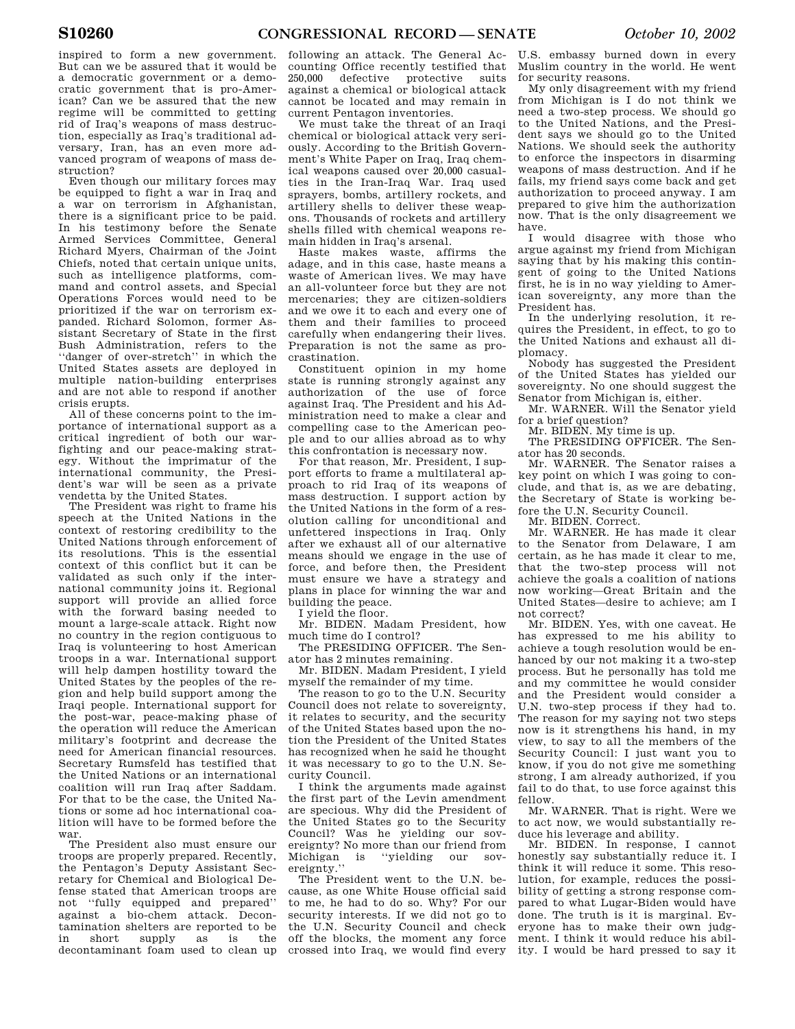inspired to form a new government. But can we be assured that it would be a democratic government or a democratic government that is pro-American? Can we be assured that the new regime will be committed to getting rid of Iraq's weapons of mass destruction, especially as Iraq's traditional adversary, Iran, has an even more advanced program of weapons of mass destruction?

Even though our military forces may be equipped to fight a war in Iraq and a war on terrorism in Afghanistan, there is a significant price to be paid. In his testimony before the Senate Armed Services Committee, General Richard Myers, Chairman of the Joint Chiefs, noted that certain unique units, such as intelligence platforms, command and control assets, and Special Operations Forces would need to be prioritized if the war on terrorism expanded. Richard Solomon, former Assistant Secretary of State in the first Bush Administration, refers to the ''danger of over-stretch'' in which the United States assets are deployed in multiple nation-building enterprises and are not able to respond if another crisis erupts.

All of these concerns point to the importance of international support as a critical ingredient of both our war-fighting and our peace-making strategy. Without the imprimatur of the international community, the President's war will be seen as a private vendetta by the United States.

The President was right to frame his speech at the United Nations in the context of restoring credibility to the United Nations through enforcement of its resolutions. This is the essential context of this conflict but it can be validated as such only if the international community joins it. Regional support will provide an allied force with the forward basing needed to mount a large-scale attack. Right now no country in the region contiguous to Iraq is volunteering to host American troops in a war. International support will help dampen hostility toward the United States by the peoples of the region and help build support among the Iraqi people. International support for the post-war, peace-making phase of the operation will reduce the American military's footprint and decrease the need for American financial resources. Secretary Rumsfeld has testified that the United Nations or an international coalition will run Iraq after Saddam. For that to be the case, the United Nations or some ad hoc international coalition will have to be formed before the war.

The President also must ensure our troops are properly prepared. Recently, the Pentagon's Deputy Assistant Secretary for Chemical and Biological Defense stated that American troops are not ''fully equipped and prepared'' against a bio-chem attack. Decontamination shelters are reported to be in short supply as is the decontaminant foam used to clean up following an attack. The General Accounting Office recently testified that 250,000 defective protective suits against a chemical or biological attack cannot be located and may remain in current Pentagon inventories.

We must take the threat of an Iraqi chemical or biological attack very seriously. According to the British Government's White Paper on Iraq, Iraq chemical weapons caused over 20,000 casualties in the Iran-Iraq War. Iraq used sprayers, bombs, artillery rockets, and artillery shells to deliver these weapons. Thousands of rockets and artillery shells filled with chemical weapons remain hidden in Iraq's arsenal.

Haste makes waste, affirms the adage, and in this case, haste means a waste of American lives. We may have an all-volunteer force but they are not mercenaries; they are citizen-soldiers and we owe it to each and every one of them and their families to proceed carefully when endangering their lives. Preparation is not the same as procrastination.

Constituent opinion in my home state is running strongly against any authorization of the use of force against Iraq. The President and his Administration need to make a clear and compelling case to the American people and to our allies abroad as to why this confrontation is necessary now.

For that reason, Mr. President, I support efforts to frame a multilateral approach to rid Iraq of its weapons of mass destruction. I support action by the United Nations in the form of a resolution calling for unconditional and unfettered inspections in Iraq. Only after we exhaust all of our alternative means should we engage in the use of force, and before then, the President must ensure we have a strategy and plans in place for winning the war and building the peace.

I yield the floor.

Mr. BIDEN. Madam President, how much time do I control?

The PRESIDING OFFICER. The Senator has 2 minutes remaining.

Mr. BIDEN. Madam President, I yield myself the remainder of my time.

The reason to go to the U.N. Security Council does not relate to sovereignty, it relates to security, and the security of the United States based upon the notion the President of the United States has recognized when he said he thought it was necessary to go to the U.N. Security Council.

I think the arguments made against the first part of the Levin amendment are specious. Why did the President of the United States go to the Security Council? Was he yielding our sovereignty? No more than our friend from Michigan is ''yielding our sovereignty.''

The President went to the U.N. because, as one White House official said to me, he had to do so. Why? For our security interests. If we did not go to the U.N. Security Council and check off the blocks, the moment any force crossed into Iraq, we would find every U.S. embassy burned down in every Muslim country in the world. He went for security reasons.

My only disagreement with my friend from Michigan is I do not think we need a two-step process. We should go to the United Nations, and the President says we should go to the United Nations. We should seek the authority to enforce the inspectors in disarming weapons of mass destruction. And if he fails, my friend says come back and get authorization to proceed anyway. I am prepared to give him the authorization now. That is the only disagreement we have.

I would disagree with those who argue against my friend from Michigan saying that by his making this contingent of going to the United Nations first, he is in no way yielding to American sovereignty, any more than the President has.

In the underlying resolution, it requires the President, in effect, to go to the United Nations and exhaust all diplomacy.

Nobody has suggested the President of the United States has yielded our sovereignty. No one should suggest the Senator from Michigan is, either.

Mr. WARNER. Will the Senator yield for a brief question?

Mr. BIDEN. My time is up.

The PRESIDING OFFICER. The Senator has 20 seconds.

Mr. WARNER. The Senator raises a key point on which I was going to conclude, and that is, as we are debating, the Secretary of State is working before the U.N. Security Council.

Mr. BIDEN. Correct.

Mr. WARNER. He has made it clear to the Senator from Delaware, I am certain, as he has made it clear to me, that the two-step process will not achieve the goals a coalition of nations now working—Great Britain and the United States—desire to achieve; am I not correct?

Mr. BIDEN. Yes, with one caveat. He has expressed to me his ability to achieve a tough resolution would be enhanced by our not making it a two-step process. But he personally has told me and my committee he would consider and the President would consider a U.N. two-step process if they had to. The reason for my saying not two steps now is it strengthens his hand, in my view, to say to all the members of the Security Council: I just want you to know, if you do not give me something strong, I am already authorized, if you fail to do that, to use force against this fellow.

Mr. WARNER. That is right. Were we to act now, we would substantially reduce his leverage and ability.

Mr. BIDEN. In response, I cannot honestly say substantially reduce it. I think it will reduce it some. This resolution, for example, reduces the possibility of getting a strong response compared to what Lugar-Biden would have done. The truth is it is marginal. Everyone has to make their own judgment. I think it would reduce his ability. I would be hard pressed to say it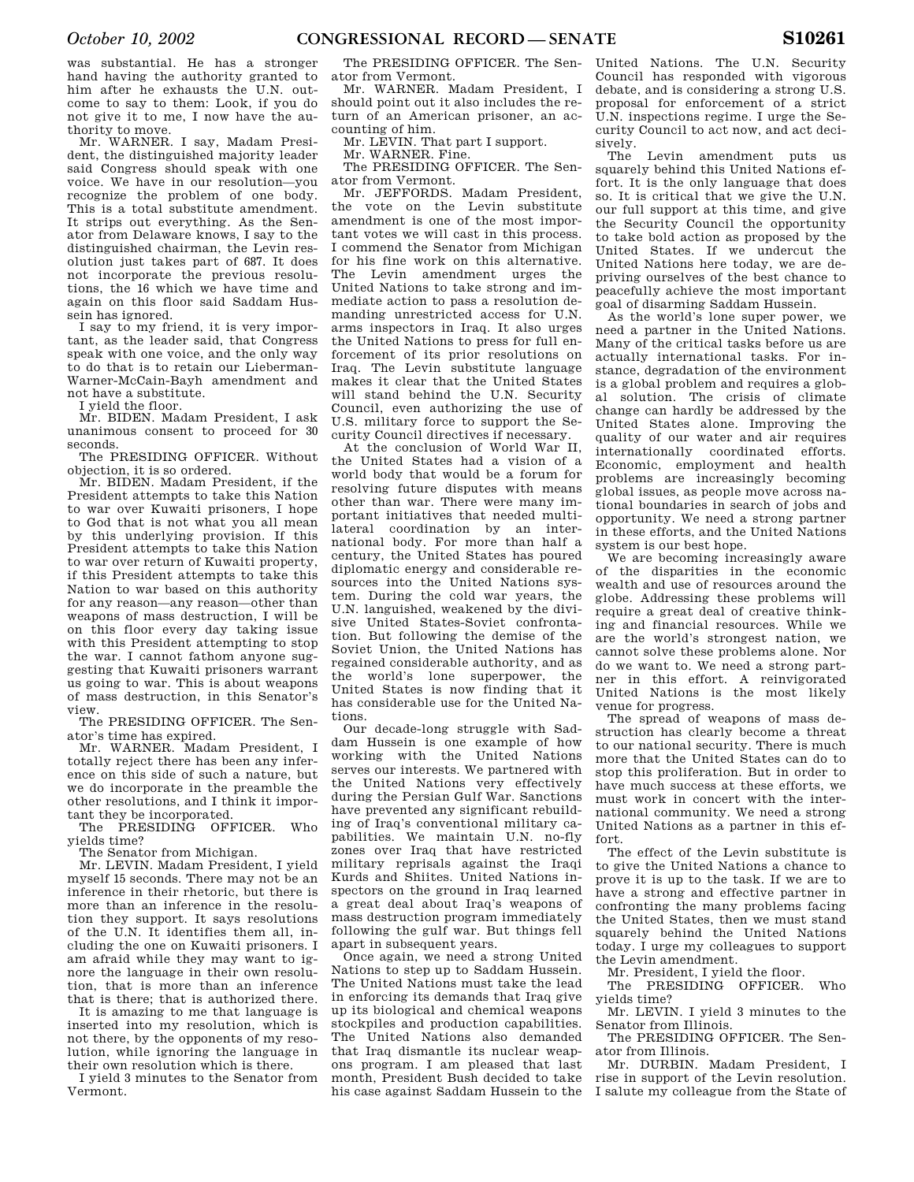was substantial. He has a stronger hand having the authority granted to him after he exhausts the U.N. outcome to say to them: Look, if you do not give it to me, I now have the authority to move.

Mr. WARNER. I say, Madam President, the distinguished majority leader said Congress should speak with one voice. We have in our resolution—you recognize the problem of one body. This is a total substitute amendment. It strips out everything. As the Senator from Delaware knows, I say to the distinguished chairman, the Levin resolution just takes part of 687. It does not incorporate the previous resolutions, the 16 which we have time and again on this floor said Saddam Hussein has ignored.

I say to my friend, it is very important, as the leader said, that Congress speak with one voice, and the only way to do that is to retain our Lieberman-Warner-McCain-Bayh amendment and not have a substitute.

I yield the floor.

Mr. BIDEN. Madam President, I ask unanimous consent to proceed for 30 seconds.

The PRESIDING OFFICER. Without objection, it is so ordered.

Mr. BIDEN. Madam President, if the President attempts to take this Nation to war over Kuwaiti prisoners, I hope to God that is not what you all mean by this underlying provision. If this President attempts to take this Nation to war over return of Kuwaiti property, if this President attempts to take this Nation to war based on this authority for any reason—any reason—other than weapons of mass destruction, I will be on this floor every day taking issue with this President attempting to stop the war. I cannot fathom anyone suggesting that Kuwaiti prisoners warrant us going to war. This is about weapons of mass destruction, in this Senator's view.

The PRESIDING OFFICER. The Senator's time has expired.

Mr. WARNER. Madam President, I totally reject there has been any inference on this side of such a nature, but we do incorporate in the preamble the other resolutions, and I think it important they be incorporated.

The PRESIDING OFFICER. Who yields time?

The Senator from Michigan.

Mr. LEVIN. Madam President, I yield myself 15 seconds. There may not be an inference in their rhetoric, but there is more than an inference in the resolution they support. It says resolutions of the U.N. It identifies them all, including the one on Kuwaiti prisoners. I am afraid while they may want to ignore the language in their own resolution, that is more than an inference that is there; that is authorized there.

It is amazing to me that language is inserted into my resolution, which is not there, by the opponents of my resolution, while ignoring the language in their own resolution which is there.

I yield 3 minutes to the Senator from Vermont.

The PRESIDING OFFICER. The Senator from Vermont.

Mr. WARNER. Madam President, I should point out it also includes the return of an American prisoner, an accounting of him.

Mr. LEVIN. That part I support.

Mr. WARNER. Fine.

The PRESIDING OFFICER. The Senator from Vermont.

Mr. JEFFORDS. Madam President, the vote on the Levin substitute amendment is one of the most important votes we will cast in this process. I commend the Senator from Michigan for his fine work on this alternative. The Levin amendment urges the United Nations to take strong and immediate action to pass a resolution demanding unrestricted access for U.N. arms inspectors in Iraq. It also urges the United Nations to press for full enforcement of its prior resolutions on Iraq. The Levin substitute language makes it clear that the United States will stand behind the U.N. Security Council, even authorizing the use of U.S. military force to support the Security Council directives if necessary.

At the conclusion of World War II, the United States had a vision of a world body that would be a forum for resolving future disputes with means other than war. There were many important initiatives that needed multilateral coordination by an international body. For more than half a century, the United States has poured diplomatic energy and considerable resources into the United Nations system. During the cold war years, the U.N. languished, weakened by the divisive United States-Soviet confrontation. But following the demise of the Soviet Union, the United Nations has regained considerable authority, and as the world's lone superpower, the United States is now finding that it has considerable use for the United Nations.

Our decade-long struggle with Saddam Hussein is one example of how working with the United Nations serves our interests. We partnered with the United Nations very effectively during the Persian Gulf War. Sanctions have prevented any significant rebuilding of Iraq's conventional military capabilities. We maintain U.N. no-fly zones over Iraq that have restricted military reprisals against the Iraqi Kurds and Shiites. United Nations inspectors on the ground in Iraq learned a great deal about Iraq's weapons of mass destruction program immediately following the gulf war. But things fell apart in subsequent years.

Once again, we need a strong United Nations to step up to Saddam Hussein. The United Nations must take the lead in enforcing its demands that Iraq give up its biological and chemical weapons stockpiles and production capabilities. The United Nations also demanded that Iraq dismantle its nuclear weapons program. I am pleased that last month, President Bush decided to take his case against Saddam Hussein to the United Nations. The U.N. Security Council has responded with vigorous debate, and is considering a strong U.S. proposal for enforcement of a strict U.N. inspections regime. I urge the Security Council to act now, and act decisively.

The Levin amendment puts us squarely behind this United Nations effort. It is the only language that does so. It is critical that we give the U.N. our full support at this time, and give the Security Council the opportunity to take bold action as proposed by the United States. If we undercut the United Nations here today, we are depriving ourselves of the best chance to peacefully achieve the most important goal of disarming Saddam Hussein.

As the world's lone super power, we need a partner in the United Nations. Many of the critical tasks before us are actually international tasks. For instance, degradation of the environment is a global problem and requires a global solution. The crisis of climate change can hardly be addressed by the United States alone. Improving the quality of our water and air requires internationally coordinated efforts. Economic, employment and health problems are increasingly becoming global issues, as people move across national boundaries in search of jobs and opportunity. We need a strong partner in these efforts, and the United Nations system is our best hope.

We are becoming increasingly aware of the disparities in the economic wealth and use of resources around the globe. Addressing these problems will require a great deal of creative thinking and financial resources. While we are the world's strongest nation, we cannot solve these problems alone. Nor do we want to. We need a strong partner in this effort. A reinvigorated United Nations is the most likely venue for progress.

The spread of weapons of mass destruction has clearly become a threat to our national security. There is much more that the United States can do to stop this proliferation. But in order to have much success at these efforts, we must work in concert with the international community. We need a strong United Nations as a partner in this effort.

The effect of the Levin substitute is to give the United Nations a chance to prove it is up to the task. If we are to have a strong and effective partner in confronting the many problems facing the United States, then we must stand squarely behind the United Nations today. I urge my colleagues to support the Levin amendment.

Mr. President, I yield the floor.

The PRESIDING OFFICER. Who yields time?

Mr. LEVIN. I yield 3 minutes to the Senator from Illinois.

The PRESIDING OFFICER. The Senator from Illinois.

Mr. DURBIN. Madam President, I rise in support of the Levin resolution. I salute my colleague from the State of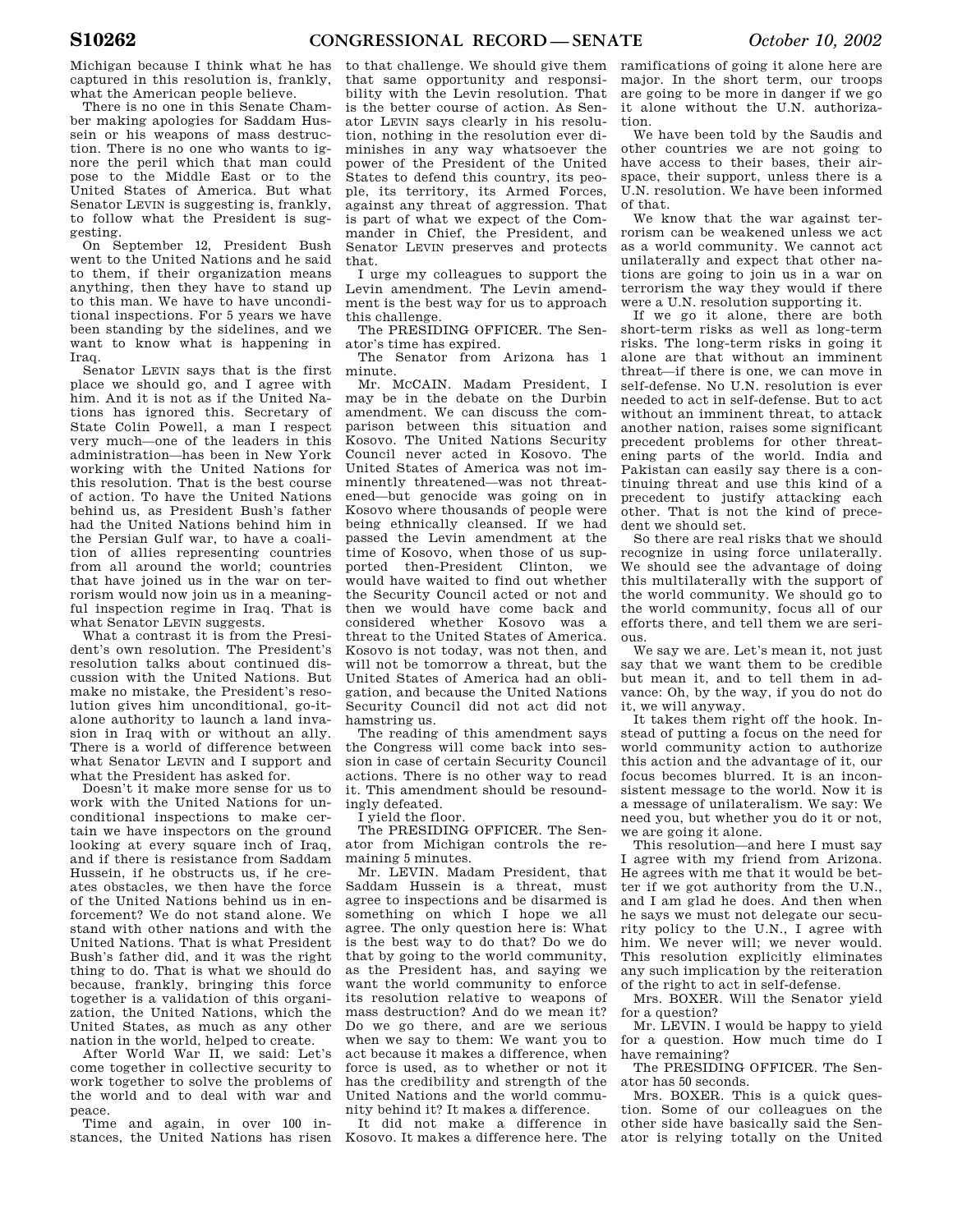Michigan because I think what he has captured in this resolution is, frankly, what the American people believe.

There is no one in this Senate Chamber making apologies for Saddam Hussein or his weapons of mass destruction. There is no one who wants to ignore the peril which that man could pose to the Middle East or to the United States of America. But what Senator LEVIN is suggesting is, frankly, to follow what the President is suggesting.

On September 12, President Bush went to the United Nations and he said to them, if their organization means anything, then they have to stand up to this man. We have to have unconditional inspections. For 5 years we have been standing by the sidelines, and we want to know what is happening in Iraq.

Senator LEVIN says that is the first place we should go, and I agree with him. And it is not as if the United Nations has ignored this. Secretary of State Colin Powell, a man I respect very much—one of the leaders in this administration—has been in New York working with the United Nations for this resolution. That is the best course of action. To have the United Nations behind us, as President Bush's father had the United Nations behind him in the Persian Gulf war, to have a coalition of allies representing countries from all around the world; countries that have joined us in the war on terrorism would now join us in a meaningful inspection regime in Iraq. That is what Senator LEVIN suggests.

What a contrast it is from the President's own resolution. The President's resolution talks about continued discussion with the United Nations. But make no mistake, the President's resolution gives him unconditional, go-it-alone authority to launch a land invasion in Iraq with or without an ally. There is a world of difference between what Senator LEVIN and I support and what the President has asked for.

Doesn't it make more sense for us to work with the United Nations for unconditional inspections to make certain we have inspectors on the ground looking at every square inch of Iraq, and if there is resistance from Saddam Hussein, if he obstructs us, if he creates obstacles, we then have the force of the United Nations behind us in enforcement? We do not stand alone. We stand with other nations and with the United Nations. That is what President Bush's father did, and it was the right thing to do. That is what we should do because, frankly, bringing this force together is a validation of this organization, the United Nations, which the United States, as much as any other nation in the world, helped to create.

After World War II, we said: Let's come together in collective security to work together to solve the problems of the world and to deal with war and peace.

Time and again, in over 100 instances, the United Nations has risen to that challenge. We should give them that same opportunity and responsibility with the Levin resolution. That is the better course of action. As Senator LEVIN says clearly in his resolution, nothing in the resolution ever diminishes in any way whatsoever the power of the President of the United States to defend this country, its people, its territory, its Armed Forces, against any threat of aggression. That is part of what we expect of the Commander in Chief, the President, and Senator LEVIN preserves and protects that.

I urge my colleagues to support the Levin amendment. The Levin amendment is the best way for us to approach this challenge.

The PRESIDING OFFICER. The Senator's time has expired.

The Senator from Arizona has 1 minute.

Mr. MCCAIN. Madam President, I may be in the debate on the Durbin amendment. We can discuss the comparison between this situation and Kosovo. The United Nations Security Council never acted in Kosovo. The United States of America was not imminently threatened—was not threatened—but genocide was going on in Kosovo where thousands of people were being ethnically cleansed. If we had passed the Levin amendment at the time of Kosovo, when those of us supported then-President Clinton, we would have waited to find out whether the Security Council acted or not and then we would have come back and considered whether Kosovo was a threat to the United States of America. Kosovo is not today, was not then, and will not be tomorrow a threat, but the United States of America had an obligation, and because the United Nations Security Council did not act did not hamstring us.

The reading of this amendment says the Congress will come back into session in case of certain Security Council actions. There is no other way to read it. This amendment should be resoundingly defeated.

I yield the floor.

The PRESIDING OFFICER. The Senator from Michigan controls the remaining 5 minutes.

Mr. LEVIN. Madam President, that Saddam Hussein is a threat, must agree to inspections and be disarmed is something on which I hope we all agree. The only question here is: What is the best way to do that? Do we do that by going to the world community, as the President has, and saying we want the world community to enforce its resolution relative to weapons of mass destruction? And do we mean it? Do we go there, and are we serious when we say to them: We want you to act because it makes a difference, when force is used, as to whether or not it has the credibility and strength of the United Nations and the world community behind it? It makes a difference.

It did not make a difference in Kosovo. It makes a difference here. The ramifications of going it alone here are major. In the short term, our troops are going to be more in danger if we go it alone without the U.N. authorization.

We have been told by the Saudis and other countries we are not going to have access to their bases, their airspace, their support, unless there is a U.N. resolution. We have been informed of that.

We know that the war against terrorism can be weakened unless we act as a world community. We cannot act unilaterally and expect that other nations are going to join us in a war on terrorism the way they would if there were a U.N. resolution supporting it.

If we go it alone, there are both short-term risks as well as long-term risks. The long-term risks in going it alone are that without an imminent threat—if there is one, we can move in self-defense. No U.N. resolution is ever needed to act in self-defense. But to act without an imminent threat, to attack another nation, raises some significant precedent problems for other threatening parts of the world. India and Pakistan can easily say there is a continuing threat and use this kind of a precedent to justify attacking each other. That is not the kind of precedent we should set.

So there are real risks that we should recognize in using force unilaterally. We should see the advantage of doing this multilaterally with the support of the world community. We should go to the world community, focus all of our efforts there, and tell them we are serious.

We say we are. Let's mean it, not just say that we want them to be credible but mean it, and to tell them in advance: Oh, by the way, if you do not do it, we will anyway.

It takes them right off the hook. Instead of putting a focus on the need for world community action to authorize this action and the advantage of it, our focus becomes blurred. It is an inconsistent message to the world. Now it is a message of unilateralism. We say: We need you, but whether you do it or not, we are going it alone.

This resolution—and here I must say I agree with my friend from Arizona. He agrees with me that it would be better if we got authority from the U.N., and I am glad he does. And then when he says we must not delegate our security policy to the U.N., I agree with him. We never will; we never would. This resolution explicitly eliminates any such implication by the reiteration of the right to act in self-defense.

Mrs. BOXER. Will the Senator yield for a question?

Mr. LEVIN. I would be happy to yield for a question. How much time do I have remaining?

The PRESIDING OFFICER. The Senator has 50 seconds.

Mrs. BOXER. This is a quick question. Some of our colleagues on the other side have basically said the Senator is relying totally on the United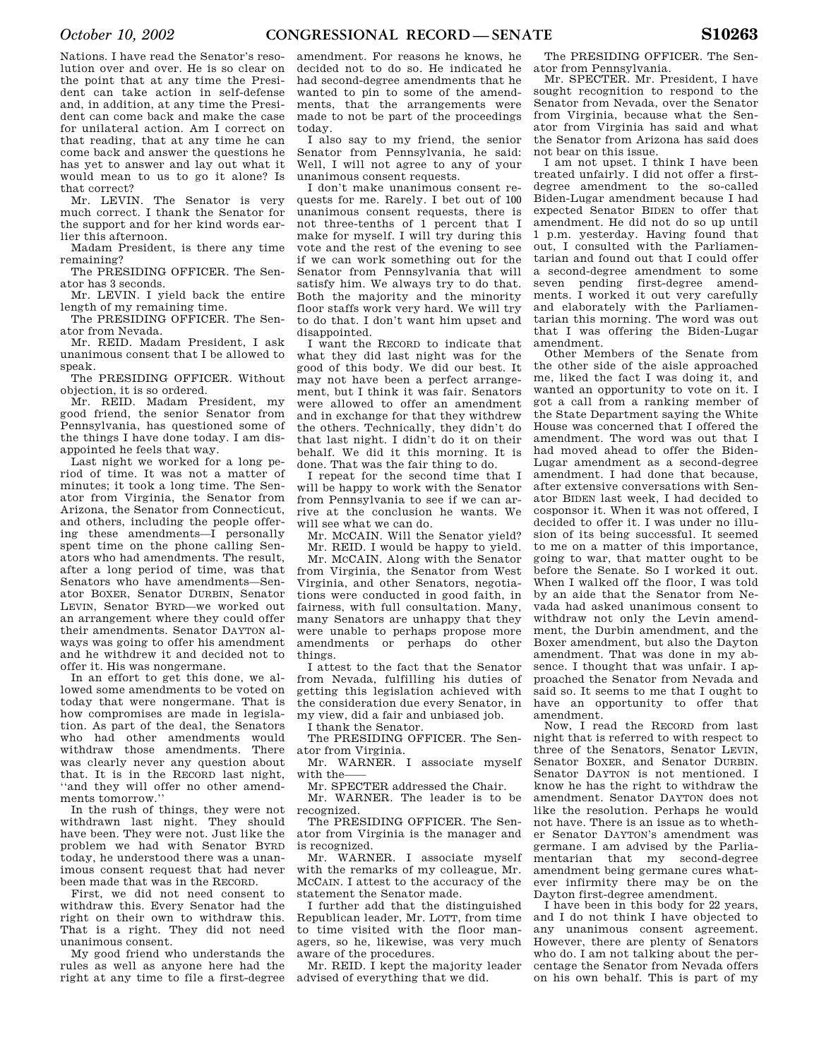Nations. I have read the Senator's resolution over and over. He is so clear on the point that at any time the President can take action in self-defense and, in addition, at any time the President can come back and make the case for unilateral action. Am I correct on that reading, that at any time he can come back and answer the questions he has yet to answer and lay out what it would mean to us to go it alone? Is that correct?

Mr. LEVIN. The Senator is very much correct. I thank the Senator for the support and for her kind words earlier this afternoon.

Madam President, is there any time remaining?

The PRESIDING OFFICER. The Senator has 3 seconds.

Mr. LEVIN. I yield back the entire length of my remaining time.

The PRESIDING OFFICER. The Senator from Nevada.

Mr. REID. Madam President, I ask unanimous consent that I be allowed to speak.

The PRESIDING OFFICER. Without objection, it is so ordered.

Mr. REID. Madam President, my good friend, the senior Senator from Pennsylvania, has questioned some of the things I have done today. I am disappointed he feels that way.

Last night we worked for a long period of time. It was not a matter of minutes; it took a long time. The Senator from Virginia, the Senator from Arizona, the Senator from Connecticut, and others, including the people offering these amendments—I personally spent time on the phone calling Senators who had amendments. The result, after a long period of time, was that Senators who have amendments—Senator BOXER, Senator DURBIN, Senator LEVIN, Senator BYRD—we worked out an arrangement where they could offer their amendments. Senator DAYTON always was going to offer his amendment and he withdrew it and decided not to offer it. His was nongermane.

In an effort to get this done, we allowed some amendments to be voted on today that were nongermane. That is how compromises are made in legislation. As part of the deal, the Senators who had other amendments would withdraw those amendments. There was clearly never any question about that. It is in the RECORD last night, ''and they will offer no other amendments tomorrow.''

In the rush of things, they were not withdrawn last night. They should have been. They were not. Just like the problem we had with Senator BYRD today, he understood there was a unanimous consent request that had never been made that was in the RECORD.

First, we did not need consent to withdraw this. Every Senator had the right on their own to withdraw this. That is a right. They did not need unanimous consent.

My good friend who understands the rules as well as anyone here had the right at any time to file a first-degree amendment. For reasons he knows, he decided not to do so. He indicated he had second-degree amendments that he wanted to pin to some of the amendments, that the arrangements were made to not be part of the proceedings today.

I also say to my friend, the senior Senator from Pennsylvania, he said: Well, I will not agree to any of your unanimous consent requests.

I don't make unanimous consent requests for me. Rarely. I bet out of 100 unanimous consent requests, there is not three-tenths of 1 percent that I make for myself. I will try during this vote and the rest of the evening to see if we can work something out for the Senator from Pennsylvania that will satisfy him. We always try to do that. Both the majority and the minority floor staffs work very hard. We will try to do that. I don't want him upset and disappointed.

I want the RECORD to indicate that what they did last night was for the good of this body. We did our best. It may not have been a perfect arrangement, but I think it was fair. Senators were allowed to offer an amendment and in exchange for that they withdrew the others. Technically, they didn't do that last night. I didn't do it on their behalf. We did it this morning. It is done. That was the fair thing to do.

I repeat for the second time that I will be happy to work with the Senator from Pennsylvania to see if we can arrive at the conclusion he wants. We will see what we can do.

Mr. McCAIN. Will the Senator yield?

Mr. REID. I would be happy to yield.

Mr. McCAIN. Along with the Senator from Virginia, the Senator from West Virginia, and other Senators, negotiations were conducted in good faith, in fairness, with full consultation. Many, many Senators are unhappy that they were unable to perhaps propose more amendments or perhaps do other things.

I attest to the fact that the Senator from Nevada, fulfilling his duties of getting this legislation achieved with the consideration due every Senator, in my view, did a fair and unbiased job.

I thank the Senator.

The PRESIDING OFFICER. The Senator from Virginia.

Mr. WARNER. I associate myself with the——

Mr. SPECTER addressed the Chair.

Mr. WARNER. The leader is to be recognized.

The PRESIDING OFFICER. The Senator from Virginia is the manager and is recognized.

Mr. WARNER. I associate myself with the remarks of my colleague, Mr. McCAIN. I attest to the accuracy of the statement the Senator made.

I further add that the distinguished Republican leader, Mr. LOTT, from time to time visited with the floor managers, so he, likewise, was very much aware of the procedures.

Mr. REID. I kept the majority leader advised of everything that we did.

The PRESIDING OFFICER. The Senator from Pennsylvania.

Mr. SPECTER. Mr. President, I have sought recognition to respond to the Senator from Nevada, over the Senator from Virginia, because what the Senator from Virginia has said and what the Senator from Arizona has said does not bear on this issue.

I am not upset. I think I have been treated unfairly. I did not offer a first-degree amendment to the so-called Biden-Lugar amendment because I had expected Senator BIDEN to offer that amendment. He did not do so up until 1 p.m. yesterday. Having found that out, I consulted with the Parliamentarian and found out that I could offer a second-degree amendment to some seven pending first-degree amendments. I worked it out very carefully and elaborately with the Parliamentarian this morning. The word was out that I was offering the Biden-Lugar amendment.

Other Members of the Senate from the other side of the aisle approached me, liked the fact I was doing it, and wanted an opportunity to vote on it. I got a call from a ranking member of the State Department saying the White House was concerned that I offered the amendment. The word was out that I had moved ahead to offer the Biden-Lugar amendment as a second-degree amendment. I had done that because, after extensive conversations with Senator BIDEN last week, I had decided to cosponsor it. When it was not offered, I decided to offer it. I was under no illusion of its being successful. It seemed to me on a matter of this importance, going to war, that matter ought to be before the Senate. So I worked it out. When I walked off the floor, I was told by an aide that the Senator from Nevada had asked unanimous consent to withdraw not only the Levin amendment, the Durbin amendment, and the Boxer amendment, but also the Dayton amendment. That was done in my absence. I thought that was unfair. I approached the Senator from Nevada and said so. It seems to me that I ought to have an opportunity to offer that amendment.

Now, I read the RECORD from last night that is referred to with respect to three of the Senators, Senator LEVIN, Senator BOXER, and Senator DURBIN. Senator DAYTON is not mentioned. I know he has the right to withdraw the amendment. Senator DAYTON does not like the resolution. Perhaps he would not have. There is an issue as to whether Senator DAYTON's amendment was germane. I am advised by the Parliamentarian that my second-degree amendment being germane cures whatever infirmity there may be on the Dayton first-degree amendment.

I have been in this body for 22 years, and I do not think I have objected to any unanimous consent agreement. However, there are plenty of Senators who do. I am not talking about the percentage the Senator from Nevada offers on his own behalf. This is part of my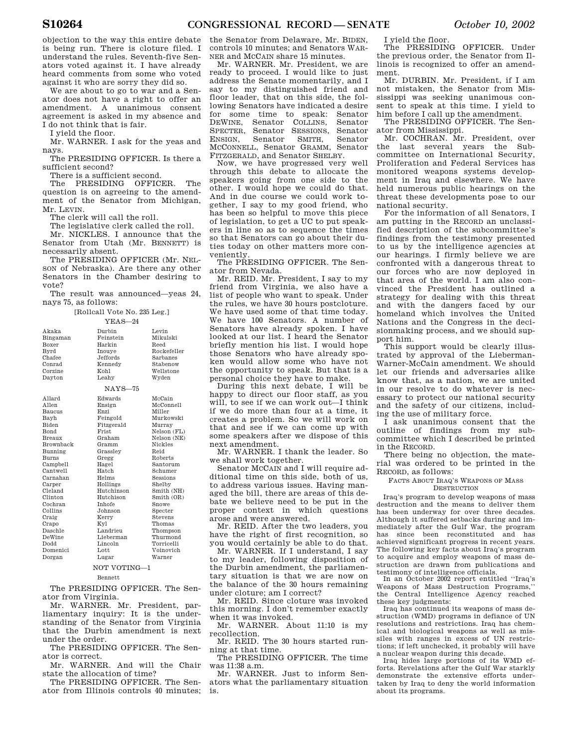objection to the way this entire debate is being run. There is cloture filed. I understand the rules. Seventh-five Senators voted against it. I have already heard comments from some who voted against it who are sorry they did so.

We are about to go to war and a Senator does not have a right to offer an amendment. A unanimous consent agreement is asked in my absence and I do not think that is fair.

I yield the floor.

Mr. WARNER. I ask for the yeas and nays.

The PRESIDING OFFICER. Is there a sufficient second?

There is a sufficient second.

The PRESIDING OFFICER. The question is on agreeing to the amendment of the Senator from Michigan, Mr. LEVIN.

The clerk will call the roll.

The legislative clerk called the roll.

Mr. NICKLES. I announce that the Senator from Utah (Mr. BENNETT) is necessarily absent.

The PRESIDING OFFICER (Mr. NELSON of Nebraska). Are there any other Senators in the Chamber desiring to vote?

The result was announced—yeas 24, nays 75, as follows:

[Rollcall Vote No. 235 Leg.]

YEAS—24

| | | |
|---|---|---|
| Akaka | Durbin | Levin |
| Bingaman | Feinstein | Mikulski |
| Boxer | Harkin | Reed |
| Byrd | Inouye | Rockefeller |
| Chafee | Jeffords | Sarbanes |
| Conrad | Kennedy | Stabenow |
| Corzine | Kohl | Wellstone |
| Dayton | Leahy | Wyden |

NAYS—75

| | | |
|---|---|---|
| Allard | Edwards | McCain |
| Allen | Ensign | McConnell |
| Baucus | Enzi | Miller |
| Bayh | Feingold | Murkowski |
| Biden | Fitzgerald | Murray |
| Bond | Frist | Nelson (FL) |
| Breaux | Graham | Nelson (NE) |
| Brownback | Gramm | Nickles |
| Bunning | Grassley | Reid |
| Burns | Gregg | Roberts |
| Campbell | Hagel | Santorum |
| Cantwell | Hatch | Schumer |
| Carnahan | Helms | Sessions |
| Carper | Hollings | Shelby |
| Cleland | Hutchinson | Smith (NH) |
| Clinton | Hutchison | Smith (OR) |
| Cochran | Inhofe | Snowe |
| Collins | Johnson | Specter |
| Craig | Kerry | Stevens |
| Crapo | Kyl | Thomas |
| Daschle | Landrieu | Thompson |
| DeWine | Lieberman | Thurmond |
| Dodd | Lincoln | Torricelli |
| Domenici | Lott | Voinovich |
| Dorgan | Lugar | Warner |

NOT VOTING—1

Bennett

The PRESIDING OFFICER. The Senator from Virginia.

Mr. WARNER. Mr. President, parliamentary inquiry: It is the understanding of the Senator from Virginia that the Durbin amendment is next under the order.

The PRESIDING OFFICER. The Senator is correct.

Mr. WARNER. And will the Chair state the allocation of time?

The PRESIDING OFFICER. The Senator from Illinois controls 40 minutes; the Senator from Delaware, Mr. BIDEN, controls 10 minutes; and Senators WARNER and MCCAIN share 15 minutes.

Mr. WARNER. Mr. President, we are ready to proceed. I would like to just address the Senate momentarily, and I say to my distinguished friend and floor leader, that on this side, the following Senators have indicated a desire for some time to speak: Senator DEWINE, Senator COLLINS, Senator SPECTER, Senator SESSIONS, Senator ENSIGN, Senator SMITH, Senator MCCONNELL, Senator GRAMM, Senator FITZGERALD, and Senator SHELBY.

Now, we have progressed very well through this debate to allocate the speakers going from one side to the other. I would hope we could do that. And in due course we could work together, I say to my good friend, who has been so helpful to move this piece of legislation, to get a UC to put speakers in line so as to sequence the times so that Senators can go about their duties today on other matters more conveniently.

The PRESIDING OFFICER. The Senator from Nevada.

Mr. REID. Mr. President, I say to my friend from Virginia, we also have a list of people who want to speak. Under the rules, we have 30 hours postcloture. We have used some of that time today. We have 100 Senators. A number of Senators have already spoken. I have looked at our list. I heard the Senator briefly mention his list. I would hope those Senators who have already spoken would allow some who have not the opportunity to speak. But that is a personal choice they have to make.

During this next debate, I will be happy to direct our floor staff, as you will, to see if we can work out—I think if we do more than four at a time, it creates a problem. So we will work on that and see if we can come up with some speakers after we dispose of this next amendment.

Mr. WARNER. I thank the leader. So we shall work together.

Senator MCCAIN and I will require additional time on this side, both of us, to address various issues. Having managed the bill, there are areas of this debate we believe need to be put in the proper context in which questions arose and were answered.

Mr. REID. After the two leaders, you have the right of first recognition, so you would certainly be able to do that.

Mr. WARNER. If I understand, I say to my leader, following disposition of the Durbin amendment, the parliamentary situation is that we are now on the balance of the 30 hours remaining under cloture; am I correct?

Mr. REID. Since cloture was invoked this morning. I don't remember exactly when it was invoked.

Mr. WARNER. About 11:10 is my recollection.

Mr. REID. The 30 hours started running at that time.

The PRESIDING OFFICER. The time was 11:38 a.m.

Mr. WARNER. Just to inform Senators what the parliamentary situation is.

I yield the floor.

The PRESIDING OFFICER. Under the previous order, the Senator from Illinois is recognized to offer an amendment.

Mr. DURBIN. Mr. President, if I am not mistaken, the Senator from Mississippi was seeking unanimous consent to speak at this time. I yield to him before I call up the amendment.

The PRESIDING OFFICER. The Senator from Mississippi.

Mr. COCHRAN. Mr. President, over the last several years the Subcommittee on International Security, Proliferation and Federal Services has monitored weapons systems development in Iraq and elsewhere. We have held numerous public hearings on the threat these developments pose to our national security.

For the information of all Senators, I am putting in the RECORD an unclassified description of the subcommittee's findings from the testimony presented to us by the intelligence agencies at our hearings. I firmly believe we are confronted with a dangerous threat to our forces who are now deployed in that area of the world. I am also convinced the President has outlined a strategy for dealing with this threat and with the dangers faced by our homeland which involves the United Nations and the Congress in the decisionmaking process, and we should support him.

This support would be clearly illustrated by approval of the Lieberman-Warner-McCain amendment. We should let our friends and adversaries alike know that, as a nation, we are united in our resolve to do whatever is necessary to protect our national security and the safety of our citizens, including the use of military force.

I ask unanimous consent that the outline of findings from my subcommittee which I described be printed in the RECORD.

There being no objection, the material was ordered to be printed in the RECORD, as follows:

FACTS ABOUT IRAQ'S WEAPONS OF MASS DESTRUCTION

Iraq's program to develop weapons of mass destruction and the means to deliver them has been underway for over three decades. Although it suffered setbacks during and immediately after the Gulf War, the program has since been reconstituted and has achieved significant progress in recent years. The following key facts about Iraq's program to acquire and employ weapons of mass destruction are drawn from publications and testimony of intelligence officials.

In an October 2002 report entitled "Iraq's Weapons of Mass Destruction Programs," the Central Intelligence Agency reached these key judgments:

Iraq has continued its weapons of mass destruction (WMD) programs in defiance of UN resolutions and restrictions. Iraq has chemical and biological weapons as well as missiles with ranges in excess of UN restrictions; if left unchecked, it probably will have a nuclear weapon during this decade.

Iraq hides large portions of its WMD efforts. Revelations after the Gulf War starkly demonstrate the extensive efforts undertaken by Iraq to deny the world information about its programs.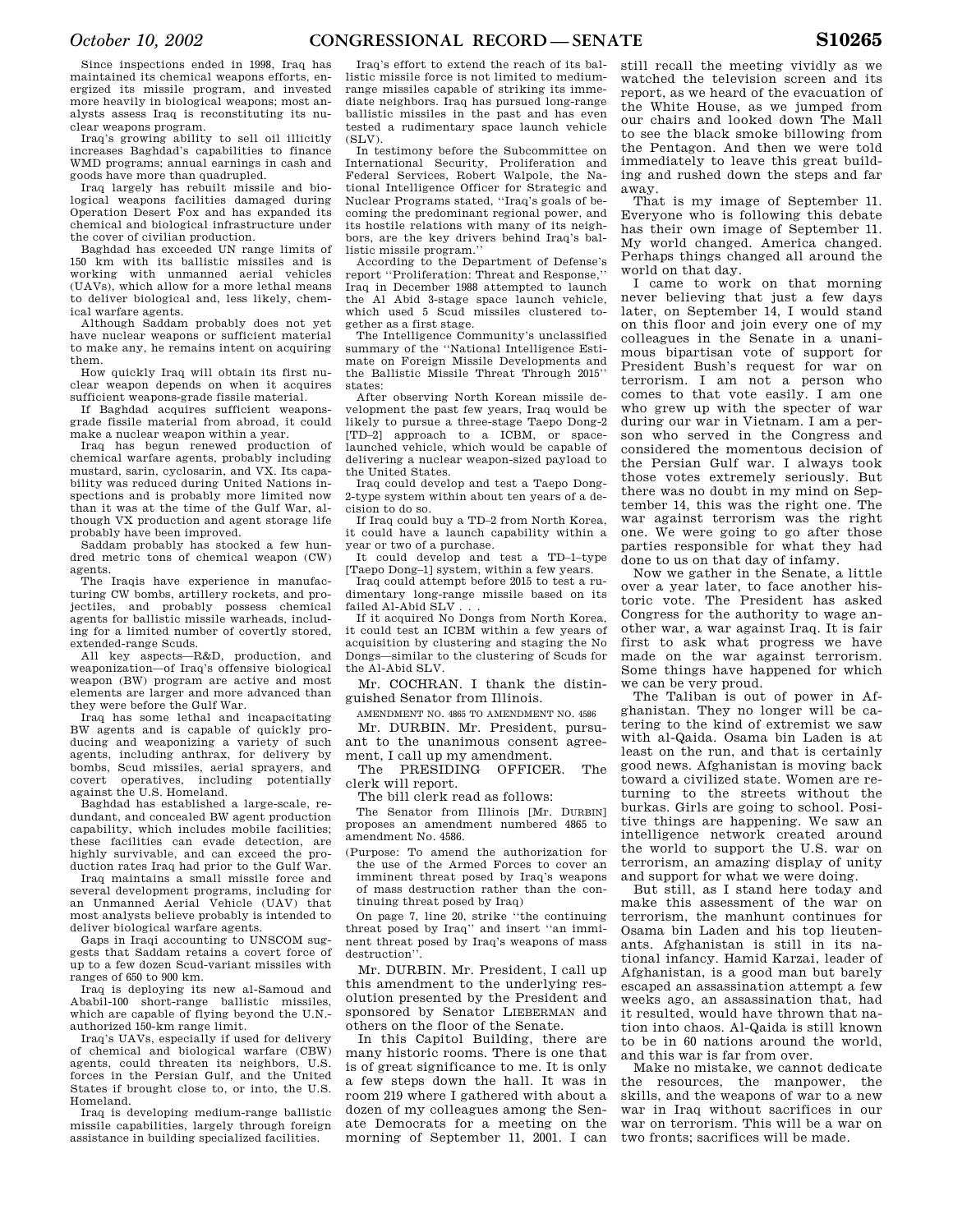Since inspections ended in 1998, Iraq has maintained its chemical weapons efforts, energized its missile program, and invested more heavily in biological weapons; most analysts assess Iraq is reconstituting its nuclear weapons program.

Iraq's growing ability to sell oil illicitly increases Baghdad's capabilities to finance WMD programs; annual earnings in cash and goods have more than quadrupled.

Iraq largely has rebuilt missile and biological weapons facilities damaged during Operation Desert Fox and has expanded its chemical and biological infrastructure under the cover of civilian production.

Baghdad has exceeded UN range limits of 150 km with its ballistic missiles and is working with unmanned aerial vehicles (UAVs), which allow for a more lethal means to deliver biological and, less likely, chemical warfare agents.

Although Saddam probably does not yet have nuclear weapons or sufficient material to make any, he remains intent on acquiring them.

How quickly Iraq will obtain its first nuclear weapon depends on when it acquires sufficient weapons-grade fissile material.

If Baghdad acquires sufficient weapons-grade fissile material from abroad, it could make a nuclear weapon within a year.

Iraq has begun renewed production of chemical warfare agents, probably including mustard, sarin, cyclosarin, and VX. Its capability was reduced during United Nations inspections and is probably more limited now than it was at the time of the Gulf War, although VX production and agent storage life probably have been improved.

Saddam probably has stocked a few hundred metric tons of chemical weapon (CW) agents.

The Iraqis have experience in manufacturing CW bombs, artillery rockets, and projectiles, and probably possess chemical agents for ballistic missile warheads, including for a limited number of covertly stored, extended-range Scuds.

All key aspects—R&D, production, and weaponization—of Iraq's offensive biological weapon (BW) program are active and most elements are larger and more advanced than they were before the Gulf War.

Iraq has some lethal and incapacitating BW agents and is capable of quickly producing and weaponizing a variety of such agents, including anthrax, for delivery by bombs, Scud missiles, aerial sprayers, and covert operatives, including potentially against the U.S. Homeland.

Baghdad has established a large-scale, redundant, and concealed BW agent production capability, which includes mobile facilities; these facilities can evade detection, are highly survivable, and can exceed the production rates Iraq had prior to the Gulf War.

Iraq maintains a small missile force and several development programs, including for an Unmanned Aerial Vehicle (UAV) that most analysts believe probably is intended to deliver biological warfare agents.

Gaps in Iraqi accounting to UNSCOM suggests that Saddam retains a covert force of up to a few dozen Scud-variant missiles with ranges of 650 to 900 km.

Iraq is deploying its new al-Samoud and Ababil-100 short-range ballistic missiles, which are capable of flying beyond the U.N.-authorized 150-km range limit.

Iraq's UAVs, especially if used for delivery of chemical and biological warfare (CBW) agents, could threaten its neighbors, U.S. forces in the Persian Gulf, and the United States if brought close to, or into, the U.S. Homeland.

Iraq is developing medium-range ballistic missile capabilities, largely through foreign assistance in building specialized facilities.

Iraq's effort to extend the reach of its ballistic missile force is not limited to medium-range missiles capable of striking its immediate neighbors. Iraq has pursued long-range ballistic missiles in the past and has even tested a rudimentary space launch vehicle (SLV).

In testimony before the Subcommittee on International Security, Proliferation and Federal Services, Robert Walpole, the National Intelligence Officer for Strategic and Nuclear Programs stated, "Iraq's goals of becoming the predominant regional power, and its hostile relations with many of its neighbors, are the key drivers behind Iraq's ballistic missile program."

According to the Department of Defense's report "Proliferation: Threat and Response," Iraq in December 1988 attempted to launch the Al Abid 3-stage space launch vehicle, which used 5 Scud missiles clustered together as a first stage.

The Intelligence Community's unclassified summary of the "National Intelligence Estimate on Foreign Missile Developments and the Ballistic Missile Threat Through 2015" states:

After observing North Korean missile development the past few years, Iraq would be likely to pursue a three-stage Taepo Dong-2 [TD–2] approach to a ICBM, or space-launched vehicle, which would be capable of delivering a nuclear weapon-sized payload to the United States.

Iraq could develop and test a Taepo Dong-2-type system within about ten years of a decision to do so.

If Iraq could buy a TD–2 from North Korea, it could have a launch capability within a year or two of a purchase.

It could develop and test a TD–1–type [Taepo Dong–1] system, within a few years.

Iraq could attempt before 2015 to test a rudimentary long-range missile based on its failed Al-Abid SLV . . .

If it acquired No Dongs from North Korea, it could test an ICBM within a few years of acquisition by clustering and staging the No Dongs—similar to the clustering of Scuds for the Al-Abid SLV.

Mr. COCHRAN. I thank the distinguished Senator from Illinois.

AMENDMENT NO. 4865 TO AMENDMENT NO. 4586

Mr. DURBIN. Mr. President, pursuant to the unanimous consent agreement, I call up my amendment.

The PRESIDING OFFICER. The clerk will report.

The bill clerk read as follows:

The Senator from Illinois [Mr. DURBIN] proposes an amendment numbered 4865 to amendment No. 4586.

(Purpose: To amend the authorization for the use of the Armed Forces to cover an imminent threat posed by Iraq's weapons of mass destruction rather than the continuing threat posed by Iraq)

On page 7, line 20, strike "the continuing threat posed by Iraq" and insert "an imminent threat posed by Iraq's weapons of mass destruction".

Mr. DURBIN. Mr. President, I call up this amendment to the underlying resolution presented by the President and sponsored by Senator LIEBERMAN and others on the floor of the Senate.

In this Capitol Building, there are many historic rooms. There is one that is of great significance to me. It is only a few steps down the hall. It was in room 219 where I gathered with about a dozen of my colleagues among the Senate Democrats for a meeting on the morning of September 11, 2001. I can still recall the meeting vividly as we watched the television screen and its report, as we heard of the evacuation of the White House, as we jumped from our chairs and looked down The Mall to see the black smoke billowing from the Pentagon. And then we were told immediately to leave this great building and rushed down the steps and far away.

That is my image of September 11. Everyone who is following this debate has their own image of September 11. My world changed. America changed. Perhaps things changed all around the world on that day.

I came to work on that morning never believing that just a few days later, on September 14, I would stand on this floor and join every one of my colleagues in the Senate in a unanimous bipartisan vote of support for President Bush's request for war on terrorism. I am not a person who comes to that vote easily. I am one who grew up with the specter of war during our war in Vietnam. I am a person who served in the Congress and considered the momentous decision of the Persian Gulf war. I always took those votes extremely seriously. But there was no doubt in my mind on September 14, this was the right one. The war against terrorism was the right one. We were going to go after those parties responsible for what they had done to us on that day of infamy.

Now we gather in the Senate, a little over a year later, to face another historic vote. The President has asked Congress for the authority to wage another war, a war against Iraq. It is fair first to ask what progress we have made on the war against terrorism. Some things have happened for which we can be very proud.

The Taliban is out of power in Afghanistan. They no longer will be catering to the kind of extremist we saw with al-Qaida. Osama bin Laden is at least on the run, and that is certainly good news. Afghanistan is moving back toward a civilized state. Women are returning to the streets without the burkas. Girls are going to school. Positive things are happening. We saw an intelligence network created around the world to support the U.S. war on terrorism, an amazing display of unity and support for what we were doing.

But still, as I stand here today and make this assessment of the war on terrorism, the manhunt continues for Osama bin Laden and his top lieutenants. Afghanistan is still in its national infancy. Hamid Karzai, leader of Afghanistan, is a good man but barely escaped an assassination attempt a few weeks ago, an assassination that, had it resulted, would have thrown that nation into chaos. Al-Qaida is still known to be in 60 nations around the world, and this war is far from over.

Make no mistake, we cannot dedicate the resources, the manpower, the skills, and the weapons of war to a new war in Iraq without sacrifices in our war on terrorism. This will be a war on two fronts; sacrifices will be made.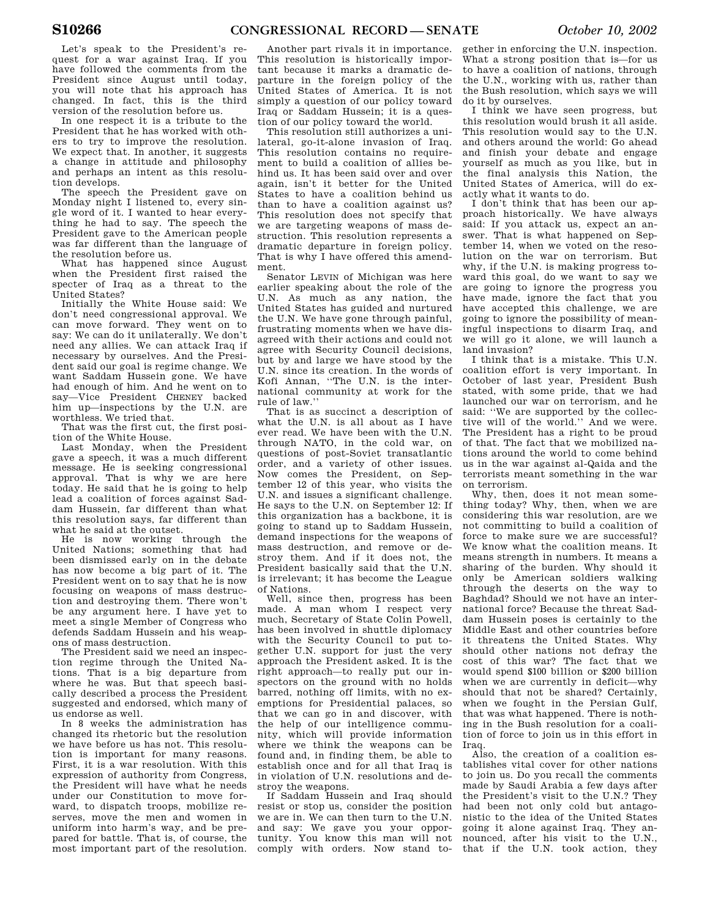Let's speak to the President's request for a war against Iraq. If you have followed the comments from the President since August until today, you will note that his approach has changed. In fact, this is the third version of the resolution before us.

In one respect it is a tribute to the President that he has worked with others to try to improve the resolution. We expect that. In another, it suggests a change in attitude and philosophy and perhaps an intent as this resolution develops.

The speech the President gave on Monday night I listened to, every single word of it. I wanted to hear everything he had to say. The speech the President gave to the American people was far different than the language of the resolution before us.

What has happened since August when the President first raised the specter of Iraq as a threat to the United States?

Initially the White House said: We don't need congressional approval. We can move forward. They went on to say: We can do it unilaterally. We don't need any allies. We can attack Iraq if necessary by ourselves. And the President said our goal is regime change. We want Saddam Hussein gone. We have had enough of him. And he went on to say—Vice President CHENEY backed him up—inspections by the U.N. are worthless. We tried that.

That was the first cut, the first position of the White House.

Last Monday, when the President gave a speech, it was a much different message. He is seeking congressional approval. That is why we are here today. He said that he is going to help lead a coalition of forces against Saddam Hussein, far different than what this resolution says, far different than what he said at the outset.

He is now working through the United Nations; something that had been dismissed early on in the debate has now become a big part of it. The President went on to say that he is now focusing on weapons of mass destruction and destroying them. There won't be any argument here. I have yet to meet a single Member of Congress who defends Saddam Hussein and his weapons of mass destruction.

The President said we need an inspection regime through the United Nations. That is a big departure from where he was. But that speech basically described a process the President suggested and endorsed, which many of us endorse as well.

In 8 weeks the administration has changed its rhetoric but the resolution we have before us has not. This resolution is important for many reasons. First, it is a war resolution. With this expression of authority from Congress, the President will have what he needs under our Constitution to move forward, to dispatch troops, mobilize reserves, move the men and women in uniform into harm's way, and be prepared for battle. That is, of course, the most important part of the resolution.

Another part rivals it in importance. This resolution is historically important because it marks a dramatic departure in the foreign policy of the United States of America. It is not simply a question of our policy toward Iraq or Saddam Hussein; it is a question of our policy toward the world.

This resolution still authorizes a unilateral, go-it-alone invasion of Iraq. This resolution contains no requirement to build a coalition of allies behind us. It has been said over and over again, isn't it better for the United States to have a coalition behind us than to have a coalition against us? This resolution does not specify that we are targeting weapons of mass destruction. This resolution represents a dramatic departure in foreign policy. That is why I have offered this amendment.

Senator LEVIN of Michigan was here earlier speaking about the role of the U.N. As much as any nation, the United States has guided and nurtured the U.N. We have gone through painful, frustrating moments when we have disagreed with their actions and could not agree with Security Council decisions, but by and large we have stood by the U.N. since its creation. In the words of Kofi Annan, ''The U.N. is the international community at work for the rule of law.''

That is as succinct a description of what the U.N. is all about as I have ever read. We have been with the U.N. through NATO, in the cold war, on questions of post-Soviet transatlantic order, and a variety of other issues. Now comes the President, on September 12 of this year, who visits the U.N. and issues a significant challenge. He says to the U.N. on September 12: If this organization has a backbone, it is going to stand up to Saddam Hussein, demand inspections for the weapons of mass destruction, and remove or destroy them. And if it does not, the President basically said that the U.N. is irrelevant; it has become the League of Nations.

Well, since then, progress has been made. A man whom I respect very much, Secretary of State Colin Powell, has been involved in shuttle diplomacy with the Security Council to put together U.N. support for just the very approach the President asked. It is the right approach—to really put our inspectors on the ground with no holds barred, nothing off limits, with no exemptions for Presidential palaces, so that we can go in and discover, with the help of our intelligence community, which will provide information where we think the weapons can be found and, in finding them, be able to establish once and for all that Iraq is in violation of U.N. resolutions and destroy the weapons.

If Saddam Hussein and Iraq should resist or stop us, consider the position we are in. We can then turn to the U.N. and say: We gave you your opportunity. You know this man will not comply with orders. Now stand together in enforcing the U.N. inspection. What a strong position that is—for us to have a coalition of nations, through the U.N., working with us, rather than the Bush resolution, which says we will do it by ourselves.

I think we have seen progress, but this resolution would brush it all aside. This resolution would say to the U.N. and others around the world: Go ahead and finish your debate and engage yourself as much as you like, but in the final analysis this Nation, the United States of America, will do exactly what it wants to do.

I don't think that has been our approach historically. We have always said: If you attack us, expect an answer. That is what happened on September 14, when we voted on the resolution on the war on terrorism. But why, if the U.N. is making progress toward this goal, do we want to say we are going to ignore the progress you have made, ignore the fact that you have accepted this challenge, we are going to ignore the possibility of meaningful inspections to disarm Iraq, and we will go it alone, we will launch a land invasion?

I think that is a mistake. This U.N. coalition effort is very important. In October of last year, President Bush stated, with some pride, that we had launched our war on terrorism, and he said: ''We are supported by the collective will of the world.'' And we were. The President has a right to be proud of that. The fact that we mobilized nations around the world to come behind us in the war against al-Qaida and the terrorists meant something in the war on terrorism.

Why, then, does it not mean something today? Why, then, when we are considering this war resolution, are we not committing to build a coalition of force to make sure we are successful? We know what the coalition means. It means strength in numbers. It means a sharing of the burden. Why should it only be American soldiers walking through the deserts on the way to Baghdad? Should we not have an international force? Because the threat Saddam Hussein poses is certainly to the Middle East and other countries before it threatens the United States. Why should other nations not defray the cost of this war? The fact that we would spend $100 billion or $200 billion when we are currently in deficit—why should that not be shared? Certainly, when we fought in the Persian Gulf, that was what happened. There is nothing in the Bush resolution for a coalition of force to join us in this effort in Iraq.

Also, the creation of a coalition establishes vital cover for other nations to join us. Do you recall the comments made by Saudi Arabia a few days after the President's visit to the U.N.? They had been not only cold but antagonistic to the idea of the United States going it alone against Iraq. They announced, after his visit to the U.N., that if the U.N. took action, they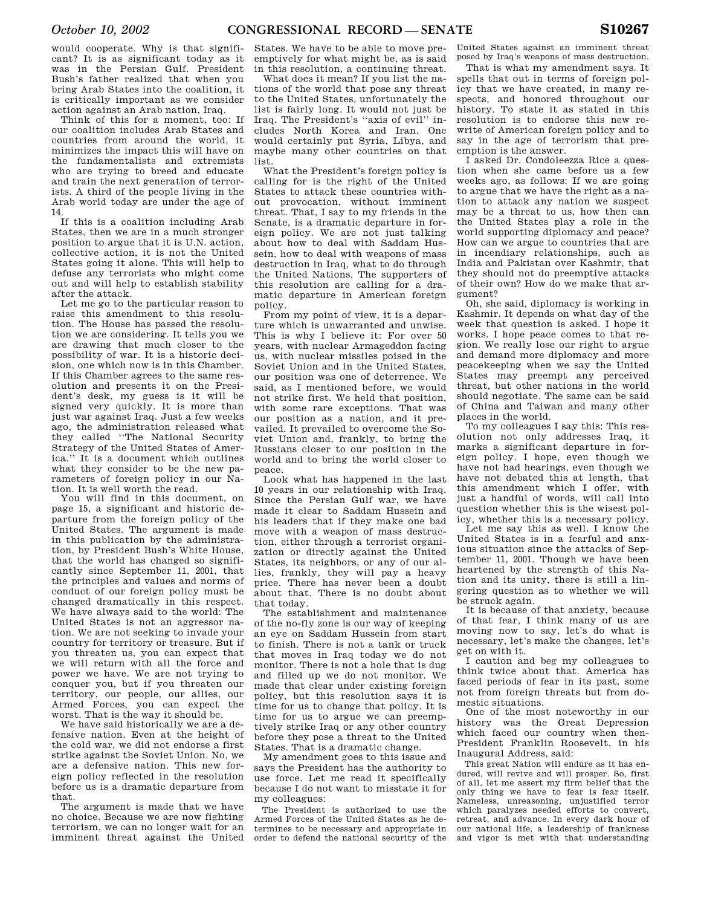would cooperate. Why is that significant? It is as significant today as it was in the Persian Gulf. President Bush's father realized that when you bring Arab States into the coalition, it is critically important as we consider action against an Arab nation, Iraq.

Think of this for a moment, too: If our coalition includes Arab States and countries from around the world, it minimizes the impact this will have on the fundamentalists and extremists who are trying to breed and educate and train the next generation of terrorists. A third of the people living in the Arab world today are under the age of 14.

If this is a coalition including Arab States, then we are in a much stronger position to argue that it is U.N. action, collective action, it is not the United States going it alone. This will help to defuse any terrorists who might come out and will help to establish stability after the attack.

Let me go to the particular reason to raise this amendment to this resolution. The House has passed the resolution we are considering. It tells you we are drawing that much closer to the possibility of war. It is a historic decision, one which now is in this Chamber. If this Chamber agrees to the same resolution and presents it on the President's desk, my guess is it will be signed very quickly. It is more than just war against Iraq. Just a few weeks ago, the administration released what they called ''The National Security Strategy of the United States of America.'' It is a document which outlines what they consider to be the new parameters of foreign policy in our Nation. It is well worth the read.

You will find in this document, on page 15, a significant and historic departure from the foreign policy of the United States. The argument is made in this publication by the administration, by President Bush's White House, that the world has changed so significantly since September 11, 2001, that the principles and values and norms of conduct of our foreign policy must be changed dramatically in this respect. We have always said to the world: The United States is not an aggressor nation. We are not seeking to invade your country for territory or treasure. But if you threaten us, you can expect that we will return with all the force and power we have. We are not trying to conquer you, but if you threaten our territory, our people, our allies, our Armed Forces, you can expect the worst. That is the way it should be.

We have said historically we are a defensive nation. Even at the height of the cold war, we did not endorse a first strike against the Soviet Union. No, we are a defensive nation. This new foreign policy reflected in the resolution before us is a dramatic departure from that.

The argument is made that we have no choice. Because we are now fighting terrorism, we can no longer wait for an imminent threat against the United States. We have to be able to move preemptively for what might be, as is said in this resolution, a continuing threat.

What does it mean? If you list the nations of the world that pose any threat to the United States, unfortunately the list is fairly long. It would not just be Iraq. The President's ''axis of evil'' includes North Korea and Iran. One would certainly put Syria, Libya, and maybe many other countries on that list.

What the President's foreign policy is calling for is the right of the United States to attack these countries without provocation, without imminent threat. That, I say to my friends in the Senate, is a dramatic departure in foreign policy. We are not just talking about how to deal with Saddam Hussein, how to deal with weapons of mass destruction in Iraq, what to do through the United Nations. The supporters of this resolution are calling for a dramatic departure in American foreign policy.

From my point of view, it is a departure which is unwarranted and unwise. This is why I believe it: For over 50 years, with nuclear Armageddon facing us, with nuclear missiles poised in the Soviet Union and in the United States, our position was one of deterrence. We said, as I mentioned before, we would not strike first. We held that position, with some rare exceptions. That was our position as a nation, and it prevailed. It prevailed to overcome the Soviet Union and, frankly, to bring the Russians closer to our position in the world and to bring the world closer to peace.

Look what has happened in the last 10 years in our relationship with Iraq. Since the Persian Gulf war, we have made it clear to Saddam Hussein and his leaders that if they make one bad move with a weapon of mass destruction, either through a terrorist organization or directly against the United States, its neighbors, or any of our allies, frankly, they will pay a heavy price. There has never been a doubt about that. There is no doubt about that today.

The establishment and maintenance of the no-fly zone is our way of keeping an eye on Saddam Hussein from start to finish. There is not a tank or truck that moves in Iraq today we do not monitor. There is not a hole that is dug and filled up we do not monitor. We made that clear under existing foreign policy, but this resolution says it is time for us to change that policy. It is time for us to argue we can preemptively strike Iraq or any other country before they pose a threat to the United States. That is a dramatic change.

My amendment goes to this issue and says the President has the authority to use force. Let me read it specifically because I do not want to misstate it for my colleagues:

> The President is authorized to use the Armed Forces of the United States as he determines to be necessary and appropriate in order to defend the national security of the United States against an imminent threat posed by Iraq's weapons of mass destruction.

That is what my amendment says. It spells that out in terms of foreign policy that we have created, in many respects, and honored throughout our history. To state it as stated in this resolution is to endorse this new rewrite of American foreign policy and to say in the age of terrorism that preemption is the answer.

I asked Dr. Condoleezza Rice a question when she came before us a few weeks ago, as follows: If we are going to argue that we have the right as a nation to attack any nation we suspect may be a threat to us, how then can the United States play a role in the world supporting diplomacy and peace? How can we argue to countries that are in incendiary relationships, such as India and Pakistan over Kashmir, that they should not do preemptive attacks of their own? How do we make that argument?

Oh, she said, diplomacy is working in Kashmir. It depends on what day of the week that question is asked. I hope it works. I hope peace comes to that region. We really lose our right to argue and demand more diplomacy and more peacekeeping when we say the United States may preempt any perceived threat, but other nations in the world should negotiate. The same can be said of China and Taiwan and many other places in the world.

To my colleagues I say this: This resolution not only addresses Iraq, it marks a significant departure in foreign policy. I hope, even though we have not had hearings, even though we have not debated this at length, that this amendment which I offer, with just a handful of words, will call into question whether this is the wisest policy, whether this is a necessary policy.

Let me say this as well. I know the United States is in a fearful and anxious situation since the attacks of September 11, 2001. Though we have been heartened by the strength of this Nation and its unity, there is still a lingering question as to whether we will be struck again.

It is because of that anxiety, because of that fear, I think many of us are moving now to say, let's do what is necessary, let's make the changes, let's get on with it.

I caution and beg my colleagues to think twice about that. America has faced periods of fear in its past, some not from foreign threats but from domestic situations.

One of the most noteworthy in our history was the Great Depression which faced our country when then-President Franklin Roosevelt, in his Inaugural Address, said:

> This great Nation will endure as it has endured, will revive and will prosper. So, first of all, let me assert my firm belief that the only thing we have to fear is fear itself. Nameless, unreasoning, unjustified terror which paralyzes needed efforts to convert, retreat, and advance. In every dark hour of our national life, a leadership of frankness and vigor is met with that understanding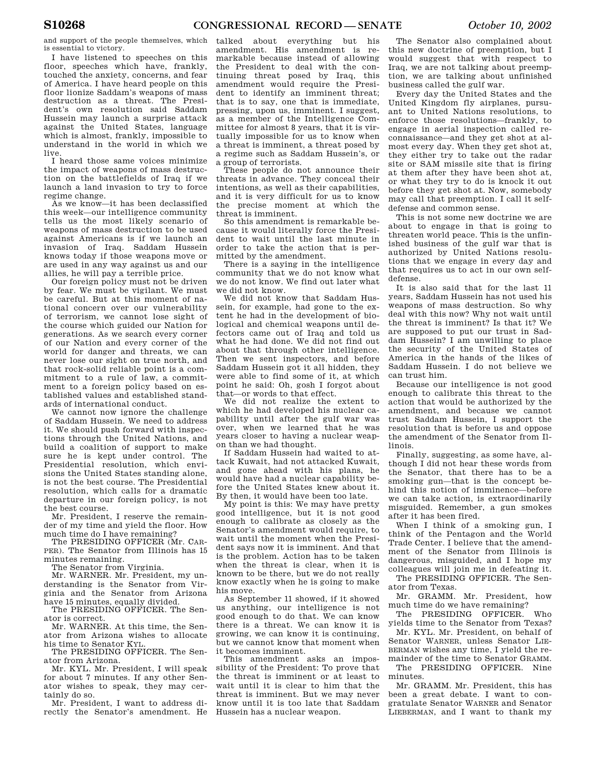and support of the people themselves, which is essential to victory.

I have listened to speeches on this floor, speeches which have, frankly, touched the anxiety, concerns, and fear of America. I have heard people on this floor lionize Saddam's weapons of mass destruction as a threat. The President's own resolution said Saddam Hussein may launch a surprise attack against the United States, language which is almost, frankly, impossible to understand in the world in which we live.

I heard those same voices minimize the impact of weapons of mass destruction on the battlefields of Iraq if we launch a land invasion to try to force regime change.

As we know—it has been declassified this week—our intelligence community tells us the most likely scenario of weapons of mass destruction to be used against Americans is if we launch an invasion of Iraq. Saddam Hussein knows today if those weapons move or are used in any way against us and our allies, he will pay a terrible price.

Our foreign policy must not be driven by fear. We must be vigilant. We must be careful. But at this moment of national concern over our vulnerability of terrorism, we cannot lose sight of the course which guided our Nation for generations. As we search every corner of our Nation and every corner of the world for danger and threats, we can never lose our sight on true north, and that rock-solid reliable point is a commitment to a rule of law, a commitment to a foreign policy based on established values and established standards of international conduct.

We cannot now ignore the challenge of Saddam Hussein. We need to address it. We should push forward with inspections through the United Nations, and build a coalition of support to make sure he is kept under control. The Presidential resolution, which envisions the United States standing alone, is not the best course. The Presidential resolution, which calls for a dramatic departure in our foreign policy, is not the best course.

Mr. President, I reserve the remainder of my time and yield the floor. How much time do I have remaining?

The PRESIDING OFFICER (Mr. CARPER). The Senator from Illinois has 15 minutes remaining.

The Senator from Virginia.

Mr. WARNER. Mr. President, my understanding is the Senator from Virginia and the Senator from Arizona have 15 minutes, equally divided.

The PRESIDING OFFICER. The Senator is correct.

Mr. WARNER. At this time, the Senator from Arizona wishes to allocate his time to Senator KYL.

The PRESIDING OFFICER. The Senator from Arizona.

Mr. KYL. Mr. President, I will speak for about 7 minutes. If any other Senator wishes to speak, they may certainly do so.

Mr. President, I want to address directly the Senator's amendment. He talked about everything but his amendment. His amendment is remarkable because instead of allowing the President to deal with the continuing threat posed by Iraq, this amendment would require the President to identify an imminent threat; that is to say, one that is immediate, pressing, upon us, imminent. I suggest, as a member of the Intelligence Committee for almost 8 years, that it is virtually impossible for us to know when a threat is imminent, a threat posed by a regime such as Saddam Hussein's, or a group of terrorists.

These people do not announce their threats in advance. They conceal their intentions, as well as their capabilities, and it is very difficult for us to know the precise moment at which the threat is imminent.

So this amendment is remarkable because it would literally force the President to wait until the last minute in order to take the action that is permitted by the amendment.

There is a saying in the intelligence community that we do not know what we do not know. We find out later what we did not know.

We did not know that Saddam Hussein, for example, had gone to the extent he had in the development of biological and chemical weapons until defectors came out of Iraq and told us what he had done. We did not find out about that through other intelligence. Then we sent inspectors, and before Saddam Hussein got it all hidden, they were able to find some of it, at which point he said: Oh, gosh I forgot about that—or words to that effect.

We did not realize the extent to which he had developed his nuclear capability until after the gulf war was over, when we learned that he was years closer to having a nuclear weapon than we had thought.

If Saddam Hussein had waited to attack Kuwait, had not attacked Kuwait, and gone ahead with his plans, he would have had a nuclear capability before the United States knew about it. By then, it would have been too late.

My point is this: We may have pretty good intelligence, but it is not good enough to calibrate as closely as the Senator's amendment would require, to wait until the moment when the President says now it is imminent. And that is the problem. Action has to be taken when the threat is clear, when it is known to be there, but we do not really know exactly when he is going to make his move.

As September 11 showed, if it showed us anything, our intelligence is not good enough to do that. We can know there is a threat. We can know it is growing, we can know it is continuing, but we cannot know that moment when it becomes imminent.

This amendment asks an impossibility of the President: To prove that the threat is imminent or at least to wait until it is clear to him that the threat is imminent. But we may never know until it is too late that Saddam Hussein has a nuclear weapon.

The Senator also complained about this new doctrine of preemption, but I would suggest that with respect to Iraq, we are not talking about preemption, we are talking about unfinished business called the gulf war.

Every day the United States and the United Kingdom fly airplanes, pursuant to United Nations resolutions, to enforce those resolutions—frankly, to engage in aerial inspection called reconnaissance—and they get shot at almost every day. When they get shot at, they either try to take out the radar site or SAM missile site that is firing at them after they have been shot at, or what they try to do is knock it out before they get shot at. Now, somebody may call that preemption. I call it self-defense and common sense.

This is not some new doctrine we are about to engage in that is going to threaten world peace. This is the unfinished business of the gulf war that is authorized by United Nations resolutions that we engage in every day and that requires us to act in our own self-defense.

It is also said that for the last 11 years, Saddam Hussein has not used his weapons of mass destruction. So why deal with this now? Why not wait until the threat is imminent? Is that it? We are supposed to put our trust in Saddam Hussein? I am unwilling to place the security of the United States of America in the hands of the likes of Saddam Hussein. I do not believe we can trust him.

Because our intelligence is not good enough to calibrate this threat to the action that would be authorized by the amendment, and because we cannot trust Saddam Hussein, I support the resolution that is before us and oppose the amendment of the Senator from Illinois.

Finally, suggesting, as some have, although I did not hear these words from the Senator, that there has to be a smoking gun—that is the concept behind this notion of imminence—before we can take action, is extraordinarily misguided. Remember, a gun smokes after it has been fired.

When I think of a smoking gun, I think of the Pentagon and the World Trade Center. I believe that the amendment of the Senator from Illinois is dangerous, misguided, and I hope my colleagues will join me in defeating it.

The PRESIDING OFFICER. The Senator from Texas.

Mr. GRAMM. Mr. President, how much time do we have remaining?

The PRESIDING OFFICER. Who yields time to the Senator from Texas?

Mr. KYL. Mr. President, on behalf of Senator WARNER, unless Senator LIEBERMAN wishes any time, I yield the remainder of the time to Senator GRAMM.

The PRESIDING OFFICER. Nine minutes.

Mr. GRAMM. Mr. President, this has been a great debate. I want to congratulate Senator WARNER and Senator LIEBERMAN, and I want to thank my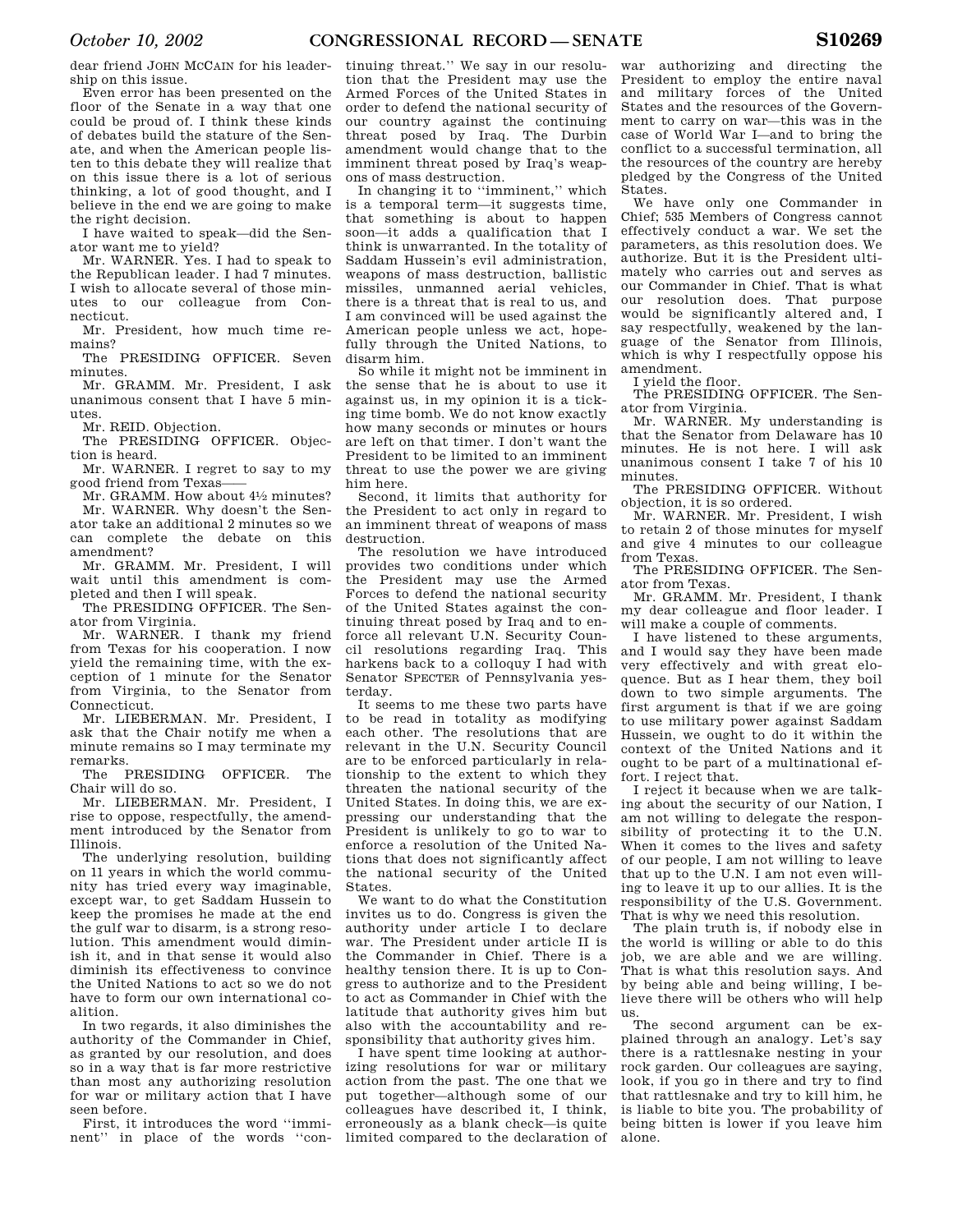dear friend JOHN MCCAIN for his leadership on this issue.

Even error has been presented on the floor of the Senate in a way that one could be proud of. I think these kinds of debates build the stature of the Senate, and when the American people listen to this debate they will realize that on this issue there is a lot of serious thinking, a lot of good thought, and I believe in the end we are going to make the right decision.

I have waited to speak—did the Senator want me to yield?

Mr. WARNER. Yes. I had to speak to the Republican leader. I had 7 minutes. I wish to allocate several of those minutes to our colleague from Connecticut.

Mr. President, how much time remains?

The PRESIDING OFFICER. Seven minutes.

Mr. GRAMM. Mr. President, I ask unanimous consent that I have 5 minutes.

Mr. REID. Objection.

The PRESIDING OFFICER. Objection is heard.

Mr. WARNER. I regret to say to my good friend from Texas——

Mr. GRAMM. How about 4½ minutes?

Mr. WARNER. Why doesn't the Senator take an additional 2 minutes so we can complete the debate on this amendment?

Mr. GRAMM. Mr. President, I will wait until this amendment is completed and then I will speak.

The PRESIDING OFFICER. The Senator from Virginia.

Mr. WARNER. I thank my friend from Texas for his cooperation. I now yield the remaining time, with the exception of 1 minute for the Senator from Virginia, to the Senator from Connecticut.

Mr. LIEBERMAN. Mr. President, I ask that the Chair notify me when a minute remains so I may terminate my remarks.

The PRESIDING OFFICER. The Chair will do so.

Mr. LIEBERMAN. Mr. President, I rise to oppose, respectfully, the amendment introduced by the Senator from Illinois.

The underlying resolution, building on 11 years in which the world community has tried every way imaginable, except war, to get Saddam Hussein to keep the promises he made at the end the gulf war to disarm, is a strong resolution. This amendment would diminish it, and in that sense it would also diminish its effectiveness to convince the United Nations to act so we do not have to form our own international coalition.

In two regards, it also diminishes the authority of the Commander in Chief, as granted by our resolution, and does so in a way that is far more restrictive than most any authorizing resolution for war or military action that I have seen before.

First, it introduces the word "imminent" in place of the words "continuing threat." We say in our resolution that the President may use the Armed Forces of the United States in order to defend the national security of our country against the continuing threat posed by Iraq. The Durbin amendment would change that to the imminent threat posed by Iraq's weapons of mass destruction.

In changing it to "imminent," which is a temporal term—it suggests time, that something is about to happen soon—it adds a qualification that I think is unwarranted. In the totality of Saddam Hussein's evil administration, weapons of mass destruction, ballistic missiles, unmanned aerial vehicles, there is a threat that is real to us, and I am convinced will be used against the American people unless we act, hopefully through the United Nations, to disarm him.

So while it might not be imminent in the sense that he is about to use it against us, in my opinion it is a ticking time bomb. We do not know exactly how many seconds or minutes or hours are left on that timer. I don't want the President to be limited to an imminent threat to use the power we are giving him here.

Second, it limits that authority for the President to act only in regard to an imminent threat of weapons of mass destruction.

The resolution we have introduced provides two conditions under which the President may use the Armed Forces to defend the national security of the United States against the continuing threat posed by Iraq and to enforce all relevant U.N. Security Council resolutions regarding Iraq. This harkens back to a colloquy I had with Senator SPECTER of Pennsylvania yesterday.

It seems to me these two parts have to be read in totality as modifying each other. The resolutions that are relevant in the U.N. Security Council are to be enforced particularly in relationship to the extent to which they threaten the national security of the United States. In doing this, we are expressing our understanding that the President is unlikely to go to war to enforce a resolution of the United Nations that does not significantly affect the national security of the United States.

We want to do what the Constitution invites us to do. Congress is given the authority under article I to declare war. The President under article II is the Commander in Chief. There is a healthy tension there. It is up to Congress to authorize and to the President to act as Commander in Chief with the latitude that authority gives him but also with the accountability and responsibility that authority gives him.

I have spent time looking at authorizing resolutions for war or military action from the past. The one that we put together—although some of our colleagues have described it, I think, erroneously as a blank check—is quite limited compared to the declaration of war authorizing and directing the President to employ the entire naval and military forces of the United States and the resources of the Government to carry on war—this was in the case of World War I—and to bring the conflict to a successful termination, all the resources of the country are hereby pledged by the Congress of the United States.

We have only one Commander in Chief; 535 Members of Congress cannot effectively conduct a war. We set the parameters, as this resolution does. We authorize. But it is the President ultimately who carries out and serves as our Commander in Chief. That is what our resolution does. That purpose would be significantly altered and, I say respectfully, weakened by the language of the Senator from Illinois, which is why I respectfully oppose his amendment.

I yield the floor.

The PRESIDING OFFICER. The Senator from Virginia.

Mr. WARNER. My understanding is that the Senator from Delaware has 10 minutes. He is not here. I will ask unanimous consent I take 7 of his 10 minutes.

The PRESIDING OFFICER. Without objection, it is so ordered.

Mr. WARNER. Mr. President, I wish to retain 2 of those minutes for myself and give 4 minutes to our colleague from Texas.

The PRESIDING OFFICER. The Senator from Texas.

Mr. GRAMM. Mr. President, I thank my dear colleague and floor leader. I will make a couple of comments.

I have listened to these arguments, and I would say they have been made very effectively and with great eloquence. But as I hear them, they boil down to two simple arguments. The first argument is that if we are going to use military power against Saddam Hussein, we ought to do it within the context of the United Nations and it ought to be part of a multinational effort. I reject that.

I reject it because when we are talking about the security of our Nation, I am not willing to delegate the responsibility of protecting it to the U.N. When it comes to the lives and safety of our people, I am not willing to leave that up to the U.N. I am not even willing to leave it up to our allies. It is the responsibility of the U.S. Government. That is why we need this resolution.

The plain truth is, if nobody else in the world is willing or able to do this job, we are able and we are willing. That is what this resolution says. And by being able and being willing, I believe there will be others who will help us.

The second argument can be explained through an analogy. Let's say there is a rattlesnake nesting in your rock garden. Our colleagues are saying, look, if you go in there and try to find that rattlesnake and try to kill him, he is liable to bite you. The probability of being bitten is lower if you leave him alone.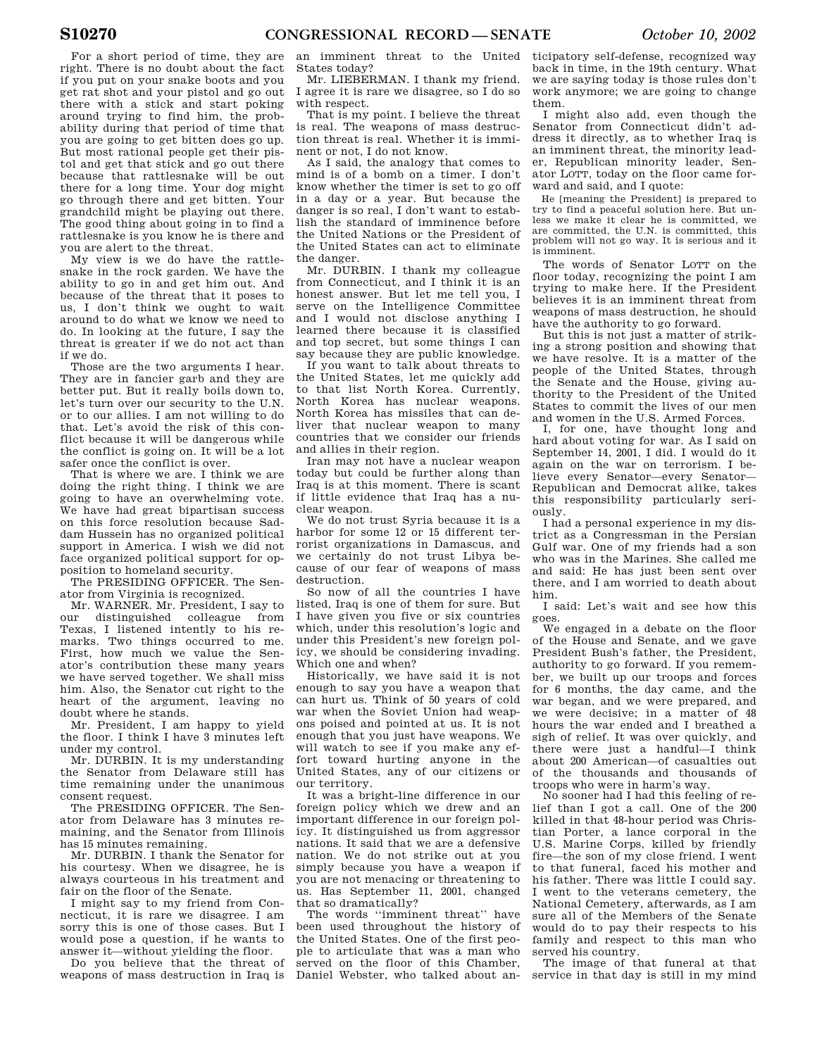For a short period of time, they are right. There is no doubt about the fact if you put on your snake boots and you get rat shot and your pistol and go out there with a stick and start poking around trying to find him, the probability during that period of time that you are going to get bitten does go up. But most rational people get their pistol and get that stick and go out there because that rattlesnake will be out there for a long time. Your dog might go through there and get bitten. Your grandchild might be playing out there. The good thing about going in to find a rattlesnake is you know he is there and you are alert to the threat.

My view is we do have the rattlesnake in the rock garden. We have the ability to go in and get him out. And because of the threat that it poses to us, I don't think we ought to wait around to do what we know we need to do. In looking at the future, I say the threat is greater if we do not act than if we do.

Those are the two arguments I hear. They are in fancier garb and they are better put. But it really boils down to, let's turn over our security to the U.N. or to our allies. I am not willing to do that. Let's avoid the risk of this conflict because it will be dangerous while the conflict is going on. It will be a lot safer once the conflict is over.

That is where we are. I think we are doing the right thing. I think we are going to have an overwhelming vote. We have had great bipartisan success on this force resolution because Saddam Hussein has no organized political support in America. I wish we did not face organized political support for opposition to homeland security.

The PRESIDING OFFICER. The Senator from Virginia is recognized.

Mr. WARNER. Mr. President, I say to our distinguished colleague from Texas, I listened intently to his remarks. Two things occurred to me. First, how much we value the Senator's contribution these many years we have served together. We shall miss him. Also, the Senator cut right to the heart of the argument, leaving no doubt where he stands.

Mr. President, I am happy to yield the floor. I think I have 3 minutes left under my control.

Mr. DURBIN. It is my understanding the Senator from Delaware still has time remaining under the unanimous consent request.

The PRESIDING OFFICER. The Senator from Delaware has 3 minutes remaining, and the Senator from Illinois has 15 minutes remaining.

Mr. DURBIN. I thank the Senator for his courtesy. When we disagree, he is always courteous in his treatment and fair on the floor of the Senate.

I might say to my friend from Connecticut, it is rare we disagree. I am sorry this is one of those cases. But I would pose a question, if he wants to answer it—without yielding the floor.

Do you believe that the threat of weapons of mass destruction in Iraq is an imminent threat to the United States today?

Mr. LIEBERMAN. I thank my friend. I agree it is rare we disagree, so I do so with respect.

That is my point. I believe the threat is real. The weapons of mass destruction threat is real. Whether it is imminent or not, I do not know.

As I said, the analogy that comes to mind is of a bomb on a timer. I don't know whether the timer is set to go off in a day or a year. But because the danger is so real, I don't want to establish the standard of imminence before the United Nations or the President of the United States can act to eliminate the danger.

Mr. DURBIN. I thank my colleague from Connecticut, and I think it is an honest answer. But let me tell you, I serve on the Intelligence Committee and I would not disclose anything I learned there because it is classified and top secret, but some things I can say because they are public knowledge.

If you want to talk about threats to the United States, let me quickly add to that list North Korea. Currently, North Korea has nuclear weapons. North Korea has missiles that can deliver that nuclear weapon to many countries that we consider our friends and allies in their region.

Iran may not have a nuclear weapon today but could be further along than Iraq is at this moment. There is scant if little evidence that Iraq has a nuclear weapon.

We do not trust Syria because it is a harbor for some 12 or 15 different terrorist organizations in Damascus, and we certainly do not trust Libya because of our fear of weapons of mass destruction.

So now of all the countries I have listed, Iraq is one of them for sure. But I have given you five or six countries which, under this resolution's logic and under this President's new foreign policy, we should be considering invading. Which one and when?

Historically, we have said it is not enough to say you have a weapon that can hurt us. Think of 50 years of cold war when the Soviet Union had weapons poised and pointed at us. It is not enough that you just have weapons. We will watch to see if you make any effort toward hurting anyone in the United States, any of our citizens or our territory.

It was a bright-line difference in our foreign policy which we drew and an important difference in our foreign policy. It distinguished us from aggressor nations. It said that we are a defensive nation. We do not strike out at you simply because you have a weapon if you are not menacing or threatening to us. Has September 11, 2001, changed that so dramatically?

The words "imminent threat" have been used throughout the history of the United States. One of the first people to articulate that was a man who served on the floor of this Chamber, Daniel Webster, who talked about anticipatory self-defense, recognized way back in time, in the 19th century. What we are saying today is those rules don't work anymore; we are going to change them.

I might also add, even though the Senator from Connecticut didn't address it directly, as to whether Iraq is an imminent threat, the minority leader, Republican minority leader, Senator LOTT, today on the floor came forward and said, and I quote:

> He [meaning the President] is prepared to try to find a peaceful solution here. But unless we make it clear he is committed, we are committed, the U.N. is committed, this problem will not go way. It is serious and it is imminent.

The words of Senator LOTT on the floor today, recognizing the point I am trying to make here. If the President believes it is an imminent threat from weapons of mass destruction, he should have the authority to go forward.

But this is not just a matter of striking a strong position and showing that we have resolve. It is a matter of the people of the United States, through the Senate and the House, giving authority to the President of the United States to commit the lives of our men and women in the U.S. Armed Forces.

I, for one, have thought long and hard about voting for war. As I said on September 14, 2001, I did. I would do it again on the war on terrorism. I believe every Senator—every Senator—Republican and Democrat alike, takes this responsibility particularly seriously.

I had a personal experience in my district as a Congressman in the Persian Gulf war. One of my friends had a son who was in the Marines. She called me and said: He has just been sent over there, and I am worried to death about him.

I said: Let's wait and see how this goes.

We engaged in a debate on the floor of the House and Senate, and we gave President Bush's father, the President, authority to go forward. If you remember, we built up our troops and forces for 6 months, the day came, and the war began, and we were prepared, and we were decisive; in a matter of 48 hours the war ended and I breathed a sigh of relief. It was over quickly, and there were just a handful—I think about 200 American—of casualties out of the thousands and thousands of troops who were in harm's way.

No sooner had I had this feeling of relief than I got a call. One of the 200 killed in that 48-hour period was Christian Porter, a lance corporal in the U.S. Marine Corps, killed by friendly fire—the son of my close friend. I went to that funeral, faced his mother and his father. There was little I could say. I went to the veterans cemetery, the National Cemetery, afterwards, as I am sure all of the Members of the Senate would do to pay their respects to his family and respect to this man who served his country.

The image of that funeral at that service in that day is still in my mind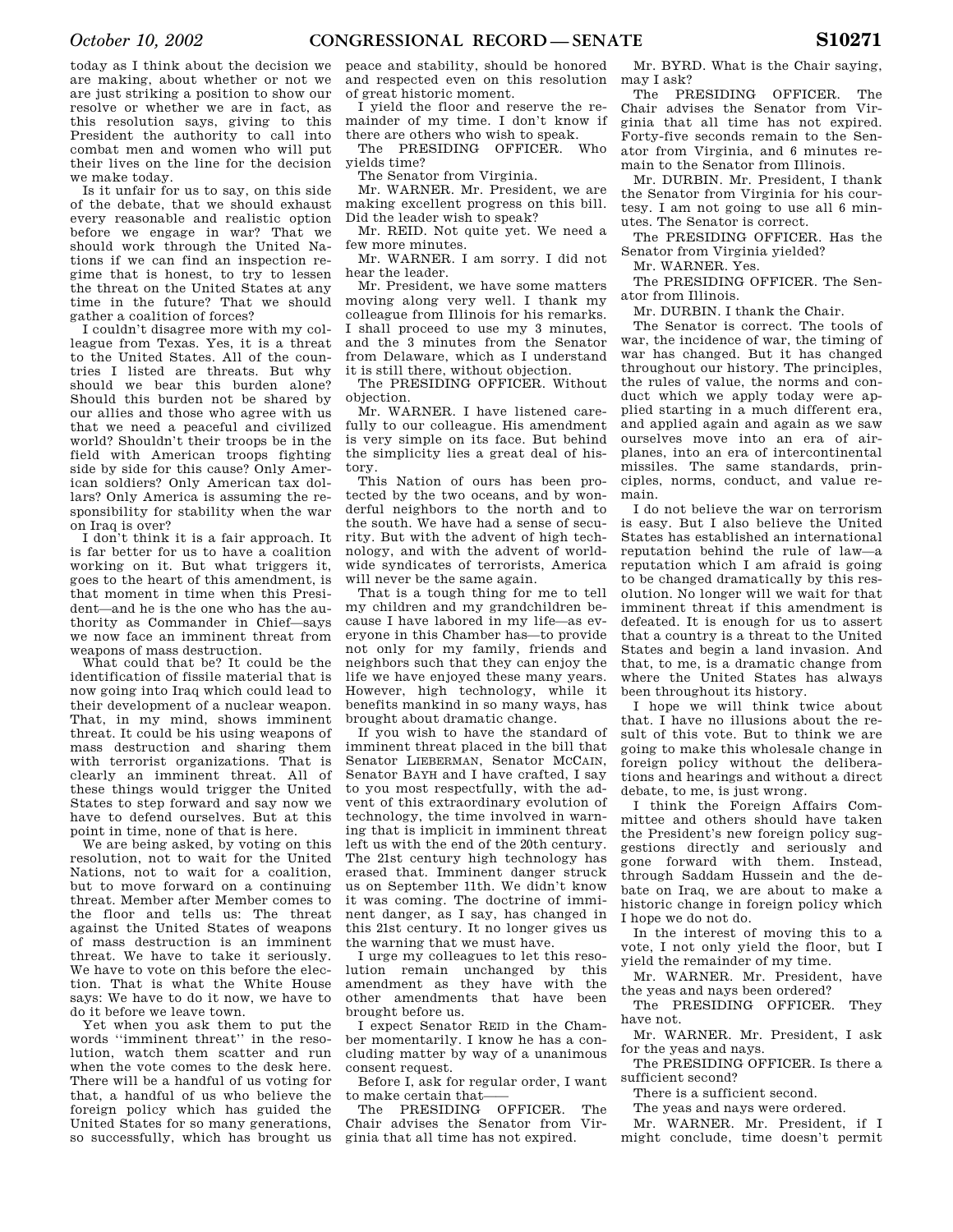today as I think about the decision we are making, about whether or not we are just striking a position to show our resolve or whether we are in fact, as this resolution says, giving to this President the authority to call into combat men and women who will put their lives on the line for the decision we make today.

Is it unfair for us to say, on this side of the debate, that we should exhaust every reasonable and realistic option before we engage in war? That we should work through the United Nations if we can find an inspection regime that is honest, to try to lessen the threat on the United States at any time in the future? That we should gather a coalition of forces?

I couldn't disagree more with my colleague from Texas. Yes, it is a threat to the United States. All of the countries I listed are threats. But why should we bear this burden alone? Should this burden not be shared by our allies and those who agree with us that we need a peaceful and civilized world? Shouldn't their troops be in the field with American troops fighting side by side for this cause? Only American soldiers? Only American tax dollars? Only America is assuming the responsibility for stability when the war on Iraq is over?

I don't think it is a fair approach. It is far better for us to have a coalition working on it. But what triggers it, goes to the heart of this amendment, is that moment in time when this President—and he is the one who has the authority as Commander in Chief—says we now face an imminent threat from weapons of mass destruction.

What could that be? It could be the identification of fissile material that is now going into Iraq which could lead to their development of a nuclear weapon. That, in my mind, shows imminent threat. It could be his using weapons of mass destruction and sharing them with terrorist organizations. That is clearly an imminent threat. All of these things would trigger the United States to step forward and say now we have to defend ourselves. But at this point in time, none of that is here.

We are being asked, by voting on this resolution, not to wait for the United Nations, not to wait for a coalition, but to move forward on a continuing threat. Member after Member comes to the floor and tells us: The threat against the United States of weapons of mass destruction is an imminent threat. We have to take it seriously. We have to vote on this before the election. That is what the White House says: We have to do it now, we have to do it before we leave town.

Yet when you ask them to put the words ''imminent threat'' in the resolution, watch them scatter and run when the vote comes to the desk here. There will be a handful of us voting for that, a handful of us who believe the foreign policy which has guided the United States for so many generations, so successfully, which has brought us peace and stability, should be honored and respected even on this resolution of great historic moment.

I yield the floor and reserve the remainder of my time. I don't know if there are others who wish to speak.

The PRESIDING OFFICER. Who yields time?

The Senator from Virginia.

Mr. WARNER. Mr. President, we are making excellent progress on this bill. Did the leader wish to speak?

Mr. REID. Not quite yet. We need a few more minutes.

Mr. WARNER. I am sorry. I did not hear the leader.

Mr. President, we have some matters moving along very well. I thank my colleague from Illinois for his remarks. I shall proceed to use my 3 minutes, and the 3 minutes from the Senator from Delaware, which as I understand it is still there, without objection.

The PRESIDING OFFICER. Without objection.

Mr. WARNER. I have listened carefully to our colleague. His amendment is very simple on its face. But behind the simplicity lies a great deal of history.

This Nation of ours has been protected by the two oceans, and by wonderful neighbors to the north and to the south. We have had a sense of security. But with the advent of high technology, and with the advent of worldwide syndicates of terrorists, America will never be the same again.

That is a tough thing for me to tell my children and my grandchildren because I have labored in my life—as everyone in this Chamber has—to provide not only for my family, friends and neighbors such that they can enjoy the life we have enjoyed these many years. However, high technology, while it benefits mankind in so many ways, has brought about dramatic change.

If you wish to have the standard of imminent threat placed in the bill that Senator LIEBERMAN, Senator MCCAIN, Senator BAYH and I have crafted, I say to you most respectfully, with the advent of this extraordinary evolution of technology, the time involved in warning that is implicit in imminent threat left us with the end of the 20th century. The 21st century high technology has erased that. Imminent danger struck us on September 11th. We didn't know it was coming. The doctrine of imminent danger, as I say, has changed in this 21st century. It no longer gives us the warning that we must have.

I urge my colleagues to let this resolution remain unchanged by this amendment as they have with the other amendments that have been brought before us.

I expect Senator REID in the Chamber momentarily. I know he has a concluding matter by way of a unanimous consent request.

Before I, ask for regular order, I want to make certain that——

The PRESIDING OFFICER. The Chair advises the Senator from Virginia that all time has not expired.

Mr. BYRD. What is the Chair saying, may I ask?

The PRESIDING OFFICER. The Chair advises the Senator from Virginia that all time has not expired. Forty-five seconds remain to the Senator from Virginia, and 6 minutes remain to the Senator from Illinois.

Mr. DURBIN. Mr. President, I thank the Senator from Virginia for his courtesy. I am not going to use all 6 minutes. The Senator is correct.

The PRESIDING OFFICER. Has the Senator from Virginia yielded?

Mr. WARNER. Yes.

The PRESIDING OFFICER. The Senator from Illinois.

Mr. DURBIN. I thank the Chair.

The Senator is correct. The tools of war, the incidence of war, the timing of war has changed. But it has changed throughout our history. The principles, the rules of value, the norms and conduct which we apply today were applied starting in a much different era, and applied again and again as we saw ourselves move into an era of airplanes, into an era of intercontinental missiles. The same standards, principles, norms, conduct, and value remain.

I do not believe the war on terrorism is easy. But I also believe the United States has established an international reputation behind the rule of law—a reputation which I am afraid is going to be changed dramatically by this resolution. No longer will we wait for that imminent threat if this amendment is defeated. It is enough for us to assert that a country is a threat to the United States and begin a land invasion. And that, to me, is a dramatic change from where the United States has always been throughout its history.

I hope we will think twice about that. I have no illusions about the result of this vote. But to think we are going to make this wholesale change in foreign policy without the deliberations and hearings and without a direct debate, to me, is just wrong.

I think the Foreign Affairs Committee and others should have taken the President's new foreign policy suggestions directly and seriously and gone forward with them. Instead, through Saddam Hussein and the debate on Iraq, we are about to make a historic change in foreign policy which I hope we do not do.

In the interest of moving this to a vote, I not only yield the floor, but I yield the remainder of my time.

Mr. WARNER. Mr. President, have the yeas and nays been ordered?

The PRESIDING OFFICER. They have not.

Mr. WARNER. Mr. President, I ask for the yeas and nays.

The PRESIDING OFFICER. Is there a sufficient second?

There is a sufficient second.

The yeas and nays were ordered.

Mr. WARNER. Mr. President, if I might conclude, time doesn't permit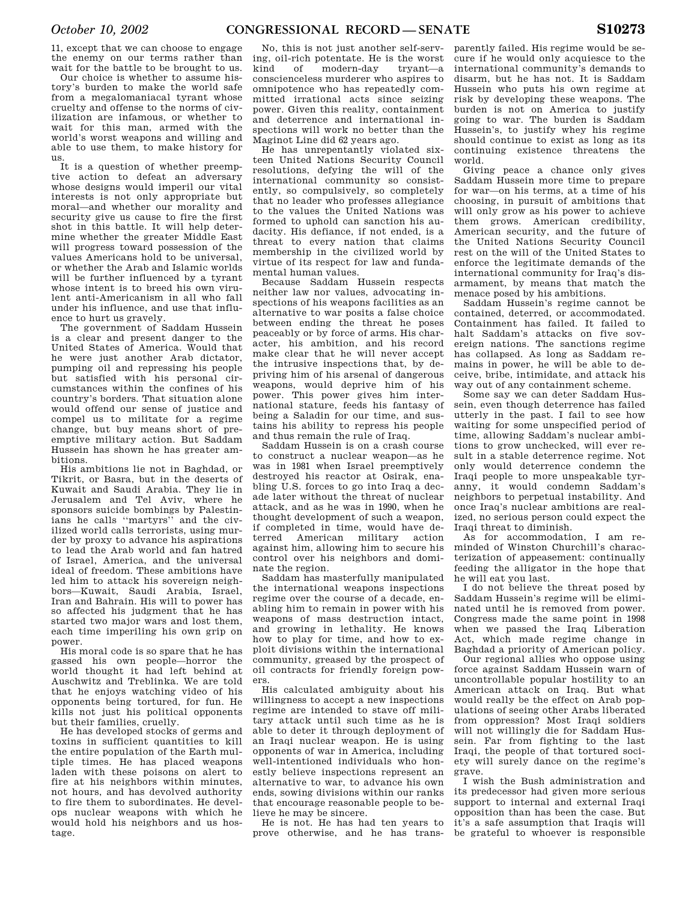11, except that we can choose to engage the enemy on our terms rather than wait for the battle to be brought to us.

Our choice is whether to assume history's burden to make the world safe from a megalomaniacal tyrant whose cruelty and offense to the norms of civilization are infamous, or whether to wait for this man, armed with the world's worst weapons and willing and able to use them, to make history for us.

It is a question of whether preemptive action to defeat an adversary whose designs would imperil our vital interests is not only appropriate but moral—and whether our morality and security give us cause to fire the first shot in this battle. It will help determine whether the greater Middle East will progress toward possession of the values Americans hold to be universal, or whether the Arab and Islamic worlds will be further influenced by a tyrant whose intent is to breed his own virulent anti-Americanism in all who fall under his influence, and use that influence to hurt us gravely.

The government of Saddam Hussein is a clear and present danger to the United States of America. Would that he were just another Arab dictator, pumping oil and repressing his people but satisfied with his personal circumstances within the confines of his country's borders. That situation alone would offend our sense of justice and compel us to militate for a regime change, but buy means short of preemptive military action. But Saddam Hussein has shown he has greater ambitions.

His ambitions lie not in Baghdad, or Tikrit, or Basra, but in the deserts of Kuwait and Saudi Arabia. They lie in Jerusalem and Tel Aviv, where he sponsors suicide bombings by Palestinians he calls ''martyrs'' and the civilized world calls terrorists, using murder by proxy to advance his aspirations to lead the Arab world and fan hatred of Israel, America, and the universal ideal of freedom. These ambitions have led him to attack his sovereign neighbors—Kuwait, Saudi Arabia, Israel, Iran and Bahrain. His will to power has so affected his judgment that he has started two major wars and lost them, each time imperiling his own grip on power.

His moral code is so spare that he has gassed his own people—horror the world thought it had left behind at Auschwitz and Treblinka. We are told that he enjoys watching video of his opponents being tortured, for fun. He kills not just his political opponents but their families, cruelly.

He has developed stocks of germs and toxins in sufficient quantities to kill the entire population of the Earth multiple times. He has placed weapons laden with these poisons on alert to fire at his neighbors within minutes, not hours, and has devolved authority to fire them to subordinates. He develops nuclear weapons with which he would hold his neighbors and us hostage.

No, this is not just another self-serving, oil-rich potentate. He is the worst kind of modern-day tyrant—a conscienceless murderer who aspires to omnipotence who has repeatedly committed irrational acts since seizing power. Given this reality, containment and deterrence and international inspections will work no better than the Maginot Line did 62 years ago.

He has unrepentantly violated sixteen United Nations Security Council resolutions, defying the will of the international community so consistently, so compulsively, so completely that no leader who professes allegiance to the values the United Nations was formed to uphold can sanction his audacity. His defiance, if not ended, is a threat to every nation that claims membership in the civilized world by virtue of its respect for law and fundamental human values.

Because Saddam Hussein respects neither law nor values, advocating inspections of his weapons facilities as an alternative to war posits a false choice between ending the threat he poses peaceably or by force of arms. His character, his ambition, and his record make clear that he will never accept the intrusive inspections that, by depriving him of his arsenal of dangerous weapons, would deprive him of his power. This power gives him international stature, feeds his fantasy of being a Saladin for our time, and sustains his ability to repress his people and thus remain the rule of Iraq.

Saddam Hussein is on a crash course to construct a nuclear weapon—as he was in 1981 when Israel preemptively destroyed his reactor at Osirak, enabling U.S. forces to go into Iraq a decade later without the threat of nuclear attack, and as he was in 1990, when he thought development of such a weapon, if completed in time, would have deterred American military action against him, allowing him to secure his control over his neighbors and dominate the region.

Saddam has masterfully manipulated the international weapons inspections regime over the course of a decade, enabling him to remain in power with his weapons of mass destruction intact, and growing in lethality. He knows how to play for time, and how to exploit divisions within the international community, greased by the prospect of oil contracts for friendly foreign powers.

His calculated ambiguity about his willingness to accept a new inspections regime are intended to stave off military attack until such time as he is able to deter it through deployment of an Iraqi nuclear weapon. He is using opponents of war in America, including well-intentioned individuals who honestly believe inspections represent an alternative to war, to advance his own ends, sowing divisions within our ranks that encourage reasonable people to believe he may be sincere.

He is not. He has had ten years to prove otherwise, and he has transparently failed. His regime would be secure if he would only acquiesce to the international community's demands to disarm, but he has not. It is Saddam Hussein who puts his own regime at risk by developing these weapons. The burden is not on America to justify going to war. The burden is Saddam Hussein's, to justify whey his regime should continue to exist as long as its continuing existence threatens the world.

Giving peace a chance only gives Saddam Hussein more time to prepare for war—on his terms, at a time of his choosing, in pursuit of ambitions that will only grow as his power to achieve them grows. American credibility, American security, and the future of the United Nations Security Council rest on the will of the United States to enforce the legitimate demands of the international community for Iraq's disarmament, by means that match the menace posed by his ambitions.

Saddam Hussein's regime cannot be contained, deterred, or accommodated. Containment has failed. It failed to halt Saddam's attacks on five sovereign nations. The sanctions regime has collapsed. As long as Saddam remains in power, he will be able to deceive, bribe, intimidate, and attack his way out of any containment scheme.

Some say we can deter Saddam Hussein, even though deterrence has failed utterly in the past. I fail to see how waiting for some unspecified period of time, allowing Saddam's nuclear ambitions to grow unchecked, will ever result in a stable deterrence regime. Not only would deterrence condemn the Iraqi people to more unspeakable tyranny, it would condemn Saddam's neighbors to perpetual instability. And once Iraq's nuclear ambitions are realized, no serious person could expect the Iraqi threat to diminish.

As for accommodation, I am reminded of Winston Churchill's characterization of appeasement: continually feeding the alligator in the hope that he will eat you last.

I do not believe the threat posed by Saddam Hussein's regime will be eliminated until he is removed from power. Congress made the same point in 1998 when we passed the Iraq Liberation Act, which made regime change in Baghdad a priority of American policy.

Our regional allies who oppose using force against Saddam Hussein warn of uncontrollable popular hostility to an American attack on Iraq. But what would really be the effect on Arab populations of seeing other Arabs liberated from oppression? Most Iraqi soldiers will not willingly die for Saddam Hussein. Far from fighting to the last Iraqi, the people of that tortured society will surely dance on the regime's grave.

I wish the Bush administration and its predecessor had given more serious support to internal and external Iraqi opposition than has been the case. But it's a safe assumption that Iraqis will be grateful to whoever is responsible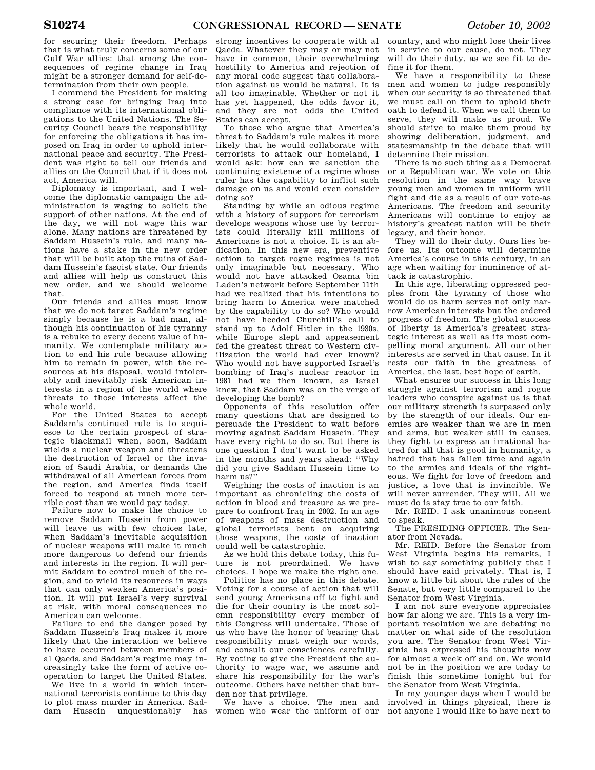for securing their freedom. Perhaps that is what truly concerns some of our Gulf War allies: that among the consequences of regime change in Iraq might be a stronger demand for self-determination from their own people.

I commend the President for making a strong case for bringing Iraq into compliance with its international obligations to the United Nations. The Security Council bears the responsibility for enforcing the obligations it has imposed on Iraq in order to uphold international peace and security. The President was right to tell our friends and allies on the Council that if it does not act, America will.

Diplomacy is important, and I welcome the diplomatic campaign the administration is waging to solicit the support of other nations. At the end of the day, we will not wage this war alone. Many nations are threatened by Saddam Hussein's rule, and many nations have a stake in the new order that will be built atop the ruins of Saddam Hussein's fascist state. Our friends and allies will help us construct this new order, and we should welcome that.

Our friends and allies must know that we do not target Saddam's regime simply because he is a bad man, although his continuation of his tyranny is a rebuke to every decent value of humanity. We contemplate military action to end his rule because allowing him to remain in power, with the resources at his disposal, would intolerably and inevitably risk American interests in a region of the world where threats to those interests affect the whole world.

For the United States to accept Saddam's continued rule is to acquiesce to the certain prospect of strategic blackmail when, soon, Saddam wields a nuclear weapon and threatens the destruction of Israel or the invasion of Saudi Arabia, or demands the withdrawal of all American forces from the region, and America finds itself forced to respond at much more terrible cost than we would pay today.

Failure now to make the choice to remove Saddam Hussein from power will leave us with few choices late, when Saddam's inevitable acquisition of nuclear weapons will make it much more dangerous to defend our friends and interests in the region. It will permit Saddam to control much of the region, and to wield its resources in ways that can only weaken America's position. It will put Israel's very survival at risk, with moral consequences no American can welcome.

Failure to end the danger posed by Saddam Hussein's Iraq makes it more likely that the interaction we believe to have occurred between members of al Qaeda and Saddam's regime may increasingly take the form of active cooperation to target the United States.

We live in a world in which international terrorists continue to this day to plot mass murder in America. Saddam Hussein unquestionably has strong incentives to cooperate with al Qaeda. Whatever they may or may not have in common, their overwhelming hostility to America and rejection of any moral code suggest that collaboration against us would be natural. It is all too imaginable. Whether or not it has yet happened, the odds favor it, and they are not odds the United States can accept.

To those who argue that America's threat to Saddam's rule makes it more likely that he would collaborate with terrorists to attack our homeland, I would ask: how can we sanction the continuing existence of a regime whose ruler has the capability to inflict such damage on us and would even consider doing so?

Standing by while an odious regime with a history of support for terrorism develops weapons whose use by terrorists could literally kill millions of Americans is not a choice. It is an abdication. In this new era, preventive action to target rogue regimes is not only imaginable but necessary. Who would not have attacked Osama bin Laden's network before September 11th had we realized that his intentions to bring harm to America were matched by the capability to do so? Who would not have heeded Churchill's call to stand up to Adolf Hitler in the 1930s, while Europe slept and appeasement fed the greatest threat to Western civilization the world had ever known? Who would not have supported Israel's bombing of Iraq's nuclear reactor in 1981 had we then known, as Israel knew, that Saddam was on the verge of developing the bomb?

Opponents of this resolution offer many questions that are designed to persuade the President to wait before moving against Saddam Hussein. They have every right to do so. But there is one question I don't want to be asked in the months and years ahead: ''Why did you give Saddam Hussein time to harm us?''

Weighing the costs of inaction is an important as chronicling the costs of action in blood and treasure as we prepare to confront Iraq in 2002. In an age of weapons of mass destruction and global terrorists bent on acquiring those weapons, the costs of inaction could well be catastrophic.

As we hold this debate today, this future is not preordained. We have choices. I hope we make the right one.

Politics has no place in this debate. Voting for a course of action that will send young Americans off to fight and die for their country is the most solemn responsibility every member of this Congress will undertake. Those of us who have the honor of bearing that responsibility must weigh our words, and consult our consciences carefully. By voting to give the President the authority to wage war, we assume and share his responsibility for the war's outcome. Others have neither that burden nor that privilege.

We have a choice. The men and women who wear the uniform of our country, and who might lose their lives in service to our cause, do not. They will do their duty, as we see fit to define it for them.

We have a responsibility to these men and women to judge responsibly when our security is so threatened that we must call on them to uphold their oath to defend it. When we call them to serve, they will make us proud. We should strive to make them proud by showing deliberation, judgment, and statesmanship in the debate that will determine their mission.

There is no such thing as a Democrat or a Republican war. We vote on this resolution in the same way brave young men and women in uniform will fight and die as a result of our vote-as Americans. The freedom and security Americans will continue to enjoy as history's greatest nation will be their legacy, and their honor.

They will do their duty. Ours lies before us. Its outcome will determine America's course in this century, in an age when waiting for imminence of attack is catastrophic.

In this age, liberating oppressed peoples from the tyranny of those who would do us harm serves not only narrow American interests but the ordered progress of freedom. The global success of liberty is America's greatest strategic interest as well as its most compelling moral argument. All our other interests are served in that cause. In it rests our faith in the greatness of America, the last, best hope of earth.

What ensures our success in this long struggle against terrorism and rogue leaders who conspire against us is that our military strength is surpassed only by the strength of our ideals. Our enemies are weaker than we are in men and arms, but weaker still in causes. they fight to express an irrational hatred for all that is good in humanity, a hatred that has fallen time and again to the armies and ideals of the righteous. We fight for love of freedom and justice, a love that is invincible. We will never surrender. They will. All we must do is stay true to our faith.

Mr. REID. I ask unanimous consent to speak.

The PRESIDING OFFICER. The Senator from Nevada.

Mr. REID. Before the Senator from West Virginia begins his remarks, I wish to say something publicly that I should have said privately. That is, I know a little bit about the rules of the Senate, but very little compared to the Senator from West Virginia.

I am not sure everyone appreciates how far along we are. This is a very important resolution we are debating no matter on what side of the resolution you are. The Senator from West Virginia has expressed his thoughts now for almost a week off and on. We would not be in the position we are today to finish this sometime tonight but for the Senator from West Virginia.

In my younger days when I would be involved in things physical, there is not anyone I would like to have next to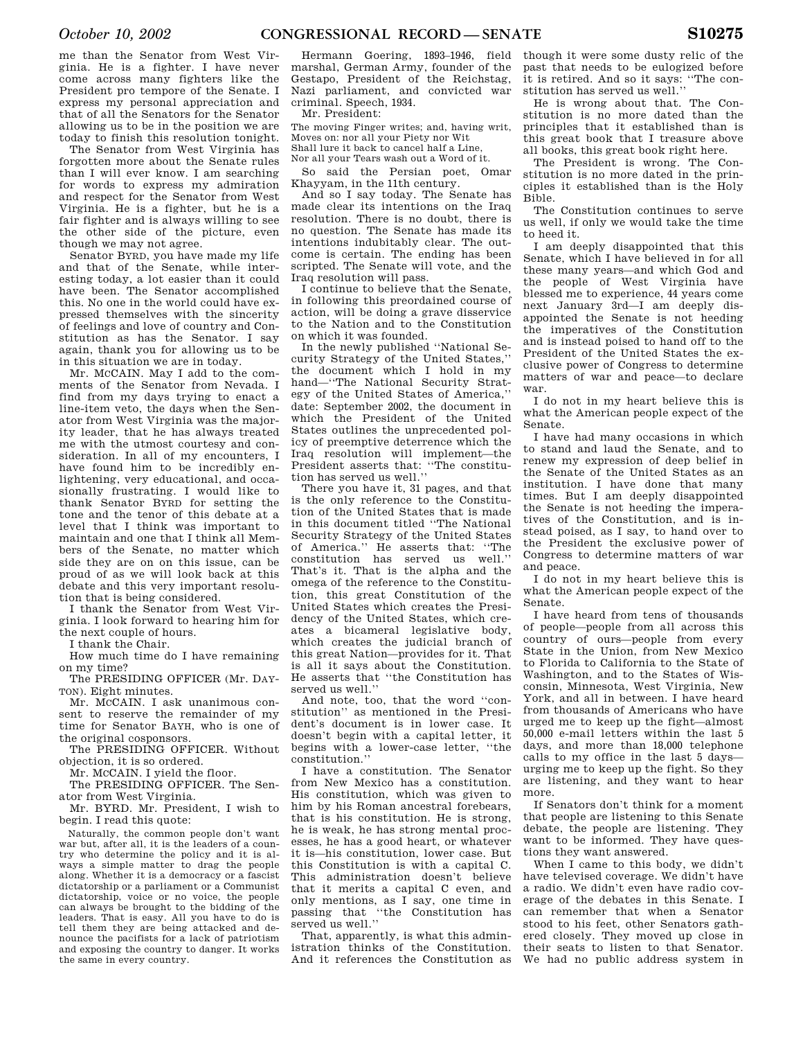me than the Senator from West Virginia. He is a fighter. I have never come across many fighters like the President pro tempore of the Senate. I express my personal appreciation and that of all the Senators for the Senator allowing us to be in the position we are today to finish this resolution tonight.

The Senator from West Virginia has forgotten more about the Senate rules than I will ever know. I am searching for words to express my admiration and respect for the Senator from West Virginia. He is a fighter, but he is a fair fighter and is always willing to see the other side of the picture, even though we may not agree.

Senator BYRD, you have made my life and that of the Senate, while interesting today, a lot easier than it could have been. The Senator accomplished this. No one in the world could have expressed themselves with the sincerity of feelings and love of country and Constitution as has the Senator. I say again, thank you for allowing us to be in this situation we are in today.

Mr. MCCAIN. May I add to the comments of the Senator from Nevada. I find from my days trying to enact a line-item veto, the days when the Senator from West Virginia was the majority leader, that he has always treated me with the utmost courtesy and consideration. In all of my encounters, I have found him to be incredibly enlightening, very educational, and occasionally frustrating. I would like to thank Senator BYRD for setting the tone and the tenor of this debate at a level that I think was important to maintain and one that I think all Members of the Senate, no matter which side they are on on this issue, can be proud of as we will look back at this debate and this very important resolution that is being considered.

I thank the Senator from West Virginia. I look forward to hearing him for the next couple of hours.

I thank the Chair.

How much time do I have remaining on my time?

The PRESIDING OFFICER (Mr. DAYTON). Eight minutes.

Mr. MCCAIN. I ask unanimous consent to reserve the remainder of my time for Senator BAYH, who is one of the original cosponsors.

The PRESIDING OFFICER. Without objection, it is so ordered.

Mr. MCCAIN. I yield the floor.

The PRESIDING OFFICER. The Senator from West Virginia.

Mr. BYRD. Mr. President, I wish to begin. I read this quote:

> Naturally, the common people don't want war but, after all, it is the leaders of a country who determine the policy and it is always a simple matter to drag the people along. Whether it is a democracy or a fascist dictatorship or a parliament or a Communist dictatorship, voice or no voice, the people can always be brought to the bidding of the leaders. That is easy. All you have to do is tell them they are being attacked and denounce the pacifists for a lack of patriotism and exposing the country to danger. It works the same in every country.

Hermann Goering, 1893–1946, field marshal, German Army, founder of the Gestapo, President of the Reichstag, Nazi parliament, and convicted war criminal. Speech, 1934.

Mr. President:

> The moving Finger writes; and, having writ,
> Moves on: nor all your Piety nor Wit
> Shall lure it back to cancel half a Line,
> Nor all your Tears wash out a Word of it.

So said the Persian poet, Omar Khayyam, in the 11th century.

And so I say today. The Senate has made clear its intentions on the Iraq resolution. There is no doubt, there is no question. The Senate has made its intentions indubitably clear. The outcome is certain. The ending has been scripted. The Senate will vote, and the Iraq resolution will pass.

I continue to believe that the Senate, in following this preordained course of action, will be doing a grave disservice to the Nation and to the Constitution on which it was founded.

In the newly published ''National Security Strategy of the United States,'' the document which I hold in my hand—''The National Security Strategy of the United States of America,'' date: September 2002, the document in which the President of the United States outlines the unprecedented policy of preemptive deterrence which the Iraq resolution will implement—the President asserts that: ''The constitution has served us well.''

There you have it, 31 pages, and that is the only reference to the Constitution of the United States that is made in this document titled ''The National Security Strategy of the United States of America.'' He asserts that: ''The constitution has served us well.'' That's it. That is the alpha and the omega of the reference to the Constitution, this great Constitution of the United States which creates the Presidency of the United States, which creates a bicameral legislative body, which creates the judicial branch of this great Nation—provides for it. That is all it says about the Constitution. He asserts that ''the Constitution has served us well.''

And note, too, that the word ''constitution'' as mentioned in the President's document is in lower case. It doesn't begin with a capital letter, it begins with a lower-case letter, ''the constitution.''

I have a constitution. The Senator from New Mexico has a constitution. His constitution, which was given to him by his Roman ancestral forebears, that is his constitution. He is strong, he is weak, he has strong mental processes, he has a good heart, or whatever it is—his constitution, lower case. But this Constitution is with a capital C. This administration doesn't believe that it merits a capital C even, and only mentions, as I say, one time in passing that ''the Constitution has served us well.''

That, apparently, is what this administration thinks of the Constitution. And it references the Constitution as though it were some dusty relic of the past that needs to be eulogized before it is retired. And so it says: ''The constitution has served us well.''

He is wrong about that. The Constitution is no more dated than the principles that it established than is this great book that I treasure above all books, this great book right here.

The President is wrong. The Constitution is no more dated in the principles it established than is the Holy Bible.

The Constitution continues to serve us well, if only we would take the time to heed it.

I am deeply disappointed that this Senate, which I have believed in for all these many years—and which God and the people of West Virginia have blessed me to experience, 44 years come next January 3rd—I am deeply disappointed the Senate is not heeding the imperatives of the Constitution and is instead poised to hand off to the President of the United States the exclusive power of Congress to determine matters of war and peace—to declare war.

I do not in my heart believe this is what the American people expect of the Senate.

I have had many occasions in which to stand and laud the Senate, and to renew my expression of deep belief in the Senate of the United States as an institution. I have done that many times. But I am deeply disappointed the Senate is not heeding the imperatives of the Constitution, and is instead poised, as I say, to hand over to the President the exclusive power of Congress to determine matters of war and peace.

I do not in my heart believe this is what the American people expect of the Senate.

I have heard from tens of thousands of people—people from all across this country of ours—people from every State in the Union, from New Mexico to Florida to California to the State of Washington, and to the States of Wisconsin, Minnesota, West Virginia, New York, and all in between. I have heard from thousands of Americans who have urged me to keep up the fight—almost 50,000 e-mail letters within the last 5 days, and more than 18,000 telephone calls to my office in the last 5 days—urging me to keep up the fight. So they are listening, and they want to hear more.

If Senators don't think for a moment that people are listening to this Senate debate, the people are listening. They want to be informed. They have questions they want answered.

When I came to this body, we didn't have televised coverage. We didn't have a radio. We didn't even have radio coverage of the debates in this Senate. I can remember that when a Senator stood to his feet, other Senators gathered closely. They moved up close in their seats to listen to that Senator. We had no public address system in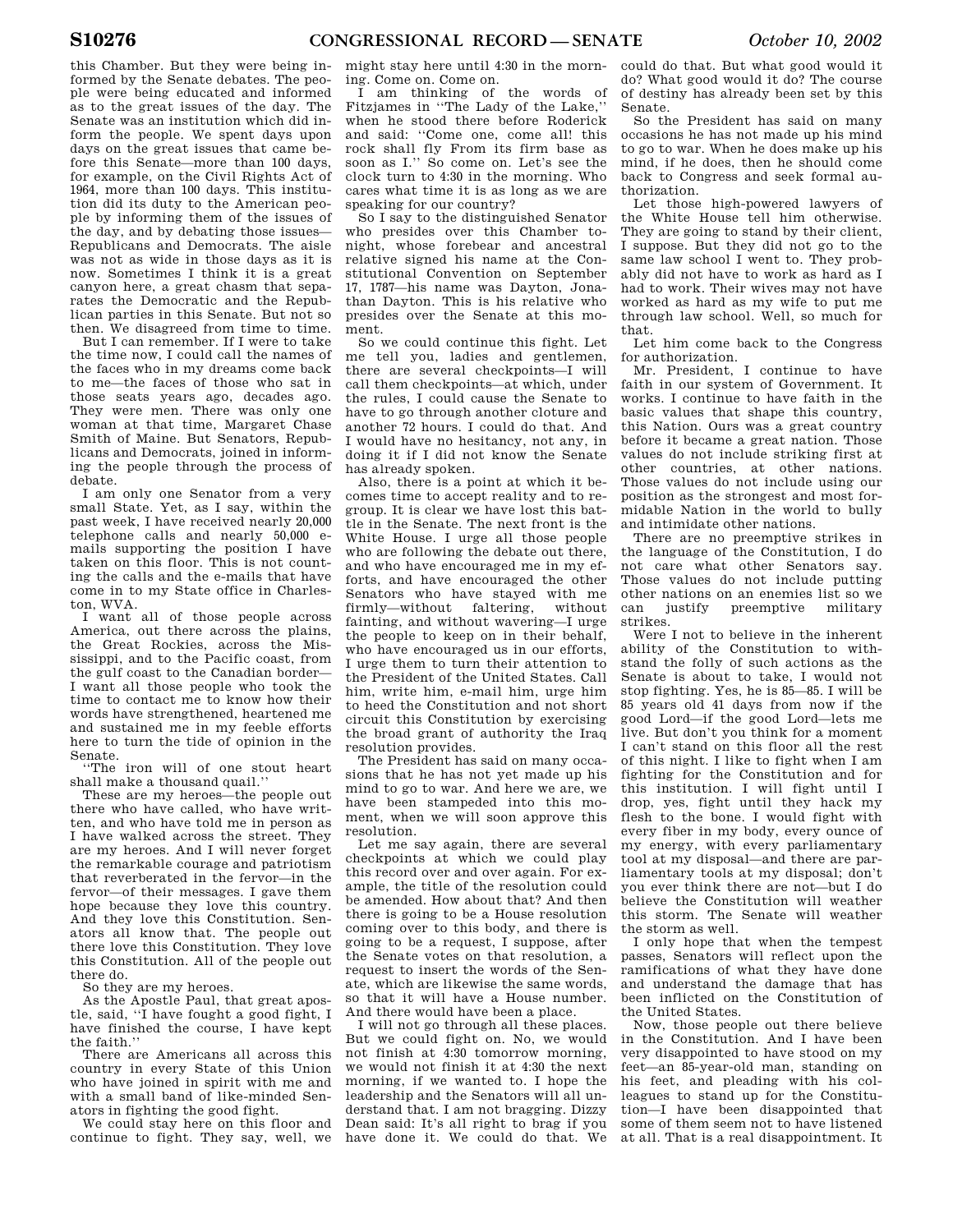this Chamber. But they were being informed by the Senate debates. The people were being educated and informed as to the great issues of the day. The Senate was an institution which did inform the people. We spent days upon days on the great issues that came before this Senate—more than 100 days, for example, on the Civil Rights Act of 1964, more than 100 days. This institution did its duty to the American people by informing them of the issues of the day, and by debating those issues—Republicans and Democrats. The aisle was not as wide in those days as it is now. Sometimes I think it is a great canyon here, a great chasm that separates the Democratic and the Republican parties in this Senate. But not so then. We disagreed from time to time.

But I can remember. If I were to take the time now, I could call the names of the faces who in my dreams come back to me—the faces of those who sat in those seats years ago, decades ago. They were men. There was only one woman at that time, Margaret Chase Smith of Maine. But Senators, Republicans and Democrats, joined in informing the people through the process of debate.

I am only one Senator from a very small State. Yet, as I say, within the past week, I have received nearly 20,000 telephone calls and nearly 50,000 e-mails supporting the position I have taken on this floor. This is not counting the calls and the e-mails that have come in to my State office in Charleston, WVA.

I want all of those people across America, out there across the plains, the Great Rockies, across the Mississippi, and to the Pacific coast, from the gulf coast to the Canadian border—I want all those people who took the time to contact me to know how their words have strengthened, heartened me and sustained me in my feeble efforts here to turn the tide of opinion in the Senate.

''The iron will of one stout heart shall make a thousand quail.''

These are my heroes—the people out there who have called, who have written, and who have told me in person as I have walked across the street. They are my heroes. And I will never forget the remarkable courage and patriotism that reverberated in the fervor—in the fervor—of their messages. I gave them hope because they love this country. And they love this Constitution. Senators all know that. The people out there love this Constitution. They love this Constitution. All of the people out there do.

So they are my heroes.

As the Apostle Paul, that great apostle, said, ''I have fought a good fight, I have finished the course, I have kept the faith.''

There are Americans all across this country in every State of this Union who have joined in spirit with me and with a small band of like-minded Senators in fighting the good fight.

We could stay here on this floor and continue to fight. They say, well, we might stay here until 4:30 in the morning. Come on. Come on.

I am thinking of the words of Fitzjames in ''The Lady of the Lake,'' when he stood there before Roderick and said: ''Come one, come all! this rock shall fly From its firm base as soon as I.'' So come on. Let's see the clock turn to 4:30 in the morning. Who cares what time it is as long as we are speaking for our country?

So I say to the distinguished Senator who presides over this Chamber tonight, whose forebear and ancestral relative signed his name at the Constitutional Convention on September 17, 1787—his name was Dayton, Jonathan Dayton. This is his relative who presides over the Senate at this moment.

So we could continue this fight. Let me tell you, ladies and gentlemen, there are several checkpoints—I will call them checkpoints—at which, under the rules, I could cause the Senate to have to go through another cloture and another 72 hours. I could do that. And I would have no hesitancy, not any, in doing it if I did not know the Senate has already spoken.

Also, there is a point at which it becomes time to accept reality and to regroup. It is clear we have lost this battle in the Senate. The next front is the White House. I urge all those people who are following the debate out there, and who have encouraged me in my efforts, and have encouraged the other Senators who have stayed with me firmly—without faltering, without fainting, and without wavering—I urge the people to keep on in their behalf, who have encouraged us in our efforts, I urge them to turn their attention to the President of the United States. Call him, write him, e-mail him, urge him to heed the Constitution and not short circuit this Constitution by exercising the broad grant of authority the Iraq resolution provides.

The President has said on many occasions that he has not yet made up his mind to go to war. And here we are, we have been stampeded into this moment, when we will soon approve this resolution.

Let me say again, there are several checkpoints at which we could play this record over and over again. For example, the title of the resolution could be amended. How about that? And then there is going to be a House resolution coming over to this body, and there is going to be a request, I suppose, after the Senate votes on that resolution, a request to insert the words of the Senate, which are likewise the same words, so that it will have a House number. And there would have been a place.

I will not go through all these places. But we could fight on. No, we would not finish at 4:30 tomorrow morning, we would not finish it at 4:30 the next morning, if we wanted to. I hope the leadership and the Senators will all understand that. I am not bragging. Dizzy Dean said: It's all right to brag if you have done it. We could do that. We could do that. But what good would it do? What good would it do? The course of destiny has already been set by this Senate.

So the President has said on many occasions he has not made up his mind to go to war. When he does make up his mind, if he does, then he should come back to Congress and seek formal authorization.

Let those high-powered lawyers of the White House tell him otherwise. They are going to stand by their client, I suppose. But they did not go to the same law school I went to. They probably did not have to work as hard as I had to work. Their wives may not have worked as hard as my wife to put me through law school. Well, so much for that.

Let him come back to the Congress for authorization.

Mr. President, I continue to have faith in our system of Government. It works. I continue to have faith in the basic values that shape this country, this Nation. Ours was a great country before it became a great nation. Those values do not include striking first at other countries, at other nations. Those values do not include using our position as the strongest and most formidable Nation in the world to bully and intimidate other nations.

There are no preemptive strikes in the language of the Constitution, I do not care what other Senators say. Those values do not include putting other nations on an enemies list so we can justify preemptive military strikes.

Were I not to believe in the inherent ability of the Constitution to withstand the folly of such actions as the Senate is about to take, I would not stop fighting. Yes, he is 85—85. I will be 85 years old 41 days from now if the good Lord—if the good Lord—lets me live. But don't you think for a moment I can't stand on this floor all the rest of this night. I like to fight when I am fighting for the Constitution and for this institution. I will fight until I drop, yes, fight until they hack my flesh to the bone. I would fight with every fiber in my body, every ounce of my energy, with every parliamentary tool at my disposal—and there are parliamentary tools at my disposal; don't you ever think there are not—but I do believe the Constitution will weather this storm. The Senate will weather the storm as well.

I only hope that when the tempest passes, Senators will reflect upon the ramifications of what they have done and understand the damage that has been inflicted on the Constitution of the United States.

Now, those people out there believe in the Constitution. And I have been very disappointed to have stood on my feet—an 85-year-old man, standing on his feet, and pleading with his colleagues to stand up for the Constitution—I have been disappointed that some of them seem not to have listened at all. That is a real disappointment. It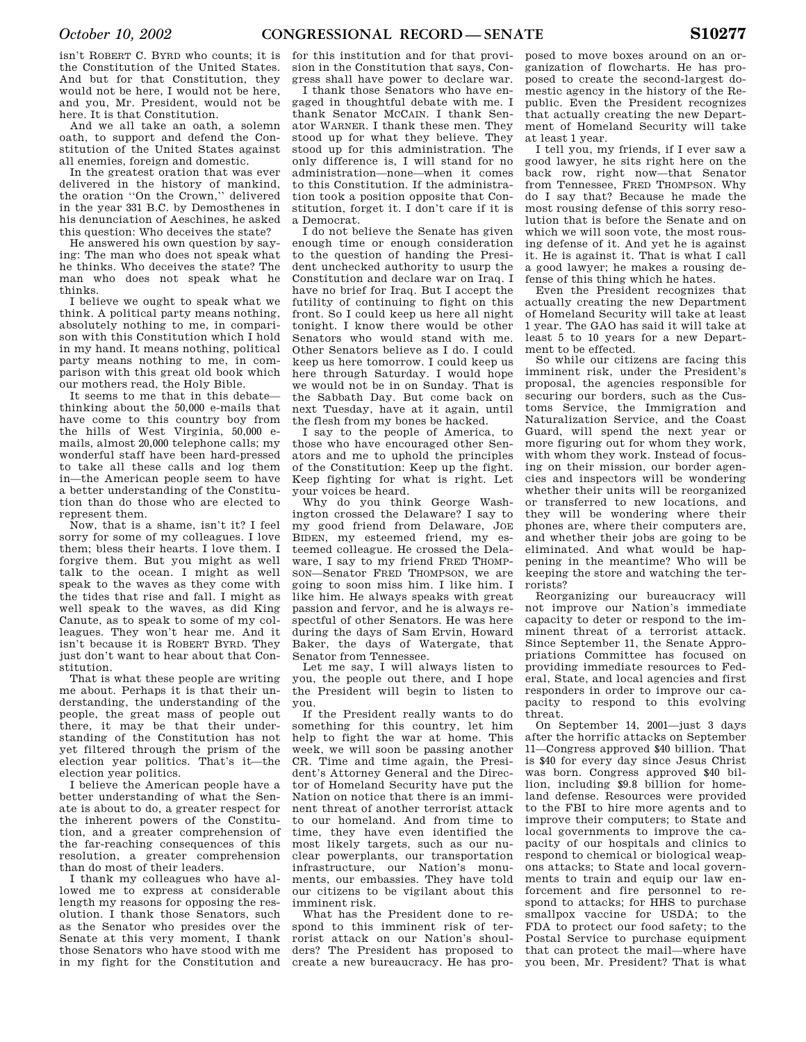isn't ROBERT C. BYRD who counts; it is the Constitution of the United States. And but for that Constitution, they would not be here, I would not be here, and you, Mr. President, would not be here. It is that Constitution.

And we all take an oath, a solemn oath, to support and defend the Constitution of the United States against all enemies, foreign and domestic.

In the greatest oration that was ever delivered in the history of mankind, the oration ''On the Crown,'' delivered in the year 331 B.C. by Demosthenes in his denunciation of Aeschines, he asked this question: Who deceives the state?

He answered his own question by saying: The man who does not speak what he thinks. Who deceives the state? The man who does not speak what he thinks.

I believe we ought to speak what we think. A political party means nothing, absolutely nothing to me, in comparison with this Constitution which I hold in my hand. It means nothing, political party means nothing to me, in comparison with this great old book which our mothers read, the Holy Bible.

It seems to me that in this debate—thinking about the 50,000 e-mails that have come to this country boy from the hills of West Virginia, 50,000 e-mails, almost 20,000 telephone calls; my wonderful staff have been hard-pressed to take all these calls and log them in—the American people seem to have a better understanding of the Constitution than do those who are elected to represent them.

Now, that is a shame, isn't it? I feel sorry for some of my colleagues. I love them; bless their hearts. I love them. I forgive them. But you might as well talk to the ocean. I might as well speak to the waves as they come with the tides that rise and fall. I might as well speak to the waves, as did King Canute, as to speak to some of my colleagues. They won't hear me. And it isn't because it is ROBERT BYRD. They just don't want to hear about that Constitution.

That is what these people are writing me about. Perhaps it is that their understanding, the understanding of the people, the great mass of people out there, it may be that their understanding of the Constitution has not yet filtered through the prism of the election year politics. That's it—the election year politics.

I believe the American people have a better understanding of what the Senate is about to do, a greater respect for the inherent powers of the Constitution, and a greater comprehension of the far-reaching consequences of this resolution, a greater comprehension than do most of their leaders.

I thank my colleagues who have allowed me to express at considerable length my reasons for opposing the resolution. I thank those Senators, such as the Senator who presides over the Senate at this very moment, I thank those Senators who have stood with me in my fight for the Constitution and for this institution and for that provision in the Constitution that says, Congress shall have power to declare war.

I thank those Senators who have engaged in thoughtful debate with me. I thank Senator MCCAIN. I thank Senator WARNER. I thank these men. They stood up for what they believe. They stood up for this administration. The only difference is, I will stand for no administration—none—when it comes to this Constitution. If the administration took a position opposite that Constitution, forget it. I don't care if it is a Democrat.

I do not believe the Senate has given enough time or enough consideration to the question of handing the President unchecked authority to usurp the Constitution and declare war on Iraq. I have no brief for Iraq. But I accept the futility of continuing to fight on this front. So I could keep us here all night tonight. I know there would be other Senators who would stand with me. Other Senators believe as I do. I could keep us here tomorrow. I could keep us here through Saturday. I would hope we would not be in on Sunday. That is the Sabbath Day. But come back on next Tuesday, have at it again, until the flesh from my bones be hacked.

I say to the people of America, to those who have encouraged other Senators and me to uphold the principles of the Constitution: Keep up the fight. Keep fighting for what is right. Let your voices be heard.

Why do you think George Washington crossed the Delaware? I say to my good friend from Delaware, JOE BIDEN, my esteemed friend, my esteemed colleague. He crossed the Delaware, I say to my friend FRED THOMPSON—Senator FRED THOMPSON, we are going to soon miss him. I like him. I like him. He always speaks with great passion and fervor, and he is always respectful of other Senators. He was here during the days of Sam Ervin, Howard Baker, the days of Watergate, that Senator from Tennessee.

Let me say, I will always listen to you, the people out there, and I hope the President will begin to listen to you.

If the President really wants to do something for this country, let him help to fight the war at home. This week, we will soon be passing another CR. Time and time again, the President's Attorney General and the Director of Homeland Security have put the Nation on notice that there is an imminent threat of another terrorist attack to our homeland. And from time to time, they have even identified the most likely targets, such as our nuclear powerplants, our transportation infrastructure, our Nation's monuments, our embassies. They have told our citizens to be vigilant about this imminent risk.

What has the President done to respond to this imminent risk of terrorist attack on our Nation's shoulders? The President has proposed to create a new bureaucracy. He has proposed to move boxes around on an organization of flowcharts. He has proposed to create the second-largest domestic agency in the history of the Republic. Even the President recognizes that actually creating the new Department of Homeland Security will take at least 1 year.

I tell you, my friends, if I ever saw a good lawyer, he sits right here on the back row, right now—that Senator from Tennessee, FRED THOMPSON. Why do I say that? Because he made the most rousing defense of this sorry resolution that is before the Senate and on which we will soon vote, the most rousing defense of it. And yet he is against it. He is against it. That is what I call a good lawyer; he makes a rousing defense of this thing which he hates.

Even the President recognizes that actually creating the new Department of Homeland Security will take at least 1 year. The GAO has said it will take at least 5 to 10 years for a new Department to be effected.

So while our citizens are facing this imminent risk, under the President's proposal, the agencies responsible for securing our borders, such as the Customs Service, the Immigration and Naturalization Service, and the Coast Guard, will spend the next year or more figuring out for whom they work, with whom they work. Instead of focusing on their mission, our border agencies and inspectors will be wondering whether their units will be reorganized or transferred to new locations, and they will be wondering where their phones are, where their computers are, and whether their jobs are going to be eliminated. And what would be happening in the meantime? Who will be keeping the store and watching the terrorists?

Reorganizing our bureaucracy will not improve our Nation's immediate capacity to deter or respond to the imminent threat of a terrorist attack. Since September 11, the Senate Appropriations Committee has focused on providing immediate resources to Federal, State, and local agencies and first responders in order to improve our capacity to respond to this evolving threat.

On September 14, 2001—just 3 days after the horrific attacks on September 11—Congress approved $40 billion. That is $40 for every day since Jesus Christ was born. Congress approved $40 billion, including $9.8 billion for homeland defense. Resources were provided to the FBI to hire more agents and to improve their computers; to State and local governments to improve the capacity of our hospitals and clinics to respond to chemical or biological weapons attacks; to State and local governments to train and equip our law enforcement and fire personnel to respond to attacks; for HHS to purchase smallpox vaccine for USDA; to the FDA to protect our food safety; to the Postal Service to purchase equipment that can protect the mail—where have you been, Mr. President? That is what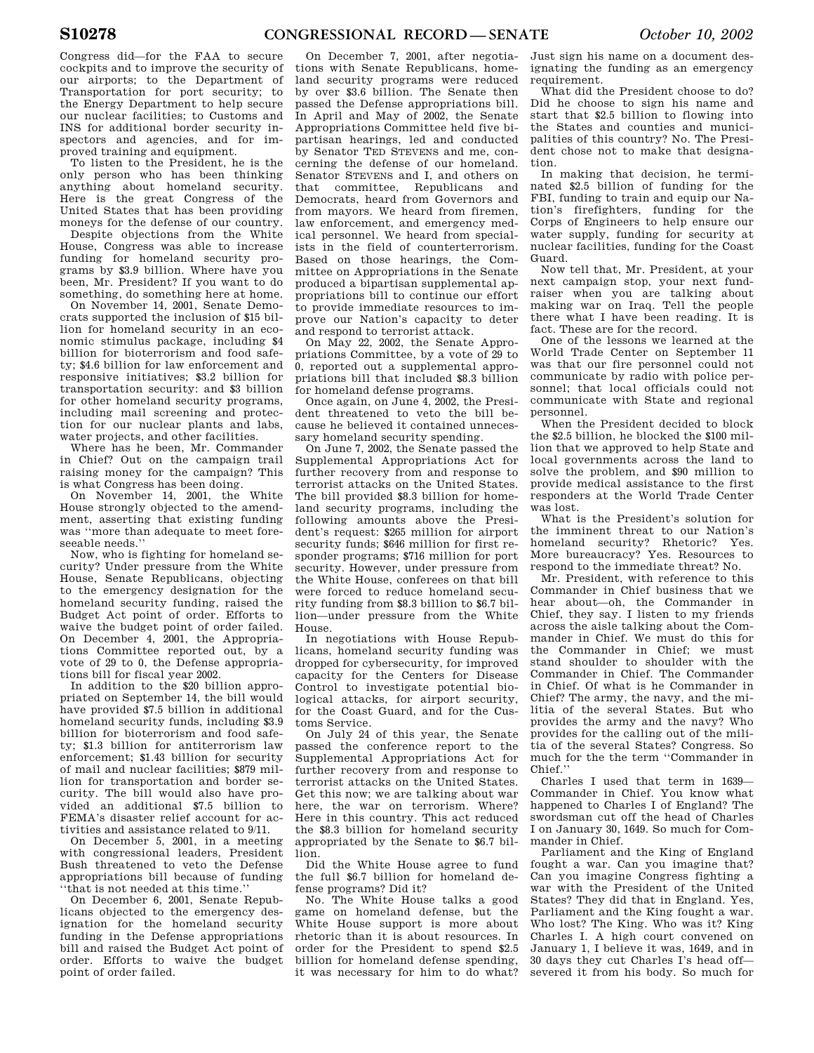Congress did—for the FAA to secure cockpits and to improve the security of our airports; to the Department of Transportation for port security; to the Energy Department to help secure our nuclear facilities; to Customs and INS for additional border security inspectors and agencies, and for improved training and equipment.

To listen to the President, he is the only person who has been thinking anything about homeland security. Here is the great Congress of the United States that has been providing moneys for the defense of our country.

Despite objections from the White House, Congress was able to increase funding for homeland security programs by $3.9 billion. Where have you been, Mr. President? If you want to do something, do something here at home.

On November 14, 2001, Senate Democrats supported the inclusion of $15 billion for homeland security in an economic stimulus package, including $4 billion for bioterrorism and food safety; $4.6 billion for law enforcement and responsive initiatives; $3.2 billion for transportation security: and $3 billion for other homeland security programs, including mail screening and protection for our nuclear plants and labs, water projects, and other facilities.

Where has he been, Mr. Commander in Chief? Out on the campaign trail raising money for the campaign? This is what Congress has been doing.

On November 14, 2001, the White House strongly objected to the amendment, asserting that existing funding was ''more than adequate to meet foreseeable needs.''

Now, who is fighting for homeland security? Under pressure from the White House, Senate Republicans, objecting to the emergency designation for the homeland security funding, raised the Budget Act point of order. Efforts to waive the budget point of order failed. On December 4, 2001, the Appropriations Committee reported out, by a vote of 29 to 0, the Defense appropriations bill for fiscal year 2002.

In addition to the $20 billion appropriated on September 14, the bill would have provided $7.5 billion in additional homeland security funds, including $3.9 billion for bioterrorism and food safety; $1.3 billion for antiterrorism law enforcement; $1.43 billion for security of mail and nuclear facilities; $879 million for transportation and border security. The bill would also have provided an additional $7.5 billion to FEMA's disaster relief account for activities and assistance related to 9/11.

On December 5, 2001, in a meeting with congressional leaders, President Bush threatened to veto the Defense appropriations bill because of funding ''that is not needed at this time.''

On December 6, 2001, Senate Republicans objected to the emergency designation for the homeland security funding in the Defense appropriations bill and raised the Budget Act point of order. Efforts to waive the budget point of order failed.

On December 7, 2001, after negotiations with Senate Republicans, homeland security programs were reduced by over $3.6 billion. The Senate then passed the Defense appropriations bill. In April and May of 2002, the Senate Appropriations Committee held five bipartisan hearings, led and conducted by Senator TED STEVENS and me, concerning the defense of our homeland. Senator STEVENS and I, and others on that committee, Republicans and Democrats, heard from Governors and from mayors. We heard from firemen, law enforcement, and emergency medical personnel. We heard from specialists in the field of counterterrorism. Based on those hearings, the Committee on Appropriations in the Senate produced a bipartisan supplemental appropriations bill to continue our effort to provide immediate resources to improve our Nation's capacity to deter and respond to terrorist attack.

On May 22, 2002, the Senate Appropriations Committee, by a vote of 29 to 0, reported out a supplemental appropriations bill that included $8.3 billion for homeland defense programs.

Once again, on June 4, 2002, the President threatened to veto the bill because he believed it contained unnecessary homeland security spending.

On June 7, 2002, the Senate passed the Supplemental Appropriations Act for further recovery from and response to terrorist attacks on the United States. The bill provided $8.3 billion for homeland security programs, including the following amounts above the President's request: $265 million for airport security funds; $646 million for first responder programs; $716 million for port security. However, under pressure from the White House, conferees on that bill were forced to reduce homeland security funding from $8.3 billion to $6.7 billion—under pressure from the White House.

In negotiations with House Republicans, homeland security funding was dropped for cybersecurity, for improved capacity for the Centers for Disease Control to investigate potential biological attacks, for airport security, for the Coast Guard, and for the Customs Service.

On July 24 of this year, the Senate passed the conference report to the Supplemental Appropriations Act for further recovery from and response to terrorist attacks on the United States. Get this now; we are talking about war here, the war on terrorism. Where? Here in this country. This act reduced the $8.3 billion for homeland security appropriated by the Senate to $6.7 billion.

Did the White House agree to fund the full $6.7 billion for homeland defense programs? Did it?

No. The White House talks a good game on homeland defense, but the White House support is more about rhetoric than it is about resources. In order for the President to spend $2.5 billion for homeland defense spending, it was necessary for him to do what? Just sign his name on a document designating the funding as an emergency requirement.

What did the President choose to do? Did he choose to sign his name and start that $2.5 billion to flowing into the States and counties and municipalities of this country? No. The President chose not to make that designation.

In making that decision, he terminated $2.5 billion of funding for the FBI, funding to train and equip our Nation's firefighters, funding for the Corps of Engineers to help ensure our water supply, funding for security at nuclear facilities, funding for the Coast Guard.

Now tell that, Mr. President, at your next campaign stop, your next fundraiser when you are talking about making war on Iraq. Tell the people there what I have been reading. It is fact. These are for the record.

One of the lessons we learned at the World Trade Center on September 11 was that our fire personnel could not communicate by radio with police personnel; that local officials could not communicate with State and regional personnel.

When the President decided to block the $2.5 billion, he blocked the $100 million that we approved to help State and local governments across the land to solve the problem, and $90 million to provide medical assistance to the first responders at the World Trade Center was lost.

What is the President's solution for the imminent threat to our Nation's homeland security? Rhetoric? Yes. More bureaucracy? Yes. Resources to respond to the immediate threat? No.

Mr. President, with reference to this Commander in Chief business that we hear about—oh, the Commander in Chief, they say. I listen to my friends across the aisle talking about the Commander in Chief. We must do this for the Commander in Chief; we must stand shoulder to shoulder with the Commander in Chief. The Commander in Chief. Of what is he Commander in Chief? The army, the navy, and the militia of the several States. But who provides the army and the navy? Who provides for the calling out of the militia of the several States? Congress. So much for the the term ''Commander in Chief.''

Charles I used that term in 1639—Commander in Chief. You know what happened to Charles I of England? The swordsman cut off the head of Charles I on January 30, 1649. So much for Commander in Chief.

Parliament and the King of England fought a war. Can you imagine that? Can you imagine Congress fighting a war with the President of the United States? They did that in England. Yes, Parliament and the King fought a war. Who lost? The King. Who was it? King Charles I. A high court convened on January 1, I believe it was, 1649, and in 30 days they cut Charles I's head off—severed it from his body. So much for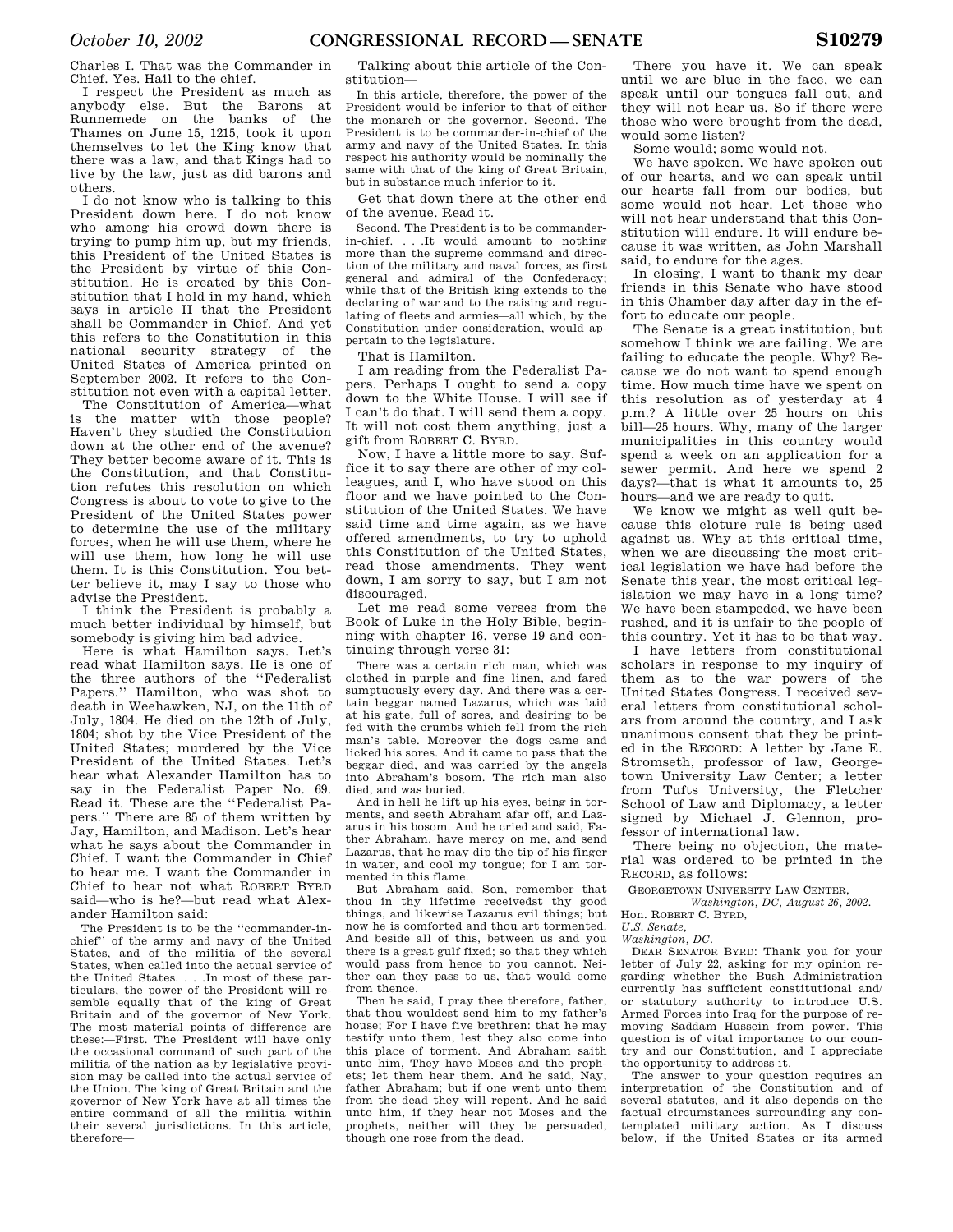Charles I. That was the Commander in Chief. Yes. Hail to the chief.

I respect the President as much as anybody else. But the Barons at Runnemede on the banks of the Thames on June 15, 1215, took it upon themselves to let the King know that there was a law, and that Kings had to live by the law, just as did barons and others.

I do not know who is talking to this President down here. I do not know who among his crowd down there is trying to pump him up, but my friends, this President of the United States is the President by virtue of this Constitution. He is created by this Constitution that I hold in my hand, which says in article II that the President shall be Commander in Chief. And yet this refers to the Constitution in this national security strategy of the United States of America printed on September 2002. It refers to the Constitution not even with a capital letter.

The Constitution of America—what is the matter with those people? Haven't they studied the Constitution down at the other end of the avenue? They better become aware of it. This is the Constitution, and that Constitution refutes this resolution on which Congress is about to vote to give to the President of the United States power to determine the use of the military forces, when he will use them, where he will use them, how long he will use them. It is this Constitution. You better believe it, may I say to those who advise the President.

I think the President is probably a much better individual by himself, but somebody is giving him bad advice.

Here is what Hamilton says. Let's read what Hamilton says. He is one of the three authors of the "Federalist Papers." Hamilton, who was shot to death in Weehawken, NJ, on the 11th of July, 1804. He died on the 12th of July, 1804; shot by the Vice President of the United States; murdered by the Vice President of the United States. Let's hear what Alexander Hamilton has to say in the Federalist Paper No. 69. Read it. These are the "Federalist Papers." There are 85 of them written by Jay, Hamilton, and Madison. Let's hear what he says about the Commander in Chief. I want the Commander in Chief to hear me. I want the Commander in Chief to hear not what ROBERT BYRD said—who is he?—but read what Alexander Hamilton said:

> The President is to be the "commander-in-chief" of the army and navy of the United States, and of the militia of the several States, when called into the actual service of the United States. . . .In most of these particulars, the power of the President will resemble equally that of the king of Great Britain and of the governor of New York. The most material points of difference are these:—First. The President will have only the occasional command of such part of the militia of the nation as by legislative provision may be called into the actual service of the Union. The king of Great Britain and the governor of New York have at all times the entire command of all the militia within their several jurisdictions. In this article, therefore—

Talking about this article of the Constitution—

> In this article, therefore, the power of the President would be inferior to that of either the monarch or the governor. Second. The President is to be commander-in-chief of the army and navy of the United States. In this respect his authority would be nominally the same with that of the king of Great Britain, but in substance much inferior to it.

Get that down there at the other end of the avenue. Read it.

> Second. The President is to be commander-in-chief. . . .It would amount to nothing more than the supreme command and direction of the military and naval forces, as first general and admiral of the Confederacy; while that of the British king extends to the declaring of war and to the raising and regulating of fleets and armies—all which, by the Constitution under consideration, would appertain to the legislature.

That is Hamilton.

I am reading from the Federalist Papers. Perhaps I ought to send a copy down to the White House. I will see if I can't do that. I will send them a copy. It will not cost them anything, just a gift from ROBERT C. BYRD.

Now, I have a little more to say. Suffice it to say there are other of my colleagues, and I, who have stood on this floor and we have pointed to the Constitution of the United States. We have said time and time again, as we have offered amendments, to try to uphold this Constitution of the United States, read those amendments. They went down, I am sorry to say, but I am not discouraged.

Let me read some verses from the Book of Luke in the Holy Bible, beginning with chapter 16, verse 19 and continuing through verse 31:

> There was a certain rich man, which was clothed in purple and fine linen, and fared sumptuously every day. And there was a certain beggar named Lazarus, which was laid at his gate, full of sores, and desiring to be fed with the crumbs which fell from the rich man's table. Moreover the dogs came and licked his sores. And it came to pass that the beggar died, and was carried by the angels into Abraham's bosom. The rich man also died, and was buried.
>
> And in hell he lift up his eyes, being in torments, and seeth Abraham afar off, and Lazarus in his bosom. And he cried and said, Father Abraham, have mercy on me, and send Lazarus, that he may dip the tip of his finger in water, and cool my tongue; for I am tormented in this flame.
>
> But Abraham said, Son, remember that thou in thy lifetime receivedst thy good things, and likewise Lazarus evil things; but now he is comforted and thou art tormented. And beside all of this, between us and you there is a great gulf fixed; so that they which would pass from hence to you cannot. Neither can they pass to us, that would come from thence.
>
> Then he said, I pray thee therefore, father, that thou wouldest send him to my father's house; For I have five brethren: that he may testify unto them, lest they also come into this place of torment. And Abraham saith unto him, They have Moses and the prophets; let them hear them. And he said, Nay, father Abraham; but if one went unto them from the dead they will repent. And he said unto him, if they hear not Moses and the prophets, neither will they be persuaded, though one rose from the dead.

There you have it. We can speak until we are blue in the face, we can speak until our tongues fall out, and they will not hear us. So if there were those who were brought from the dead, would some listen?

Some would; some would not.

We have spoken. We have spoken out of our hearts, and we can speak until our hearts fall from our bodies, but some would not hear. Let those who will not hear understand that this Constitution will endure. It will endure because it was written, as John Marshall said, to endure for the ages.

In closing, I want to thank my dear friends in this Senate who have stood in this Chamber day after day in the effort to educate our people.

The Senate is a great institution, but somehow I think we are failing. We are failing to educate the people. Why? Because we do not want to spend enough time. How much time have we spent on this resolution as of yesterday at 4 p.m.? A little over 25 hours on this bill—25 hours. Why, many of the larger municipalities in this country would spend a week on an application for a sewer permit. And here we spend 2 days?—that is what it amounts to, 25 hours—and we are ready to quit.

We know we might as well quit because this cloture rule is being used against us. Why at this critical time, when we are discussing the most critical legislation we have had before the Senate this year, the most critical legislation we may have in a long time? We have been stampeded, we have been rushed, and it is unfair to the people of this country. Yet it has to be that way.

I have letters from constitutional scholars in response to my inquiry of them as to the war powers of the United States Congress. I received several letters from constitutional scholars from around the country, and I ask unanimous consent that they be printed in the RECORD: A letter by Jane E. Stromseth, professor of law, Georgetown University Law Center; a letter from Tufts University, the Fletcher School of Law and Diplomacy, a letter signed by Michael J. Glennon, professor of international law.

There being no objection, the material was ordered to be printed in the RECORD, as follows:

GEORGETOWN UNIVERSITY LAW CENTER,
*Washington, DC, August 26, 2002.*

Hon. ROBERT C. BYRD,
*U.S. Senate,*
*Washington, DC.*

DEAR SENATOR BYRD: Thank you for your letter of July 22, asking for my opinion regarding whether the Bush Administration currently has sufficient constitutional and/or statutory authority to introduce U.S. Armed Forces into Iraq for the purpose of removing Saddam Hussein from power. This question is of vital importance to our country and our Constitution, and I appreciate the opportunity to address it.

The answer to your question requires an interpretation of the Constitution and of several statutes, and it also depends on the factual circumstances surrounding any contemplated military action. As I discuss below, if the United States or its armed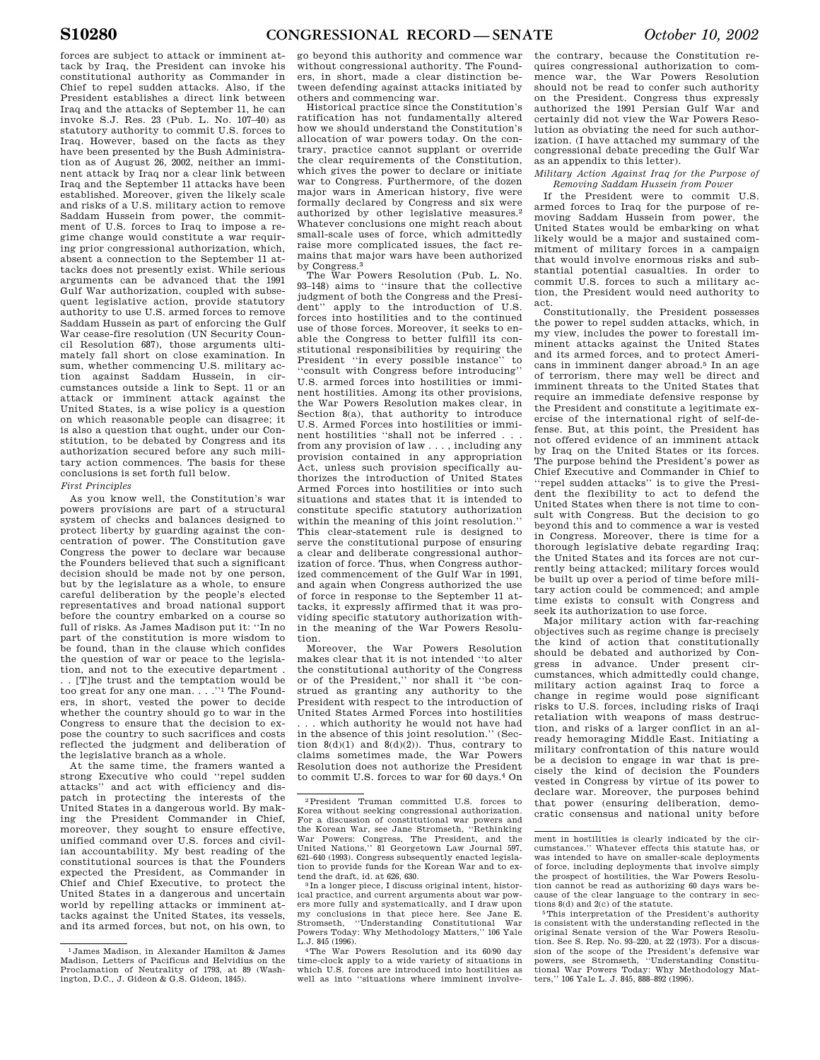forces are subject to attack or imminent attack by Iraq, the President can invoke his constitutional authority as Commander in Chief to repel sudden attacks. Also, if the President establishes a direct link between Iraq and the attacks of September 11, he can invoke S.J. Res. 23 (Pub. L. No. 107–40) as statutory authority to commit U.S. forces to Iraq. However, based on the facts as they have been presented by the Bush Administration as of August 26, 2002, neither an imminent attack by Iraq nor a clear link between Iraq and the September 11 attacks have been established. Moreover, given the likely scale and risks of a U.S. military action to remove Saddam Hussein from power, the commitment of U.S. forces to Iraq to impose a regime change would constitute a war requiring prior congressional authorization, which, absent a connection to the September 11 attacks does not presently exist. While serious arguments can be advanced that the 1991 Gulf War authorization, coupled with subsequent legislative action, provide statutory authority to use U.S. armed forces to remove Saddam Hussein as part of enforcing the Gulf War cease-fire resolution (UN Security Council Resolution 687), those arguments ultimately fall short on close examination. In sum, whether commencing U.S. military action against Saddam Hussein, in circumstances outside a link to Sept. 11 or an attack or imminent attack against the United States, is a wise policy is a question on which reasonable people can disagree; it is also a question that ought, under our Constitution, to be debated by Congress and its authorization secured before any such military action commences. The basis for these conclusions is set forth full below.

*First Principles*

As you know well, the Constitution's war powers provisions are part of a structural system of checks and balances designed to protect liberty by guarding against the concentration of power. The Constitution gave Congress the power to declare war because the Founders believed that such a significant decision should be made not by one person, but by the legislature as a whole, to ensure careful deliberation by the people's elected representatives and broad national support before the country embarked on a course so full of risks. As James Madison put it: "In no part of the constitution is more wisdom to be found, than in the clause which confides the question of war or peace to the legislation, and not to the executive department . . . [T]he trust and the temptation would be too great for any one man. . . ."[1] The Founders, in short, vested the power to decide whether the country should go to war in the Congress to ensure that the decision to expose the country to such sacrifices and costs reflected the judgment and deliberation of the legislative branch as a whole.

At the same time, the framers wanted a strong Executive who could "repel sudden attacks" and act with efficiency and dispatch in protecting the interests of the United States in a dangerous world. By making the President Commander in Chief, moreover, they sought to ensure effective, unified command over U.S. forces and civilian accountability. My best reading of the constitutional sources is that the Founders expected the President, as Commander in Chief and Chief Executive, to protect the United States in a dangerous and uncertain world by repelling attacks or imminent attacks against the United States, its vessels, and its armed forces, but not, on his own, to go beyond this authority and commence war without congressional authority. The Founders, in short, made a clear distinction between defending against attacks initiated by others and commencing war.

Historical practice since the Constitution's ratification has not fundamentally altered how we should understand the Constitution's allocation of war powers today. On the contrary, practice cannot supplant or override the clear requirements of the Constitution, which gives the power to declare or initiate war to Congress. Furthermore, of the dozen major wars in American history, five were formally declared by Congress and six were authorized by other legislative measures.[2] Whatever conclusions one might reach about small-scale uses of force, which admittedly raise more complicated issues, the fact remains that major wars have been authorized by Congress.[3]

The War Powers Resolution (Pub. L. No. 93–148) aims to "insure that the collective judgment of both the Congress and the President" apply to the introduction of U.S. forces into hostilities and to the continued use of those forces. Moreover, it seeks to enable the Congress to better fulfill its constitutional responsibilities by requiring the President "in every possible instance" to "consult with Congress before introducing" U.S. armed forces into hostilities or imminent hostilities. Among its other provisions, the War Powers Resolution makes clear, in Section 8(a), that authority to introduce U.S. Armed Forces into hostilities or imminent hostilities "shall not be inferred . . . from any provision of law . . . , including any provision contained in any appropriation Act, unless such provision specifically authorizes the introduction of United States Armed Forces into hostilities or into such situations and states that it is intended to constitute specific statutory authorization within the meaning of this joint resolution." This clear-statement rule is designed to serve the constitutional purpose of ensuring a clear and deliberate congressional authorization of force. Thus, when Congress authorized commencement of the Gulf War in 1991, and again when Congress authorized the use of force in response to the September 11 attacks, it expressly affirmed that it was providing specific statutory authorization within the meaning of the War Powers Resolution.

Moreover, the War Powers Resolution makes clear that it is not intended "to alter the constitutional authority of the Congress or of the President," nor shall it "be construed as granting any authority to the President with respect to the introduction of United States Armed Forces into hostilities . . . which authority he would not have had in the absence of this joint resolution." (Section 8(d)(1) and 8(d)(2)). Thus, contrary to claims sometimes made, the War Powers Resolution does not authorize the President to commit U.S. forces to war for 60 days.[4] On the contrary, because the Constitution requires congressional authorization to commence war, the War Powers Resolution should not be read to confer such authority on the President. Congress thus expressly authorized the 1991 Persian Gulf War and certainly did not view the War Powers Resolution as obviating the need for such authorization. (I have attached my summary of the congressional debate preceding the Gulf War as an appendix to this letter).

*Military Action Against Iraq for the Purpose of Removing Saddam Hussein from Power*

If the President were to commit U.S. armed forces to Iraq for the purpose of removing Saddam Hussein from power, the United States would be embarking on what likely would be a major and sustained commitment of military forces in a campaign that would involve enormous risks and substantial potential casualties. In order to commit U.S. forces to such a military action, the President would need authority to act.

Constitutionally, the President possesses the power to repel sudden attacks, which, in my view, includes the power to forestall imminent attacks against the United States and its armed forces, and to protect Americans in imminent danger abroad.[5] In an age of terrorism, there may well be direct and imminent threats to the United States that require an immediate defensive response by the President and constitute a legitimate exercise of the international right of self-defense. But, at this point, the President has not offered evidence of an imminent attack by Iraq on the United States or its forces. The purpose behind the President's power as Chief Executive and Commander in Chief to "repel sudden attacks" is to give the President the flexibility to act to defend the United States when there is not time to consult with Congress. But the decision to go beyond this and to commence a war is vested in Congress. Moreover, there is time for a thorough legislative debate regarding Iraq; the United States and its forces are not currently being attacked; military forces would be built up over a period of time before military action could be commenced; and ample time exists to consult with Congress and seek its authorization to use force.

Major military action with far-reaching objectives such as regime change is precisely the kind of action that constitutionally should be debated and authorized by Congress in advance. Under present circumstances, which admittedly could change, military action against Iraq to force a change in regime would pose significant risks to U.S. forces, including risks of Iraqi retaliation with weapons of mass destruction, and risks of a larger conflict in an already hemoraging Middle East. Initiating a military confrontation of this nature would be a decision to engage in war that is precisely the kind of decision the Founders vested in Congress by virtue of its power to declare war. Moreover, the purposes behind that power (ensuring deliberation, democratic consensus and national unity before

---

[1] James Madison, in Alexander Hamilton & James Madison, Letters of Pacificus and Helvidius on the Proclamation of Neutrality of 1793, at 89 (Washington, D.C., J. Gideon & G.S. Gideon, 1845).

[2] President Truman committed U.S. forces to Korea without seeking congressional authorization. For a discussion of constitutional war powers and the Korean War, see Jane Stromseth, "Rethinking War Powers: Congress, The President, and the United Nations," 81 Georgetown Law Journal 597, 621–640 (1993). Congress subsequently enacted legislation to provide funds for the Korean War and to extend the draft, id. at 626, 630.

[3] In a longer piece, I discuss original intent, historical practice, and current arguments about war powers more fully and systematically, and I draw upon my conclusions in that piece here. See Jane E. Stromseth, "Understanding Constitutional War Powers Today: Why Methodology Matters," 106 Yale L.J. 845 (1996).

[4] The War Powers Resolution and its 60/90 day time-clock apply to a wide variety of situations in which U.S. forces are introduced into hostilities as well as into "situations where imminent involvement in hostilities is clearly indicated by the circumstances." Whatever effects this statute has, or was intended to have on smaller-scale deployments of force, including deployments that involve simply the prospect of hostilities, the War Powers Resolution cannot be read as authorizing 60 days wars because of the clear language to the contrary in sections 8(d) and 2(c) of the statute.

[5] This interpretation of the President's authority is consistent with the understanding reflected in the original Senate version of the War Powers Resolution. See S. Rep. No. 93–220, at 22 (1973). For a discussion of the scope of the President's defensive war powers, see Stromseth, "Understanding Constitutional War Powers Today: Why Methodology Matters," 106 Yale L. J. 845, 888–892 (1996).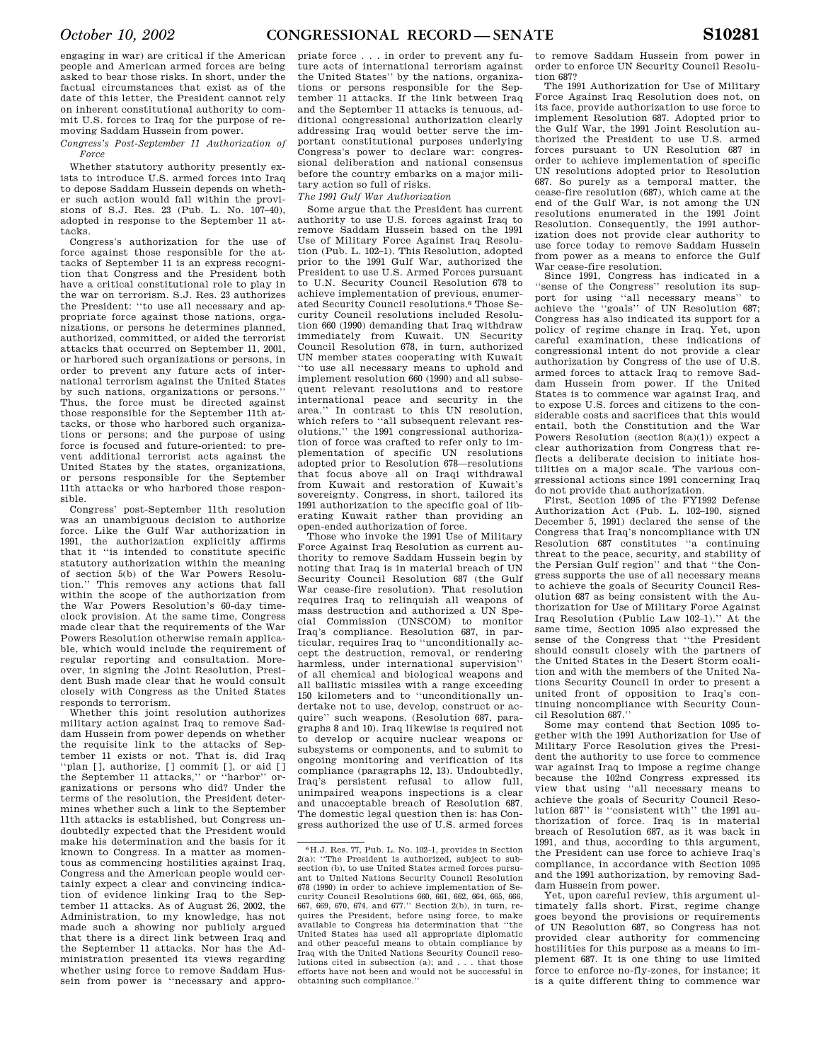engaging in war) are critical if the American people and American armed forces are being asked to bear those risks. In short, under the factual circumstances that exist as of the date of this letter, the President cannot rely on inherent constitutional authority to commit U.S. forces to Iraq for the purpose of removing Saddam Hussein from power.

*Congress's Post-September 11 Authorization of Force*

Whether statutory authority presently exists to introduce U.S. armed forces into Iraq to depose Saddam Hussein depends on whether such action would fall within the provisions of S.J. Res. 23 (Pub. L. No. 107–40), adopted in response to the September 11 attacks.

Congress's authorization for the use of force against those responsible for the attacks of September 11 is an express recognition that Congress and the President both have a critical constitutional role to play in the war on terrorism. S.J. Res. 23 authorizes the President: "to use all necessary and appropriate force against those nations, organizations, or persons he determines planned, authorized, committed, or aided the terrorist attacks that occurred on September 11, 2001, or harbored such organizations or persons, in order to prevent any future acts of international terrorism against the United States by such nations, organizations or persons." Thus, the force must be directed against those responsible for the September 11th attacks, or those who harbored such organizations or persons; and the purpose of using force is focused and future-oriented: to prevent additional terrorist acts against the United States by the states, organizations, or persons responsible for the September 11th attacks or who harbored those responsible.

Congress' post-September 11th resolution was an unambiguous decision to authorize force. Like the Gulf War authorization in 1991, the authorization explicitly affirms that it "is intended to constitute specific statutory authorization within the meaning of section 5(b) of the War Powers Resolution." This removes any actions that fall within the scope of the authorization from the War Powers Resolution's 60-day timeclock provision. At the same time, Congress made clear that the requirements of the War Powers Resolution otherwise remain applicable, which would include the requirement of regular reporting and consultation. Moreover, in signing the Joint Resolution, President Bush made clear that he would consult closely with Congress as the United States responds to terrorism.

Whether this joint resolution authorizes military action against Iraq to remove Saddam Hussein from power depends on whether the requisite link to the attacks of September 11 exists or not. That is, did Iraq "plan [], authorize, [] commit [], or aid [] the September 11 attacks," or "harbor" organizations or persons who did? Under the terms of the resolution, the President determines whether such a link to the September 11th attacks is established, but Congress undoubtedly expected that the President would make his determination and the basis for it known to Congress. In a matter as momentous as commencing hostilities against Iraq, Congress and the American people would certainly expect a clear and convincing indication of evidence linking Iraq to the September 11 attacks. As of August 26, 2002, the Administration, to my knowledge, has not made such a showing nor publicly argued that there is a direct link between Iraq and the September 11 attacks. Nor has the Administration presented its views regarding whether using force to remove Saddam Hussein from power is "necessary and appropriate force . . . in order to prevent any future acts of international terrorism against the United States" by the nations, organizations or persons responsible for the September 11 attacks. If the link between Iraq and the September 11 attacks is tenuous, additional congressional authorization clearly addressing Iraq would better serve the important constitutional purposes underlying Congress's power to declare war: congressional deliberation and national consensus before the country embarks on a major military action so full of risks.

*The 1991 Gulf War Authorization*

Some argue that the President has current authority to use U.S. forces against Iraq to remove Saddam Hussein based on the 1991 Use of Military Force Against Iraq Resolution (Pub. L. 102–1). This Resolution, adopted prior to the 1991 Gulf War, authorized the President to use U.S. Armed Forces pursuant to U.N. Security Council Resolution 678 to achieve implementation of previous, enumerated Security Council resolutions.[6] Those Security Council resolutions included Resolution 660 (1990) demanding that Iraq withdraw immediately from Kuwait. UN Security Council Resolution 678, in turn, authorized UN member states cooperating with Kuwait "to use all necessary means to uphold and implement resolution 660 (1990) and all subsequent relevant resolutions and to restore international peace and security in the area." In contrast to this UN resolution, which refers to "all subsequent relevant resolutions," the 1991 congressional authorization of force was crafted to refer only to implementation of specific UN resolutions adopted prior to Resolution 678—resolutions that focus above all on Iraqi withdrawal from Kuwait and restoration of Kuwait's sovereignty. Congress, in short, tailored its 1991 authorization to the specific goal of liberating Kuwait rather than providing an open-ended authorization of force.

Those who invoke the 1991 Use of Military Force Against Iraq Resolution as current authority to remove Saddam Hussein begin by noting that Iraq is in material breach of UN Security Council Resolution 687 (the Gulf War cease-fire resolution). That resolution requires Iraq to relinquish all weapons of mass destruction and authorized a UN Special Commission (UNSCOM) to monitor Iraq's compliance. Resolution 687, in particular, requires Iraq to "unconditionally accept the destruction, removal, or rendering harmless, under international supervision" of all chemical and biological weapons and all ballistic missiles with a range exceeding 150 kilometers and to "unconditionally undertake not to use, develop, construct or acquire" such weapons. (Resolution 687, paragraphs 8 and 10). Iraq likewise is required not to develop or acquire nuclear weapons or subsystems or components, and to submit to ongoing monitoring and verification of its compliance (paragraphs 12, 13). Undoubtedly, Iraq's persistent refusal to allow full, unimpaired weapons inspections is a clear and unacceptable breach of Resolution 687. The domestic legal question then is: has Congress authorized the use of U.S. armed forces to remove Saddam Hussein from power in order to enforce UN Security Council Resolution 687?

The 1991 Authorization for Use of Military Force Against Iraq Resolution does not, on its face, provide authorization to use force to implement Resolution 687. Adopted prior to the Gulf War, the 1991 Joint Resolution authorized the President to use U.S. armed forces pursuant to UN Resolution 687 in order to achieve implementation of specific UN resolutions adopted prior to Resolution 687. So purely as a temporal matter, the cease-fire resolution (687), which came at the end of the Gulf War, is not among the UN resolutions enumerated in the 1991 Joint Resolution. Consequently, the 1991 authorization does not provide clear authority to use force today to remove Saddam Hussein from power as a means to enforce the Gulf War cease-fire resolution.

Since 1991, Congress has indicated in a "sense of the Congress" resolution its support for using "all necessary means" to achieve the "goals" of UN Resolution 687; Congress has also indicated its support for a policy of regime change in Iraq. Yet, upon careful examination, these indications of congressional intent do not provide a clear authorization by Congress of the use of U.S. armed forces to attack Iraq to remove Saddam Hussein from power. If the United States is to commence war against Iraq, and to expose U.S. forces and citizens to the considerable costs and sacrifices that this would entail, both the Constitution and the War Powers Resolution (section 8(a)(1)) expect a clear authorization from Congress that reflects a deliberate decision to initiate hostilities on a major scale. The various congressional actions since 1991 concerning Iraq do not provide that authorization.

First, Section 1095 of the FY1992 Defense Authorization Act (Pub. L. 102–190, signed December 5, 1991) declared the sense of the Congress that Iraq's noncompliance with UN Resolution 687 constitutes "a continuing threat to the peace, security, and stability of the Persian Gulf region" and that "the Congress supports the use of all necessary means to achieve the goals of Security Council Resolution 687 as being consistent with the Authorization for Use of Military Force Against Iraq Resolution (Public Law 102–1)." At the same time, Section 1095 also expressed the sense of the Congress that "the President should consult closely with the partners of the United States in the Desert Storm coalition and with the members of the United Nations Security Council in order to present a united front of opposition to Iraq's continuing noncompliance with Security Council Resolution 687."

Some may contend that Section 1095 together with the 1991 Authorization for Use of Military Force Resolution gives the President the authority to use force to commence war against Iraq to impose a regime change because the 102nd Congress expressed its view that using "all necessary means to achieve the goals of Security Council Resolution 687" is "consistent with" the 1991 authorization of force. Iraq is in material breach of Resolution 687, as it was back in 1991, and thus, according to this argument, the President can use force to achieve Iraq's compliance, in accordance with Section 1095 and the 1991 authorization, by removing Saddam Hussein from power.

Yet, upon careful review, this argument ultimately falls short. First, regime change goes beyond the provisions or requirements of UN Resolution 687, so Congress has not provided clear authority for commencing hostilities for this purpose as a means to implement 687. It is one thing to use limited force to enforce no-fly-zones, for instance; it is a quite different thing to commence war

---

[6] H.J. Res. 77, Pub. L. No. 102–1, provides in Section 2(a): "The President is authorized, subject to subsection (b), to use United States armed forces pursuant to United Nations Security Council Resolution 678 (1990) in order to achieve implementation of Security Council Resolutions 660, 661, 662, 664, 665, 666, 667, 669, 670, 674, and 677." Section 2(b), in turn, requires the President, before using force, to make available to Congress his determination that "the United States has used all appropriate diplomatic and other peaceful means to obtain compliance by Iraq with the United Nations Security Council resolutions cited in subsection (a); and . . . that those efforts have not been and would not be successful in obtaining such compliance."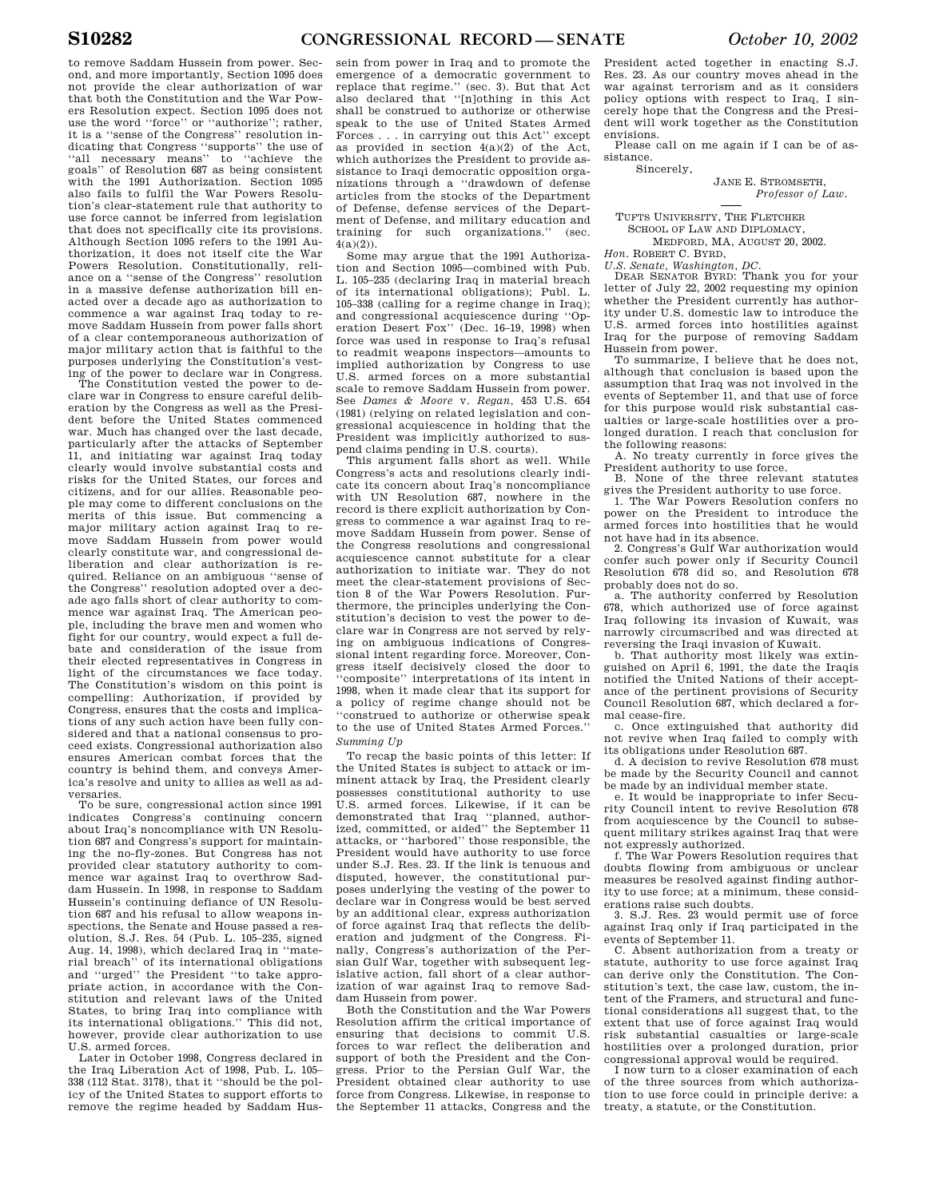to remove Saddam Hussein from power. Second, and more importantly, Section 1095 does not provide the clear authorization of war that both the Constitution and the War Powers Resolution expect. Section 1095 does not use the word ''force'' or ''authorize''; rather, it is a ''sense of the Congress'' resolution indicating that Congress ''supports'' the use of ''all necessary means'' to ''achieve the goals'' of Resolution 687 as being consistent with the 1991 Authorization. Section 1095 also fails to fulfil the War Powers Resolution's clear-statement rule that authority to use force cannot be inferred from legislation that does not specifically cite its provisions. Although Section 1095 refers to the 1991 Authorization, it does not itself cite the War Powers Resolution. Constitutionally, reliance on a ''sense of the Congress'' resolution in a massive defense authorization bill enacted over a decade ago as authorization to commence a war against Iraq today to remove Saddam Hussein from power falls short of a clear contemporaneous authorization of major military action that is faithful to the purposes underlying the Constitution's vesting of the power to declare war in Congress.

The Constitution vested the power to declare war in Congress to ensure careful deliberation by the Congress as well as the President before the United States commenced war. Much has changed over the last decade, particularly after the attacks of September 11, and initiating war against Iraq today clearly would involve substantial costs and risks for the United States, our forces and citizens, and for our allies. Reasonable people may come to different conclusions on the merits of this issue. But commencing a major military action against Iraq to remove Saddam Hussein from power would clearly constitute war, and congressional deliberation and clear authorization is required. Reliance on an ambiguous ''sense of the Congress'' resolution adopted over a decade ago falls short of clear authority to commence war against Iraq. The American people, including the brave men and women who fight for our country, would expect a full debate and consideration of the issue from their elected representatives in Congress in light of the circumstances we face today. The Constitution's wisdom on this point is compelling: Authorization, if provided by Congress, ensures that the costs and implications of any such action have been fully considered and that a national consensus to proceed exists. Congressional authorization also ensures American combat forces that the country is behind them, and conveys America's resolve and unity to allies as well as adversaries.

To be sure, congressional action since 1991 indicates Congress's continuing concern about Iraq's noncompliance with UN Resolution 687 and Congress's support for maintaining the no-fly-zones. But Congress has not provided clear statutory authority to commence war against Iraq to overthrow Saddam Hussein. In 1998, in response to Saddam Hussein's continuing defiance of UN Resolution 687 and his refusal to allow weapons inspections, the Senate and House passed a resolution, S.J. Res. 54 (Pub. L. 105–235, signed Aug. 14, 1998), which declared Iraq in ''material breach'' of its international obligations and ''urged'' the President ''to take appropriate action, in accordance with the Constitution and relevant laws of the United States, to bring Iraq into compliance with its international obligations.'' This did not, however, provide clear authorization to use U.S. armed forces.

Later in October 1998, Congress declared in the Iraq Liberation Act of 1998, Pub. L. 105–338 (112 Stat. 3178), that it ''should be the policy of the United States to support efforts to remove the regime headed by Saddam Hussein from power in Iraq and to promote the emergence of a democratic government to replace that regime.'' (sec. 3). But that Act also declared that ''[n]othing in this Act shall be construed to authorize or otherwise speak to the use of United States Armed Forces . . . in carrying out this Act'' except as provided in section 4(a)(2) of the Act, which authorizes the President to provide assistance to Iraqi democratic opposition organizations through a ''drawdown of defense articles from the stocks of the Department of Defense, defense services of the Department of Defense, and military education and training for such organizations.'' (sec. 4(a)(2)).

Some may argue that the 1991 Authorization and Section 1095—combined with Pub. L. 105–235 (declaring Iraq in material breach of its international obligations); Publ. L. 105–338 (calling for a regime change in Iraq); and congressional acquiescence during ''Operation Desert Fox'' (Dec. 16–19, 1998) when force was used in response to Iraq's refusal to readmit weapons inspectors—amounts to implied authorization by Congress to use U.S. armed forces on a more substantial scale to remove Saddam Hussein from power. See *Dames & Moore* v. *Regan*, 453 U.S. 654 (1981) (relying on related legislation and congressional acquiescence in holding that the President was implicitly authorized to suspend claims pending in U.S. courts).

This argument falls short as well. While Congress's acts and resolutions clearly indicate its concern about Iraq's noncompliance with UN Resolution 687, nowhere in the record is there explicit authorization by Congress to commence a war against Iraq to remove Saddam Hussein from power. Sense of the Congress resolutions and congressional acquiescence cannot substitute for a clear authorization to initiate war. They do not meet the clear-statement provisions of Section 8 of the War Powers Resolution. Furthermore, the principles underlying the Constitution's decision to vest the power to declare war in Congress are not served by relying on ambiguous indications of Congressional intent regarding force. Moreover, Congress itself decisively closed the door to ''composite'' interpretations of its intent in 1998, when it made clear that its support for a policy of regime change should not be ''construed to authorize or otherwise speak to the use of United States Armed Forces.''

*Summing Up*

To recap the basic points of this letter: If the United States is subject to attack or imminent attack by Iraq, the President clearly possesses constitutional authority to use U.S. armed forces. Likewise, if it can be demonstrated that Iraq ''planned, authorized, committed, or aided'' the September 11 attacks, or ''harbored'' those responsible, the President would have authority to use force under S.J. Res. 23. If the link is tenuous and disputed, however, the constitutional purposes underlying the vesting of the power to declare war in Congress would be best served by an additional clear, express authorization of force against Iraq that reflects the deliberation and judgment of the Congress. Finally, Congress's authorization of the Persian Gulf War, together with subsequent legislative action, fall short of a clear authorization of war against Iraq to remove Saddam Hussein from power.

Both the Constitution and the War Powers Resolution affirm the critical importance of ensuring that decisions to commit U.S. forces to war reflect the deliberation and support of both the President and the Congress. Prior to the Persian Gulf War, the President obtained clear authority to use force from Congress. Likewise, in response to the September 11 attacks, Congress and the President acted together in enacting S.J. Res. 23. As our country moves ahead in the war against terrorism and as it considers policy options with respect to Iraq, I sincerely hope that the Congress and the President will work together as the Constitution envisions.

Please call on me again if I can be of assistance.

Sincerely,

JANE E. STROMSETH,
*Professor of Law.*

---

TUFTS UNIVERSITY, THE FLETCHER SCHOOL OF LAW AND DIPLOMACY,
MEDFORD, MA, AUGUST 20, 2002.

*Hon.* ROBERT C. BYRD,
*U.S. Senate, Washington, DC.*

DEAR SENATOR BYRD: Thank you for your letter of July 22, 2002 requesting my opinion whether the President currently has authority under U.S. domestic law to introduce the U.S. armed forces into hostilities against Iraq for the purpose of removing Saddam Hussein from power.

To summarize, I believe that he does not, although that conclusion is based upon the assumption that Iraq was not involved in the events of September 11, and that use of force for this purpose would risk substantial casualties or large-scale hostilities over a prolonged duration. I reach that conclusion for the following reasons:

A. No treaty currently in force gives the President authority to use force.

B. None of the three relevant statutes gives the President authority to use force.

1. The War Powers Resolution confers no power on the President to introduce the armed forces into hostilities that he would not have had in its absence.

2. Congress's Gulf War authorization would confer such power only if Security Council Resolution 678 did so, and Resolution 678 probably does not do so.

a. The authority conferred by Resolution 678, which authorized use of force against Iraq following its invasion of Kuwait, was narrowly circumscribed and was directed at reversing the Iraqi invasion of Kuwait.

b. That authority most likely was extinguished on April 6, 1991, the date the Iraqis notified the United Nations of their acceptance of the pertinent provisions of Security Council Resolution 687, which declared a formal cease-fire.

c. Once extinguished that authority did not revive when Iraq failed to comply with its obligations under Resolution 687.

d. A decision to revive Resolution 678 must be made by the Security Council and cannot be made by an individual member state.

e. It would be inappropriate to infer Security Council intent to revive Resolution 678 from acquiescence by the Council to subsequent military strikes against Iraq that were not expressly authorized.

f. The War Powers Resolution requires that doubts flowing from ambiguous or unclear measures be resolved against finding authority to use force; at a minimum, these considerations raise such doubts.

3. S.J. Res. 23 would permit use of force against Iraq only if Iraq participated in the events of September 11.

C. Absent authorization from a treaty or statute, authority to use force against Iraq can derive only the Constitution. The Constitution's text, the case law, custom, the intent of the Framers, and structural and functional considerations all suggest that, to the extent that use of force against Iraq would risk substantial casualties or large-scale hostilities over a prolonged duration, prior congressional approval would be required.

I now turn to a closer examination of each of the three sources from which authorization to use force could in principle derive: a treaty, a statute, or the Constitution.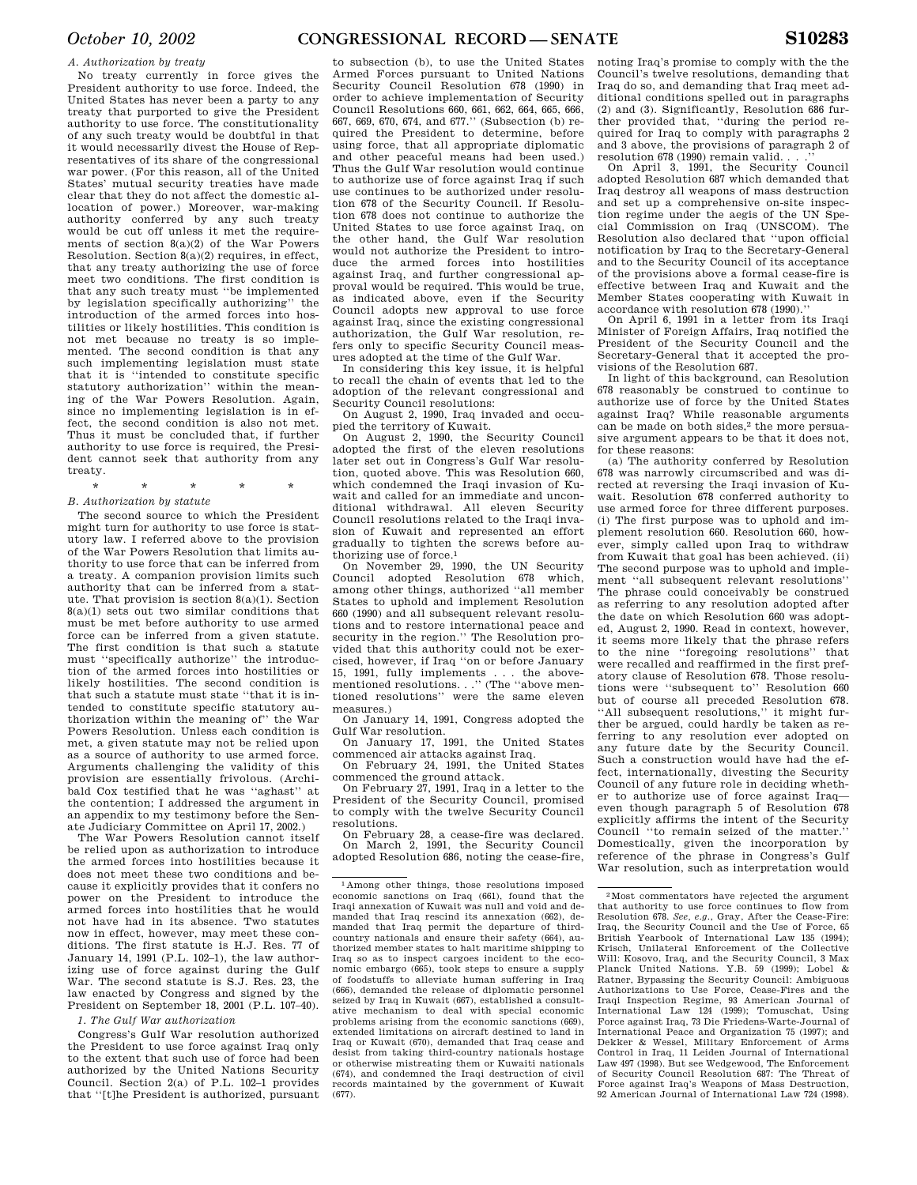*A. Authorization by treaty*

No treaty currently in force gives the President authority to use force. Indeed, the United States has never been a party to any treaty that purported to give the President authority to use force. The constitutionality of any such treaty would be doubtful in that it would necessarily divest the House of Representatives of its share of the congressional war power. (For this reason, all of the United States' mutual security treaties have made clear that they do not affect the domestic allocation of power.) Moreover, war-making authority conferred by any such treaty would be cut off unless it met the requirements of section 8(a)(2) of the War Powers Resolution. Section 8(a)(2) requires, in effect, that any treaty authorizing the use of force meet two conditions. The first condition is that any such treaty must "be implemented by legislation specifically authorizing" the introduction of the armed forces into hostilities or likely hostilities. This condition is not met because no treaty is so implemented. The second condition is that any such implementing legislation must state that it is "intended to constitute specific statutory authorization" within the meaning of the War Powers Resolution. Again, since no implementing legislation is in effect, the second condition is also not met. Thus it must be concluded that, if further authority to use force is required, the President cannot seek that authority from any treaty.

\* \* \* \* \*

*B. Authorization by statute*

The second source to which the President might turn for authority to use force is statutory law. I referred above to the provision of the War Powers Resolution that limits authority to use force that can be inferred from a treaty. A companion provision limits such authority that can be inferred from a statute. That provision is section 8(a)(1). Section 8(a)(1) sets out two similar conditions that must be met before authority to use armed force can be inferred from a given statute. The first condition is that such a statute must "specifically authorize" the introduction of the armed forces into hostilities or likely hostilities. The second condition is that such a statute must state "that it is intended to constitute specific statutory authorization within the meaning of" the War Powers Resolution. Unless each condition is met, a given statute may not be relied upon as a source of authority to use armed force. Arguments challenging the validity of this provision are essentially frivolous. (Archibald Cox testified that he was "aghast" at the contention; I addressed the argument in an appendix to my testimony before the Senate Judiciary Committee on April 17, 2002.)

The War Powers Resolution cannot itself be relied upon as authorization to introduce the armed forces into hostilities because it does not meet these two conditions and because it explicitly provides that it confers no power on the President to introduce the armed forces into hostilities that he would not have had in its absence. Two statutes now in effect, however, may meet these conditions. The first statute is H.J. Res. 77 of January 14, 1991 (P.L. 102–1), the law authorizing use of force against during the Gulf War. The second statute is S.J. Res. 23, the law enacted by Congress and signed by the President on September 18, 2001 (P.L. 107–40).

*1. The Gulf War authorization*

Congress's Gulf War resolution authorized the President to use force against Iraq only to the extent that such use of force had been authorized by the United Nations Security Council. Section 2(a) of P.L. 102–1 provides that "[t]he President is authorized, pursuant to subsection (b), to use the United States Armed Forces pursuant to United Nations Security Council Resolution 678 (1990) in order to achieve implementation of Security Council Resolutions 660, 661, 662, 664, 665, 666, 667, 669, 670, 674, and 677." (Subsection (b) required the President to determine, before using force, that all appropriate diplomatic and other peaceful means had been used.) Thus the Gulf War resolution would continue to authorize use of force against Iraq if such use continues to be authorized under resolution 678 of the Security Council. If Resolution 678 does not continue to authorize the United States to use force against Iraq, on the other hand, the Gulf War resolution would not authorize the President to introduce the armed forces into hostilities against Iraq, and further congressional approval would be required. This would be true, as indicated above, even if the Security Council adopts new approval to use force against Iraq, since the existing congressional authorization, the Gulf War resolution, refers only to specific Security Council measures adopted at the time of the Gulf War.

In considering this key issue, it is helpful to recall the chain of events that led to the adoption of the relevant congressional and Security Council resolutions:

On August 2, 1990, Iraq invaded and occupied the territory of Kuwait.

On August 2, 1990, the Security Council adopted the first of the eleven resolutions later set out in Congress's Gulf War resolution, quoted above. This was Resolution 660, which condemned the Iraqi invasion of Kuwait and called for an immediate and unconditional withdrawal. All eleven Security Council resolutions related to the Iraqi invasion of Kuwait and represented an effort gradually to tighten the screws before authorizing use of force.[1]

On November 29, 1990, the UN Security Council adopted Resolution 678 which, among other things, authorized "all member States to uphold and implement Resolution 660 (1990) and all subsequent relevant resolutions and to restore international peace and security in the region." The Resolution provided that this authority could not be exercised, however, if Iraq "on or before January 15, 1991, fully implements . . . the above-mentioned resolutions. . ." (The "above mentioned resolutions" were the same eleven measures.)

On January 14, 1991, Congress adopted the Gulf War resolution.

On January 17, 1991, the United States commenced air attacks against Iraq.

On February 24, 1991, the United States commenced the ground attack.

On February 27, 1991, Iraq in a letter to the President of the Security Council, promised to comply with the twelve Security Council resolutions.

On February 28, a cease-fire was declared.

On March 2, 1991, the Security Council adopted Resolution 686, noting the cease-fire, noting Iraq's promise to comply with the the Council's twelve resolutions, demanding that Iraq do so, and demanding that Iraq meet additional conditions spelled out in paragraphs (2) and (3). Significantly, Resolution 686 further provided that, "during the period required for Iraq to comply with paragraphs 2 and 3 above, the provisions of paragraph 2 of resolution 678 (1990) remain valid. . . ."

On April 3, 1991, the Security Council adopted Resolution 687 which demanded that Iraq destroy all weapons of mass destruction and set up a comprehensive on-site inspection regime under the aegis of the UN Special Commission on Iraq (UNSCOM). The Resolution also declared that "upon official notification by Iraq to the Secretary-General and to the Security Council of its acceptance of the provisions above a formal cease-fire is effective between Iraq and Kuwait and the Member States cooperating with Kuwait in accordance with resolution 678 (1990)."

On April 6, 1991 in a letter from its Iraqi Minister of Foreign Affairs, Iraq notified the President of the Security Council and the Secretary-General that it accepted the provisions of the Resolution 687.

In light of this background, can Resolution 678 reasonably be construed to continue to authorize use of force by the United States against Iraq? While reasonable arguments can be made on both sides,[2] the more persuasive argument appears to be that it does not, for these reasons:

(a) The authority conferred by Resolution 678 was narrowly circumscribed and was directed at reversing the Iraqi invasion of Kuwait. Resolution 678 conferred authority to use armed force for three different purposes. (i) The first purpose was to uphold and implement resolution 660. Resolution 660, however, simply called upon Iraq to withdraw from Kuwait that goal has been achieved. (ii) The second purpose was to uphold and implement "all subsequent relevant resolutions" The phrase could conceivably be construed as referring to any resolution adopted after the date on which Resolution 660 was adopted, August 2, 1990. Read in context, however, it seems more likely that the phrase refers to the nine "foregoing resolutions" that were recalled and reaffirmed in the first prefatory clause of Resolution 678. Those resolutions were "subsequent to" Resolution 660 but of course all preceded Resolution 678. "All subsequent resolutions," it might further be argued, could hardly be taken as referring to any resolution ever adopted on any future date by the Security Council. Such a construction would have had the effect, internationally, divesting the Security Council of any future role in deciding whether to authorize use of force against Iraq—even though paragraph 5 of Resolution 678 explicitly affirms the intent of the Security Council "to remain seized of the matter." Domestically, given the incorporation by reference of the phrase in Congress's Gulf War resolution, such as interpretation would

---

[1] Among other things, those resolutions imposed economic sanctions on Iraq (661), found that the Iraqi annexation of Kuwait was null and void and demanded that Iraq rescind its annexation (662), demanded that Iraq permit the departure of third-country nationals and ensure their safety (664), authorized member states to halt maritime shipping to Iraq so as to inspect cargoes incident to the economic embargo (665), took steps to ensure a supply of foodstuffs to alleviate human suffering in Iraq (666), demanded the release of diplomatic personnel seized by Iraq in Kuwait (667), established a consultative mechanism to deal with special economic problems arising from the economic sanctions (669), extended limitations on aircraft destined to land in Iraq or Kuwait (670), demanded that Iraq cease and desist from taking third-country nationals hostage or otherwise mistreating them or Kuwaiti nationals (674), and condemned the Iraqi destruction of civil records maintained by the government of Kuwait (677).

[2] Most commentators have rejected the argument that authority to use force continues to flow from Resolution 678. *See, e.g.,* Gray, After the Cease-Fire: Iraq, the Security Council and the Use of Force, 65 British Yearbook of International Law 135 (1994); Krisch, Unilateral Enforcement of the Collective Will: Kosovo, Iraq, and the Security Council, 3 Max Planck United Nations. Y.B. 59 (1999); Lobel & Ratner, Bypassing the Security Council: Ambiguous Authorizations to Use Force, Cease-Fires and the Iraqi Inspection Regime, 93 American Journal of International Law 124 (1999); Tomuschat, Using Force against Iraq, 73 Die Friedens-Warte-Journal of International Peace and Organization 75 (1997); and Dekker & Wessel, Military Enforcement of Arms Control in Iraq, 11 Leiden Journal of International Law 497 (1998). But see Wedgewood, The Enforcement of Security Council Resolution 687: The Threat of Force against Iraq's Weapons of Mass Destruction, 92 American Journal of International Law 724 (1998).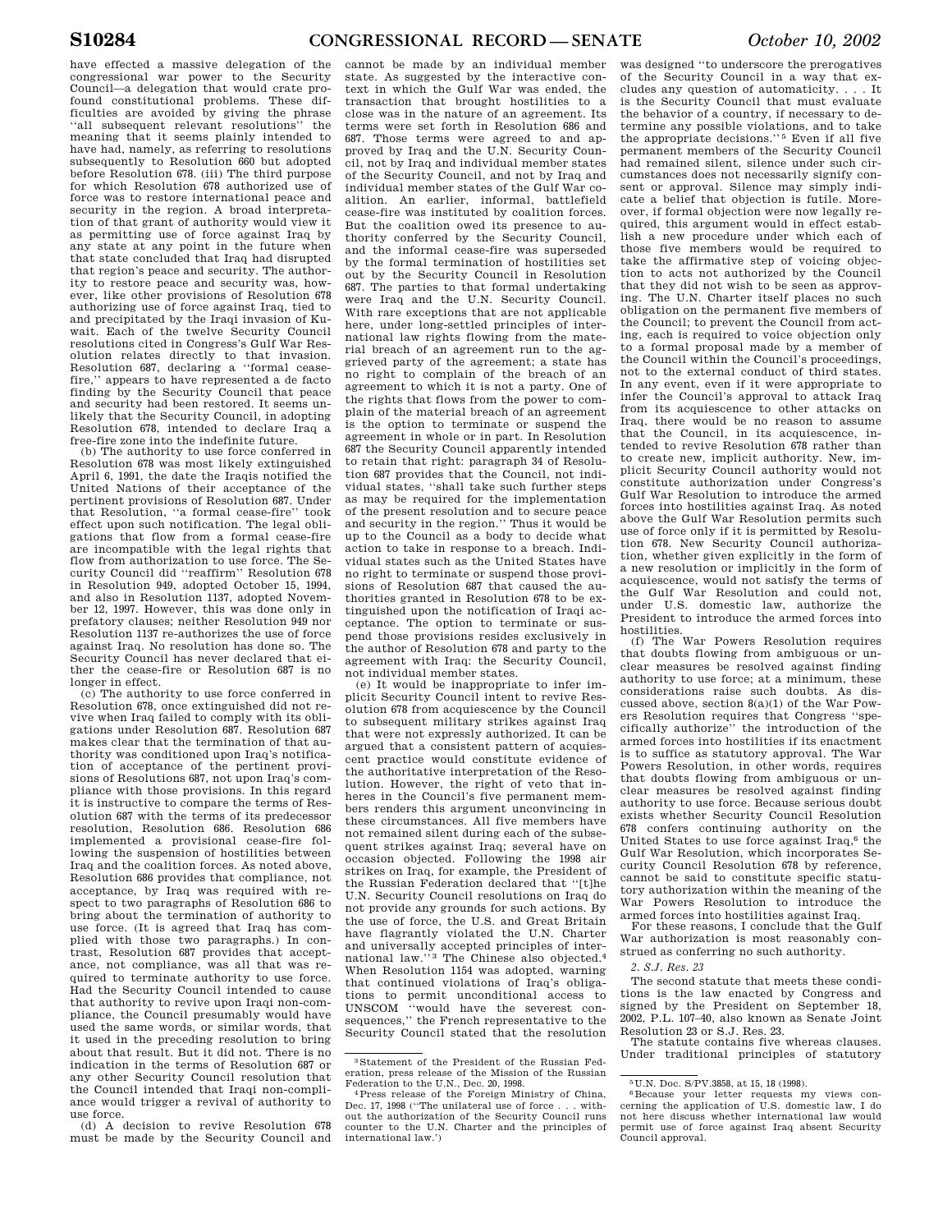have effected a massive delegation of the congressional war power to the Security Council—a delegation that would crate profound constitutional problems. These difficulties are avoided by giving the phrase ''all subsequent relevant resolutions'' the meaning that it seems plainly intended to have had, namely, as referring to resolutions subsequently to Resolution 660 but adopted before Resolution 678. (iii) The third purpose for which Resolution 678 authorized use of force was to restore international peace and security in the region. A broad interpretation of that grant of authority would view it as permitting use of force against Iraq by any state at any point in the future when that state concluded that Iraq had disrupted that region's peace and security. The authority to restore peace and security was, however, like other provisions of Resolution 678 authorizing use of force against Iraq, tied to and precipitated by the Iraqi invasion of Kuwait. Each of the twelve Security Council resolutions cited in Congress's Gulf War Resolution relates directly to that invasion. Resolution 687, declaring a ''formal cease-fire,'' appears to have represented a de facto finding by the Security Council that peace and security had been restored. It seems unlikely that the Security Council, in adopting Resolution 678, intended to declare Iraq a free-fire zone into the indefinite future.

(b) The authority to use force conferred in Resolution 678 was most likely extinguished April 6, 1991, the date the Iraqis notified the United Nations of their acceptance of the pertinent provisions of Resolution 687. Under that Resolution, ''a formal cease-fire'' took effect upon such notification. The legal obligations that flow from a formal cease-fire are incompatible with the legal rights that flow from authorization to use force. The Security Council did ''reaffirm'' Resolution 678 in Resolution 949, adopted October 15, 1994, and also in Resolution 1137, adopted November 12, 1997. However, this was done only in prefatory clauses; neither Resolution 949 nor Resolution 1137 re-authorizes the use of force against Iraq. No resolution has done so. The Security Council has never declared that either the cease-fire or Resolution 687 is no longer in effect.

(c) The authority to use force conferred in Resolution 678, once extinguished did not revive when Iraq failed to comply with its obligations under Resolution 687. Resolution 687 makes clear that the termination of that authority was conditioned upon Iraq's notification of acceptance of the pertinent provisions of Resolutions 687, not upon Iraq's compliance with those provisions. In this regard it is instructive to compare the terms of Resolution 687 with the terms of its predecessor resolution, Resolution 686. Resolution 686 implemented a provisional cease-fire following the suspension of hostilities between Iraq and the coalition forces. As noted above, Resolution 686 provides that compliance, not acceptance, by Iraq was required with respect to two paragraphs of Resolution 686 to bring about the termination of authority to use force. (It is agreed that Iraq has complied with those two paragraphs.) In contrast, Resolution 687 provides that acceptance, not compliance, was all that was required to terminate authority to use force. Had the Security Council intended to cause that authority to revive upon Iraqi non-compliance, the Council presumably would have used the same words, or similar words, that it used in the preceding resolution to bring about that result. But it did not. There is no indication in the terms of Resolution 687 or any other Security Council resolution that the Council intended that Iraqi non-compliance would trigger a revival of authority to use force.

(d) A decision to revive Resolution 678 must be made by the Security Council and cannot be made by an individual member state. As suggested by the interactive context in which the Gulf War was ended, the transaction that brought hostilities to a close was in the nature of an agreement. Its terms were set forth in Resolution 686 and 687. Those terms were agreed to and approved by Iraq and the U.N. Security Council, not by Iraq and individual member states of the Security Council, and not by Iraq and individual member states of the Gulf War coalition. An earlier, informal, battlefield cease-fire was instituted by coalition forces. But the coalition owed its presence to authority conferred by the Security Council, and the informal cease-fire was superseded by the formal termination of hostilities set out by the Security Council in Resolution 687. The parties to that formal undertaking were Iraq and the U.N. Security Council. With rare exceptions that are not applicable here, under long-settled principles of international law rights flowing from the material breach of an agreement run to the aggrieved party of the agreement; a state has no right to complain of the breach of an agreement to which it is not a party. One of the rights that flows from the power to complain of the material breach of an agreement is the option to terminate or suspend the agreement in whole or in part. In Resolution 687 the Security Council apparently intended to retain that right: paragraph 34 of Resolution 687 provides that the Council, not individual states, ''shall take such further steps as may be required for the implementation of the present resolution and to secure peace and security in the region.'' Thus it would be up to the Council as a body to decide what action to take in response to a breach. Individual states such as the United States have no right to terminate or suspend those provisions of Resolution 687 that caused the authorities granted in Resolution 678 to be extinguished upon the notification of Iraqi acceptance. The option to terminate or suspend the provisions resides exclusively in the author of Resolution 678 and party to the agreement with Iraq: the Security Council, not individual member states.

(e) It would be inappropriate to infer implicit Security Council intent to revive Resolution 678 from acquiescence by the Council to subsequent military strikes against Iraq that were not expressly authorized. It can be argued that a consistent pattern of acquiescent practice would constitute evidence of the authoritative interpretation of the Resolution. However, the right of veto that inheres in the Council's five permanent members renders this argument unconvincing in these circumstances. All five members have not remained silent during each of the subsequent strikes against Iraq; several have on occasion objected. Following the 1998 air strikes on Iraq, for example, the President of the Russian Federation declared that ''[t]he U.N. Security Council resolutions on Iraq do not provide any grounds for such actions. By the use of force, the U.S. and Great Britain have flagrantly violated the U.N. Charter and universally accepted principles of international law.''[3] The Chinese also objected.[4] When Resolution 1154 was adopted, warning that continued violations of Iraq's obligations to permit unconditional access to UNSCOM ''would have the severest consequences,'' the French representative to the Security Council stated that the resolution was designed ''to underscore the prerogatives of the Security Council in a way that excludes any question of automaticity. . . . It is the Security Council that must evaluate the behavior of a country, if necessary to determine any possible violations, and to take the appropriate decisions.''[5] Even if all five permanent members of the Security Council had remained silent, silence under such circumstances does not necessarily signify consent or approval. Silence may simply indicate a belief that objection is futile. Moreover, if formal objection were now legally required, this argument would in effect establish a new procedure under which each of those five members would be required to take the affirmative step of voicing objection to acts not authorized by the Council that they did not wish to be seen as approving. The U.N. Charter itself places no such obligation on the permanent five members of the Council; to prevent the Council from acting, each is required to voice objection only to a formal proposal made by a member of the Council within the Council's proceedings, not to the external conduct of third states. In any event, even if it were appropriate to infer the Council's approval to attack Iraq from its acquiescence to other attacks on Iraq, there would be no reason to assume that the Council, in its acquiescence, intended to revive Resolution 678 rather than to create new, implicit authority. New, implicit Security Council authority would not constitute authorization under Congress's Gulf War Resolution to introduce the armed forces into hostilities against Iraq. As noted above the Gulf War Resolution permits such use of force only if it is permitted by Resolution 678. New Security Council authorization, whether given explicitly in the form of a new resolution or implicitly in the form of acquiescence, would not satisfy the terms of the Gulf War Resolution and could not, under U.S. domestic law, authorize the President to introduce the armed forces into hostilities.

(f) The War Powers Resolution requires that doubts flowing from ambiguous or unclear measures be resolved against finding authority to use force; at a minimum, these considerations raise such doubts. As discussed above, section 8(a)(1) of the War Powers Resolution requires that Congress ''specifically authorize'' the introduction of the armed forces into hostilities if its enactment is to suffice as statutory approval. The War Powers Resolution, in other words, requires that doubts flowing from ambiguous or unclear measures be resolved against finding authority to use force. Because serious doubt exists whether Security Council Resolution 678 confers continuing authority on the United States to use force against Iraq,[6] the Gulf War Resolution, which incorporates Security Council Resolution 678 by reference, cannot be said to constitute specific statutory authorization within the meaning of the War Powers Resolution to introduce the armed forces into hostilities against Iraq.

For these reasons, I conclude that the Gulf War authorization is most reasonably construed as conferring no such authority.

*2. S.J. Res. 23*

The second statute that meets these conditions is the law enacted by Congress and signed by the President on September 18, 2002, P.L. 107–40, also known as Senate Joint Resolution 23 or S.J. Res. 23.

The statute contains five whereas clauses. Under traditional principles of statutory

[3] Statement of the President of the Russian Federation, press release of the Mission of the Russian Federation to the U.N., Dec. 20, 1998.

[4] Press release of the Foreign Ministry of China, Dec. 17, 1998 (''The unilateral use of force . . . without the authorization of the Security Council runs counter to the U.N. Charter and the principles of international law.')

[5] U.N. Doc. S/PV.3858, at 15, 18 (1998).

[6] Because your letter requests my views concerning the application of U.S. domestic law, I do not here discuss whether international law would permit use of force against Iraq absent Security Council approval.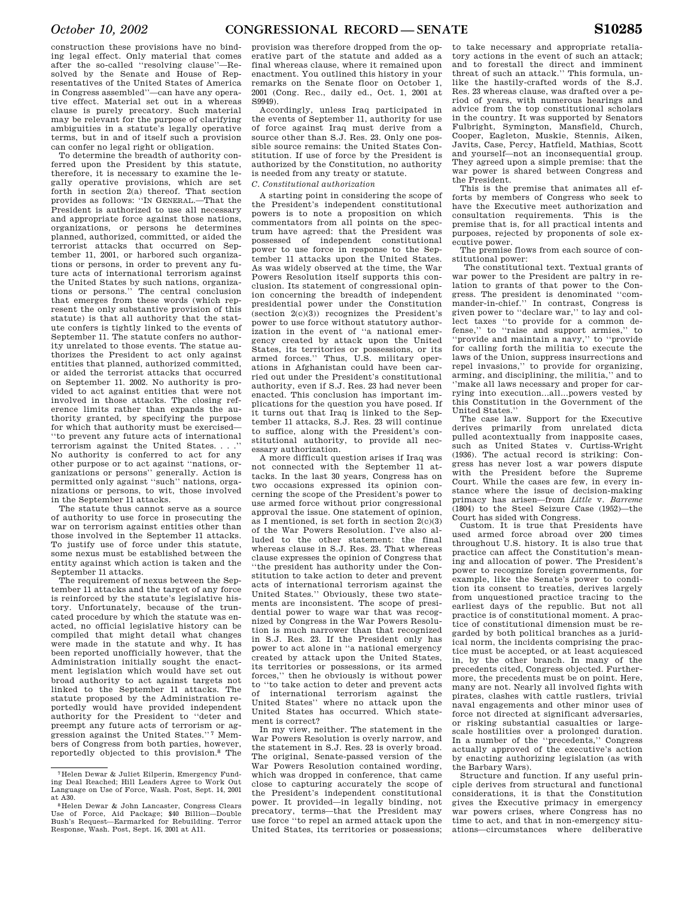construction these provisions have no binding legal effect. Only material that comes after the so-called ''resolving clause''—Resolved by the Senate and House of Representatives of the United States of America in Congress assembled''—can have any operative effect. Material set out in a whereas clause is purely precatory. Such material may be relevant for the purpose of clarifying ambiguities in a statute's legally operative terms, but in and of itself such a provision can confer no legal right or obligation.

To determine the breadth of authority conferred upon the President by this statute, therefore, it is necessary to examine the legally operative provisions, which are set forth in section 2(a) thereof. That section provides as follows: ''IN GENERAL.—That the President is authorized to use all necessary and appropriate force against those nations, organizations, or persons he determines planned, authorized, committed, or aided the terrorist attacks that occurred on September 11, 2001, or harbored such organizations or persons, in order to prevent any future acts of international terrorism against the United States by such nations, organizations or persons.'' The central conclusion that emerges from these words (which represent the only substantive provision of this statute) is that all authority that the statute confers is tightly linked to the events of September 11. The statute confers no authority unrelated to those events. The statue authorizes the President to act only against entities that planned, authorized committed, or aided the terrorist attacks that occurred on September 11. 2002. No authority is provided to act against entities that were not involved in those attacks. The closing reference limits rather than expands the authority granted, by specifying the purpose for which that authority must be exercised—''to prevent any future acts of international terrorism against the United States. . . .'' No authority is conferred to act for any other purpose or to act against ''nations, organizations or persons'' generally. Action is permitted only against ''such'' nations, organizations, or persons, to wit, those involved in the September 11 attacks.

The statute thus cannot serve as a source of authority to use force in prosecuting the war on terrorism against entities other than those involved in the September 11 attacks. To justify use of force under this statute, some nexus must be established between the entity against which action is taken and the September 11 attacks.

The requirement of nexus between the September 11 attacks and the target of any force is reinforced by the statute's legislative history. Unfortunately, because of the truncated procedure by which the statute was enacted, no official legislative history can be compiled that might detail what changes were made in the statute and why. It has been reported unofficially however, that the Administration initially sought the enactment legislation which would have set out broad authority to act against targets not linked to the September 11 attacks. The statute proposed by the Administration reportedly would have provided independent authority for the President to ''deter and preempt any future acts of terrorism or aggression against the United States.''[7] Members of Congress from both parties, however, reportedly objected to this provision.[8] The provision was therefore dropped from the operative part of the statute and added as a final whereas clause, where it remained upon enactment. You outlined this history in your remarks on the Senate floor on October 1, 2001 (Cong. Rec., daily ed., Oct. 1, 2001 at S9949).

Accordingly, unless Iraq participated in the events of September 11, authority for use of force against Iraq must derive from a source other than S.J. Res. 23. Only one possible source remains: the United States Constitution. If use of force by the President is authorized by the Constitution, no authority is needed from any treaty or statute.

*C. Constitutional authorization*

A starting point in considering the scope of the President's independent constitutional powers is to note a proposition on which commentators from all points on the spectrum have agreed: that the President was possessed of independent constitutional power to use force in response to the September 11 attacks upon the United States. As was widely observed at the time, the War Powers Resolution itself supports this conclusion. Its statement of congressional opinion concerning the breadth of independent presidential power under the Constitution (section 2(c)(3)) recognizes the President's power to use force without statutory authorization in the event of ''a national emergency created by attack upon the United States, its territories or possessions, or its armed forces.'' Thus, U.S. military operations in Afghanistan could have been carried out under the President's constitutional authority, even if S.J. Res. 23 had never been enacted. This conclusion has important implications for the question you have posed. If it turns out that Iraq is linked to the September 11 attacks, S.J. Res. 23 will continue to suffice, along with the President's constitutional authority, to provide all necessary authorization.

A more difficult question arises if Iraq was not connected with the September 11 attacks. In the last 30 years, Congress has on two occasions expressed its opinion concerning the scope of the President's power to use armed force without prior congressional approval the issue. One statement of opinion, as I mentioned, is set forth in section 2(c)(3) of the War Powers Resolution. I've also alluded to the other statement: the final whereas clause in S.J. Res. 23. That whereas clause expresses the opinion of Congress that ''the president has authority under the Constitution to take action to deter and prevent acts of international terrorism against the United States.'' Obviously, these two statements are inconsistent. The scope of presidential power to wage war that was recognized by Congress in the War Powers Resolution is much narrower than that recognized in S.J. Res. 23. If the President only has power to act alone in ''a national emergency created by attack upon the United States, its territories or possessions, or its armed forces,'' then he obviously is without power to ''to take action to deter and prevent acts of international terrorism against the United States'' where no attack upon the United States has occurred. Which statement is correct?

In my view, neither. The statement in the War Powers Resolution is overly narrow, and the statement in S.J. Res. 23 is overly broad. The original, Senate-passed version of the War Powers Resolution contained wording, which was dropped in conference, that came close to capturing accurately the scope of the President's independent constitutional power. It provided—in legally binding, not precatory, terms—that the President may use force ''to repel an armed attack upon the United States, its territories or possessions; to take necessary and appropriate retaliatory actions in the event of such an attack; and to forestall the direct and imminent threat of such an attack.'' This formula, unlike the hastily-crafted words of the S.J. Res. 23 whereas clause, was drafted over a period of years, with numerous hearings and advice from the top constitutional scholars in the country. It was supported by Senators Fulbright, Symington, Mansfield, Church, Cooper, Eagleton, Muskie, Stennis, Aiken, Javits, Case, Percy, Hatfield, Mathias, Scott and yourself—not an inconsequential group. They agreed upon a simple premise: that the war power is shared between Congress and the President.

This is the premise that animates all efforts by members of Congress who seek to have the Executive meet authorization and consultation requirements. This is the premise that is, for all practical intents and purposes, rejected by proponents of sole executive power.

The premise flows from each source of constitutional power:

The constitutional text. Textual grants of war power to the President are paltry in relation to grants of that power to the Congress. The president is denominated ''commander-in-chief.'' In contrast, Congress is given power to ''declare war,'' to lay and collect taxes ''to provide for a common defense,'' to ''raise and support armies,'' to ''provide and maintain a navy,'' to ''provide for calling forth the militia to execute the laws of the Union, suppress insurrections and repel invasions,'' to provide for organizing, arming, and disciplining, the militia,'' and to ''make all laws necessary and proper for carrying into execution...all...powers vested by this Constitution in the Government of the United States.''

The case law. Support for the Executive derives primarily from unrelated dicta pulled acontextually from inapposite cases, such as United States v. Curtiss-Wright (1936). The actual record is striking: Congress has never lost a war powers dispute with the President before the Supreme Court. While the cases are few, in every instance where the issue of decision-making primacy has arisen—from *Little* v. *Barreme* (1804) to the Steel Seizure Case (1952)—the Court has sided with Congress.

Custom. It is true that Presidents have used armed force abroad over 200 times throughout U.S. history. It is also true that practice can affect the Constitution's meaning and allocation of power. The President's power to recognize foreign governments, for example, like the Senate's power to condition its consent to treaties, derives largely from unquestioned practice tracing to the earliest days of the republic. But not all practice is of constitutional moment. A practice of constitutional dimension must be regarded by both political branches as a juridical norm, the incidents comprising the practice must be accepted, or at least acquiesced in, by the other branch. In many of the precedents cited, Congress objected. Furthermore, the precedents must be on point. Here, many are not. Nearly all involved fights with pirates, clashes with cattle rustlers, trivial naval engagements and other minor uses of force not directed at significant adversaries, or risking substantial casualties or large-scale hostilities over a prolonged duration. In a number of the ''precedents,'' Congress actually approved of the executive's action by enacting authorizing legislation (as with the Barbary Wars).

Structure and function. If any useful principle derives from structural and functional considerations, it is that the Constitution gives the Executive primacy in emergency war powers crises, where Congress has no time to act, and that in non-emergency situations—circumstances where deliberative

---

[7] Helen Dewar & Juliet Eilperin, Emergency Funding Deal Reached; Hill Leaders Agree to Work Out Language on Use of Force, Wash. Post, Sept. 14, 2001 at A30.

[8] Helen Dewar & John Lancaster, Congress Clears Use of Force, Aid Package; $40 Billion—Double Bush's Request—Earmarked for Rebuilding. Terror Response, Wash. Post, Sept. 16, 2001 at A11.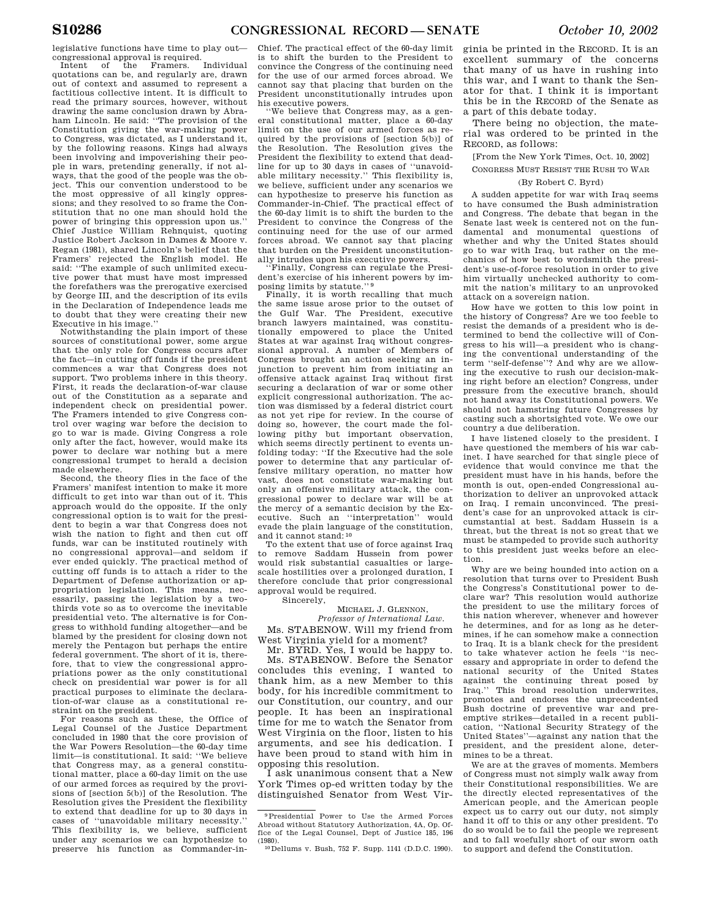legislative functions have time to play out—congressional approval is required.

Intent of the Framers. Individual quotations can be, and regularly are, drawn out of context and assumed to represent a factitious collective intent. It is difficult to read the primary sources, however, without drawing the same conclusion drawn by Abraham Lincoln. He said: ''The provision of the Constitution giving the war-making power to Congress, was dictated, as I understand it, by the following reasons. Kings had always been involving and impoverishing their people in wars, pretending generally, if not always, that the good of the people was the object. This our convention understood to be the most oppressive of all kingly oppressions; and they resolved to so frame the Constitution that no one man should hold the power of bringing this oppression upon us.'' Chief Justice William Rehnquist, quoting Justice Robert Jackson in Dames & Moore v. Regan (1981), shared Lincoln's belief that the Framers' rejected the English model. He said: ''The example of such unlimited executive power that must have most impressed the forefathers was the prerogative exercised by George III, and the description of its evils in the Declaration of Independence leads me to doubt that they were creating their new Executive in his image.''

Notwithstanding the plain import of these sources of constitutional power, some argue that the only role for Congress occurs after the fact—in cutting off funds if the president commences a war that Congress does not support. Two problems inhere in this theory. First, it reads the declaration-of-war clause out of the Constitution as a separate and independent check on presidential power. The Framers intended to give Congress control over waging war before the decision to go to war is made. Giving Congress a role only after the fact, however, would make its power to declare war nothing but a mere congressional trumpet to herald a decision made elsewhere.

Second, the theory flies in the face of the Framers' manifest intention to make it more difficult to get into war than out of it. This approach would do the opposite. If the only congressional option is to wait for the president to begin a war that Congress does not wish the nation to fight and then cut off funds, war can be instituted routinely with no congressional approval—and seldom if ever ended quickly. The practical method of cutting off funds is to attach a rider to the Department of Defense authorization or appropriation legislation. This means, necessarily, passing the legislation by a two-thirds vote so as to overcome the inevitable presidential veto. The alternative is for Congress to withhold funding altogether—and be blamed by the president for closing down not merely the Pentagon but perhaps the entire federal government. The short of it is, therefore, that to view the congressional appropriations power as the only constitutional check on presidential war power is for all practical purposes to eliminate the declaration-of-war clause as a constitutional restraint on the president.

For reasons such as these, the Office of Legal Counsel of the Justice Department concluded in 1980 that the core provision of the War Powers Resolution—the 60-day time limit—is constitutional. It said: ''We believe that Congress may, as a general constitutional matter, place a 60-day limit on the use of our armed forces as required by the provisions of [section 5(b)] of the Resolution. The Resolution gives the President the flexibility to extend that deadline for up to 30 days in cases of ''unavoidable military necessity.'' This flexibility is, we believe, sufficient under any scenarios we can hypothesize to preserve his function as Commander-in-Chief. The practical effect of the 60-day limit is to shift the burden to the President to convince the Congress of the continuing need for the use of our armed forces abroad. We cannot say that placing that burden on the President unconstitutionally intrudes upon his executive powers.

''We believe that Congress may, as a general constitutional matter, place a 60-day limit on the use of our armed forces as required by the provisions of [section 5(b)] of the Resolution. The Resolution gives the President the flexibility to extend that deadline for up to 30 days in cases of ''unavoidable military necessity.'' This flexibility is, we believe, sufficient under any scenarios we can hypothesize to preserve his function as Commander-in-Chief. The practical effect of the 60-day limit is to shift the burden to the President to convince the Congress of the continuing need for the use of our armed forces abroad. We cannot say that placing that burden on the President unconstitutionally intrudes upon his executive powers.

''Finally, Congress can regulate the President's exercise of his inherent powers by imposing limits by statute.''[9]

Finally, it is worth recalling that much the same issue arose prior to the outset of the Gulf War. The President, executive branch lawyers maintained, was constitutionally empowered to place the United States at war against Iraq without congressional approval. A number of Members of Congress brought an action seeking an injunction to prevent him from initiating an offensive attack against Iraq without first securing a declaration of war or some other explicit congressional authorization. The action was dismissed by a federal district court as not yet ripe for review. In the course of doing so, however, the court made the following pithy but important observation, which seems directly pertinent to events unfolding today: ''If the Executive had the sole power to determine that any particular offensive military operation, no matter how vast, does not constitute war-making but only an offensive military attack, the congressional power to declare war will be at the mercy of a semantic decision by the Executive. Such an ''interpretation'' would evade the plain language of the constitution, and it cannot stand:[10]

To the extent that use of force against Iraq to remove Saddam Hussein from power would risk substantial casualties or large-scale hostilities over a prolonged duration, I therefore conclude that prior congressional approval would be required.

Sincerely,

MICHAEL J. GLENNON,
*Professor of International Law.*

Ms. STABENOW. Will my friend from West Virginia yield for a moment?

Mr. BYRD. Yes, I would be happy to.

Ms. STABENOW. Before the Senator concludes this evening, I wanted to thank him, as a new Member to this body, for his incredible commitment to our Constitution, our country, and our people. It has been an inspirational time for me to watch the Senator from West Virginia on the floor, listen to his arguments, and see his dedication. I have been proud to stand with him in opposing this resolution.

I ask unanimous consent that a New York Times op-ed written today by the distinguished Senator from West Virginia be printed in the RECORD. It is an excellent summary of the concerns that many of us have in rushing into this war, and I want to thank the Senator for that. I think it is important this be in the RECORD of the Senate as a part of this debate today.

There being no objection, the material was ordered to be printed in the RECORD, as follows:

[From the New York Times, Oct. 10, 2002]

CONGRESS MUST RESIST THE RUSH TO WAR

(By Robert C. Byrd)

A sudden appetite for war with Iraq seems to have consumed the Bush administration and Congress. The debate that began in the Senate last week is centered not on the fundamental and monumental questions of whether and why the United States should go to war with Iraq, but rather on the mechanics of how best to wordsmith the president's use-of-force resolution in order to give him virtually unchecked authority to commit the nation's military to an unprovoked attack on a sovereign nation.

How have we gotten to this low point in the history of Congress? Are we too feeble to resist the demands of a president who is determined to bend the collective will of Congress to his will—a president who is changing the conventional understanding of the term ''self-defense''? And why are we allowing the executive to rush our decision-making right before an election? Congress, under pressure from the executive branch, should not hand away its Constitutional powers. We should not hamstring future Congresses by casting such a shortsighted vote. We owe our country a due deliberation.

I have listened closely to the president. I have questioned the members of his war cabinet. I have searched for that single piece of evidence that would convince me that the president must have in his hands, before the month is out, open-ended Congressional authorization to deliver an unprovoked attack on Iraq. I remain unconvinced. The president's case for an unprovoked attack is circumstantial at best. Saddam Hussein is a threat, but the threat is not so great that we must be stampeded to provide such authority to this president just weeks before an election.

Why are we being hounded into action on a resolution that turns over to President Bush the Congress's Constitutional power to declare war? This resolution would authorize the president to use the military forces of this nation wherever, whenever and however he determines, and for as long as he determines, if he can somehow make a connection to Iraq. It is a blank check for the president to take whatever action he feels ''is necessary and appropriate in order to defend the national security of the United States against the continuing threat posed by Iraq.'' This broad resolution underwrites, promotes and endorses the unprecedented Bush doctrine of preventive war and preemptive strikes—detailed in a recent publication, ''National Security Strategy of the United States''—against any nation that the president, and the president alone, determines to be a threat.

We are at the graves of moments. Members of Congress must not simply walk away from their Constitutional responsibilities. We are the directly elected representatives of the American people, and the American people expect us to carry out our duty, not simply hand it off to this or any other president. To do so would be to fail the people we represent and to fall woefully short of our sworn oath to support and defend the Constitution.

---

[9] Presidential Power to Use the Armed Forces Abroad without Statutory Authorization, 4A, Op. Office of the Legal Counsel, Dept of Justice 185, 196 (1980).

[10] Dellums v. Bush, 752 F. Supp. 1141 (D.D.C. 1990).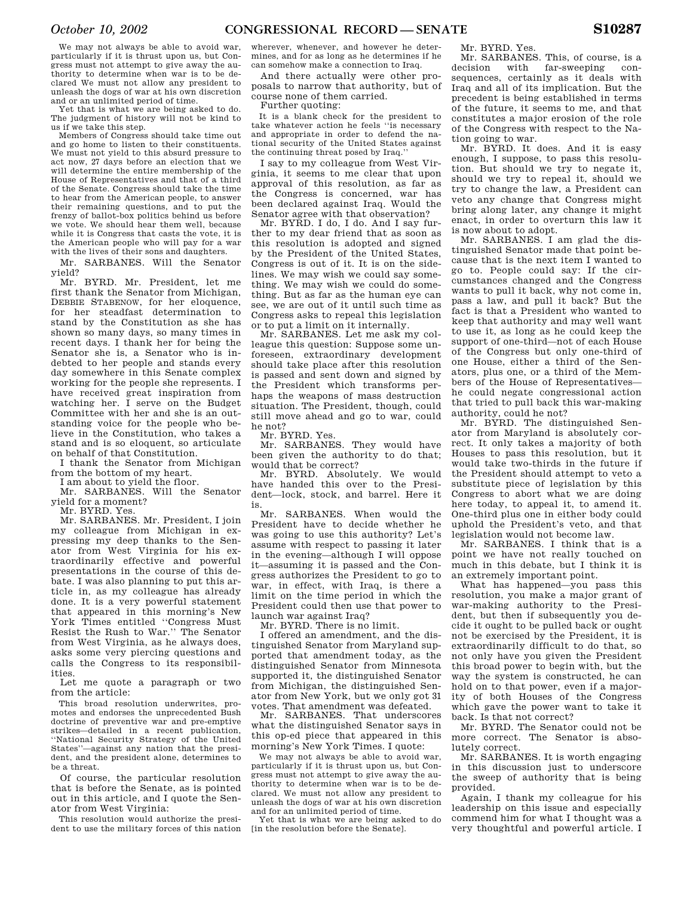We may not always be able to avoid war, particularly if it is thrust upon us, but Congress must not attempt to give away the authority to determine when war is to be declared We must not allow any president to unleash the dogs of war at his own discretion and or an unlimited period of time.

Yet that is what we are being asked to do. The judgment of history will not be kind to us if we take this step.

Members of Congress should take time out and go home to listen to their constituents. We must not yield to this absurd pressure to act now, 27 days before an election that we will determine the entire membership of the House of Representatives and that of a third of the Senate. Congress should take the time to hear from the American people, to answer their remaining questions, and to put the frenzy of ballot-box politics behind us before we vote. We should hear them well, because while it is Congress that casts the vote, it is the American people who will pay for a war with the lives of their sons and daughters.

Mr. SARBANES. Will the Senator yield?

Mr. BYRD. Mr. President, let me first thank the Senator from Michigan, DEBBIE STABENOW, for her eloquence, for her steadfast determination to stand by the Constitution as she has shown so many days, so many times in recent days. I thank her for being the Senator she is, a Senator who is indebted to her people and stands every day somewhere in this Senate complex working for the people she represents. I have received great inspiration from watching her. I serve on the Budget Committee with her and she is an outstanding voice for the people who believe in the Constitution, who takes a stand and is so eloquent, so articulate on behalf of that Constitution.

I thank the Senator from Michigan from the bottom of my heart.

I am about to yield the floor.

Mr. SARBANES. Will the Senator yield for a moment?

Mr. BYRD. Yes.

Mr. SARBANES. Mr. President, I join my colleague from Michigan in expressing my deep thanks to the Senator from West Virginia for his extraordinarily effective and powerful presentations in the course of this debate. I was also planning to put this article in, as my colleague has already done. It is a very powerful statement that appeared in this morning's New York Times entitled "Congress Must Resist the Rush to War." The Senator from West Virginia, as he always does, asks some very piercing questions and calls the Congress to its responsibilities.

Let me quote a paragraph or two from the article:

> This broad resolution underwrites, promotes and endorses the unprecedented Bush doctrine of preventive war and pre-emptive strikes—detailed in a recent publication, "National Security Strategy of the United States"—against any nation that the president, and the president alone, determines to be a threat.

Of course, the particular resolution that is before the Senate, as is pointed out in this article, and I quote the Senator from West Virginia:

> This resolution would authorize the president to use the military forces of this nation wherever, whenever, and however he determines, and for as long as he determines if he can somehow make a connection to Iraq.

And there actually were other proposals to narrow that authority, but of course none of them carried.

Further quoting:

> It is a blank check for the president to take whatever action he feels "is necessary and appropriate in order to defend the national security of the United States against the continuing threat posed by Iraq."

I say to my colleague from West Virginia, it seems to me clear that upon approval of this resolution, as far as the Congress is concerned, war has been declared against Iraq. Would the Senator agree with that observation?

Mr. BYRD. I do, I do. And I say further to my dear friend that as soon as this resolution is adopted and signed by the President of the United States, Congress is out of it. It is on the sidelines. We may wish we could say something. We may wish we could do something. But as far as the human eye can see, we are out of it until such time as Congress asks to repeal this legislation or to put a limit on it internally.

Mr. SARBANES. Let me ask my colleague this question: Suppose some unforeseen, extraordinary development should take place after this resolution is passed and sent down and signed by the President which transforms perhaps the weapons of mass destruction situation. The President, though, could still move ahead and go to war, could he not?

Mr. BYRD. Yes.

Mr. SARBANES. They would have been given the authority to do that; would that be correct?

Mr. BYRD. Absolutely. We would have handed this over to the President—lock, stock, and barrel. Here it is.

Mr. SARBANES. When would the President have to decide whether he was going to use this authority? Let's assume with respect to passing it later in the evening—although I will oppose it—assuming it is passed and the Congress authorizes the President to go to war, in effect, with Iraq, is there a limit on the time period in which the President could then use that power to launch war against Iraq?

Mr. BYRD. There is no limit.

I offered an amendment, and the distinguished Senator from Maryland supported that amendment today, as the distinguished Senator from Minnesota supported it, the distinguished Senator from Michigan, the distinguished Senator from New York, but we only got 31 votes. That amendment was defeated.

Mr. SARBANES. That underscores what the distinguished Senator says in this op-ed piece that appeared in this morning's New York Times. I quote:

> We may not always be able to avoid war, particularly if it is thrust upon us, but Congress must not attempt to give away the authority to determine when war is to be declared. We must not allow any president to unleash the dogs of war at his own discretion and for an unlimited period of time.
>
> Yet that is what we are being asked to do [in the resolution before the Senate].

Mr. BYRD. Yes.

Mr. SARBANES. This, of course, is a decision with far-sweeping consequences, certainly as it deals with Iraq and all of its implication. But the precedent is being established in terms of the future, it seems to me, and that constitutes a major erosion of the role of the Congress with respect to the Nation going to war.

Mr. BYRD. It does. And it is easy enough, I suppose, to pass this resolution. But should we try to negate it, should we try to repeal it, should we try to change the law, a President can veto any change that Congress might bring along later, any change it might enact, in order to overturn this law it is now about to adopt.

Mr. SARBANES. I am glad the distinguished Senator made that point because that is the next item I wanted to go to. People could say: If the circumstances changed and the Congress wants to pull it back, why not come in, pass a law, and pull it back? But the fact is that a President who wanted to keep that authority and may well want to use it, as long as he could keep the support of one-third—not of each House of the Congress but only one-third of one House, either a third of the Senators, plus one, or a third of the Members of the House of Representatives—he could negate congressional action that tried to pull back this war-making authority, could he not?

Mr. BYRD. The distinguished Senator from Maryland is absolutely correct. It only takes a majority of both Houses to pass this resolution, but it would take two-thirds in the future if the President should attempt to veto a substitute piece of legislation by this Congress to abort what we are doing here today, to appeal it, to amend it. One-third plus one in either body could uphold the President's veto, and that legislation would not become law.

Mr. SARBANES. I think that is a point we have not really touched on much in this debate, but I think it is an extremely important point.

What has happened—you pass this resolution, you make a major grant of war-making authority to the President, but then if subsequently you decide it ought to be pulled back or ought not be exercised by the President, it is extraordinarily difficult to do that, so not only have you given the President this broad power to begin with, but the way the system is constructed, he can hold on to that power, even if a majority of both Houses of the Congress which gave the power want to take it back. Is that not correct?

Mr. BYRD. The Senator could not be more correct. The Senator is absolutely correct.

Mr. SARBANES. It is worth engaging in this discussion just to underscore the sweep of authority that is being provided.

Again, I thank my colleague for his leadership on this issue and especially commend him for what I thought was a very thoughtful and powerful article. I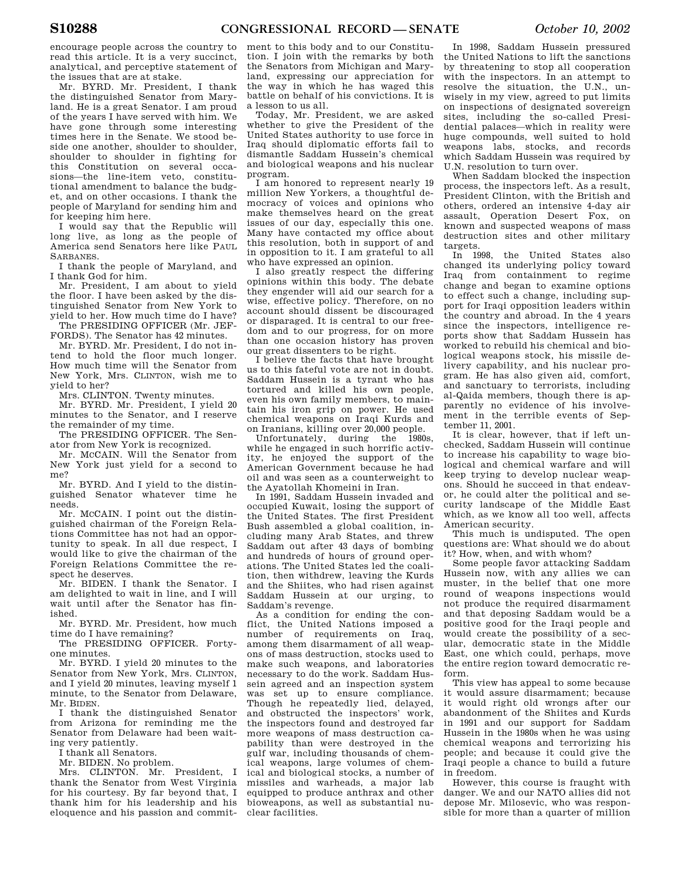encourage people across the country to read this article. It is a very succinct, analytical, and perceptive statement of the issues that are at stake.

Mr. BYRD. Mr. President, I thank the distinguished Senator from Maryland. He is a great Senator. I am proud of the years I have served with him. We have gone through some interesting times here in the Senate. We stood beside one another, shoulder to shoulder, shoulder to shoulder in fighting for this Constitution on several occasions—the line-item veto, constitutional amendment to balance the budget, and on other occasions. I thank the people of Maryland for sending him and for keeping him here.

I would say that the Republic will long live, as long as the people of America send Senators here like PAUL SARBANES.

I thank the people of Maryland, and I thank God for him.

Mr. President, I am about to yield the floor. I have been asked by the distinguished Senator from New York to yield to her. How much time do I have?

The PRESIDING OFFICER (Mr. JEFFORDS). The Senator has 42 minutes.

Mr. BYRD. Mr. President, I do not intend to hold the floor much longer. How much time will the Senator from New York, Mrs. CLINTON, wish me to yield to her?

Mrs. CLINTON. Twenty minutes.

Mr. BYRD. Mr. President, I yield 20 minutes to the Senator, and I reserve the remainder of my time.

The PRESIDING OFFICER. The Senator from New York is recognized.

Mr. MCCAIN. Will the Senator from New York just yield for a second to me?

Mr. BYRD. And I yield to the distinguished Senator whatever time he needs.

Mr. MCCAIN. I point out the distinguished chairman of the Foreign Relations Committee has not had an opportunity to speak. In all due respect, I would like to give the chairman of the Foreign Relations Committee the respect he deserves.

Mr. BIDEN. I thank the Senator. I am delighted to wait in line, and I will wait until after the Senator has finished.

Mr. BYRD. Mr. President, how much time do I have remaining?

The PRESIDING OFFICER. Forty-one minutes.

Mr. BYRD. I yield 20 minutes to the Senator from New York, Mrs. CLINTON, and I yield 20 minutes, leaving myself 1 minute, to the Senator from Delaware, Mr. BIDEN.

I thank the distinguished Senator from Arizona for reminding me the Senator from Delaware had been waiting very patiently.

I thank all Senators.

Mr. BIDEN. No problem.

Mrs. CLINTON. Mr. President, I thank the Senator from West Virginia for his courtesy. By far beyond that, I thank him for his leadership and his eloquence and his passion and commitment to this body and to our Constitution. I join with the remarks by both the Senators from Michigan and Maryland, expressing our appreciation for the way in which he has waged this battle on behalf of his convictions. It is a lesson to us all.

Today, Mr. President, we are asked whether to give the President of the United States authority to use force in Iraq should diplomatic efforts fail to dismantle Saddam Hussein's chemical and biological weapons and his nuclear program.

I am honored to represent nearly 19 million New Yorkers, a thoughtful democracy of voices and opinions who make themselves heard on the great issues of our day, especially this one. Many have contacted my office about this resolution, both in support of and in opposition to it. I am grateful to all who have expressed an opinion.

I also greatly respect the differing opinions within this body. The debate they engender will aid our search for a wise, effective policy. Therefore, on no account should dissent be discouraged or disparaged. It is central to our freedom and to our progress, for on more than one occasion history has proven our great dissenters to be right.

I believe the facts that have brought us to this fateful vote are not in doubt. Saddam Hussein is a tyrant who has tortured and killed his own people, even his own family members, to maintain his iron grip on power. He used chemical weapons on Iraqi Kurds and on Iranians, killing over 20,000 people.

Unfortunately, during the 1980s, while he engaged in such horrific activity, he enjoyed the support of the American Government because he had oil and was seen as a counterweight to the Ayatollah Khomeini in Iran.

In 1991, Saddam Hussein invaded and occupied Kuwait, losing the support of the United States. The first President Bush assembled a global coalition, including many Arab States, and threw Saddam out after 43 days of bombing and hundreds of hours of ground operations. The United States led the coalition, then withdrew, leaving the Kurds and the Shiites, who had risen against Saddam Hussein at our urging, to Saddam's revenge.

As a condition for ending the conflict, the United Nations imposed a number of requirements on Iraq, among them disarmament of all weapons of mass destruction, stocks used to make such weapons, and laboratories necessary to do the work. Saddam Hussein agreed and an inspection system was set up to ensure compliance. Though he repeatedly lied, delayed, and obstructed the inspectors' work, the inspectors found and destroyed far more weapons of mass destruction capability than were destroyed in the gulf war, including thousands of chemical weapons, large volumes of chemical and biological stocks, a number of missiles and warheads, a major lab equipped to produce anthrax and other bioweapons, as well as substantial nuclear facilities.

In 1998, Saddam Hussein pressured the United Nations to lift the sanctions by threatening to stop all cooperation with the inspectors. In an attempt to resolve the situation, the U.N., unwisely in my view, agreed to put limits on inspections of designated sovereign sites, including the so-called Presidential palaces—which in reality were huge compounds, well suited to hold weapons labs, stocks, and records which Saddam Hussein was required by U.N. resolution to turn over.

When Saddam blocked the inspection process, the inspectors left. As a result, President Clinton, with the British and others, ordered an intensive 4-day air assault, Operation Desert Fox, on known and suspected weapons of mass destruction sites and other military targets.

In 1998, the United States also changed its underlying policy toward Iraq from containment to regime change and began to examine options to effect such a change, including support for Iraqi opposition leaders within the country and abroad. In the 4 years since the inspectors, intelligence reports show that Saddam Hussein has worked to rebuild his chemical and biological weapons stock, his missile delivery capability, and his nuclear program. He has also given aid, comfort, and sanctuary to terrorists, including al-Qaida members, though there is apparently no evidence of his involvement in the terrible events of September 11, 2001.

It is clear, however, that if left unchecked, Saddam Hussein will continue to increase his capability to wage biological and chemical warfare and will keep trying to develop nuclear weapons. Should he succeed in that endeavor, he could alter the political and security landscape of the Middle East which, as we know all too well, affects American security.

This much is undisputed. The open questions are: What should we do about it? How, when, and with whom?

Some people favor attacking Saddam Hussein now, with any allies we can muster, in the belief that one more round of weapons inspections would not produce the required disarmament and that deposing Saddam would be a positive good for the Iraqi people and would create the possibility of a secular, democratic state in the Middle East, one which could, perhaps, move the entire region toward democratic reform.

This view has appeal to some because it would assure disarmament; because it would right old wrongs after our abandonment of the Shiites and Kurds in 1991 and our support for Saddam Hussein in the 1980s when he was using chemical weapons and terrorizing his people; and because it could give the Iraqi people a chance to build a future in freedom.

However, this course is fraught with danger. We and our NATO allies did not depose Mr. Milosevic, who was responsible for more than a quarter of million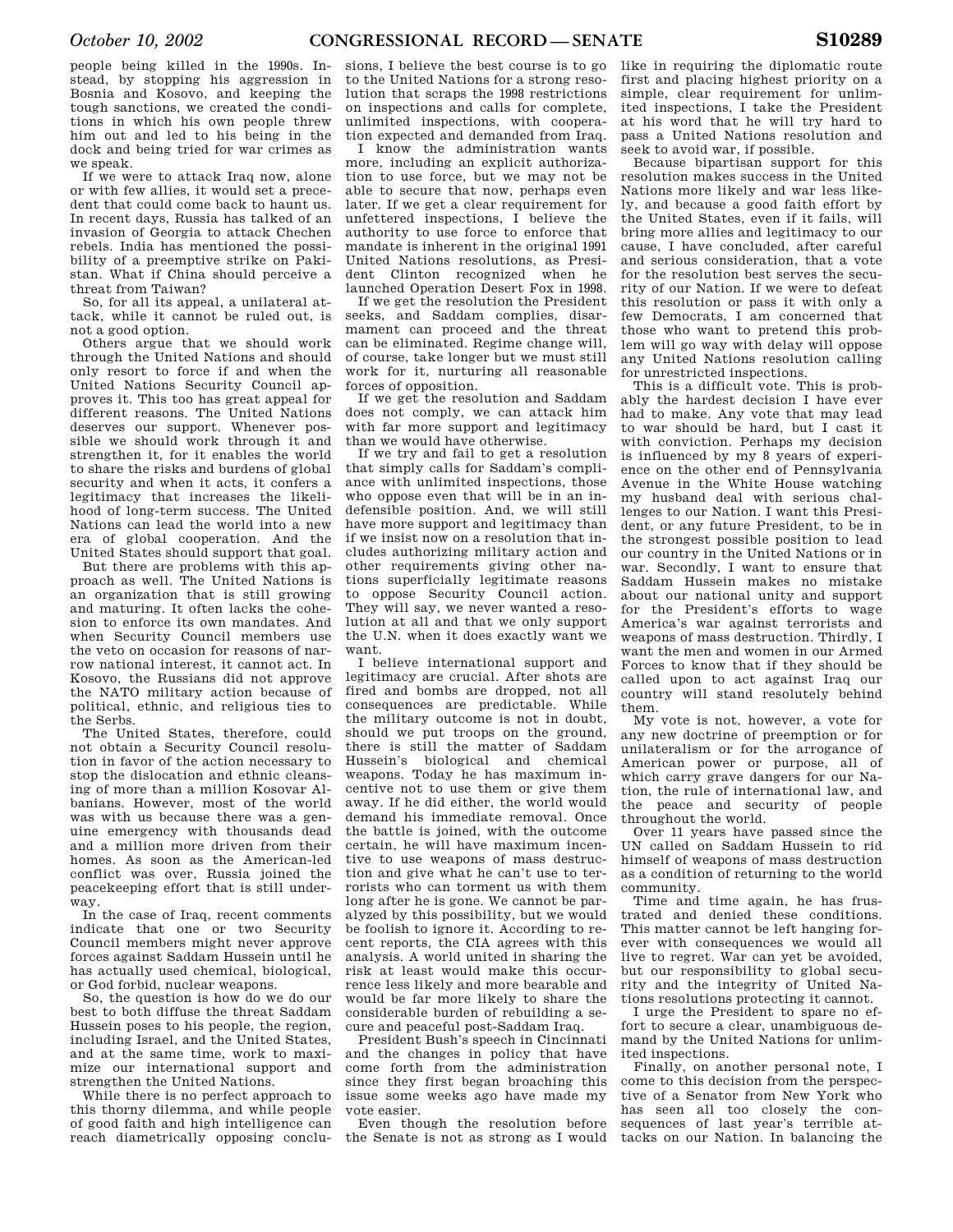people being killed in the 1990s. Instead, by stopping his aggression in Bosnia and Kosovo, and keeping the tough sanctions, we created the conditions in which his own people threw him out and led to his being in the dock and being tried for war crimes as we speak.

If we were to attack Iraq now, alone or with few allies, it would set a precedent that could come back to haunt us. In recent days, Russia has talked of an invasion of Georgia to attack Chechen rebels. India has mentioned the possibility of a preemptive strike on Pakistan. What if China should perceive a threat from Taiwan?

So, for all its appeal, a unilateral attack, while it cannot be ruled out, is not a good option.

Others argue that we should work through the United Nations and should only resort to force if and when the United Nations Security Council approves it. This too has great appeal for different reasons. The United Nations deserves our support. Whenever possible we should work through it and strengthen it, for it enables the world to share the risks and burdens of global security and when it acts, it confers a legitimacy that increases the likelihood of long-term success. The United Nations can lead the world into a new era of global cooperation. And the United States should support that goal.

But there are problems with this approach as well. The United Nations is an organization that is still growing and maturing. It often lacks the cohesion to enforce its own mandates. And when Security Council members use the veto on occasion for reasons of narrow national interest, it cannot act. In Kosovo, the Russians did not approve the NATO military action because of political, ethnic, and religious ties to the Serbs.

The United States, therefore, could not obtain a Security Council resolution in favor of the action necessary to stop the dislocation and ethnic cleansing of more than a million Kosovar Albanians. However, most of the world was with us because there was a genuine emergency with thousands dead and a million more driven from their homes. As soon as the American-led conflict was over, Russia joined the peacekeeping effort that is still underway.

In the case of Iraq, recent comments indicate that one or two Security Council members might never approve forces against Saddam Hussein until he has actually used chemical, biological, or God forbid, nuclear weapons.

So, the question is how do we do our best to both diffuse the threat Saddam Hussein poses to his people, the region, including Israel, and the United States, and at the same time, work to maximize our international support and strengthen the United Nations.

While there is no perfect approach to this thorny dilemma, and while people of good faith and high intelligence can reach diametrically opposing conclusions, I believe the best course is to go to the United Nations for a strong resolution that scraps the 1998 restrictions on inspections and calls for complete, unlimited inspections, with cooperation expected and demanded from Iraq.

I know the administration wants more, including an explicit authorization to use force, but we may not be able to secure that now, perhaps even later. If we get a clear requirement for unfettered inspections, I believe the authority to use force to enforce that mandate is inherent in the original 1991 United Nations resolutions, as President Clinton recognized when he launched Operation Desert Fox in 1998.

If we get the resolution the President seeks, and Saddam complies, disarmament can proceed and the threat can be eliminated. Regime change will, of course, take longer but we must still work for it, nurturing all reasonable forces of opposition.

If we get the resolution and Saddam does not comply, we can attack him with far more support and legitimacy than we would have otherwise.

If we try and fail to get a resolution that simply calls for Saddam's compliance with unlimited inspections, those who oppose even that will be in an indefensible position. And, we will still have more support and legitimacy than if we insist now on a resolution that includes authorizing military action and other requirements giving other nations superficially legitimate reasons to oppose Security Council action. They will say, we never wanted a resolution at all and that we only support the U.N. when it does exactly want we want.

I believe international support and legitimacy are crucial. After shots are fired and bombs are dropped, not all consequences are predictable. While the military outcome is not in doubt, should we put troops on the ground, there is still the matter of Saddam Hussein's biological and chemical weapons. Today he has maximum incentive not to use them or give them away. If he did either, the world would demand his immediate removal. Once the battle is joined, with the outcome certain, he will have maximum incentive to use weapons of mass destruction and give what he can't use to terrorists who can torment us with them long after he is gone. We cannot be paralyzed by this possibility, but we would be foolish to ignore it. According to recent reports, the CIA agrees with this analysis. A world united in sharing the risk at least would make this occurrence less likely and more bearable and would be far more likely to share the considerable burden of rebuilding a secure and peaceful post-Saddam Iraq.

President Bush's speech in Cincinnati and the changes in policy that have come forth from the administration since they first began broaching this issue some weeks ago have made my vote easier.

Even though the resolution before the Senate is not as strong as I would like in requiring the diplomatic route first and placing highest priority on a simple, clear requirement for unlimited inspections, I take the President at his word that he will try hard to pass a United Nations resolution and seek to avoid war, if possible.

Because bipartisan support for this resolution makes success in the United Nations more likely and war less likely, and because a good faith effort by the United States, even if it fails, will bring more allies and legitimacy to our cause, I have concluded, after careful and serious consideration, that a vote for the resolution best serves the security of our Nation. If we were to defeat this resolution or pass it with only a few Democrats, I am concerned that those who want to pretend this problem will go way with delay will oppose any United Nations resolution calling for unrestricted inspections.

This is a difficult vote. This is probably the hardest decision I have ever had to make. Any vote that may lead to war should be hard, but I cast it with conviction. Perhaps my decision is influenced by my 8 years of experience on the other end of Pennsylvania Avenue in the White House watching my husband deal with serious challenges to our Nation. I want this President, or any future President, to be in the strongest possible position to lead our country in the United Nations or in war. Secondly, I want to ensure that Saddam Hussein makes no mistake about our national unity and support for the President's efforts to wage America's war against terrorists and weapons of mass destruction. Thirdly, I want the men and women in our Armed Forces to know that if they should be called upon to act against Iraq our country will stand resolutely behind them.

My vote is not, however, a vote for any new doctrine of preemption or for unilateralism or for the arrogance of American power or purpose, all of which carry grave dangers for our Nation, the rule of international law, and the peace and security of people throughout the world.

Over 11 years have passed since the UN called on Saddam Hussein to rid himself of weapons of mass destruction as a condition of returning to the world community.

Time and time again, he has frustrated and denied these conditions. This matter cannot be left hanging forever with consequences we would all live to regret. War can yet be avoided, but our responsibility to global security and the integrity of United Nations resolutions protecting it cannot.

I urge the President to spare no effort to secure a clear, unambiguous demand by the United Nations for unlimited inspections.

Finally, on another personal note, I come to this decision from the perspective of a Senator from New York who has seen all too closely the consequences of last year's terrible attacks on our Nation. In balancing the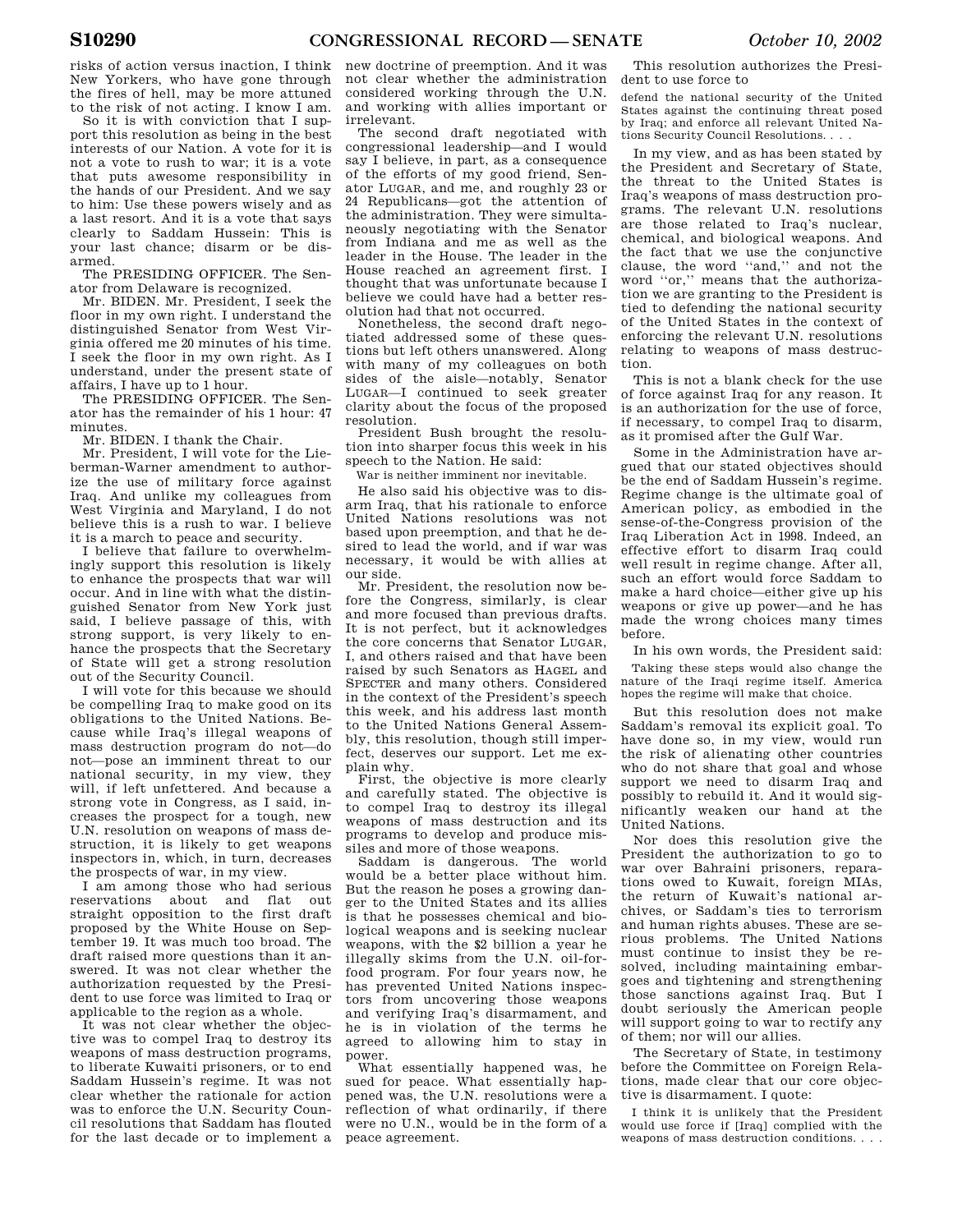risks of action versus inaction, I think New Yorkers, who have gone through the fires of hell, may be more attuned to the risk of not acting. I know I am.

So it is with conviction that I support this resolution as being in the best interests of our Nation. A vote for it is not a vote to rush to war; it is a vote that puts awesome responsibility in the hands of our President. And we say to him: Use these powers wisely and as a last resort. And it is a vote that says clearly to Saddam Hussein: This is your last chance; disarm or be disarmed.

The PRESIDING OFFICER. The Senator from Delaware is recognized.

Mr. BIDEN. Mr. President, I seek the floor in my own right. I understand the distinguished Senator from West Virginia offered me 20 minutes of his time. I seek the floor in my own right. As I understand, under the present state of affairs, I have up to 1 hour.

The PRESIDING OFFICER. The Senator has the remainder of his 1 hour: 47 minutes.

Mr. BIDEN. I thank the Chair.

Mr. President, I will vote for the Lieberman-Warner amendment to authorize the use of military force against Iraq. And unlike my colleagues from West Virginia and Maryland, I do not believe this is a rush to war. I believe it is a march to peace and security.

I believe that failure to overwhelmingly support this resolution is likely to enhance the prospects that war will occur. And in line with what the distinguished Senator from New York just said, I believe passage of this, with strong support, is very likely to enhance the prospects that the Secretary of State will get a strong resolution out of the Security Council.

I will vote for this because we should be compelling Iraq to make good on its obligations to the United Nations. Because while Iraq's illegal weapons of mass destruction program do not—do not—pose an imminent threat to our national security, in my view, they will, if left unfettered. And because a strong vote in Congress, as I said, increases the prospect for a tough, new U.N. resolution on weapons of mass destruction, it is likely to get weapons inspectors in, which, in turn, decreases the prospects of war, in my view.

I am among those who had serious reservations about and flat out straight opposition to the first draft proposed by the White House on September 19. It was much too broad. The draft raised more questions than it answered. It was not clear whether the authorization requested by the President to use force was limited to Iraq or applicable to the region as a whole.

It was not clear whether the objective was to compel Iraq to destroy its weapons of mass destruction programs, to liberate Kuwaiti prisoners, or to end Saddam Hussein's regime. It was not clear whether the rationale for action was to enforce the U.N. Security Council resolutions that Saddam has flouted for the last decade or to implement a new doctrine of preemption. And it was not clear whether the administration considered working through the U.N. and working with allies important or irrelevant.

The second draft negotiated with congressional leadership—and I would say I believe, in part, as a consequence of the efforts of my good friend, Senator LUGAR, and me, and roughly 23 or 24 Republicans—got the attention of the administration. They were simultaneously negotiating with the Senator from Indiana and me as well as the leader in the House. The leader in the House reached an agreement first. I thought that was unfortunate because I believe we could have had a better resolution had that not occurred.

Nonetheless, the second draft negotiated addressed some of these questions but left others unanswered. Along with many of my colleagues on both sides of the aisle—notably, Senator LUGAR—I continued to seek greater clarity about the focus of the proposed resolution.

President Bush brought the resolution into sharper focus this week in his speech to the Nation. He said:

> War is neither imminent nor inevitable.

He also said his objective was to disarm Iraq, that his rationale to enforce United Nations resolutions was not based upon preemption, and that he desired to lead the world, and if war was necessary, it would be with allies at our side.

Mr. President, the resolution now before the Congress, similarly, is clear and more focused than previous drafts. It is not perfect, but it acknowledges the core concerns that Senator LUGAR, I, and others raised and that have been raised by such Senators as HAGEL and SPECTER and many others. Considered in the context of the President's speech this week, and his address last month to the United Nations General Assembly, this resolution, though still imperfect, deserves our support. Let me explain why.

First, the objective is more clearly and carefully stated. The objective is to compel Iraq to destroy its illegal weapons of mass destruction and its programs to develop and produce missiles and more of those weapons.

Saddam is dangerous. The world would be a better place without him. But the reason he poses a growing danger to the United States and its allies is that he possesses chemical and biological weapons and is seeking nuclear weapons, with the $2 billion a year he illegally skims from the U.N. oil-for-food program. For four years now, he has prevented United Nations inspectors from uncovering those weapons and verifying Iraq's disarmament, and he is in violation of the terms he agreed to allowing him to stay in power.

What essentially happened was, he sued for peace. What essentially happened was, the U.N. resolutions were a reflection of what ordinarily, if there were no U.N., would be in the form of a peace agreement.

This resolution authorizes the President to use force to

> defend the national security of the United States against the continuing threat posed by Iraq; and enforce all relevant United Nations Security Council Resolutions. . . .

In my view, and as has been stated by the President and Secretary of State, the threat to the United States is Iraq's weapons of mass destruction programs. The relevant U.N. resolutions are those related to Iraq's nuclear, chemical, and biological weapons. And the fact that we use the conjunctive clause, the word ''and,'' and not the word ''or,'' means that the authorization we are granting to the President is tied to defending the national security of the United States in the context of enforcing the relevant U.N. resolutions relating to weapons of mass destruction.

This is not a blank check for the use of force against Iraq for any reason. It is an authorization for the use of force, if necessary, to compel Iraq to disarm, as it promised after the Gulf War.

Some in the Administration have argued that our stated objectives should be the end of Saddam Hussein's regime. Regime change is the ultimate goal of American policy, as embodied in the sense-of-the-Congress provision of the Iraq Liberation Act in 1998. Indeed, an effective effort to disarm Iraq could well result in regime change. After all, such an effort would force Saddam to make a hard choice—either give up his weapons or give up power—and he has made the wrong choices many times before.

In his own words, the President said:

> Taking these steps would also change the nature of the Iraqi regime itself. America hopes the regime will make that choice.

But this resolution does not make Saddam's removal its explicit goal. To have done so, in my view, would run the risk of alienating other countries who do not share that goal and whose support we need to disarm Iraq and possibly to rebuild it. And it would significantly weaken our hand at the United Nations.

Nor does this resolution give the President the authorization to go to war over Bahraini prisoners, reparations owed to Kuwait, foreign MIAs, the return of Kuwait's national archives, or Saddam's ties to terrorism and human rights abuses. These are serious problems. The United Nations must continue to insist they be resolved, including maintaining embargoes and tightening and strengthening those sanctions against Iraq. But I doubt seriously the American people will support going to war to rectify any of them; nor will our allies.

The Secretary of State, in testimony before the Committee on Foreign Relations, made clear that our core objective is disarmament. I quote:

> I think it is unlikely that the President would use force if [Iraq] complied with the weapons of mass destruction conditions. . . .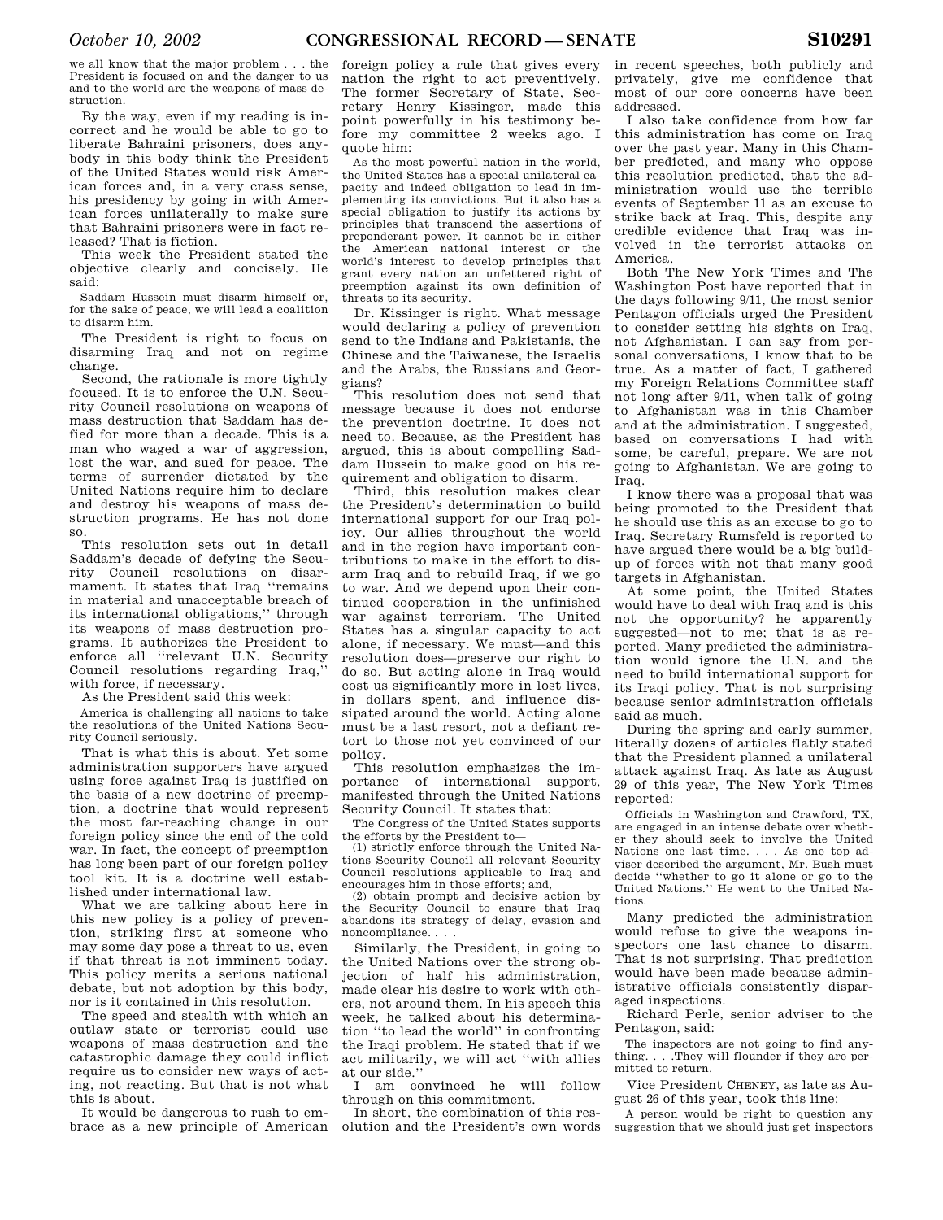we all know that the major problem . . . the President is focused on and the danger to us and to the world are the weapons of mass destruction.

By the way, even if my reading is incorrect and he would be able to go to liberate Bahraini prisoners, does anybody in this body think the President of the United States would risk American forces and, in a very crass sense, his presidency by going in with American forces unilaterally to make sure that Bahraini prisoners were in fact released? That is fiction.

This week the President stated the objective clearly and concisely. He said:

> Saddam Hussein must disarm himself or, for the sake of peace, we will lead a coalition to disarm him.

The President is right to focus on disarming Iraq and not on regime change.

Second, the rationale is more tightly focused. It is to enforce the U.N. Security Council resolutions on weapons of mass destruction that Saddam has defied for more than a decade. This is a man who waged a war of aggression, lost the war, and sued for peace. The terms of surrender dictated by the United Nations require him to declare and destroy his weapons of mass destruction programs. He has not done so.

This resolution sets out in detail Saddam's decade of defying the Security Council resolutions on disarmament. It states that Iraq ''remains in material and unacceptable breach of its international obligations,'' through its weapons of mass destruction programs. It authorizes the President to enforce all ''relevant U.N. Security Council resolutions regarding Iraq,'' with force, if necessary.

As the President said this week:

> America is challenging all nations to take the resolutions of the United Nations Security Council seriously.

That is what this is about. Yet some administration supporters have argued using force against Iraq is justified on the basis of a new doctrine of preemption, a doctrine that would represent the most far-reaching change in our foreign policy since the end of the cold war. In fact, the concept of preemption has long been part of our foreign policy tool kit. It is a doctrine well established under international law.

What we are talking about here in this new policy is a policy of prevention, striking first at someone who may some day pose a threat to us, even if that threat is not imminent today. This policy merits a serious national debate, but not adoption by this body, nor is it contained in this resolution.

The speed and stealth with which an outlaw state or terrorist could use weapons of mass destruction and the catastrophic damage they could inflict require us to consider new ways of acting, not reacting. But that is not what this is about.

It would be dangerous to rush to embrace as a new principle of American foreign policy a rule that gives every nation the right to act preventively. The former Secretary of State, Secretary Henry Kissinger, made this point powerfully in his testimony before my committee 2 weeks ago. I quote him:

> As the most powerful nation in the world, the United States has a special unilateral capacity and indeed obligation to lead in implementing its convictions. But it also has a special obligation to justify its actions by principles that transcend the assertions of preponderant power. It cannot be in either the American national interest or the world's interest to develop principles that grant every nation an unfettered right of preemption against its own definition of threats to its security.

Dr. Kissinger is right. What message would declaring a policy of prevention send to the Indians and Pakistanis, the Chinese and the Taiwanese, the Israelis and the Arabs, the Russians and Georgians?

This resolution does not send that message because it does not endorse the prevention doctrine. It does not need to. Because, as the President has argued, this is about compelling Saddam Hussein to make good on his requirement and obligation to disarm.

Third, this resolution makes clear the President's determination to build international support for our Iraq policy. Our allies throughout the world and in the region have important contributions to make in the effort to disarm Iraq and to rebuild Iraq, if we go to war. And we depend upon their continued cooperation in the unfinished war against terrorism. The United States has a singular capacity to act alone, if necessary. We must—and this resolution does—preserve our right to do so. But acting alone in Iraq would cost us significantly more in lost lives, in dollars spent, and influence dissipated around the world. Acting alone must be a last resort, not a defiant retort to those not yet convinced of our policy.

This resolution emphasizes the importance of international support, manifested through the United Nations Security Council. It states that:

> The Congress of the United States supports the efforts by the President to—
>
> (1) strictly enforce through the United Nations Security Council all relevant Security Council resolutions applicable to Iraq and encourages him in those efforts; and,
>
> (2) obtain prompt and decisive action by the Security Council to ensure that Iraq abandons its strategy of delay, evasion and noncompliance. . . .

Similarly, the President, in going to the United Nations over the strong objection of half his administration, made clear his desire to work with others, not around them. In his speech this week, he talked about his determination ''to lead the world'' in confronting the Iraqi problem. He stated that if we act militarily, we will act ''with allies at our side.''

I am convinced he will follow through on this commitment.

In short, the combination of this resolution and the President's own words in recent speeches, both publicly and privately, give me confidence that most of our core concerns have been addressed.

I also take confidence from how far this administration has come on Iraq over the past year. Many in this Chamber predicted, and many who oppose this resolution predicted, that the administration would use the terrible events of September 11 as an excuse to strike back at Iraq. This, despite any credible evidence that Iraq was involved in the terrorist attacks on America.

Both The New York Times and The Washington Post have reported that in the days following 9/11, the most senior Pentagon officials urged the President to consider setting his sights on Iraq, not Afghanistan. I can say from personal conversations, I know that to be true. As a matter of fact, I gathered my Foreign Relations Committee staff not long after 9/11, when talk of going to Afghanistan was in this Chamber and at the administration. I suggested, based on conversations I had with some, be careful, prepare. We are not going to Afghanistan. We are going to Iraq.

I know there was a proposal that was being promoted to the President that he should use this as an excuse to go to Iraq. Secretary Rumsfeld is reported to have argued there would be a big buildup of forces with not that many good targets in Afghanistan.

At some point, the United States would have to deal with Iraq and is this not the opportunity? he apparently suggested—not to me; that is as reported. Many predicted the administration would ignore the U.N. and the need to build international support for its Iraqi policy. That is not surprising because senior administration officials said as much.

During the spring and early summer, literally dozens of articles flatly stated that the President planned a unilateral attack against Iraq. As late as August 29 of this year, The New York Times reported:

> Officials in Washington and Crawford, TX, are engaged in an intense debate over whether they should seek to involve the United Nations one last time. . . . As one top adviser described the argument, Mr. Bush must decide ''whether to go it alone or go to the United Nations.'' He went to the United Nations.

Many predicted the administration would refuse to give the weapons inspectors one last chance to disarm. That is not surprising. That prediction would have been made because administrative officials consistently disparaged inspections.

Richard Perle, senior adviser to the Pentagon, said:

> The inspectors are not going to find anything. . . .They will flounder if they are permitted to return.

Vice President CHENEY, as late as August 26 of this year, took this line:

> A person would be right to question any suggestion that we should just get inspectors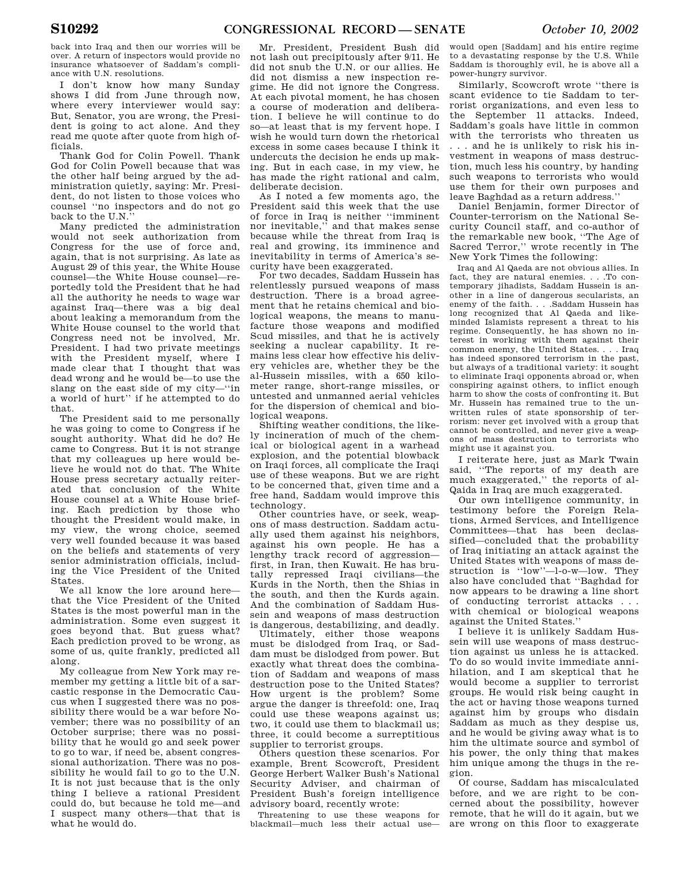back into Iraq and then our worries will be over. A return of inspectors would provide no insurance whatsoever of Saddam's compliance with U.N. resolutions.

I don't know how many Sunday shows I did from June through now, where every interviewer would say: But, Senator, you are wrong, the President is going to act alone. And they read me quote after quote from high officials.

Thank God for Colin Powell. Thank God for Colin Powell because that was the other half being argued by the administration quietly, saying: Mr. President, do not listen to those voices who counsel "no inspectors and do not go back to the U.N."

Many predicted the administration would not seek authorization from Congress for the use of force and, again, that is not surprising. As late as August 29 of this year, the White House counsel—the White House counsel—reportedly told the President that he had all the authority he needs to wage war against Iraq—there was a big deal about leaking a memorandum from the White House counsel to the world that Congress need not be involved, Mr. President. I had two private meetings with the President myself, where I made clear that I thought that was dead wrong and he would be—to use the slang on the east side of my city—"in a world of hurt" if he attempted to do that.

The President said to me personally he was going to come to Congress if he sought authority. What did he do? He came to Congress. But it is not strange that my colleagues up here would believe he would not do that. The White House press secretary actually reiterated that conclusion of the White House counsel at a White House briefing. Each prediction by those who thought the President would make, in my view, the wrong choice, seemed very well founded because it was based on the beliefs and statements of very senior administration officials, including the Vice President of the United States.

We all know the lore around here—that the Vice President of the United States is the most powerful man in the administration. Some even suggest it goes beyond that. But guess what? Each prediction proved to be wrong, as some of us, quite frankly, predicted all along.

My colleague from New York may remember my getting a little bit of a sarcastic response in the Democratic Caucus when I suggested there was no possibility there would be a war before November; there was no possibility of an October surprise; there was no possibility that he would go and seek power to go to war, if need be, absent congressional authorization. There was no possibility he would fail to go to the U.N. It is not just because that is the only thing I believe a rational President could do, but because he told me—and I suspect many others—that that is what he would do.

Mr. President, President Bush did not lash out precipitously after 9/11. He did not snub the U.N. or our allies. He did not dismiss a new inspection regime. He did not ignore the Congress. At each pivotal moment, he has chosen a course of moderation and deliberation. I believe he will continue to do so—at least that is my fervent hope. I wish he would turn down the rhetorical excess in some cases because I think it undercuts the decision he ends up making. But in each case, in my view, he has made the right rational and calm, deliberate decision.

As I noted a few moments ago, the President said this week that the use of force in Iraq is neither "imminent nor inevitable," and that makes sense because while the threat from Iraq is real and growing, its imminence and inevitability in terms of America's security have been exaggerated.

For two decades, Saddam Hussein has relentlessly pursued weapons of mass destruction. There is a broad agreement that he retains chemical and biological weapons, the means to manufacture those weapons and modified Scud missiles, and that he is actively seeking a nuclear capability. It remains less clear how effective his delivery vehicles are, whether they be the al-Hussein missiles, with a 650 kilometer range, short-range missiles, or untested and unmanned aerial vehicles for the dispersion of chemical and biological weapons.

Shifting weather conditions, the likely incineration of much of the chemical or biological agent in a warhead explosion, and the potential blowback on Iraqi forces, all complicate the Iraqi use of these weapons. But we are right to be concerned that, given time and a free hand, Saddam would improve this technology.

Other countries have, or seek, weapons of mass destruction. Saddam actually used them against his neighbors, against his own people. He has a lengthy track record of aggression—first, in Iran, then Kuwait. He has brutally repressed Iraqi civilians—the Kurds in the North, then the Shias in the south, and then the Kurds again. And the combination of Saddam Hussein and weapons of mass destruction is dangerous, destabilizing, and deadly.

Ultimately, either those weapons must be dislodged from Iraq, or Saddam must be dislodged from power. But exactly what threat does the combination of Saddam and weapons of mass destruction pose to the United States? How urgent is the problem? Some argue the danger is threefold: one, Iraq could use these weapons against us; two, it could use them to blackmail us; three, it could become a surreptitious supplier to terrorist groups.

Others question these scenarios. For example, Brent Scowcroft, President George Herbert Walker Bush's National Security Adviser, and chairman of President Bush's foreign intelligence advisory board, recently wrote:

> Threatening to use these weapons for blackmail—much less their actual use—would open [Saddam] and his entire regime to a devastating response by the U.S. While Saddam is thoroughly evil, he is above all a power-hungry survivor.

Similarly, Scowcroft wrote "there is scant evidence to tie Saddam to terrorist organizations, and even less to the September 11 attacks. Indeed, Saddam's goals have little in common with the terrorists who threaten us . . . and he is unlikely to risk his investment in weapons of mass destruction, much less his country, by handing such weapons to terrorists who would use them for their own purposes and leave Baghdad as a return address."

Daniel Benjamin, former Director of Counter-terrorism on the National Security Council staff, and co-author of the remarkable new book, "The Age of Sacred Terror," wrote recently in The New York Times the following:

> Iraq and Al Qaeda are not obvious allies. In fact, they are natural enemies. . . .To contemporary jihadists, Saddam Hussein is another in a line of dangerous secularists, an enemy of the faith. . . .Saddam Hussein has long recognized that Al Qaeda and likeminded Islamists represent a threat to his regime. Consequently, he has shown no interest in working with them against their common enemy, the United States. . . . Iraq has indeed sponsored terrorism in the past, but always of a traditional variety: it sought to eliminate Iraqi opponents abroad or, when conspiring against others, to inflict enough harm to show the costs of confronting it. But Mr. Hussein has remained true to the unwritten rules of state sponsorship of terrorism: never get involved with a group that cannot be controlled, and never give a weapons of mass destruction to terrorists who might use it against you.

I reiterate here, just as Mark Twain said, "The reports of my death are much exaggerated," the reports of al-Qaida in Iraq are much exaggerated.

Our own intelligence community, in testimony before the Foreign Relations, Armed Services, and Intelligence Committees—that has been declassified—concluded that the probability of Iraq initiating an attack against the United States with weapons of mass destruction is "low"—l-o-w—low. They also have concluded that "Baghdad for now appears to be drawing a line short of conducting terrorist attacks . . . with chemical or biological weapons against the United States."

I believe it is unlikely Saddam Hussein will use weapons of mass destruction against us unless he is attacked. To do so would invite immediate annihilation, and I am skeptical that he would become a supplier to terrorist groups. He would risk being caught in the act or having those weapons turned against him by groups who disdain Saddam as much as they despise us, and he would be giving away what is to him the ultimate source and symbol of his power, the only thing that makes him unique among the thugs in the region.

Of course, Saddam has miscalculated before, and we are right to be concerned about the possibility, however remote, that he will do it again, but we are wrong on this floor to exaggerate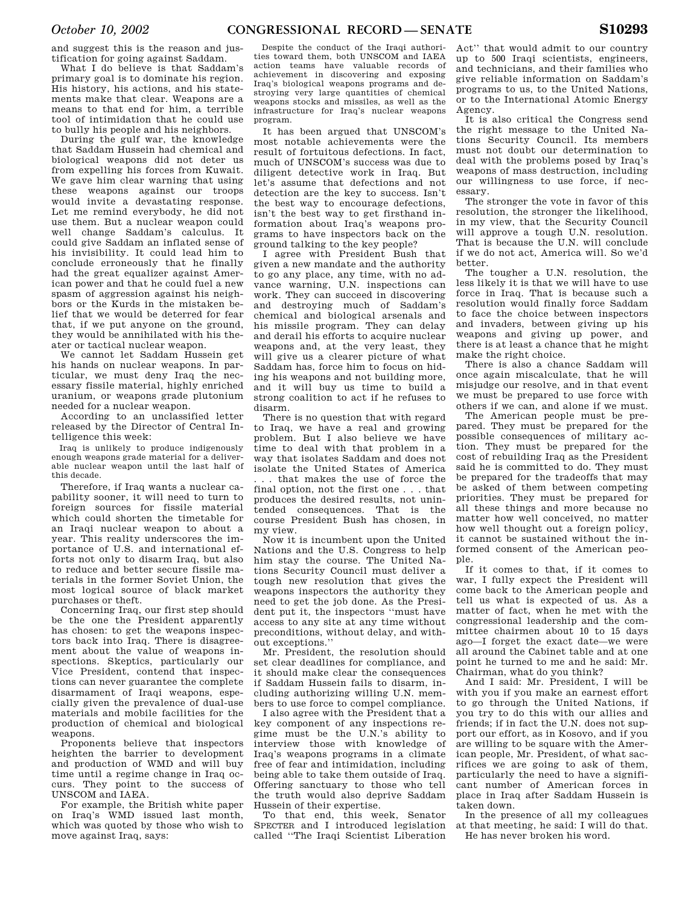and suggest this is the reason and justification for going against Saddam.

What I do believe is that Saddam's primary goal is to dominate his region. His history, his actions, and his statements make that clear. Weapons are a means to that end for him, a terrible tool of intimidation that he could use to bully his people and his neighbors.

During the gulf war, the knowledge that Saddam Hussein had chemical and biological weapons did not deter us from expelling his forces from Kuwait. We gave him clear warning that using these weapons against our troops would invite a devastating response. Let me remind everybody, he did not use them. But a nuclear weapon could well change Saddam's calculus. It could give Saddam an inflated sense of his invisibility. It could lead him to conclude erroneously that he finally had the great equalizer against American power and that he could fuel a new spasm of aggression against his neighbors or the Kurds in the mistaken belief that we would be deterred for fear that, if we put anyone on the ground, they would be annihilated with his theater or tactical nuclear weapon.

We cannot let Saddam Hussein get his hands on nuclear weapons. In particular, we must deny Iraq the necessary fissile material, highly enriched uranium, or weapons grade plutonium needed for a nuclear weapon.

According to an unclassified letter released by the Director of Central Intelligence this week:

> Iraq is unlikely to produce indigenously enough weapons grade material for a deliverable nuclear weapon until the last half of this decade.

Therefore, if Iraq wants a nuclear capability sooner, it will need to turn to foreign sources for fissile material which could shorten the timetable for an Iraqi nuclear weapon to about a year. This reality underscores the importance of U.S. and international efforts not only to disarm Iraq, but also to reduce and better secure fissile materials in the former Soviet Union, the most logical source of black market purchases or theft.

Concerning Iraq, our first step should be the one the President apparently has chosen: to get the weapons inspectors back into Iraq. There is disagreement about the value of weapons inspections. Skeptics, particularly our Vice President, contend that inspections can never guarantee the complete disarmament of Iraqi weapons, especially given the prevalence of dual-use materials and mobile facilities for the production of chemical and biological weapons.

Proponents believe that inspectors heighten the barrier to development and production of WMD and will buy time until a regime change in Iraq occurs. They point to the success of UNSCOM and IAEA.

For example, the British white paper on Iraq's WMD issued last month, which was quoted by those who wish to move against Iraq, says:

> Despite the conduct of the Iraqi authorities toward them, both UNSCOM and IAEA action teams have valuable records of achievement in discovering and exposing Iraq's biological weapons programs and destroying very large quantities of chemical weapons stocks and missiles, as well as the infrastructure for Iraq's nuclear weapons program.

It has been argued that UNSCOM's most notable achievements were the result of fortuitous defections. In fact, much of UNSCOM's success was due to diligent detective work in Iraq. But let's assume that defections and not detection are the key to success. Isn't the best way to encourage defections, isn't the best way to get firsthand information about Iraq's weapons programs to have inspectors back on the ground talking to the key people?

I agree with President Bush that given a new mandate and the authority to go any place, any time, with no advance warning, U.N. inspections can work. They can succeed in discovering and destroying much of Saddam's chemical and biological arsenals and his missile program. They can delay and derail his efforts to acquire nuclear weapons and, at the very least, they will give us a clearer picture of what Saddam has, force him to focus on hiding his weapons and not building more, and it will buy us time to build a strong coalition to act if he refuses to disarm.

There is no question that with regard to Iraq, we have a real and growing problem. But I also believe we have time to deal with that problem in a way that isolates Saddam and does not isolate the United States of America . . . that makes the use of force the final option, not the first one . . . that produces the desired results, not unintended consequences. That is the course President Bush has chosen, in my view.

Now it is incumbent upon the United Nations and the U.S. Congress to help him stay the course. The United Nations Security Council must deliver a tough new resolution that gives the weapons inspectors the authority they need to get the job done. As the President put it, the inspectors ''must have access to any site at any time without preconditions, without delay, and without exceptions.''

Mr. President, the resolution should set clear deadlines for compliance, and it should make clear the consequences if Saddam Hussein fails to disarm, including authorizing willing U.N. members to use force to compel compliance.

I also agree with the President that a key component of any inspections regime must be the U.N.'s ability to interview those with knowledge of Iraq's weapons programs in a climate free of fear and intimidation, including being able to take them outside of Iraq. Offering sanctuary to those who tell the truth would also deprive Saddam Hussein of their expertise.

To that end, this week, Senator SPECTER and I introduced legislation called ''The Iraqi Scientist Liberation Act'' that would admit to our country up to 500 Iraqi scientists, engineers, and technicians, and their families who give reliable information on Saddam's programs to us, to the United Nations, or to the International Atomic Energy Agency.

It is also critical the Congress send the right message to the United Nations Security Council. Its members must not doubt our determination to deal with the problems posed by Iraq's weapons of mass destruction, including our willingness to use force, if necessary.

The stronger the vote in favor of this resolution, the stronger the likelihood, in my view, that the Security Council will approve a tough U.N. resolution. That is because the U.N. will conclude if we do not act, America will. So we'd better.

The tougher a U.N. resolution, the less likely it is that we will have to use force in Iraq. That is because such a resolution would finally force Saddam to face the choice between inspectors and invaders, between giving up his weapons and giving up power, and there is at least a chance that he might make the right choice.

There is also a chance Saddam will once again miscalculate, that he will misjudge our resolve, and in that event we must be prepared to use force with others if we can, and alone if we must.

The American people must be prepared. They must be prepared for the possible consequences of military action. They must be prepared for the cost of rebuilding Iraq as the President said he is committed to do. They must be prepared for the tradeoffs that may be asked of them between competing priorities. They must be prepared for all these things and more because no matter how well conceived, no matter how well thought out a foreign policy, it cannot be sustained without the informed consent of the American people.

If it comes to that, if it comes to war, I fully expect the President will come back to the American people and tell us what is expected of us. As a matter of fact, when he met with the congressional leadership and the committee chairmen about 10 to 15 days ago—I forget the exact date—we were all around the Cabinet table and at one point he turned to me and he said: Mr. Chairman, what do you think?

And I said: Mr. President, I will be with you if you make an earnest effort to go through the United Nations, if you try to do this with our allies and friends; if in fact the U.N. does not support our effort, as in Kosovo, and if you are willing to be square with the American people, Mr. President, of what sacrifices we are going to ask of them, particularly the need to have a significant number of American forces in place in Iraq after Saddam Hussein is taken down.

In the presence of all my colleagues at that meeting, he said: I will do that.

He has never broken his word.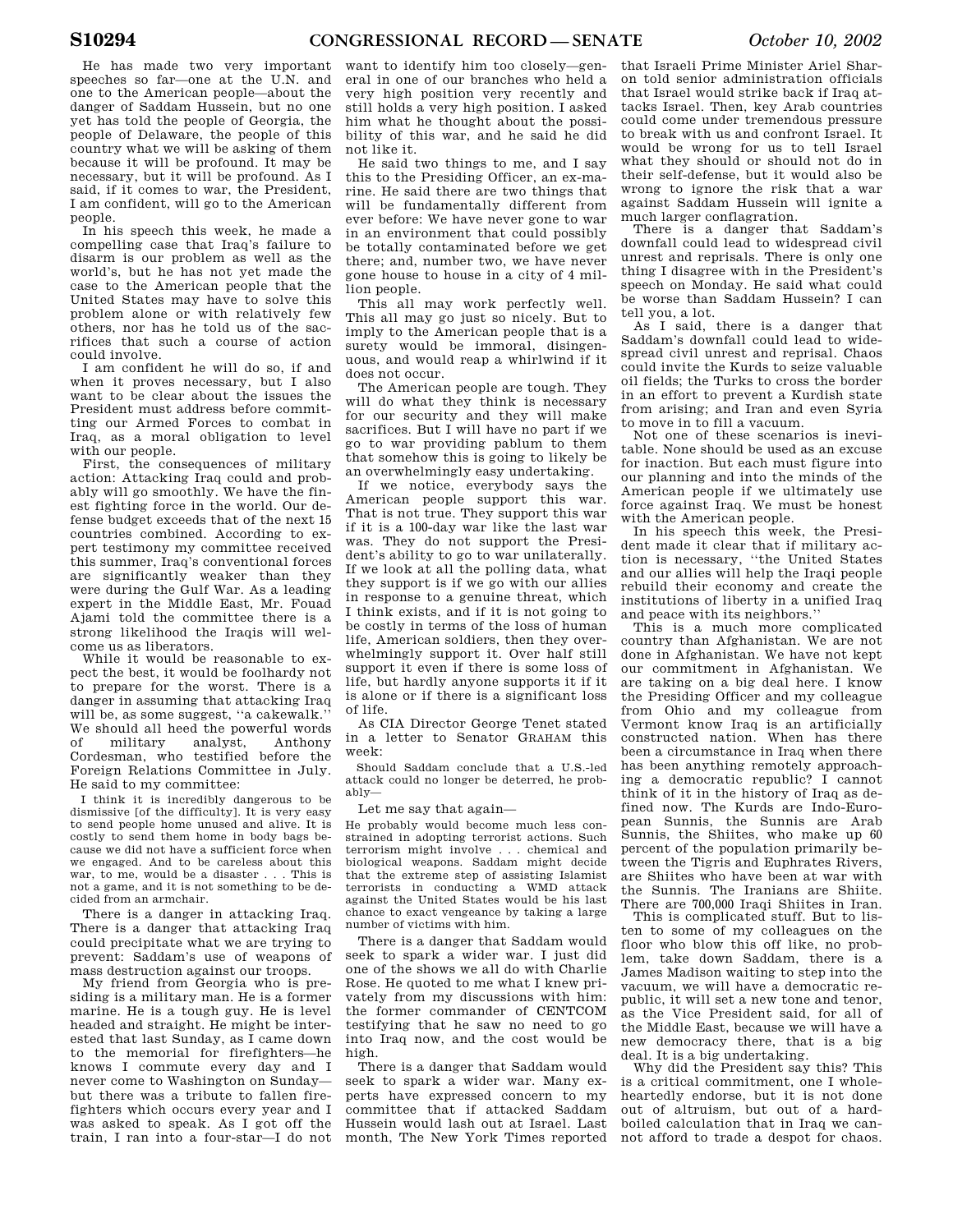He has made two very important speeches so far—one at the U.N. and one to the American people—about the danger of Saddam Hussein, but no one yet has told the people of Georgia, the people of Delaware, the people of this country what we will be asking of them because it will be profound. It may be necessary, but it will be profound. As I said, if it comes to war, the President, I am confident, will go to the American people.

In his speech this week, he made a compelling case that Iraq's failure to disarm is our problem as well as the world's, but he has not yet made the case to the American people that the United States may have to solve this problem alone or with relatively few others, nor has he told us of the sacrifices that such a course of action could involve.

I am confident he will do so, if and when it proves necessary, but I also want to be clear about the issues the President must address before committing our Armed Forces to combat in Iraq, as a moral obligation to level with our people.

First, the consequences of military action: Attacking Iraq could and probably will go smoothly. We have the finest fighting force in the world. Our defense budget exceeds that of the next 15 countries combined. According to expert testimony my committee received this summer, Iraq's conventional forces are significantly weaker than they were during the Gulf War. As a leading expert in the Middle East, Mr. Fouad Ajami told the committee there is a strong likelihood the Iraqis will welcome us as liberators.

While it would be reasonable to expect the best, it would be foolhardy not to prepare for the worst. There is a danger in assuming that attacking Iraq will be, as some suggest, "a cakewalk." We should all heed the powerful words of military analyst, Anthony Cordesman, who testified before the Foreign Relations Committee in July. He said to my committee:

> I think it is incredibly dangerous to be dismissive [of the difficulty]. It is very easy to send people home unused and alive. It is costly to send them home in body bags because we did not have a sufficient force when we engaged. And to be careless about this war, to me, would be a disaster . . . This is not a game, and it is not something to be decided from an armchair.

There is a danger in attacking Iraq. There is a danger that attacking Iraq could precipitate what we are trying to prevent: Saddam's use of weapons of mass destruction against our troops.

My friend from Georgia who is presiding is a military man. He is a former marine. He is a tough guy. He is level headed and straight. He might be interested that last Sunday, as I came down to the memorial for firefighters—he knows I commute every day and I never come to Washington on Sunday—but there was a tribute to fallen firefighters which occurs every year and I was asked to speak. As I got off the train, I ran into a four-star—I do not want to identify him too closely—general in one of our branches who held a very high position very recently and still holds a very high position. I asked him what he thought about the possibility of this war, and he said he did not like it.

He said two things to me, and I say this to the Presiding Officer, an ex-marine. He said there are two things that will be fundamentally different from ever before: We have never gone to war in an environment that could possibly be totally contaminated before we get there; and, number two, we have never gone house to house in a city of 4 million people.

This all may work perfectly well. This all may go just so nicely. But to imply to the American people that is a surety would be immoral, disingenuous, and would reap a whirlwind if it does not occur.

The American people are tough. They will do what they think is necessary for our security and they will make sacrifices. But I will have no part if we go to war providing pablum to them that somehow this is going to likely be an overwhelmingly easy undertaking.

If we notice, everybody says the American people support this war. That is not true. They support this war if it is a 100-day war like the last war was. They do not support the President's ability to go to war unilaterally. If we look at all the polling data, what they support is if we go with our allies in response to a genuine threat, which I think exists, and if it is not going to be costly in terms of the loss of human life, American soldiers, then they overwhelmingly support it. Over half still support it even if there is some loss of life, but hardly anyone supports it if it is alone or if there is a significant loss of life.

As CIA Director George Tenet stated in a letter to Senator GRAHAM this week:

> Should Saddam conclude that a U.S.-led attack could no longer be deterred, he probably—

Let me say that again—

> He probably would become much less constrained in adopting terrorist actions. Such terrorism might involve . . . chemical and biological weapons. Saddam might decide that the extreme step of assisting Islamist terrorists in conducting a WMD attack against the United States would be his last chance to exact vengeance by taking a large number of victims with him.

There is a danger that Saddam would seek to spark a wider war. I just did one of the shows we all do with Charlie Rose. He quoted to me what I knew privately from my discussions with him: the former commander of CENTCOM testifying that he saw no need to go into Iraq now, and the cost would be high.

There is a danger that Saddam would seek to spark a wider war. Many experts have expressed concern to my committee that if attacked Saddam Hussein would lash out at Israel. Last month, The New York Times reported that Israeli Prime Minister Ariel Sharon told senior administration officials that Israel would strike back if Iraq attacks Israel. Then, key Arab countries could come under tremendous pressure to break with us and confront Israel. It would be wrong for us to tell Israel what they should or should not do in their self-defense, but it would also be wrong to ignore the risk that a war against Saddam Hussein will ignite a much larger conflagration.

There is a danger that Saddam's downfall could lead to widespread civil unrest and reprisals. There is only one thing I disagree with in the President's speech on Monday. He said what could be worse than Saddam Hussein? I can tell you, a lot.

As I said, there is a danger that Saddam's downfall could lead to widespread civil unrest and reprisal. Chaos could invite the Kurds to seize valuable oil fields; the Turks to cross the border in an effort to prevent a Kurdish state from arising; and Iran and even Syria to move in to fill a vacuum.

Not one of these scenarios is inevitable. None should be used as an excuse for inaction. But each must figure into our planning and into the minds of the American people if we ultimately use force against Iraq. We must be honest with the American people.

In his speech this week, the President made it clear that if military action is necessary, "the United States and our allies will help the Iraqi people rebuild their economy and create the institutions of liberty in a unified Iraq and peace with its neighbors."

This is a much more complicated country than Afghanistan. We are not done in Afghanistan. We have not kept our commitment in Afghanistan. We are taking on a big deal here. I know the Presiding Officer and my colleague from Ohio and my colleague from Vermont know Iraq is an artificially constructed nation. When has there been a circumstance in Iraq when there has been anything remotely approaching a democratic republic? I cannot think of it in the history of Iraq as defined now. The Kurds are Indo-European Sunnis, the Sunnis are Arab Sunnis, the Shiites, who make up 60 percent of the population primarily between the Tigris and Euphrates Rivers, are Shiites who have been at war with the Sunnis. The Iranians are Shiite. There are 700,000 Iraqi Shiites in Iran.

This is complicated stuff. But to listen to some of my colleagues on the floor who blow this off like, no problem, take down Saddam, there is a James Madison waiting to step into the vacuum, we will have a democratic republic, it will set a new tone and tenor, as the Vice President said, for all of the Middle East, because we will have a new democracy there, that is a big deal. It is a big undertaking.

Why did the President say this? This is a critical commitment, one I wholeheartedly endorse, but it is not done out of altruism, but out of a hard-boiled calculation that in Iraq we cannot afford to trade a despot for chaos.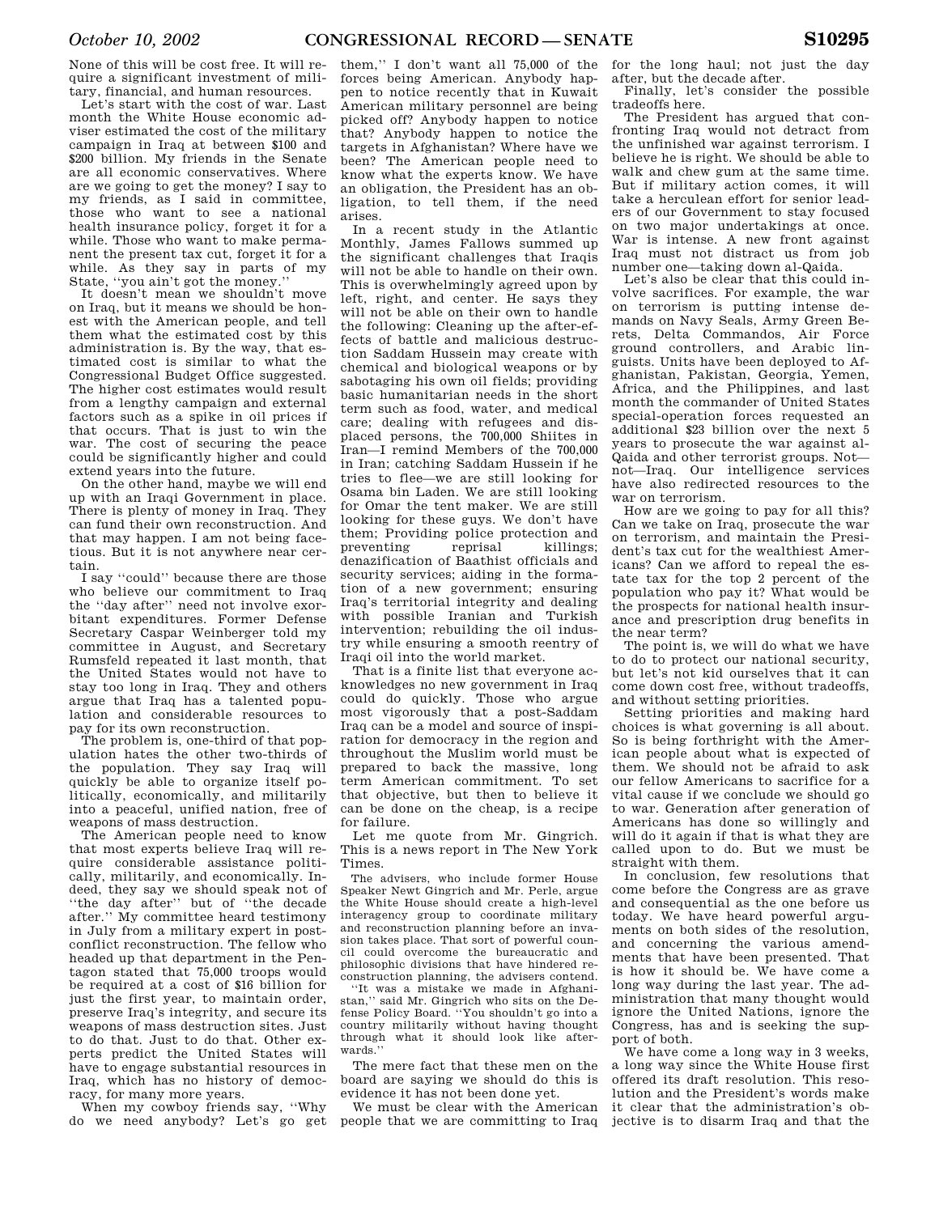None of this will be cost free. It will require a significant investment of military, financial, and human resources.

Let's start with the cost of war. Last month the White House economic adviser estimated the cost of the military campaign in Iraq at between $100 and $200 billion. My friends in the Senate are all economic conservatives. Where are we going to get the money? I say to my friends, as I said in committee, those who want to see a national health insurance policy, forget it for a while. Those who want to make permanent the present tax cut, forget it for a while. As they say in parts of my State, "you ain't got the money."

It doesn't mean we shouldn't move on Iraq, but it means we should be honest with the American people, and tell them what the estimated cost by this administration is. By the way, that estimated cost is similar to what the Congressional Budget Office suggested. The higher cost estimates would result from a lengthy campaign and external factors such as a spike in oil prices if that occurs. That is just to win the war. The cost of securing the peace could be significantly higher and could extend years into the future.

On the other hand, maybe we will end up with an Iraqi Government in place. There is plenty of money in Iraq. They can fund their own reconstruction. And that may happen. I am not being facetious. But it is not anywhere near certain.

I say "could" because there are those who believe our commitment to Iraq the "day after" need not involve exorbitant expenditures. Former Defense Secretary Caspar Weinberger told my committee in August, and Secretary Rumsfeld repeated it last month, that the United States would not have to stay too long in Iraq. They and others argue that Iraq has a talented population and considerable resources to pay for its own reconstruction.

The problem is, one-third of that population hates the other two-thirds of the population. They say Iraq will quickly be able to organize itself politically, economically, and militarily into a peaceful, unified nation, free of weapons of mass destruction.

The American people need to know that most experts believe Iraq will require considerable assistance politically, militarily, and economically. Indeed, they say we should speak not of "the day after" but of "the decade after." My committee heard testimony in July from a military expert in post-conflict reconstruction. The fellow who headed up that department in the Pentagon stated that 75,000 troops would be required at a cost of $16 billion for just the first year, to maintain order, preserve Iraq's integrity, and secure its weapons of mass destruction sites. Just to do that. Just to do that. Other experts predict the United States will have to engage substantial resources in Iraq, which has no history of democracy, for many more years.

When my cowboy friends say, "Why do we need anybody? Let's go get them," I don't want all 75,000 of the forces being American. Anybody happen to notice recently that in Kuwait American military personnel are being picked off? Anybody happen to notice that? Anybody happen to notice the targets in Afghanistan? Where have we been? The American people need to know what the experts know. We have an obligation, the President has an obligation, to tell them, if the need arises.

In a recent study in the Atlantic Monthly, James Fallows summed up the significant challenges that Iraqis will not be able to handle on their own. This is overwhelmingly agreed upon by left, right, and center. He says they will not be able on their own to handle the following: Cleaning up the after-effects of battle and malicious destruction Saddam Hussein may create with chemical and biological weapons or by sabotaging his own oil fields; providing basic humanitarian needs in the short term such as food, water, and medical care; dealing with refugees and displaced persons, the 700,000 Shiites in Iran—I remind Members of the 700,000 in Iran; catching Saddam Hussein if he tries to flee—we are still looking for Osama bin Laden. We are still looking for Omar the tent maker. We are still looking for these guys. We don't have them; Providing police protection and preventing reprisal killings; denazification of Baathist officials and security services; aiding in the formation of a new government; ensuring Iraq's territorial integrity and dealing with possible Iranian and Turkish intervention; rebuilding the oil industry while ensuring a smooth reentry of Iraqi oil into the world market.

That is a finite list that everyone acknowledges no new government in Iraq could do quickly. Those who argue most vigorously that a post-Saddam Iraq can be a model and source of inspiration for democracy in the region and throughout the Muslim world must be prepared to back the massive, long term American commitment. To set that objective, but then to believe it can be done on the cheap, is a recipe for failure.

Let me quote from Mr. Gingrich. This is a news report in The New York Times.

> The advisers, who include former House Speaker Newt Gingrich and Mr. Perle, argue the White House should create a high-level interagency group to coordinate military and reconstruction planning before an invasion takes place. That sort of powerful council could overcome the bureaucratic and philosophic divisions that have hindered reconstruction planning, the advisers contend.
>
> "It was a mistake we made in Afghanistan," said Mr. Gingrich who sits on the Defense Policy Board. "You shouldn't go into a country militarily without having thought through what it should look like afterwards."

The mere fact that these men on the board are saying we should do this is evidence it has not been done yet.

We must be clear with the American people that we are committing to Iraq for the long haul; not just the day after, but the decade after.

Finally, let's consider the possible tradeoffs here.

The President has argued that confronting Iraq would not detract from the unfinished war against terrorism. I believe he is right. We should be able to walk and chew gum at the same time. But if military action comes, it will take a herculean effort for senior leaders of our Government to stay focused on two major undertakings at once. War is intense. A new front against Iraq must not distract us from job number one—taking down al-Qaida.

Let's also be clear that this could involve sacrifices. For example, the war on terrorism is putting intense demands on Navy Seals, Army Green Berets, Delta Commandos, Air Force ground controllers, and Arabic linguists. Units have been deployed to Afghanistan, Pakistan, Georgia, Yemen, Africa, and the Philippines, and last month the commander of United States special-operation forces requested an additional $23 billion over the next 5 years to prosecute the war against al-Qaida and other terrorist groups. Not—not—Iraq. Our intelligence services have also redirected resources to the war on terrorism.

How are we going to pay for all this? Can we take on Iraq, prosecute the war on terrorism, and maintain the President's tax cut for the wealthiest Americans? Can we afford to repeal the estate tax for the top 2 percent of the population who pay it? What would be the prospects for national health insurance and prescription drug benefits in the near term?

The point is, we will do what we have to do to protect our national security, but let's not kid ourselves that it can come down cost free, without tradeoffs, and without setting priorities.

Setting priorities and making hard choices is what governing is all about. So is being forthright with the American people about what is expected of them. We should not be afraid to ask our fellow Americans to sacrifice for a vital cause if we conclude we should go to war. Generation after generation of Americans has done so willingly and will do it again if that is what they are called upon to do. But we must be straight with them.

In conclusion, few resolutions that come before the Congress are as grave and consequential as the one before us today. We have heard powerful arguments on both sides of the resolution, and concerning the various amendments that have been presented. That is how it should be. We have come a long way during the last year. The administration that many thought would ignore the United Nations, ignore the Congress, has and is seeking the support of both.

We have come a long way in 3 weeks, a long way since the White House first offered its draft resolution. This resolution and the President's words make it clear that the administration's objective is to disarm Iraq and that the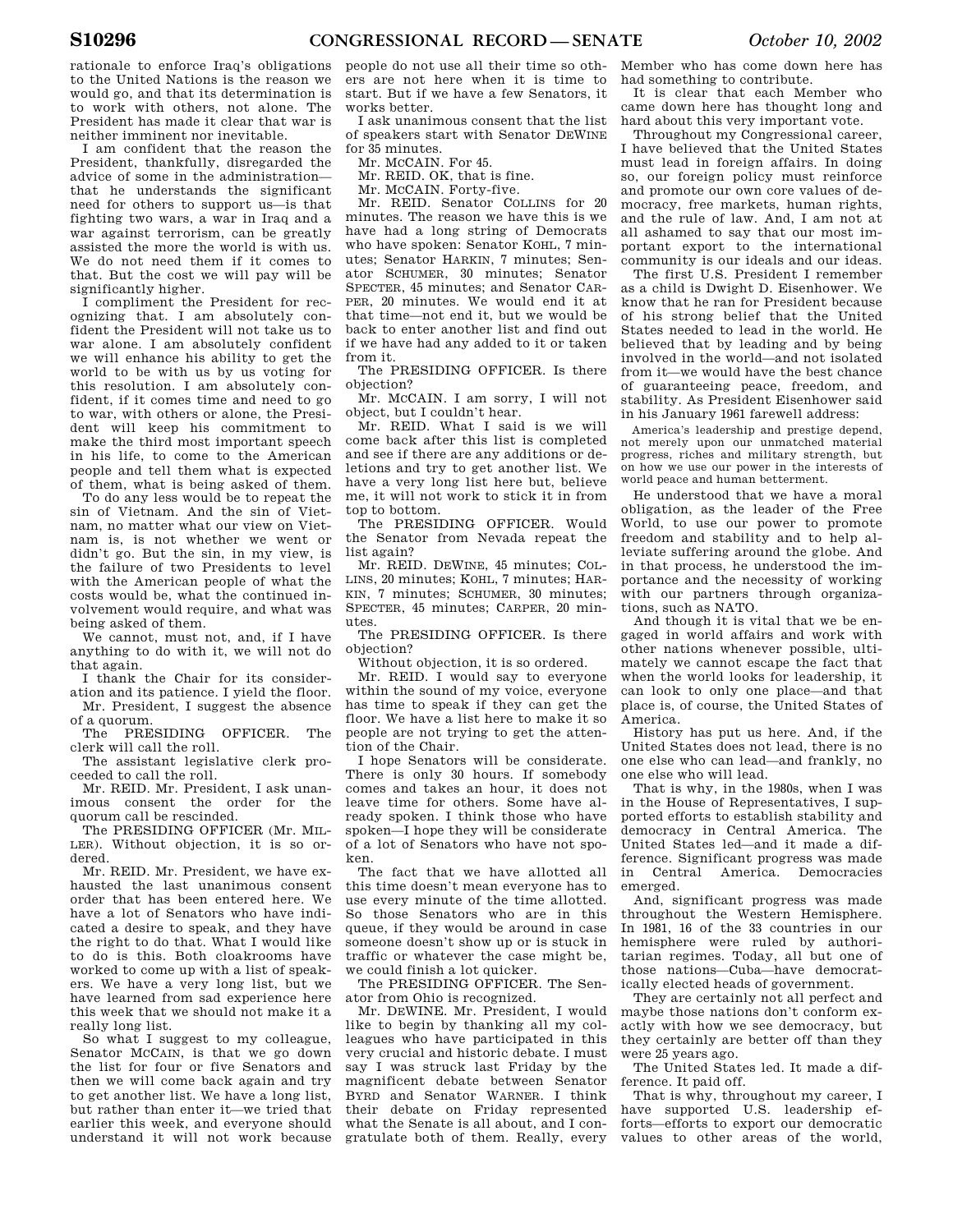rationale to enforce Iraq's obligations to the United Nations is the reason we would go, and that its determination is to work with others, not alone. The President has made it clear that war is neither imminent nor inevitable.

I am confident that the reason the President, thankfully, disregarded the advice of some in the administration—that he understands the significant need for others to support us—is that fighting two wars, a war in Iraq and a war against terrorism, can be greatly assisted the more the world is with us. We do not need them if it comes to that. But the cost we will pay will be significantly higher.

I compliment the President for recognizing that. I am absolutely confident the President will not take us to war alone. I am absolutely confident we will enhance his ability to get the world to be with us by us voting for this resolution. I am absolutely confident, if it comes time and need to go to war, with others or alone, the President will keep his commitment to make the third most important speech in his life, to come to the American people and tell them what is expected of them, what is being asked of them.

To do any less would be to repeat the sin of Vietnam. And the sin of Vietnam, no matter what our view on Vietnam is, is not whether we went or didn't go. But the sin, in my view, is the failure of two Presidents to level with the American people of what the costs would be, what the continued involvement would require, and what was being asked of them.

We cannot, must not, and, if I have anything to do with it, we will not do that again.

I thank the Chair for its consideration and its patience. I yield the floor.

Mr. President, I suggest the absence of a quorum.

The PRESIDING OFFICER. The clerk will call the roll.

The assistant legislative clerk proceeded to call the roll.

Mr. REID. Mr. President, I ask unanimous consent the order for the quorum call be rescinded.

The PRESIDING OFFICER (Mr. MILLER). Without objection, it is so ordered.

Mr. REID. Mr. President, we have exhausted the last unanimous consent order that has been entered here. We have a lot of Senators who have indicated a desire to speak, and they have the right to do that. What I would like to do is this. Both cloakrooms have worked to come up with a list of speakers. We have a very long list, but we have learned from sad experience here this week that we should not make it a really long list.

So what I suggest to my colleague, Senator MCCAIN, is that we go down the list for four or five Senators and then we will come back again and try to get another list. We have a long list, but rather than enter it—we tried that earlier this week, and everyone should understand it will not work because people do not use all their time so others are not here when it is time to start. But if we have a few Senators, it works better.

I ask unanimous consent that the list of speakers start with Senator DEWINE for 35 minutes.

Mr. MCCAIN. For 45.

Mr. REID. OK, that is fine.

Mr. MCCAIN. Forty-five.

Mr. REID. Senator COLLINS for 20 minutes. The reason we have this is we have had a long string of Democrats who have spoken: Senator KOHL, 7 minutes; Senator HARKIN, 7 minutes; Senator SCHUMER, 30 minutes; Senator SPECTER, 45 minutes; and Senator CARPER, 20 minutes. We would end it at that time—not end it, but we would be back to enter another list and find out if we have had any added to it or taken from it.

The PRESIDING OFFICER. Is there objection?

Mr. MCCAIN. I am sorry, I will not object, but I couldn't hear.

Mr. REID. What I said is we will come back after this list is completed and see if there are any additions or deletions and try to get another list. We have a very long list here but, believe me, it will not work to stick it in from top to bottom.

The PRESIDING OFFICER. Would the Senator from Nevada repeat the list again?

Mr. REID. DEWINE, 45 minutes; COLLINS, 20 minutes; KOHL, 7 minutes; HARKIN, 7 minutes; SCHUMER, 30 minutes; SPECTER, 45 minutes; CARPER, 20 minutes.

The PRESIDING OFFICER. Is there objection?

Without objection, it is so ordered.

Mr. REID. I would say to everyone within the sound of my voice, everyone has time to speak if they can get the floor. We have a list here to make it so people are not trying to get the attention of the Chair.

I hope Senators will be considerate. There is only 30 hours. If somebody comes and takes an hour, it does not leave time for others. Some have already spoken. I think those who have spoken—I hope they will be considerate of a lot of Senators who have not spoken.

The fact that we have allotted all this time doesn't mean everyone has to use every minute of the time allotted. So those Senators who are in this queue, if they would be around in case someone doesn't show up or is stuck in traffic or whatever the case might be, we could finish a lot quicker.

The PRESIDING OFFICER. The Senator from Ohio is recognized.

Mr. DEWINE. Mr. President, I would like to begin by thanking all my colleagues who have participated in this very crucial and historic debate. I must say I was struck last Friday by the magnificent debate between Senator BYRD and Senator WARNER. I think their debate on Friday represented what the Senate is all about, and I congratulate both of them. Really, every Member who has come down here has had something to contribute.

It is clear that each Member who came down here has thought long and hard about this very important vote.

Throughout my Congressional career, I have believed that the United States must lead in foreign affairs. In doing so, our foreign policy must reinforce and promote our own core values of democracy, free markets, human rights, and the rule of law. And, I am not at all ashamed to say that our most important export to the international community is our ideals and our ideas.

The first U.S. President I remember as a child is Dwight D. Eisenhower. We know that he ran for President because of his strong belief that the United States needed to lead in the world. He believed that by leading and by being involved in the world—and not isolated from it—we would have the best chance of guaranteeing peace, freedom, and stability. As President Eisenhower said in his January 1961 farewell address:

> America's leadership and prestige depend, not merely upon our unmatched material progress, riches and military strength, but on how we use our power in the interests of world peace and human betterment.

He understood that we have a moral obligation, as the leader of the Free World, to use our power to promote freedom and stability and to help alleviate suffering around the globe. And in that process, he understood the importance and the necessity of working with our partners through organizations, such as NATO.

And though it is vital that we be engaged in world affairs and work with other nations whenever possible, ultimately we cannot escape the fact that when the world looks for leadership, it can look to only one place—and that place is, of course, the United States of America.

History has put us here. And, if the United States does not lead, there is no one else who can lead—and frankly, no one else who will lead.

That is why, in the 1980s, when I was in the House of Representatives, I supported efforts to establish stability and democracy in Central America. The United States led—and it made a difference. Significant progress was made in Central America. Democracies emerged.

And, significant progress was made throughout the Western Hemisphere. In 1981, 16 of the 33 countries in our hemisphere were ruled by authoritarian regimes. Today, all but one of those nations—Cuba—have democratically elected heads of government.

They are certainly not all perfect and maybe those nations don't conform exactly with how we see democracy, but they certainly are better off than they were 25 years ago.

The United States led. It made a difference. It paid off.

That is why, throughout my career, I have supported U.S. leadership efforts—efforts to export our democratic values to other areas of the world,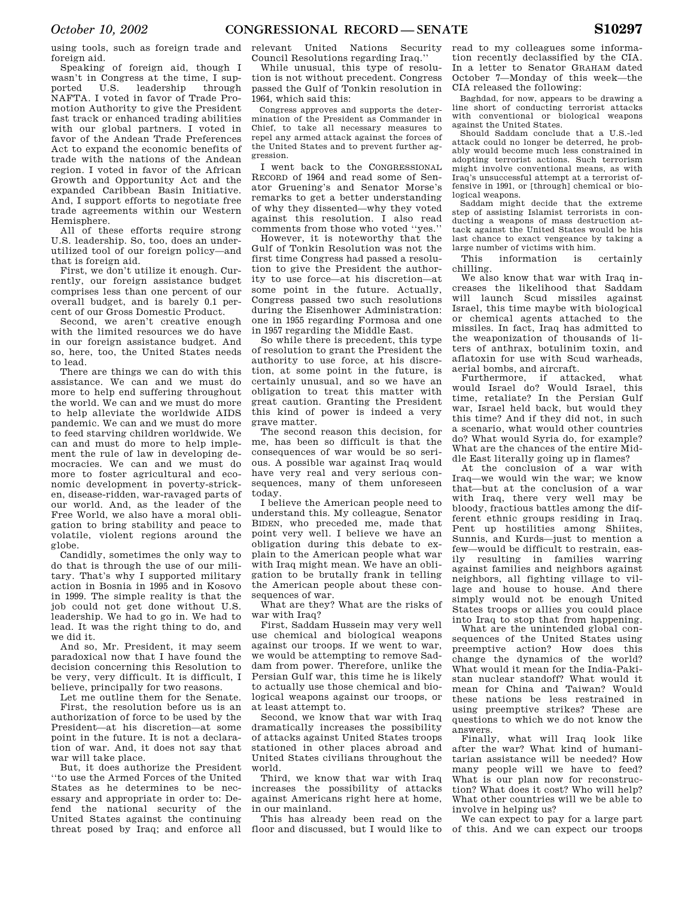using tools, such as foreign trade and foreign aid.

Speaking of foreign aid, though I wasn't in Congress at the time, I supported U.S. leadership through NAFTA. I voted in favor of Trade Promotion Authority to give the President fast track or enhanced trading abilities with our global partners. I voted in favor of the Andean Trade Preferences Act to expand the economic benefits of trade with the nations of the Andean region. I voted in favor of the African Growth and Opportunity Act and the expanded Caribbean Basin Initiative. And, I support efforts to negotiate free trade agreements within our Western Hemisphere.

All of these efforts require strong U.S. leadership. So, too, does an underutilized tool of our foreign policy—and that is foreign aid.

First, we don't utilize it enough. Currently, our foreign assistance budget comprises less than one percent of our overall budget, and is barely 0.1 percent of our Gross Domestic Product.

Second, we aren't creative enough with the limited resources we do have in our foreign assistance budget. And so, here, too, the United States needs to lead.

There are things we can do with this assistance. We can and we must do more to help end suffering throughout the world. We can and we must do more to help alleviate the worldwide AIDS pandemic. We can and we must do more to feed starving children worldwide. We can and must do more to help implement the rule of law in developing democracies. We can and we must do more to foster agricultural and economic development in poverty-stricken, disease-ridden, war-ravaged parts of our world. And, as the leader of the Free World, we also have a moral obligation to bring stability and peace to volatile, violent regions around the globe.

Candidly, sometimes the only way to do that is through the use of our military. That's why I supported military action in Bosnia in 1995 and in Kosovo in 1999. The simple reality is that the job could not get done without U.S. leadership. We had to go in. We had to lead. It was the right thing to do, and we did it.

And so, Mr. President, it may seem paradoxical now that I have found the decision concerning this Resolution to be very, very difficult. It is difficult, I believe, principally for two reasons.

Let me outline them for the Senate.

First, the resolution before us is an authorization of force to be used by the President—at his discretion—at some point in the future. It is not a declaration of war. And, it does not say that war will take place.

But, it does authorize the President "to use the Armed Forces of the United States as he determines to be necessary and appropriate in order to: Defend the national security of the United States against the continuing threat posed by Iraq; and enforce all relevant United Nations Security Council Resolutions regarding Iraq."

While unusual, this type of resolution is not without precedent. Congress passed the Gulf of Tonkin resolution in 1964, which said this:

> Congress approves and supports the determination of the President as Commander in Chief, to take all necessary measures to repel any armed attack against the forces of the United States and to prevent further aggression.

I went back to the CONGRESSIONAL RECORD of 1964 and read some of Senator Gruening's and Senator Morse's remarks to get a better understanding of why they dissented—why they voted against this resolution. I also read comments from those who voted "yes."

However, it is noteworthy that the Gulf of Tonkin Resolution was not the first time Congress had passed a resolution to give the President the authority to use force—at his discretion—at some point in the future. Actually, Congress passed two such resolutions during the Eisenhower Administration: one in 1955 regarding Formosa and one in 1957 regarding the Middle East.

So while there is precedent, this type of resolution to grant the President the authority to use force, at his discretion, at some point in the future, is certainly unusual, and so we have an obligation to treat this matter with great caution. Granting the President this kind of power is indeed a very grave matter.

The second reason this decision, for me, has been so difficult is that the consequences of war would be so serious. A possible war against Iraq would have very real and very serious consequences, many of them unforeseen today.

I believe the American people need to understand this. My colleague, Senator BIDEN, who preceded me, made that point very well. I believe we have an obligation during this debate to explain to the American people what war with Iraq might mean. We have an obligation to be brutally frank in telling the American people about these consequences of war.

What are they? What are the risks of war with Iraq?

First, Saddam Hussein may very well use chemical and biological weapons against our troops. If we went to war, we would be attempting to remove Saddam from power. Therefore, unlike the Persian Gulf war, this time he is likely to actually use those chemical and biological weapons against our troops, or at least attempt to.

Second, we know that war with Iraq dramatically increases the possibility of attacks against United States troops stationed in other places abroad and United States civilians throughout the world.

Third, we know that war with Iraq increases the possibility of attacks against Americans right here at home, in our mainland.

This has already been read on the floor and discussed, but I would like to read to my colleagues some information recently declassified by the CIA. In a letter to Senator GRAHAM dated October 7—Monday of this week—the CIA released the following:

> Baghdad, for now, appears to be drawing a line short of conducting terrorist attacks with conventional or biological weapons against the United States.
>
> Should Saddam conclude that a U.S.-led attack could no longer be deterred, he probably would become much less constrained in adopting terrorist actions. Such terrorism might involve conventional means, as with Iraq's unsuccessful attempt at a terrorist offensive in 1991, or [through] chemical or biological weapons.
>
> Saddam might decide that the extreme step of assisting Islamist terrorists in conducting a weapons of mass destruction attack against the United States would be his last chance to exact vengeance by taking a large number of victims with him.

This information is certainly chilling.

We also know that war with Iraq increases the likelihood that Saddam will launch Scud missiles against Israel, this time maybe with biological or chemical agents attached to the missiles. In fact, Iraq has admitted to the weaponization of thousands of liters of anthrax, botulinim toxin, and aflatoxin for use with Scud warheads, aerial bombs, and aircraft.

Furthermore, if attacked, what would Israel do? Would Israel, this time, retaliate? In the Persian Gulf war, Israel held back, but would they this time? And if they did not, in such a scenario, what would other countries do? What would Syria do, for example? What are the chances of the entire Middle East literally going up in flames?

At the conclusion of a war with Iraq—we would win the war; we know that—but at the conclusion of a war with Iraq, there very well may be bloody, fractious battles among the different ethnic groups residing in Iraq. Pent up hostilities among Shiites, Sunnis, and Kurds—just to mention a few—would be difficult to restrain, easily resulting in families warring against families and neighbors against neighbors, all fighting village to village and house to house. And there simply would not be enough United States troops or allies you could place into Iraq to stop that from happening.

What are the unintended global consequences of the United States using preemptive action? How does this change the dynamics of the world? What would it mean for the India-Pakistan nuclear standoff? What would it mean for China and Taiwan? Would these nations be less restrained in using preemptive strikes? These are questions to which we do not know the answers.

Finally, what will Iraq look like after the war? What kind of humanitarian assistance will be needed? How many people will we have to feed? What is our plan now for reconstruction? What does it cost? Who will help? What other countries will we be able to involve in helping us?

We can expect to pay for a large part of this. And we can expect our troops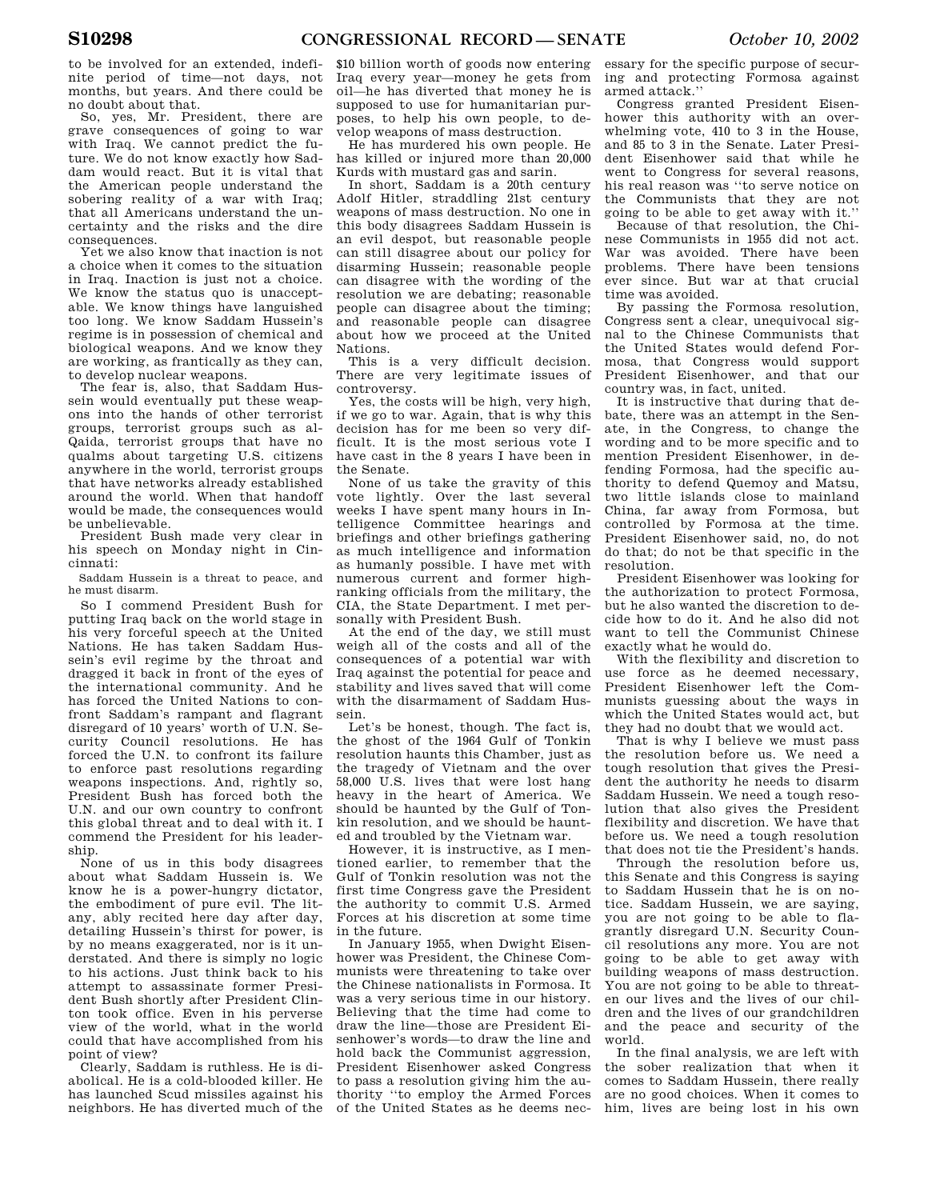to be involved for an extended, indefinite period of time—not days, not months, but years. And there could be no doubt about that.

So, yes, Mr. President, there are grave consequences of going to war with Iraq. We cannot predict the future. We do not know exactly how Saddam would react. But it is vital that the American people understand the sobering reality of a war with Iraq; that all Americans understand the uncertainty and the risks and the dire consequences.

Yet we also know that inaction is not a choice when it comes to the situation in Iraq. Inaction is just not a choice. We know the status quo is unacceptable. We know things have languished too long. We know Saddam Hussein's regime is in possession of chemical and biological weapons. And we know they are working, as frantically as they can, to develop nuclear weapons.

The fear is, also, that Saddam Hussein would eventually put these weapons into the hands of other terrorist groups, terrorist groups such as al-Qaida, terrorist groups that have no qualms about targeting U.S. citizens anywhere in the world, terrorist groups that have networks already established around the world. When that handoff would be made, the consequences would be unbelievable.

President Bush made very clear in his speech on Monday night in Cincinnati:

> Saddam Hussein is a threat to peace, and he must disarm.

So I commend President Bush for putting Iraq back on the world stage in his very forceful speech at the United Nations. He has taken Saddam Hussein's evil regime by the throat and dragged it back in front of the eyes of the international community. And he has forced the United Nations to confront Saddam's rampant and flagrant disregard of 10 years' worth of U.N. Security Council resolutions. He has forced the U.N. to confront its failure to enforce past resolutions regarding weapons inspections. And, rightly so, President Bush has forced both the U.N. and our own country to confront this global threat and to deal with it. I commend the President for his leadership.

None of us in this body disagrees about what Saddam Hussein is. We know he is a power-hungry dictator, the embodiment of pure evil. The litany, ably recited here day after day, detailing Hussein's thirst for power, is by no means exaggerated, nor is it understated. And there is simply no logic to his actions. Just think back to his attempt to assassinate former President Bush shortly after President Clinton took office. Even in his perverse view of the world, what in the world could that have accomplished from his point of view?

Clearly, Saddam is ruthless. He is diabolical. He is a cold-blooded killer. He has launched Scud missiles against his neighbors. He has diverted much of the $10 billion worth of goods now entering Iraq every year—money he gets from oil—he has diverted that money he is supposed to use for humanitarian purposes, to help his own people, to develop weapons of mass destruction.

He has murdered his own people. He has killed or injured more than 20,000 Kurds with mustard gas and sarin.

In short, Saddam is a 20th century Adolf Hitler, straddling 21st century weapons of mass destruction. No one in this body disagrees Saddam Hussein is an evil despot, but reasonable people can still disagree about our policy for disarming Hussein; reasonable people can disagree with the wording of the resolution we are debating; reasonable people can disagree about the timing; and reasonable people can disagree about how we proceed at the United Nations.

This is a very difficult decision. There are very legitimate issues of controversy.

Yes, the costs will be high, very high, if we go to war. Again, that is why this decision has for me been so very difficult. It is the most serious vote I have cast in the 8 years I have been in the Senate.

None of us take the gravity of this vote lightly. Over the last several weeks I have spent many hours in Intelligence Committee hearings and briefings and other briefings gathering as much intelligence and information as humanly possible. I have met with numerous current and former high-ranking officials from the military, the CIA, the State Department. I met personally with President Bush.

At the end of the day, we still must weigh all of the costs and all of the consequences of a potential war with Iraq against the potential for peace and stability and lives saved that will come with the disarmament of Saddam Hussein.

Let's be honest, though. The fact is, the ghost of the 1964 Gulf of Tonkin resolution haunts this Chamber, just as the tragedy of Vietnam and the over 58,000 U.S. lives that were lost hang heavy in the heart of America. We should be haunted by the Gulf of Tonkin resolution, and we should be haunted and troubled by the Vietnam war.

However, it is instructive, as I mentioned earlier, to remember that the Gulf of Tonkin resolution was not the first time Congress gave the President the authority to commit U.S. Armed Forces at his discretion at some time in the future.

In January 1955, when Dwight Eisenhower was President, the Chinese Communists were threatening to take over the Chinese nationalists in Formosa. It was a very serious time in our history. Believing that the time had come to draw the line—those are President Eisenhower's words—to draw the line and hold back the Communist aggression, President Eisenhower asked Congress to pass a resolution giving him the authority "to employ the Armed Forces of the United States as he deems necessary for the specific purpose of securing and protecting Formosa against armed attack."

Congress granted President Eisenhower this authority with an overwhelming vote, 410 to 3 in the House, and 85 to 3 in the Senate. Later President Eisenhower said that while he went to Congress for several reasons, his real reason was "to serve notice on the Communists that they are not going to be able to get away with it."

Because of that resolution, the Chinese Communists in 1955 did not act. War was avoided. There have been problems. There have been tensions ever since. But war at that crucial time was avoided.

By passing the Formosa resolution, Congress sent a clear, unequivocal signal to the Chinese Communists that the United States would defend Formosa, that Congress would support President Eisenhower, and that our country was, in fact, united.

It is instructive that during that debate, there was an attempt in the Senate, in the Congress, to change the wording and to be more specific and to mention President Eisenhower, in defending Formosa, had the specific authority to defend Quemoy and Matsu, two little islands close to mainland China, far away from Formosa, but controlled by Formosa at the time. President Eisenhower said, no, do not do that; do not be that specific in the resolution.

President Eisenhower was looking for the authorization to protect Formosa, but he also wanted the discretion to decide how to do it. And he also did not want to tell the Communist Chinese exactly what he would do.

With the flexibility and discretion to use force as he deemed necessary, President Eisenhower left the Communists guessing about the ways in which the United States would act, but they had no doubt that we would act.

That is why I believe we must pass the resolution before us. We need a tough resolution that gives the President the authority he needs to disarm Saddam Hussein. We need a tough resolution that also gives the President flexibility and discretion. We have that before us. We need a tough resolution that does not tie the President's hands.

Through the resolution before us, this Senate and this Congress is saying to Saddam Hussein that he is on notice. Saddam Hussein, we are saying, you are not going to be able to flagrantly disregard U.N. Security Council resolutions any more. You are not going to be able to get away with building weapons of mass destruction. You are not going to be able to threaten our lives and the lives of our children and the lives of our grandchildren and the peace and security of the world.

In the final analysis, we are left with the sober realization that when it comes to Saddam Hussein, there really are no good choices. When it comes to him, lives are being lost in his own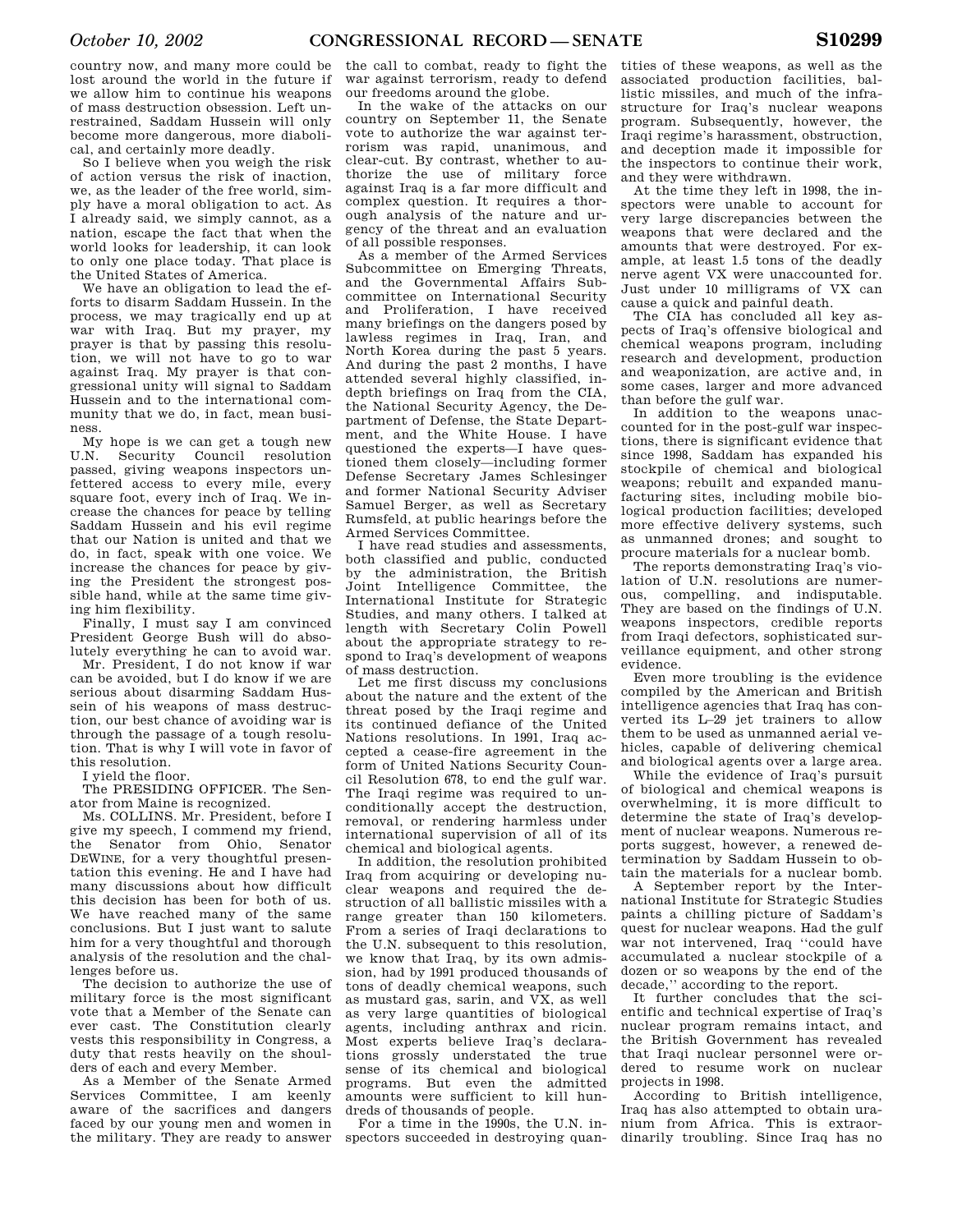country now, and many more could be lost around the world in the future if we allow him to continue his weapons of mass destruction obsession. Left unrestrained, Saddam Hussein will only become more dangerous, more diabolical, and certainly more deadly.

So I believe when you weigh the risk of action versus the risk of inaction, we, as the leader of the free world, simply have a moral obligation to act. As I already said, we simply cannot, as a nation, escape the fact that when the world looks for leadership, it can look to only one place today. That place is the United States of America.

We have an obligation to lead the efforts to disarm Saddam Hussein. In the process, we may tragically end up at war with Iraq. But my prayer, my prayer is that by passing this resolution, we will not have to go to war against Iraq. My prayer is that congressional unity will signal to Saddam Hussein and to the international community that we do, in fact, mean business.

My hope is we can get a tough new U.N. Security Council resolution passed, giving weapons inspectors unfettered access to every mile, every square foot, every inch of Iraq. We increase the chances for peace by telling Saddam Hussein and his evil regime that our Nation is united and that we do, in fact, speak with one voice. We increase the chances for peace by giving the President the strongest possible hand, while at the same time giving him flexibility.

Finally, I must say I am convinced President George Bush will do absolutely everything he can to avoid war.

Mr. President, I do not know if war can be avoided, but I do know if we are serious about disarming Saddam Hussein of his weapons of mass destruction, our best chance of avoiding war is through the passage of a tough resolution. That is why I will vote in favor of this resolution.

I yield the floor.

The PRESIDING OFFICER. The Senator from Maine is recognized.

Ms. COLLINS. Mr. President, before I give my speech, I commend my friend, the Senator from Ohio, Senator DEWINE, for a very thoughtful presentation this evening. He and I have had many discussions about how difficult this decision has been for both of us. We have reached many of the same conclusions. But I just want to salute him for a very thoughtful and thorough analysis of the resolution and the challenges before us.

The decision to authorize the use of military force is the most significant vote that a Member of the Senate can ever cast. The Constitution clearly vests this responsibility in Congress, a duty that rests heavily on the shoulders of each and every Member.

As a Member of the Senate Armed Services Committee, I am keenly aware of the sacrifices and dangers faced by our young men and women in the military. They are ready to answer the call to combat, ready to fight the war against terrorism, ready to defend our freedoms around the globe.

In the wake of the attacks on our country on September 11, the Senate vote to authorize the war against terrorism was rapid, unanimous, and clear-cut. By contrast, whether to authorize the use of military force against Iraq is a far more difficult and complex question. It requires a thorough analysis of the nature and urgency of the threat and an evaluation of all possible responses.

As a member of the Armed Services Subcommittee on Emerging Threats, and the Governmental Affairs Subcommittee on International Security and Proliferation, I have received many briefings on the dangers posed by lawless regimes in Iraq, Iran, and North Korea during the past 5 years. And during the past 2 months, I have attended several highly classified, in-depth briefings on Iraq from the CIA, the National Security Agency, the Department of Defense, the State Department, and the White House. I have questioned the experts—I have questioned them closely—including former Defense Secretary James Schlesinger and former National Security Adviser Samuel Berger, as well as Secretary Rumsfeld, at public hearings before the Armed Services Committee.

I have read studies and assessments, both classified and public, conducted by the administration, the British Joint Intelligence Committee, the International Institute for Strategic Studies, and many others. I talked at length with Secretary Colin Powell about the appropriate strategy to respond to Iraq's development of weapons of mass destruction.

Let me first discuss my conclusions about the nature and the extent of the threat posed by the Iraqi regime and its continued defiance of the United Nations resolutions. In 1991, Iraq accepted a cease-fire agreement in the form of United Nations Security Council Resolution 678, to end the gulf war. The Iraqi regime was required to unconditionally accept the destruction, removal, or rendering harmless under international supervision of all of its chemical and biological agents.

In addition, the resolution prohibited Iraq from acquiring or developing nuclear weapons and required the destruction of all ballistic missiles with a range greater than 150 kilometers. From a series of Iraqi declarations to the U.N. subsequent to this resolution, we know that Iraq, by its own admission, had by 1991 produced thousands of tons of deadly chemical weapons, such as mustard gas, sarin, and VX, as well as very large quantities of biological agents, including anthrax and ricin. Most experts believe Iraq's declarations grossly understated the true sense of its chemical and biological programs. But even the admitted amounts were sufficient to kill hundreds of thousands of people.

For a time in the 1990s, the U.N. inspectors succeeded in destroying quantities of these weapons, as well as the associated production facilities, ballistic missiles, and much of the infrastructure for Iraq's nuclear weapons program. Subsequently, however, the Iraqi regime's harassment, obstruction, and deception made it impossible for the inspectors to continue their work, and they were withdrawn.

At the time they left in 1998, the inspectors were unable to account for very large discrepancies between the weapons that were declared and the amounts that were destroyed. For example, at least 1.5 tons of the deadly nerve agent VX were unaccounted for. Just under 10 milligrams of VX can cause a quick and painful death.

The CIA has concluded all key aspects of Iraq's offensive biological and chemical weapons program, including research and development, production and weaponization, are active and, in some cases, larger and more advanced than before the gulf war.

In addition to the weapons unaccounted for in the post-gulf war inspections, there is significant evidence that since 1998, Saddam has expanded his stockpile of chemical and biological weapons; rebuilt and expanded manufacturing sites, including mobile biological production facilities; developed more effective delivery systems, such as unmanned drones; and sought to procure materials for a nuclear bomb.

The reports demonstrating Iraq's violation of U.N. resolutions are numerous, compelling, and indisputable. They are based on the findings of U.N. weapons inspectors, credible reports from Iraqi defectors, sophisticated surveillance equipment, and other strong evidence.

Even more troubling is the evidence compiled by the American and British intelligence agencies that Iraq has converted its L–29 jet trainers to allow them to be used as unmanned aerial vehicles, capable of delivering chemical and biological agents over a large area.

While the evidence of Iraq's pursuit of biological and chemical weapons is overwhelming, it is more difficult to determine the state of Iraq's development of nuclear weapons. Numerous reports suggest, however, a renewed determination by Saddam Hussein to obtain the materials for a nuclear bomb.

A September report by the International Institute for Strategic Studies paints a chilling picture of Saddam's quest for nuclear weapons. Had the gulf war not intervened, Iraq "could have accumulated a nuclear stockpile of a dozen or so weapons by the end of the decade," according to the report.

It further concludes that the scientific and technical expertise of Iraq's nuclear program remains intact, and the British Government has revealed that Iraqi nuclear personnel were ordered to resume work on nuclear projects in 1998.

According to British intelligence, Iraq has also attempted to obtain uranium from Africa. This is extraordinarily troubling. Since Iraq has no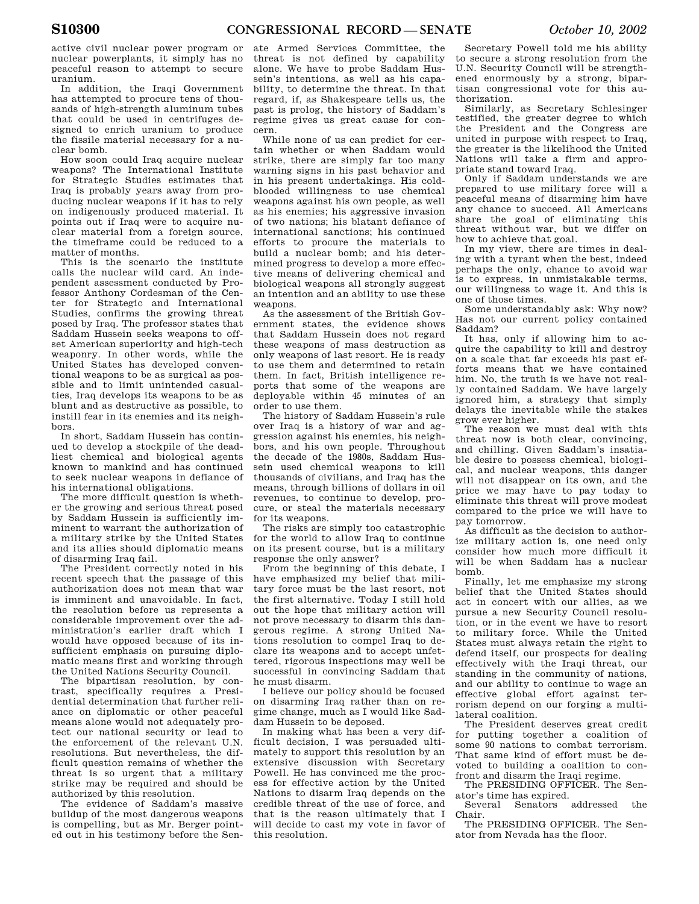active civil nuclear power program or nuclear powerplants, it simply has no peaceful reason to attempt to secure uranium.

In addition, the Iraqi Government has attempted to procure tens of thousands of high-strength aluminum tubes that could be used in centrifuges designed to enrich uranium to produce the fissile material necessary for a nuclear bomb.

How soon could Iraq acquire nuclear weapons? The International Institute for Strategic Studies estimates that Iraq is probably years away from producing nuclear weapons if it has to rely on indigenously produced material. It points out if Iraq were to acquire nuclear material from a foreign source, the timeframe could be reduced to a matter of months.

This is the scenario the institute calls the nuclear wild card. An independent assessment conducted by Professor Anthony Cordesman of the Center for Strategic and International Studies, confirms the growing threat posed by Iraq. The professor states that Saddam Hussein seeks weapons to offset American superiority and high-tech weaponry. In other words, while the United States has developed conventional weapons to be as surgical as possible and to limit unintended casualties, Iraq develops its weapons to be as blunt and as destructive as possible, to instill fear in its enemies and its neighbors.

In short, Saddam Hussein has continued to develop a stockpile of the deadliest chemical and biological agents known to mankind and has continued to seek nuclear weapons in defiance of his international obligations.

The more difficult question is whether the growing and serious threat posed by Saddam Hussein is sufficiently imminent to warrant the authorization of a military strike by the United States and its allies should diplomatic means of disarming Iraq fail.

The President correctly noted in his recent speech that the passage of this authorization does not mean that war is imminent and unavoidable. In fact, the resolution before us represents a considerable improvement over the administration's earlier draft which I would have opposed because of its insufficient emphasis on pursuing diplomatic means first and working through the United Nations Security Council.

The bipartisan resolution, by contrast, specifically requires a Presidential determination that further reliance on diplomatic or other peaceful means alone would not adequately protect our national security or lead to the enforcement of the relevant U.N. resolutions. But nevertheless, the difficult question remains of whether the threat is so urgent that a military strike may be required and should be authorized by this resolution.

The evidence of Saddam's massive buildup of the most dangerous weapons is compelling, but as Mr. Berger pointed out in his testimony before the Senate Armed Services Committee, the threat is not defined by capability alone. We have to probe Saddam Hussein's intentions, as well as his capability, to determine the threat. In that regard, if, as Shakespeare tells us, the past is prolog, the history of Saddam's regime gives us great cause for concern.

While none of us can predict for certain whether or when Saddam would strike, there are simply far too many warning signs in his past behavior and in his present undertakings. His cold-blooded willingness to use chemical weapons against his own people, as well as his enemies; his aggressive invasion of two nations; his blatant defiance of international sanctions; his continued efforts to procure the materials to build a nuclear bomb; and his determined progress to develop a more effective means of delivering chemical and biological weapons all strongly suggest an intention and an ability to use these weapons.

As the assessment of the British Government states, the evidence shows that Saddam Hussein does not regard these weapons of mass destruction as only weapons of last resort. He is ready to use them and determined to retain them. In fact, British intelligence reports that some of the weapons are deployable within 45 minutes of an order to use them.

The history of Saddam Hussein's rule over Iraq is a history of war and aggression against his enemies, his neighbors, and his own people. Throughout the decade of the 1980s, Saddam Hussein used chemical weapons to kill thousands of civilians, and Iraq has the means, through billions of dollars in oil revenues, to continue to develop, procure, or steal the materials necessary for its weapons.

The risks are simply too catastrophic for the world to allow Iraq to continue on its present course, but is a military response the only answer?

From the beginning of this debate, I have emphasized my belief that military force must be the last resort, not the first alternative. Today I still hold out the hope that military action will not prove necessary to disarm this dangerous regime. A strong United Nations resolution to compel Iraq to declare its weapons and to accept unfettered, rigorous inspections may well be successful in convincing Saddam that he must disarm.

I believe our policy should be focused on disarming Iraq rather than on regime change, much as I would like Saddam Hussein to be deposed.

In making what has been a very difficult decision, I was persuaded ultimately to support this resolution by an extensive discussion with Secretary Powell. He has convinced me the process for effective action by the United Nations to disarm Iraq depends on the credible threat of the use of force, and that is the reason ultimately that I will decide to cast my vote in favor of this resolution.

Secretary Powell told me his ability to secure a strong resolution from the U.N. Security Council will be strengthened enormously by a strong, bipartisan congressional vote for this authorization.

Similarly, as Secretary Schlesinger testified, the greater degree to which the President and the Congress are united in purpose with respect to Iraq, the greater is the likelihood the United Nations will take a firm and appropriate stand toward Iraq.

Only if Saddam understands we are prepared to use military force will a peaceful means of disarming him have any chance to succeed. All Americans share the goal of eliminating this threat without war, but we differ on how to achieve that goal.

In my view, there are times in dealing with a tyrant when the best, indeed perhaps the only, chance to avoid war is to express, in unmistakable terms, our willingness to wage it. And this is one of those times.

Some understandably ask: Why now? Has not our current policy contained Saddam?

It has, only if allowing him to acquire the capability to kill and destroy on a scale that far exceeds his past efforts means that we have contained him. No, the truth is we have not really contained Saddam. We have largely ignored him, a strategy that simply delays the inevitable while the stakes grow ever higher.

The reason we must deal with this threat now is both clear, convincing, and chilling. Given Saddam's insatiable desire to possess chemical, biological, and nuclear weapons, this danger will not disappear on its own, and the price we may have to pay today to eliminate this threat will prove modest compared to the price we will have to pay tomorrow.

As difficult as the decision to authorize military action is, one need only consider how much more difficult it will be when Saddam has a nuclear bomb.

Finally, let me emphasize my strong belief that the United States should act in concert with our allies, as we pursue a new Security Council resolution, or in the event we have to resort to military force. While the United States must always retain the right to defend itself, our prospects for dealing effectively with the Iraqi threat, our standing in the community of nations, and our ability to continue to wage an effective global effort against terrorism depend on our forging a multilateral coalition.

The President deserves great credit for putting together a coalition of some 90 nations to combat terrorism. That same kind of effort must be devoted to building a coalition to confront and disarm the Iraqi regime.

The PRESIDING OFFICER. The Senator's time has expired.

Several Senators addressed the Chair.

The PRESIDING OFFICER. The Senator from Nevada has the floor.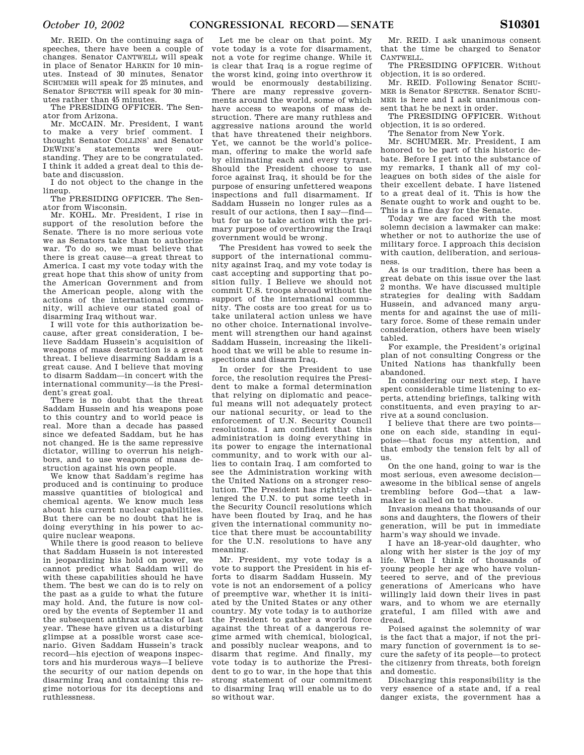Mr. REID. On the continuing saga of speeches, there have been a couple of changes. Senator CANTWELL will speak in place of Senator HARKIN for 10 minutes. Instead of 30 minutes, Senator SCHUMER will speak for 25 minutes, and Senator SPECTER will speak for 30 minutes rather than 45 minutes.

The PRESIDING OFFICER. The Senator from Arizona.

Mr. McCAIN. Mr. President, I want to make a very brief comment. I thought Senator COLLINS' and Senator DEWINE's statements were outstanding. They are to be congratulated. I think it added a great deal to this debate and discussion.

I do not object to the change in the lineup.

The PRESIDING OFFICER. The Senator from Wisconsin.

Mr. KOHL. Mr. President, I rise in support of the resolution before the Senate. There is no more serious vote we as Senators take than to authorize war. To do so, we must believe that there is great cause—a great threat to America. I cast my vote today with the great hope that this show of unity from the American Government and from the American people, along with the actions of the international community, will achieve our stated goal of disarming Iraq without war.

I will vote for this authorization because, after great consideration, I believe Saddam Hussein's acquisition of weapons of mass destruction is a great threat. I believe disarming Saddam is a great cause. And I believe that moving to disarm Saddam—in concert with the international community—is the President's great goal.

There is no doubt that the threat Saddam Hussein and his weapons pose to this country and to world peace is real. More than a decade has passed since we defeated Saddam, but he has not changed. He is the same repressive dictator, willing to overrun his neighbors, and to use weapons of mass destruction against his own people.

We know that Saddam's regime has produced and is continuing to produce massive quantities of biological and chemical agents. We know much less about his current nuclear capabilities. But there can be no doubt that he is doing everything in his power to acquire nuclear weapons.

While there is good reason to believe that Saddam Hussein is not interested in jeopardizing his hold on power, we cannot predict what Saddam will do with these capabilities should he have them. The best we can do is to rely on the past as a guide to what the future may hold. And, the future is now colored by the events of September 11 and the subsequent anthrax attacks of last year. These have given us a disturbing glimpse at a possible worst case scenario. Given Saddam Hussein's track record—his ejection of weapons inspectors and his murderous ways—I believe the security of our nation depends on disarming Iraq and containing this regime notorious for its deceptions and ruthlessness.

Let me be clear on that point. My vote today is a vote for disarmament, not a vote for regime change. While it is clear that Iraq is a rogue regime of the worst kind, going into overthrow it would be enormously destabilizing. There are many repressive governments around the world, some of which have access to weapons of mass destruction. There are many ruthless and aggressive nations around the world that have threatened their neighbors. Yet, we cannot be the world's policeman, offering to make the world safe by eliminating each and every tyrant. Should the President choose to use force against Iraq, it should be for the purpose of ensuring unfettered weapons inspections and full disarmament. If Saddam Hussein no longer rules as a result of our actions, then I say—find—but for us to take action with the primary purpose of overthrowing the Iraqi government would be wrong.

The President has vowed to seek the support of the international community against Iraq, and my vote today is cast accepting and supporting that position fully. I Believe we should not commit U.S. troops abroad without the support of the international community. The costs are too great for us to take unilateral action unless we have no other choice. International involvement will strengthen our hand against Saddam Hussein, increasing the likelihood that we will be able to resume inspections and disarm Iraq.

In order for the President to use force, the resolution requires the President to make a formal determination that relying on diplomatic and peaceful means will not adequately protect our national security, or lead to the enforcement of U.N. Security Council resolutions. I am confident that this administration is doing everything in its power to engage the international community, and to work with our allies to contain Iraq. I am comforted to see the Administration working with the United Nations on a stronger resolution. The President has rightly challenged the U.N. to put some teeth in the Security Council resolutions which have been flouted by Iraq, and he has given the international community notice that there must be accountability for the U.N. resolutions to have any meaning.

Mr. President, my vote today is a vote to support the President in his efforts to disarm Saddam Hussein. My vote is not an endorsement of a policy of preemptive war, whether it is initiated by the United States or any other country. My vote today is to authorize the President to gather a world force against the threat of a dangerous regime armed with chemical, biological, and possibly nuclear weapons, and to disarm that regime. And finally, my vote today is to authorize the President to go to war, in the hope that this strong statement of our commitment to disarming Iraq will enable us to do so without war.

Mr. REID. I ask unanimous consent that the time be charged to Senator CANTWELL.

The PRESIDING OFFICER. Without objection, it is so ordered.

Mr. REID. Following Senator SCHUMER is Senator SPECTER. Senator SCHUMER is here and I ask unanimous consent that he be next in order.

The PRESIDING OFFICER. Without objection, it is so ordered.

The Senator from New York.

Mr. SCHUMER. Mr. President, I am honored to be part of this historic debate. Before I get into the substance of my remarks, I thank all of my colleagues on both sides of the aisle for their excellent debate. I have listened to a great deal of it. This is how the Senate ought to work and ought to be. This is a fine day for the Senate.

Today we are faced with the most solemn decision a lawmaker can make: whether or not to authorize the use of military force. I approach this decision with caution, deliberation, and seriousness.

As is our tradition, there has been a great debate on this issue over the last 2 months. We have discussed multiple strategies for dealing with Saddam Hussein, and advanced many arguments for and against the use of military force. Some of these remain under consideration, others have been wisely tabled.

For example, the President's original plan of not consulting Congress or the United Nations has thankfully been abandoned.

In considering our next step, I have spent considerable time listening to experts, attending briefings, talking with constituents, and even praying to arrive at a sound conclusion.

I believe that there are two points—one on each side, standing in equipoise—that focus my attention, and that embody the tension felt by all of us.

On the one hand, going to war is the most serious, even awesome decision—awesome in the biblical sense of angels trembling before God—that a lawmaker is called on to make.

Invasion means that thousands of our sons and daughters, the flowers of their generation, will be put in immediate harm's way should we invade.

I have an 18-year-old daughter, who along with her sister is the joy of my life. When I think of thousands of young people her age who have volunteered to serve, and of the previous generations of Americans who have willingly laid down their lives in past wars, and to whom we are eternally grateful, I am filled with awe and dread.

Poised against the solemnity of war is the fact that a major, if not the primary function of government is to secure the safety of its people—to protect the citizenry from threats, both foreign and domestic.

Discharging this responsibility is the very essence of a state and, if a real danger exists, the government has a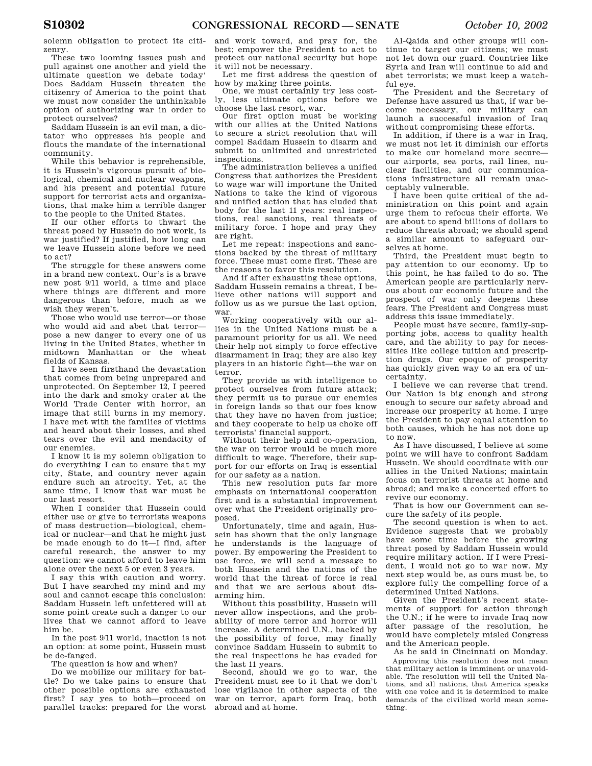solemn obligation to protect its citizenry.

These two looming issues push and pull against one another and yield the ultimate question we debate today' Does Saddam Hussein threaten the citizenry of America to the point that we must now consider the unthinkable option of authorizing war in order to protect ourselves?

Saddam Hussein is an evil man, a dictator who oppresses his people and flouts the mandate of the international community.

While this behavior is reprehensible, it is Hussein's vigorous pursuit of biological, chemical and nuclear weapons, and his present and potential future support for terrorist acts and organizations, that make him a terrible danger to the people to the United States.

If our other efforts to thwart the threat posed by Hussein do not work, is war justified? If justified, how long can we leave Hussein alone before we need to act?

The struggle for these answers come in a brand new context. Our's is a brave new post 9/11 world, a time and place where things are different and more dangerous than before, much as we wish they weren't.

Those who would use terror—or those who would aid and abet that terror—pose a new danger to every one of us living in the United States, whether in midtown Manhattan or the wheat fields of Kansas.

I have seen firsthand the devastation that comes from being unprepared and unprotected. On September 12, I peered into the dark and smoky crater at the World Trade Center with horror, an image that still burns in my memory. I have met with the families of victims and heard about their losses, and shed tears over the evil and mendacity of our enemies.

I know it is my solemn obligation to do everything I can to ensure that my city, State, and country never again endure such an atrocity. Yet, at the same time, I know that war must be our last resort.

When I consider that Hussein could either use or give to terrorists weapons of mass destruction—biological, chemical or nuclear—and that he might just be made enough to do it—I find, after careful research, the answer to my question: we cannot afford to leave him alone over the next 5 or even 3 years.

I say this with caution and worry. But I have searched my mind and my soul and cannot escape this conclusion: Saddam Hussein left unfettered will at some point create such a danger to our lives that we cannot afford to leave him be.

In the post 9/11 world, inaction is not an option: at some point, Hussein must be de-fanged.

The question is how and when?

Do we mobilize our military for battle? Do we take pains to ensure that other possible options are exhausted first? I say yes to both—proceed on parallel tracks: prepared for the worst and work toward, and pray for, the best; empower the President to act to protect our national security but hope it will not be necessary.

Let me first address the question of how by making three points.

One, we must certainly try less costly, less ultimate options before we choose the last resort, war.

Our first option must be working with our allies at the United Nations to secure a strict resolution that will compel Saddam Hussein to disarm and submit to unlimited and unrestricted inspections.

The administration believes a unified Congress that authorizes the President to wage war will importune the United Nations to take the kind of vigorous and unified action that has eluded that body for the last 11 years: real inspections, real sanctions, real threats of military force. I hope and pray they are right.

Let me repeat: inspections and sanctions backed by the threat of military force. These must come first. These are the reasons to favor this resolution.

And if after exhausting these options, Saddam Hussein remains a threat, I believe other nations will support and follow us as we pursue the last option, war.

Working cooperatively with our allies in the United Nations must be a paramount priority for us all. We need their help not simply to force effective disarmament in Iraq; they are also key players in an historic fight—the war on terror.

They provide us with intelligence to protect ourselves from future attack; they permit us to pursue our enemies in foreign lands so that our foes know that they have no haven from justice; and they cooperate to help us choke off terrorists' financial support.

Without their help and co-operation, the war on terror would be much more difficult to wage. Therefore, their support for our efforts on Iraq is essential for our safety as a nation.

This new resolution puts far more emphasis on international cooperation first and is a substantial improvement over what the President originally proposed.

Unfortunately, time and again, Hussein has shown that the only language he understands is the language of power. By empowering the President to use force, we will send a message to both Hussein and the nations of the world that the threat of force is real and that we are serious about disarming him.

Without this possibility, Hussein will never allow inspections, and the probability of more terror and horror will increase. A determined U.N., backed by the possibility of force, may finally convince Saddam Hussein to submit to the real inspections he has evaded for the last 11 years.

Second, should we go to war, the President must see to it that we don't lose vigilance in other aspects of the war on terror, apart form Iraq, both abroad and at home.

Al-Qaida and other groups will continue to target our citizens; we must not let down our guard. Countries like Syria and Iran will continue to aid and abet terrorists; we must keep a watchful eye.

The President and the Secretary of Defense have assured us that, if war become necessary, our military can launch a successful invasion of Iraq without compromising these efforts.

In addition, if there is a war in Iraq, we must not let it diminish our efforts to make our homeland more secure—our airports, sea ports, rail lines, nuclear facilities, and our communications infrastructure all remain unacceptably vulnerable.

I have been quite critical of the administration on this point and again urge them to refocus their efforts. We are about to spend billions of dollars to reduce threats abroad; we should spend a similar amount to safeguard ourselves at home.

Third, the President must begin to pay attention to our economy. Up to this point, he has failed to do so. The American people are particularly nervous about our economic future and the prospect of war only deepens these fears. The President and Congress must address this issue immediately.

People must have secure, family-supporting jobs, access to quality health care, and the ability to pay for necessities like college tuition and prescription drugs. Our epoque of prosperity has quickly given way to an era of uncertainty.

I believe we can reverse that trend. Our Nation is big enough and strong enough to secure our safety abroad and increase our prosperity at home. I urge the President to pay equal attention to both causes, which he has not done up to now.

As I have discussed, I believe at some point we will have to confront Saddam Hussein. We should coordinate with our allies in the United Nations; maintain focus on terrorist threats at home and abroad; and make a concerted effort to revive our economy.

That is how our Government can secure the safety of its people.

The second question is when to act. Evidence suggests that we probably have some time before the growing threat posed by Saddam Hussein would require military action. If I were President, I would not go to war now. My next step would be, as ours must be, to explore fully the compelling force of a determined United Nations.

Given the President's recent statements of support for action through the U.N.; if he were to invade Iraq now after passage of the resolution, he would have completely misled Congress and the American people.

As he said in Cincinnati on Monday.

> Approving this resolution does not mean that military action is imminent or unavoidable. The resolution will tell the United Nations, and all nations, that America speaks with one voice and it is determined to make demands of the civilized world mean something.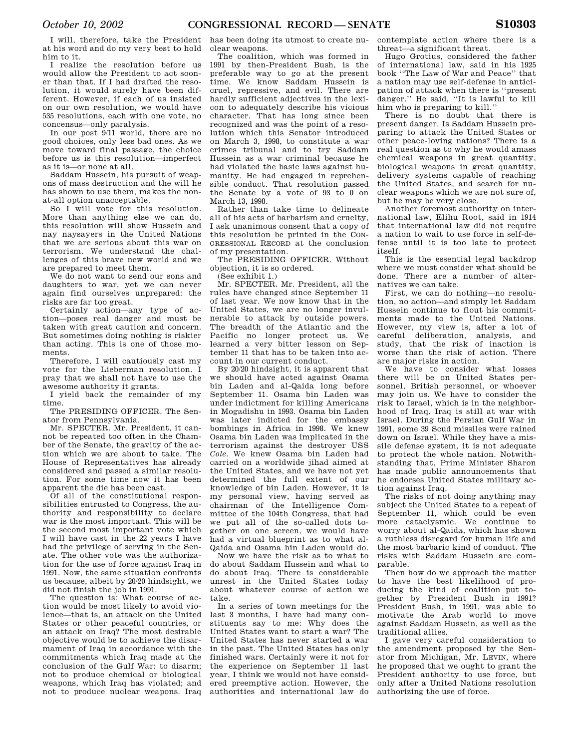I will, therefore, take the President at his word and do my very best to hold him to it.

I realize the resolution before us would allow the President to act sooner than that. If I had drafted the resolution, it would surely have been different. However, if each of us insisted on our own resolution, we would have 535 resolutions, each with one vote, no concensus—only paralysis.

In our post 9/11 world, there are no good choices, only less bad ones. As we move toward final passage, the choice before us is this resolution—imperfect as it is—or none at all.

Saddam Hussein, his pursuit of weapons of mass destruction and the will he has shown to use them, makes the non-at-all option unacceptable.

So I will vote for this resolution. More than anything else we can do, this resolution will show Hussein and nay naysayers in the United Nations that we are serious about this war on terrorism. We understand the challenges of this brave new world and we are prepared to meet them.

We do not want to send our sons and daughters to war, yet we can never again find ourselves unprepared: the risks are far too great.

Certainly action—any type of action—poses real danger and must be taken with great caution and concern. But sometimes doing nothing is riskier than acting. This is one of those moments.

Therefore, I will cautiously cast my vote for the Lieberman resolution. I pray that we shall not have to use the awesome authority it grants.

I yield back the remainder of my time.

The PRESIDING OFFICER. The Senator from Pennsylvania.

Mr. SPECTER. Mr. President, it cannot be repeated too often in the Chamber of the Senate, the gravity of the action which we are about to take. The House of Representatives has already considered and passed a similar resolution. For some time now it has been apparent the die has been cast.

Of all of the constitutional responsibilities entrusted to Congress, the authority and responsibility to declare war is the most important. This will be the second most important vote which I will have cast in the 22 years I have had the privilege of serving in the Senate. The other vote was the authorization for the use of force against Iraq in 1991. Now, the same situation confronts us because, albeit by 20/20 hindsight, we did not finish the job in 1991.

The question is: What course of action would be most likely to avoid violence—that is, an attack on the United States or other peaceful countries, or an attack on Iraq? The most desirable objective would be to achieve the disarmament of Iraq in accordance with the commitments which Iraq made at the conclusion of the Gulf War: to disarm; not to produce chemical or biological weapons, which Iraq has violated; and not to produce nuclear weapons. Iraq has been doing its utmost to create nuclear weapons.

The coalition, which was formed in 1991 by then-President Bush, is the preferable way to go at the present time. We know Saddam Hussein is cruel, repressive, and evil. There are hardly sufficient adjectives in the lexicon to adequately describe his vicious character. That has long since been recognized and was the point of a resolution which this Senator introduced on March 3, 1998, to constitute a war crimes tribunal and to try Saddam Hussein as a war criminal because he had violated the basic laws against humanity. He had engaged in reprehensible conduct. That resolution passed the Senate by a vote of 93 to 0 on March 13, 1998.

Rather than take time to delineate all of his acts of barbarism and cruelty, I ask unanimous consent that a copy of this resolution be printed in the CONGRESSIONAL RECORD at the conclusion of my presentation.

The PRESIDING OFFICER. Without objection, it is so ordered.

(See exhibit 1.)

Mr. SPECTER. Mr. President, all the rules have changed since September 11 of last year. We now know that in the United States, we are no longer invulnerable to attack by outside powers. The breadth of the Atlantic and the Pacific no longer protect us. We learned a very bitter lesson on September 11 that has to be taken into account in our current conduct.

By 20/20 hindsight, it is apparent that we should have acted against Osama bin Laden and al-Qaida long before September 11. Osama bin Laden was under indictment for killing Americans in Mogadishu in 1993. Osama bin Laden was later indicted for the embassy bombings in Africa in 1998. We knew Osama bin Laden was implicated in the terrorism against the destroyer USS *Cole*. We knew Osama bin Laden had carried on a worldwide jihad aimed at the United States, and we have not yet determined the full extent of our knowledge of bin Laden. However, it is my personal view, having served as chairman of the Intelligence Committee of the 104th Congress, that had we put all of the so-called dots together on one screen, we would have had a virtual blueprint as to what al-Qaida and Osama bin Laden would do.

Now we have the risk as to what to do about Saddam Hussein and what to do about Iraq. There is considerable unrest in the United States today about whatever course of action we take.

In a series of town meetings for the last 3 months, I have had many constituents say to me: Why does the United States want to start a war? The United States has never started a war in the past. The United States has only finished wars. Certainly were it not for the experience on September 11 last year, I think we would not have considered preemptive action. However, the authorities and international law do contemplate action where there is a threat—a significant threat.

Hugo Grotius, considered the father of international law, said in his 1925 book "The Law of War and Peace" that a nation may use self-defense in anticipation of attack when there is "present danger." He said, "It is lawful to kill him who is preparing to kill."

There is no doubt that there is present danger. Is Saddam Hussein preparing to attack the United States or other peace-loving nations? There is a real question as to why he would amass chemical weapons in great quantity, biological weapons in great quantity, delivery systems capable of reaching the United States, and search for nuclear weapons which we are not sure of, but he may be very close.

Another foremost authority on international law, Elihu Root, said in 1914 that international law did not require a nation to wait to use force in self-defense until it is too late to protect itself.

This is the essential legal backdrop where we must consider what should be done. There are a number of alternatives we can take.

First, we can do nothing—no resolution, no action—and simply let Saddam Hussein continue to flout his commitments made to the United Nations. However, my view is, after a lot of careful deliberation, analysis, and study, that the risk of inaction is worse than the risk of action. There are major risks in action.

We have to consider what losses there will be on United States personnel, British personnel, or whoever may join us. We have to consider the risk to Israel, which is in the neighborhood of Iraq. Iraq is still at war with Israel. During the Persian Gulf War in 1991, some 39 Scud missiles were rained down on Israel. While they have a missile defense system, it is not adequate to protect the whole nation. Notwithstanding that, Prime Minister Sharon has made public announcements that he endorses United States military action against Iraq.

The risks of not doing anything may subject the United States to a repeat of September 11, which could be even more cataclysmic. We continue to worry about al-Qaida, which has shown a ruthless disregard for human life and the most barbaric kind of conduct. The risks with Saddam Hussein are comparable.

Then how do we approach the matter to have the best likelihood of producing the kind of coalition put together by President Bush in 1991? President Bush, in 1991, was able to motivate the Arab world to move against Saddam Hussein, as well as the traditional allies.

I gave very careful consideration to the amendment proposed by the Senator from Michigan, Mr. LEVIN, where he proposed that we ought to grant the President authority to use force, but only after a United Nations resolution authorizing the use of force.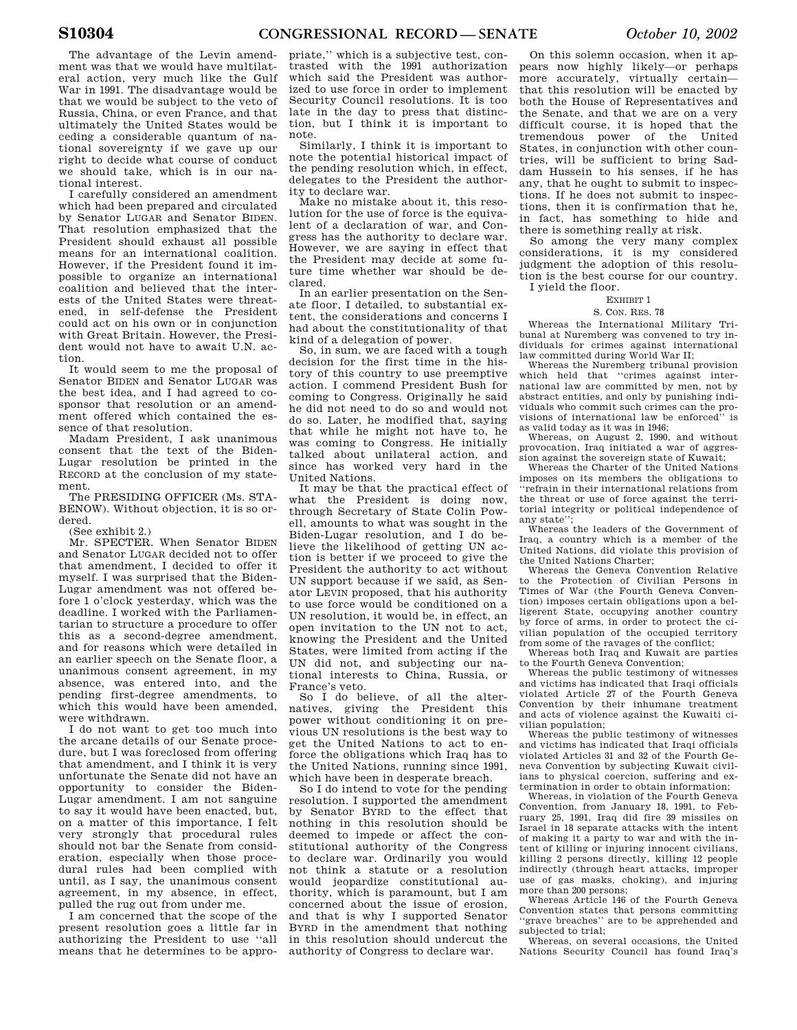The advantage of the Levin amendment was that we would have multilateral action, very much like the Gulf War in 1991. The disadvantage would be that we would be subject to the veto of Russia, China, or even France, and that ultimately the United States would be ceding a considerable quantum of national sovereignty if we gave up our right to decide what course of conduct we should take, which is in our national interest.

I carefully considered an amendment which had been prepared and circulated by Senator LUGAR and Senator BIDEN. That resolution emphasized that the President should exhaust all possible means for an international coalition. However, if the President found it impossible to organize an international coalition and believed that the interests of the United States were threatened, in self-defense the President could act on his own or in conjunction with Great Britain. However, the President would not have to await U.N. action.

It would seem to me the proposal of Senator BIDEN and Senator LUGAR was the best idea, and I had agreed to cosponsor that resolution or an amendment offered which contained the essence of that resolution.

Madam President, I ask unanimous consent that the text of the Biden-Lugar resolution be printed in the RECORD at the conclusion of my statement.

The PRESIDING OFFICER (Ms. STABENOW). Without objection, it is so ordered.

(See exhibit 2.)

Mr. SPECTER. When Senator BIDEN and Senator LUGAR decided not to offer that amendment, I decided to offer it myself. I was surprised that the Biden-Lugar amendment was not offered before 1 o'clock yesterday, which was the deadline. I worked with the Parliamentarian to structure a procedure to offer this as a second-degree amendment, and for reasons which were detailed in an earlier speech on the Senate floor, a unanimous consent agreement, in my absence, was entered into, and the pending first-degree amendments, to which this would have been amended, were withdrawn.

I do not want to get too much into the arcane details of our Senate procedure, but I was foreclosed from offering that amendment, and I think it is very unfortunate the Senate did not have an opportunity to consider the Biden-Lugar amendment. I am not sanguine to say it would have been enacted, but, on a matter of this importance, I felt very strongly that procedural rules should not bar the Senate from consideration, especially when those procedural rules had been complied with until, as I say, the unanimous consent agreement, in my absence, in effect, pulled the rug out from under me.

I am concerned that the scope of the present resolution goes a little far in authorizing the President to use "all means that he determines to be appropriate," which is a subjective test, contrasted with the 1991 authorization which said the President was authorized to use force in order to implement Security Council resolutions. It is too late in the day to press that distinction, but I think it is important to note.

Similarly, I think it is important to note the potential historical impact of the pending resolution which, in effect, delegates to the President the authority to declare war.

Make no mistake about it, this resolution for the use of force is the equivalent of a declaration of war, and Congress has the authority to declare war. However, we are saying in effect that the President may decide at some future time whether war should be declared.

In an earlier presentation on the Senate floor, I detailed, to substantial extent, the considerations and concerns I had about the constitutionality of that kind of a delegation of power.

So, in sum, we are faced with a tough decision for the first time in the history of this country to use preemptive action. I commend President Bush for coming to Congress. Originally he said he did not need to do so and would not do so. Later, he modified that, saying that while he might not have to, he was coming to Congress. He initially talked about unilateral action, and since has worked very hard in the United Nations.

It may be that the practical effect of what the President is doing now, through Secretary of State Colin Powell, amounts to what was sought in the Biden-Lugar resolution, and I do believe the likelihood of getting UN action is better if we proceed to give the President the authority to act without UN support because if we said, as Senator LEVIN proposed, that his authority to use force would be conditioned on a UN resolution, it would be, in effect, an open invitation to the UN not to act, knowing the President and the United States, were limited from acting if the UN did not, and subjecting our national interests to China, Russia, or France's veto.

So I do believe, of all the alternatives, giving the President this power without conditioning it on previous UN resolutions is the best way to get the United Nations to act to enforce the obligations which Iraq has to the United Nations, running since 1991, which have been in desperate breach.

So I do intend to vote for the pending resolution. I supported the amendment by Senator BYRD to the effect that nothing in this resolution should be deemed to impede or affect the constitutional authority of the Congress to declare war. Ordinarily you would not think a statute or a resolution would jeopardize constitutional authority, which is paramount, but I am concerned about the issue of erosion, and that is why I supported Senator BYRD in the amendment that nothing in this resolution should undercut the authority of Congress to declare war.

On this solemn occasion, when it appears now highly likely—or perhaps more accurately, virtually certain—that this resolution will be enacted by both the House of Representatives and the Senate, and that we are on a very difficult course, it is hoped that the tremendous power of the United States, in conjunction with other countries, will be sufficient to bring Saddam Hussein to his senses, if he has any, that he ought to submit to inspections. If he does not submit to inspections, then it is confirmation that he, in fact, has something to hide and there is something really at risk.

So among the very many complex considerations, it is my considered judgment the adoption of this resolution is the best course for our country.

I yield the floor.

EXHIBIT 1

S. CON. RES. 78

Whereas the International Military Tribunal at Nuremberg was convened to try individuals for crimes against international law committed during World War II;

Whereas the Nuremberg tribunal provision which held that "crimes against international law are committed by men, not by abstract entities, and only by punishing individuals who commit such crimes can the provisions of international law be enforced" is as valid today as it was in 1946;

Whereas, on August 2, 1990, and without provocation, Iraq initiated a war of aggression against the sovereign state of Kuwait;

Whereas the Charter of the United Nations imposes on its members the obligations to "refrain in their international relations from the threat or use of force against the territorial integrity or political independence of any state";

Whereas the leaders of the Government of Iraq, a country which is a member of the United Nations, did violate this provision of the United Nations Charter;

Whereas the Geneva Convention Relative to the Protection of Civilian Persons in Times of War (the Fourth Geneva Convention) imposes certain obligations upon a belligerent State, occupying another country by force of arms, in order to protect the civilian population of the occupied territory from some of the ravages of the conflict;

Whereas both Iraq and Kuwait are parties to the Fourth Geneva Convention;

Whereas the public testimony of witnesses and victims has indicated that Iraqi officials violated Article 27 of the Fourth Geneva Convention by their inhumane treatment and acts of violence against the Kuwaiti civilian population;

Whereas the public testimony of witnesses and victims has indicated that Iraqi officials violated Articles 31 and 32 of the Fourth Geneva Convention by subjecting Kuwait civilians to physical coercion, suffering and extermination in order to obtain information;

Whereas, in violation of the Fourth Geneva Convention, from January 18, 1991, to February 25, 1991, Iraq did fire 39 missiles on Israel in 18 separate attacks with the intent of making it a party to war and with the intent of killing or injuring innocent civilians, killing 2 persons directly, killing 12 people indirectly (through heart attacks, improper use of gas masks, choking), and injuring more than 200 persons;

Whereas Article 146 of the Fourth Geneva Convention states that persons committing "grave breaches" are to be apprehended and subjected to trial;

Whereas, on several occasions, the United Nations Security Council has found Iraq's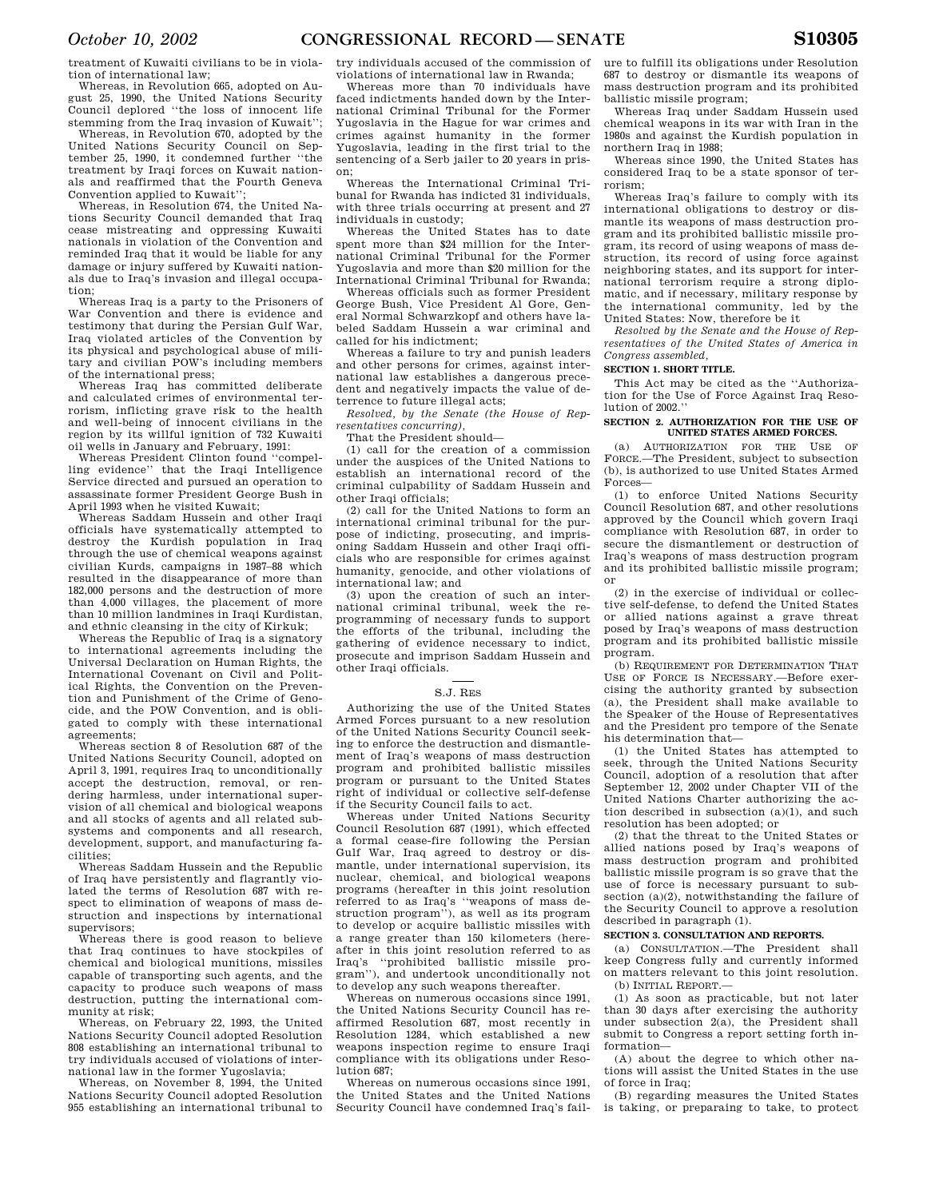treatment of Kuwaiti civilians to be in violation of international law;

Whereas, in Revolution 665, adopted on August 25, 1990, the United Nations Security Council deplored ''the loss of innocent life stemming from the Iraq invasion of Kuwait'';

Whereas, in Revolution 670, adopted by the United Nations Security Council on September 25, 1990, it condemned further ''the treatment by Iraqi forces on Kuwait nationals and reaffirmed that the Fourth Geneva Convention applied to Kuwait'';

Whereas, in Resolution 674, the United Nations Security Council demanded that Iraq cease mistreating and oppressing Kuwaiti nationals in violation of the Convention and reminded Iraq that it would be liable for any damage or injury suffered by Kuwaiti nationals due to Iraq's invasion and illegal occupation;

Whereas Iraq is a party to the Prisoners of War Convention and there is evidence and testimony that during the Persian Gulf War, Iraq violated articles of the Convention by its physical and psychological abuse of military and civilian POW's including members of the international press;

Whereas Iraq has committed deliberate and calculated crimes of environmental terrorism, inflicting grave risk to the health and well-being of innocent civilians in the region by its willful ignition of 732 Kuwaiti oil wells in January and February, 1991:

Whereas President Clinton found ''compelling evidence'' that the Iraqi Intelligence Service directed and pursued an operation to assassinate former President George Bush in April 1993 when he visited Kuwait;

Whereas Saddam Hussein and other Iraqi officials have systematically attempted to destroy the Kurdish population in Iraq through the use of chemical weapons against civilian Kurds, campaigns in 1987–88 which resulted in the disappearance of more than 182,000 persons and the destruction of more than 4,000 villages, the placement of more than 10 million landmines in Iraqi Kurdistan, and ethnic cleansing in the city of Kirkuk;

Whereas the Republic of Iraq is a signatory to international agreements including the Universal Declaration on Human Rights, the International Covenant on Civil and Political Rights, the Convention on the Prevention and Punishment of the Crime of Genocide, and the POW Convention, and is obligated to comply with these international agreements;

Whereas section 8 of Resolution 687 of the United Nations Security Council, adopted on April 3, 1991, requires Iraq to unconditionally accept the destruction, removal, or rendering harmless, under international supervision of all chemical and biological weapons and all stocks of agents and all related subsystems and components and all research, development, support, and manufacturing facilities;

Whereas Saddam Hussein and the Republic of Iraq have persistently and flagrantly violated the terms of Resolution 687 with respect to elimination of weapons of mass destruction and inspections by international supervisors;

Whereas there is good reason to believe that Iraq continues to have stockpiles of chemical and biological munitions, missiles capable of transporting such agents, and the capacity to produce such weapons of mass destruction, putting the international community at risk;

Whereas, on February 22, 1993, the United Nations Security Council adopted Resolution 808 establishing an international tribunal to try individuals accused of violations of international law in the former Yugoslavia;

Whereas, on November 8, 1994, the United Nations Security Council adopted Resolution 955 establishing an international tribunal to try individuals accused of the commission of violations of international law in Rwanda;

Whereas more than 70 individuals have faced indictments handed down by the International Criminal Tribunal for the Former Yugoslavia in the Hague for war crimes and crimes against humanity in the former Yugoslavia, leading in the first trial to the sentencing of a Serb jailer to 20 years in prison;

Whereas the International Criminal Tribunal for Rwanda has indicted 31 individuals, with three trials occurring at present and 27 individuals in custody;

Whereas the United States has to date spent more than $24 million for the International Criminal Tribunal for the Former Yugoslavia and more than $20 million for the International Criminal Tribunal for Rwanda;

Whereas officials such as former President George Bush, Vice President Al Gore, General Normal Schwarzkopf and others have labeled Saddam Hussein a war criminal and called for his indictment;

Whereas a failure to try and punish leaders and other persons for crimes, against international law establishes a dangerous precedent and negatively impacts the value of deterrence to future illegal acts;

*Resolved, by the Senate (the House of Representatives concurring),*

That the President should—

(1) call for the creation of a commission under the auspices of the United Nations to establish an international record of the criminal culpability of Saddam Hussein and other Iraqi officials;

(2) call for the United Nations to form an international criminal tribunal for the purpose of indicting, prosecuting, and imprisoning Saddam Hussein and other Iraqi officials who are responsible for crimes against humanity, genocide, and other violations of international law; and

(3) upon the creation of such an international criminal tribunal, week the reprogramming of necessary funds to support the efforts of the tribunal, including the gathering of evidence necessary to indict, prosecute and imprison Saddam Hussein and other Iraqi officials.

---

S.J. RES

Authorizing the use of the United States Armed Forces pursuant to a new resolution of the United Nations Security Council seeking to enforce the destruction and dismantlement of Iraq's weapons of mass destruction program and prohibited ballistic missiles program or pursuant to the United States right of individual or collective self-defense if the Security Council fails to act.

Whereas under United Nations Security Council Resolution 687 (1991), which effected a formal cease-fire following the Persian Gulf War, Iraq agreed to destroy or dismantle, under international supervision, its nuclear, chemical, and biological weapons programs (hereafter in this joint resolution referred to as Iraq's ''weapons of mass destruction program''), as well as its program to develop or acquire ballistic missiles with a range greater than 150 kilometers (hereafter in this joint resolution referred to as Iraq's ''prohibited ballistic missile program''), and undertook unconditionally not to develop any such weapons thereafter.

Whereas on numerous occasions since 1991, the United Nations Security Council has reaffirmed Resolution 687, most recently in Resolution 1284, which established a new weapons inspection regime to ensure Iraqi compliance with its obligations under Resolution 687;

Whereas on numerous occasions since 1991, the United States and the United Nations Security Council have condemned Iraq's failure to fulfill its obligations under Resolution 687 to destroy or dismantle its weapons of mass destruction program and its prohibited ballistic missile program;

Whereas Iraq under Saddam Hussein used chemical weapons in its war with Iran in the 1980s and against the Kurdish population in northern Iraq in 1988;

Whereas since 1990, the United States has considered Iraq to be a state sponsor of terrorism;

Whereas Iraq's failure to comply with its international obligations to destroy or dismantle its weapons of mass destruction program and its prohibited ballistic missile program, its record of using weapons of mass destruction, its record of using force against neighboring states, and its support for international terrorism require a strong diplomatic, and if necessary, military response by the international community, led by the United States: Now, therefore be it

*Resolved by the Senate and the House of Representatives of the United States of America in Congress assembled,*

**SECTION 1. SHORT TITLE.**

This Act may be cited as the ''Authorization for the Use of Force Against Iraq Resolution of 2002.''

**SECTION 2. AUTHORIZATION FOR THE USE OF UNITED STATES ARMED FORCES.**

(a) AUTHORIZATION FOR THE USE OF FORCE.—The President, subject to subsection (b), is authorized to use United States Armed Forces—

(1) to enforce United Nations Security Council Resolution 687, and other resolutions approved by the Council which govern Iraqi compliance with Resolution 687, in order to secure the dismantlement or destruction of Iraq's weapons of mass destruction program and its prohibited ballistic missile program; or

(2) in the exercise of individual or collective self-defense, to defend the United States or allied nations against a grave threat posed by Iraq's weapons of mass destruction program and its prohibited ballistic missile program.

(b) REQUIREMENT FOR DETERMINATION THAT USE OF FORCE IS NECESSARY.—Before exercising the authority granted by subsection (a), the President shall make available to the Speaker of the House of Representatives and the President pro tempore of the Senate his determination that—

(1) the United States has attempted to seek, through the United Nations Security Council, adoption of a resolution that after September 12, 2002 under Chapter VII of the United Nations Charter authorizing the action described in subsection (a)(1), and such resolution has been adopted; or

(2) that the threat to the United States or allied nations posed by Iraq's weapons of mass destruction program and prohibited ballistic missile program is so grave that the use of force is necessary pursuant to subsection (a)(2), notwithstanding the failure of the Security Council to approve a resolution described in paragraph (1).

**SECTION 3. CONSULTATION AND REPORTS.**

(a) CONSULTATION.—The President shall keep Congress fully and currently informed on matters relevant to this joint resolution.

(b) INITIAL REPORT.—

(1) As soon as practicable, but not later than 30 days after exercising the authority under subsection 2(a), the President shall submit to Congress a report setting forth information—

(A) about the degree to which other nations will assist the United States in the use of force in Iraq;

(B) regarding measures the United States is taking, or preparaing to take, to protect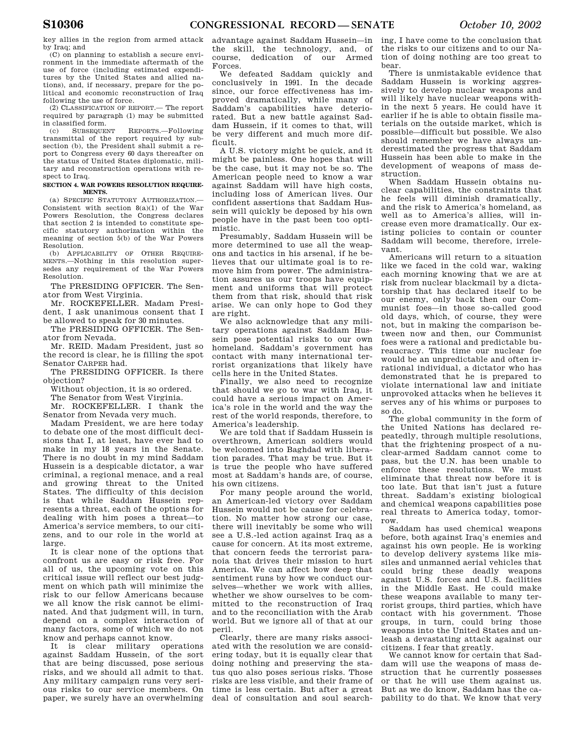key allies in the region from armed attack by Iraq; and

(C) on planning to establish a secure environment in the immediate aftermath of the use of force (including estimated expenditures by the United States and allied nations), and, if necessary, prepare for the political and economic reconstruction of Iraq following the use of force.

(2) CLASSIFICATION OF REPORT.— The report required by paragraph (1) may be submitted in classified form.

(c) SUBSEQUENT REPORTS.—Following transmittal of the report required by subsection (b), the President shall submit a report to Congress every 60 days thereafter on the status of United States diplomatic, military and reconstruction operations with respect to Iraq.

**SECTION 4. WAR POWERS RESOLUTION REQUIREMENTS.**

(a) SPECIFIC STATUTORY AUTHORIZATION.—Consistent with section 8(a)(1) of the War Powers Resolution, the Congress declares that section 2 is intended to constitute specific statutory authorization within the meaning of section 5(b) of the War Powers Resolution.

(b) APPLICABILITY OF OTHER REQUIREMENTS.—Nothing in this resolution supersedes any requirement of the War Powers Resolution.

The PRESIDING OFFICER. The Senator from West Virginia.

Mr. ROCKEFELLER. Madam President, I ask unanimous consent that I be allowed to speak for 30 minutes.

The PRESIDING OFFICER. The Senator from Nevada.

Mr. REID. Madam President, just so the record is clear, he is filling the spot Senator CARPER had.

The PRESIDING OFFICER. Is there objection?

Without objection, it is so ordered.

The Senator from West Virginia.

Mr. ROCKEFELLER. I thank the Senator from Nevada very much.

Madam President, we are here today to debate one of the most difficult decisions that I, at least, have ever had to make in my 18 years in the Senate. There is no doubt in my mind Saddam Hussein is a despicable dictator, a war criminal, a regional menace, and a real and growing threat to the United States. The difficulty of this decision is that while Saddam Hussein represents a threat, each of the options for dealing with him poses a threat—to America's service members, to our citizens, and to our role in the world at large.

It is clear none of the options that confront us are easy or risk free. For all of us, the upcoming vote on this critical issue will reflect our best judgment on which path will minimize the risk to our fellow Americans because we all know the risk cannot be eliminated. And that judgment will, in turn, depend on a complex interaction of many factors, some of which we do not know and perhaps cannot know.

It is clear military operations against Saddam Hussein, of the sort that are being discussed, pose serious risks, and we should all admit to that. Any military campaign runs very serious risks to our service members. On paper, we surely have an overwhelming advantage against Saddam Hussein—in the skill, the technology, and, of course, dedication of our Armed Forces.

We defeated Saddam quickly and conclusively in 1991. In the decade since, our force effectiveness has improved dramatically, while many of Saddam's capabilities have deteriorated. But a new battle against Saddam Hussein, if it comes to that, will be very different and much more difficult.

A U.S. victory might be quick, and it might be painless. One hopes that will be the case, but it may not be so. The American people need to know a war against Saddam will have high costs, including loss of American lives. Our confident assertions that Saddam Hussein will quickly be deposed by his own people have in the past been too optimistic.

Presumably, Saddam Hussein will be more determined to use all the weapons and tactics in his arsenal, if he believes that our ultimate goal is to remove him from power. The administration assures us our troops have equipment and uniforms that will protect them from that risk, should that risk arise. We can only hope to God they are right.

We also acknowledge that any military operations against Saddam Hussein pose potential risks to our own homeland. Saddam's government has contact with many international terrorist organizations that likely have cells here in the United States.

Finally, we also need to recognize that should we go to war with Iraq, it could have a serious impact on America's role in the world and the way the rest of the world responds, therefore, to America's leadership.

We are told that if Saddam Hussein is overthrown, American soldiers would be welcomed into Baghdad with liberation parades. That may be true. But it is true the people who have suffered most at Saddam's hands are, of course, his own citizens.

For many people around the world, an American-led victory over Saddam Hussein would not be cause for celebration. No matter how strong our case, there will inevitably be some who will see a U.S.-led action against Iraq as a cause for concern. At its most extreme, that concern feeds the terrorist paranoia that drives their mission to hurt America. We can affect how deep that sentiment runs by how we conduct ourselves—whether we work with allies, whether we show ourselves to be committed to the reconstruction of Iraq and to the reconciliation with the Arab world. But we ignore all of that at our peril.

Clearly, there are many risks associated with the resolution we are considering today, but it is equally clear that doing nothing and preserving the status quo also poses serious risks. Those risks are less visible, and their frame of time is less certain. But after a great deal of consultation and soul searching, I have come to the conclusion that the risks to our citizens and to our Nation of doing nothing are too great to bear.

There is unmistakable evidence that Saddam Hussein is working aggressively to develop nuclear weapons and will likely have nuclear weapons within the next 5 years. He could have it earlier if he is able to obtain fissile materials on the outside market, which is possible—difficult but possible. We also should remember we have always underestimated the progress that Saddam Hussein has been able to make in the development of weapons of mass destruction.

When Saddam Hussein obtains nuclear capabilities, the constraints that he feels will diminish dramatically, and the risk to America's homeland, as well as to America's allies, will increase even more dramatically. Our existing policies to contain or counter Saddam will become, therefore, irrelevant.

Americans will return to a situation like we faced in the cold war, waking each morning knowing that we are at risk from nuclear blackmail by a dictatorship that has declared itself to be our enemy, only back then our Communist foes—in those so-called good old days, which, of course, they were not, but in making the comparison between now and then, our Communist foes were a rational and predictable bureaucracy. This time our nuclear foe would be an unpredictable and often irrational individual, a dictator who has demonstrated that he is prepared to violate international law and initiate unprovoked attacks when he believes it serves any of his whims or purposes to so do.

The global community in the form of the United Nations has declared repeatedly, through multiple resolutions, that the frightening prospect of a nuclear-armed Saddam cannot come to pass, but the U.N. has been unable to enforce these resolutions. We must eliminate that threat now before it is too late. But that isn't just a future threat. Saddam's existing biological and chemical weapons capabilities pose real threats to America today, tomorrow.

Saddam has used chemical weapons before, both against Iraq's enemies and against his own people. He is working to develop delivery systems like missiles and unmanned aerial vehicles that could bring these deadly weapons against U.S. forces and U.S. facilities in the Middle East. He could make these weapons available to many terrorist groups, third parties, which have contact with his government. Those groups, in turn, could bring those weapons into the United States and unleash a devastating attack against our citizens. I fear that greatly.

We cannot know for certain that Saddam will use the weapons of mass destruction that he currently possesses or that he will use them against us. But as we do know, Saddam has the capability to do that. We know that very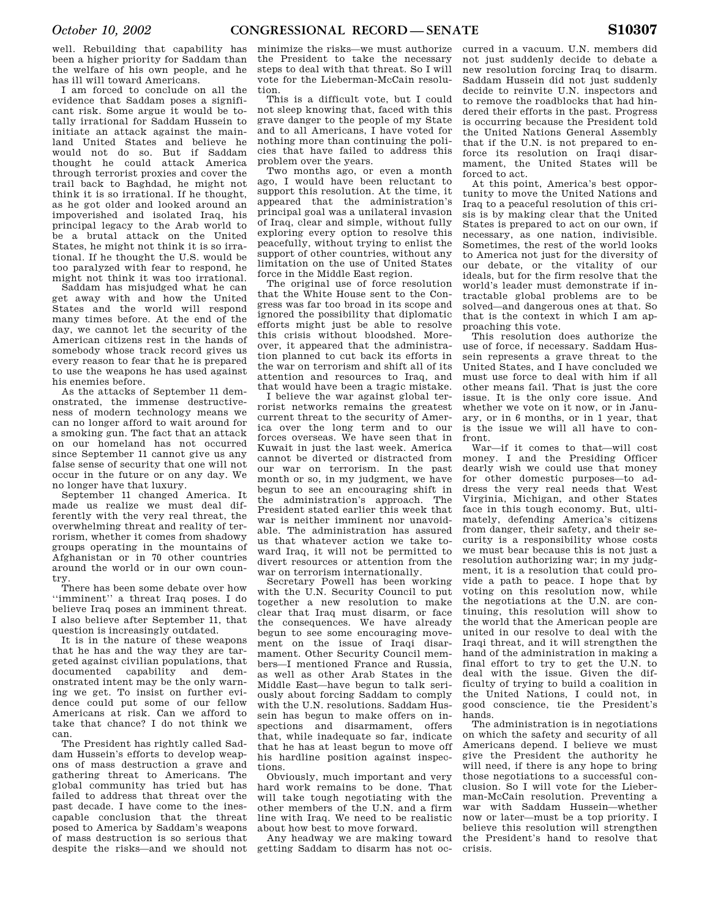well. Rebuilding that capability has been a higher priority for Saddam than the welfare of his own people, and he has ill will toward Americans.

I am forced to conclude on all the evidence that Saddam poses a significant risk. Some argue it would be totally irrational for Saddam Hussein to initiate an attack against the mainland United States and believe he would not do so. But if Saddam thought he could attack America through terrorist proxies and cover the trail back to Baghdad, he might not think it is so irrational. If he thought, as he got older and looked around an impoverished and isolated Iraq, his principal legacy to the Arab world to be a brutal attack on the United States, he might not think it is so irrational. If he thought the U.S. would be too paralyzed with fear to respond, he might not think it was too irrational.

Saddam has misjudged what he can get away with and how the United States and the world will respond many times before. At the end of the day, we cannot let the security of the American citizens rest in the hands of somebody whose track record gives us every reason to fear that he is prepared to use the weapons he has used against his enemies before.

As the attacks of September 11 demonstrated, the immense destructiveness of modern technology means we can no longer afford to wait around for a smoking gun. The fact that an attack on our homeland has not occurred since September 11 cannot give us any false sense of security that one will not occur in the future or on any day. We no longer have that luxury.

September 11 changed America. It made us realize we must deal differently with the very real threat, the overwhelming threat and reality of terrorism, whether it comes from shadowy groups operating in the mountains of Afghanistan or in 70 other countries around the world or in our own country.

There has been some debate over how "imminent" a threat Iraq poses. I do believe Iraq poses an imminent threat. I also believe after September 11, that question is increasingly outdated.

It is in the nature of these weapons that he has and the way they are targeted against civilian populations, that documented capability and demonstrated intent may be the only warning we get. To insist on further evidence could put some of our fellow Americans at risk. Can we afford to take that chance? I do not think we can.

The President has rightly called Saddam Hussein's efforts to develop weapons of mass destruction a grave and gathering threat to Americans. The global community has tried but has failed to address that threat over the past decade. I have come to the inescapable conclusion that the threat posed to America by Saddam's weapons of mass destruction is so serious that despite the risks—and we should not minimize the risks—we must authorize the President to take the necessary steps to deal with that threat. So I will vote for the Lieberman-McCain resolution.

This is a difficult vote, but I could not sleep knowing that, faced with this grave danger to the people of my State and to all Americans, I have voted for nothing more than continuing the policies that have failed to address this problem over the years.

Two months ago, or even a month ago, I would have been reluctant to support this resolution. At the time, it appeared that the administration's principal goal was a unilateral invasion of Iraq, clear and simple, without fully exploring every option to resolve this peacefully, without trying to enlist the support of other countries, without any limitation on the use of United States force in the Middle East region.

The original use of force resolution that the White House sent to the Congress was far too broad in its scope and ignored the possibility that diplomatic efforts might just be able to resolve this crisis without bloodshed. Moreover, it appeared that the administration planned to cut back its efforts in the war on terrorism and shift all of its attention and resources to Iraq, and that would have been a tragic mistake.

I believe the war against global terrorist networks remains the greatest current threat to the security of America over the long term and to our forces overseas. We have seen that in Kuwait in just the last week. America cannot be diverted or distracted from our war on terrorism. In the past month or so, in my judgment, we have begun to see an encouraging shift in the administration's approach. The President stated earlier this week that war is neither imminent nor unavoidable. The administration has assured us that whatever action we take toward Iraq, it will not be permitted to divert resources or attention from the war on terrorism internationally.

Secretary Powell has been working with the U.N. Security Council to put together a new resolution to make clear that Iraq must disarm, or face the consequences. We have already begun to see some encouraging movement on the issue of Iraqi disarmament. Other Security Council members—I mentioned France and Russia, as well as other Arab States in the Middle East—have begun to talk seriously about forcing Saddam to comply with the U.N. resolutions. Saddam Hussein has begun to make offers on inspections and disarmament, offers that, while inadequate so far, indicate that he has at least begun to move off his hardline position against inspections.

Obviously, much important and very hard work remains to be done. That will take tough negotiating with the other members of the U.N. and a firm line with Iraq. We need to be realistic about how best to move forward.

Any headway we are making toward getting Saddam to disarm has not occurred in a vacuum. U.N. members did not just suddenly decide to debate a new resolution forcing Iraq to disarm. Saddam Hussein did not just suddenly decide to reinvite U.N. inspectors and to remove the roadblocks that had hindered their efforts in the past. Progress is occurring because the President told the United Nations General Assembly that if the U.N. is not prepared to enforce its resolution on Iraqi disarmament, the United States will be forced to act.

At this point, America's best opportunity to move the United Nations and Iraq to a peaceful resolution of this crisis is by making clear that the United States is prepared to act on our own, if necessary, as one nation, indivisible. Sometimes, the rest of the world looks to America not just for the diversity of our debate, or the vitality of our ideals, but for the firm resolve that the world's leader must demonstrate if intractable global problems are to be solved—and dangerous ones at that. So that is the context in which I am approaching this vote.

This resolution does authorize the use of force, if necessary. Saddam Hussein represents a grave threat to the United States, and I have concluded we must use force to deal with him if all other means fail. That is just the core issue. It is the only core issue. And whether we vote on it now, or in January, or in 6 months, or in 1 year, that is the issue we will all have to confront.

War—if it comes to that—will cost money. I and the Presiding Officer dearly wish we could use that money for other domestic purposes—to address the very real needs that West Virginia, Michigan, and other States face in this tough economy. But, ultimately, defending America's citizens from danger, their safety, and their security is a responsibility whose costs we must bear because this is not just a resolution authorizing war; in my judgment, it is a resolution that could provide a path to peace. I hope that by voting on this resolution now, while the negotiations at the U.N. are continuing, this resolution will show to the world that the American people are united in our resolve to deal with the Iraqi threat, and it will strengthen the hand of the administration in making a final effort to try to get the U.N. to deal with the issue. Given the difficulty of trying to build a coalition in the United Nations, I could not, in good conscience, tie the President's hands.

The administration is in negotiations on which the safety and security of all Americans depend. I believe we must give the President the authority he will need, if there is any hope to bring those negotiations to a successful conclusion. So I will vote for the Lieberman-McCain resolution. Preventing a war with Saddam Hussein—whether now or later—must be a top priority. I believe this resolution will strengthen the President's hand to resolve that crisis.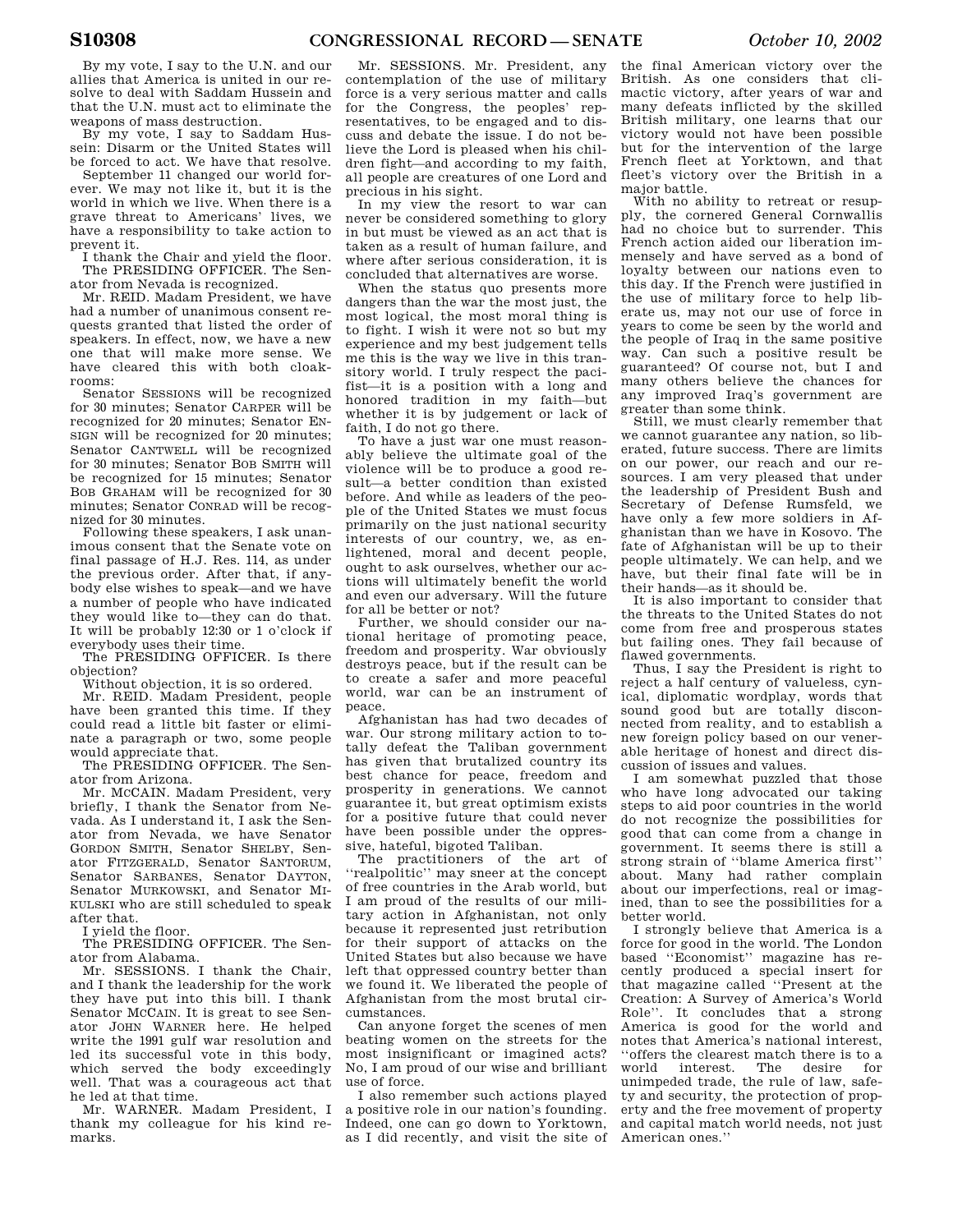By my vote, I say to the U.N. and our allies that America is united in our resolve to deal with Saddam Hussein and that the U.N. must act to eliminate the weapons of mass destruction.

By my vote, I say to Saddam Hussein: Disarm or the United States will be forced to act. We have that resolve.

September 11 changed our world forever. We may not like it, but it is the world in which we live. When there is a grave threat to Americans' lives, we have a responsibility to take action to prevent it.

I thank the Chair and yield the floor.

The PRESIDING OFFICER. The Senator from Nevada is recognized.

Mr. REID. Madam President, we have had a number of unanimous consent requests granted that listed the order of speakers. In effect, now, we have a new one that will make more sense. We have cleared this with both cloakrooms:

Senator SESSIONS will be recognized for 30 minutes; Senator CARPER will be recognized for 20 minutes; Senator ENSIGN will be recognized for 20 minutes; Senator CANTWELL will be recognized for 30 minutes; Senator BOB SMITH will be recognized for 15 minutes; Senator BOB GRAHAM will be recognized for 30 minutes; Senator CONRAD will be recognized for 30 minutes.

Following these speakers, I ask unanimous consent that the Senate vote on final passage of H.J. Res. 114, as under the previous order. After that, if anybody else wishes to speak—and we have a number of people who have indicated they would like to—they can do that. It will be probably 12:30 or 1 o'clock if everybody uses their time.

The PRESIDING OFFICER. Is there objection?

Without objection, it is so ordered.

Mr. REID. Madam President, people have been granted this time. If they could read a little bit faster or eliminate a paragraph or two, some people would appreciate that.

The PRESIDING OFFICER. The Senator from Arizona.

Mr. MCCAIN. Madam President, very briefly, I thank the Senator from Nevada. As I understand it, I ask the Senator from Nevada, we have Senator GORDON SMITH, Senator SHELBY, Senator FITZGERALD, Senator SANTORUM, Senator SARBANES, Senator DAYTON, Senator MURKOWSKI, and Senator MIKULSKI who are still scheduled to speak after that.

I yield the floor.

The PRESIDING OFFICER. The Senator from Alabama.

Mr. SESSIONS. I thank the Chair, and I thank the leadership for the work they have put into this bill. I thank Senator MCCAIN. It is great to see Senator JOHN WARNER here. He helped write the 1991 gulf war resolution and led its successful vote in this body, which served the body exceedingly well. That was a courageous act that he led at that time.

Mr. WARNER. Madam President, I thank my colleague for his kind remarks.

Mr. SESSIONS. Mr. President, any contemplation of the use of military force is a very serious matter and calls for the Congress, the peoples' representatives, to be engaged and to discuss and debate the issue. I do not believe the Lord is pleased when his children fight—and according to my faith, all people are creatures of one Lord and precious in his sight.

In my view the resort to war can never be considered something to glory in but must be viewed as an act that is taken as a result of human failure, and where after serious consideration, it is concluded that alternatives are worse.

When the status quo presents more dangers than the war the most just, the most logical, the most moral thing is to fight. I wish it were not so but my experience and my best judgement tells me this is the way we live in this transitory world. I truly respect the pacifist—it is a position with a long and honored tradition in my faith—but whether it is by judgement or lack of faith, I do not go there.

To have a just war one must reasonably believe the ultimate goal of the violence will be to produce a good result—a better condition than existed before. And while as leaders of the people of the United States we must focus primarily on the just national security interests of our country, we, as enlightened, moral and decent people, ought to ask ourselves, whether our actions will ultimately benefit the world and even our adversary. Will the future for all be better or not?

Further, we should consider our national heritage of promoting peace, freedom and prosperity. War obviously destroys peace, but if the result can be to create a safer and more peaceful world, war can be an instrument of peace.

Afghanistan has had two decades of war. Our strong military action to totally defeat the Taliban government has given that brutalized country its best chance for peace, freedom and prosperity in generations. We cannot guarantee it, but great optimism exists for a positive future that could never have been possible under the oppressive, hateful, bigoted Taliban.

The practitioners of the art of ''realpolitic'' may sneer at the concept of free countries in the Arab world, but I am proud of the results of our military action in Afghanistan, not only because it represented just retribution for their support of attacks on the United States but also because we have left that oppressed country better than we found it. We liberated the people of Afghanistan from the most brutal circumstances.

Can anyone forget the scenes of men beating women on the streets for the most insignificant or imagined acts? No, I am proud of our wise and brilliant use of force.

I also remember such actions played a positive role in our nation's founding. Indeed, one can go down to Yorktown, as I did recently, and visit the site of the final American victory over the British. As one considers that climactic victory, after years of war and many defeats inflicted by the skilled British military, one learns that our victory would not have been possible but for the intervention of the large French fleet at Yorktown, and that fleet's victory over the British in a major battle.

With no ability to retreat or resupply, the cornered General Cornwallis had no choice but to surrender. This French action aided our liberation immensely and have served as a bond of loyalty between our nations even to this day. If the French were justified in the use of military force to help liberate us, may not our use of force in years to come be seen by the world and the people of Iraq in the same positive way. Can such a positive result be guaranteed? Of course not, but I and many others believe the chances for any improved Iraq's government are greater than some think.

Still, we must clearly remember that we cannot guarantee any nation, so liberated, future success. There are limits on our power, our reach and our resources. I am very pleased that under the leadership of President Bush and Secretary of Defense Rumsfeld, we have only a few more soldiers in Afghanistan than we have in Kosovo. The fate of Afghanistan will be up to their people ultimately. We can help, and we have, but their final fate will be in their hands—as it should be.

It is also important to consider that the threats to the United States do not come from free and prosperous states but failing ones. They fail because of flawed governments.

Thus, I say the President is right to reject a half century of valueless, cynical, diplomatic wordplay, words that sound good but are totally disconnected from reality, and to establish a new foreign policy based on our venerable heritage of honest and direct discussion of issues and values.

I am somewhat puzzled that those who have long advocated our taking steps to aid poor countries in the world do not recognize the possibilities for good that can come from a change in government. It seems there is still a strong strain of ''blame America first'' about. Many had rather complain about our imperfections, real or imagined, than to see the possibilities for a better world.

I strongly believe that America is a force for good in the world. The London based ''Economist'' magazine has recently produced a special insert for that magazine called ''Present at the Creation: A Survey of America's World Role''. It concludes that a strong America is good for the world and notes that America's national interest, ''offers the clearest match there is to a world interest. The desire for unimpeded trade, the rule of law, safety and security, the protection of property and the free movement of property and capital match world needs, not just American ones.''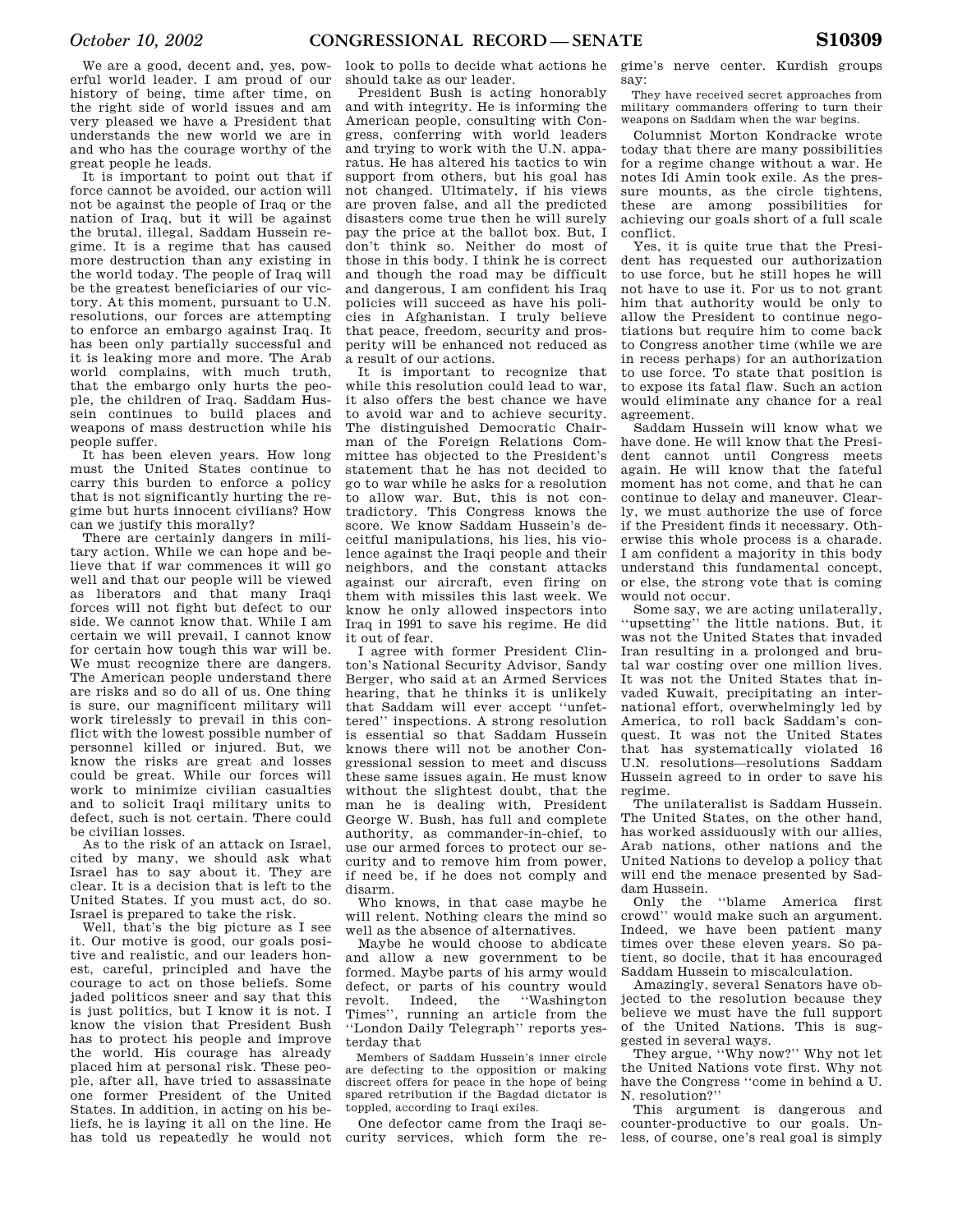We are a good, decent and, yes, powerful world leader. I am proud of our history of being, time after time, on the right side of world issues and am very pleased we have a President that understands the new world we are in and who has the courage worthy of the great people he leads.

It is important to point out that if force cannot be avoided, our action will not be against the people of Iraq or the nation of Iraq, but it will be against the brutal, illegal, Saddam Hussein regime. It is a regime that has caused more destruction than any existing in the world today. The people of Iraq will be the greatest beneficiaries of our victory. At this moment, pursuant to U.N. resolutions, our forces are attempting to enforce an embargo against Iraq. It has been only partially successful and it is leaking more and more. The Arab world complains, with much truth, that the embargo only hurts the people, the children of Iraq. Saddam Hussein continues to build places and weapons of mass destruction while his people suffer.

It has been eleven years. How long must the United States continue to carry this burden to enforce a policy that is not significantly hurting the regime but hurts innocent civilians? How can we justify this morally?

There are certainly dangers in military action. While we can hope and believe that if war commences it will go well and that our people will be viewed as liberators and that many Iraqi forces will not fight but defect to our side. We cannot know that. While I am certain we will prevail, I cannot know for certain how tough this war will be. We must recognize there are dangers. The American people understand there are risks and so do all of us. One thing is sure, our magnificent military will work tirelessly to prevail in this conflict with the lowest possible number of personnel killed or injured. But, we know the risks are great and losses could be great. While our forces will work to minimize civilian casualties and to solicit Iraqi military units to defect, such is not certain. There could be civilian losses.

As to the risk of an attack on Israel, cited by many, we should ask what Israel has to say about it. They are clear. It is a decision that is left to the United States. If you must act, do so. Israel is prepared to take the risk.

Well, that's the big picture as I see it. Our motive is good, our goals positive and realistic, and our leaders honest, careful, principled and have the courage to act on those beliefs. Some jaded politicos sneer and say that this is just politics, but I know it is not. I know the vision that President Bush has to protect his people and improve the world. His courage has already placed him at personal risk. These people, after all, have tried to assassinate one former President of the United States. In addition, in acting on his beliefs, he is laying it all on the line. He has told us repeatedly he would not look to polls to decide what actions he should take as our leader.

President Bush is acting honorably and with integrity. He is informing the American people, consulting with Congress, conferring with world leaders and trying to work with the U.N. apparatus. He has altered his tactics to win support from others, but his goal has not changed. Ultimately, if his views are proven false, and all the predicted disasters come true then he will surely pay the price at the ballot box. But, I don't think so. Neither do most of those in this body. I think he is correct and though the road may be difficult and dangerous, I am confident his Iraq policies will succeed as have his policies in Afghanistan. I truly believe that peace, freedom, security and prosperity will be enhanced not reduced as a result of our actions.

It is important to recognize that while this resolution could lead to war, it also offers the best chance we have to avoid war and to achieve security. The distinguished Democratic Chairman of the Foreign Relations Committee has objected to the President's statement that he has not decided to go to war while he asks for a resolution to allow war. But, this is not contradictory. This Congress knows the score. We know Saddam Hussein's deceitful manipulations, his lies, his violence against the Iraqi people and their neighbors, and the constant attacks against our aircraft, even firing on them with missiles this last week. We know he only allowed inspectors into Iraq in 1991 to save his regime. He did it out of fear.

I agree with former President Clinton's National Security Advisor, Sandy Berger, who said at an Armed Services hearing, that he thinks it is unlikely that Saddam will ever accept ''unfettered'' inspections. A strong resolution is essential so that Saddam Hussein knows there will not be another Congressional session to meet and discuss these same issues again. He must know without the slightest doubt, that the man he is dealing with, President George W. Bush, has full and complete authority, as commander-in-chief, to use our armed forces to protect our security and to remove him from power, if need be, if he does not comply and disarm.

Who knows, in that case maybe he will relent. Nothing clears the mind so well as the absence of alternatives.

Maybe he would choose to abdicate and allow a new government to be formed. Maybe parts of his army would defect, or parts of his country would revolt. Indeed, the ''Washington Times'', running an article from the ''London Daily Telegraph'' reports yesterday that

> Members of Saddam Hussein's inner circle are defecting to the opposition or making discreet offers for peace in the hope of being spared retribution if the Bagdad dictator is toppled, according to Iraqi exiles.

One defector came from the Iraqi security services, which form the regime's nerve center. Kurdish groups say:

> They have received secret approaches from military commanders offering to turn their weapons on Saddam when the war begins.

Columnist Morton Kondracke wrote today that there are many possibilities for a regime change without a war. He notes Idi Amin took exile. As the pressure mounts, as the circle tightens, these are among possibilities for achieving our goals short of a full scale conflict.

Yes, it is quite true that the President has requested our authorization to use force, but he still hopes he will not have to use it. For us to not grant him that authority would be only to allow the President to continue negotiations but require him to come back to Congress another time (while we are in recess perhaps) for an authorization to use force. To state that position is to expose its fatal flaw. Such an action would eliminate any chance for a real agreement.

Saddam Hussein will know what we have done. He will know that the President cannot until Congress meets again. He will know that the fateful moment has not come, and that he can continue to delay and maneuver. Clearly, we must authorize the use of force if the President finds it necessary. Otherwise this whole process is a charade. I am confident a majority in this body understand this fundamental concept, or else, the strong vote that is coming would not occur.

Some say, we are acting unilaterally, ''upsetting'' the little nations. But, it was not the United States that invaded Iran resulting in a prolonged and brutal war costing over one million lives. It was not the United States that invaded Kuwait, precipitating an international effort, overwhelmingly led by America, to roll back Saddam's conquest. It was not the United States that has systematically violated 16 U.N. resolutions—resolutions Saddam Hussein agreed to in order to save his regime.

The unilateralist is Saddam Hussein. The United States, on the other hand, has worked assiduously with our allies, Arab nations, other nations and the United Nations to develop a policy that will end the menace presented by Saddam Hussein.

Only the ''blame America first crowd'' would make such an argument. Indeed, we have been patient many times over these eleven years. So patient, so docile, that it has encouraged Saddam Hussein to miscalculation.

Amazingly, several Senators have objected to the resolution because they believe we must have the full support of the United Nations. This is suggested in several ways.

They argue, ''Why now?'' Why not let the United Nations vote first. Why not have the Congress ''come in behind a U. N. resolution?''

This argument is dangerous and counter-productive to our goals. Unless, of course, one's real goal is simply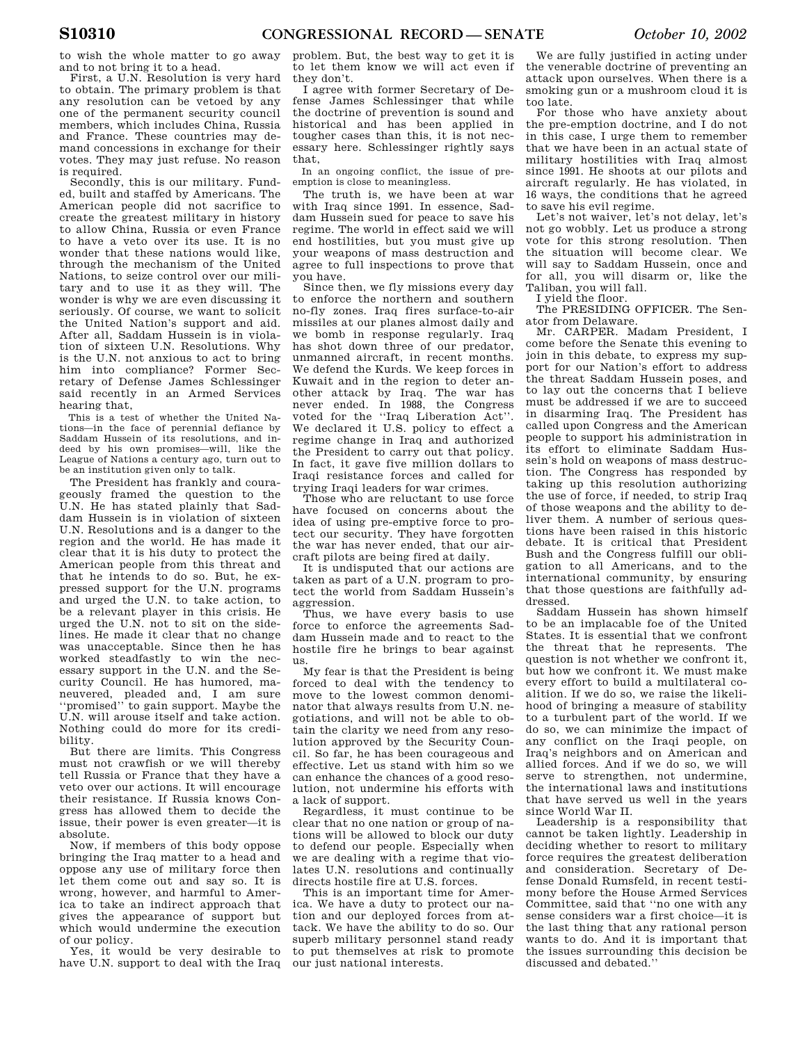to wish the whole matter to go away and to not bring it to a head.

First, a U.N. Resolution is very hard to obtain. The primary problem is that any resolution can be vetoed by any one of the permanent security council members, which includes China, Russia and France. These countries may demand concessions in exchange for their votes. They may just refuse. No reason is required.

Secondly, this is our military. Funded, built and staffed by Americans. The American people did not sacrifice to create the greatest military in history to allow China, Russia or even France to have a veto over its use. It is no wonder that these nations would like, through the mechanism of the United Nations, to seize control over our military and to use it as they will. The wonder is why we are even discussing it seriously. Of course, we want to solicit the United Nation's support and aid. After all, Saddam Hussein is in violation of sixteen U.N. Resolutions. Why is the U.N. not anxious to act to bring him into compliance? Former Secretary of Defense James Schlessinger said recently in an Armed Services hearing that,

> This is a test of whether the United Nations—in the face of perennial defiance by Saddam Hussein of its resolutions, and indeed by his own promises—will, like the League of Nations a century ago, turn out to be an institution given only to talk.

The President has frankly and courageously framed the question to the U.N. He has stated plainly that Saddam Hussein is in violation of sixteen U.N. Resolutions and is a danger to the region and the world. He has made it clear that it is his duty to protect the American people from this threat and that he intends to do so. But, he expressed support for the U.N. programs and urged the U.N. to take action, to be a relevant player in this crisis. He urged the U.N. not to sit on the sidelines. He made it clear that no change was unacceptable. Since then he has worked steadfastly to win the necessary support in the U.N. and the Security Council. He has humored, maneuvered, pleaded and, I am sure ''promised'' to gain support. Maybe the U.N. will arouse itself and take action. Nothing could do more for its credibility.

But there are limits. This Congress must not crawfish or we will thereby tell Russia or France that they have a veto over our actions. It will encourage their resistance. If Russia knows Congress has allowed them to decide the issue, their power is even greater—it is absolute.

Now, if members of this body oppose bringing the Iraq matter to a head and oppose any use of military force then let them come out and say so. It is wrong, however, and harmful to America to take an indirect approach that gives the appearance of support but which would undermine the execution of our policy.

Yes, it would be very desirable to have U.N. support to deal with the Iraq problem. But, the best way to get it is to let them know we will act even if they don't.

I agree with former Secretary of Defense James Schlessinger that while the doctrine of prevention is sound and historical and has been applied in tougher cases than this, it is not necessary here. Schlessinger rightly says that,

> In an ongoing conflict, the issue of preemption is close to meaningless.

The truth is, we have been at war with Iraq since 1991. In essence, Saddam Hussein sued for peace to save his regime. The world in effect said we will end hostilities, but you must give up your weapons of mass destruction and agree to full inspections to prove that you have.

Since then, we fly missions every day to enforce the northern and southern no-fly zones. Iraq fires surface-to-air missiles at our planes almost daily and we bomb in response regularly. Iraq has shot down three of our predator, unmanned aircraft, in recent months. We defend the Kurds. We keep forces in Kuwait and in the region to deter another attack by Iraq. The war has never ended. In 1988, the Congress voted for the ''Iraq Liberation Act''. We declared it U.S. policy to effect a regime change in Iraq and authorized the President to carry out that policy. In fact, it gave five million dollars to Iraqi resistance forces and called for trying Iraqi leaders for war crimes.

Those who are reluctant to use force have focused on concerns about the idea of using pre-emptive force to protect our security. They have forgotten the war has never ended, that our aircraft pilots are being fired at daily.

It is undisputed that our actions are taken as part of a U.N. program to protect the world from Saddam Hussein's aggression.

Thus, we have every basis to use force to enforce the agreements Saddam Hussein made and to react to the hostile fire he brings to bear against us.

My fear is that the President is being forced to deal with the tendency to move to the lowest common denominator that always results from U.N. negotiations, and will not be able to obtain the clarity we need from any resolution approved by the Security Council. So far, he has been courageous and effective. Let us stand with him so we can enhance the chances of a good resolution, not undermine his efforts with a lack of support.

Regardless, it must continue to be clear that no one nation or group of nations will be allowed to block our duty to defend our people. Especially when we are dealing with a regime that violates U.N. resolutions and continually directs hostile fire at U.S. forces.

This is an important time for America. We have a duty to protect our nation and our deployed forces from attack. We have the ability to do so. Our superb military personnel stand ready to put themselves at risk to promote our just national interests.

We are fully justified in acting under the venerable doctrine of preventing an attack upon ourselves. When there is a smoking gun or a mushroom cloud it is too late.

For those who have anxiety about the pre-emption doctrine, and I do not in this case, I urge them to remember that we have been in an actual state of military hostilities with Iraq almost since 1991. He shoots at our pilots and aircraft regularly. He has violated, in 16 ways, the conditions that he agreed to save his evil regime.

Let's not waiver, let's not delay, let's not go wobbly. Let us produce a strong vote for this strong resolution. Then the situation will become clear. We will say to Saddam Hussein, once and for all, you will disarm or, like the Taliban, you will fall.

I yield the floor.

The PRESIDING OFFICER. The Senator from Delaware.

Mr. CARPER. Madam President, I come before the Senate this evening to join in this debate, to express my support for our Nation's effort to address the threat Saddam Hussein poses, and to lay out the concerns that I believe must be addressed if we are to succeed in disarming Iraq. The President has called upon Congress and the American people to support his administration in its effort to eliminate Saddam Hussein's hold on weapons of mass destruction. The Congress has responded by taking up this resolution authorizing the use of force, if needed, to strip Iraq of those weapons and the ability to deliver them. A number of serious questions have been raised in this historic debate. It is critical that President Bush and the Congress fulfill our obligation to all Americans, and to the international community, by ensuring that those questions are faithfully addressed.

Saddam Hussein has shown himself to be an implacable foe of the United States. It is essential that we confront the threat that he represents. The question is not whether we confront it, but how we confront it. We must make every effort to build a multilateral coalition. If we do so, we raise the likelihood of bringing a measure of stability to a turbulent part of the world. If we do so, we can minimize the impact of any conflict on the Iraqi people, on Iraq's neighbors and on American and allied forces. And if we do so, we will serve to strengthen, not undermine, the international laws and institutions that have served us well in the years since World War II.

Leadership is a responsibility that cannot be taken lightly. Leadership in deciding whether to resort to military force requires the greatest deliberation and consideration. Secretary of Defense Donald Rumsfeld, in recent testimony before the House Armed Services Committee, said that ''no one with any sense considers war a first choice—it is the last thing that any rational person wants to do. And it is important that the issues surrounding this decision be discussed and debated.''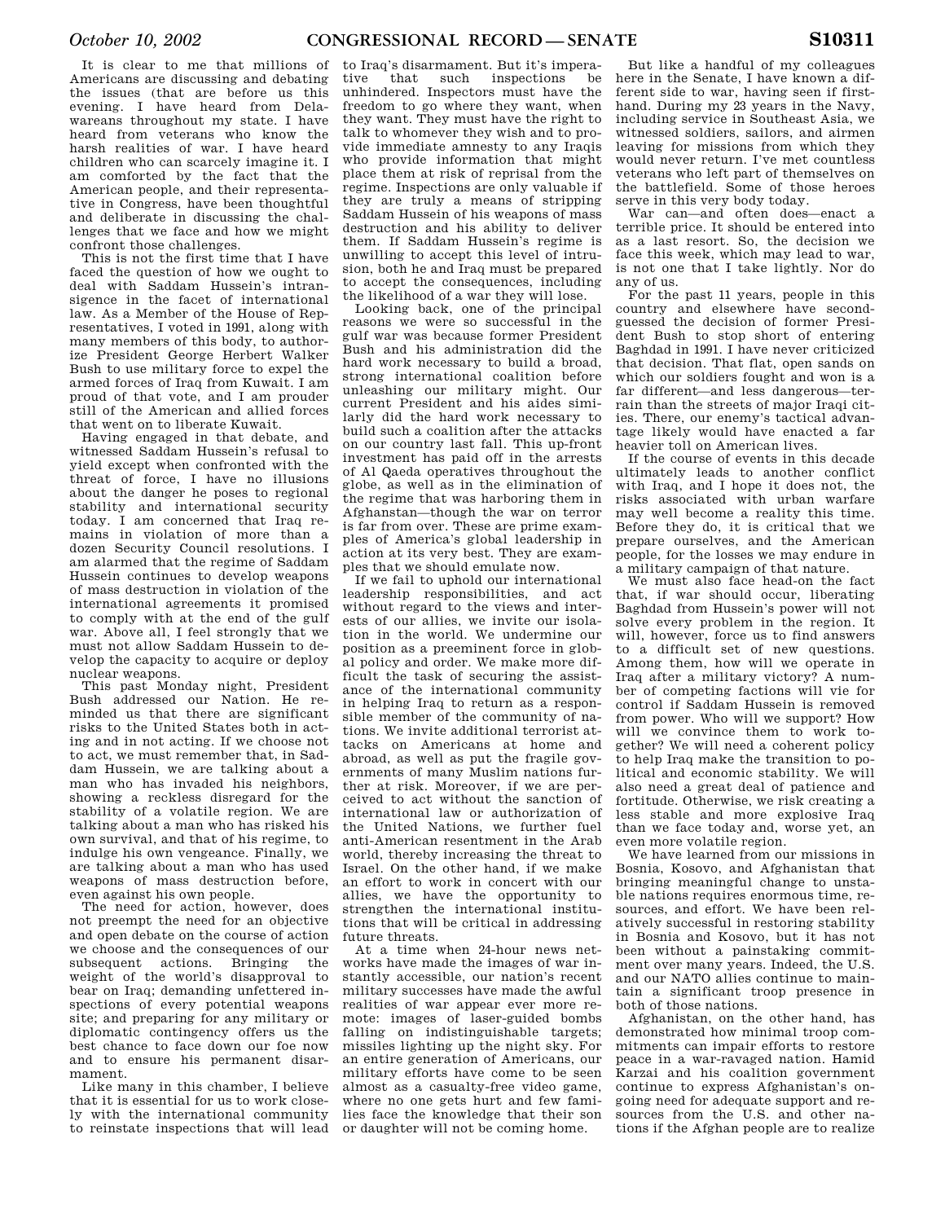It is clear to me that millions of Americans are discussing and debating the issues (that are before us this evening. I have heard from Delawareans throughout my state. I have heard from veterans who know the harsh realities of war. I have heard children who can scarcely imagine it. I am comforted by the fact that the American people, and their representative in Congress, have been thoughtful and deliberate in discussing the challenges that we face and how we might confront those challenges.

This is not the first time that I have faced the question of how we ought to deal with Saddam Hussein's intransigence in the facet of international law. As a Member of the House of Representatives, I voted in 1991, along with many members of this body, to authorize President George Herbert Walker Bush to use military force to expel the armed forces of Iraq from Kuwait. I am proud of that vote, and I am prouder still of the American and allied forces that went on to liberate Kuwait.

Having engaged in that debate, and witnessed Saddam Hussein's refusal to yield except when confronted with the threat of force, I have no illusions about the danger he poses to regional stability and international security today. I am concerned that Iraq remains in violation of more than a dozen Security Council resolutions. I am alarmed that the regime of Saddam Hussein continues to develop weapons of mass destruction in violation of the international agreements it promised to comply with at the end of the gulf war. Above all, I feel strongly that we must not allow Saddam Hussein to develop the capacity to acquire or deploy nuclear weapons.

This past Monday night, President Bush addressed our Nation. He reminded us that there are significant risks to the United States both in acting and in not acting. If we choose not to act, we must remember that, in Saddam Hussein, we are talking about a man who has invaded his neighbors, showing a reckless disregard for the stability of a volatile region. We are talking about a man who has risked his own survival, and that of his regime, to indulge his own vengeance. Finally, we are talking about a man who has used weapons of mass destruction before, even against his own people.

The need for action, however, does not preempt the need for an objective and open debate on the course of action we choose and the consequences of our subsequent actions. Bringing the weight of the world's disapproval to bear on Iraq; demanding unfettered inspections of every potential weapons site; and preparing for any military or diplomatic contingency offers us the best chance to face down our foe now and to ensure his permanent disarmament.

Like many in this chamber, I believe that it is essential for us to work closely with the international community to reinstate inspections that will lead to Iraq's disarmament. But it's imperative that such inspections be unhindered. Inspectors must have the freedom to go where they want, when they want. They must have the right to talk to whomever they wish and to provide immediate amnesty to any Iraqis who provide information that might place them at risk of reprisal from the regime. Inspections are only valuable if they are truly a means of stripping Saddam Hussein of his weapons of mass destruction and his ability to deliver them. If Saddam Hussein's regime is unwilling to accept this level of intrusion, both he and Iraq must be prepared to accept the consequences, including the likelihood of a war they will lose.

Looking back, one of the principal reasons we were so successful in the gulf war was because former President Bush and his administration did the hard work necessary to build a broad, strong international coalition before unleashing our military might. Our current President and his aides similarly did the hard work necessary to build such a coalition after the attacks on our country last fall. This up-front investment has paid off in the arrests of Al Qaeda operatives throughout the globe, as well as in the elimination of the regime that was harboring them in Afghanistan—though the war on terror is far from over. These are prime examples of America's global leadership in action at its very best. They are examples that we should emulate now.

If we fail to uphold our international leadership responsibilities, and act without regard to the views and interests of our allies, we invite our isolation in the world. We undermine our position as a preeminent force in global policy and order. We make more difficult the task of securing the assistance of the international community in helping Iraq to return as a responsible member of the community of nations. We invite additional terrorist attacks on Americans at home and abroad, as well as put the fragile governments of many Muslim nations further at risk. Moreover, if we are perceived to act without the sanction of international law or authorization of the United Nations, we further fuel anti-American resentment in the Arab world, thereby increasing the threat to Israel. On the other hand, if we make an effort to work in concert with our allies, we have the opportunity to strengthen the international institutions that will be critical in addressing future threats.

At a time when 24-hour news networks have made the images of war instantly accessible, our nation's recent military successes have made the awful realities of war appear ever more remote: images of laser-guided bombs falling on indistinguishable targets; missiles lighting up the night sky. For an entire generation of Americans, our military efforts have come to be seen almost as a casualty-free video game, where no one gets hurt and few families face the knowledge that their son or daughter will not be coming home.

But like a handful of my colleagues here in the Senate, I have known a different side to war, having seen if firsthand. During my 23 years in the Navy, including service in Southeast Asia, we witnessed soldiers, sailors, and airmen leaving for missions from which they would never return. I've met countless veterans who left part of themselves on the battlefield. Some of those heroes serve in this very body today.

War can—and often does—enact a terrible price. It should be entered into as a last resort. So, the decision we face this week, which may lead to war, is not one that I take lightly. Nor do any of us.

For the past 11 years, people in this country and elsewhere have second-guessed the decision of former President Bush to stop short of entering Baghdad in 1991. I have never criticized that decision. That flat, open sands on which our soldiers fought and won is a far different—and less dangerous—terrain than the streets of major Iraqi cities. There, our enemy's tactical advantage likely would have enacted a far heavier toll on American lives.

If the course of events in this decade ultimately leads to another conflict with Iraq, and I hope it does not, the risks associated with urban warfare may well become a reality this time. Before they do, it is critical that we prepare ourselves, and the American people, for the losses we may endure in a military campaign of that nature.

We must also face head-on the fact that, if war should occur, liberating Baghdad from Hussein's power will not solve every problem in the region. It will, however, force us to find answers to a difficult set of new questions. Among them, how will we operate in Iraq after a military victory? A number of competing factions will vie for control if Saddam Hussein is removed from power. Who will we support? How will we convince them to work together? We will need a coherent policy to help Iraq make the transition to political and economic stability. We will also need a great deal of patience and fortitude. Otherwise, we risk creating a less stable and more explosive Iraq than we face today and, worse yet, an even more volatile region.

We have learned from our missions in Bosnia, Kosovo, and Afghanistan that bringing meaningful change to unstable nations requires enormous time, resources, and effort. We have been relatively successful in restoring stability in Bosnia and Kosovo, but it has not been without a painstaking commitment over many years. Indeed, the U.S. and our NATO allies continue to maintain a significant troop presence in both of those nations.

Afghanistan, on the other hand, has demonstrated how minimal troop commitments can impair efforts to restore peace in a war-ravaged nation. Hamid Karzai and his coalition government continue to express Afghanistan's ongoing need for adequate support and resources from the U.S. and other nations if the Afghan people are to realize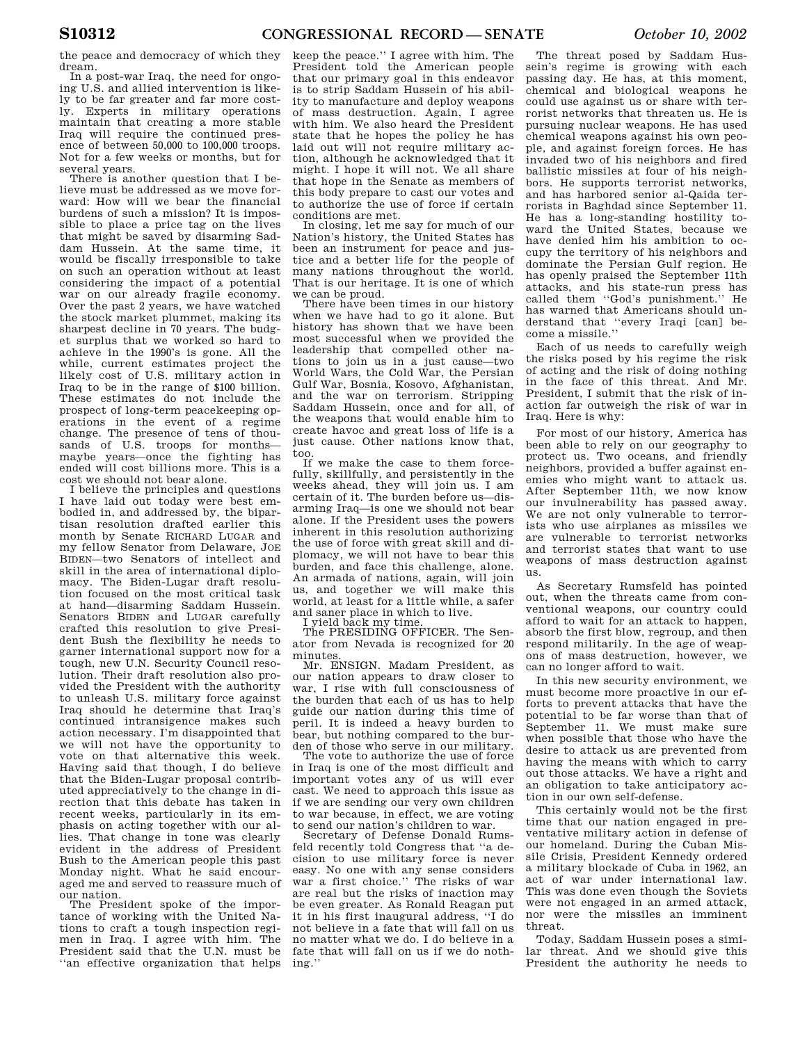the peace and democracy of which they dream.

In a post-war Iraq, the need for ongoing U.S. and allied intervention is likely to be far greater and far more costly. Experts in military operations maintain that creating a more stable Iraq will require the continued presence of between 50,000 to 100,000 troops. Not for a few weeks or months, but for several years.

There is another question that I believe must be addressed as we move forward: How will we bear the financial burdens of such a mission? It is impossible to place a price tag on the lives that might be saved by disarming Saddam Hussein. At the same time, it would be fiscally irresponsible to take on such an operation without at least considering the impact of a potential war on our already fragile economy. Over the past 2 years, we have watched the stock market plummet, making its sharpest decline in 70 years. The budget surplus that we worked so hard to achieve in the 1990's is gone. All the while, current estimates project the likely cost of U.S. military action in Iraq to be in the range of $100 billion. These estimates do not include the prospect of long-term peacekeeping operations in the event of a regime change. The presence of tens of thousands of U.S. troops for months—maybe years—once the fighting has ended will cost billions more. This is a cost we should not bear alone.

I believe the principles and questions I have laid out today were best embodied in, and addressed by, the bipartisan resolution drafted earlier this month by Senate RICHARD LUGAR and my fellow Senator from Delaware, JOE BIDEN—two Senators of intellect and skill in the area of international diplomacy. The Biden-Lugar draft resolution focused on the most critical task at hand—disarming Saddam Hussein. Senators BIDEN and LUGAR carefully crafted this resolution to give President Bush the flexibility he needs to garner international support now for a tough, new U.N. Security Council resolution. Their draft resolution also provided the President with the authority to unleash U.S. military force against Iraq should he determine that Iraq's continued intransigence makes such action necessary. I'm disappointed that we will not have the opportunity to vote on that alternative this week. Having said that though, I do believe that the Biden-Lugar proposal contributed appreciatively to the change in direction that this debate has taken in recent weeks, particularly in its emphasis on acting together with our allies. That change in tone was clearly evident in the address of President Bush to the American people this past Monday night. What he said encouraged me and served to reassure much of our nation.

The President spoke of the importance of working with the United Nations to craft a tough inspection regimen in Iraq. I agree with him. The President said that the U.N. must be "an effective organization that helps keep the peace." I agree with him. The President told the American people that our primary goal in this endeavor is to strip Saddam Hussein of his ability to manufacture and deploy weapons of mass destruction. Again, I agree with him. We also heard the President state that he hopes the policy he has laid out will not require military action, although he acknowledged that it might. I hope it will not. We all share that hope in the Senate as members of this body prepare to cast our votes and to authorize the use of force if certain conditions are met.

In closing, let me say for much of our Nation's history, the United States has been an instrument for peace and justice and a better life for the people of many nations throughout the world. That is our heritage. It is one of which we can be proud.

There have been times in our history when we have had to go it alone. But history has shown that we have been most successful when we provided the leadership that compelled other nations to join us in a just cause—two World Wars, the Cold War, the Persian Gulf War, Bosnia, Kosovo, Afghanistan, and the war on terrorism. Stripping Saddam Hussein, once and for all, of the weapons that would enable him to create havoc and great loss of life is a just cause. Other nations know that, too.

If we make the case to them forcefully, skillfully, and persistently in the weeks ahead, they will join us. I am certain of it. The burden before us—disarming Iraq—is one we should not bear alone. If the President uses the powers inherent in this resolution authorizing the use of force with great skill and diplomacy, we will not have to bear this burden, and face this challenge, alone. An armada of nations, again, will join us, and together we will make this world, at least for a little while, a safer and saner place in which to live.

I yield back my time.

The PRESIDING OFFICER. The Senator from Nevada is recognized for 20 minutes.

Mr. ENSIGN. Madam President, as our nation appears to draw closer to war, I rise with full consciousness of the burden that each of us has to help guide our nation during this time of peril. It is indeed a heavy burden to bear, but nothing compared to the burden of those who serve in our military.

The vote to authorize the use of force in Iraq is one of the most difficult and important votes any of us will ever cast. We need to approach this issue as if we are sending our very own children to war because, in effect, we are voting to send our nation's children to war.

Secretary of Defense Donald Rumsfeld recently told Congress that "a decision to use military force is never easy. No one with any sense considers war a first choice." The risks of war are real but the risks of inaction may be even greater. As Ronald Reagan put it in his first inaugural address, "I do not believe in a fate that will fall on us no matter what we do. I do believe in a fate that will fall on us if we do nothing."

The threat posed by Saddam Hussein's regime is growing with each passing day. He has, at this moment, chemical and biological weapons he could use against us or share with terrorist networks that threaten us. He is pursuing nuclear weapons. He has used chemical weapons against his own people, and against foreign forces. He has invaded two of his neighbors and fired ballistic missiles at four of his neighbors. He supports terrorist networks, and has harbored senior al-Qaida terrorists in Baghdad since September 11. He has a long-standing hostility toward the United States, because we have denied him his ambition to occupy the territory of his neighbors and dominate the Persian Gulf region. He has openly praised the September 11th attacks, and his state-run press has called them "God's punishment." He has warned that Americans should understand that "every Iraqi [can] become a missile."

Each of us needs to carefully weigh the risks posed by his regime the risk of acting and the risk of doing nothing in the face of this threat. And Mr. President, I submit that the risk of inaction far outweigh the risk of war in Iraq. Here is why:

For most of our history, America has been able to rely on our geography to protect us. Two oceans, and friendly neighbors, provided a buffer against enemies who might want to attack us. After September 11th, we now know our invulnerability has passed away. We are not only vulnerable to terrorists who use airplanes as missiles we are vulnerable to terrorist networks and terrorist states that want to use weapons of mass destruction against us.

As Secretary Rumsfeld has pointed out, when the threats came from conventional weapons, our country could afford to wait for an attack to happen, absorb the first blow, regroup, and then respond militarily. In the age of weapons of mass destruction, however, we can no longer afford to wait.

In this new security environment, we must become more proactive in our efforts to prevent attacks that have the potential to be far worse than that of September 11. We must make sure when possible that those who have the desire to attack us are prevented from having the means with which to carry out those attacks. We have a right and an obligation to take anticipatory action in our own self-defense.

This certainly would not be the first time that our nation engaged in preventative military action in defense of our homeland. During the Cuban Missile Crisis, President Kennedy ordered a military blockade of Cuba in 1962, an act of war under international law. This was done even though the Soviets were not engaged in an armed attack, nor were the missiles an imminent threat.

Today, Saddam Hussein poses a similar threat. And we should give this President the authority he needs to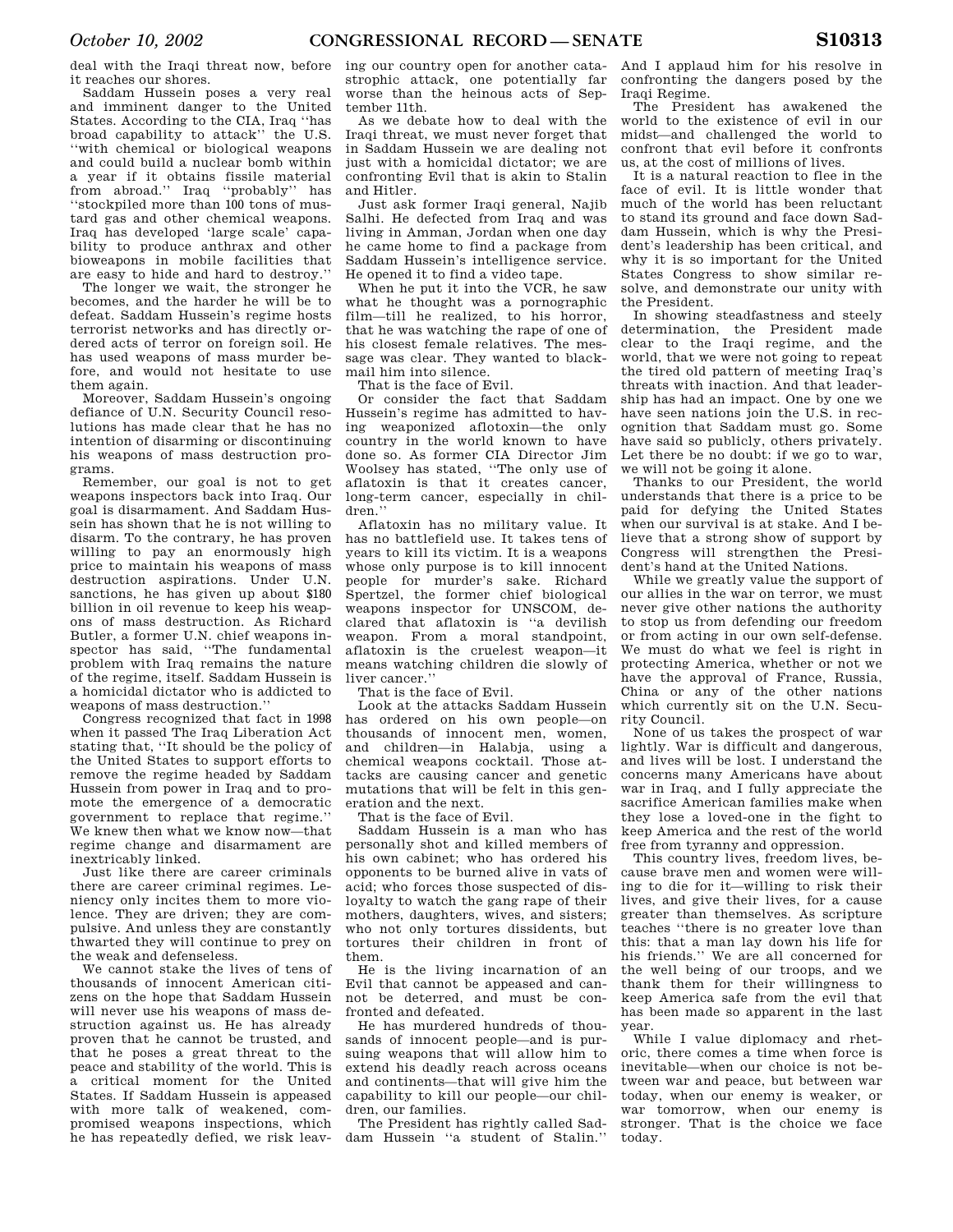deal with the Iraqi threat now, before it reaches our shores.

Saddam Hussein poses a very real and imminent danger to the United States. According to the CIA, Iraq ''has broad capability to attack'' the U.S. ''with chemical or biological weapons and could build a nuclear bomb within a year if it obtains fissile material from abroad.'' Iraq ''probably'' has ''stockpiled more than 100 tons of mustard gas and other chemical weapons. Iraq has developed 'large scale' capability to produce anthrax and other bioweapons in mobile facilities that are easy to hide and hard to destroy.''

The longer we wait, the stronger he becomes, and the harder he will be to defeat. Saddam Hussein's regime hosts terrorist networks and has directly ordered acts of terror on foreign soil. He has used weapons of mass murder before, and would not hesitate to use them again.

Moreover, Saddam Hussein's ongoing defiance of U.N. Security Council resolutions has made clear that he has no intention of disarming or discontinuing his weapons of mass destruction programs.

Remember, our goal is not to get weapons inspectors back into Iraq. Our goal is disarmament. And Saddam Hussein has shown that he is not willing to disarm. To the contrary, he has proven willing to pay an enormously high price to maintain his weapons of mass destruction aspirations. Under U.N. sanctions, he has given up about $180 billion in oil revenue to keep his weapons of mass destruction. As Richard Butler, a former U.N. chief weapons inspector has said, ''The fundamental problem with Iraq remains the nature of the regime, itself. Saddam Hussein is a homicidal dictator who is addicted to weapons of mass destruction.''

Congress recognized that fact in 1998 when it passed The Iraq Liberation Act stating that, ''It should be the policy of the United States to support efforts to remove the regime headed by Saddam Hussein from power in Iraq and to promote the emergence of a democratic government to replace that regime.'' We knew then what we know now—that regime change and disarmament are inextricably linked.

Just like there are career criminals there are career criminal regimes. Leniency only incites them to more violence. They are driven; they are compulsive. And unless they are constantly thwarted they will continue to prey on the weak and defenseless.

We cannot stake the lives of tens of thousands of innocent American citizens on the hope that Saddam Hussein will never use his weapons of mass destruction against us. He has already proven that he cannot be trusted, and that he poses a great threat to the peace and stability of the world. This is a critical moment for the United States. If Saddam Hussein is appeased with more talk of weakened, compromised weapons inspections, which he has repeatedly defied, we risk leaving our country open for another catastrophic attack, one potentially far worse than the heinous acts of September 11th.

As we debate how to deal with the Iraqi threat, we must never forget that in Saddam Hussein we are dealing not just with a homicidal dictator; we are confronting Evil that is akin to Stalin and Hitler.

Just ask former Iraqi general, Najib Salhi. He defected from Iraq and was living in Amman, Jordan when one day he came home to find a package from Saddam Hussein's intelligence service. He opened it to find a video tape.

When he put it into the VCR, he saw what he thought was a pornographic film—till he realized, to his horror, that he was watching the rape of one of his closest female relatives. The message was clear. They wanted to blackmail him into silence.

That is the face of Evil.

Or consider the fact that Saddam Hussein's regime has admitted to having weaponized aflotoxin—the only country in the world known to have done so. As former CIA Director Jim Woolsey has stated, ''The only use of aflatoxin is that it creates cancer, long-term cancer, especially in children.''

Aflatoxin has no military value. It has no battlefield use. It takes tens of years to kill its victim. It is a weapons whose only purpose is to kill innocent people for murder's sake. Richard Spertzel, the former chief biological weapons inspector for UNSCOM, declared that aflatoxin is ''a devilish weapon. From a moral standpoint, aflatoxin is the cruelest weapon—it means watching children die slowly of liver cancer.''

That is the face of Evil.

Look at the attacks Saddam Hussein has ordered on his own people—on thousands of innocent men, women, and children—in Halabja, using a chemical weapons cocktail. Those attacks are causing cancer and genetic mutations that will be felt in this generation and the next.

That is the face of Evil.

Saddam Hussein is a man who has personally shot and killed members of his own cabinet; who has ordered his opponents to be burned alive in vats of acid; who forces those suspected of disloyalty to watch the gang rape of their mothers, daughters, wives, and sisters; who not only tortures dissidents, but tortures their children in front of them.

He is the living incarnation of an Evil that cannot be appeased and cannot be deterred, and must be confronted and defeated.

He has murdered hundreds of thousands of innocent people—and is pursuing weapons that will allow him to extend his deadly reach across oceans and continents—that will give him the capability to kill our people—our children, our families.

The President has rightly called Saddam Hussein ''a student of Stalin.'' And I applaud him for his resolve in confronting the dangers posed by the Iraqi Regime.

The President has awakened the world to the existence of evil in our midst—and challenged the world to confront that evil before it confronts us, at the cost of millions of lives.

It is a natural reaction to flee in the face of evil. It is little wonder that much of the world has been reluctant to stand its ground and face down Saddam Hussein, which is why the President's leadership has been critical, and why it is so important for the United States Congress to show similar resolve, and demonstrate our unity with the President.

In showing steadfastness and steely determination, the President made clear to the Iraqi regime, and the world, that we were not going to repeat the tired old pattern of meeting Iraq's threats with inaction. And that leadership has had an impact. One by one we have seen nations join the U.S. in recognition that Saddam must go. Some have said so publicly, others privately. Let there be no doubt: if we go to war, we will not be going it alone.

Thanks to our President, the world understands that there is a price to be paid for defying the United States when our survival is at stake. And I believe that a strong show of support by Congress will strengthen the President's hand at the United Nations.

While we greatly value the support of our allies in the war on terror, we must never give other nations the authority to stop us from defending our freedom or from acting in our own self-defense. We must do what we feel is right in protecting America, whether or not we have the approval of France, Russia, China or any of the other nations which currently sit on the U.N. Security Council.

None of us takes the prospect of war lightly. War is difficult and dangerous, and lives will be lost. I understand the concerns many Americans have about war in Iraq, and I fully appreciate the sacrifice American families make when they lose a loved-one in the fight to keep America and the rest of the world free from tyranny and oppression.

This country lives, freedom lives, because brave men and women were willing to die for it—willing to risk their lives, and give their lives, for a cause greater than themselves. As scripture teaches ''there is no greater love than this: that a man lay down his life for his friends.'' We are all concerned for the well being of our troops, and we thank them for their willingness to keep America safe from the evil that has been made so apparent in the last year.

While I value diplomacy and rhetoric, there comes a time when force is inevitable—when our choice is not between war and peace, but between war today, when our enemy is weaker, or war tomorrow, when our enemy is stronger. That is the choice we face today.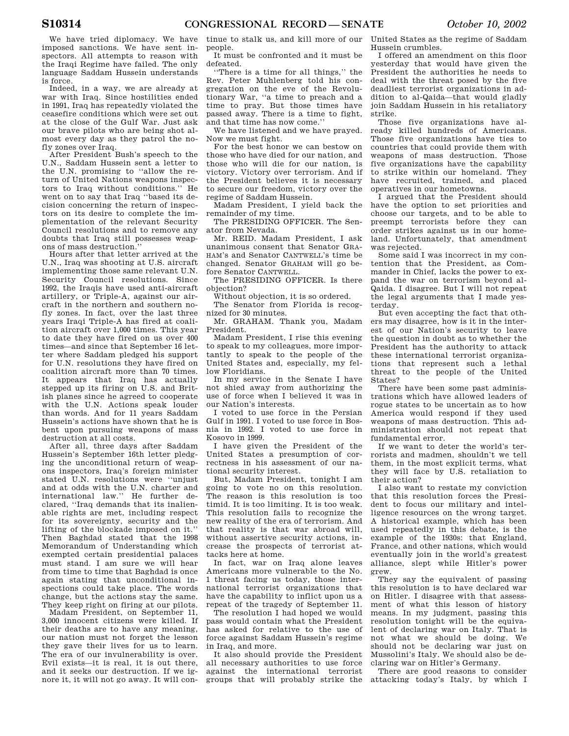We have tried diplomacy. We have imposed sanctions. We have sent inspectors. All attempts to reason with the Iraqi Regime have failed. The only language Saddam Hussein understands is force.

Indeed, in a way, we are already at war with Iraq. Since hostilities ended in 1991, Iraq has repeatedly violated the ceasefire conditions which were set out at the close of the Gulf War. Just ask our brave pilots who are being shot almost every day as they patrol the no-fly zones over Iraq.

After President Bush's speech to the U.N., Saddam Hussein sent a letter to the U.N. promising to "allow the return of United Nations weapons inspectors to Iraq without conditions." He went on to say that Iraq "based its decision concerning the return of inspectors on its desire to complete the implementation of the relevant Security Council resolutions and to remove any doubts that Iraq still possesses weapons of mass destruction."

Hours after that letter arrived at the U.N., Iraq was shooting at U.S. aircraft implementing those same relevant U.N. Security Council resolutions. Since 1992, the Iraqis have used anti-aircraft artillery, or Triple-A, against our aircraft in the northern and southern no-fly zones. In fact, over the last three years Iraqi Triple-A has fired at coalition aircraft over 1,000 times. This year to date they have fired on us over 400 times—and since that September 16 letter where Saddam pledged his support for U.N. resolutions they have fired on coalition aircraft more than 70 times. It appears that Iraq has actually stepped up its firing on U.S. and British planes since he agreed to cooperate with the U.N. Actions speak louder than words. And for 11 years Saddam Hussein's actions have shown that he is bent upon pursuing weapons of mass destruction at all costs.

After all, three days after Saddam Hussein's September 16th letter pledging the unconditional return of weapons inspectors, Iraq's foreign minister stated U.N. resolutions were "unjust and at odds with the U.N. charter and international law." He further declared, "Iraq demands that its inalienable rights are met, including respect for its sovereignty, security and the lifting of the blockade imposed on it." Then Baghdad stated that the 1998 Memorandum of Understanding which exempted certain presidential palaces must stand. I am sure we will hear from time to time that Baghdad is once again stating that unconditional inspections could take place. The words change, but the actions stay the same. They keep right on firing at our pilots.

Madam President, on September 11, 3,000 innocent citizens were killed. If their deaths are to have any meaning, our nation must not forget the lesson they gave their lives for us to learn. The era of our invulnerability is over. Evil exists—it is real, it is out there, and it seeks our destruction. If we ignore it, it will not go away. It will continue to stalk us, and kill more of our people.

It must be confronted and it must be defeated.

"There is a time for all things," the Rev. Peter Muhlenberg told his congregation on the eve of the Revolutionary War, "a time to preach and a time to pray. But those times have passed away. There is a time to fight, and that time has now come."

We have listened and we have prayed. Now we must fight.

For the best honor we can bestow on those who have died for our nation, and those who will die for our nation, is victory. Victory over terrorism. And if the President believes it is necessary to secure our freedom, victory over the regime of Saddam Hussein.

Madam President, I yield back the remainder of my time.

The PRESIDING OFFICER. The Senator from Nevada.

Mr. REID. Madam President, I ask unanimous consent that Senator GRAHAM's and Senator CANTWELL's time be changed. Senator GRAHAM will go before Senator CANTWELL.

The PRESIDING OFFICER. Is there objection?

Without objection, it is so ordered.

The Senator from Florida is recognized for 30 minutes.

Mr. GRAHAM. Thank you, Madam President.

Madam President, I rise this evening to speak to my colleagues, more importantly to speak to the people of the United States and, especially, my fellow Floridians.

In my service in the Senate I have not shied away from authorizing the use of force when I believed it was in our Nation's interests.

I voted to use force in the Persian Gulf in 1991. I voted to use force in Bosnia in 1992. I voted to use force in Kosovo in 1999.

I have given the President of the United States a presumption of correctness in his assessment of our national security interest.

But, Madam President, tonight I am going to vote no on this resolution. The reason is this resolution is too timid. It is too limiting. It is too weak. This resolution fails to recognize the new reality of the era of terrorism. And that reality is that war abroad will, without assertive security actions, increase the prospects of terrorist attacks here at home.

In fact, war on Iraq alone leaves Americans more vulnerable to the No. 1 threat facing us today, those international terrorist organizations that have the capability to inflict upon us a repeat of the tragedy of September 11.

The resolution I had hoped we would pass would contain what the President has asked for relative to the use of force against Saddam Hussein's regime in Iraq, and more.

It also should provide the President all necessary authorities to use force against the international terrorist groups that will probably strike the United States as the regime of Saddam Hussein crumbles.

I offered an amendment on this floor yesterday that would have given the President the authorities he needs to deal with the threat posed by the five deadliest terrorist organizations in addition to al-Qaida—that would gladly join Saddam Hussein in his retaliatory strike.

Those five organizations have already killed hundreds of Americans. Those five organizations have ties to countries that could provide them with weapons of mass destruction. Those five organizations have the capability to strike within our homeland. They have recruited, trained, and placed operatives in our hometowns.

I argued that the President should have the option to set priorities and choose our targets, and to be able to preempt terrorists before they can order strikes against us in our homeland. Unfortunately, that amendment was rejected.

Some said I was incorrect in my contention that the President, as Commander in Chief, lacks the power to expand the war on terrorism beyond al-Qaida. I disagree. But I will not repeat the legal arguments that I made yesterday.

But even accepting the fact that others may disagree, how is it in the interest of our Nation's security to leave the question in doubt as to whether the President has the authority to attack these international terrorist organizations that represent such a lethal threat to the people of the United States?

There have been some past administrations which have allowed leaders of rogue states to be uncertain as to how America would respond if they used weapons of mass destruction. This administration should not repeat that fundamental error.

If we want to deter the world's terrorists and madmen, shouldn't we tell them, in the most explicit terms, what they will face by U.S. retaliation to their action?

I also want to restate my conviction that this resolution forces the President to focus our military and intelligence resources on the wrong target. A historical example, which has been used repeatedly in this debate, is the example of the 1930s: that England, France, and other nations, which would eventually join in the world's greatest alliance, slept while Hitler's power grew.

They say the equivalent of passing this resolution is to have declared war on Hitler. I disagree with that assessment of what this lesson of history means. In my judgment, passing this resolution tonight will be the equivalent of declaring war on Italy. That is not what we should be doing. We should not be declaring war just on Mussolini's Italy. We should also be declaring war on Hitler's Germany.

There are good reasons to consider attacking today's Italy, by which I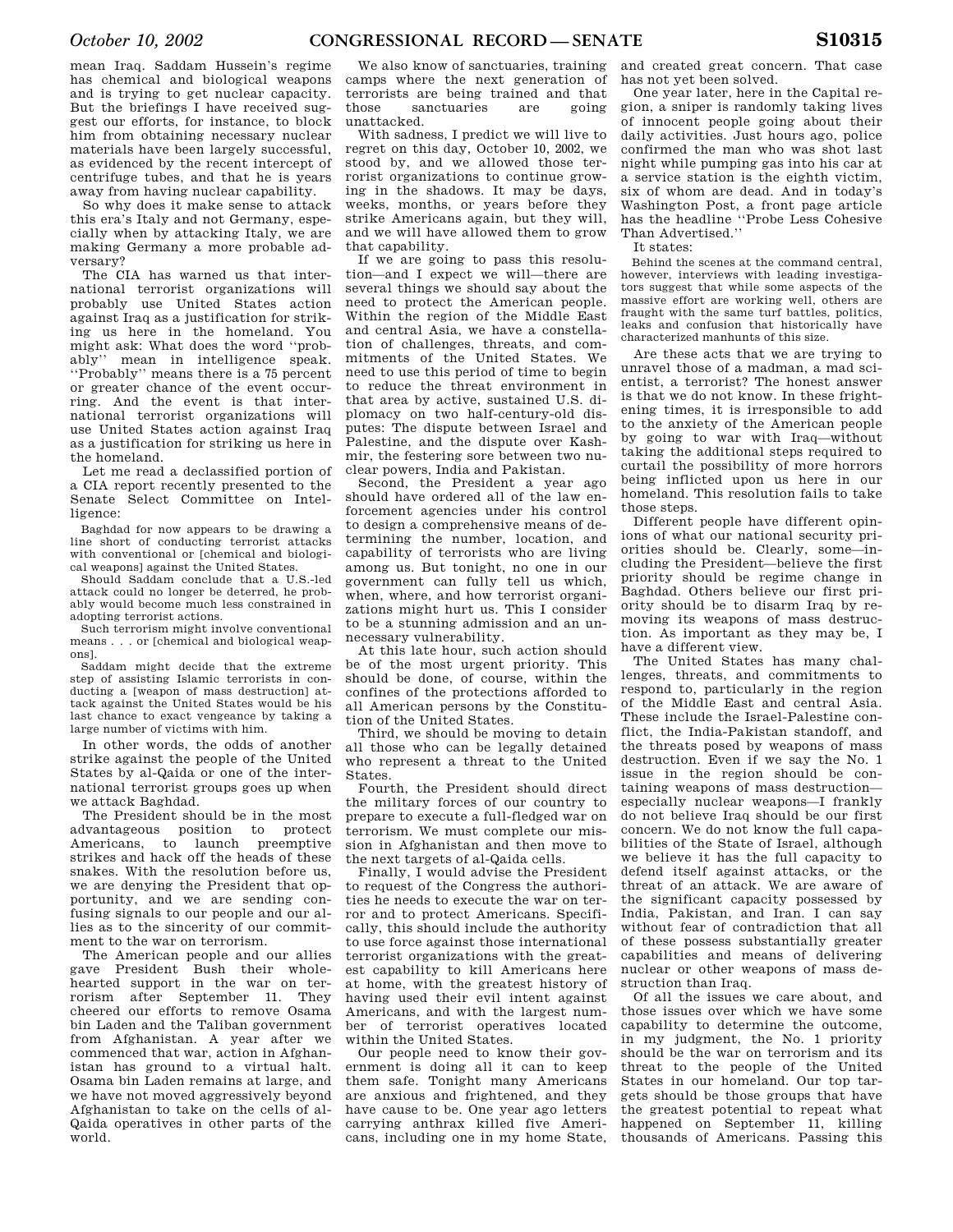mean Iraq. Saddam Hussein's regime has chemical and biological weapons and is trying to get nuclear capacity. But the briefings I have received suggest our efforts, for instance, to block him from obtaining necessary nuclear materials have been largely successful, as evidenced by the recent intercept of centrifuge tubes, and that he is years away from having nuclear capability.

So why does it make sense to attack this era's Italy and not Germany, especially when by attacking Italy, we are making Germany a more probable adversary?

The CIA has warned us that international terrorist organizations will probably use United States action against Iraq as a justification for striking us here in the homeland. You might ask: What does the word ''probably'' mean in intelligence speak. ''Probably'' means there is a 75 percent or greater chance of the event occurring. And the event is that international terrorist organizations will use United States action against Iraq as a justification for striking us here in the homeland.

Let me read a declassified portion of a CIA report recently presented to the Senate Select Committee on Intelligence:

> Baghdad for now appears to be drawing a line short of conducting terrorist attacks with conventional or [chemical and biological weapons] against the United States.
>
> Should Saddam conclude that a U.S.-led attack could no longer be deterred, he probably would become much less constrained in adopting terrorist actions.
>
> Such terrorism might involve conventional means . . . or [chemical and biological weapons].
>
> Saddam might decide that the extreme step of assisting Islamic terrorists in conducting a [weapon of mass destruction] attack against the United States would be his last chance to exact vengeance by taking a large number of victims with him.

In other words, the odds of another strike against the people of the United States by al-Qaida or one of the international terrorist groups goes up when we attack Baghdad.

The President should be in the most advantageous position to protect Americans, to launch preemptive strikes and hack off the heads of these snakes. With the resolution before us, we are denying the President that opportunity, and we are sending confusing signals to our people and our allies as to the sincerity of our commitment to the war on terrorism.

The American people and our allies gave President Bush their wholehearted support in the war on terrorism after September 11. They cheered our efforts to remove Osama bin Laden and the Taliban government from Afghanistan. A year after we commenced that war, action in Afghanistan has ground to a virtual halt. Osama bin Laden remains at large, and we have not moved aggressively beyond Afghanistan to take on the cells of al-Qaida operatives in other parts of the world.

We also know of sanctuaries, training camps where the next generation of terrorists are being trained and that those sanctuaries are going unattacked.

With sadness, I predict we will live to regret on this day, October 10, 2002, we stood by, and we allowed those terrorist organizations to continue growing in the shadows. It may be days, weeks, months, or years before they strike Americans again, but they will, and we will have allowed them to grow that capability.

If we are going to pass this resolution—and I expect we will—there are several things we should say about the need to protect the American people. Within the region of the Middle East and central Asia, we have a constellation of challenges, threats, and commitments of the United States. We need to use this period of time to begin to reduce the threat environment in that area by active, sustained U.S. diplomacy on two half-century-old disputes: The dispute between Israel and Palestine, and the dispute over Kashmir, the festering sore between two nuclear powers, India and Pakistan.

Second, the President a year ago should have ordered all of the law enforcement agencies under his control to design a comprehensive means of determining the number, location, and capability of terrorists who are living among us. But tonight, no one in our government can fully tell us which, when, where, and how terrorist organizations might hurt us. This I consider to be a stunning admission and an unnecessary vulnerability.

At this late hour, such action should be of the most urgent priority. This should be done, of course, within the confines of the protections afforded to all American persons by the Constitution of the United States.

Third, we should be moving to detain all those who can be legally detained who represent a threat to the United States.

Fourth, the President should direct the military forces of our country to prepare to execute a full-fledged war on terrorism. We must complete our mission in Afghanistan and then move to the next targets of al-Qaida cells.

Finally, I would advise the President to request of the Congress the authorities he needs to execute the war on terror and to protect Americans. Specifically, this should include the authority to use force against those international terrorist organizations with the greatest capability to kill Americans here at home, with the greatest history of having used their evil intent against Americans, and with the largest number of terrorist operatives located within the United States.

Our people need to know their government is doing all it can to keep them safe. Tonight many Americans are anxious and frightened, and they have cause to be. One year ago letters carrying anthrax killed five Americans, including one in my home State, and created great concern. That case has not yet been solved.

One year later, here in the Capital region, a sniper is randomly taking lives of innocent people going about their daily activities. Just hours ago, police confirmed the man who was shot last night while pumping gas into his car at a service station is the eighth victim, six of whom are dead. And in today's Washington Post, a front page article has the headline ''Probe Less Cohesive Than Advertised.''

It states:

> Behind the scenes at the command central, however, interviews with leading investigators suggest that while some aspects of the massive effort are working well, others are fraught with the same turf battles, politics, leaks and confusion that historically have characterized manhunts of this size.

Are these acts that we are trying to unravel those of a madman, a mad scientist, a terrorist? The honest answer is that we do not know. In these frightening times, it is irresponsible to add to the anxiety of the American people by going to war with Iraq—without taking the additional steps required to curtail the possibility of more horrors being inflicted upon us here in our homeland. This resolution fails to take those steps.

Different people have different opinions of what our national security priorities should be. Clearly, some—including the President—believe the first priority should be regime change in Baghdad. Others believe our first priority should be to disarm Iraq by removing its weapons of mass destruction. As important as they may be, I have a different view.

The United States has many challenges, threats, and commitments to respond to, particularly in the region of the Middle East and central Asia. These include the Israel-Palestine conflict, the India-Pakistan standoff, and the threats posed by weapons of mass destruction. Even if we say the No. 1 issue in the region should be containing weapons of mass destruction—especially nuclear weapons—I frankly do not believe Iraq should be our first concern. We do not know the full capabilities of the State of Israel, although we believe it has the full capacity to defend itself against attacks, or the threat of an attack. We are aware of the significant capacity possessed by India, Pakistan, and Iran. I can say without fear of contradiction that all of these possess substantially greater capabilities and means of delivering nuclear or other weapons of mass destruction than Iraq.

Of all the issues we care about, and those issues over which we have some capability to determine the outcome, in my judgment, the No. 1 priority should be the war on terrorism and its threat to the people of the United States in our homeland. Our top targets should be those groups that have the greatest potential to repeat what happened on September 11, killing thousands of Americans. Passing this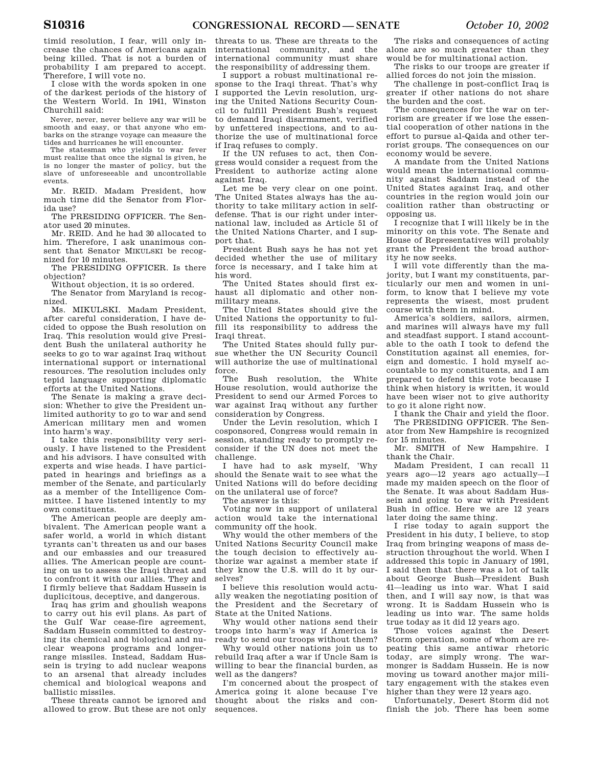timid resolution, I fear, will only increase the chances of Americans again being killed. That is not a burden of probability I am prepared to accept. Therefore, I will vote no.

I close with the words spoken in one of the darkest periods of the history of the Western World. In 1941, Winston Churchill said:

> Never, never, never believe any war will be smooth and easy, or that anyone who embarks on the strange voyage can measure the tides and hurricanes he will encounter.
>
> The statesman who yields to war fever must realize that once the signal is given, he is no longer the master of policy, but the slave of unforeseeable and uncontrollable events.

Mr. REID. Madam President, how much time did the Senator from Florida use?

The PRESIDING OFFICER. The Senator used 20 minutes.

Mr. REID. And he had 30 allocated to him. Therefore, I ask unanimous consent that Senator MIKULSKI be recognized for 10 minutes.

The PRESIDING OFFICER. Is there objection?

Without objection, it is so ordered.

The Senator from Maryland is recognized.

Ms. MIKULSKI. Madam President, after careful consideration, I have decided to oppose the Bush resolution on Iraq. This resolution would give President Bush the unilateral authority he seeks to go to war against Iraq without international support or international resources. The resolution includes only tepid language supporting diplomatic efforts at the United Nations.

The Senate is making a grave decision: Whether to give the President unlimited authority to go to war and send American military men and women into harm's way.

I take this responsibility very seriously. I have listened to the President and his advisors. I have consulted with experts and wise heads. I have participated in hearings and briefings as a member of the Senate, and particularly as a member of the Intelligence Committee. I have listened intently to my own constituents.

The American people are deeply ambivalent. The American people want a safer world, a world in which distant tyrants can't threaten us and our bases and our embassies and our treasured allies. The American people are counting on us to assess the Iraqi threat and to confront it with our allies. They and I firmly believe that Saddam Hussein is duplicitous, deceptive, and dangerous.

Iraq has grim and ghoulish weapons to carry out his evil plans. As part of the Gulf War cease-fire agreement, Saddam Hussein committed to destroying its chemical and biological and nuclear weapons programs and longer-range missiles. Instead, Saddam Hussein is trying to add nuclear weapons to an arsenal that already includes chemical and biological weapons and ballistic missiles.

These threats cannot be ignored and allowed to grow. But these are not only threats to us. These are threats to the international community, and the international community must share the responsibility of addressing them.

I support a robust multinational response to the Iraqi threat. That's why I supported the Levin resolution, urging the United Nations Security Council to fulfill President Bush's request to demand Iraqi disarmament, verified by unfettered inspections, and to authorize the use of multinational force if Iraq refuses to comply.

If the UN refuses to act, then Congress would consider a request from the President to authorize acting alone against Iraq.

Let me be very clear on one point. The United States always has the authority to take military action in self-defense. That is our right under international law, included as Article 51 of the United Nations Charter, and I support that.

President Bush says he has not yet decided whether the use of military force is necessary, and I take him at his word.

The United States should first exhaust all diplomatic and other nonmilitary means.

The United States should give the United Nations the opportunity to fulfill its responsibility to address the Iraqi threat.

The United States should fully pursue whether the UN Security Council will authorize the use of multinational force.

The Bush resolution, the White House resolution, would authorize the President to send our Armed Forces to war against Iraq without any further consideration by Congress.

Under the Levin resolution, which I cosponsored, Congress would remain in session, standing ready to promptly reconsider if the UN does not meet the challenge.

I have had to ask myself, 'Why should the Senate wait to see what the United Nations will do before deciding on the unilateral use of force?

The answer is this:

Voting now in support of unilateral action would take the international community off the hook.

Why would the other members of the United Nations Security Council make the tough decision to effectively authorize war against a member state if they know the U.S. will do it by ourselves?

I believe this resolution would actually weaken the negotiating position of the President and the Secretary of State at the United Nations.

Why would other nations send their troops into harm's way if America is ready to send our troops without them?

Why would other nations join us to rebuild Iraq after a war if Uncle Sam is willing to bear the financial burden, as well as the dangers?

I'm concerned about the prospect of America going it alone because I've thought about the risks and consequences.

The risks and consequences of acting alone are so much greater than they would be for multinational action.

The risks to our troops are greater if allied forces do not join the mission.

The challenge in post-conflict Iraq is greater if other nations do not share the burden and the cost.

The consequences for the war on terrorism are greater if we lose the essential cooperation of other nations in the effort to pursue al-Qaida and other terrorist groups. The consequences on our economy would be severe.

A mandate from the United Nations would mean the international community against Saddam instead of the United States against Iraq, and other countries in the region would join our coalition rather than obstructing or opposing us.

I recognize that I will likely be in the minority on this vote. The Senate and House of Representatives will probably grant the President the broad authority he now seeks.

I will vote differently than the majority, but I want my constituents, particularly our men and women in uniform, to know that I believe my vote represents the wisest, most prudent course with them in mind.

America's soldiers, sailors, airmen, and marines will always have my full and steadfast support. I stand accountable to the oath I took to defend the Constitution against all enemies, foreign and domestic. I hold myself accountable to my constituents, and I am prepared to defend this vote because I think when history is written, it would have been wiser not to give authority to go it alone right now.

I thank the Chair and yield the floor.

The PRESIDING OFFICER. The Senator from New Hampshire is recognized for 15 minutes.

Mr. SMITH of New Hampshire. I thank the Chair.

Madam President, I can recall 11 years ago—12 years ago actually—I made my maiden speech on the floor of the Senate. It was about Saddam Hussein and going to war with President Bush in office. Here we are 12 years later doing the same thing.

I rise today to again support the President in his duty, I believe, to stop Iraq from bringing weapons of mass destruction throughout the world. When I addressed this topic in January of 1991, I said then that there was a lot of talk about George Bush—President Bush 41—leading us into war. What I said then, and I will say now, is that was wrong. It is Saddam Hussein who is leading us into war. The same holds true today as it did 12 years ago.

Those voices against the Desert Storm operation, some of whom are repeating this same antiwar rhetoric today, are simply wrong. The warmonger is Saddam Hussein. He is now moving us toward another major military engagement with the stakes even higher than they were 12 years ago.

Unfortunately, Desert Storm did not finish the job. There has been some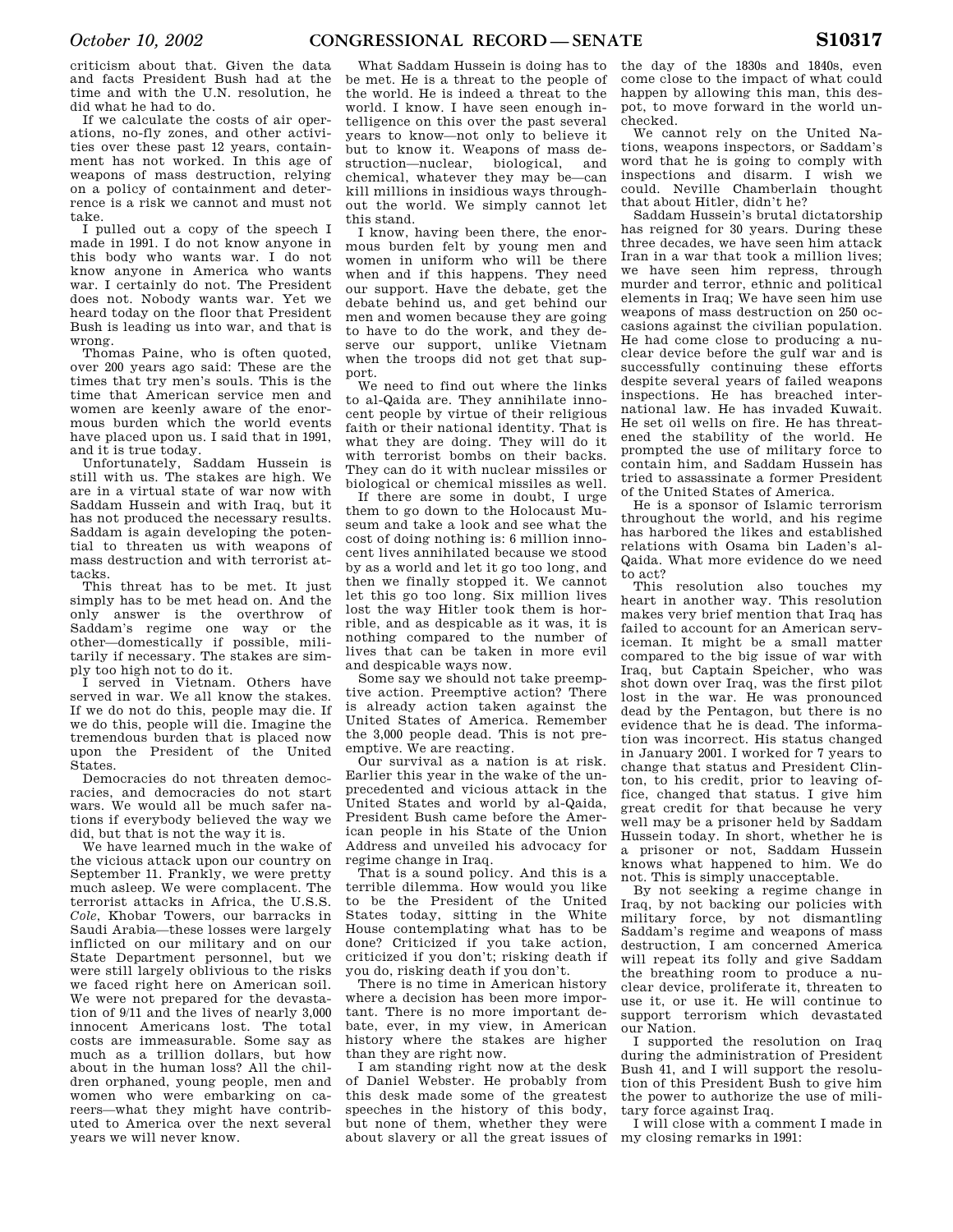criticism about that. Given the data and facts President Bush had at the time and with the U.N. resolution, he did what he had to do.

If we calculate the costs of air operations, no-fly zones, and other activities over these past 12 years, containment has not worked. In this age of weapons of mass destruction, relying on a policy of containment and deterrence is a risk we cannot and must not take.

I pulled out a copy of the speech I made in 1991. I do not know anyone in this body who wants war. I do not know anyone in America who wants war. I certainly do not. The President does not. Nobody wants war. Yet we heard today on the floor that President Bush is leading us into war, and that is wrong.

Thomas Paine, who is often quoted, over 200 years ago said: These are the times that try men's souls. This is the time that American service men and women are keenly aware of the enormous burden which the world events have placed upon us. I said that in 1991, and it is true today.

Unfortunately, Saddam Hussein is still with us. The stakes are high. We are in a virtual state of war now with Saddam Hussein and with Iraq, but it has not produced the necessary results. Saddam is again developing the potential to threaten us with weapons of mass destruction and with terrorist attacks.

This threat has to be met. It just simply has to be met head on. And the only answer is the overthrow of Saddam's regime one way or the other—domestically if possible, militarily if necessary. The stakes are simply too high not to do it.

I served in Vietnam. Others have served in war. We all know the stakes. If we do not do this, people may die. If we do this, people will die. Imagine the tremendous burden that is placed now upon the President of the United States.

Democracies do not threaten democracies, and democracies do not start wars. We would all be much safer nations if everybody believed the way we did, but that is not the way it is.

We have learned much in the wake of the vicious attack upon our country on September 11. Frankly, we were pretty much asleep. We were complacent. The terrorist attacks in Africa, the U.S.S. *Cole*, Khobar Towers, our barracks in Saudi Arabia—these losses were largely inflicted on our military and on our State Department personnel, but we were still largely oblivious to the risks we faced right here on American soil. We were not prepared for the devastation of 9/11 and the lives of nearly 3,000 innocent Americans lost. The total costs are immeasurable. Some say as much as a trillion dollars, but how about in the human loss? All the children orphaned, young people, men and women who were embarking on careers—what they might have contributed to America over the next several years we will never know.

What Saddam Hussein is doing has to be met. He is a threat to the people of the world. He is indeed a threat to the world. I know. I have seen enough intelligence on this over the past several years to know—not only to believe it but to know it. Weapons of mass destruction—nuclear, biological, and chemical, whatever they may be—can kill millions in insidious ways throughout the world. We simply cannot let this stand.

I know, having been there, the enormous burden felt by young men and women in uniform who will be there when and if this happens. They need our support. Have the debate, get the debate behind us, and get behind our men and women because they are going to have to do the work, and they deserve our support, unlike Vietnam when the troops did not get that support.

We need to find out where the links to al-Qaida are. They annihilate innocent people by virtue of their religious faith or their national identity. That is what they are doing. They will do it with terrorist bombs on their backs. They can do it with nuclear missiles or biological or chemical missiles as well.

If there are some in doubt, I urge them to go down to the Holocaust Museum and take a look and see what the cost of doing nothing is: 6 million innocent lives annihilated because we stood by as a world and let it go too long, and then we finally stopped it. We cannot let this go too long. Six million lives lost the way Hitler took them is horrible, and as despicable as it was, it is nothing compared to the number of lives that can be taken in more evil and despicable ways now.

Some say we should not take preemptive action. Preemptive action? There is already action taken against the United States of America. Remember the 3,000 people dead. This is not preemptive. We are reacting.

Our survival as a nation is at risk. Earlier this year in the wake of the unprecedented and vicious attack in the United States and world by al-Qaida, President Bush came before the American people in his State of the Union Address and unveiled his advocacy for regime change in Iraq.

That is a sound policy. And this is a terrible dilemma. How would you like to be the President of the United States today, sitting in the White House contemplating what has to be done? Criticized if you take action, criticized if you don't; risking death if you do, risking death if you don't.

There is no time in American history where a decision has been more important. There is no more important debate, ever, in my view, in American history where the stakes are higher than they are right now.

I am standing right now at the desk of Daniel Webster. He probably from this desk made some of the greatest speeches in the history of this body, but none of them, whether they were about slavery or all the great issues of the day of the 1830s and 1840s, even come close to the impact of what could happen by allowing this man, this despot, to move forward in the world unchecked.

We cannot rely on the United Nations, weapons inspectors, or Saddam's word that he is going to comply with inspections and disarm. I wish we could. Neville Chamberlain thought that about Hitler, didn't he?

Saddam Hussein's brutal dictatorship has reigned for 30 years. During these three decades, we have seen him attack Iran in a war that took a million lives; we have seen him repress, through murder and terror, ethnic and political elements in Iraq; We have seen him use weapons of mass destruction on 250 occasions against the civilian population. He had come close to producing a nuclear device before the gulf war and is successfully continuing these efforts despite several years of failed weapons inspections. He has breached international law. He has invaded Kuwait. He set oil wells on fire. He has threatened the stability of the world. He prompted the use of military force to contain him, and Saddam Hussein has tried to assassinate a former President of the United States of America.

He is a sponsor of Islamic terrorism throughout the world, and his regime has harbored the likes and established relations with Osama bin Laden's al-Qaida. What more evidence do we need to act?

This resolution also touches my heart in another way. This resolution makes very brief mention that Iraq has failed to account for an American serviceman. It might be a small matter compared to the big issue of war with Iraq, but Captain Speicher, who was shot down over Iraq, was the first pilot lost in the war. He was pronounced dead by the Pentagon, but there is no evidence that he is dead. The information was incorrect. His status changed in January 2001. I worked for 7 years to change that status and President Clinton, to his credit, prior to leaving office, changed that status. I give him great credit for that because he very well may be a prisoner held by Saddam Hussein today. In short, whether he is a prisoner or not, Saddam Hussein knows what happened to him. We do not. This is simply unacceptable.

By not seeking a regime change in Iraq, by not backing our policies with military force, by not dismantling Saddam's regime and weapons of mass destruction, I am concerned America will repeat its folly and give Saddam the breathing room to produce a nuclear device, proliferate it, threaten to use it, or use it. He will continue to support terrorism which devastated our Nation.

I supported the resolution on Iraq during the administration of President Bush 41, and I will support the resolution of this President Bush to give him the power to authorize the use of military force against Iraq.

I will close with a comment I made in my closing remarks in 1991: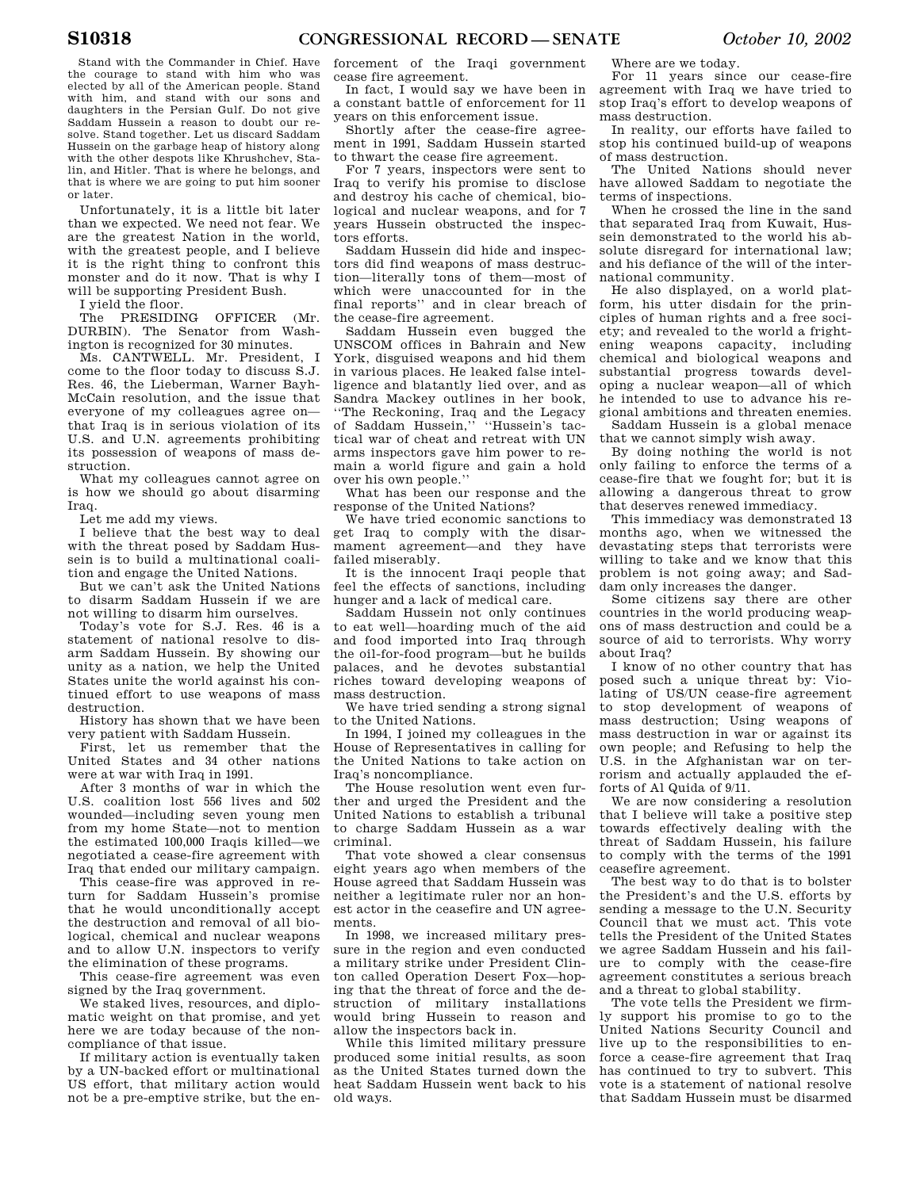Stand with the Commander in Chief. Have the courage to stand with him who was elected by all of the American people. Stand with him, and stand with our sons and daughters in the Persian Gulf. Do not give Saddam Hussein a reason to doubt our resolve. Stand together. Let us discard Saddam Hussein on the garbage heap of history along with the other despots like Khrushchev, Stalin, and Hitler. That is where he belongs, and that is where we are going to put him sooner or later.

Unfortunately, it is a little bit later than we expected. We need not fear. We are the greatest Nation in the world, with the greatest people, and I believe it is the right thing to confront this monster and do it now. That is why I will be supporting President Bush.

I yield the floor.

The PRESIDING OFFICER (Mr. DURBIN). The Senator from Washington is recognized for 30 minutes.

Ms. CANTWELL. Mr. President, I come to the floor today to discuss S.J. Res. 46, the Lieberman, Warner Bayh-McCain resolution, and the issue that everyone of my colleagues agree on—that Iraq is in serious violation of its U.S. and U.N. agreements prohibiting its possession of weapons of mass destruction.

What my colleagues cannot agree on is how we should go about disarming Iraq.

Let me add my views.

I believe that the best way to deal with the threat posed by Saddam Hussein is to build a multinational coalition and engage the United Nations.

But we can't ask the United Nations to disarm Saddam Hussein if we are not willing to disarm him ourselves.

Today's vote for S.J. Res. 46 is a statement of national resolve to disarm Saddam Hussein. By showing our unity as a nation, we help the United States unite the world against his continued effort to use weapons of mass destruction.

History has shown that we have been very patient with Saddam Hussein.

First, let us remember that the United States and 34 other nations were at war with Iraq in 1991.

After 3 months of war in which the U.S. coalition lost 556 lives and 502 wounded—including seven young men from my home State—not to mention the estimated 100,000 Iraqis killed—we negotiated a cease-fire agreement with Iraq that ended our military campaign.

This cease-fire was approved in return for Saddam Hussein's promise that he would unconditionally accept the destruction and removal of all biological, chemical and nuclear weapons and to allow U.N. inspectors to verify the elimination of these programs.

This cease-fire agreement was even signed by the Iraq government.

We staked lives, resources, and diplomatic weight on that promise, and yet here we are today because of the noncompliance of that issue.

If military action is eventually taken by a UN-backed effort or multinational US effort, that military action would not be a pre-emptive strike, but the enforcement of the Iraqi government cease fire agreement.

In fact, I would say we have been in a constant battle of enforcement for 11 years on this enforcement issue.

Shortly after the cease-fire agreement in 1991, Saddam Hussein started to thwart the cease fire agreement.

For 7 years, inspectors were sent to Iraq to verify his promise to disclose and destroy his cache of chemical, biological and nuclear weapons, and for 7 years Hussein obstructed the inspectors efforts.

Saddam Hussein did hide and inspectors did find weapons of mass destruction—literally tons of them—most of which were unaccounted for in the final reports'' and in clear breach of the cease-fire agreement.

Saddam Hussein even bugged the UNSCOM offices in Bahrain and New York, disguised weapons and hid them in various places. He leaked false intelligence and blatantly lied over, and as Sandra Mackey outlines in her book, ''The Reckoning, Iraq and the Legacy of Saddam Hussein,'' ''Hussein's tactical war of cheat and retreat with UN arms inspectors gave him power to remain a world figure and gain a hold over his own people.''

What has been our response and the response of the United Nations?

We have tried economic sanctions to get Iraq to comply with the disarmament agreement—and they have failed miserably.

It is the innocent Iraqi people that feel the effects of sanctions, including hunger and a lack of medical care.

Saddam Hussein not only continues to eat well—hoarding much of the aid and food imported into Iraq through the oil-for-food program—but he builds palaces, and he devotes substantial riches toward developing weapons of mass destruction.

We have tried sending a strong signal to the United Nations.

In 1994, I joined my colleagues in the House of Representatives in calling for the United Nations to take action on Iraq's noncompliance.

The House resolution went even further and urged the President and the United Nations to establish a tribunal to charge Saddam Hussein as a war criminal.

That vote showed a clear consensus eight years ago when members of the House agreed that Saddam Hussein was neither a legitimate ruler nor an honest actor in the ceasefire and UN agreements.

In 1998, we increased military pressure in the region and even conducted a military strike under President Clinton called Operation Desert Fox—hoping that the threat of force and the destruction of military installations would bring Hussein to reason and allow the inspectors back in.

While this limited military pressure produced some initial results, as soon as the United States turned down the heat Saddam Hussein went back to his old ways.

Where are we today.

For 11 years since our cease-fire agreement with Iraq we have tried to stop Iraq's effort to develop weapons of mass destruction.

In reality, our efforts have failed to stop his continued build-up of weapons of mass destruction.

The United Nations should never have allowed Saddam to negotiate the terms of inspections.

When he crossed the line in the sand that separated Iraq from Kuwait, Hussein demonstrated to the world his absolute disregard for international law; and his defiance of the will of the international community.

He also displayed, on a world platform, his utter disdain for the principles of human rights and a free society; and revealed to the world a frightening weapons capacity, including chemical and biological weapons and substantial progress towards developing a nuclear weapon—all of which he intended to use to advance his regional ambitions and threaten enemies.

Saddam Hussein is a global menace that we cannot simply wish away.

By doing nothing the world is not only failing to enforce the terms of a cease-fire that we fought for; but it is allowing a dangerous threat to grow that deserves renewed immediacy.

This immediacy was demonstrated 13 months ago, when we witnessed the devastating steps that terrorists were willing to take and we know that this problem is not going away; and Saddam only increases the danger.

Some citizens say there are other countries in the world producing weapons of mass destruction and could be a source of aid to terrorists. Why worry about Iraq?

I know of no other country that has posed such a unique threat by: Violating of US/UN cease-fire agreement to stop development of weapons of mass destruction; Using weapons of mass destruction in war or against its own people; and Refusing to help the U.S. in the Afghanistan war on terrorism and actually applauded the efforts of Al Quida of 9/11.

We are now considering a resolution that I believe will take a positive step towards effectively dealing with the threat of Saddam Hussein, his failure to comply with the terms of the 1991 ceasefire agreement.

The best way to do that is to bolster the President's and the U.S. efforts by sending a message to the U.N. Security Council that we must act. This vote tells the President of the United States we agree Saddam Hussein and his failure to comply with the cease-fire agreement constitutes a serious breach and a threat to global stability.

The vote tells the President we firmly support his promise to go to the United Nations Security Council and live up to the responsibilities to enforce a cease-fire agreement that Iraq has continued to try to subvert. This vote is a statement of national resolve that Saddam Hussein must be disarmed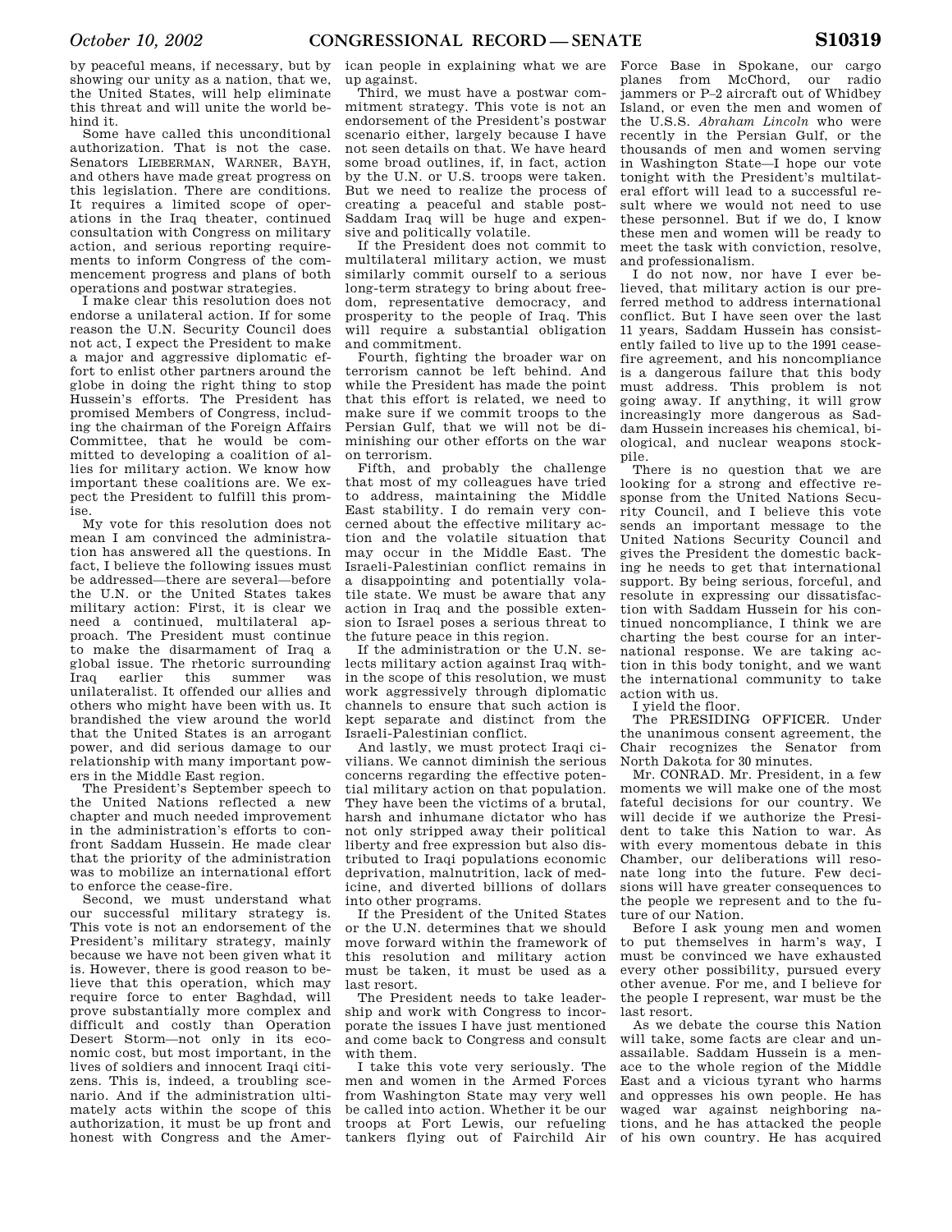by peaceful means, if necessary, but by showing our unity as a nation, that we, the United States, will help eliminate this threat and will unite the world behind it.

Some have called this unconditional authorization. That is not the case. Senators LIEBERMAN, WARNER, BAYH, and others have made great progress on this legislation. There are conditions. It requires a limited scope of operations in the Iraq theater, continued consultation with Congress on military action, and serious reporting requirements to inform Congress of the commencement progress and plans of both operations and postwar strategies.

I make clear this resolution does not endorse a unilateral action. If for some reason the U.N. Security Council does not act, I expect the President to make a major and aggressive diplomatic effort to enlist other partners around the globe in doing the right thing to stop Hussein's efforts. The President has promised Members of Congress, including the chairman of the Foreign Affairs Committee, that he would be committed to developing a coalition of allies for military action. We know how important these coalitions are. We expect the President to fulfill this promise.

My vote for this resolution does not mean I am convinced the administration has answered all the questions. In fact, I believe the following issues must be addressed—there are several—before the U.N. or the United States takes military action: First, it is clear we need a continued, multilateral approach. The President must continue to make the disarmament of Iraq a global issue. The rhetoric surrounding Iraq earlier this summer was unilateralist. It offended our allies and others who might have been with us. It brandished the view around the world that the United States is an arrogant power, and did serious damage to our relationship with many important powers in the Middle East region.

The President's September speech to the United Nations reflected a new chapter and much needed improvement in the administration's efforts to confront Saddam Hussein. He made clear that the priority of the administration was to mobilize an international effort to enforce the cease-fire.

Second, we must understand what our successful military strategy is. This vote is not an endorsement of the President's military strategy, mainly because we have not been given what it is. However, there is good reason to believe that this operation, which may require force to enter Baghdad, will prove substantially more complex and difficult and costly than Operation Desert Storm—not only in its economic cost, but most important, in the lives of soldiers and innocent Iraqi citizens. This is, indeed, a troubling scenario. And if the administration ultimately acts within the scope of this authorization, it must be up front and honest with Congress and the American people in explaining what we are up against.

Third, we must have a postwar commitment strategy. This vote is not an endorsement of the President's postwar scenario either, largely because I have not seen details on that. We have heard some broad outlines, if, in fact, action by the U.N. or U.S. troops were taken. But we need to realize the process of creating a peaceful and stable post-Saddam Iraq will be huge and expensive and politically volatile.

If the President does not commit to multilateral military action, we must similarly commit ourself to a serious long-term strategy to bring about freedom, representative democracy, and prosperity to the people of Iraq. This will require a substantial obligation and commitment.

Fourth, fighting the broader war on terrorism cannot be left behind. And while the President has made the point that this effort is related, we need to make sure if we commit troops to the Persian Gulf, that we will not be diminishing our other efforts on the war on terrorism.

Fifth, and probably the challenge that most of my colleagues have tried to address, maintaining the Middle East stability. I do remain very concerned about the effective military action and the volatile situation that may occur in the Middle East. The Israeli-Palestinian conflict remains in a disappointing and potentially volatile state. We must be aware that any action in Iraq and the possible extension to Israel poses a serious threat to the future peace in this region.

If the administration or the U.N. selects military action against Iraq within the scope of this resolution, we must work aggressively through diplomatic channels to ensure that such action is kept separate and distinct from the Israeli-Palestinian conflict.

And lastly, we must protect Iraqi civilians. We cannot diminish the serious concerns regarding the effective potential military action on that population. They have been the victims of a brutal, harsh and inhumane dictator who has not only stripped away their political liberty and free expression but also distributed to Iraqi populations economic deprivation, malnutrition, lack of medicine, and diverted billions of dollars into other programs.

If the President of the United States or the U.N. determines that we should move forward within the framework of this resolution and military action must be taken, it must be used as a last resort.

The President needs to take leadership and work with Congress to incorporate the issues I have just mentioned and come back to Congress and consult with them.

I take this vote very seriously. The men and women in the Armed Forces from Washington State may very well be called into action. Whether it be our troops at Fort Lewis, our refueling tankers flying out of Fairchild Air Force Base in Spokane, our cargo planes from McChord, our radio jammers or P–2 aircraft out of Whidbey Island, or even the men and women of the U.S.S. *Abraham Lincoln* who were recently in the Persian Gulf, or the thousands of men and women serving in Washington State—I hope our vote tonight with the President's multilateral effort will lead to a successful result where we would not need to use these personnel. But if we do, I know these men and women will be ready to meet the task with conviction, resolve, and professionalism.

I do not now, nor have I ever believed, that military action is our preferred method to address international conflict. But I have seen over the last 11 years, Saddam Hussein has consistently failed to live up to the 1991 cease-fire agreement, and his noncompliance is a dangerous failure that this body must address. This problem is not going away. If anything, it will grow increasingly more dangerous as Saddam Hussein increases his chemical, biological, and nuclear weapons stockpile.

There is no question that we are looking for a strong and effective response from the United Nations Security Council, and I believe this vote sends an important message to the United Nations Security Council and gives the President the domestic backing he needs to get that international support. By being serious, forceful, and resolute in expressing our dissatisfaction with Saddam Hussein for his continued noncompliance, I think we are charting the best course for an international response. We are taking action in this body tonight, and we want the international community to take action with us.

I yield the floor.

The PRESIDING OFFICER. Under the unanimous consent agreement, the Chair recognizes the Senator from North Dakota for 30 minutes.

Mr. CONRAD. Mr. President, in a few moments we will make one of the most fateful decisions for our country. We will decide if we authorize the President to take this Nation to war. As with every momentous debate in this Chamber, our deliberations will resonate long into the future. Few decisions will have greater consequences to the people we represent and to the future of our Nation.

Before I ask young men and women to put themselves in harm's way, I must be convinced we have exhausted every other possibility, pursued every other avenue. For me, and I believe for the people I represent, war must be the last resort.

As we debate the course this Nation will take, some facts are clear and unassailable. Saddam Hussein is a menace to the whole region of the Middle East and a vicious tyrant who harms and oppresses his own people. He has waged war against neighboring nations, and he has attacked the people of his own country. He has acquired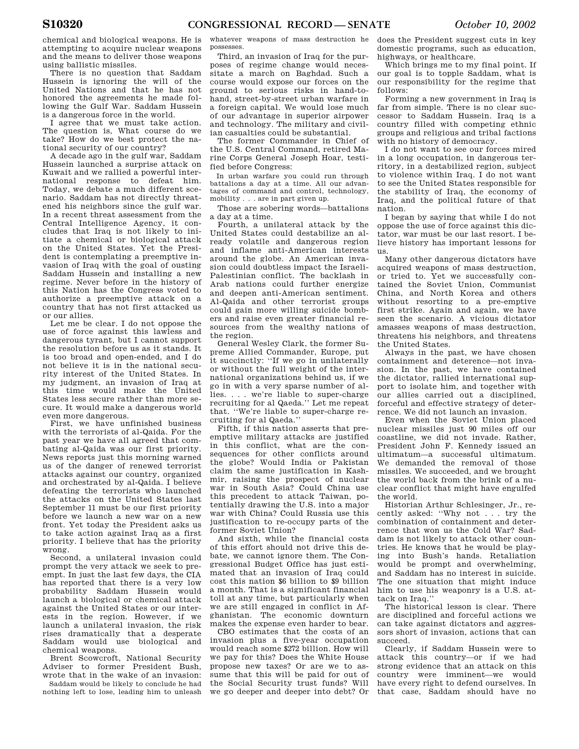chemical and biological weapons. He is attempting to acquire nuclear weapons and the means to deliver those weapons using ballistic missiles.

There is no question that Saddam Hussein is ignoring the will of the United Nations and that he has not honored the agreements he made following the Gulf War. Saddam Hussein is a dangerous force in the world.

I agree that we must take action. The question is, What course do we take? How do we best protect the national security of our country?

A decade ago in the gulf war, Saddam Hussein launched a surprise attack on Kuwait and we rallied a powerful international response to defeat him. Today, we debate a much different scenario. Saddam has not directly threatened his neighbors since the gulf war. In a recent threat assessment from the Central Intelligence Agency, it concludes that Iraq is not likely to initiate a chemical or biological attack on the United States. Yet the President is contemplating a preemptive invasion of Iraq with the goal of ousting Saddam Hussein and installing a new regime. Never before in the history of this Nation has the Congress voted to authorize a preemptive attack on a country that has not first attacked us or our allies.

Let me be clear. I do not oppose the use of force against this lawless and dangerous tyrant, but I cannot support the resolution before us as it stands. It is too broad and open-ended, and I do not believe it is in the national security interest of the United States. In my judgment, an invasion of Iraq at this time would make the United States less secure rather than more secure. It would make a dangerous world even more dangerous.

First, we have unfinished business with the terrorists of al-Qaida. For the past year we have all agreed that combating al-Qaida was our first priority. News reports just this morning warned us of the danger of renewed terrorist attacks against our country, organized and orchestrated by al-Qaida. I believe defeating the terrorists who launched the attacks on the United States last September 11 must be our first priority before we launch a new war on a new front. Yet today the President asks us to take action against Iraq as a first priority. I believe that has the priority wrong.

Second, a unilateral invasion could prompt the very attack we seek to preempt. In just the last few days, the CIA has reported that there is a very low probability Saddam Hussein would launch a biological or chemical attack against the United States or our interests in the region. However, if we launch a unilateral invasion, the risk rises dramatically that a desperate Saddam would use biological and chemical weapons.

Brent Scowcroft, National Security Adviser to former President Bush, wrote that in the wake of an invasion:

> Saddam would be likely to conclude he had nothing left to lose, leading him to unleash whatever weapons of mass destruction he possesses.

Third, an invasion of Iraq for the purposes of regime change would necessitate a march on Baghdad. Such a course would expose our forces on the ground to serious risks in hand-to-hand, street-by-street urban warfare in a foreign capital. We would lose much of our advantage in superior airpower and technology. The military and civilian casualties could be substantial.

The former Commander in Chief of the U.S. Central Command, retired Marine Corps General Joseph Hoar, testified before Congress:

> In urban warfare you could run through battalions a day at a time. All our advantages of command and control, technology, mobility . . . are in part given up.

Those are sobering words—battalions a day at a time.

Fourth, a unilateral attack by the United States could destabilize an already volatile and dangerous region and inflame anti-American interests around the globe. An American invasion could doubtless impact the Israeli-Palestinian conflict. The backlash in Arab nations could further energize and deepen anti-American sentiment. Al-Qaida and other terrorist groups could gain more willing suicide bombers and raise even greater financial resources from the wealthy nations of the region.

General Wesley Clark, the former Supreme Allied Commander, Europe, put it succinctly: ''If we go in unilaterally or without the full weight of the international organizations behind us, if we go in with a very sparse number of allies. . . . we're liable to super-charge recruiting for al Qaeda.'' Let me repeat that. ''We're liable to super-charge recruiting for al Qaeda.''

Fifth, if this nation asserts that preemptive military attacks are justified in this conflict, what are the consequences for other conflicts around the globe? Would India or Pakistan claim the same justification in Kashmir, raising the prospect of nuclear war in South Asia? Could China use this precedent to attack Taiwan, potentially drawing the U.S. into a major war with China? Could Russia use this justification to re-occupy parts of the former Soviet Union?

And sixth, while the financial costs of this effort should not drive this debate, we cannot ignore them. The Congressional Budget Office has just estimated that an invasion of Iraq could cost this nation $6 billion to $9 billion a month. That is a significant financial toll at any time, but particularly when we are still engaged in conflict in Afghanistan. The economic downturn makes the expense even harder to bear.

CBO estimates that the costs of an invasion plus a five-year occupation would reach some $272 billion. How will we pay for this? Does the White House propose new taxes? Or are we to assume that this will be paid for out of the Social Security trust funds? Will we go deeper and deeper into debt? Or does the President suggest cuts in key domestic programs, such as education, highways, or healthcare.

Which brings me to my final point. If our goal is to topple Saddam, what is our responsibility for the regime that follows:

Forming a new government in Iraq is far from simple. There is no clear successor to Saddam Hussein. Iraq is a country filled with competing ethnic groups and religious and tribal factions with no history of democracy.

I do not want to see our forces mired in a long occupation, in dangerous territory, in a destabilized region, subject to violence within Iraq. I do not want to see the United States responsible for the stability of Iraq, the economy of Iraq, and the political future of that nation.

I began by saying that while I do not oppose the use of force against this dictator, war must be our last resort. I believe history has important lessons for us.

Many other dangerous dictators have acquired weapons of mass destruction, or tried to. Yet we successfully contained the Soviet Union, Communist China, and North Korea and others without resorting to a pre-emptive first strike. Again and again, we have seen the scenario. A vicious dictator amasses weapons of mass destruction, threatens his neighbors, and threatens the United States.

Always in the past, we have chosen containment and deterence—not invasion. In the past, we have contained the dictator, rallied international support to isolate him, and together with our allies carried out a disciplined, forceful and effective strategy of deterrence. We did not launch an invasion.

Even when the Soviet Union placed nuclear missiles just 90 miles off our coastline, we did not invade. Rather, President John F. Kennedy issued an ultimatum—a successful ultimatum. We demanded the removal of those missiles. We succeeded, and we brought the world back from the brink of a nuclear conflict that might have engulfed the world.

Historian Arthur Schlesinger, Jr., recently asked: ''Why not . . . try the combination of containment and deterrence that won us the Cold War? Saddam is not likely to attack other countries. He knows that he would be playing into Bush's hands. Retaliation would be prompt and overwhelming, and Saddam has no interest in suicide. The one situation that might induce him to use his weaponry is a U.S. attack on Iraq.''

The historical lesson is clear. There are disciplined and forceful actions we can take against dictators and aggressors short of invasion, actions that can succeed.

Clearly, if Saddam Hussein were to attack this country—or if we had strong evidence that an attack on this country were imminent—we would have every right to defend ourselves. In that case, Saddam should have no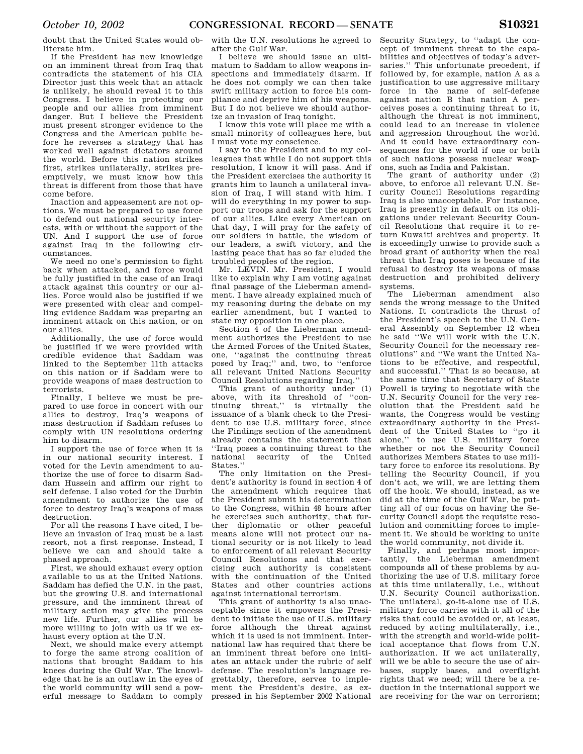doubt that the United States would obliterate him.

If the President has new knowledge on an imminent threat from Iraq that contradicts the statement of his CIA Director just this week that an attack is unlikely, he should reveal it to this Congress. I believe in protecting our people and our allies from imminent danger. But I believe the President must present stronger evidence to the Congress and the American public before he reverses a strategy that has worked well against dictators around the world. Before this nation strikes first, strikes unilaterally, strikes preemptively, we must know how this threat is different from those that have come before.

Inaction and appeasement are not options. We must be prepared to use force to defend out national security interests, with or without the support of the UN. And I support the use of force against Iraq in the following circumstances.

We need no one's permission to fight back when attacked, and force would be fully justified in the case of an Iraqi attack against this country or our allies. Force would also be justified if we were presented with clear and compelling evidence Saddam was preparing an imminent attack on this nation, or on our allies.

Additionally, the use of force would be justified if we were provided with credible evidence that Saddam was linked to the September 11th attacks on this nation or if Saddam were to provide weapons of mass destruction to terrorists.

Finally, I believe we must be prepared to use force in concert with our allies to destroy, Iraq's weapons of mass destruction if Saddam refuses to comply with UN resolutions ordering him to disarm.

I support the use of force when it is in our national security interest. I voted for the Levin amendment to authorize the use of force to disarm Saddam Hussein and affirm our right to self defense. I also voted for the Durbin amendment to authorize the use of force to destroy Iraq's weapons of mass destruction.

For all the reasons I have cited, I believe an invasion of Iraq must be a last resort, not a first response. Instead, I believe we can and should take a phased approach.

First, we should exhaust every option available to us at the United Nations. Saddam has defied the U.N. in the past, but the growing U.S. and international pressure, and the imminent threat of military action may give the process new life. Further, our allies will be more willing to join with us if we exhaust every option at the U.N.

Next, we should make every attempt to forge the same strong coalition of nations that brought Saddam to his knees during the Gulf War. The knowledge that he is an outlaw in the eyes of the world community will send a powerful message to Saddam to comply with the U.N. resolutions he agreed to after the Gulf War.

I believe we should issue an ultimatum to Saddam to allow weapons inspections and immediately disarm. If he does not comply we can then take swift military action to force his compliance and deprive him of his weapons. But I do not believe we should authorize an invasion of Iraq tonight.

I know this vote will place me with a small minority of colleagues here, but I must vote my conscience.

I say to the President and to my colleagues that while I do not support this resolution, I know it will pass. And if the President exercises the authority it grants him to launch a unilateral invasion of Iraq, I will stand with him. I will do everything in my power to support our troops and ask for the support of our allies. Like every American on that day, I will pray for the safety of our soldiers in battle, the wisdom of our leaders, a swift victory, and the lasting peace that has so far eluded the troubled peoples of the region.

Mr. LEVIN. Mr. President, I would like to explain why I am voting against final passage of the Lieberman amendment. I have already explained much of my reasoning during the debate on my earlier amendment, but I wanted to state my opposition in one place.

Section 4 of the Lieberman amendment authorizes the President to use the Armed Forces of the United States, one, "against the continuing threat posed by Iraq;" and, two, to "enforce all relevant United Nations Security Council Resolutions regarding Iraq."

This grant of authority under (1) above, with its threshold of "continuing threat," is virtually the issuance of a blank check to the President to use U.S. military force, since the Findings section of the amendment already contains the statement that "Iraq poses a continuing threat to the national security of the United States."

The only limitation on the President's authority is found in section 4 of the amendment which requires that the President submit his determination to the Congress, within 48 hours after he exercises such authority, that further diplomatic or other peaceful means alone will not protect our national security or is not likely to lead to enforcement of all relevant Security Council Resolutions and that exercising such authority is consistent with the continuation of the United States and other countries actions against international terrorism.

This grant of authority is also unacceptable since it empowers the President to initiate the use of U.S. military force although the threat against which it is used is not imminent. International law has required that there be an imminent threat before one initiates an attack under the rubric of self defense. The resolution's language regrettably, therefore, serves to implement the President's desire, as expressed in his September 2002 National Security Strategy, to "adapt the concept of imminent threat to the capabilities and objectives of today's adversaries." This unfortunate precedent, if followed by, for example, nation A as a justification to use aggressive military force in the name of self-defense against nation B that nation A perceives poses a continuing threat to it, although the threat is not imminent, could lead to an increase in violence and aggression throughout the world. And it could have extraordinary consequences for the world if one or both of such nations possess nuclear weapons, such as India and Pakistan.

The grant of authority under (2) above, to enforce all relevant U.N. Security Council Resolutions regarding Iraq is also unacceptable. For instance, Iraq is presently in default on its obligations under relevant Security Council Resolutions that require it to return Kuwaiti archives and property. It is exceedingly unwise to provide such a broad grant of authority when the real threat that Iraq poses is because of its refusal to destroy its weapons of mass destruction and prohibited delivery systems.

The Lieberman amendment also sends the wrong message to the United Nations. It contradicts the thrust of the President's speech to the U.N. General Assembly on September 12 when he said "We will work with the U.N. Security Council for the necessary resolutions" and "We want the United Nations to be effective, and respectful, and successful." That is so because, at the same time that Secretary of State Powell is trying to negotiate with the U.N. Security Council for the very resolution that the President said he wants, the Congress would be vesting extraordinary authority in the President of the United States to "go it alone," to use U.S. military force whether or not the Security Council authorizes Members States to use military force to enforce its resolutions. By telling the Security Council, if you don't act, we will, we are letting them off the hook. We should, instead, as we did at the time of the Gulf War, be putting all of our focus on having the Security Council adopt the requisite resolution and committing forces to implement it. We should be working to unite the world community, not divide it.

Finally, and perhaps most importantly, the Lieberman amendment compounds all of these problems by authorizing the use of U.S. military force at this time unilaterally, i.e., without U.N. Security Council authorization. The unilateral, go-it-alone use of U.S. military force carries with it all of the risks that could be avoided or, at least, reduced by acting multilaterally, i.e., with the strength and world-wide political acceptance that flows from U.N. authorization. If we act unilaterally, will we be able to secure the use of airbases, supply bases, and overflight rights that we need; will there be a reduction in the international support we are receiving for the war on terrorism;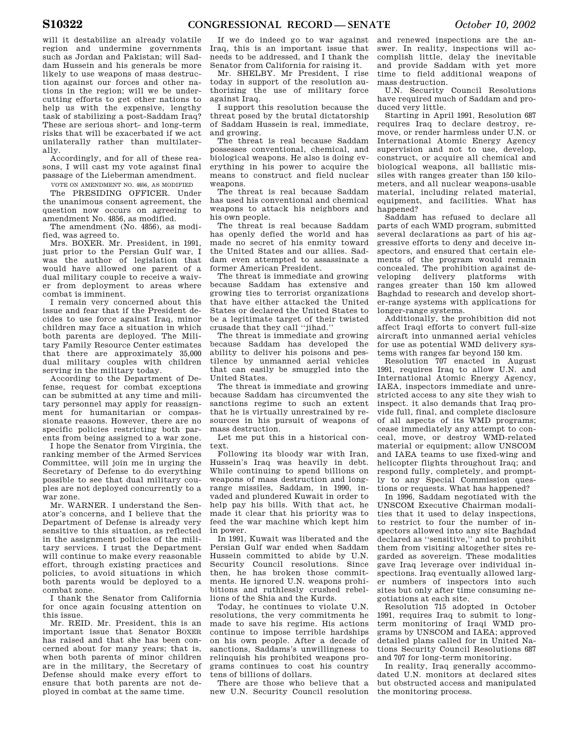will it destabilize an already volatile region and undermine governments such as Jordan and Pakistan; will Saddam Hussein and his generals be more likely to use weapons of mass destruction against our forces and other nations in the region; will we be undercutting efforts to get other nations to help us with the expensive, lengthy task of stabilizing a post-Saddam Iraq? These are serious short- and long-term risks that will be exacerbated if we act unilaterally rather than multilaterally.

Accordingly, and for all of these reasons, I will cast my vote against final passage of the Lieberman amendment.

VOTE ON AMENDMENT NO. 4856, AS MODIFIED

The PRESIDING OFFICER. Under the unanimous consent agreement, the question now occurs on agreeing to amendment No. 4856, as modified.

The amendment (No. 4856), as modified, was agreed to.

Mrs. BOXER. Mr. President, in 1991, just prior to the Persian Gulf war, I was the author of legislation that would have allowed one parent of a dual military couple to receive a waiver from deployment to areas where combat is imminent.

I remain very concerned about this issue and fear that if the President decides to use force against Iraq, minor children may face a situation in which both parents are deployed. The Military Family Resource Center estimates that there are approximately 35,000 dual military couples with children serving in the military today.

According to the Department of Defense, request for combat exceptions can be submitted at any time and military personnel may apply for reassignment for humanitarian or compassionate reasons. However, there are no specific policies restricting both parents from being assigned to a war zone.

I hope the Senator from Virginia, the ranking member of the Armed Services Committee, will join me in urging the Secretary of Defense to do everything possible to see that dual military couples are not deployed concurrently to a war zone.

Mr. WARNER. I understand the Senator's concerns, and I believe that the Department of Defense is already very sensitive to this situation, as reflected in the assignment policies of the military services. I trust the Department will continue to make every reasonable effort, through existing practices and policies, to avoid situations in which both parents would be deployed to a combat zone.

I thank the Senator from California for once again focusing attention on this issue.

Mr. REID. Mr. President, this is an important issue that Senator BOXER has raised and that she has been concerned about for many years; that is, when both parents of minor children are in the military, the Secretary of Defense should make every effort to ensure that both parents are not deployed in combat at the same time.

If we do indeed go to war against Iraq, this is an important issue that needs to be addressed, and I thank the Senator from California for raising it.

Mr. SHELBY. Mr President, I rise today in support of the resolution authorizing the use of military force against Iraq.

I support this resolution because the threat posed by the brutal dictatorship of Saddam Hussein is real, immediate, and growing.

The threat is real because Saddam possesses conventional, chemical, and biological weapons. He also is doing everything in his power to acquire the means to construct and field nuclear weapons.

The threat is real because Saddam has used his conventional and chemical weapons to attack his neighbors and his own people.

The threat is real because Saddam has openly defied the world and has made no secret of his enmity toward the United States and our allies. Saddam even attempted to assassinate a former American President.

The threat is immediate and growing because Saddam has extensive and growing ties to terrorist organizations that have either attacked the United States or declared the United States to be a legitimate target of their twisted crusade that they call "jihad."

The threat is immediate and growing because Saddam has developed the ability to deliver his poisons and pestilence by unmanned aerial vehicles that can easily be smuggled into the United States.

The threat is immediate and growing because Saddam has circumvented the sanctions regime to such an extent that he is virtually unrestrained by resources in his pursuit of weapons of mass destruction.

Let me put this in a historical context.

Following its bloody war with Iran, Hussein's Iraq was heavily in debt. While continuing to spend billions on weapons of mass destruction and long-range missiles, Saddam, in 1990, invaded and plundered Kuwait in order to help pay his bills. With that act, he made it clear that his priority was to feed the war machine which kept him in power.

In 1991, Kuwait was liberated and the Persian Gulf war ended when Saddam Hussein committed to abide by U.N. Security Council resolutions. Since then, he has broken those commitments. He ignored U.N. weapons prohibitions and ruthlessly crushed rebellions of the Shia and the Kurds.

Today, he continues to violate U.N. resolutions, the very commitments he made to save his regime. His actions continue to impose terrible hardships on his own people. After a decade of sanctions, Saddams's unwillingness to relinquish his prohibited weapons programs continues to cost his country tens of billions of dollars.

There are those who believe that a new U.N. Security Council resolution and renewed inspections are the answer. In reality, inspections will accomplish little, delay the inevitable and provide Saddam with yet more time to field additional weapons of mass destruction.

U.N. Security Council Resolutions have required much of Saddam and produced very little.

Starting in April 1991, Resolution 687 requires Iraq to declare destroy, remove, or render harmless under U.N. or International Atomic Energy Agency supervision and not to use, develop, construct, or acquire all chemical and biological weapons, all ballistic missiles with ranges greater than 150 kilometers, and all nuclear weapons-usable material, including related material, equipment, and facilities. What has happened?

Saddam has refused to declare all parts of each WMD program, submitted several declarations as part of his aggressive efforts to deny and deceive inspectors, and ensured that certain elements of the program would remain concealed. The prohibition against developing delivery platforms with ranges greater than 150 km allowed Baghdad to research and develop shorter-range systems with applications for longer-range systems.

Additionally, the prohibition did not affect Iraqi efforts to convert full-size aircraft into unmanned aerial vehicles for use as potential WMD delivery systems with ranges far beyond 150 km.

Resolution 707 enacted in August 1991, requires Iraq to allow U.N. and International Atomic Energy Agency, IAEA, inspectors immediate and unrestricted access to any site they wish to inspect. it also demands that Iraq provide full, final, and complete disclosure of all aspects of its WMD programs; cease immediately any attempt to conceal, move, or destroy WMD-related material or equipment; allow UNSCOM and IAEA teams to use fixed-wing and helicopter flights throughout Iraq; and respond fully, completely, and promptly to any Special Commission questions or requests. What has happened?

In 1996, Saddam negotiated with the UNSCOM Executive Chairman modalities that it used to delay inspections, to restrict to four the number of inspectors allowed into any site Baghdad declared as "sensitive," and to prohibit them from visiting altogether sites regarded as sovereign. These modalities gave Iraq leverage over individual inspections. Iraq eventually allowed larger numbers of inspectors into such sites but only after time consuming negotiations at each site.

Resolution 715 adopted in October 1991, requires Iraq to submit to long-term monitoring of Iraqi WMD programs by UNSCOM and IAEA; approved detailed plans called for in United Nations Security Council Resolutions 687 and 707 for long-term monitoring.

In reality, Iraq generally accommodated U.N. monitors at declared sites but obstructed access and manipulated the monitoring process.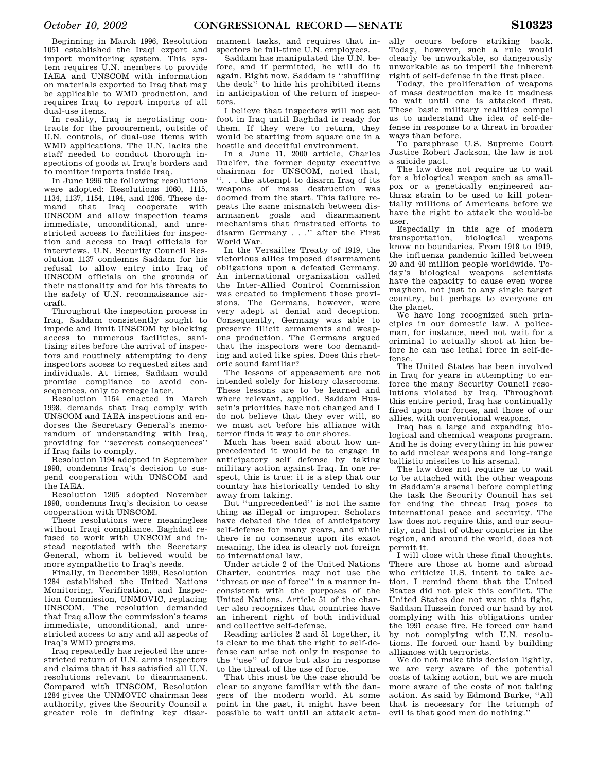Beginning in March 1996, Resolution 1051 established the Iraqi export and import monitoring system. This system requires U.N. members to provide IAEA and UNSCOM with information on materials exported to Iraq that may be applicable to WMD production, and requires Iraq to report imports of all dual-use items.

In reality, Iraq is negotiating contracts for the procurement, outside of U.N. controls, of dual-use items with WMD applications. The U.N. lacks the staff needed to conduct thorough inspections of goods at Iraq's borders and to monitor imports inside Iraq.

In June 1996 the following resolutions were adopted: Resolutions 1060, 1115, 1134, 1137, 1154, 1194, and 1205. These demand that Iraq cooperate with UNSCOM and allow inspection teams immediate, unconditional, and unrestricted access to facilities for inspection and access to Iraqi officials for interviews. U.N. Security Council Resolution 1137 condemns Saddam for his refusal to allow entry into Iraq of UNSCOM officials on the grounds of their nationality and for his threats to the safety of U.N. reconnaissance aircraft.

Throughout the inspection process in Iraq, Saddam consistently sought to impede and limit UNSCOM by blocking access to numerous facilities, sanitizing sites before the arrival of inspectors and routinely attempting to deny inspectors access to requested sites and individuals. At times, Saddam would promise compliance to avoid consequences, only to renege later.

Resolution 1154 enacted in March 1998, demands that Iraq comply with UNSCOM and IAEA inspections and endorses the Secretary General's memorandum of understanding with Iraq, providing for "severest consequences" if Iraq fails to comply.

Resolution 1194 adopted in September 1998, condemns Iraq's decision to suspend cooperation with UNSCOM and the IAEA.

Resolution 1205 adopted November 1998, condemns Iraq's decision to cease cooperation with UNSCOM.

These resolutions were meaningless without Iraqi compliance. Baghdad refused to work with UNSCOM and instead negotiated with the Secretary General, whom it believed would be more sympathetic to Iraq's needs.

Finally, in December 1999, Resolution 1284 established the United Nations Monitoring, Verification, and Inspection Commission, UNMOVIC, replacing UNSCOM. The resolution demanded that Iraq allow the commission's teams immediate, unconditional, and unrestricted access to any and all aspects of Iraq's WMD programs.

Iraq repeatedly has rejected the unrestricted return of U.N. arms inspectors and claims that it has satisfied all U.N. resolutions relevant to disarmament. Compared with UNSCOM, Resolution 1284 gives the UNMOVIC chairman less authority, gives the Security Council a greater role in defining key disarmament tasks, and requires that inspectors be full-time U.N. employees.

Saddam has manipulated the U.N. before, and if permitted, he will do it again. Right now, Saddam is "shuffling the deck" to hide his prohibited items in anticipation of the return of inspectors.

I believe that inspectors will not set foot in Iraq until Baghdad is ready for them. If they were to return, they would be starting from square one in a hostile and deceitful environment.

In a June 11, 2000 article, Charles Duelfer, the former deputy executive chairman for UNSCOM, noted that, ". . . the attempt to disarm Iraq of its weapons of mass destruction was doomed from the start. This failure repeats the same mismatch between disarmament goals and disarmament mechanisms that frustrated efforts to disarm Germany . . ." after the First World War.

In the Versailles Treaty of 1919, the victorious allies imposed disarmament obligations upon a defeated Germany. An international organization called the Inter-Allied Control Commission was created to implement those provisions. The Germans, however, were very adept at denial and deception. Consequently, Germany was able to preserve illicit armaments and weapons production. The Germans argued that the inspectors were too demanding and acted like spies. Does this rhetoric sound familiar?

The lessons of appeasement are not intended solely for history classrooms. These lessons are to be learned and where relevant, applied. Saddam Hussein's priorities have not changed and I do not believe that they ever will, so we must act before his alliance with terror finds it way to our shores.

Much has been said about how unprecedented it would be to engage in anticipatory self defense by taking military action against Iraq. In one respect, this is true: it is a step that our country has historically tended to shy away from taking.

But "unprecedented" is not the same thing as illegal or improper. Scholars have debated the idea of anticipatory self-defense for many years, and while there is no consensus upon its exact meaning, the idea is clearly not foreign to international law.

Under article 2 of the United Nations Charter, countries may not use the "threat or use of force" in a manner inconsistent with the purposes of the United Nations. Article 51 of the charter also recognizes that countries have an inherent right of both individual and collective self-defense.

Reading articles 2 and 51 together, it is clear to me that the right to self-defense can arise not only in response to the "use" of force but also in response to the threat of the use of force.

That this must be the case should be clear to anyone familiar with the dangers of the modern world. At some point in the past, it might have been possible to wait until an attack actually occurs before striking back. Today, however, such a rule would clearly be unworkable, so dangerously unworkable as to imperil the inherent right of self-defense in the first place.

Today, the proliferation of weapons of mass destruction make it madness to wait until one is attacked first. These basic military realities compel us to understand the idea of self-defense in response to a threat in broader ways than before.

To paraphrase U.S. Supreme Court Justice Robert Jackson, the law is not a suicide pact.

The law does not require us to wait for a biological weapon such as smallpox or a genetically engineered anthrax strain to be used to kill potentially millions of Americans before we have the right to attack the would-be user.

Especially in this age of modern transportation, biological weapons know no boundaries. From 1918 to 1919, the influenza pandemic killed between 20 and 40 million people worldwide. Today's biological weapons scientists have the capacity to cause even worse mayhem, not just to any single target country, but perhaps to everyone on the planet.

We have long recognized such principles in our domestic law. A policeman, for instance, need not wait for a criminal to actually shoot at him before he can use lethal force in self-defense.

The United States has been involved in Iraq for years in attempting to enforce the many Security Council resolutions violated by Iraq. Throughout this entire period, Iraq has continually fired upon our forces, and those of our allies, with conventional weapons.

Iraq has a large and expanding biological and chemical weapons program. And he is doing everything in his power to add nuclear weapons and long-range ballistic missiles to his arsenal.

The law does not require us to wait to be attached with the other weapons in Saddam's arsenal before completing the task the Security Council has set for ending the threat Iraq poses to international peace and security. The law does not require this, and our security, and that of other countries in the region, and around the world, does not permit it.

I will close with these final thoughts. There are those at home and abroad who criticize U.S. intent to take action. I remind them that the United States did not pick this conflict. The United States does not want this fight, Saddam Hussein forced our hand by not complying with his obligations under the 1991 cease fire. He forced our hand by not complying with U.N. resolutions. He forced our hand by building alliances with terrorists.

We do not make this decision lightly, we are very aware of the potential costs of taking action, but we are much more aware of the costs of not taking action. As said by Edmond Burke, "All that is necessary for the triumph of evil is that good men do nothing."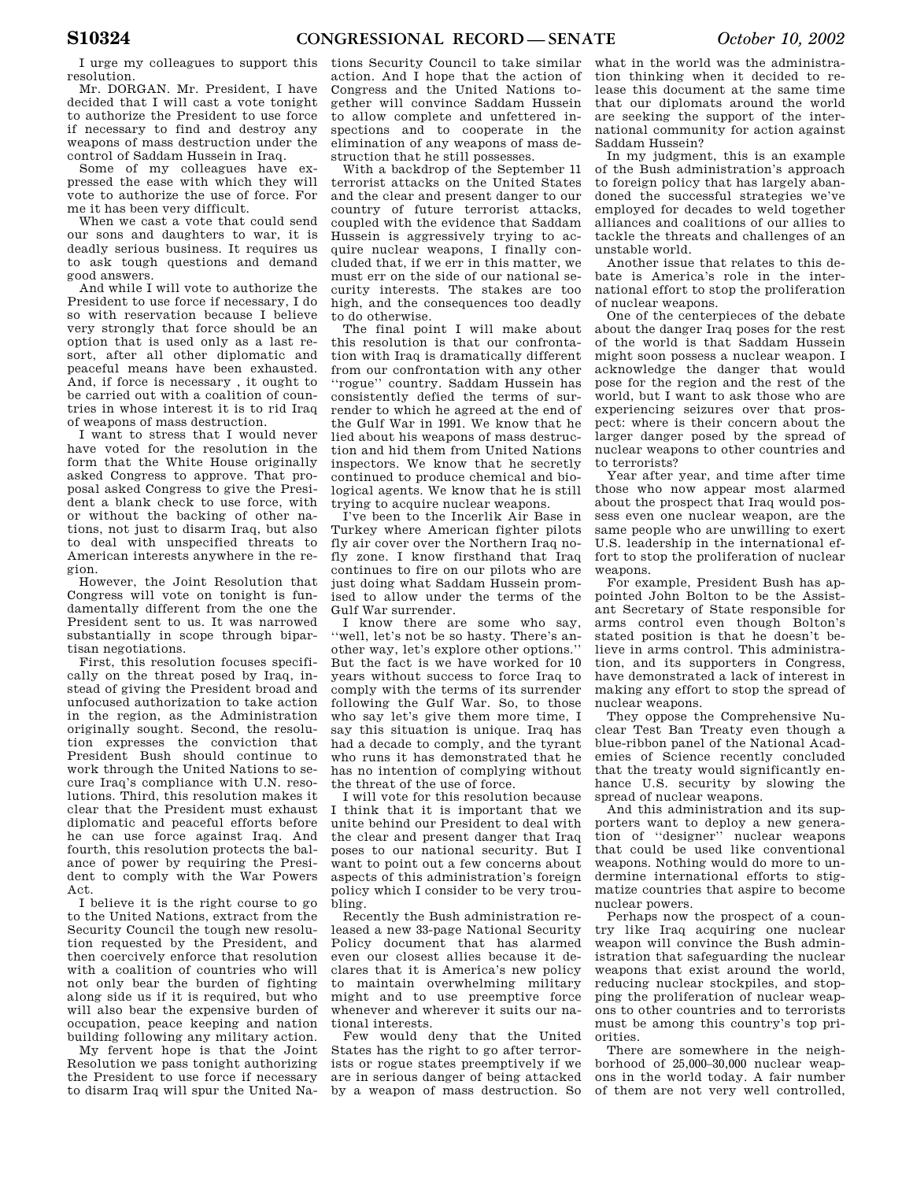I urge my colleagues to support this resolution.

Mr. DORGAN. Mr. President, I have decided that I will cast a vote tonight to authorize the President to use force if necessary to find and destroy any weapons of mass destruction under the control of Saddam Hussein in Iraq.

Some of my colleagues have expressed the ease with which they will vote to authorize the use of force. For me it has been very difficult.

When we cast a vote that could send our sons and daughters to war, it is deadly serious business. It requires us to ask tough questions and demand good answers.

And while I will vote to authorize the President to use force if necessary, I do so with reservation because I believe very strongly that force should be an option that is used only as a last resort, after all other diplomatic and peaceful means have been exhausted. And, if force is necessary , it ought to be carried out with a coalition of countries in whose interest it is to rid Iraq of weapons of mass destruction.

I want to stress that I would never have voted for the resolution in the form that the White House originally asked Congress to approve. That proposal asked Congress to give the President a blank check to use force, with or without the backing of other nations, not just to disarm Iraq, but also to deal with unspecified threats to American interests anywhere in the region.

However, the Joint Resolution that Congress will vote on tonight is fundamentally different from the one the President sent to us. It was narrowed substantially in scope through bipartisan negotiations.

First, this resolution focuses specifically on the threat posed by Iraq, instead of giving the President broad and unfocused authorization to take action in the region, as the Administration originally sought. Second, the resolution expresses the conviction that President Bush should continue to work through the United Nations to secure Iraq's compliance with U.N. resolutions. Third, this resolution makes it clear that the President must exhaust diplomatic and peaceful efforts before he can use force against Iraq. And fourth, this resolution protects the balance of power by requiring the President to comply with the War Powers Act.

I believe it is the right course to go to the United Nations, extract from the Security Council the tough new resolution requested by the President, and then coercively enforce that resolution with a coalition of countries who will not only bear the burden of fighting along side us if it is required, but who will also bear the expensive burden of occupation, peace keeping and nation building following any military action.

My fervent hope is that the Joint Resolution we pass tonight authorizing the President to use force if necessary to disarm Iraq will spur the United Nations Security Council to take similar action. And I hope that the action of Congress and the United Nations together will convince Saddam Hussein to allow complete and unfettered inspections and to cooperate in the elimination of any weapons of mass destruction that he still possesses.

With a backdrop of the September 11 terrorist attacks on the United States and the clear and present danger to our country of future terrorist attacks, coupled with the evidence that Saddam Hussein is aggressively trying to acquire nuclear weapons, I finally concluded that, if we err in this matter, we must err on the side of our national security interests. The stakes are too high, and the consequences too deadly to do otherwise.

The final point I will make about this resolution is that our confrontation with Iraq is dramatically different from our confrontation with any other "rogue" country. Saddam Hussein has consistently defied the terms of surrender to which he agreed at the end of the Gulf War in 1991. We know that he lied about his weapons of mass destruction and hid them from United Nations inspectors. We know that he secretly continued to produce chemical and biological agents. We know that he is still trying to acquire nuclear weapons.

I've been to the Incerlik Air Base in Turkey where American fighter pilots fly air cover over the Northern Iraq no-fly zone. I know firsthand that Iraq continues to fire on our pilots who are just doing what Saddam Hussein promised to allow under the terms of the Gulf War surrender.

I know there are some who say, "well, let's not be so hasty. There's another way, let's explore other options." But the fact is we have worked for 10 years without success to force Iraq to comply with the terms of its surrender following the Gulf War. So, to those who say let's give them more time, I say this situation is unique. Iraq has had a decade to comply, and the tyrant who runs it has demonstrated that he has no intention of complying without the threat of the use of force.

I will vote for this resolution because I think that it is important that we unite behind our President to deal with the clear and present danger that Iraq poses to our national security. But I want to point out a few concerns about aspects of this administration's foreign policy which I consider to be very troubling.

Recently the Bush administration released a new 33-page National Security Policy document that has alarmed even our closest allies because it declares that it is America's new policy to maintain overwhelming military might and to use preemptive force whenever and wherever it suits our national interests.

Few would deny that the United States has the right to go after terrorists or rogue states preemptively if we are in serious danger of being attacked by a weapon of mass destruction. So what in the world was the administration thinking when it decided to release this document at the same time that our diplomats around the world are seeking the support of the international community for action against Saddam Hussein?

In my judgment, this is an example of the Bush administration's approach to foreign policy that has largely abandoned the successful strategies we've employed for decades to weld together alliances and coalitions of our allies to tackle the threats and challenges of an unstable world.

Another issue that relates to this debate is America's role in the international effort to stop the proliferation of nuclear weapons.

One of the centerpieces of the debate about the danger Iraq poses for the rest of the world is that Saddam Hussein might soon possess a nuclear weapon. I acknowledge the danger that would pose for the region and the rest of the world, but I want to ask those who are experiencing seizures over that prospect: where is their concern about the larger danger posed by the spread of nuclear weapons to other countries and to terrorists?

Year after year, and time after time those who now appear most alarmed about the prospect that Iraq would possess even one nuclear weapon, are the same people who are unwilling to exert U.S. leadership in the international effort to stop the proliferation of nuclear weapons.

For example, President Bush has appointed John Bolton to be the Assistant Secretary of State responsible for arms control even though Bolton's stated position is that he doesn't believe in arms control. This administration, and its supporters in Congress, have demonstrated a lack of interest in making any effort to stop the spread of nuclear weapons.

They oppose the Comprehensive Nuclear Test Ban Treaty even though a blue-ribbon panel of the National Academies of Science recently concluded that the treaty would significantly enhance U.S. security by slowing the spread of nuclear weapons.

And this administration and its supporters want to deploy a new generation of "designer" nuclear weapons that could be used like conventional weapons. Nothing would do more to undermine international efforts to stigmatize countries that aspire to become nuclear powers.

Perhaps now the prospect of a country like Iraq acquiring one nuclear weapon will convince the Bush administration that safeguarding the nuclear weapons that exist around the world, reducing nuclear stockpiles, and stopping the proliferation of nuclear weapons to other countries and to terrorists must be among this country's top priorities.

There are somewhere in the neighborhood of 25,000–30,000 nuclear weapons in the world today. A fair number of them are not very well controlled,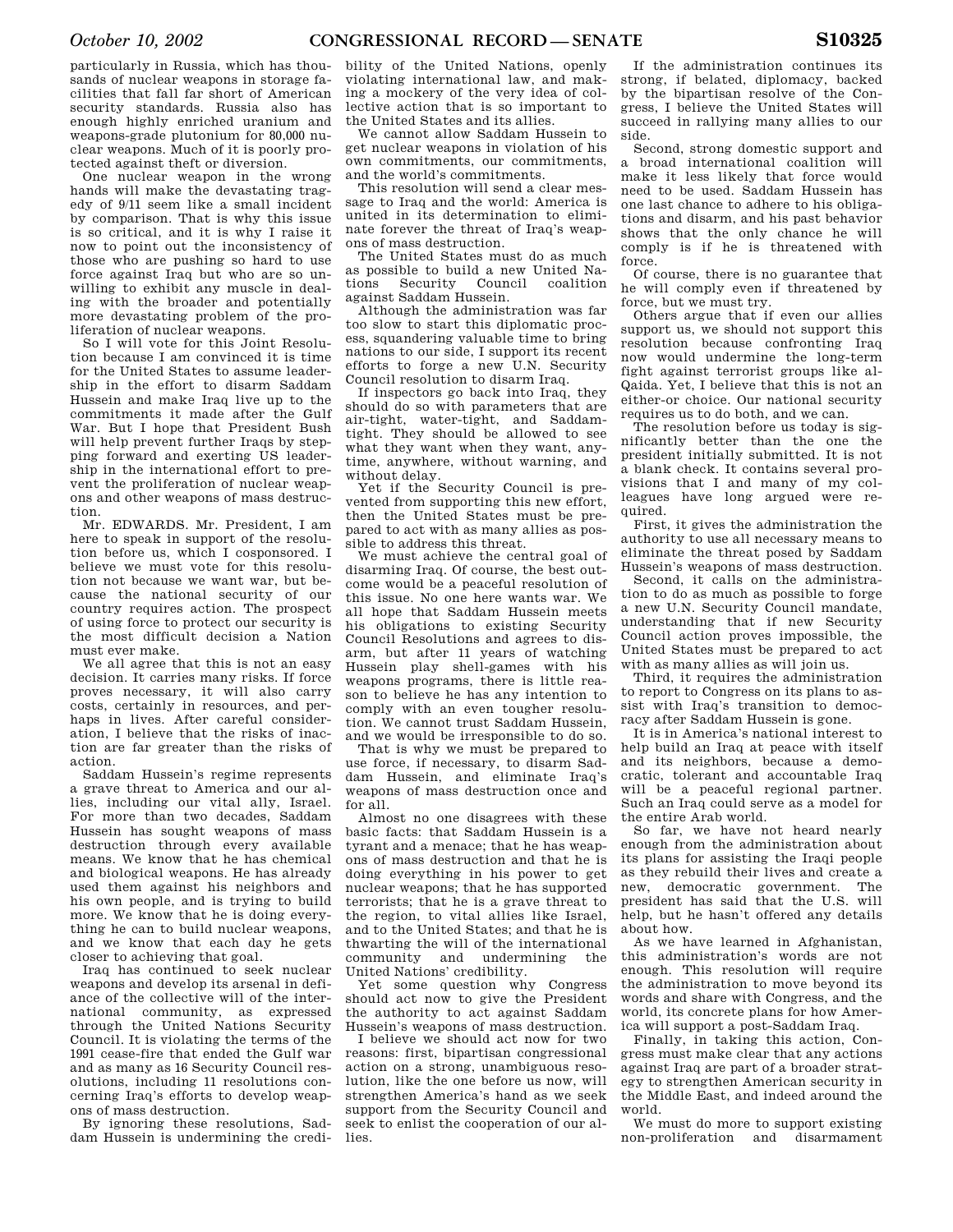particularly in Russia, which has thousands of nuclear weapons in storage facilities that fall far short of American security standards. Russia also has enough highly enriched uranium and weapons-grade plutonium for 80,000 nuclear weapons. Much of it is poorly protected against theft or diversion.

One nuclear weapon in the wrong hands will make the devastating tragedy of 9/11 seem like a small incident by comparison. That is why this issue is so critical, and it is why I raise it now to point out the inconsistency of those who are pushing so hard to use force against Iraq but who are so unwilling to exhibit any muscle in dealing with the broader and potentially more devastating problem of the proliferation of nuclear weapons.

So I will vote for this Joint Resolution because I am convinced it is time for the United States to assume leadership in the effort to disarm Saddam Hussein and make Iraq live up to the commitments it made after the Gulf War. But I hope that President Bush will help prevent further Iraqs by stepping forward and exerting US leadership in the international effort to prevent the proliferation of nuclear weapons and other weapons of mass destruction.

Mr. EDWARDS. Mr. President, I am here to speak in support of the resolution before us, which I cosponsored. I believe we must vote for this resolution not because we want war, but because the national security of our country requires action. The prospect of using force to protect our security is the most difficult decision a Nation must ever make.

We all agree that this is not an easy decision. It carries many risks. If force proves necessary, it will also carry costs, certainly in resources, and perhaps in lives. After careful consideration, I believe that the risks of inaction are far greater than the risks of action.

Saddam Hussein's regime represents a grave threat to America and our allies, including our vital ally, Israel. For more than two decades, Saddam Hussein has sought weapons of mass destruction through every available means. We know that he has chemical and biological weapons. He has already used them against his neighbors and his own people, and is trying to build more. We know that he is doing everything he can to build nuclear weapons, and we know that each day he gets closer to achieving that goal.

Iraq has continued to seek nuclear weapons and develop its arsenal in defiance of the collective will of the international community, as expressed through the United Nations Security Council. It is violating the terms of the 1991 cease-fire that ended the Gulf war and as many as 16 Security Council resolutions, including 11 resolutions concerning Iraq's efforts to develop weapons of mass destruction.

By ignoring these resolutions, Saddam Hussein is undermining the credibility of the United Nations, openly violating international law, and making a mockery of the very idea of collective action that is so important to the United States and its allies.

We cannot allow Saddam Hussein to get nuclear weapons in violation of his own commitments, our commitments, and the world's commitments.

This resolution will send a clear message to Iraq and the world: America is united in its determination to eliminate forever the threat of Iraq's weapons of mass destruction.

The United States must do as much as possible to build a new United Nations Security Council coalition against Saddam Hussein.

Although the administration was far too slow to start this diplomatic process, squandering valuable time to bring nations to our side, I support its recent efforts to forge a new U.N. Security Council resolution to disarm Iraq.

If inspectors go back into Iraq, they should do so with parameters that are air-tight, water-tight, and Saddam-tight. They should be allowed to see what they want when they want, anytime, anywhere, without warning, and without delay.

Yet if the Security Council is prevented from supporting this new effort, then the United States must be prepared to act with as many allies as possible to address this threat.

We must achieve the central goal of disarming Iraq. Of course, the best outcome would be a peaceful resolution of this issue. No one here wants war. We all hope that Saddam Hussein meets his obligations to existing Security Council Resolutions and agrees to disarm, but after 11 years of watching Hussein play shell-games with his weapons programs, there is little reason to believe he has any intention to comply with an even tougher resolution. We cannot trust Saddam Hussein, and we would be irresponsible to do so.

That is why we must be prepared to use force, if necessary, to disarm Saddam Hussein, and eliminate Iraq's weapons of mass destruction once and for all.

Almost no one disagrees with these basic facts: that Saddam Hussein is a tyrant and a menace; that he has weapons of mass destruction and that he is doing everything in his power to get nuclear weapons; that he has supported terrorists; that he is a grave threat to the region, to vital allies like Israel, and to the United States; and that he is thwarting the will of the international community and undermining the United Nations' credibility.

Yet some question why Congress should act now to give the President the authority to act against Saddam Hussein's weapons of mass destruction.

I believe we should act now for two reasons: first, bipartisan congressional action on a strong, unambiguous resolution, like the one before us now, will strengthen America's hand as we seek support from the Security Council and seek to enlist the cooperation of our allies.

If the administration continues its strong, if belated, diplomacy, backed by the bipartisan resolve of the Congress, I believe the United States will succeed in rallying many allies to our side.

Second, strong domestic support and a broad international coalition will make it less likely that force would need to be used. Saddam Hussein has one last chance to adhere to his obligations and disarm, and his past behavior shows that the only chance he will comply is if he is threatened with force.

Of course, there is no guarantee that he will comply even if threatened by force, but we must try.

Others argue that if even our allies support us, we should not support this resolution because confronting Iraq now would undermine the long-term fight against terrorist groups like al-Qaida. Yet, I believe that this is not an either-or choice. Our national security requires us to do both, and we can.

The resolution before us today is significantly better than the one the president initially submitted. It is not a blank check. It contains several provisions that I and many of my colleagues have long argued were required.

First, it gives the administration the authority to use all necessary means to eliminate the threat posed by Saddam Hussein's weapons of mass destruction.

Second, it calls on the administration to do as much as possible to forge a new U.N. Security Council mandate, understanding that if new Security Council action proves impossible, the United States must be prepared to act with as many allies as will join us.

Third, it requires the administration to report to Congress on its plans to assist with Iraq's transition to democracy after Saddam Hussein is gone.

It is in America's national interest to help build an Iraq at peace with itself and its neighbors, because a democratic, tolerant and accountable Iraq will be a peaceful regional partner. Such an Iraq could serve as a model for the entire Arab world.

So far, we have not heard nearly enough from the administration about its plans for assisting the Iraqi people as they rebuild their lives and create a new, democratic government. The president has said that the U.S. will help, but he hasn't offered any details about how.

As we have learned in Afghanistan, this administration's words are not enough. This resolution will require the administration to move beyond its words and share with Congress, and the world, its concrete plans for how America will support a post-Saddam Iraq.

Finally, in taking this action, Congress must make clear that any actions against Iraq are part of a broader strategy to strengthen American security in the Middle East, and indeed around the world.

We must do more to support existing non-proliferation and disarmament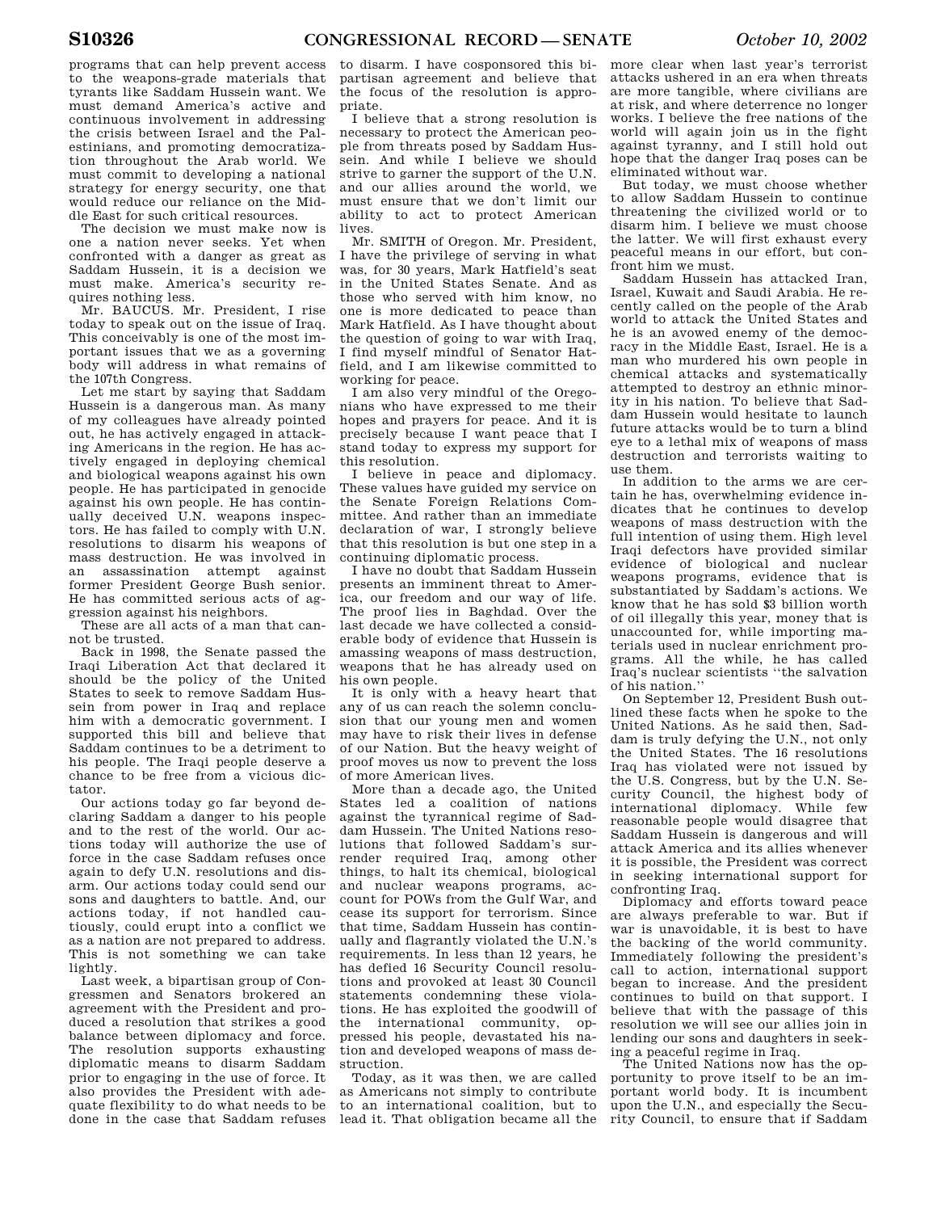programs that can help prevent access to the weapons-grade materials that tyrants like Saddam Hussein want. We must demand America's active and continuous involvement in addressing the crisis between Israel and the Palestinians, and promoting democratization throughout the Arab world. We must commit to developing a national strategy for energy security, one that would reduce our reliance on the Middle East for such critical resources.

The decision we must make now is one a nation never seeks. Yet when confronted with a danger as great as Saddam Hussein, it is a decision we must make. America's security requires nothing less.

Mr. BAUCUS. Mr. President, I rise today to speak out on the issue of Iraq. This conceivably is one of the most important issues that we as a governing body will address in what remains of the 107th Congress.

Let me start by saying that Saddam Hussein is a dangerous man. As many of my colleagues have already pointed out, he has actively engaged in attacking Americans in the region. He has actively engaged in deploying chemical and biological weapons against his own people. He has participated in genocide against his own people. He has continually deceived U.N. weapons inspectors. He has failed to comply with U.N. resolutions to disarm his weapons of mass destruction. He was involved in an assassination attempt against former President George Bush senior. He has committed serious acts of aggression against his neighbors.

These are all acts of a man that cannot be trusted.

Back in 1998, the Senate passed the Iraqi Liberation Act that declared it should be the policy of the United States to seek to remove Saddam Hussein from power in Iraq and replace him with a democratic government. I supported this bill and believe that Saddam continues to be a detriment to his people. The Iraqi people deserve a chance to be free from a vicious dictator.

Our actions today go far beyond declaring Saddam a danger to his people and to the rest of the world. Our actions today will authorize the use of force in the case Saddam refuses once again to defy U.N. resolutions and disarm. Our actions today could send our sons and daughters to battle. And, our actions today, if not handled cautiously, could erupt into a conflict we as a nation are not prepared to address. This is not something we can take lightly.

Last week, a bipartisan group of Congressmen and Senators brokered an agreement with the President and produced a resolution that strikes a good balance between diplomacy and force. The resolution supports exhausting diplomatic means to disarm Saddam prior to engaging in the use of force. It also provides the President with adequate flexibility to do what needs to be done in the case that Saddam refuses to disarm. I have cosponsored this bipartisan agreement and believe that the focus of the resolution is appropriate.

I believe that a strong resolution is necessary to protect the American people from threats posed by Saddam Hussein. And while I believe we should strive to garner the support of the U.N. and our allies around the world, we must ensure that we don't limit our ability to act to protect American lives.

Mr. SMITH of Oregon. Mr. President, I have the privilege of serving in what was, for 30 years, Mark Hatfield's seat in the United States Senate. And as those who served with him know, no one is more dedicated to peace than Mark Hatfield. As I have thought about the question of going to war with Iraq, I find myself mindful of Senator Hatfield, and I am likewise committed to working for peace.

I am also very mindful of the Oregonians who have expressed to me their hopes and prayers for peace. And it is precisely because I want peace that I stand today to express my support for this resolution.

I believe in peace and diplomacy. These values have guided my service on the Senate Foreign Relations Committee. And rather than an immediate declaration of war, I strongly believe that this resolution is but one step in a continuing diplomatic process.

I have no doubt that Saddam Hussein presents an imminent threat to America, our freedom and our way of life. The proof lies in Baghdad. Over the last decade we have collected a considerable body of evidence that Hussein is amassing weapons of mass destruction, weapons that he has already used on his own people.

It is only with a heavy heart that any of us can reach the solemn conclusion that our young men and women may have to risk their lives in defense of our Nation. But the heavy weight of proof moves us now to prevent the loss of more American lives.

More than a decade ago, the United States led a coalition of nations against the tyrannical regime of Saddam Hussein. The United Nations resolutions that followed Saddam's surrender required Iraq, among other things, to halt its chemical, biological and nuclear weapons programs, account for POWs from the Gulf War, and cease its support for terrorism. Since that time, Saddam Hussein has continually and flagrantly violated the U.N.'s requirements. In less than 12 years, he has defied 16 Security Council resolutions and provoked at least 30 Council statements condemning these violations. He has exploited the goodwill of the international community, oppressed his people, devastated his nation and developed weapons of mass destruction.

Today, as it was then, we are called as Americans not simply to contribute to an international coalition, but to lead it. That obligation became all the more clear when last year's terrorist attacks ushered in an era when threats are more tangible, where civilians are at risk, and where deterrence no longer works. I believe the free nations of the world will again join us in the fight against tyranny, and I still hold out hope that the danger Iraq poses can be eliminated without war.

But today, we must choose whether to allow Saddam Hussein to continue threatening the civilized world or to disarm him. I believe we must choose the latter. We will first exhaust every peaceful means in our effort, but confront him we must.

Saddam Hussein has attacked Iran, Israel, Kuwait and Saudi Arabia. He recently called on the people of the Arab world to attack the United States and he is an avowed enemy of the democracy in the Middle East, Israel. He is a man who murdered his own people in chemical attacks and systematically attempted to destroy an ethnic minority in his nation. To believe that Saddam Hussein would hesitate to launch future attacks would be to turn a blind eye to a lethal mix of weapons of mass destruction and terrorists waiting to use them.

In addition to the arms we are certain he has, overwhelming evidence indicates that he continues to develop weapons of mass destruction with the full intention of using them. High level Iraqi defectors have provided similar evidence of biological and nuclear weapons programs, evidence that is substantiated by Saddam's actions. We know that he has sold $3 billion worth of oil illegally this year, money that is unaccounted for, while importing materials used in nuclear enrichment programs. All the while, he has called Iraq's nuclear scientists "the salvation of his nation."

On September 12, President Bush outlined these facts when he spoke to the United Nations. As he said then, Saddam is truly defying the U.N., not only the United States. The 16 resolutions Iraq has violated were not issued by the U.S. Congress, but by the U.N. Security Council, the highest body of international diplomacy. While few reasonable people would disagree that Saddam Hussein is dangerous and will attack America and its allies whenever it is possible, the President was correct in seeking international support for confronting Iraq.

Diplomacy and efforts toward peace are always preferable to war. But if war is unavoidable, it is best to have the backing of the world community. Immediately following the president's call to action, international support began to increase. And the president continues to build on that support. I believe that with the passage of this resolution we will see our allies join in lending our sons and daughters in seeking a peaceful regime in Iraq.

The United Nations now has the opportunity to prove itself to be an important world body. It is incumbent upon the U.N., and especially the Security Council, to ensure that if Saddam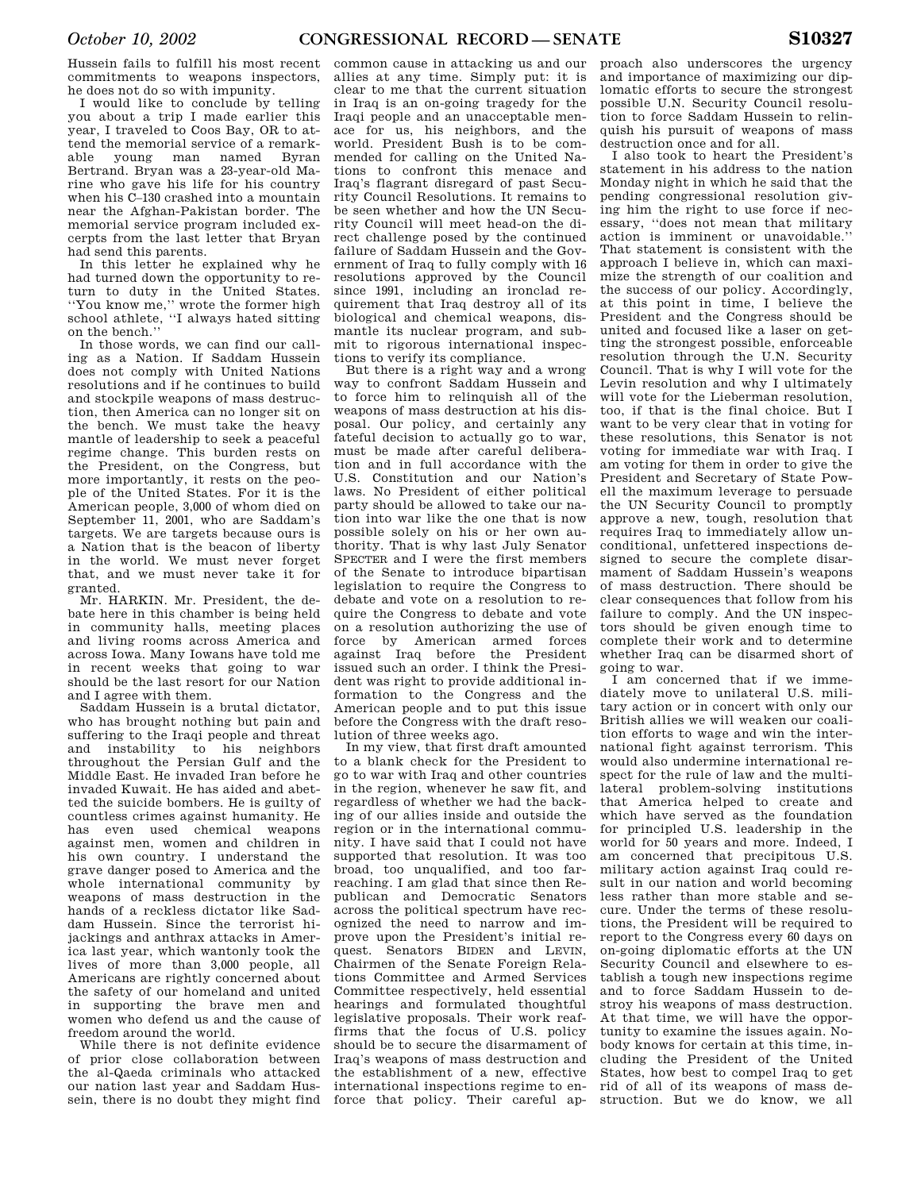Hussein fails to fulfill his most recent commitments to weapons inspectors, he does not do so with impunity.

I would like to conclude by telling you about a trip I made earlier this year, I traveled to Coos Bay, OR to attend the memorial service of a remarkable young man named Bryan Bertrand. Bryan was a 23-year-old Marine who gave his life for his country when his C–130 crashed into a mountain near the Afghan-Pakistan border. The memorial service program included excerpts from the last letter that Bryan had send this parents.

In this letter he explained why he had turned down the opportunity to return to duty in the United States. ''You know me,'' wrote the former high school athlete, ''I always hated sitting on the bench.''

In those words, we can find our calling as a Nation. If Saddam Hussein does not comply with United Nations resolutions and if he continues to build and stockpile weapons of mass destruction, then America can no longer sit on the bench. We must take the heavy mantle of leadership to seek a peaceful regime change. This burden rests on the President, on the Congress, but more importantly, it rests on the people of the United States. For it is the American people, 3,000 of whom died on September 11, 2001, who are Saddam's targets. We are targets because ours is a Nation that is the beacon of liberty in the world. We must never forget that, and we must never take it for granted.

Mr. HARKIN. Mr. President, the debate here in this chamber is being held in community halls, meeting places and living rooms across America and across Iowa. Many Iowans have told me in recent weeks that going to war should be the last resort for our Nation and I agree with them.

Saddam Hussein is a brutal dictator, who has brought nothing but pain and suffering to the Iraqi people and threat and instability to his neighbors throughout the Persian Gulf and the Middle East. He invaded Iran before he invaded Kuwait. He has aided and abetted the suicide bombers. He is guilty of countless crimes against humanity. He has even used chemical weapons against men, women and children in his own country. I understand the grave danger posed to America and the whole international community by weapons of mass destruction in the hands of a reckless dictator like Saddam Hussein. Since the terrorist hijackings and anthrax attacks in America last year, which wantonly took the lives of more than 3,000 people, all Americans are rightly concerned about the safety of our homeland and united in supporting the brave men and women who defend us and the cause of freedom around the world.

While there is not definite evidence of prior close collaboration between the al-Qaeda criminals who attacked our nation last year and Saddam Hussein, there is no doubt they might find common cause in attacking us and our allies at any time. Simply put: it is clear to me that the current situation in Iraq is an on-going tragedy for the Iraqi people and an unacceptable menace for us, his neighbors, and the world. President Bush is to be commended for calling on the United Nations to confront this menace and Iraq's flagrant disregard of past Security Council Resolutions. It remains to be seen whether and how the UN Security Council will meet head-on the direct challenge posed by the continued failure of Saddam Hussein and the Government of Iraq to fully comply with 16 resolutions approved by the Council since 1991, including an ironclad requirement that Iraq destroy all of its biological and chemical weapons, dismantle its nuclear program, and submit to rigorous international inspections to verify its compliance.

But there is a right way and a wrong way to confront Saddam Hussein and to force him to relinquish all of the weapons of mass destruction at his disposal. Our policy, and certainly any fateful decision to actually go to war, must be made after careful deliberation and in full accordance with the U.S. Constitution and our Nation's laws. No President of either political party should be allowed to take our nation into war like the one that is now possible solely on his or her own authority. That is why last July Senator SPECTER and I were the first members of the Senate to introduce bipartisan legislation to require the Congress to debate and vote on a resolution to require the Congress to debate and vote on a resolution authorizing the use of force by American armed forces against Iraq before the President issued such an order. I think the President was right to provide additional information to the Congress and the American people and to put this issue before the Congress with the draft resolution of three weeks ago.

In my view, that first draft amounted to a blank check for the President to go to war with Iraq and other countries in the region, whenever he saw fit, and regardless of whether we had the backing of our allies inside and outside the region or in the international community. I have said that I could not have supported that resolution. It was too broad, too unqualified, and too far-reaching. I am glad that since then Republican and Democratic Senators across the political spectrum have recognized the need to narrow and improve upon the President's initial request. Senators BIDEN and LEVIN, Chairmen of the Senate Foreign Relations Committee and Armed Services Committee respectively, held essential hearings and formulated thoughtful legislative proposals. Their work reaffirms that the focus of U.S. policy should be to secure the disarmament of Iraq's weapons of mass destruction and the establishment of a new, effective international inspections regime to enforce that policy. Their careful approach also underscores the urgency and importance of maximizing our diplomatic efforts to secure the strongest possible U.N. Security Council resolution to force Saddam Hussein to relinquish his pursuit of weapons of mass destruction once and for all.

I also took to heart the President's statement in his address to the nation Monday night in which he said that the pending congressional resolution giving him the right to use force if necessary, ''does not mean that military action is imminent or unavoidable.'' That statement is consistent with the approach I believe in, which can maximize the strength of our coalition and the success of our policy. Accordingly, at this point in time, I believe the President and the Congress should be united and focused like a laser on getting the strongest possible, enforceable resolution through the U.N. Security Council. That is why I will vote for the Levin resolution and why I ultimately will vote for the Lieberman resolution, too, if that is the final choice. But I want to be very clear that in voting for these resolutions, this Senator is not voting for immediate war with Iraq. I am voting for them in order to give the President and Secretary of State Powell the maximum leverage to persuade the UN Security Council to promptly approve a new, tough, resolution that requires Iraq to immediately allow unconditional, unfettered inspections designed to secure the complete disarmament of Saddam Hussein's weapons of mass destruction. There should be clear consequences that follow from his failure to comply. And the UN inspectors should be given enough time to complete their work and to determine whether Iraq can be disarmed short of going to war.

I am concerned that if we immediately move to unilateral U.S. military action or in concert with only our British allies we will weaken our coalition efforts to wage and win the international fight against terrorism. This would also undermine international respect for the rule of law and the multilateral problem-solving institutions that America helped to create and which have served as the foundation for principled U.S. leadership in the world for 50 years and more. Indeed, I am concerned that precipitous U.S. military action against Iraq could result in our nation and world becoming less rather than more stable and secure. Under the terms of these resolutions, the President will be required to report to the Congress every 60 days on on-going diplomatic efforts at the UN Security Council and elsewhere to establish a tough new inspections regime and to force Saddam Hussein to destroy his weapons of mass destruction. At that time, we will have the opportunity to examine the issues again. Nobody knows for certain at this time, including the President of the United States, how best to compel Iraq to get rid of all of its weapons of mass destruction. But we do know, we all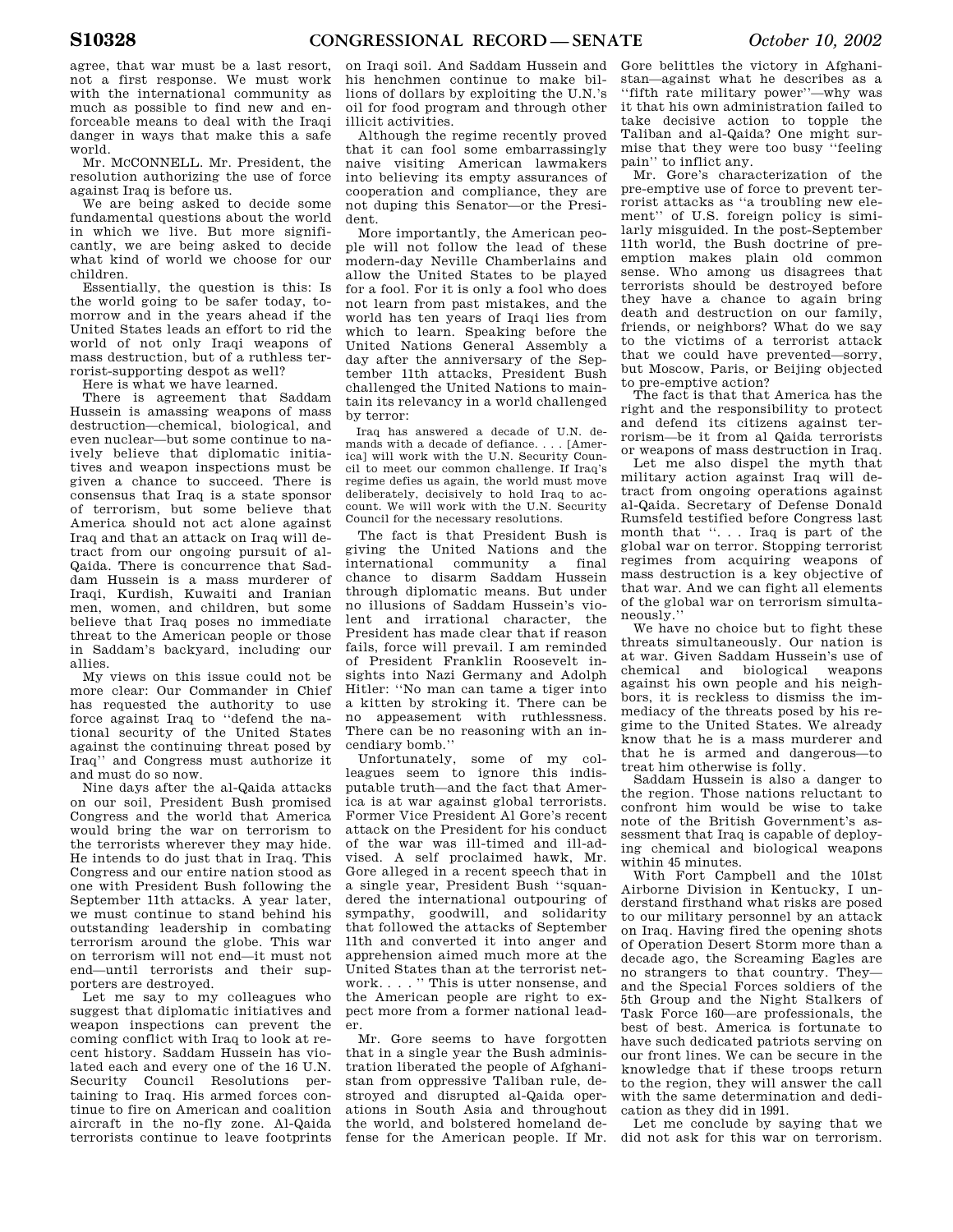agree, that war must be a last resort, not a first response. We must work with the international community as much as possible to find new and enforceable means to deal with the Iraqi danger in ways that make this a safe world.

Mr. McCONNELL. Mr. President, the resolution authorizing the use of force against Iraq is before us.

We are being asked to decide some fundamental questions about the world in which we live. But more significantly, we are being asked to decide what kind of world we choose for our children.

Essentially, the question is this: Is the world going to be safer today, tomorrow and in the years ahead if the United States leads an effort to rid the world of not only Iraqi weapons of mass destruction, but of a ruthless terrorist-supporting despot as well?

Here is what we have learned.

There is agreement that Saddam Hussein is amassing weapons of mass destruction—chemical, biological, and even nuclear—but some continue to naively believe that diplomatic initiatives and weapon inspections must be given a chance to succeed. There is consensus that Iraq is a state sponsor of terrorism, but some believe that America should not act alone against Iraq and that an attack on Iraq will detract from our ongoing pursuit of al-Qaida. There is concurrence that Saddam Hussein is a mass murderer of Iraqi, Kurdish, Kuwaiti and Iranian men, women, and children, but some believe that Iraq poses no immediate threat to the American people or those in Saddam's backyard, including our allies.

My views on this issue could not be more clear: Our Commander in Chief has requested the authority to use force against Iraq to "defend the national security of the United States against the continuing threat posed by Iraq" and Congress must authorize it and must do so now.

Nine days after the al-Qaida attacks on our soil, President Bush promised Congress and the world that America would bring the war on terrorism to the terrorists wherever they may hide. He intends to do just that in Iraq. This Congress and our entire nation stood as one with President Bush following the September 11th attacks. A year later, we must continue to stand behind his outstanding leadership in combating terrorism around the globe. This war on terrorism will not end—it must not end—until terrorists and their supporters are destroyed.

Let me say to my colleagues who suggest that diplomatic initiatives and weapon inspections can prevent the coming conflict with Iraq to look at recent history. Saddam Hussein has violated each and every one of the 16 U.N. Security Council Resolutions pertaining to Iraq. His armed forces continue to fire on American and coalition aircraft in the no-fly zone. Al-Qaida terrorists continue to leave footprints on Iraqi soil. And Saddam Hussein and his henchmen continue to make billions of dollars by exploiting the U.N.'s oil for food program and through other illicit activities.

Although the regime recently proved that it can fool some embarrassingly naive visiting American lawmakers into believing its empty assurances of cooperation and compliance, they are not duping this Senator—or the President.

More importantly, the American people will not follow the lead of these modern-day Neville Chamberlains and allow the United States to be played for a fool. For it is only a fool who does not learn from past mistakes, and the world has ten years of Iraqi lies from which to learn. Speaking before the United Nations General Assembly a day after the anniversary of the September 11th attacks, President Bush challenged the United Nations to maintain its relevancy in a world challenged by terror:

> Iraq has answered a decade of U.N. demands with a decade of defiance. . . . [America] will work with the U.N. Security Council to meet our common challenge. If Iraq's regime defies us again, the world must move deliberately, decisively to hold Iraq to account. We will work with the U.N. Security Council for the necessary resolutions.

The fact is that President Bush is giving the United Nations and the international community a final chance to disarm Saddam Hussein through diplomatic means. But under no illusions of Saddam Hussein's violent and irrational character, the President has made clear that if reason fails, force will prevail. I am reminded of President Franklin Roosevelt insights into Nazi Germany and Adolph Hitler: "No man can tame a tiger into a kitten by stroking it. There can be no appeasement with ruthlessness. There can be no reasoning with an incendiary bomb."

Unfortunately, some of my colleagues seem to ignore this indisputable truth—and the fact that America is at war against global terrorists. Former Vice President Al Gore's recent attack on the President for his conduct of the war was ill-timed and ill-advised. A self proclaimed hawk, Mr. Gore alleged in a recent speech that in a single year, President Bush "squandered the international outpouring of sympathy, goodwill, and solidarity that followed the attacks of September 11th and converted it into anger and apprehension aimed much more at the United States than at the terrorist network. . . . " This is utter nonsense, and the American people are right to expect more from a former national leader.

Mr. Gore seems to have forgotten that in a single year the Bush administration liberated the people of Afghanistan from oppressive Taliban rule, destroyed and disrupted al-Qaida operations in South Asia and throughout the world, and bolstered homeland defense for the American people. If Mr. Gore belittles the victory in Afghanistan—against what he describes as a "fifth rate military power"—why was it that his own administration failed to take decisive action to topple the Taliban and al-Qaida? One might surmise that they were too busy "feeling pain" to inflict any.

Mr. Gore's characterization of the pre-emptive use of force to prevent terrorist attacks as "a troubling new element" of U.S. foreign policy is similarly misguided. In the post-September 11th world, the Bush doctrine of preemption makes plain old common sense. Who among us disagrees that terrorists should be destroyed before they have a chance to again bring death and destruction on our family, friends, or neighbors? What do we say to the victims of a terrorist attack that we could have prevented—sorry, but Moscow, Paris, or Beijing objected to pre-emptive action?

The fact is that that America has the right and the responsibility to protect and defend its citizens against terrorism—be it from al Qaida terrorists or weapons of mass destruction in Iraq.

Let me also dispel the myth that military action against Iraq will detract from ongoing operations against al-Qaida. Secretary of Defense Donald Rumsfeld testified before Congress last month that ". . . Iraq is part of the global war on terror. Stopping terrorist regimes from acquiring weapons of mass destruction is a key objective of that war. And we can fight all elements of the global war on terrorism simultaneously."

We have no choice but to fight these threats simultaneously. Our nation is at war. Given Saddam Hussein's use of chemical and biological weapons against his own people and his neighbors, it is reckless to dismiss the immediacy of the threats posed by his regime to the United States. We already know that he is a mass murderer and that he is armed and dangerous—to treat him otherwise is folly.

Saddam Hussein is also a danger to the region. Those nations reluctant to confront him would be wise to take note of the British Government's assessment that Iraq is capable of deploying chemical and biological weapons within 45 minutes.

With Fort Campbell and the 101st Airborne Division in Kentucky, I understand firsthand what risks are posed to our military personnel by an attack on Iraq. Having fired the opening shots of Operation Desert Storm more than a decade ago, the Screaming Eagles are no strangers to that country. They—and the Special Forces soldiers of the 5th Group and the Night Stalkers of Task Force 160—are professionals, the best of best. America is fortunate to have such dedicated patriots serving on our front lines. We can be secure in the knowledge that if these troops return to the region, they will answer the call with the same determination and dedication as they did in 1991.

Let me conclude by saying that we did not ask for this war on terrorism.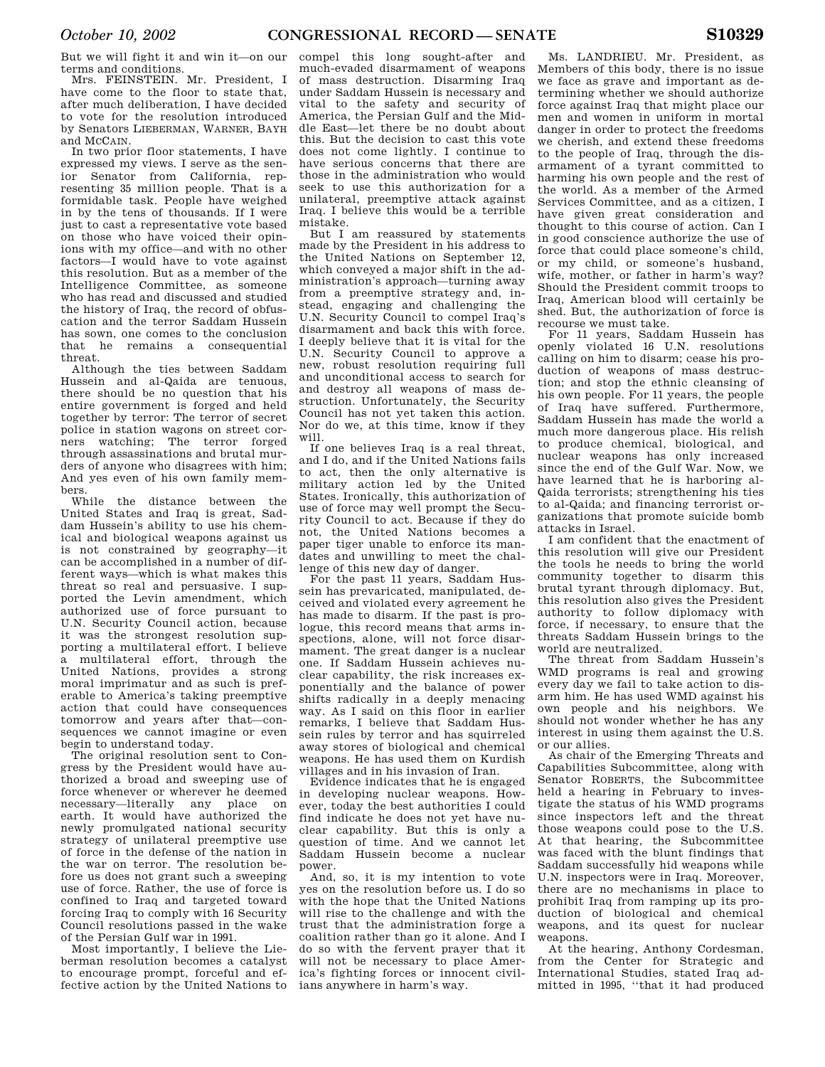But we will fight it and win it—on our terms and conditions.

Mrs. FEINSTEIN. Mr. President, I have come to the floor to state that, after much deliberation, I have decided to vote for the resolution introduced by Senators LIEBERMAN, WARNER, BAYH and MCCAIN.

In two prior floor statements, I have expressed my views. I serve as the senior Senator from California, representing 35 million people. That is a formidable task. People have weighed in by the tens of thousands. If I were just to cast a representative vote based on those who have voiced their opinions with my office—and with no other factors—I would have to vote against this resolution. But as a member of the Intelligence Committee, as someone who has read and discussed and studied the history of Iraq, the record of obfuscation and the terror Saddam Hussein has sown, one comes to the conclusion that he remains a consequential threat.

Although the ties between Saddam Hussein and al-Qaida are tenuous, there should be no question that his entire government is forged and held together by terror: The terror of secret police in station wagons on street corners watching; The terror forged through assassinations and brutal murders of anyone who disagrees with him; And yes even of his own family members.

While the distance between the United States and Iraq is great, Saddam Hussein's ability to use his chemical and biological weapons against us is not constrained by geography—it can be accomplished in a number of different ways—which is what makes this threat so real and persuasive. I supported the Levin amendment, which authorized use of force pursuant to U.N. Security Council action, because it was the strongest resolution supporting a multilateral effort. I believe a multilateral effort, through the United Nations, provides a strong moral imprimatur and as such is preferable to America's taking preemptive action that could have consequences tomorrow and years after that—consequences we cannot imagine or even begin to understand today.

The original resolution sent to Congress by the President would have authorized a broad and sweeping use of force whenever or wherever he deemed necessary—literally any place on earth. It would have authorized the newly promulgated national security strategy of unilateral preemptive use of force in the defense of the nation in the war on terror. The resolution before us does not grant such a sweeping use of force. Rather, the use of force is confined to Iraq and targeted toward forcing Iraq to comply with 16 Security Council resolutions passed in the wake of the Persian Gulf war in 1991.

Most importantly, I believe the Lieberman resolution becomes a catalyst to encourage prompt, forceful and effective action by the United Nations to compel this long sought-after and much-evaded disarmament of weapons of mass destruction. Disarming Iraq under Saddam Hussein is necessary and vital to the safety and security of America, the Persian Gulf and the Middle East—let there be no doubt about this. But the decision to cast this vote does not come lightly. I continue to have serious concerns that there are those in the administration who would seek to use this authorization for a unilateral, preemptive attack against Iraq. I believe this would be a terrible mistake.

But I am reassured by statements made by the President in his address to the United Nations on September 12, which conveyed a major shift in the administration's approach—turning away from a preemptive strategy and, instead, engaging and challenging the U.N. Security Council to compel Iraq's disarmament and back this with force. I deeply believe that it is vital for the U.N. Security Council to approve a new, robust resolution requiring full and unconditional access to search for and destroy all weapons of mass destruction. Unfortunately, the Security Council has not yet taken this action. Nor do we, at this time, know if they will.

If one believes Iraq is a real threat, and I do, and if the United Nations fails to act, then the only alternative is military action led by the United States. Ironically, this authorization of use of force may well prompt the Security Council to act. Because if they do not, the United Nations becomes a paper tiger unable to enforce its mandates and unwilling to meet the challenge of this new day of danger.

For the past 11 years, Saddam Hussein has prevaricated, manipulated, deceived and violated every agreement he has made to disarm. If the past is prologue, this record means that arms inspections, alone, will not force disarmament. The great danger is a nuclear one. If Saddam Hussein achieves nuclear capability, the risk increases exponentially and the balance of power shifts radically in a deeply menacing way. As I said on this floor in earlier remarks, I believe that Saddam Hussein rules by terror and has squirreled away stores of biological and chemical weapons. He has used them on Kurdish villages and in his invasion of Iran.

Evidence indicates that he is engaged in developing nuclear weapons. However, today the best authorities I could find indicate he does not yet have nuclear capability. But this is only a question of time. And we cannot let Saddam Hussein become a nuclear power.

And, so, it is my intention to vote yes on the resolution before us. I do so with the hope that the United Nations will rise to the challenge and with the trust that the administration forge a coalition rather than go it alone. And I do so with the fervent prayer that it will not be necessary to place America's fighting forces or innocent civilians anywhere in harm's way.

Ms. LANDRIEU. Mr. President, as Members of this body, there is no issue we face as grave and important as determining whether we should authorize force against Iraq that might place our men and women in uniform in mortal danger in order to protect the freedoms we cherish, and extend these freedoms to the people of Iraq, through the disarmament of a tyrant committed to harming his own people and the rest of the world. As a member of the Armed Services Committee, and as a citizen, I have given great consideration and thought to this course of action. Can I in good conscience authorize the use of force that could place someone's child, or my child, or someone's husband, wife, mother, or father in harm's way? Should the President commit troops to Iraq, American blood will certainly be shed. But, the authorization of force is recourse we must take.

For 11 years, Saddam Hussein has openly violated 16 U.N. resolutions calling on him to disarm; cease his production of weapons of mass destruction; and stop the ethnic cleansing of his own people. For 11 years, the people of Iraq have suffered. Furthermore, Saddam Hussein has made the world a much more dangerous place. His relish to produce chemical, biological, and nuclear weapons has only increased since the end of the Gulf War. Now, we have learned that he is harboring al-Qaida terrorists; strengthening his ties to al-Qaida; and financing terrorist organizations that promote suicide bomb attacks in Israel.

I am confident that the enactment of this resolution will give our President the tools he needs to bring the world community together to disarm this brutal tyrant through diplomacy. But, this resolution also gives the President authority to follow diplomacy with force, if necessary, to ensure that the threats Saddam Hussein brings to the world are neutralized.

The threat from Saddam Hussein's WMD programs is real and growing every day we fail to take action to disarm him. He has used WMD against his own people and his neighbors. We should not wonder whether he has any interest in using them against the U.S. or our allies.

As chair of the Emerging Threats and Capabilities Subcommittee, along with Senator ROBERTS, the Subcommittee held a hearing in February to investigate the status of his WMD programs since inspectors left and the threat those weapons could pose to the U.S. At that hearing, the Subcommittee was faced with the blunt findings that Saddam successfully hid weapons while U.N. inspectors were in Iraq. Moreover, there are no mechanisms in place to prohibit Iraq from ramping up its production of biological and chemical weapons, and its quest for nuclear weapons.

At the hearing, Anthony Cordesman, from the Center for Strategic and International Studies, stated Iraq admitted in 1995, "that it had produced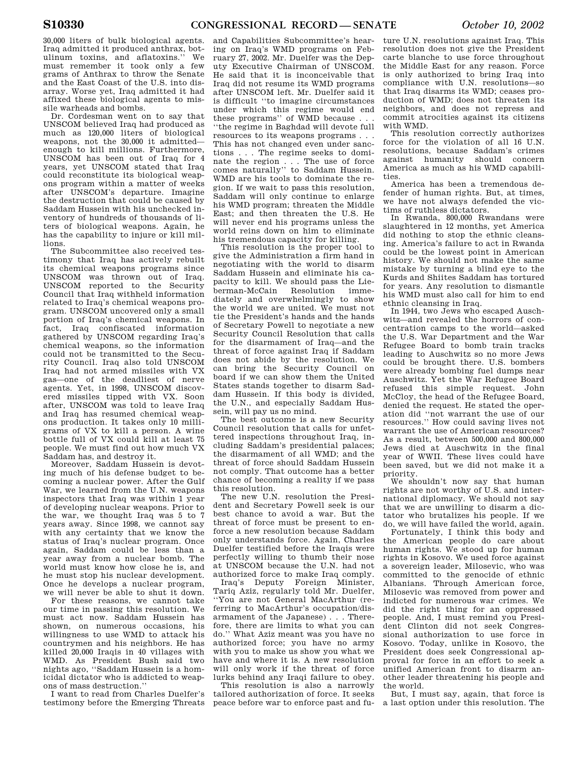30,000 liters of bulk biological agents. Iraq admitted it produced anthrax, botulinum toxins, and aflatoxins.'' We must remember it took only a few grams of Anthrax to throw the Senate and the East Coast of the U.S. into disarray. Worse yet, Iraq admitted it had affixed these biological agents to missile warheads and bombs.

Dr. Cordesman went on to say that UNSCOM believed Iraq had produced as much as 120,000 liters of biological weapons, not the 30,000 it admitted—enough to kill millions. Furthermore, UNSCOM has been out of Iraq for 4 years, yet UNSCOM stated that Iraq could reconstitute its biological weapons program within a matter of weeks after UNSCOM's departure. Imagine the destruction that could be caused by Saddam Hussein with his unchecked inventory of hundreds of thousands of liters of biological weapons. Again, he has the capability to injure or kill millions.

The Subcommittee also received testimony that Iraq has actively rebuilt its chemical weapons programs since UNSCOM was thrown out of Iraq. UNSCOM reported to the Security Council that Iraq withheld information related to Iraq's chemical weapons program. UNSCOM uncovered only a small portion of Iraq's chemical weapons. In fact, Iraq confiscated information gathered by UNSCOM regarding Iraq's chemical weapons, so the information could not be transmitted to the Security Council. Iraq also told UNSCOM Iraq had not armed missiles with VX gas—one of the deadliest of nerve agents. Yet, in 1998, UNSCOM discovered missiles tipped with VX. Soon after, UNSCOM was told to leave Iraq and Iraq has resumed chemical weapons production. It takes only 10 milligrams of VX to kill a person. A wine bottle full of VX could kill at least 75 people. We must find out how much VX Saddam has, and destroy it.

Moreover, Saddam Hussein is devoting much of his defense budget to becoming a nuclear power. After the Gulf War, we learned from the U.N. weapons inspectors that Iraq was within 1 year of developing nuclear weapons. Prior to the war, we thought Iraq was 5 to 7 years away. Since 1998, we cannot say with any certainty that we know the status of Iraq's nuclear program. Once again, Saddam could be less than a year away from a nuclear bomb. The world must know how close he is, and he must stop his nuclear development. Once he develops a nuclear program, we will never be able to shut it down.

For these reasons, we cannot take our time in passing this resolution. We must act now. Saddam Hussein has shown, on numerous occasions, his willingness to use WMD to attack his countrymen and his neighbors. He has killed 20,000 Iraqis in 40 villages with WMD. As President Bush said two nights ago, ''Saddam Hussein is a homicidal dictator who is addicted to weapons of mass destruction.''

I want to read from Charles Duelfer's testimony before the Emerging Threats and Capabilities Subcommittee's hearing on Iraq's WMD programs on February 27, 2002. Mr. Duelfer was the Deputy Executive Chairman of UNSCOM. He said that it is inconceivable that Iraq did not resume its WMD programs after UNSCOM left. Mr. Duelfer said it is difficult ''to imagine circumstances under which this regime would end these programs'' of WMD because . . . ''the regime in Baghdad will devote full resources to its weapons programs . . . This has not changed even under sanctions . . . The regime seeks to dominate the region . . . The use of force comes naturally'' to Saddam Hussein. WMD are his tools to dominate the region. If we wait to pass this resolution, Saddam will only continue to enlarge his WMD program; threaten the Middle East; and then threaten the U.S. He will never end his programs unless the world reins down on him to eliminate his tremendous capacity for killing.

This resolution is the proper tool to give the Administration a firm hand in negotiating with the world to disarm Saddam Hussein and eliminate his capacity to kill. We should pass the Lieberman-McCain Resolution immediately and overwhelmingly to show the world we are united. We must not tie the President's hands and the hands of Secretary Powell to negotiate a new Security Council Resolution that calls for the disarmament of Iraq—and the threat of force against Iraq if Saddam does not abide by the resolution. We can bring the Security Council on board if we can show them the United States stands together to disarm Saddam Hussein. If this body is divided, the U.N., and especially Saddam Hussein, will pay us no mind.

The best outcome is a new Security Council resolution that calls for unfettered inspections throughout Iraq, including Saddam's presidential palaces; the disarmament of all WMD; and the threat of force should Saddam Hussein not comply. That outcome has a better chance of becoming a reality if we pass this resolution.

The new U.N. resolution the President and Secretary Powell seek is our best chance to avoid a war. But the threat of force must be present to enforce a new resolution because Saddam only understands force. Again, Charles Duelfer testified before the Iraqis were perfectly willing to thumb their nose at UNSCOM because the U.N. had not authorized force to make Iraq comply.

Iraq's Deputy Foreign Minister, Tariq Aziz, regularly told Mr. Duelfer, ''You are not General MacArthur (referring to MacArthur's occupation/disarmament of the Japanese) . . . Therefore, there are limits to what you can do.'' What Aziz meant was you have no authorized force; you have no army with you to make us show you what we have and where it is. A new resolution will only work if the threat of force lurks behind any Iraqi failure to obey.

This resolution is also a narrowly tailored authorization of force. It seeks peace before war to enforce past and future U.N. resolutions against Iraq. This resolution does not give the President carte blanche to use force throughout the Middle East for any reason. Force is only authorized to bring Iraq into compliance with U.N. resolutions—so that Iraq disarms its WMD; ceases production of WMD; does not threaten its neighbors, and does not repress and commit atrocities against its citizens with WMD.

This resolution correctly authorizes force for the violation of all 16 U.N. resolutions, because Saddam's crimes against humanity should concern America as much as his WMD capabilities.

America has been a tremendous defender of human rights. But, at times, we have not always defended the victims of ruthless dictators.

In Rwanda, 800,000 Rwandans were slaughtered in 12 months, yet America did nothing to stop the ethnic cleansing. America's failure to act in Rwanda could be the lowest point in American history. We should not make the same mistake by turning a blind eye to the Kurds and Shiites Saddam has tortured for years. Any resolution to dismantle his WMD must also call for him to end ethnic cleansing in Iraq.

In 1944, two Jews who escaped Auschwitz—and revealed the horrors of concentration camps to the world—asked the U.S. War Department and the War Refugee Board to bomb train tracks leading to Auschwitz so no more Jews could be brought there. U.S. bombers were already bombing fuel dumps near Auschwitz. Yet the War Refugee Board refused this simple request. John McCloy, the head of the Refugee Board, denied the request. He stated the operation did ''not warrant the use of our resources.'' How could saving lives not warrant the use of American resources? As a result, between 500,000 and 800,000 Jews died at Auschwitz in the final year of WWII. These lives could have been saved, but we did not make it a priority.

We shouldn't now say that human rights are not worthy of U.S. and international diplomacy. We should not say that we are unwilling to disarm a dictator who brutalizes his people. If we do, we will have failed the world, again.

Fortunately, I think this body and the American people do care about human rights. We stood up for human rights in Kosovo. We used force against a sovereign leader, Milosevic, who was committed to the genocide of ethnic Albanians. Through American force, Milosevic was removed from power and indicted for numerous war crimes. We did the right thing for an oppressed people. And, I must remind you President Clinton did not seek Congressional authorization to use force in Kosovo. Today, unlike in Kosovo, the President does seek Congressional approval for force in an effort to seek a unified American front to disarm another leader threatening his people and the world.

But, I must say, again, that force is a last option under this resolution. The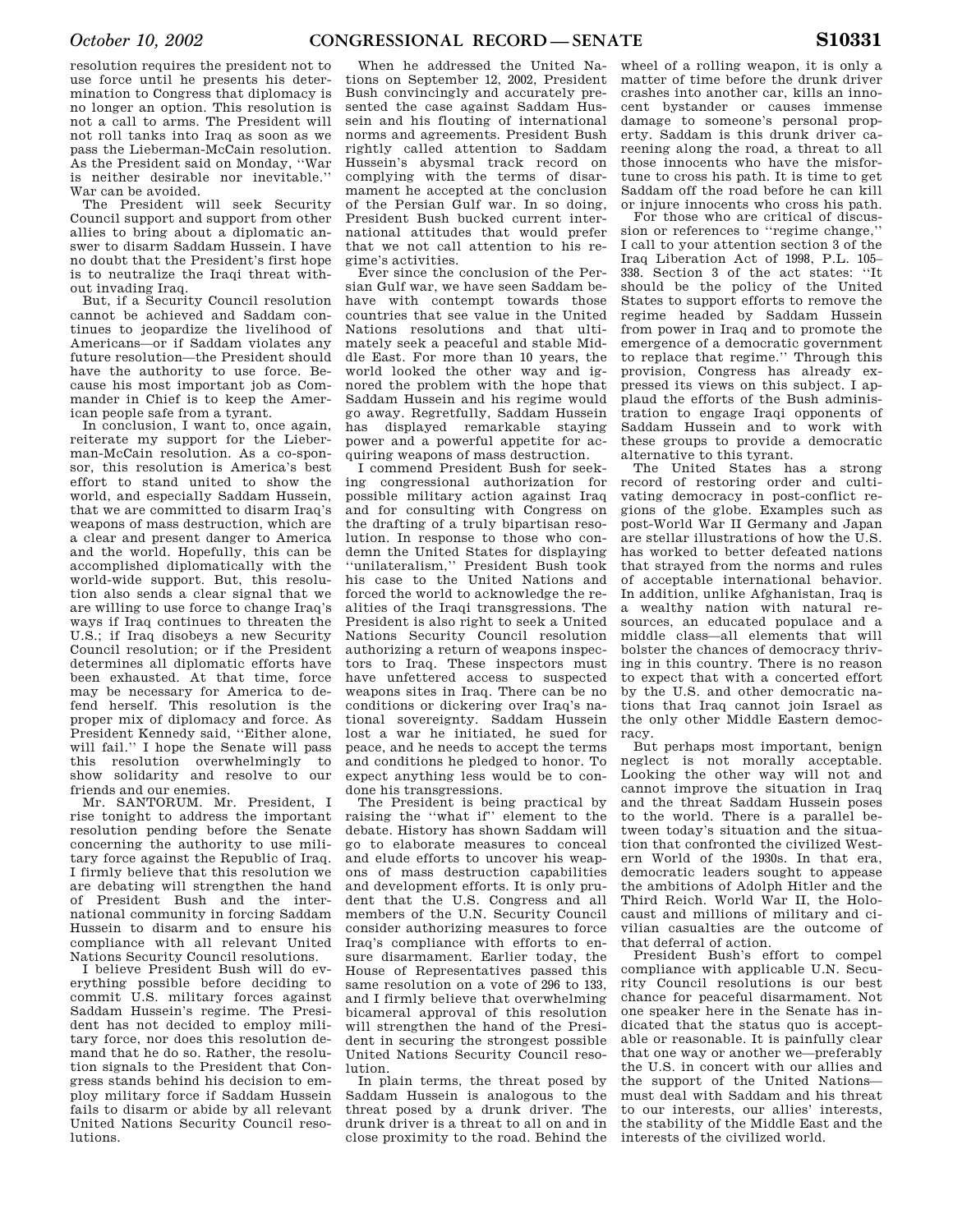resolution requires the president not to use force until he presents his determination to Congress that diplomacy is no longer an option. This resolution is not a call to arms. The President will not roll tanks into Iraq as soon as we pass the Lieberman-McCain resolution. As the President said on Monday, ''War is neither desirable nor inevitable.'' War can be avoided.

The President will seek Security Council support and support from other allies to bring about a diplomatic answer to disarm Saddam Hussein. I have no doubt that the President's first hope is to neutralize the Iraqi threat without invading Iraq.

But, if a Security Council resolution cannot be achieved and Saddam continues to jeopardize the livelihood of Americans—or if Saddam violates any future resolution—the President should have the authority to use force. Because his most important job as Commander in Chief is to keep the American people safe from a tyrant.

In conclusion, I want to, once again, reiterate my support for the Lieberman-McCain resolution. As a co-sponsor, this resolution is America's best effort to stand united to show the world, and especially Saddam Hussein, that we are committed to disarm Iraq's weapons of mass destruction, which are a clear and present danger to America and the world. Hopefully, this can be accomplished diplomatically with the world-wide support. But, this resolution also sends a clear signal that we are willing to use force to change Iraq's ways if Iraq continues to threaten the U.S.; if Iraq disobeys a new Security Council resolution; or if the President determines all diplomatic efforts have been exhausted. At that time, force may be necessary for America to defend herself. This resolution is the proper mix of diplomacy and force. As President Kennedy said, ''Either alone, will fail.'' I hope the Senate will pass this resolution overwhelmingly to show solidarity and resolve to our friends and our enemies.

Mr. SANTORUM. Mr. President, I rise tonight to address the important resolution pending before the Senate concerning the authority to use military force against the Republic of Iraq. I firmly believe that this resolution we are debating will strengthen the hand of President Bush and the international community in forcing Saddam Hussein to disarm and to ensure his compliance with all relevant United Nations Security Council resolutions.

I believe President Bush will do everything possible before deciding to commit U.S. military forces against Saddam Hussein's regime. The President has not decided to employ military force, nor does this resolution demand that he do so. Rather, the resolution signals to the President that Congress stands behind his decision to employ military force if Saddam Hussein fails to disarm or abide by all relevant United Nations Security Council resolutions.

When he addressed the United Nations on September 12, 2002, President Bush convincingly and accurately presented the case against Saddam Hussein and his flouting of international norms and agreements. President Bush rightly called attention to Saddam Hussein's abysmal track record on complying with the terms of disarmament he accepted at the conclusion of the Persian Gulf war. In so doing, President Bush bucked current international attitudes that would prefer that we not call attention to his regime's activities.

Ever since the conclusion of the Persian Gulf war, we have seen Saddam behave with contempt towards those countries that see value in the United Nations resolutions and that ultimately seek a peaceful and stable Middle East. For more than 10 years, the world looked the other way and ignored the problem with the hope that Saddam Hussein and his regime would go away. Regretfully, Saddam Hussein has displayed remarkable staying power and a powerful appetite for acquiring weapons of mass destruction.

I commend President Bush for seeking congressional authorization for possible military action against Iraq and for consulting with Congress on the drafting of a truly bipartisan resolution. In response to those who condemn the United States for displaying ''unilateralism,'' President Bush took his case to the United Nations and forced the world to acknowledge the realities of the Iraqi transgressions. The President is also right to seek a United Nations Security Council resolution authorizing a return of weapons inspectors to Iraq. These inspectors must have unfettered access to suspected weapons sites in Iraq. There can be no conditions or dickering over Iraq's national sovereignty. Saddam Hussein lost a war he initiated, he sued for peace, and he needs to accept the terms and conditions he pledged to honor. To expect anything less would be to condone his transgressions.

The President is being practical by raising the ''what if'' element to the debate. History has shown Saddam will go to elaborate measures to conceal and elude efforts to uncover his weapons of mass destruction capabilities and development efforts. It is only prudent that the U.S. Congress and all members of the U.N. Security Council consider authorizing measures to force Iraq's compliance with efforts to ensure disarmament. Earlier today, the House of Representatives passed this same resolution on a vote of 296 to 133, and I firmly believe that overwhelming bicameral approval of this resolution will strengthen the hand of the President in securing the strongest possible United Nations Security Council resolution.

In plain terms, the threat posed by Saddam Hussein is analogous to the threat posed by a drunk driver. The drunk driver is a threat to all on and in close proximity to the road. Behind the wheel of a rolling weapon, it is only a matter of time before the drunk driver crashes into another car, kills an innocent bystander or causes immense damage to someone's personal property. Saddam is this drunk driver careening along the road, a threat to all those innocents who have the misfortune to cross his path. It is time to get Saddam off the road before he can kill or injure innocents who cross his path.

For those who are critical of discussion or references to ''regime change,'' I call to your attention section 3 of the Iraq Liberation Act of 1998, P.L. 105–338. Section 3 of the act states: ''It should be the policy of the United States to support efforts to remove the regime headed by Saddam Hussein from power in Iraq and to promote the emergence of a democratic government to replace that regime.'' Through this provision, Congress has already expressed its views on this subject. I applaud the efforts of the Bush administration to engage Iraqi opponents of Saddam Hussein and to work with these groups to provide a democratic alternative to this tyrant.

The United States has a strong record of restoring order and cultivating democracy in post-conflict regions of the globe. Examples such as post-World War II Germany and Japan are stellar illustrations of how the U.S. has worked to better defeated nations that strayed from the norms and rules of acceptable international behavior. In addition, unlike Afghanistan, Iraq is a wealthy nation with natural resources, an educated populace and a middle class—all elements that will bolster the chances of democracy thriving in this country. There is no reason to expect that with a concerted effort by the U.S. and other democratic nations that Iraq cannot join Israel as the only other Middle Eastern democracy.

But perhaps most important, benign neglect is not morally acceptable. Looking the other way will not and cannot improve the situation in Iraq and the threat Saddam Hussein poses to the world. There is a parallel between today's situation and the situation that confronted the civilized Western World of the 1930s. In that era, democratic leaders sought to appease the ambitions of Adolph Hitler and the Third Reich. World War II, the Holocaust and millions of military and civilian casualties are the outcome of that deferral of action.

President Bush's effort to compel compliance with applicable U.N. Security Council resolutions is our best chance for peaceful disarmament. Not one speaker here in the Senate has indicated that the status quo is acceptable or reasonable. It is painfully clear that one way or another we—preferably the U.S. in concert with our allies and the support of the United Nations—must deal with Saddam and his threat to our interests, our allies' interests, the stability of the Middle East and the interests of the civilized world.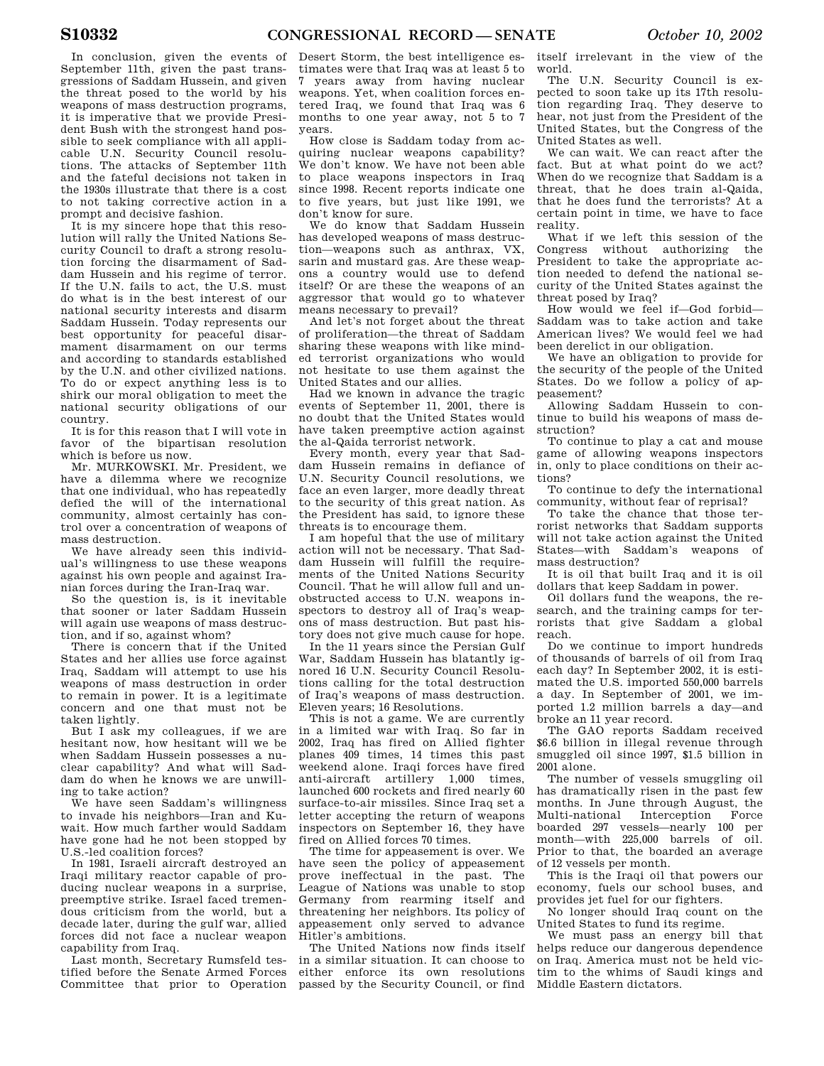In conclusion, given the events of September 11th, given the past transgressions of Saddam Hussein, and given the threat posed to the world by his weapons of mass destruction programs, it is imperative that we provide President Bush with the strongest hand possible to seek compliance with all applicable U.N. Security Council resolutions. The attacks of September 11th and the fateful decisions not taken in the 1930s illustrate that there is a cost to not taking corrective action in a prompt and decisive fashion.

It is my sincere hope that this resolution will rally the United Nations Security Council to draft a strong resolution forcing the disarmament of Saddam Hussein and his regime of terror. If the U.N. fails to act, the U.S. must do what is in the best interest of our national security interests and disarm Saddam Hussein. Today represents our best opportunity for peaceful disarmament disarmament on our terms and according to standards established by the U.N. and other civilized nations. To do or expect anything less is to shirk our moral obligation to meet the national security obligations of our country.

It is for this reason that I will vote in favor of the bipartisan resolution which is before us now.

Mr. MURKOWSKI. Mr. President, we have a dilemma where we recognize that one individual, who has repeatedly defied the will of the international community, almost certainly has control over a concentration of weapons of mass destruction.

We have already seen this individual's willingness to use these weapons against his own people and against Iranian forces during the Iran-Iraq war.

So the question is, is it inevitable that sooner or later Saddam Hussein will again use weapons of mass destruction, and if so, against whom?

There is concern that if the United States and her allies use force against Iraq, Saddam will attempt to use his weapons of mass destruction in order to remain in power. It is a legitimate concern and one that must not be taken lightly.

But I ask my colleagues, if we are hesitant now, how hesitant will we be when Saddam Hussein possesses a nuclear capability? And what will Saddam do when he knows we are unwilling to take action?

We have seen Saddam's willingness to invade his neighbors—Iran and Kuwait. How much farther would Saddam have gone had he not been stopped by U.S.-led coalition forces?

In 1981, Israeli aircraft destroyed an Iraqi military reactor capable of producing nuclear weapons in a surprise, preemptive strike. Israel faced tremendous criticism from the world, but a decade later, during the gulf war, allied forces did not face a nuclear weapon capability from Iraq.

Last month, Secretary Rumsfeld testified before the Senate Armed Forces Committee that prior to Operation Desert Storm, the best intelligence estimates were that Iraq was at least 5 to 7 years away from having nuclear weapons. Yet, when coalition forces entered Iraq, we found that Iraq was 6 months to one year away, not 5 to 7 years.

How close is Saddam today from acquiring nuclear weapons capability? We don't know. We have not been able to place weapons inspectors in Iraq since 1998. Recent reports indicate one to five years, but just like 1991, we don't know for sure.

We do know that Saddam Hussein has developed weapons of mass destruction—weapons such as anthrax, VX, sarin and mustard gas. Are these weapons a country would use to defend itself? Or are these the weapons of an aggressor that would go to whatever means necessary to prevail?

And let's not forget about the threat of proliferation—the threat of Saddam sharing these weapons with like minded terrorist organizations who would not hesitate to use them against the United States and our allies.

Had we known in advance the tragic events of September 11, 2001, there is no doubt that the United States would have taken preemptive action against the al-Qaida terrorist network.

Every month, every year that Saddam Hussein remains in defiance of U.N. Security Council resolutions, we face an even larger, more deadly threat to the security of this great nation. As the President has said, to ignore these threats is to encourage them.

I am hopeful that the use of military action will not be necessary. That Saddam Hussein will fulfill the requirements of the United Nations Security Council. That he will allow full and unobstructed access to U.N. weapons inspectors to destroy all of Iraq's weapons of mass destruction. But past history does not give much cause for hope.

In the 11 years since the Persian Gulf War, Saddam Hussein has blatantly ignored 16 U.N. Security Council Resolutions calling for the total destruction of Iraq's weapons of mass destruction. Eleven years; 16 Resolutions.

This is not a game. We are currently in a limited war with Iraq. So far in 2002, Iraq has fired on Allied fighter planes 409 times, 14 times this past weekend alone. Iraqi forces have fired anti-aircraft artillery 1,000 times, launched 600 rockets and fired nearly 60 surface-to-air missiles. Since Iraq set a letter accepting the return of weapons inspectors on September 16, they have fired on Allied forces 70 times.

The time for appeasement is over. We have seen the policy of appeasement prove ineffectual in the past. The League of Nations was unable to stop Germany from rearming itself and threatening her neighbors. Its policy of appeasement only served to advance Hitler's ambitions.

The United Nations now finds itself in a similar situation. It can choose to either enforce its own resolutions passed by the Security Council, or find itself irrelevant in the view of the world.

The U.N. Security Council is expected to soon take up its 17th resolution regarding Iraq. They deserve to hear, not just from the President of the United States, but the Congress of the United States as well.

We can wait. We can react after the fact. But at what point do we act? When do we recognize that Saddam is a threat, that he does train al-Qaida, that he does fund the terrorists? At a certain point in time, we have to face reality.

What if we left this session of the Congress without authorizing the President to take the appropriate action needed to defend the national security of the United States against the threat posed by Iraq?

How would we feel if—God forbid—Saddam was to take action and take American lives? We would feel we had been derelict in our obligation.

We have an obligation to provide for the security of the people of the United States. Do we follow a policy of appeasement?

Allowing Saddam Hussein to continue to build his weapons of mass destruction?

To continue to play a cat and mouse game of allowing weapons inspectors in, only to place conditions on their actions?

To continue to defy the international community, without fear of reprisal?

To take the chance that those terrorist networks that Saddam supports will not take action against the United States—with Saddam's weapons of mass destruction?

It is oil that built Iraq and it is oil dollars that keep Saddam in power.

Oil dollars fund the weapons, the research, and the training camps for terrorists that give Saddam a global reach.

Do we continue to import hundreds of thousands of barrels of oil from Iraq each day? In September 2002, it is estimated the U.S. imported 550,000 barrels a day. In September of 2001, we imported 1.2 million barrels a day—and broke an 11 year record.

The GAO reports Saddam received $6.6 billion in illegal revenue through smuggled oil since 1997, $1.5 billion in 2001 alone.

The number of vessels smuggling oil has dramatically risen in the past few months. In June through August, the Multi-national Interception Force boarded 297 vessels—nearly 100 per month—with 225,000 barrels of oil. Prior to that, the boarded an average of 12 vessels per month.

This is the Iraqi oil that powers our economy, fuels our school buses, and provides jet fuel for our fighters.

No longer should Iraq count on the United States to fund its regime.

We must pass an energy bill that helps reduce our dangerous dependence on Iraq. America must not be held victim to the whims of Saudi kings and Middle Eastern dictators.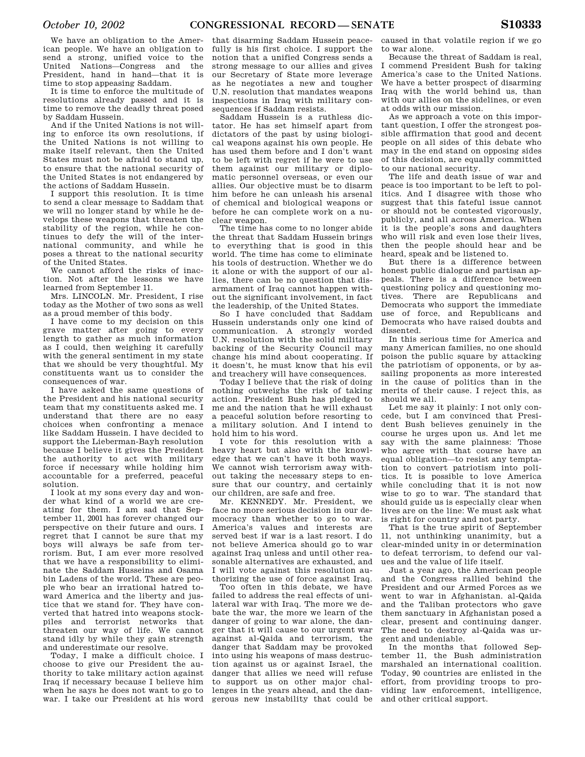We have an obligation to the American people. We have an obligation to send a strong, unified voice to the United Nations—Congress and the President, hand in hand—that it is time to stop appeasing Saddam.

It is time to enforce the multitude of resolutions already passed and it is time to remove the deadly threat posed by Saddam Hussein.

And if the United Nations is not willing to enforce its own resolutions, if the United Nations is not willing to make itself relevant, then the United States must not be afraid to stand up, to ensure that the national security of the United States is not endangered by the actions of Saddam Hussein.

I support this resolution. It is time to send a clear message to Saddam that we will no longer stand by while he develops these weapons that threaten the stability of the region, while he continues to defy the will of the international community, and while he poses a threat to the national security of the United States.

We cannot afford the risks of inaction. Not after the lessons we have learned from September 11.

Mrs. LINCOLN. Mr. President, I rise today as the Mother of two sons as well as a proud member of this body.

I have come to my decision on this grave matter after going to every length to gather as much information as I could, then weighing it carefully with the general sentiment in my state that we should be very thoughtful. My constituents want us to consider the consequences of war.

I have asked the same questions of the President and his national security team that my constituents asked me. I understand that there are no easy choices when confronting a menace like Saddam Hussein. I have decided to support the Lieberman-Bayh resolution because I believe it gives the President the authority to act with military force if necessary while holding him accountable for a preferred, peaceful solution.

I look at my sons every day and wonder what kind of a world we are creating for them. I am sad that September 11, 2001 has forever changed our perspective on their future and ours. I regret that I cannot be sure that my boys will always be safe from terrorism. But, I am ever more resolved that we have a responsibility to eliminate the Saddam Husseins and Osama bin Ladens of the world. These are people who bear an irrational hatred toward America and the liberty and justice that we stand for. They have converted that hatred into weapons stockpiles and terrorist networks that threaten our way of life. We cannot stand idly by while they gain strength and underestimate our resolve.

Today, I make a difficult choice. I choose to give our President the authority to take military action against Iraq if necessary because I believe him when he says he does not want to go to war. I take our President at his word that disarming Saddam Hussein peacefully is his first choice. I support the notion that a unified Congress sends a strong message to our allies and gives our Secretary of State more leverage as he negotiates a new and tougher U.N. resolution that mandates weapons inspections in Iraq with military consequences if Saddam resists.

Saddam Hussein is a ruthless dictator. He has set himself apart from dictators of the past by using biological weapons against his own people. He has used them before and I don't want to be left with regret if he were to use them against our military or diplomatic personnel overseas, or even our allies. Our objective must be to disarm him before he can unleash his arsenal of chemical and biological weapons or before he can complete work on a nuclear weapon.

The time has come to no longer abide the threat that Saddam Hussein brings to everything that is good in this world. The time has come to eliminate his tools of destruction. Whether we do it alone or with the support of our allies, there can be no question that disarmament of Iraq cannot happen without the significant involvement, in fact the leadership, of the United States.

So I have concluded that Saddam Hussein understands only one kind of communication. A strongly worded U.N. resolution with the solid military backing of the Security Council may change his mind about cooperating. If it doesn't, he must know that his evil and treachery will have consequences.

Today I believe that the risk of doing nothing outweighs the risk of taking action. President Bush has pledged to me and the nation that he will exhaust a peaceful solution before resorting to a military solution. And I intend to hold him to his word.

I vote for this resolution with a heavy heart but also with the knowledge that we can't have it both ways. We cannot wish terrorism away without taking the necessary steps to ensure that our country, and certainly our children, are safe and free.

Mr. KENNEDY. Mr. President, we face no more serious decision in our democracy than whether to go to war. America's values and interests are served best if war is a last resort. I do not believe America should go to war against Iraq unless and until other reasonable alternatives are exhausted, and I will vote against this resolution authorizing the use of force against Iraq.

Too often in this debate, we have failed to address the real effects of unilateral war with Iraq. The more we debate the war, the more we learn of the danger of going to war alone, the danger that it will cause to our urgent war against al-Qaida and terrorism, the danger that Saddam may be provoked into using his weapons of mass destruction against us or against Israel, the danger that allies we need will refuse to support us on other major challenges in the years ahead, and the dangerous new instability that could be caused in that volatile region if we go to war alone.

Because the threat of Saddam is real, I commend President Bush for taking America's case to the United Nations. We have a better prospect of disarming Iraq with the world behind us, than with our allies on the sidelines, or even at odds with our mission.

As we approach a vote on this important question, I offer the strongest possible affirmation that good and decent people on all sides of this debate who may in the end stand on opposing sides of this decision, are equally committed to our national security.

The life and death issue of war and peace is too important to be left to politics. And I disagree with those who suggest that this fateful issue cannot or should not be contested vigorously, publicly, and all across America. When it is the people's sons and daughters who will risk and even lose their lives, then the people should hear and be heard, speak and be listened to.

But there is a difference between honest public dialogue and partisan appeals. There is a difference between questioning policy and questioning motives. There are Republicans and Democrats who support the immediate use of force, and Republicans and Democrats who have raised doubts and dissented.

In this serious time for America and many American families, no one should poison the public square by attacking the patriotism of opponents, or by assailing proponents as more interested in the cause of politics than in the merits of their cause. I reject this, as should we all.

Let me say it plainly: I not only concede, but I am convinced that President Bush believes genuinely in the course he urges upon us. And let me say with the same plainness: Those who agree with that course have an equal obligation—to resist any temptation to convert patriotism into politics. It is possible to love America while concluding that it is not now wise to go to war. The standard that should guide us is especially clear when lives are on the line: We must ask what is right for country and not party.

That is the true spirit of September 11, not unthinking unanimity, but a clear-minded unity in or determination to defeat terrorism, to defend our values and the value of life itself.

Just a year ago, the American people and the Congress rallied behind the President and our Armed Forces as we went to war in Afghanistan. al-Qaida and the Taliban protectors who gave them sanctuary in Afghanistan posed a clear, present and continuing danger. The need to destroy al-Qaida was urgent and undeniable.

In the months that followed September 11, the Bush administration marshaled an international coalition. Today, 90 countries are enlisted in the effort, from providing troops to providing law enforcement, intelligence, and other critical support.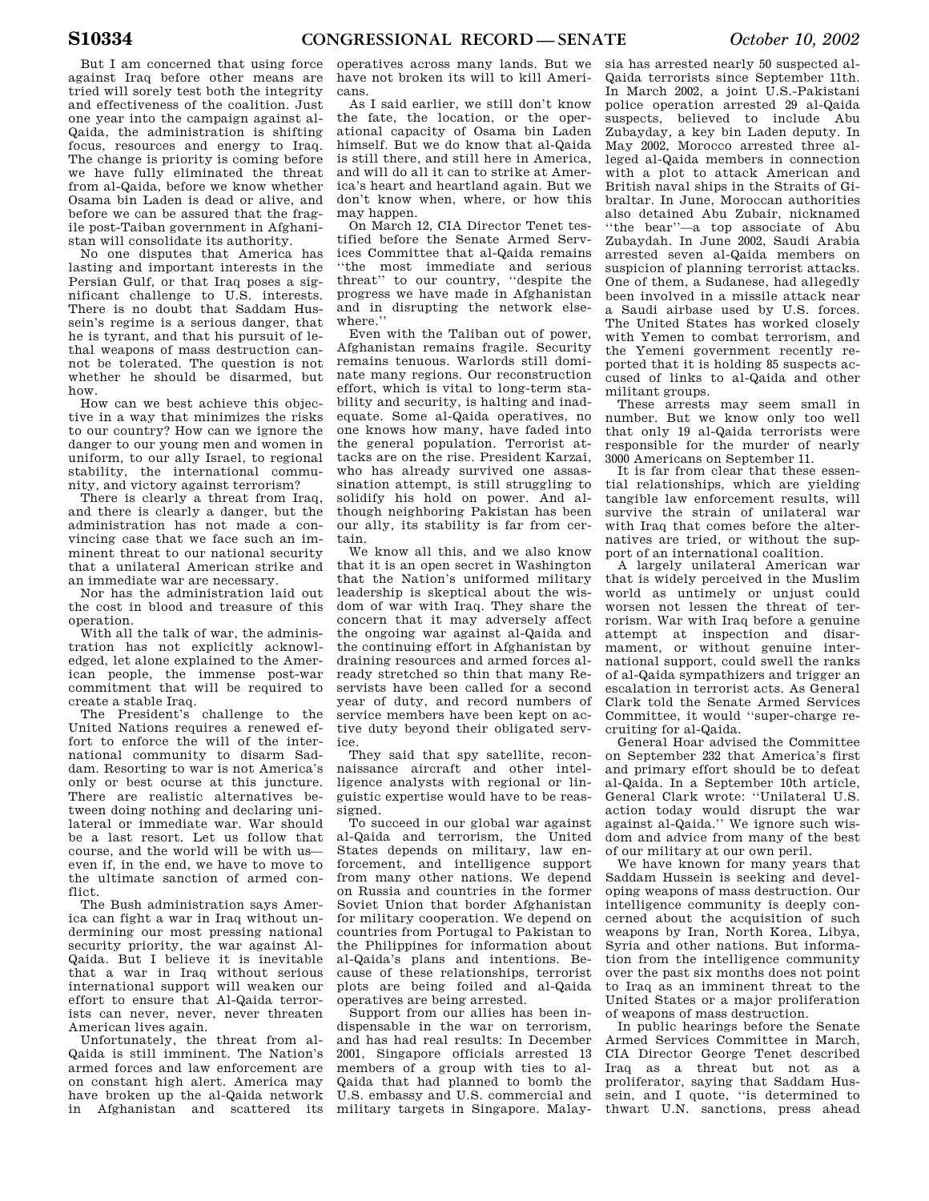But I am concerned that using force against Iraq before other means are tried will sorely test both the integrity and effectiveness of the coalition. Just one year into the campaign against al-Qaida, the administration is shifting focus, resources and energy to Iraq. The change is priority is coming before we have fully eliminated the threat from al-Qaida, before we know whether Osama bin Laden is dead or alive, and before we can be assured that the fragile post-Taiban government in Afghanistan will consolidate its authority.

No one disputes that America has lasting and important interests in the Persian Gulf, or that Iraq poses a significant challenge to U.S. interests. There is no doubt that Saddam Hussein's regime is a serious danger, that he is tyrant, and that his pursuit of lethal weapons of mass destruction cannot be tolerated. The question is not whether he should be disarmed, but how.

How can we best achieve this objective in a way that minimizes the risks to our country? How can we ignore the danger to our young men and women in uniform, to our ally Israel, to regional stability, the international community, and victory against terrorism?

There is clearly a threat from Iraq, and there is clearly a danger, but the administration has not made a convincing case that we face such an imminent threat to our national security that a unilateral American strike and an immediate war are necessary.

Nor has the administration laid out the cost in blood and treasure of this operation.

With all the talk of war, the administration has not explicitly acknowledged, let alone explained to the American people, the immense post-war commitment that will be required to create a stable Iraq.

The President's challenge to the United Nations requires a renewed effort to enforce the will of the international community to disarm Saddam. Resorting to war is not America's only or best ocurse at this juncture. There are realistic alternatives between doing nothing and declaring unilateral or immediate war. War should be a last resort. Let us follow that course, and the world will be with us—even if, in the end, we have to move to the ultimate sanction of armed conflict.

The Bush administration says America can fight a war in Iraq without undermining our most pressing national security priority, the war against Al-Qaida. But I believe it is inevitable that a war in Iraq without serious international support will weaken our effort to ensure that Al-Qaida terrorists can never, never, never threaten American lives again.

Unfortunately, the threat from al-Qaida is still imminent. The Nation's armed forces and law enforcement are on constant high alert. America may have broken up the al-Qaida network in Afghanistan and scattered its operatives across many lands. But we have not broken its will to kill Americans.

As I said earlier, we still don't know the fate, the location, or the operational capacity of Osama bin Laden himself. But we do know that al-Qaida is still there, and still here in America, and will do all it can to strike at America's heart and heartland again. But we don't know when, where, or how this may happen.

On March 12, CIA Director Tenet testified before the Senate Armed Services Committee that al-Qaida remains "the most immediate and serious threat" to our country, "despite the progress we have made in Afghanistan and in disrupting the network elsewhere."

Even with the Taliban out of power, Afghanistan remains fragile. Security remains tenuous. Warlords still dominate many regions. Our reconstruction effort, which is vital to long-term stability and security, is halting and inadequate. Some al-Qaida operatives, no one knows how many, have faded into the general population. Terrorist attacks are on the rise. President Karzai, who has already survived one assassination attempt, is still struggling to solidify his hold on power. And although neighboring Pakistan has been our ally, its stability is far from certain.

We know all this, and we also know that it is an open secret in Washington that the Nation's uniformed military leadership is skeptical about the wisdom of war with Iraq. They share the concern that it may adversely affect the ongoing war against al-Qaida and the continuing effort in Afghanistan by draining resources and armed forces already stretched so thin that many Reservists have been called for a second year of duty, and record numbers of service members have been kept on active duty beyond their obligated service.

They said that spy satellite, reconnaissance aircraft and other intelligence analysts with regional or linguistic expertise would have to be reassigned.

To succeed in our global war against al-Qaida and terrorism, the United States depends on military, law enforcement, and intelligence support from many other nations. We depend on Russia and countries in the former Soviet Union that border Afghanistan for military cooperation. We depend on countries from Portugal to Pakistan to the Philippines for information about al-Qaida's plans and intentions. Because of these relationships, terrorist plots are being foiled and al-Qaida operatives are being arrested.

Support from our allies has been indispensable in the war on terrorism, and has had real results: In December 2001, Singapore officials arrested 13 members of a group with ties to al-Qaida that had planned to bomb the U.S. embassy and U.S. commercial and military targets in Singapore. Malaysia has arrested nearly 50 suspected al-Qaida terrorists since September 11th. In March 2002, a joint U.S.-Pakistani police operation arrested 29 al-Qaida suspects, believed to include Abu Zubayday, a key bin Laden deputy. In May 2002, Morocco arrested three alleged al-Qaida members in connection with a plot to attack American and British naval ships in the Straits of Gibraltar. In June, Moroccan authorities also detained Abu Zubair, nicknamed "the bear"—a top associate of Abu Zubaydah. In June 2002, Saudi Arabia arrested seven al-Qaida members on suspicion of planning terrorist attacks. One of them, a Sudanese, had allegedly been involved in a missile attack near a Saudi airbase used by U.S. forces. The United States has worked closely with Yemen to combat terrorism, and the Yemeni government recently reported that it is holding 85 suspects accused of links to al-Qaida and other militant groups.

These arrests may seem small in number. But we know only too well that only 19 al-Qaida terrorists were responsible for the murder of nearly 3000 Americans on September 11.

It is far from clear that these essential relationships, which are yielding tangible law enforcement results, will survive the strain of unilateral war with Iraq that comes before the alternatives are tried, or without the support of an international coalition.

A largely unilateral American war that is widely perceived in the Muslim world as untimely or unjust could worsen not lessen the threat of terrorism. War with Iraq before a genuine attempt at inspection and disarmament, or without genuine international support, could swell the ranks of al-Qaida sympathizers and trigger an escalation in terrorist acts. As General Clark told the Senate Armed Services Committee, it would "super-charge recruiting for al-Qaida.

General Hoar advised the Committee on September 232 that America's first and primary effort should be to defeat al-Qaida. In a September 10th article, General Clark wrote: "Unilateral U.S. action today would disrupt the war against al-Qaida." We ignore such wisdom and advice from many of the best of our military at our own peril.

We have known for many years that Saddam Hussein is seeking and developing weapons of mass destruction. Our intelligence community is deeply concerned about the acquisition of such weapons by Iran, North Korea, Libya, Syria and other nations. But information from the intelligence community over the past six months does not point to Iraq as an imminent threat to the United States or a major proliferation of weapons of mass destruction.

In public hearings before the Senate Armed Services Committee in March, CIA Director George Tenet described Iraq as a threat but not as a proliferator, saying that Saddam Hussein, and I quote, "is determined to thwart U.N. sanctions, press ahead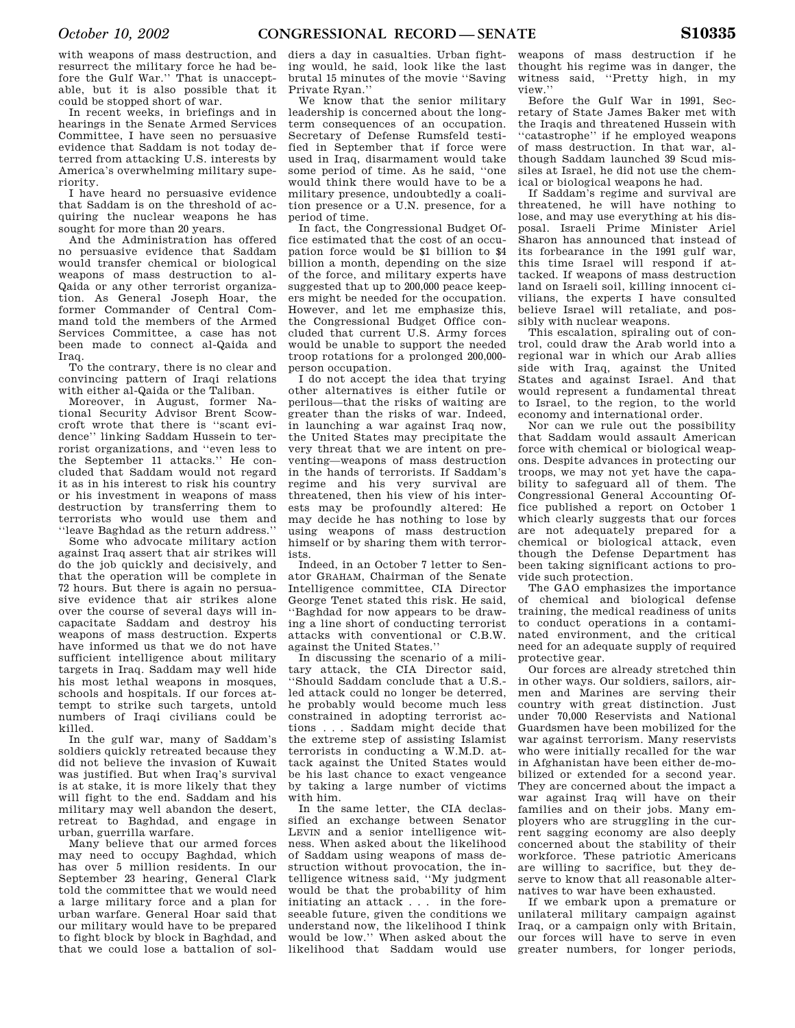with weapons of mass destruction, and resurrect the military force he had before the Gulf War.'' That is unacceptable, but it is also possible that it could be stopped short of war.

In recent weeks, in briefings and in hearings in the Senate Armed Services Committee, I have seen no persuasive evidence that Saddam is not today deterred from attacking U.S. interests by America's overwhelming military superiority.

I have heard no persuasive evidence that Saddam is on the threshold of acquiring the nuclear weapons he has sought for more than 20 years.

And the Administration has offered no persuasive evidence that Saddam would transfer chemical or biological weapons of mass destruction to al-Qaida or any other terrorist organization. As General Joseph Hoar, the former Commander of Central Command told the members of the Armed Services Committee, a case has not been made to connect al-Qaida and Iraq.

To the contrary, there is no clear and convincing pattern of Iraqi relations with either al-Qaida or the Taliban.

Moreover, in August, former National Security Advisor Brent Scowcroft wrote that there is ''scant evidence'' linking Saddam Hussein to terrorist organizations, and ''even less to the September 11 attacks.'' He concluded that Saddam would not regard it as in his interest to risk his country or his investment in weapons of mass destruction by transferring them to terrorists who would use them and ''leave Baghdad as the return address.''

Some who advocate military action against Iraq assert that air strikes will do the job quickly and decisively, and that the operation will be complete in 72 hours. But there is again no persuasive evidence that air strikes alone over the course of several days will incapacitate Saddam and destroy his weapons of mass destruction. Experts have informed us that we do not have sufficient intelligence about military targets in Iraq. Saddam may well hide his most lethal weapons in mosques, schools and hospitals. If our forces attempt to strike such targets, untold numbers of Iraqi civilians could be killed.

In the gulf war, many of Saddam's soldiers quickly retreated because they did not believe the invasion of Kuwait was justified. But when Iraq's survival is at stake, it is more likely that they will fight to the end. Saddam and his military may well abandon the desert, retreat to Baghdad, and engage in urban, guerrilla warfare.

Many believe that our armed forces may need to occupy Baghdad, which has over 5 million residents. In our September 23 hearing, General Clark told the committee that we would need a large military force and a plan for urban warfare. General Hoar said that our military would have to be prepared to fight block by block in Baghdad, and that we could lose a battalion of soldiers a day in casualties. Urban fighting would, he said, look like the last brutal 15 minutes of the movie ''Saving Private Ryan.''

We know that the senior military leadership is concerned about the long-term consequences of an occupation. Secretary of Defense Rumsfeld testified in September that if force were used in Iraq, disarmament would take some period of time. As he said, ''one would think there would have to be a military presence, undoubtedly a coalition presence or a U.N. presence, for a period of time.

In fact, the Congressional Budget Office estimated that the cost of an occupation force would be $1 billion to $4 billion a month, depending on the size of the force, and military experts have suggested that up to 200,000 peace keepers might be needed for the occupation. However, and let me emphasize this, the Congressional Budget Office concluded that current U.S. Army forces would be unable to support the needed troop rotations for a prolonged 200,000-person occupation.

I do not accept the idea that trying other alternatives is either futile or perilous—that the risks of waiting are greater than the risks of war. Indeed, in launching a war against Iraq now, the United States may precipitate the very threat that we are intent on preventing—weapons of mass destruction in the hands of terrorists. If Saddam's regime and his very survival are threatened, then his view of his interests may be profoundly altered: He may decide he has nothing to lose by using weapons of mass destruction himself or by sharing them with terrorists.

Indeed, in an October 7 letter to Senator GRAHAM, Chairman of the Senate Intelligence committee, CIA Director George Tenet stated this risk. He said, ''Baghdad for now appears to be drawing a line short of conducting terrorist attacks with conventional or C.B.W. against the United States.''

In discussing the scenario of a military attack, the CIA Director said, ''Should Saddam conclude that a U.S.-led attack could no longer be deterred, he probably would become much less constrained in adopting terrorist actions . . . Saddam might decide that the extreme step of assisting Islamist terrorists in conducting a W.M.D. attack against the United States would be his last chance to exact vengeance by taking a large number of victims with him.

In the same letter, the CIA declassified an exchange between Senator LEVIN and a senior intelligence witness. When asked about the likelihood of Saddam using weapons of mass destruction without provocation, the intelligence witness said, ''My judgment would be that the probability of him initiating an attack . . . in the foreseeable future, given the conditions we understand now, the likelihood I think would be low.'' When asked about the likelihood that Saddam would use weapons of mass destruction if he thought his regime was in danger, the witness said, ''Pretty high, in my view.''

Before the Gulf War in 1991, Secretary of State James Baker met with the Iraqis and threatened Hussein with ''catastrophe'' if he employed weapons of mass destruction. In that war, although Saddam launched 39 Scud missiles at Israel, he did not use the chemical or biological weapons he had.

If Saddam's regime and survival are threatened, he will have nothing to lose, and may use everything at his disposal. Israeli Prime Minister Ariel Sharon has announced that instead of its forbearance in the 1991 gulf war, this time Israel will respond if attacked. If weapons of mass destruction land on Israeli soil, killing innocent civilians, the experts I have consulted believe Israel will retaliate, and possibly with nuclear weapons.

This escalation, spiraling out of control, could draw the Arab world into a regional war in which our Arab allies side with Iraq, against the United States and against Israel. And that would represent a fundamental threat to Israel, to the region, to the world economy and international order.

Nor can we rule out the possibility that Saddam would assault American force with chemical or biological weapons. Despite advances in protecting our troops, we may not yet have the capability to safeguard all of them. The Congressional General Accounting Office published a report on October 1 which clearly suggests that our forces are not adequately prepared for a chemical or biological attack, even though the Defense Department has been taking significant actions to provide such protection.

The GAO emphasizes the importance of chemical and biological defense training, the medical readiness of units to conduct operations in a contaminated environment, and the critical need for an adequate supply of required protective gear.

Our forces are already stretched thin in other ways. Our soldiers, sailors, airmen and Marines are serving their country with great distinction. Just under 70,000 Reservists and National Guardsmen have been mobilized for the war against terrorism. Many reservists who were initially recalled for the war in Afghanistan have been either de-mobilized or extended for a second year. They are concerned about the impact a war against Iraq will have on their families and on their jobs. Many employers who are struggling in the current sagging economy are also deeply concerned about the stability of their workforce. These patriotic Americans are willing to sacrifice, but they deserve to know that all reasonable alternatives to war have been exhausted.

If we embark upon a premature or unilateral military campaign against Iraq, or a campaign only with Britain, our forces will have to serve in even greater numbers, for longer periods,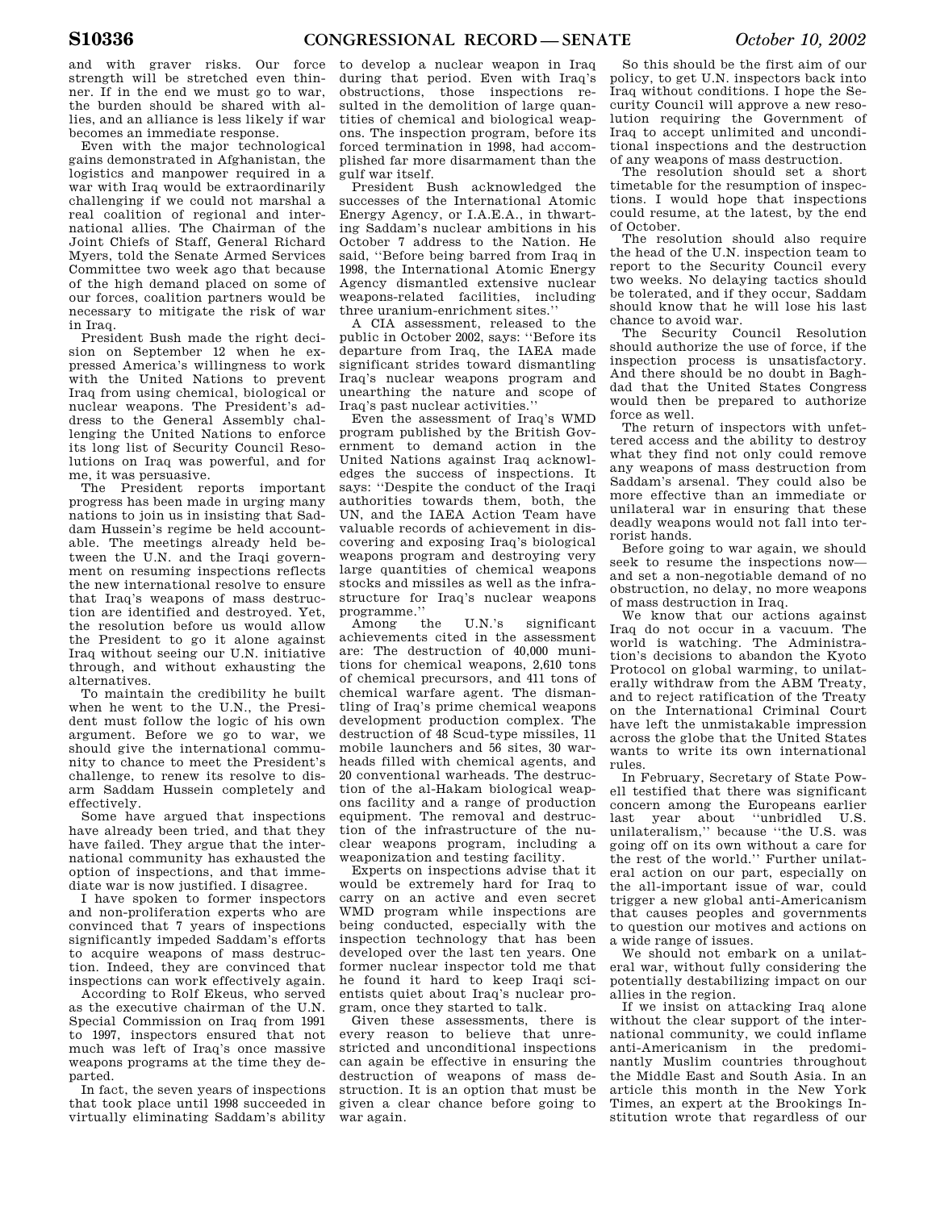and with graver risks. Our force strength will be stretched even thinner. If in the end we must go to war, the burden should be shared with allies, and an alliance is less likely if war becomes an immediate response.

Even with the major technological gains demonstrated in Afghanistan, the logistics and manpower required in a war with Iraq would be extraordinarily challenging if we could not marshal a real coalition of regional and international allies. The Chairman of the Joint Chiefs of Staff, General Richard Myers, told the Senate Armed Services Committee two week ago that because of the high demand placed on some of our forces, coalition partners would be necessary to mitigate the risk of war in Iraq.

President Bush made the right decision on September 12 when he expressed America's willingness to work with the United Nations to prevent Iraq from using chemical, biological or nuclear weapons. The President's address to the General Assembly challenging the United Nations to enforce its long list of Security Council Resolutions on Iraq was powerful, and for me, it was persuasive.

The President reports important progress has been made in urging many nations to join us in insisting that Saddam Hussein's regime be held accountable. The meetings already held between the U.N. and the Iraqi government on resuming inspections reflects the new international resolve to ensure that Iraq's weapons of mass destruction are identified and destroyed. Yet, the resolution before us would allow the President to go it alone against Iraq without seeing our U.N. initiative through, and without exhausting the alternatives.

To maintain the credibility he built when he went to the U.N., the President must follow the logic of his own argument. Before we go to war, we should give the international community to chance to meet the President's challenge, to renew its resolve to disarm Saddam Hussein completely and effectively.

Some have argued that inspections have already been tried, and that they have failed. They argue that the international community has exhausted the option of inspections, and that immediate war is now justified. I disagree.

I have spoken to former inspectors and non-proliferation experts who are convinced that 7 years of inspections significantly impeded Saddam's efforts to acquire weapons of mass destruction. Indeed, they are convinced that inspections can work effectively again.

According to Rolf Ekeus, who served as the executive chairman of the U.N. Special Commission on Iraq from 1991 to 1997, inspectors ensured that not much was left of Iraq's once massive weapons programs at the time they departed.

In fact, the seven years of inspections that took place until 1998 succeeded in virtually eliminating Saddam's ability to develop a nuclear weapon in Iraq during that period. Even with Iraq's obstructions, those inspections resulted in the demolition of large quantities of chemical and biological weapons. The inspection program, before its forced termination in 1998, had accomplished far more disarmament than the gulf war itself.

President Bush acknowledged the successes of the International Atomic Energy Agency, or I.A.E.A., in thwarting Saddam's nuclear ambitions in his October 7 address to the Nation. He said, "Before being barred from Iraq in 1998, the International Atomic Energy Agency dismantled extensive nuclear weapons-related facilities, including three uranium-enrichment sites."

A CIA assessment, released to the public in October 2002, says: "Before its departure from Iraq, the IAEA made significant strides toward dismantling Iraq's nuclear weapons program and unearthing the nature and scope of Iraq's past nuclear activities."

Even the assessment of Iraq's WMD program published by the British Government to demand action in the United Nations against Iraq acknowledges the success of inspections. It says: "Despite the conduct of the Iraqi authorities towards them, both, the UN, and the IAEA Action Team have valuable records of achievement in discovering and exposing Iraq's biological weapons program and destroying very large quantities of chemical weapons stocks and missiles as well as the infrastructure for Iraq's nuclear weapons programme."

Among the U.N.'s significant achievements cited in the assessment are: The destruction of 40,000 munitions for chemical weapons, 2,610 tons of chemical precursors, and 411 tons of chemical warfare agent. The dismantling of Iraq's prime chemical weapons development production complex. The destruction of 48 Scud-type missiles, 11 mobile launchers and 56 sites, 30 warheads filled with chemical agents, and 20 conventional warheads. The destruction of the al-Hakam biological weapons facility and a range of production equipment. The removal and destruction of the infrastructure of the nuclear weapons program, including a weaponization and testing facility.

Experts on inspections advise that it would be extremely hard for Iraq to carry on an active and even secret WMD program while inspections are being conducted, especially with the inspection technology that has been developed over the last ten years. One former nuclear inspector told me that he found it hard to keep Iraqi scientists quiet about Iraq's nuclear program, once they started to talk.

Given these assessments, there is every reason to believe that unrestricted and unconditional inspections can again be effective in ensuring the destruction of weapons of mass destruction. It is an option that must be given a clear chance before going to war again.

So this should be the first aim of our policy, to get U.N. inspectors back into Iraq without conditions. I hope the Security Council will approve a new resolution requiring the Government of Iraq to accept unlimited and unconditional inspections and the destruction of any weapons of mass destruction.

The resolution should set a short timetable for the resumption of inspections. I would hope that inspections could resume, at the latest, by the end of October.

The resolution should also require the head of the U.N. inspection team to report to the Security Council every two weeks. No delaying tactics should be tolerated, and if they occur, Saddam should know that he will lose his last chance to avoid war.

The Security Council Resolution should authorize the use of force, if the inspection process is unsatisfactory. And there should be no doubt in Baghdad that the United States Congress would then be prepared to authorize force as well.

The return of inspectors with unfettered access and the ability to destroy what they find not only could remove any weapons of mass destruction from Saddam's arsenal. They could also be more effective than an immediate or unilateral war in ensuring that these deadly weapons would not fall into terrorist hands.

Before going to war again, we should seek to resume the inspections now—and set a non-negotiable demand of no obstruction, no delay, no more weapons of mass destruction in Iraq.

We know that our actions against Iraq do not occur in a vacuum. The world is watching. The Administration's decisions to abandon the Kyoto Protocol on global warming, to unilaterally withdraw from the ABM Treaty, and to reject ratification of the Treaty on the International Criminal Court have left the unmistakable impression across the globe that the United States wants to write its own international rules.

In February, Secretary of State Powell testified that there was significant concern among the Europeans earlier last year about "unbridled U.S. unilateralism," because "the U.S. was going off on its own without a care for the rest of the world." Further unilateral action on our part, especially on the all-important issue of war, could trigger a new global anti-Americanism that causes peoples and governments to question our motives and actions on a wide range of issues.

We should not embark on a unilateral war, without fully considering the potentially destabilizing impact on our allies in the region.

If we insist on attacking Iraq alone without the clear support of the international community, we could inflame anti-Americanism in the predominantly Muslim countries throughout the Middle East and South Asia. In an article this month in the New York Times, an expert at the Brookings Institution wrote that regardless of our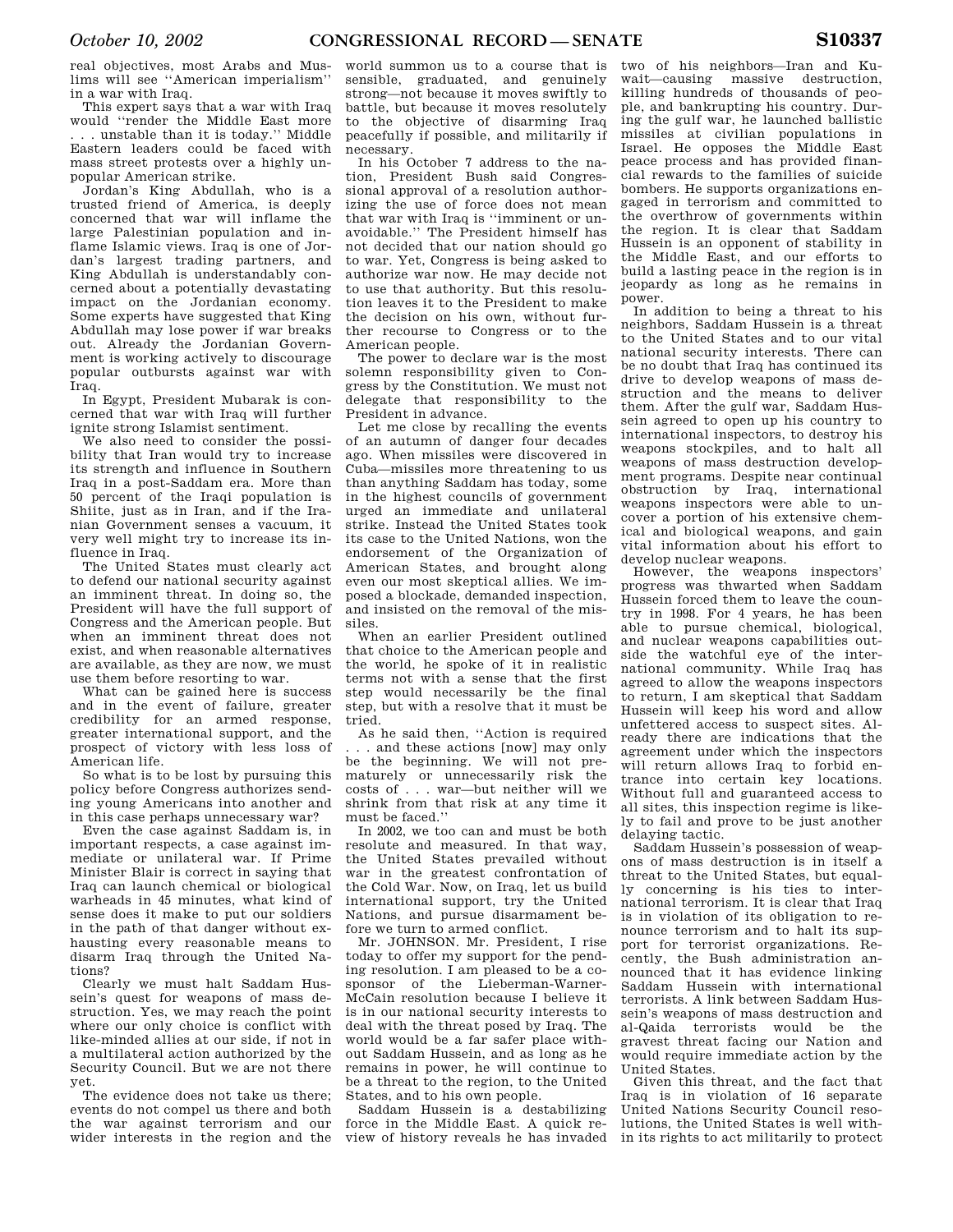real objectives, most Arabs and Muslims will see ''American imperialism'' in a war with Iraq.

This expert says that a war with Iraq would ''render the Middle East more . . . unstable than it is today.'' Middle Eastern leaders could be faced with mass street protests over a highly unpopular American strike.

Jordan's King Abdullah, who is a trusted friend of America, is deeply concerned that war will inflame the large Palestinian population and inflame Islamic views. Iraq is one of Jordan's largest trading partners, and King Abdullah is understandably concerned about a potentially devastating impact on the Jordanian economy. Some experts have suggested that King Abdullah may lose power if war breaks out. Already the Jordanian Government is working actively to discourage popular outbursts against war with Iraq.

In Egypt, President Mubarak is concerned that war with Iraq will further ignite strong Islamist sentiment.

We also need to consider the possibility that Iran would try to increase its strength and influence in Southern Iraq in a post-Saddam era. More than 50 percent of the Iraqi population is Shiite, just as in Iran, and if the Iranian Government senses a vacuum, it very well might try to increase its influence in Iraq.

The United States must clearly act to defend our national security against an imminent threat. In doing so, the President will have the full support of Congress and the American people. But when an imminent threat does not exist, and when reasonable alternatives are available, as they are now, we must use them before resorting to war.

What can be gained here is success and in the event of failure, greater credibility for an armed response, greater international support, and the prospect of victory with less loss of American life.

So what is to be lost by pursuing this policy before Congress authorizes sending young Americans into another and in this case perhaps unnecessary war?

Even the case against Saddam is, in important respects, a case against immediate or unilateral war. If Prime Minister Blair is correct in saying that Iraq can launch chemical or biological warheads in 45 minutes, what kind of sense does it make to put our soldiers in the path of that danger without exhausting every reasonable means to disarm Iraq through the United Nations?

Clearly we must halt Saddam Hussein's quest for weapons of mass destruction. Yes, we may reach the point where our only choice is conflict with like-minded allies at our side, if not in a multilateral action authorized by the Security Council. But we are not there yet.

The evidence does not take us there; events do not compel us there and both the war against terrorism and our wider interests in the region and the world summon us to a course that is sensible, graduated, and genuinely strong—not because it moves swiftly to battle, but because it moves resolutely to the objective of disarming Iraq peacefully if possible, and militarily if necessary.

In his October 7 address to the nation, President Bush said Congressional approval of a resolution authorizing the use of force does not mean that war with Iraq is ''imminent or unavoidable.'' The President himself has not decided that our nation should go to war. Yet, Congress is being asked to authorize war now. He may decide not to use that authority. But this resolution leaves it to the President to make the decision on his own, without further recourse to Congress or to the American people.

The power to declare war is the most solemn responsibility given to Congress by the Constitution. We must not delegate that responsibility to the President in advance.

Let me close by recalling the events of an autumn of danger four decades ago. When missiles were discovered in Cuba—missiles more threatening to us than anything Saddam has today, some in the highest councils of government urged an immediate and unilateral strike. Instead the United States took its case to the United Nations, won the endorsement of the Organization of American States, and brought along even our most skeptical allies. We imposed a blockade, demanded inspection, and insisted on the removal of the missiles.

When an earlier President outlined that choice to the American people and the world, he spoke of it in realistic terms not with a sense that the first step would necessarily be the final step, but with a resolve that it must be tried.

As he said then, ''Action is required . . . and these actions [now] may only be the beginning. We will not prematurely or unnecessarily risk the costs of . . . war—but neither will we shrink from that risk at any time it must be faced.''

In 2002, we too can and must be both resolute and measured. In that way, the United States prevailed without war in the greatest confrontation of the Cold War. Now, on Iraq, let us build international support, try the United Nations, and pursue disarmament before we turn to armed conflict.

Mr. JOHNSON. Mr. President, I rise today to offer my support for the pending resolution. I am pleased to be a cosponsor of the Lieberman-Warner-McCain resolution because I believe it is in our national security interests to deal with the threat posed by Iraq. The world would be a far safer place without Saddam Hussein, and as long as he remains in power, he will continue to be a threat to the region, to the United States, and to his own people.

Saddam Hussein is a destabilizing force in the Middle East. A quick review of history reveals he has invaded two of his neighbors—Iran and Kuwait—causing massive destruction, killing hundreds of thousands of people, and bankrupting his country. During the gulf war, he launched ballistic missiles at civilian populations in Israel. He opposes the Middle East peace process and has provided financial rewards to the families of suicide bombers. He supports organizations engaged in terrorism and committed to the overthrow of governments within the region. It is clear that Saddam Hussein is an opponent of stability in the Middle East, and our efforts to build a lasting peace in the region is in jeopardy as long as he remains in power.

In addition to being a threat to his neighbors, Saddam Hussein is a threat to the United States and to our vital national security interests. There can be no doubt that Iraq has continued its drive to develop weapons of mass destruction and the means to deliver them. After the gulf war, Saddam Hussein agreed to open up his country to international inspectors, to destroy his weapons stockpiles, and to halt all weapons of mass destruction development programs. Despite near continual obstruction by Iraq, international weapons inspectors were able to uncover a portion of his extensive chemical and biological weapons, and gain vital information about his effort to develop nuclear weapons.

However, the weapons inspectors' progress was thwarted when Saddam Hussein forced them to leave the country in 1998. For 4 years, he has been able to pursue chemical, biological, and nuclear weapons capabilities outside the watchful eye of the international community. While Iraq has agreed to allow the weapons inspectors to return, I am skeptical that Saddam Hussein will keep his word and allow unfettered access to suspect sites. Already there are indications that the agreement under which the inspectors will return allows Iraq to forbid entrance into certain key locations. Without full and guaranteed access to all sites, this inspection regime is likely to fail and prove to be just another delaying tactic.

Saddam Hussein's possession of weapons of mass destruction is in itself a threat to the United States, but equally concerning is his ties to international terrorism. It is clear that Iraq is in violation of its obligation to renounce terrorism and to halt its support for terrorist organizations. Recently, the Bush administration announced that it has evidence linking Saddam Hussein with international terrorists. A link between Saddam Hussein's weapons of mass destruction and al-Qaida terrorists would be the gravest threat facing our Nation and would require immediate action by the United States.

Given this threat, and the fact that Iraq is in violation of 16 separate United Nations Security Council resolutions, the United States is well within its rights to act militarily to protect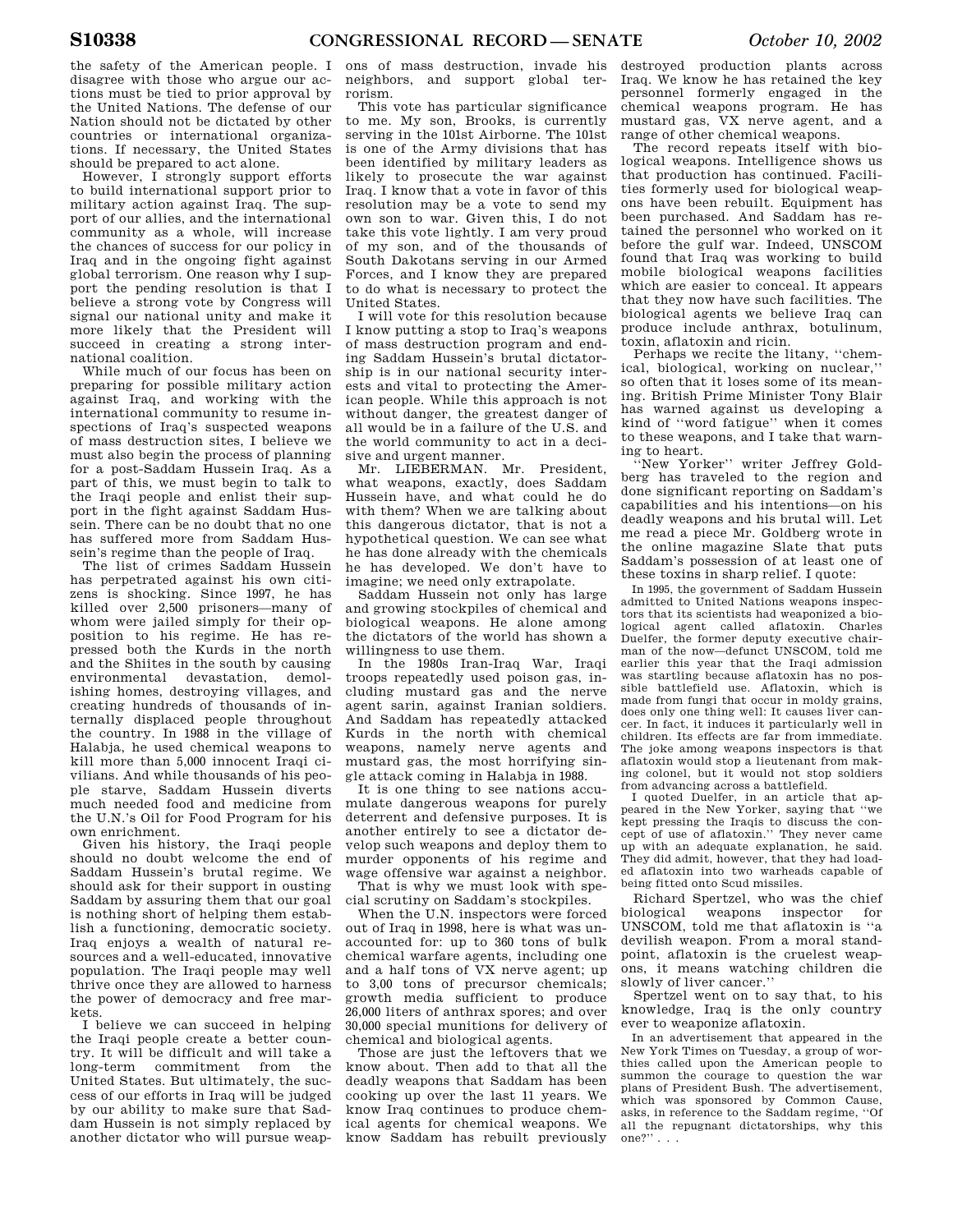the safety of the American people. I disagree with those who argue our actions must be tied to prior approval by the United Nations. The defense of our Nation should not be dictated by other countries or international organizations. If necessary, the United States should be prepared to act alone.

However, I strongly support efforts to build international support prior to military action against Iraq. The support of our allies, and the international community as a whole, will increase the chances of success for our policy in Iraq and in the ongoing fight against global terrorism. One reason why I support the pending resolution is that I believe a strong vote by Congress will signal our national unity and make it more likely that the President will succeed in creating a strong international coalition.

While much of our focus has been on preparing for possible military action against Iraq, and working with the international community to resume inspections of Iraq's suspected weapons of mass destruction sites, I believe we must also begin the process of planning for a post-Saddam Hussein Iraq. As a part of this, we must begin to talk to the Iraqi people and enlist their support in the fight against Saddam Hussein. There can be no doubt that no one has suffered more from Saddam Hussein's regime than the people of Iraq.

The list of crimes Saddam Hussein has perpetrated against his own citizens is shocking. Since 1997, he has killed over 2,500 prisoners—many of whom were jailed simply for their opposition to his regime. He has repressed both the Kurds in the north and the Shiites in the south by causing environmental devastation, demolishing homes, destroying villages, and creating hundreds of thousands of internally displaced people throughout the country. In 1988 in the village of Halabja, he used chemical weapons to kill more than 5,000 innocent Iraqi civilians. And while thousands of his people starve, Saddam Hussein diverts much needed food and medicine from the U.N.'s Oil for Food Program for his own enrichment.

Given his history, the Iraqi people should no doubt welcome the end of Saddam Hussein's brutal regime. We should ask for their support in ousting Saddam by assuring them that our goal is nothing short of helping them establish a functioning, democratic society. Iraq enjoys a wealth of natural resources and a well-educated, innovative population. The Iraqi people may well thrive once they are allowed to harness the power of democracy and free markets.

I believe we can succeed in helping the Iraqi people create a better country. It will be difficult and will take a long-term commitment from the United States. But ultimately, the success of our efforts in Iraq will be judged by our ability to make sure that Saddam Hussein is not simply replaced by another dictator who will pursue weapons of mass destruction, invade his neighbors, and support global terrorism.

This vote has particular significance to me. My son, Brooks, is currently serving in the 101st Airborne. The 101st is one of the Army divisions that has been identified by military leaders as likely to prosecute the war against Iraq. I know that a vote in favor of this resolution may be a vote to send my own son to war. Given this, I do not take this vote lightly. I am very proud of my son, and of the thousands of South Dakotans serving in our Armed Forces, and I know they are prepared to do what is necessary to protect the United States.

I will vote for this resolution because I know putting a stop to Iraq's weapons of mass destruction program and ending Saddam Hussein's brutal dictatorship is in our national security interests and vital to protecting the American people. While this approach is not without danger, the greatest danger of all would be in a failure of the U.S. and the world community to act in a decisive and urgent manner.

Mr. LIEBERMAN. Mr. President, what weapons, exactly, does Saddam Hussein have, and what could he do with them? When we are talking about this dangerous dictator, that is not a hypothetical question. We can see what he has done already with the chemicals he has developed. We don't have to imagine; we need only extrapolate.

Saddam Hussein not only has large and growing stockpiles of chemical and biological weapons. He alone among the dictators of the world has shown a willingness to use them.

In the 1980s Iran-Iraq War, Iraqi troops repeatedly used poison gas, including mustard gas and the nerve agent sarin, against Iranian soldiers. And Saddam has repeatedly attacked Kurds in the north with chemical weapons, namely nerve agents and mustard gas, the most horrifying single attack coming in Halabja in 1988.

It is one thing to see nations accumulate dangerous weapons for purely deterrent and defensive purposes. It is another entirely to see a dictator develop such weapons and deploy them to murder opponents of his regime and wage offensive war against a neighbor.

That is why we must look with special scrutiny on Saddam's stockpiles.

When the U.N. inspectors were forced out of Iraq in 1998, here is what was unaccounted for: up to 360 tons of bulk chemical warfare agents, including one and a half tons of VX nerve agent; up to 3,00 tons of precursor chemicals; growth media sufficient to produce 26,000 liters of anthrax spores; and over 30,000 special munitions for delivery of chemical and biological agents.

Those are just the leftovers that we know about. Then add to that all the deadly weapons that Saddam has been cooking up over the last 11 years. We know Iraq continues to produce chemical agents for chemical weapons. We know Saddam has rebuilt previously destroyed production plants across Iraq. We know he has retained the key personnel formerly engaged in the chemical weapons program. He has mustard gas, VX nerve agent, and a range of other chemical weapons.

The record repeats itself with biological weapons. Intelligence shows us that production has continued. Facilities formerly used for biological weapons have been rebuilt. Equipment has been purchased. And Saddam has retained the personnel who worked on it before the gulf war. Indeed, UNSCOM found that Iraq was working to build mobile biological weapons facilities which are easier to conceal. It appears that they now have such facilities. The biological agents we believe Iraq can produce include anthrax, botulinum, toxin, aflatoxin and ricin.

Perhaps we recite the litany, "chemical, biological, working on nuclear," so often that it loses some of its meaning. British Prime Minister Tony Blair has warned against us developing a kind of "word fatigue" when it comes to these weapons, and I take that warning to heart.

"New Yorker" writer Jeffrey Goldberg has traveled to the region and done significant reporting on Saddam's capabilities and his intentions—on his deadly weapons and his brutal will. Let me read a piece Mr. Goldberg wrote in the online magazine Slate that puts Saddam's possession of at least one of these toxins in sharp relief. I quote:

> In 1995, the government of Saddam Hussein admitted to United Nations weapons inspectors that its scientists had weaponized a biological agent called aflatoxin. Charles Duelfer, the former deputy executive chairman of the now—defunct UNSCOM, told me earlier this year that the Iraqi admission was startling because aflatoxin has no possible battlefield use. Aflatoxin, which is made from fungi that occur in moldy grains, does only one thing well: It causes liver cancer. In fact, it induces it particularly well in children. Its effects are far from immediate. The joke among weapons inspectors is that aflatoxin would stop a lieutenant from making colonel, but it would not stop soldiers from advancing across a battlefield.
>
> I quoted Duelfer, in an article that appeared in the New Yorker, saying that "we kept pressing the Iraqis to discuss the concept of use of aflatoxin." They never came up with an adequate explanation, he said. They did admit, however, that they had loaded aflatoxin into two warheads capable of being fitted onto Scud missiles.

Richard Spertzel, who was the chief biological weapons inspector for UNSCOM, told me that aflatoxin is "a devilish weapon. From a moral standpoint, aflatoxin is the cruelest weapons, it means watching children die slowly of liver cancer."

Spertzel went on to say that, to his knowledge, Iraq is the only country ever to weaponize aflatoxin.

> In an advertisement that appeared in the New York Times on Tuesday, a group of worthies called upon the American people to summon the courage to question the war plans of President Bush. The advertisement, which was sponsored by Common Cause, asks, in reference to the Saddam regime, "Of all the repugnant dictatorships, why this one?" . . .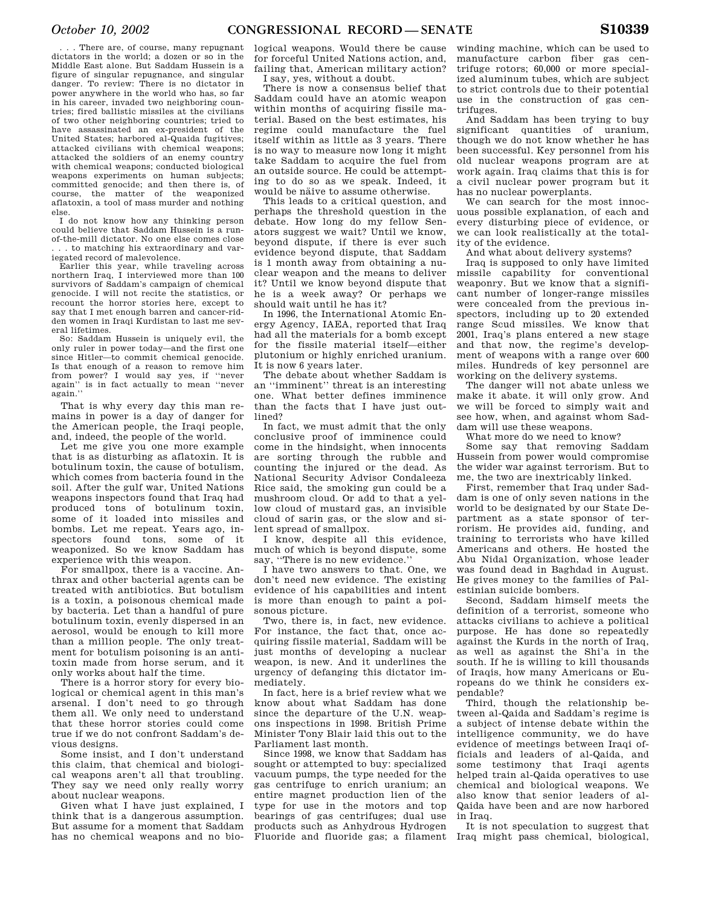. . . There are, of course, many repugnant dictators in the world; a dozen or so in the Middle East alone. But Saddam Hussein is a figure of singular repugnance, and singular danger. To review: There is no dictator in power anywhere in the world who has, so far in his career, invaded two neighboring countries; fired ballistic missiles at the civilians of two other neighboring countries; tried to have assassinated an ex-president of the United States; harbored al-Qaida fugitives; attacked civilians with chemical weapons; attacked the soldiers of an enemy country with chemical weapons; conducted biological weapons experiments on human subjects; committed genocide; and then there is, of course, the matter of the weaponized aflatoxin, a tool of mass murder and nothing else.

I do not know how any thinking person could believe that Saddam Hussein is a run-of-the-mill dictator. No one else comes close . . . to matching his extraordinary and variegated record of malevolence.

Earlier this year, while traveling across northern Iraq, I interviewed more than 100 survivors of Saddam's campaign of chemical genocide. I will not recite the statistics, or recount the horror stories here, except to say that I met enough barren and cancer-ridden women in Iraqi Kurdistan to last me several lifetimes.

So: Saddam Hussein is uniquely evil, the only ruler in power today—and the first one since Hitler—to commit chemical genocide. Is that enough of a reason to remove him from power? I would say yes, if ''never again'' is in fact actually to mean ''never again.''

That is why every day this man remains in power is a day of danger for the American people, the Iraqi people, and, indeed, the people of the world.

Let me give you one more example that is as disturbing as aflatoxin. It is botulinum toxin, the cause of botulism, which comes from bacteria found in the soil. After the gulf war, United Nations weapons inspectors found that Iraq had produced tons of botulinum toxin, some of it loaded into missiles and bombs. Let me repeat. Years ago, inspectors found tons, some of it weaponized. So we know Saddam has experience with this weapon.

For smallpox, there is a vaccine. Anthrax and other bacterial agents can be treated with antibiotics. But botulism is a toxin, a poisonous chemical made by bacteria. Let than a handful of pure botulinum toxin, evenly dispersed in an aerosol, would be enough to kill more than a million people. The only treatment for botulism poisoning is an antitoxin made from horse serum, and it only works about half the time.

There is a horror story for every biological or chemical agent in this man's arsenal. I don't need to go through them all. We only need to understand that these horror stories could come true if we do not confront Saddam's devious designs.

Some insist, and I don't understand this claim, that chemical and biological weapons aren't all that troubling. They say we need only really worry about nuclear weapons.

Given what I have just explained, I think that is a dangerous assumption. But assume for a moment that Saddam has no chemical weapons and no biological weapons. Would there be cause for forceful United Nations action, and, failing that, American military action?

I say, yes, without a doubt.

There is now a consensus belief that Saddam could have an atomic weapon within months of acquiring fissile material. Based on the best estimates, his regime could manufacture the fuel itself within as little as 3 years. There is no way to measure now long it might take Saddam to acquire the fuel from an outside source. He could be attempting to do so as we speak. Indeed, it would be näive to assume otherwise.

This leads to a critical question, and perhaps the threshold question in the debate. How long do my fellow Senators suggest we wait? Until we know, beyond dispute, if there is ever such evidence beyond dispute, that Saddam is 1 month away from obtaining a nuclear weapon and the means to deliver it? Until we know beyond dispute that he is a week away? Or perhaps we should wait until he has it?

In 1996, the International Atomic Energy Agency, IAEA, reported that Iraq had all the materials for a bomb except for the fissile material itself—either plutonium or highly enriched uranium. It is now 6 years later.

The debate about whether Saddam is an ''imminent'' threat is an interesting one. What better defines imminence than the facts that I have just outlined?

In fact, we must admit that the only conclusive proof of imminence could come in the hindsight, when innocents are sorting through the rubble and counting the injured or the dead. As National Security Advisor Condaleeza Rice said, the smoking gun could be a mushroom cloud. Or add to that a yellow cloud of mustard gas, an invisible cloud of sarin gas, or the slow and silent spread of smallpox.

I know, despite all this evidence, much of which is beyond dispute, some say, ''There is no new evidence.''

I have two answers to that. One, we don't need new evidence. The existing evidence of his capabilities and intent is more than enough to paint a poisonous picture.

Two, there is, in fact, new evidence. For instance, the fact that, once acquiring fissile material, Saddam will be just months of developing a nuclear weapon, is new. And it underlines the urgency of defanging this dictator immediately.

In fact, here is a brief review what we know about what Saddam has done since the departure of the U.N. weapons inspections in 1998. British Prime Minister Tony Blair laid this out to the Parliament last month.

Since 1998, we know that Saddam has sought or attempted to buy: specialized vacuum pumps, the type needed for the gas centrifuge to enrich uranium; an entire magnet production lien of the type for use in the motors and top bearings of gas centrifuges; dual use products such as Anhydrous Hydrogen Fluoride and fluoride gas; a filament winding machine, which can be used to manufacture carbon fiber gas centrifuge rotors; 60,000 or more specialized aluminum tubes, which are subject to strict controls due to their potential use in the construction of gas centrifuges.

And Saddam has been trying to buy significant quantities of uranium, though we do not know whether he has been successful. Key personnel from his old nuclear weapons program are at work again. Iraq claims that this is for a civil nuclear power program but it has no nuclear powerplants.

We can search for the most innocuous possible explanation, of each and every disturbing piece of evidence, or we can look realistically at the totality of the evidence.

And what about delivery systems?

Iraq is supposed to only have limited missile capability for conventional weaponry. But we know that a significant number of longer-range missiles were concealed from the previous inspectors, including up to 20 extended range Scud missiles. We know that 2001, Iraq's plans entered a new stage and that now, the regime's development of weapons with a range over 600 miles. Hundreds of key personnel are working on the delivery systems.

The danger will not abate unless we make it abate. it will only grow. And we will be forced to simply wait and see how, when, and against whom Saddam will use these weapons.

What more do we need to know?

Some say that removing Saddam Hussein from power would compromise the wider war against terrorism. But to me, the two are inextricably linked.

First, remember that Iraq under Saddam is one of only seven nations in the world to be designated by our State Department as a state sponsor of terrorism. He provides aid, funding, and training to terrorists who have killed Americans and others. He hosted the Abu Nidal Organization, whose leader was found dead in Baghdad in August. He gives money to the families of Palestinian suicide bombers.

Second, Saddam himself meets the definition of a terrorist, someone who attacks civilians to achieve a political purpose. He has done so repeatedly against the Kurds in the north of Iraq, as well as against the Shi'a in the south. If he is willing to kill thousands of Iraqis, how many Americans or Europeans do we think he considers expendable?

Third, though the relationship between al-Qaida and Saddam's regime is a subject of intense debate within the intelligence community, we do have evidence of meetings between Iraqi officials and leaders of al-Qaida, and some testimony that Iraqi agents helped train al-Qaida operatives to use chemical and biological weapons. We also know that senior leaders of al-Qaida have been and are now harbored in Iraq.

It is not speculation to suggest that Iraq might pass chemical, biological,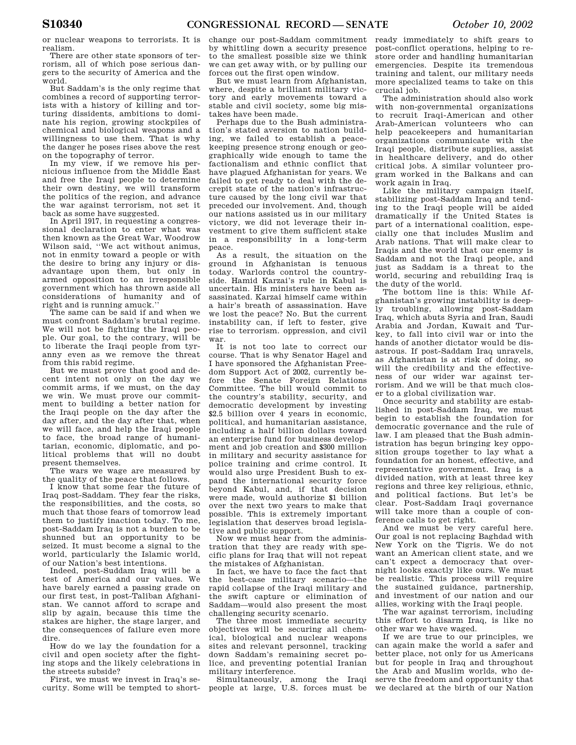or nuclear weapons to terrorists. It is realism.

There are other state sponsors of terrorism, all of which pose serious dangers to the security of America and the world.

But Saddam's is the only regime that combines a record of supporting terrorists with a history of killing and torturing dissidents, ambitions to dominate his region, growing stockpiles of chemical and biological weapons and a willingness to use them. That is why the danger he poses rises above the rest on the topography of terror.

In my view, if we remove his pernicious influence from the Middle East and free the Iraqi people to determine their own destiny, we will transform the politics of the region, and advance the war against terrorism, not set it back as some have suggested.

In April 1917, in requesting a congressional declaration to enter what was then known as the Great War, Woodrow Wilson said, ''We act without animus, not in enmity toward a people or with the desire to bring any injury or disadvantage upon them, but only in armed opposition to an irresponsible government which has thrown aside all considerations of humanity and of right and is running amuck.''

The same can be said if and when we must confront Saddam's brutal regime. We will not be fighting the Iraqi people. Our goal, to the contrary, will be to liberate the Iraqi people from tyranny even as we remove the threat from this rabid regime.

But we must prove that good and decent intent not only on the day we commit arms, if we must, on the day we win. We must prove our commitment to building a better nation for the Iraqi people on the day after the day after, and the day after that, when we will face, and help the Iraqi people to face, the broad range of humanitarian, economic, diplomatic, and political problems that will no doubt present themselves.

The wars we wage are measured by the quality of the peace that follows.

I know that some fear the future of Iraq post-Saddam. They fear the risks, the responsibilities, and the costs, so much that those fears of tomorrow lead them to justify inaction today. To me, post-Saddam Iraq is not a burden to be shunned but an opportunity to be seized. It must become a signal to the world, particularly the Islamic world, of our Nation's best intentions.

Indeed, post-Suddam Iraq will be a test of America and our values. We have barely earned a passing grade on our first test, in post-Taliban Afghanistan. We cannot afford to scrape and slip by again, because this time the stakes are higher, the stage larger, and the consequences of failure even more dire.

How do we lay the foundation for a civil and open society after the fighting stops and the likely celebrations in the streets subside?

First, we must we invest in Iraq's security. Some will be tempted to short-change our post-Saddam commitment by whittling down a security presence to the smallest possible size we think we can get away with, or by pulling our forces out the first open window.

But we must learn from Afghanistan, where, despite a brilliant military victory and early movements toward a stable and civil society, some big mistakes have been made.

Perhaps due to the Bush administration's stated aversion to nation building, we failed to establish a peacekeeping presence strong enough or geographically wide enough to tame the factionalism and ethnic conflict that have plagued Afghanistan for years. We failed to get ready to deal with the decrepit state of the nation's infrastructure caused by the long civil war that preceded our involvement. And, though our nations assisted us in our military victory, we did not leverage their investment to give them sufficient stake in a responsibility in a long-term peace.

As a result, the situation on the ground in Afghanistan is tenuous today. Warlords control the countryside. Hamid Karzai's rule in Kabul is uncertain. His ministers have been assassinated. Karzai himself came within a hair's breath of assassination. Have we lost the peace? No. But the current instability can, if left to fester, give rise to terrorism. oppression, and civil war.

It is not too late to correct our course. That is why Senator Hagel and I have sponsored the Afghanistan Freedom Support Act of 2002, currently before the Senate Foreign Relations Committee. The bill would commit to the country's stability, security, and democratic development by investing $2.5 billion over 4 years in economic, political, and humanitarian assistance, including a half billion dollars toward an enterprise fund for business development and job creation and $300 million in military and security assistance for police training and crime control. It would also urge President Bush to expand the international security force beyond Kabul, and, if that decision were made, would authorize $1 billion over the next two years to make that possible. This is extremely important legislation that deserves broad legislative and public support.

Now we must hear from the administration that they are ready with specific plans for Iraq that will not repeat the mistakes of Afghanistan.

In fact, we have to face the fact that the best-case military scenario—the rapid collapse of the Iraqi military and the swift capture or elimination of Saddam—would also present the most challenging security scenario.

The three most immediate security objectives will be securing all chemical, biological and nuclear weapons sites and relevant personnel, tracking down Saddam's remaining secret police, and preventing potential Iranian military interference.

Simultaneously, among the Iraqi people at large, U.S. forces must be ready immediately to shift gears to post-conflict operations, helping to restore order and handling humanitarian emergencies. Despite its tremendous training and talent, our military needs more specialized teams to take on this crucial job.

The administration should also work with non-governmental organizations to recruit Iraqi-American and other Arab-American volunteers who can help peacekeepers and humanitarian organizations communicate with the Iraqi people, distribute supplies, assist in healthcare delivery, and do other critical jobs. A similar volunteer program worked in the Balkans and can work again in Iraq.

Like the military campaign itself, stabilizing post-Saddam Iraq and tending to the Iraqi people will be aided dramatically if the United States is part of a international coalition, especially one that includes Muslim and Arab nations. That will make clear to Iraqis and the world that our enemy is Saddam and not the Iraqi people, and just as Saddam is a threat to the world, securing and rebuilding Iraq is the duty of the world.

The bottom line is this: While Afghanistan's growing instability is deeply troubling, allowing post-Saddam Iraq, which abuts Syria and Iran, Saudi Arabia and Jordan, Kuwait and Turkey, to fall into civil war or into the hands of another dictator would be disastrous. If post-Saddam Iraq unravels, as Afghanistan is at risk of doing, so will the credibility and the effectiveness of our wider war against terrorism. And we will be that much closer to a global civilization war.

Once security and stability are established in post-Saddam Iraq, we must begin to establish the foundation for democratic governance and the rule of law. I am pleased that the Bush administration has begun bringing key opposition groups together to lay what a foundation for an honest, effective, and representative government. Iraq is a divided nation, with at least three key regions and three key religious, ethnic, and political factions. But let's be clear. Post-Saddam Iraqi governance will take more than a couple of conference calls to get right.

And we must be very careful here. Our goal is not replacing Baghdad with New York on the Tigris. We do not want an American client state, and we can't expect a democracy that overnight looks exactly like ours. We must be realistic. This process will require the sustained guidance, partnership, and investment of our nation and our allies, working with the Iraqi people.

The war against terrorism, including this effort to disarm Iraq, is like no other war we have waged.

If we are true to our principles, we can again make the world a safer and better place, not only for us Americans but for people in Iraq and throughout the Arab and Muslim worlds, who deserve the freedom and opportunity that we declared at the birth of our Nation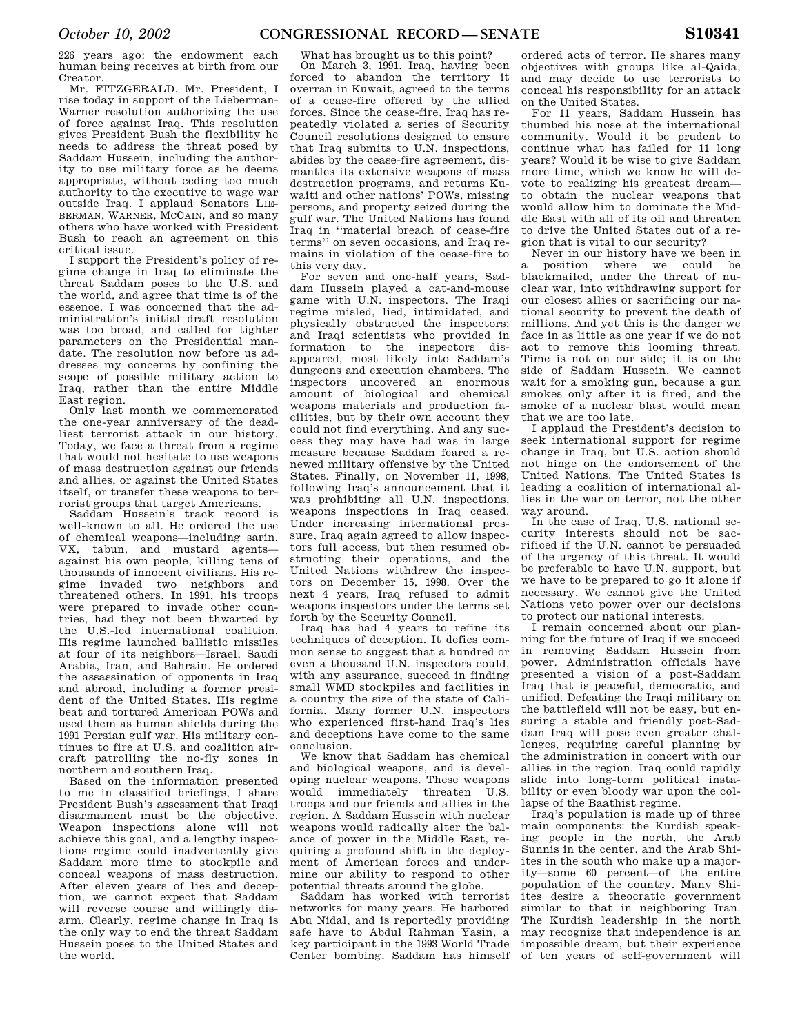226 years ago: the endowment each human being receives at birth from our Creator.

Mr. FITZGERALD. Mr. President, I rise today in support of the Lieberman-Warner resolution authorizing the use of force against Iraq. This resolution gives President Bush the flexibility he needs to address the threat posed by Saddam Hussein, including the authority to use military force as he deems appropriate, without ceding too much authority to the executive to wage war outside Iraq. I applaud Senators LIEBERMAN, WARNER, MCCAIN, and so many others who have worked with President Bush to reach an agreement on this critical issue.

I support the President's policy of regime change in Iraq to eliminate the threat Saddam poses to the U.S. and the world, and agree that time is of the essence. I was concerned that the administration's initial draft resolution was too broad, and called for tighter parameters on the Presidential mandate. The resolution now before us addresses my concerns by confining the scope of possible military action to Iraq, rather than the entire Middle East region.

Only last month we commemorated the one-year anniversary of the deadliest terrorist attack in our history. Today, we face a threat from a regime that would not hesitate to use weapons of mass destruction against our friends and allies, or against the United States itself, or transfer these weapons to terrorist groups that target Americans.

Saddam Hussein's track record is well-known to all. He ordered the use of chemical weapons—including sarin, VX, tabun, and mustard agents—against his own people, killing tens of thousands of innocent civilians. His regime invaded two neighbors and threatened others. In 1991, his troops were prepared to invade other countries, had they not been thwarted by the U.S.-led international coalition. His regime launched ballistic missiles at four of its neighbors—Israel, Saudi Arabia, Iran, and Bahrain. He ordered the assassination of opponents in Iraq and abroad, including a former president of the United States. His regime beat and tortured American POWs and used them as human shields during the 1991 Persian gulf war. His military continues to fire at U.S. and coalition aircraft patrolling the no-fly zones in northern and southern Iraq.

Based on the information presented to me in classified briefings, I share President Bush's assessment that Iraqi disarmament must be the objective. Weapon inspections alone will not achieve this goal, and a lengthy inspections regime could inadvertently give Saddam more time to stockpile and conceal weapons of mass destruction. After eleven years of lies and deception, we cannot expect that Saddam will reverse course and willingly disarm. Clearly, regime change in Iraq is the only way to end the threat Saddam Hussein poses to the United States and the world.

What has brought us to this point?

On March 3, 1991, Iraq, having been forced to abandon the territory it overran in Kuwait, agreed to the terms of a cease-fire offered by the allied forces. Since the cease-fire, Iraq has repeatedly violated a series of Security Council resolutions designed to ensure that Iraq submits to U.N. inspections, abides by the cease-fire agreement, dismantles its extensive weapons of mass destruction programs, and returns Kuwaiti and other nations' POWs, missing persons, and property seized during the gulf war. The United Nations has found Iraq in ''material breach of cease-fire terms'' on seven occasions, and Iraq remains in violation of the cease-fire to this very day.

For seven and one-half years, Saddam Hussein played a cat-and-mouse game with U.N. inspectors. The Iraqi regime misled, lied, intimidated, and physically obstructed the inspectors; and Iraqi scientists who provided information to the inspectors disappeared, most likely into Saddam's dungeons and execution chambers. The inspectors uncovered an enormous amount of biological and chemical weapons materials and production facilities, but by their own account they could not find everything. And any success they may have had was in large measure because Saddam feared a renewed military offensive by the United States. Finally, on November 11, 1998, following Iraq's announcement that it was prohibiting all U.N. inspections, weapons inspections in Iraq ceased. Under increasing international pressure, Iraq again agreed to allow inspectors full access, but then resumed obstructing their operations, and the United Nations withdrew the inspectors on December 15, 1998. Over the next 4 years, Iraq refused to admit weapons inspectors under the terms set forth by the Security Council.

Iraq has had 4 years to refine its techniques of deception. It defies common sense to suggest that a hundred or even a thousand U.N. inspectors could, with any assurance, succeed in finding small WMD stockpiles and facilities in a country the size of the state of California. Many former U.N. inspectors who experienced first-hand Iraq's lies and deceptions have come to the same conclusion.

We know that Saddam has chemical and biological weapons, and is developing nuclear weapons. These weapons would immediately threaten U.S. troops and our friends and allies in the region. A Saddam Hussein with nuclear weapons would radically alter the balance of power in the Middle East, requiring a profound shift in the deployment of American forces and undermine our ability to respond to other potential threats around the globe.

Saddam has worked with terrorist networks for many years. He harbored Abu Nidal, and is reportedly providing safe have to Abdul Rahman Yasin, a key participant in the 1993 World Trade Center bombing. Saddam has himself ordered acts of terror. He shares many objectives with groups like al-Qaida, and may decide to use terrorists to conceal his responsibility for an attack on the United States.

For 11 years, Saddam Hussein has thumbed his nose at the international community. Would it be prudent to continue what has failed for 11 long years? Would it be wise to give Saddam more time, which we know he will devote to realizing his greatest dream—to obtain the nuclear weapons that would allow him to dominate the Middle East with all of its oil and threaten to drive the United States out of a region that is vital to our security?

Never in our history have we been in a position where we could be blackmailed, under the threat of nuclear war, into withdrawing support for our closest allies or sacrificing our national security to prevent the death of millions. And yet this is the danger we face in as little as one year if we do not act to remove this looming threat. Time is not on our side; it is on the side of Saddam Hussein. We cannot wait for a smoking gun, because a gun smokes only after it is fired, and the smoke of a nuclear blast would mean that we are too late.

I applaud the President's decision to seek international support for regime change in Iraq, but U.S. action should not hinge on the endorsement of the United Nations. The United States is leading a coalition of international allies in the war on terror, not the other way around.

In the case of Iraq, U.S. national security interests should not be sacrificed if the U.N. cannot be persuaded of the urgency of this threat. It would be preferable to have U.N. support, but we have to be prepared to go it alone if necessary. We cannot give the United Nations veto power over our decisions to protect our national interests.

I remain concerned about our planning for the future of Iraq if we succeed in removing Saddam Hussein from power. Administration officials have presented a vision of a post-Saddam Iraq that is peaceful, democratic, and unified. Defeating the Iraqi military on the battlefield will not be easy, but ensuring a stable and friendly post-Saddam Iraq will pose even greater challenges, requiring careful planning by the administration in concert with our allies in the region. Iraq could rapidly slide into long-term political instability or even bloody war upon the collapse of the Baathist regime.

Iraq's population is made up of three main components: the Kurdish speaking people in the north, the Arab Sunnis in the center, and the Arab Shiites in the south who make up a majority—some 60 percent—of the entire population of the country. Many Shiites desire a theocratic government similar to that in neighboring Iran. The Kurdish leadership in the north may recognize that independence is an impossible dream, but their experience of ten years of self-government will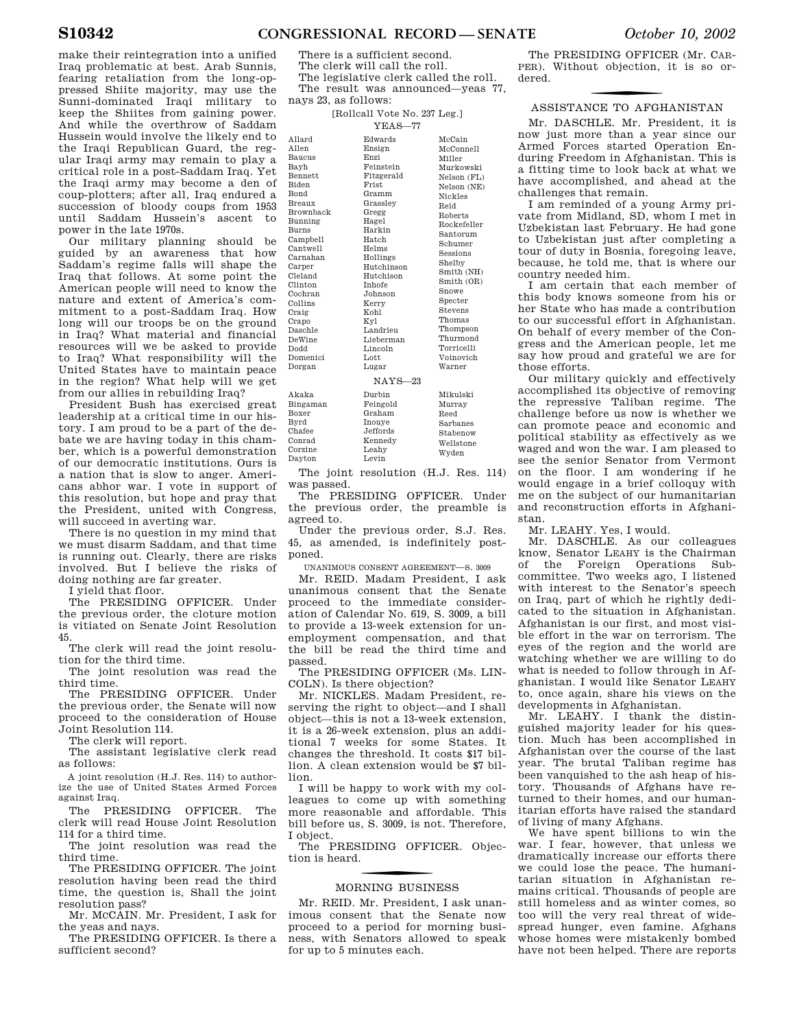make their reintegration into a unified Iraq problematic at best. Arab Sunnis, fearing retaliation from the long-oppressed Shiite majority, may use the Sunni-dominated Iraqi military to keep the Shiites from gaining power. And while the overthrow of Saddam Hussein would involve the likely end to the Iraqi Republican Guard, the regular Iraqi army may remain to play a critical role in a post-Saddam Iraq. Yet the Iraqi army may become a den of coup-plotters; after all, Iraq endured a succession of bloody coups from 1953 until Saddam Hussein's ascent to power in the late 1970s.

Our military planning should be guided by an awareness that how Saddam's regime falls will shape the Iraq that follows. At some point the American people will need to know the nature and extent of America's commitment to a post-Saddam Iraq. How long will our troops be on the ground in Iraq? What material and financial resources will we be asked to provide to Iraq? What responsibility will the United States have to maintain peace in the region? What help will we get from our allies in rebuilding Iraq?

President Bush has exercised great leadership at a critical time in our history. I am proud to be a part of the debate we are having today in this chamber, which is a powerful demonstration of our democratic institutions. Ours is a nation that is slow to anger. Americans abhor war. I vote in support of this resolution, but hope and pray that the President, united with Congress, will succeed in averting war.

There is no question in my mind that we must disarm Saddam, and that time is running out. Clearly, there are risks involved. But I believe the risks of doing nothing are far greater.

I yield that floor.

The PRESIDING OFFICER. Under the previous order, the cloture motion is vitiated on Senate Joint Resolution 45.

The clerk will read the joint resolution for the third time.

The joint resolution was read the third time.

The PRESIDING OFFICER. Under the previous order, the Senate will now proceed to the consideration of House Joint Resolution 114.

The clerk will report.

The assistant legislative clerk read as follows:

A joint resolution (H.J. Res. 114) to authorize the use of United States Armed Forces against Iraq.

The PRESIDING OFFICER. The clerk will read House Joint Resolution 114 for a third time.

The joint resolution was read the third time.

The PRESIDING OFFICER. The joint resolution having been read the third time, the question is, Shall the joint resolution pass?

Mr. McCAIN. Mr. President, I ask for the yeas and nays.

The PRESIDING OFFICER. Is there a sufficient second?

There is a sufficient second.

The clerk will call the roll.

The legislative clerk called the roll.

The result was announced—yeas 77, nays 23, as follows:

[Rollcall Vote No. 237 Leg.]

YEAS—77

Allard
Allen
Baucus
Bayh
Bennett
Biden
Bond
Breaux
Brownback
Bunning
Burns
Campbell
Cantwell
Carnahan
Carper
Cleland
Clinton
Cochran
Collins
Craig
Crapo
Daschle
DeWine
Dodd
Domenici
Dorgan
Edwards
Ensign
Enzi
Feinstein
Fitzgerald
Frist
Gramm
Grassley
Gregg
Hagel
Harkin
Hatch
Helms
Hollings
Hutchinson
Hutchison
Inhofe
Johnson
Kerry
Kohl
Kyl
Landrieu
Lieberman
Lincoln
Lott
Lugar
McCain
McConnell
Miller
Murkowski
Nelson (FL)
Nelson (NE)
Nickles
Reid
Roberts
Rockefeller
Santorum
Schumer
Sessions
Shelby
Smith (NH)
Smith (OR)
Snowe
Specter
Stevens
Thomas
Thompson
Thurmond
Torricelli
Voinovich
Warner

NAYS—23

Akaka
Bingaman
Boxer
Byrd
Chafee
Conrad
Corzine
Dayton
Durbin
Feingold
Graham
Inouye
Jeffords
Kennedy
Leahy
Levin
Mikulski
Murray
Reed
Sarbanes
Stabenow
Wellstone
Wyden

The joint resolution (H.J. Res. 114) was passed.

The PRESIDING OFFICER. Under the previous order, the preamble is agreed to.

Under the previous order, S.J. Res. 45, as amended, is indefinitely postponed.

UNANIMOUS CONSENT AGREEMENT—S. 3009

Mr. REID. Madam President, I ask unanimous consent that the Senate proceed to the immediate consideration of Calendar No. 619, S. 3009, a bill to provide a 13-week extension for unemployment compensation, and that the bill be read the third time and passed.

The PRESIDING OFFICER (Ms. LINCOLN). Is there objection?

Mr. NICKLES. Madam President, reserving the right to object—and I shall object—this is not a 13-week extension, it is a 26-week extension, plus an additional 7 weeks for some States. It changes the threshold. It costs $17 billion. A clean extension would be $7 billion.

I will be happy to work with my colleagues to come up with something more reasonable and affordable. This bill before us, S. 3009, is not. Therefore, I object.

The PRESIDING OFFICER. Objection is heard.

## MORNING BUSINESS

Mr. REID. Mr. President, I ask unanimous consent that the Senate now proceed to a period for morning business, with Senators allowed to speak for up to 5 minutes each.

The PRESIDING OFFICER (Mr. CARPER). Without objection, it is so ordered.

## ASSISTANCE TO AFGHANISTAN

Mr. DASCHLE. Mr. President, it is now just more than a year since our Armed Forces started Operation Enduring Freedom in Afghanistan. This is a fitting time to look back at what we have accomplished, and ahead at the challenges that remain.

I am reminded of a young Army private from Midland, SD, whom I met in Uzbekistan last February. He had gone to Uzbekistan just after completing a tour of duty in Bosnia, foregoing leave, because, he told me, that is where our country needed him.

I am certain that each member of this body knows someone from his or her State who has made a contribution to our successful effort in Afghanistan. On behalf of every member of the Congress and the American people, let me say how proud and grateful we are for those efforts.

Our military quickly and effectively accomplished its objective of removing the repressive Taliban regime. The challenge before us now is whether we can promote peace and economic and political stability as effectively as we waged and won the war. I am pleased to see the senior Senator from Vermont on the floor. I am wondering if he would engage in a brief colloquy with me on the subject of our humanitarian and reconstruction efforts in Afghanistan.

Mr. LEAHY. Yes, I would.

Mr. DASCHLE. As our colleagues know, Senator LEAHY is the Chairman of the Foreign Operations Subcommittee. Two weeks ago, I listened with interest to the Senator's speech on Iraq, part of which he rightly dedicated to the situation in Afghanistan. Afghanistan is our first, and most visible effort in the war on terrorism. The eyes of the region and the world are watching whether we are willing to do what is needed to follow through in Afghanistan. I would like Senator LEAHY to, once again, share his views on the developments in Afghanistan.

Mr. LEAHY. I thank the distinguished majority leader for his question. Much has been accomplished in Afghanistan over the course of the last year. The brutal Taliban regime has been vanquished to the ash heap of history. Thousands of Afghans have returned to their homes, and our humanitarian efforts have raised the standard of living of many Afghans.

We have spent billions to win the war. I fear, however, that unless we dramatically increase our efforts there we could lose the peace. The humanitarian situation in Afghanistan remains critical. Thousands of people are still homeless and as winter comes, so too will the very real threat of widespread hunger, even famine. Afghans whose homes were mistakenly bombed have not been helped. There are reports